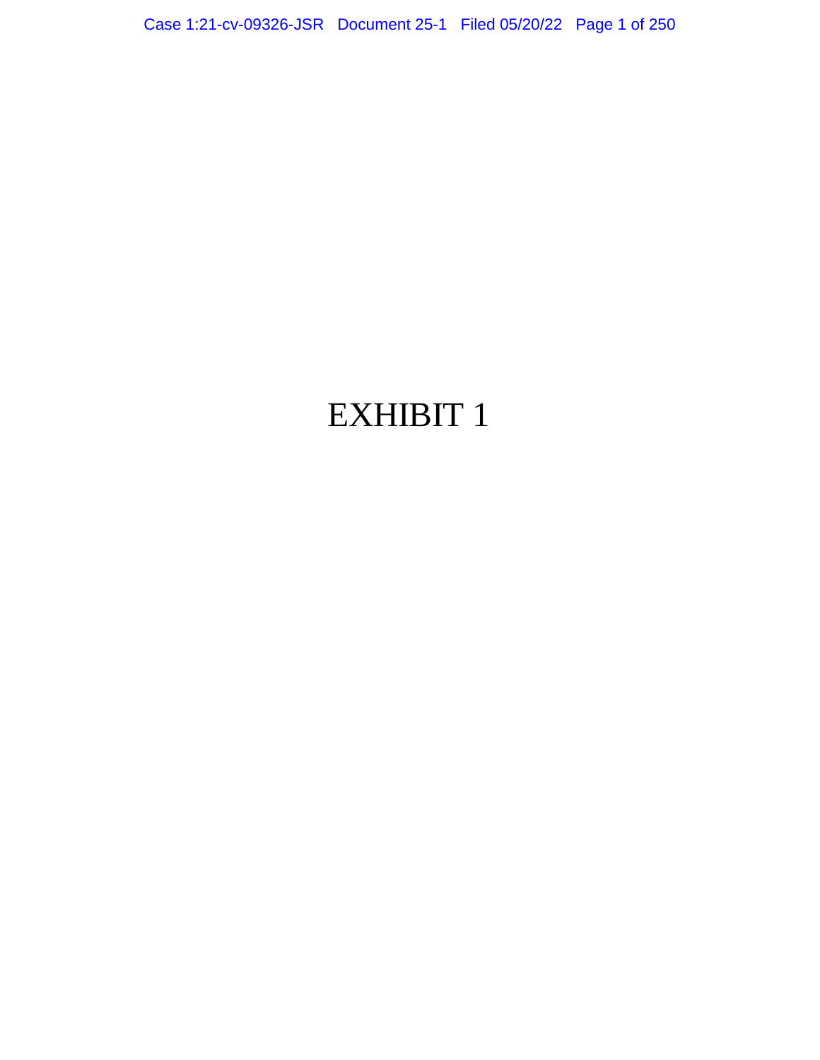# EXHIBIT 1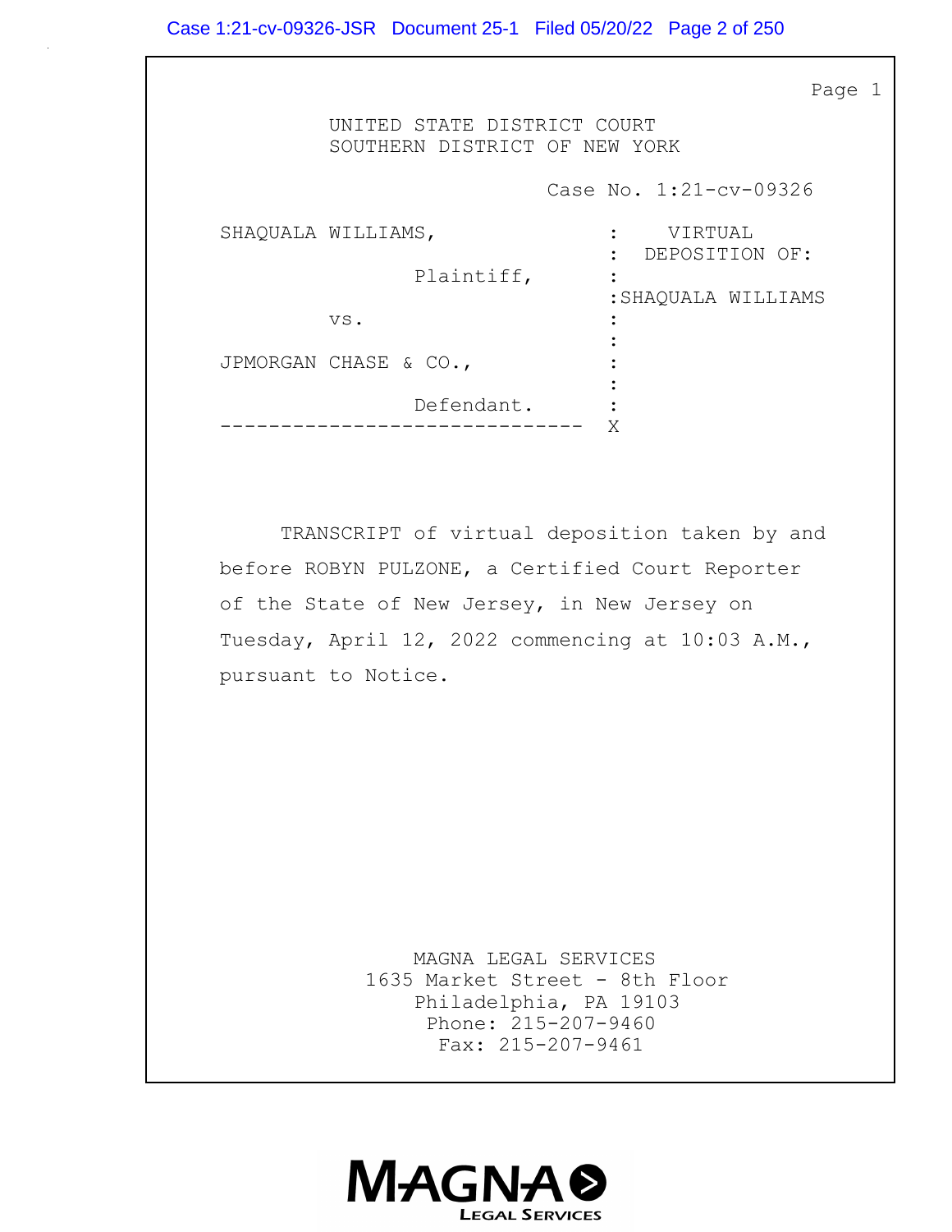UNITED STATE DISTRICT COURT
SOUTHERN DISTRICT OF NEW YORK

Case No. 1:21-cv-09326

| | |
|---|---|
| SHAQUALA WILLIAMS, Plaintiff, | VIRTUAL DEPOSITION OF: |
| vs. | SHAQUALA WILLIAMS |
| JPMORGAN CHASE & CO., Defendant. | |

TRANSCRIPT of virtual deposition taken by and before ROBYN PULZONE, a Certified Court Reporter of the State of New Jersey, in New Jersey on Tuesday, April 12, 2022 commencing at 10:03 A.M., pursuant to Notice.

MAGNA LEGAL SERVICES
1635 Market Street - 8th Floor
Philadelphia, PA 19103
Phone: 215-207-9460
Fax: 215-207-9461

MAGNA LEGAL SERVICES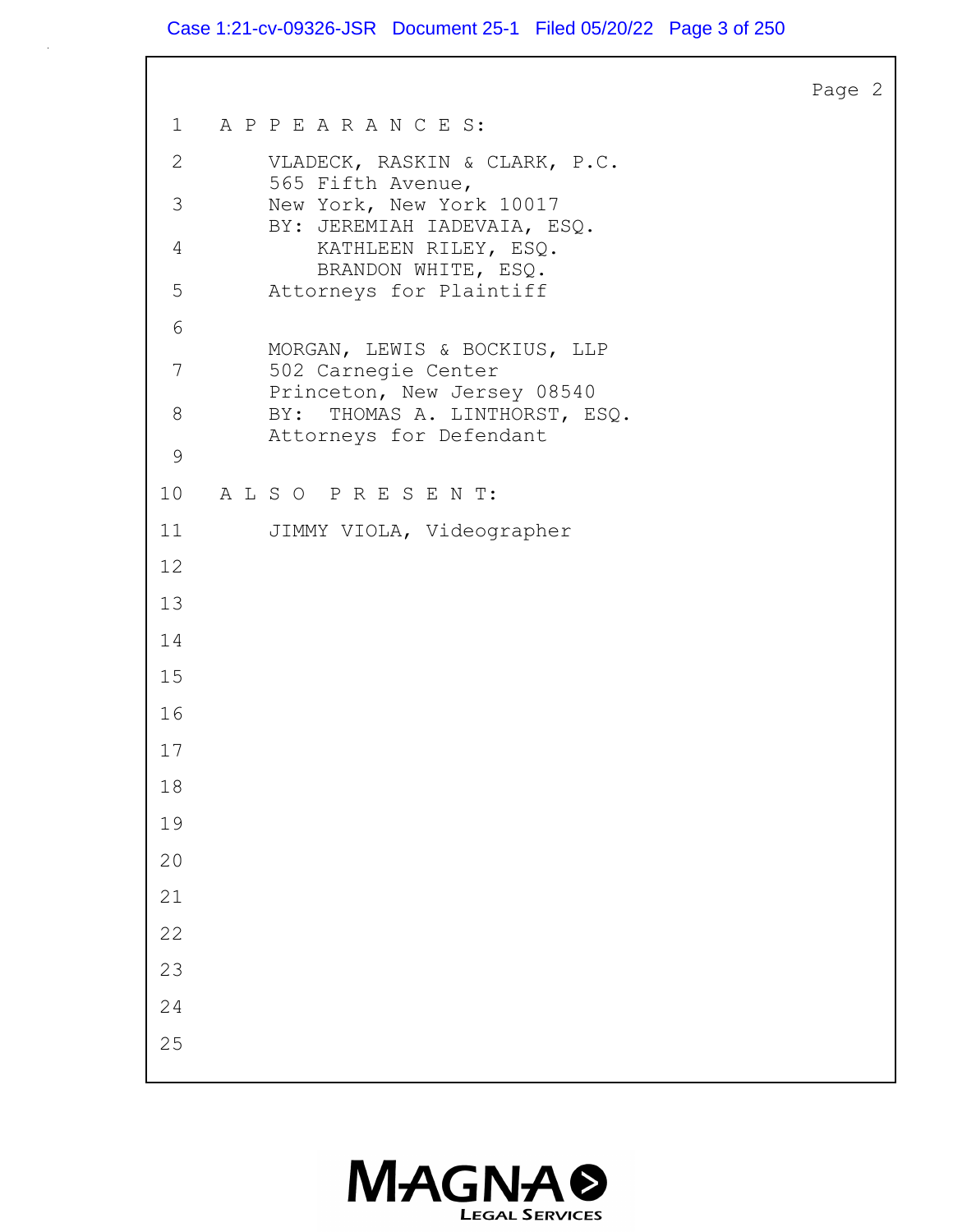A P P E A R A N C E S:

VLADECK, RASKIN & CLARK, P.C.
565 Fifth Avenue,
New York, New York 10017
BY: JEREMIAH IADEVAIA, ESQ.
KATHLEEN RILEY, ESQ.
BRANDON WHITE, ESQ.
Attorneys for Plaintiff

MORGAN, LEWIS & BOCKIUS, LLP
502 Carnegie Center
Princeton, New Jersey 08540
BY: THOMAS A. LINTHORST, ESQ.
Attorneys for Defendant

A L S O P R E S E N T:

JIMMY VIOLA, Videographer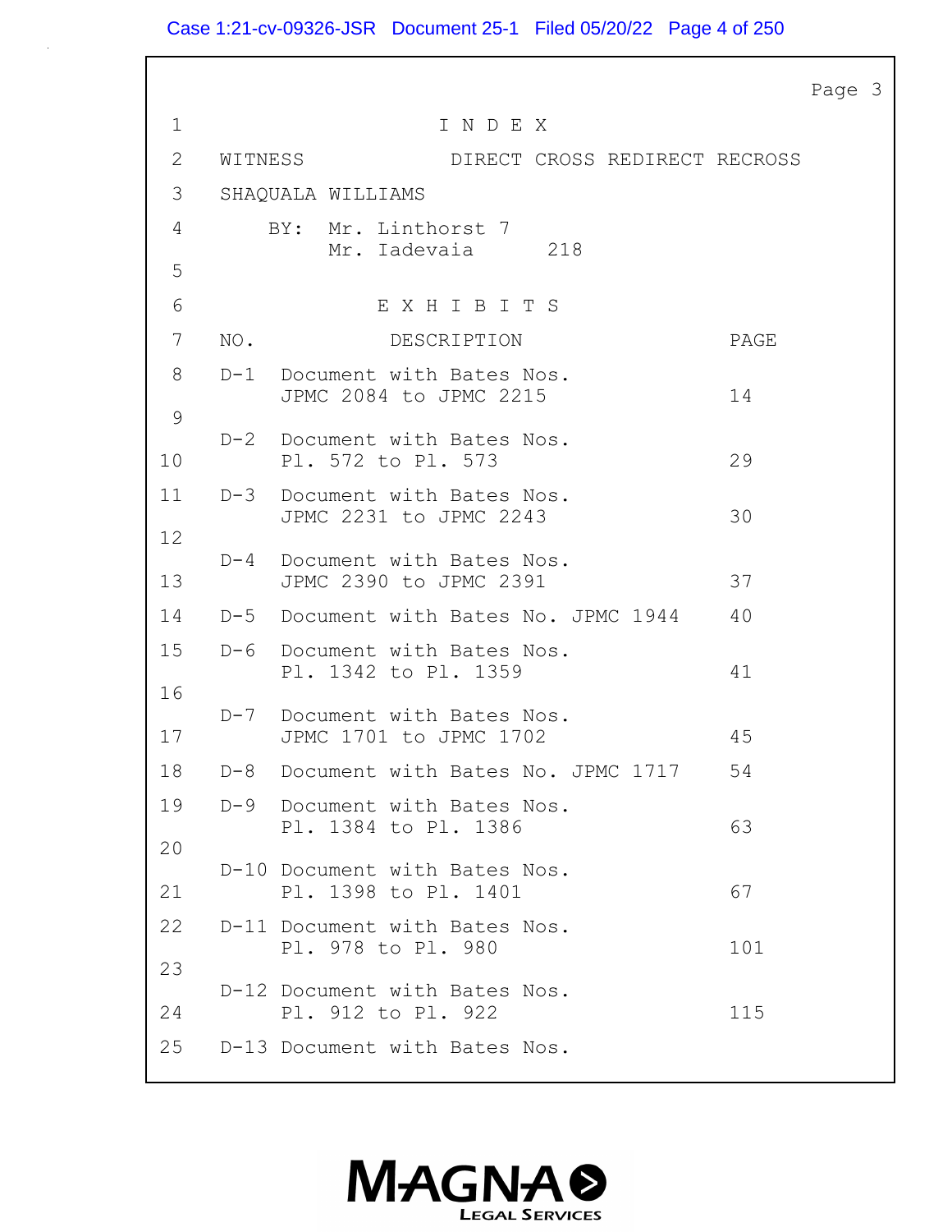# I N D E X

| WITNESS | DIRECT | CROSS | REDIRECT | RECROSS |
|---|---|---|---|---|
| SHAQUALA WILLIAMS | | | | |
| BY: Mr. Linthorst | 7 | | | |
| Mr. Iadevaia | | 218 | | |

# E X H I B I T S

| NO. | DESCRIPTION | PAGE |
|---|---|---|
| D-1 | Document with Bates Nos. JPMC 2084 to JPMC 2215 | 14 |
| D-2 | Document with Bates Nos. Pl. 572 to Pl. 573 | 29 |
| D-3 | Document with Bates Nos. JPMC 2231 to JPMC 2243 | 30 |
| D-4 | Document with Bates Nos. JPMC 2390 to JPMC 2391 | 37 |
| D-5 | Document with Bates No. JPMC 1944 | 40 |
| D-6 | Document with Bates Nos. Pl. 1342 to Pl. 1359 | 41 |
| D-7 | Document with Bates Nos. JPMC 1701 to JPMC 1702 | 45 |
| D-8 | Document with Bates No. JPMC 1717 | 54 |
| D-9 | Document with Bates Nos. Pl. 1384 to Pl. 1386 | 63 |
| D-10 | Document with Bates Nos. Pl. 1398 to Pl. 1401 | 67 |
| D-11 | Document with Bates Nos. Pl. 978 to Pl. 980 | 101 |
| D-12 | Document with Bates Nos. Pl. 912 to Pl. 922 | 115 |
| D-13 | Document with Bates Nos. | |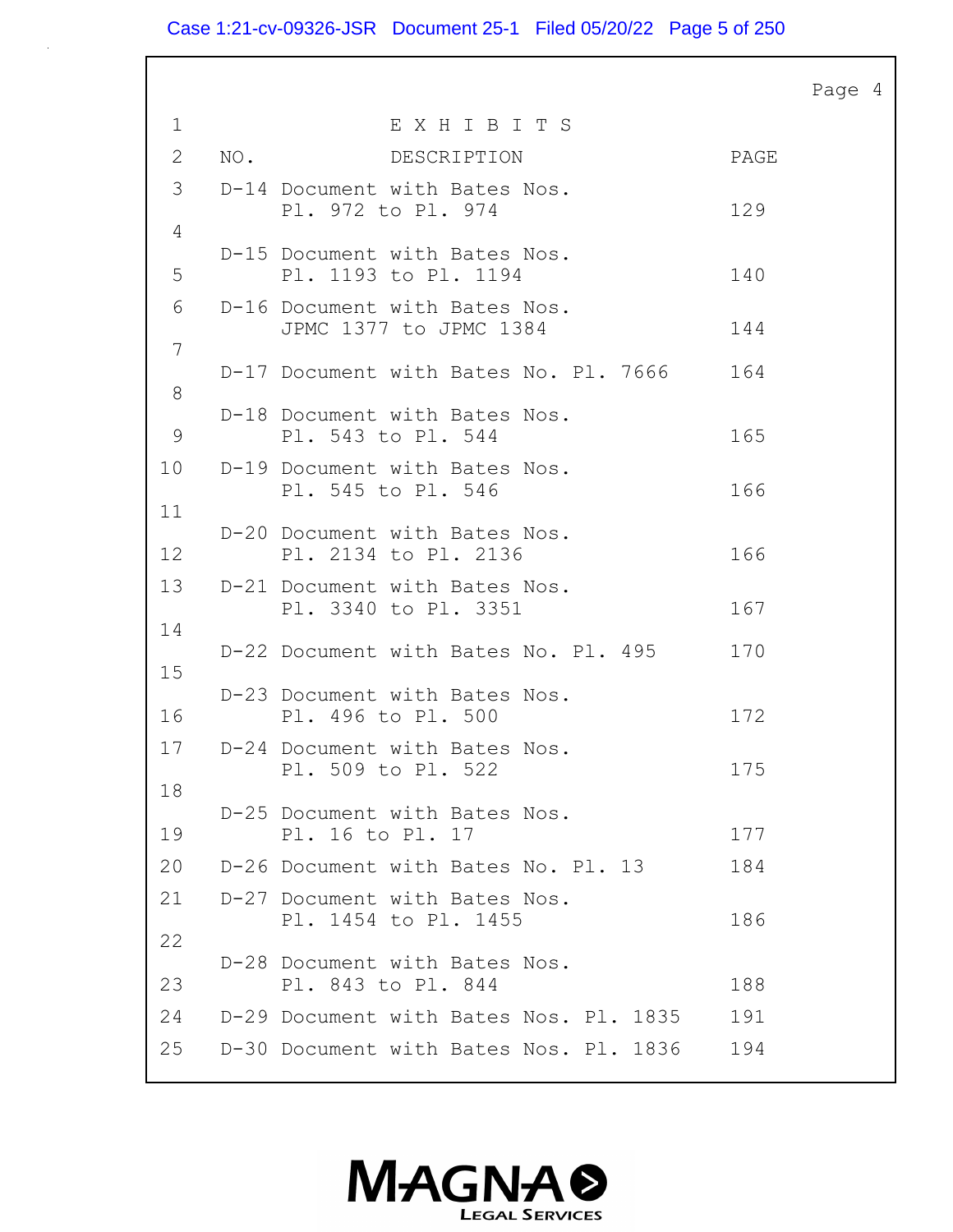# EXHIBITS

| NO. | DESCRIPTION | PAGE |
|---|---|---|
| D-14 | Document with Bates Nos. Pl. 972 to Pl. 974 | 129 |
| D-15 | Document with Bates Nos. Pl. 1193 to Pl. 1194 | 140 |
| D-16 | Document with Bates Nos. JPMC 1377 to JPMC 1384 | 144 |
| D-17 | Document with Bates No. Pl. 7666 | 164 |
| D-18 | Document with Bates Nos. Pl. 543 to Pl. 544 | 165 |
| D-19 | Document with Bates Nos. Pl. 545 to Pl. 546 | 166 |
| D-20 | Document with Bates Nos. Pl. 2134 to Pl. 2136 | 166 |
| D-21 | Document with Bates Nos. Pl. 3340 to Pl. 3351 | 167 |
| D-22 | Document with Bates No. Pl. 495 | 170 |
| D-23 | Document with Bates Nos. Pl. 496 to Pl. 500 | 172 |
| D-24 | Document with Bates Nos. Pl. 509 to Pl. 522 | 175 |
| D-25 | Document with Bates Nos. Pl. 16 to Pl. 17 | 177 |
| D-26 | Document with Bates No. Pl. 13 | 184 |
| D-27 | Document with Bates Nos. Pl. 1454 to Pl. 1455 | 186 |
| D-28 | Document with Bates Nos. Pl. 843 to Pl. 844 | 188 |
| D-29 | Document with Bates Nos. Pl. 1835 | 191 |
| D-30 | Document with Bates Nos. Pl. 1836 | 194 |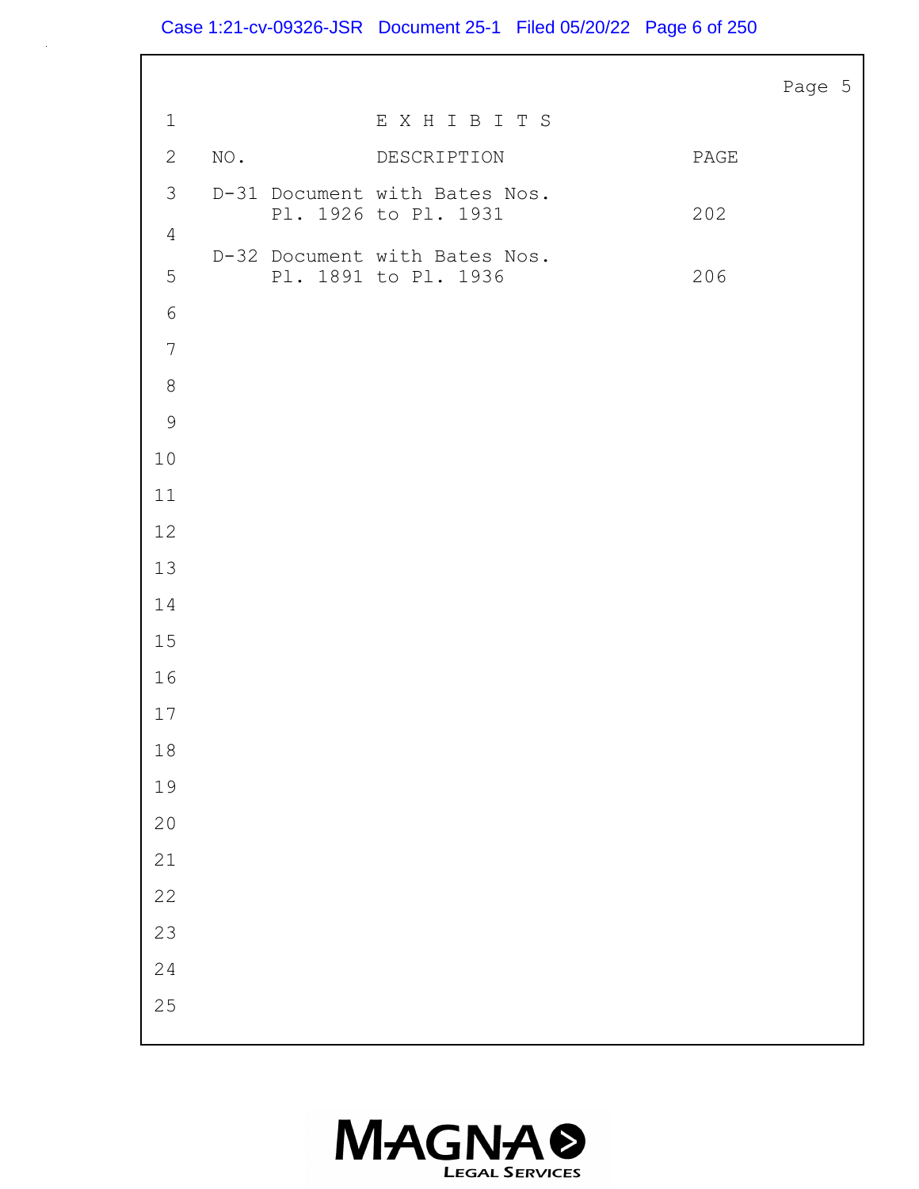# E X H I B I T S

| NO. | DESCRIPTION | PAGE |
|---|---|---|
| D-31 | Document with Bates Nos. Pl. 1926 to Pl. 1931 | 202 |
| D-32 | Document with Bates Nos. Pl. 1891 to Pl. 1936 | 206 |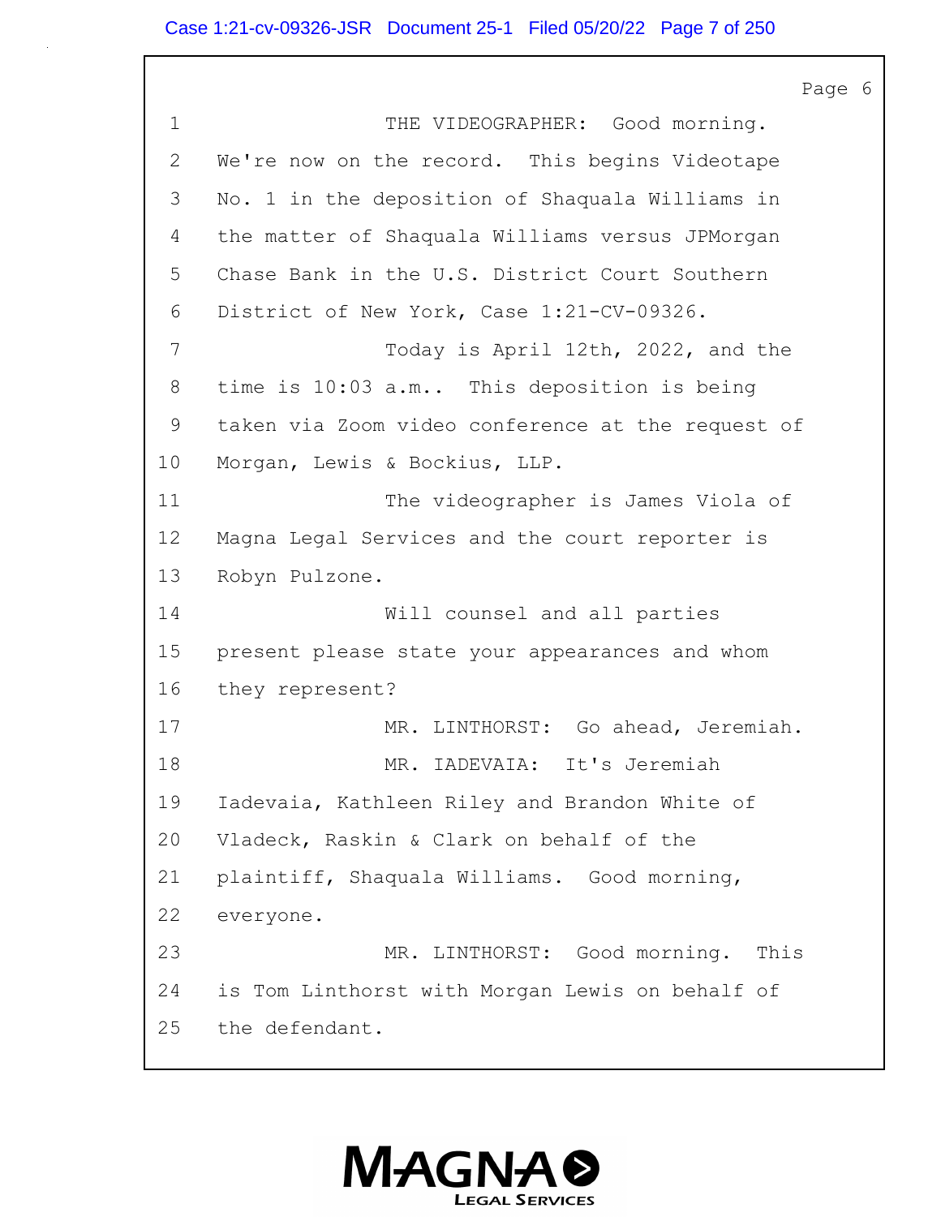1 THE VIDEOGRAPHER: Good morning.
2 We're now on the record. This begins Videotape
3 No. 1 in the deposition of Shaquala Williams in
4 the matter of Shaquala Williams versus JPMorgan
5 Chase Bank in the U.S. District Court Southern
6 District of New York, Case 1:21-CV-09326.
7 Today is April 12th, 2022, and the
8 time is 10:03 a.m.. This deposition is being
9 taken via Zoom video conference at the request of
10 Morgan, Lewis & Bockius, LLP.
11 The videographer is James Viola of
12 Magna Legal Services and the court reporter is
13 Robyn Pulzone.
14 Will counsel and all parties
15 present please state your appearances and whom
16 they represent?
17 MR. LINTHORST: Go ahead, Jeremiah.
18 MR. IADEVAIA: It's Jeremiah
19 Iadevaia, Kathleen Riley and Brandon White of
20 Vladeck, Raskin & Clark on behalf of the
21 plaintiff, Shaquala Williams. Good morning,
22 everyone.
23 MR. LINTHORST: Good morning. This
24 is Tom Linthorst with Morgan Lewis on behalf of
25 the defendant.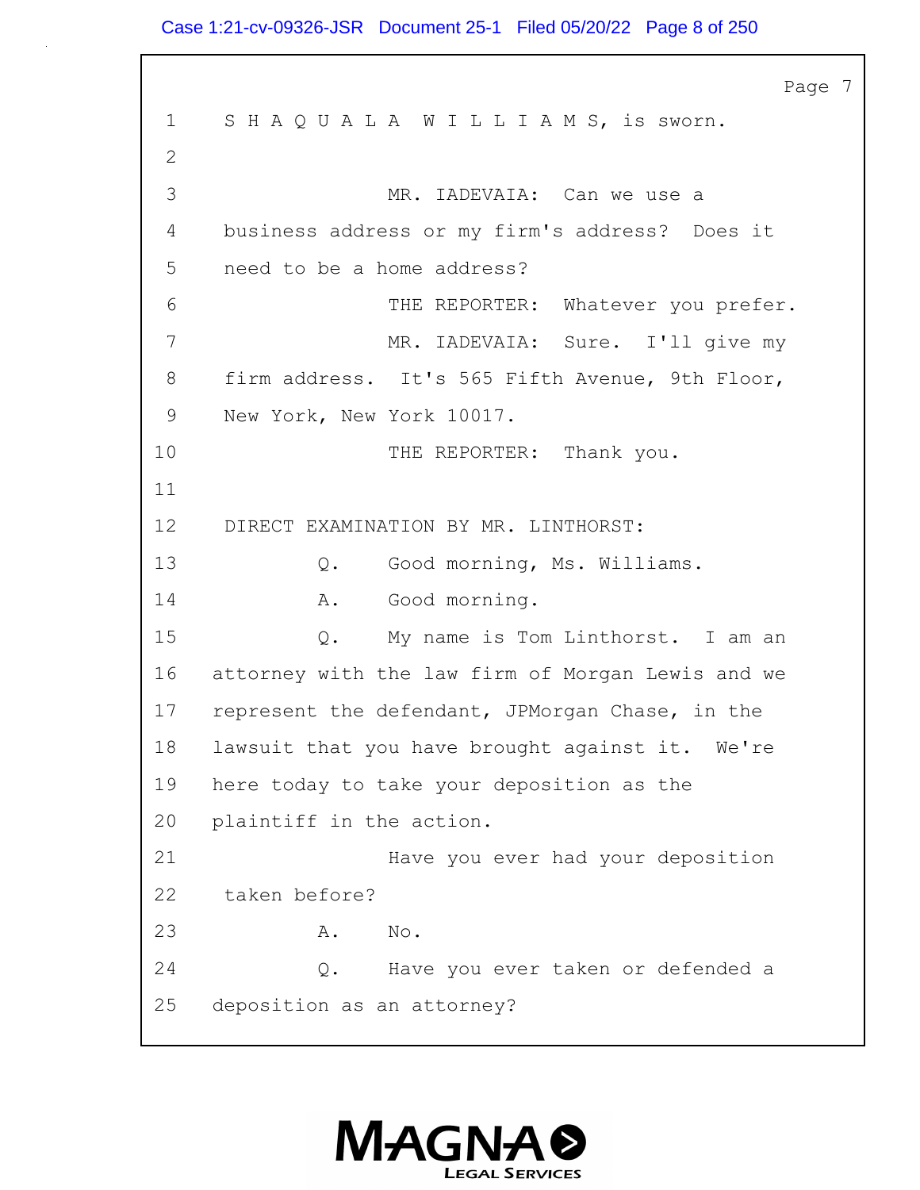Page 7

1 S H A Q U A L A W I L L I A M S, is sworn.

2

3 MR. IADEVAIA: Can we use a

4 business address or my firm's address? Does it

5 need to be a home address?

6 THE REPORTER: Whatever you prefer.

7 MR. IADEVAIA: Sure. I'll give my

8 firm address. It's 565 Fifth Avenue, 9th Floor,

9 New York, New York 10017.

10 THE REPORTER: Thank you.

11

12 DIRECT EXAMINATION BY MR. LINTHORST:

13 Q. Good morning, Ms. Williams.

14 A. Good morning.

15 Q. My name is Tom Linthorst. I am an

16 attorney with the law firm of Morgan Lewis and we

17 represent the defendant, JPMorgan Chase, in the

18 lawsuit that you have brought against it. We're

19 here today to take your deposition as the

20 plaintiff in the action.

21 Have you ever had your deposition

22 taken before?

23 A. No.

24 Q. Have you ever taken or defended a

25 deposition as an attorney?

MAGNA LEGAL SERVICES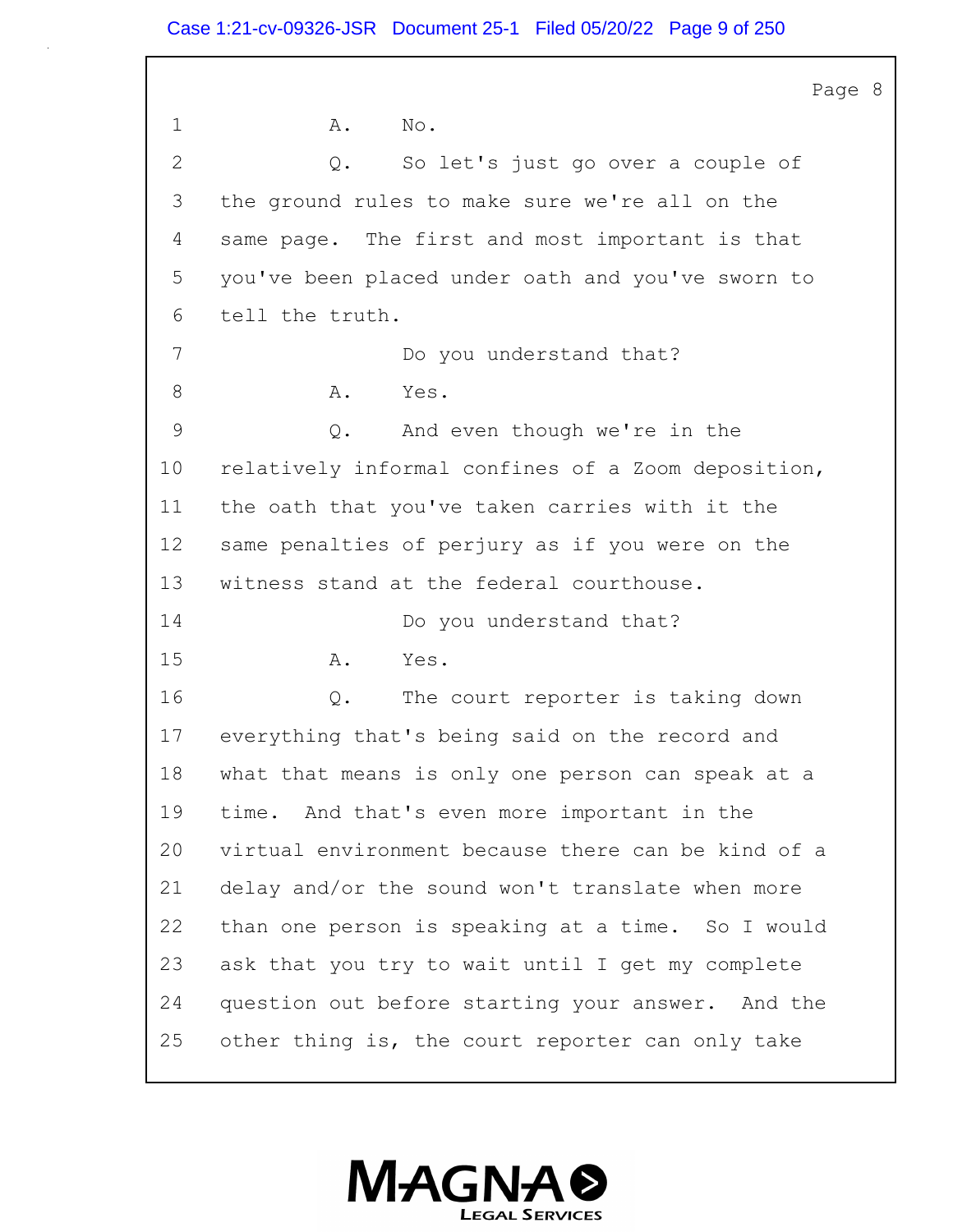1 A. No.

2 Q. So let's just go over a couple of

3 the ground rules to make sure we're all on the

4 same page. The first and most important is that

5 you've been placed under oath and you've sworn to

6 tell the truth.

7 Do you understand that?

8 A. Yes.

9 Q. And even though we're in the

10 relatively informal confines of a Zoom deposition,

11 the oath that you've taken carries with it the

12 same penalties of perjury as if you were on the

13 witness stand at the federal courthouse.

14 Do you understand that?

15 A. Yes.

16 Q. The court reporter is taking down

17 everything that's being said on the record and

18 what that means is only one person can speak at a

19 time. And that's even more important in the

20 virtual environment because there can be kind of a

21 delay and/or the sound won't translate when more

22 than one person is speaking at a time. So I would

23 ask that you try to wait until I get my complete

24 question out before starting your answer. And the

25 other thing is, the court reporter can only take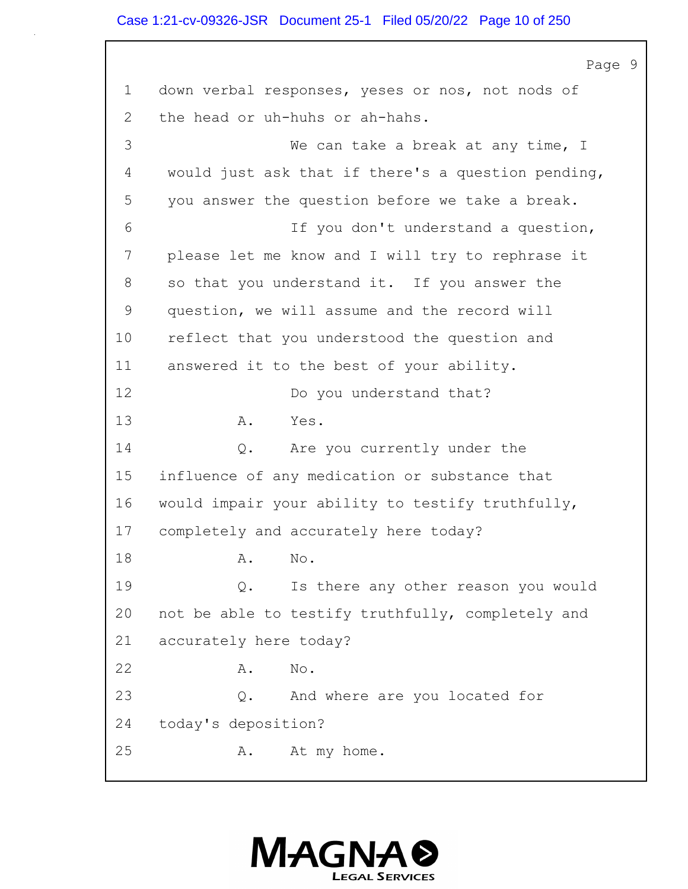1 down verbal responses, yeses or nos, not nods of
2 the head or uh-huhs or ah-hahs.
3 We can take a break at any time, I
4 would just ask that if there's a question pending,
5 you answer the question before we take a break.
6 If you don't understand a question,
7 please let me know and I will try to rephrase it
8 so that you understand it. If you answer the
9 question, we will assume and the record will
10 reflect that you understood the question and
11 answered it to the best of your ability.
12 Do you understand that?
13 A. Yes.
14 Q. Are you currently under the
15 influence of any medication or substance that
16 would impair your ability to testify truthfully,
17 completely and accurately here today?
18 A. No.
19 Q. Is there any other reason you would
20 not be able to testify truthfully, completely and
21 accurately here today?
22 A. No.
23 Q. And where are you located for
24 today's deposition?
25 A. At my home.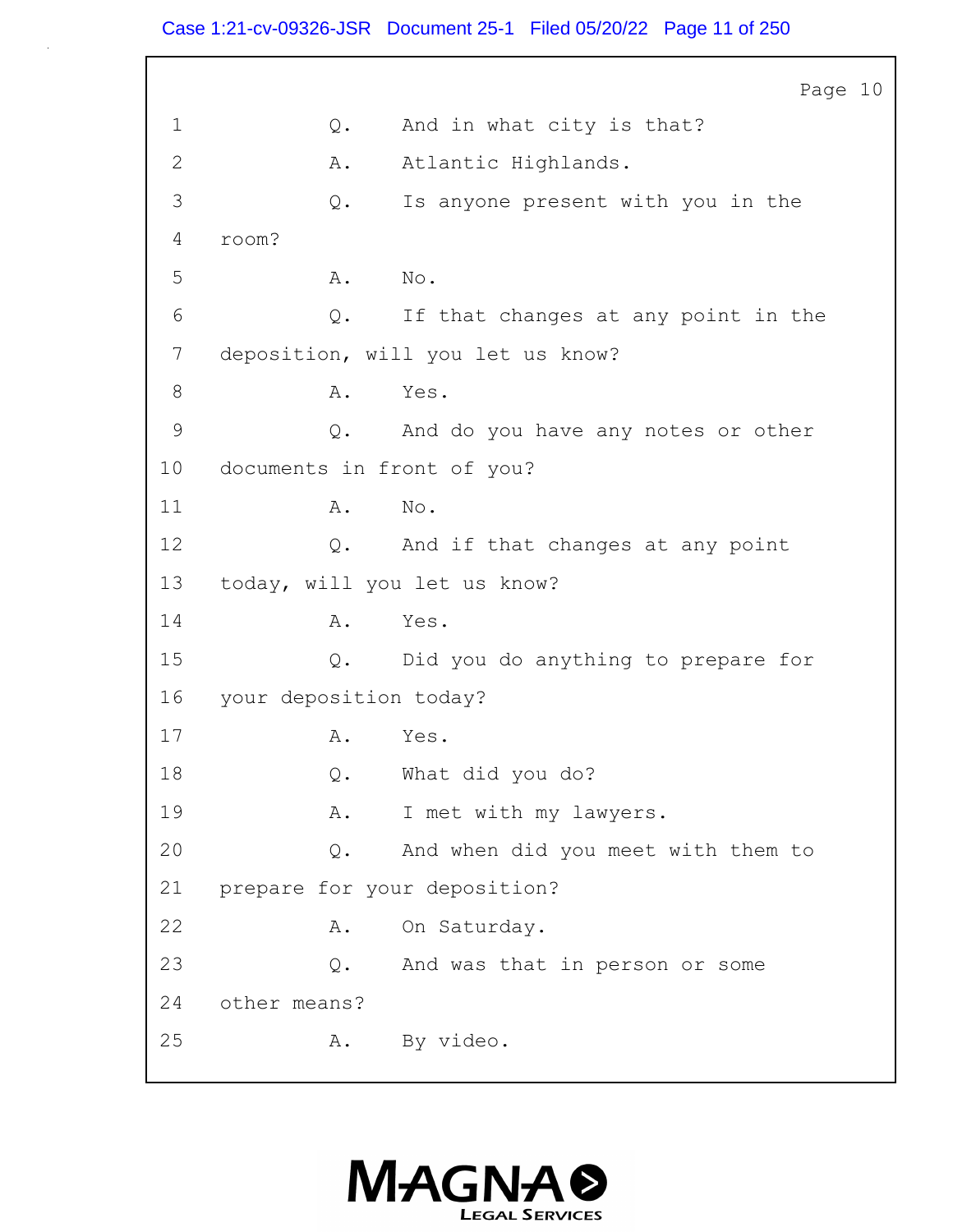1 Q. And in what city is that?

2 A. Atlantic Highlands.

3 Q. Is anyone present with you in the

4 room?

5 A. No.

6 Q. If that changes at any point in the

7 deposition, will you let us know?

8 A. Yes.

9 Q. And do you have any notes or other

10 documents in front of you?

11 A. No.

12 Q. And if that changes at any point

13 today, will you let us know?

14 A. Yes.

15 Q. Did you do anything to prepare for

16 your deposition today?

17 A. Yes.

18 Q. What did you do?

19 A. I met with my lawyers.

20 Q. And when did you meet with them to

21 prepare for your deposition?

22 A. On Saturday.

23 Q. And was that in person or some

24 other means?

25 A. By video.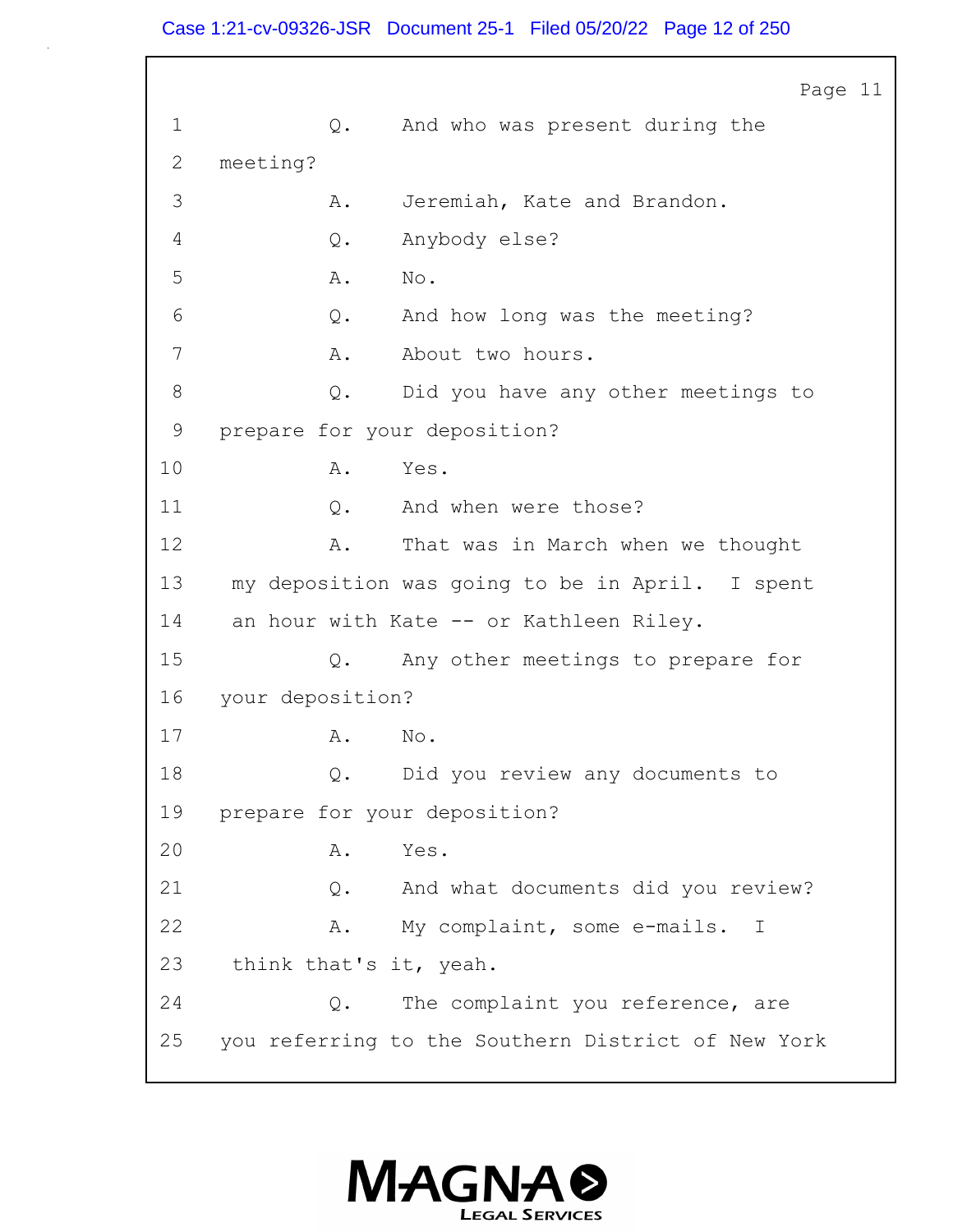1 Q. And who was present during the

2 meeting?

3 A. Jeremiah, Kate and Brandon.

4 Q. Anybody else?

5 A. No.

6 Q. And how long was the meeting?

7 A. About two hours.

8 Q. Did you have any other meetings to

9 prepare for your deposition?

10 A. Yes.

11 Q. And when were those?

12 A. That was in March when we thought

13 my deposition was going to be in April. I spent

14 an hour with Kate -- or Kathleen Riley.

15 Q. Any other meetings to prepare for

16 your deposition?

17 A. No.

18 Q. Did you review any documents to

19 prepare for your deposition?

20 A. Yes.

21 Q. And what documents did you review?

22 A. My complaint, some e-mails. I

23 think that's it, yeah.

24 Q. The complaint you reference, are

25 you referring to the Southern District of New York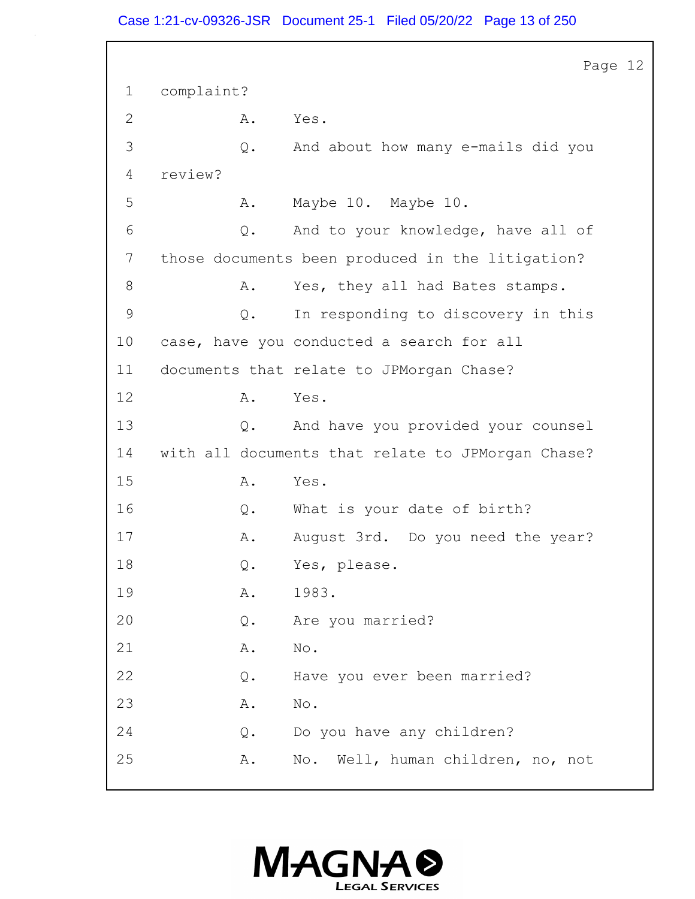Page 12

1 complaint?

2 A. Yes.

3 Q. And about how many e-mails did you

4 review?

5 A. Maybe 10. Maybe 10.

6 Q. And to your knowledge, have all of

7 those documents been produced in the litigation?

8 A. Yes, they all had Bates stamps.

9 Q. In responding to discovery in this

10 case, have you conducted a search for all

11 documents that relate to JPMorgan Chase?

12 A. Yes.

13 Q. And have you provided your counsel

14 with all documents that relate to JPMorgan Chase?

15 A. Yes.

16 Q. What is your date of birth?

17 A. August 3rd. Do you need the year?

18 Q. Yes, please.

19 A. 1983.

20 Q. Are you married?

21 A. No.

22 Q. Have you ever been married?

23 A. No.

24 Q. Do you have any children?

25 A. No. Well, human children, no, not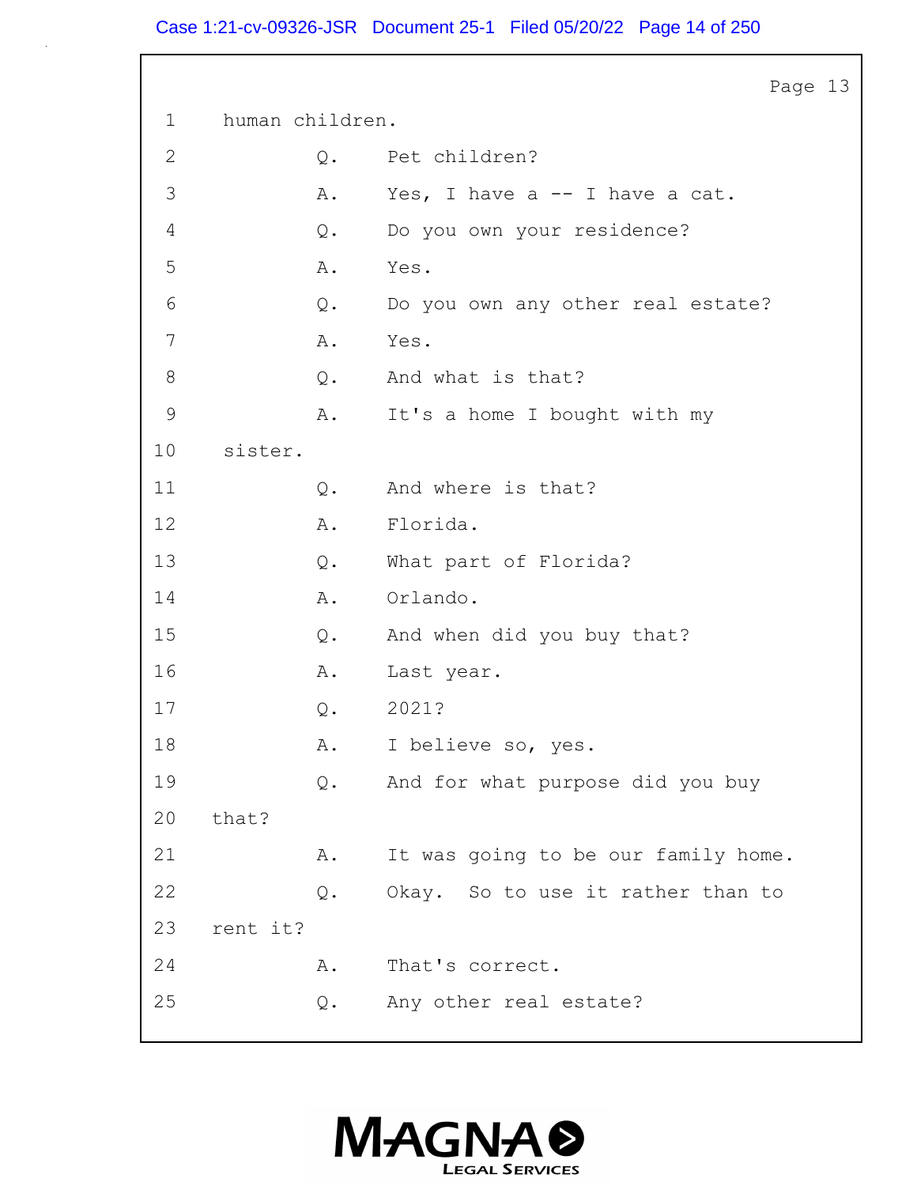Page 13

1 human children.

2 Q. Pet children?

3 A. Yes, I have a -- I have a cat.

4 Q. Do you own your residence?

5 A. Yes.

6 Q. Do you own any other real estate?

7 A. Yes.

8 Q. And what is that?

9 A. It's a home I bought with my

10 sister.

11 Q. And where is that?

12 A. Florida.

13 Q. What part of Florida?

14 A. Orlando.

15 Q. And when did you buy that?

16 A. Last year.

17 Q. 2021?

18 A. I believe so, yes.

19 Q. And for what purpose did you buy

20 that?

21 A. It was going to be our family home.

22 Q. Okay. So to use it rather than to

23 rent it?

24 A. That's correct.

25 Q. Any other real estate?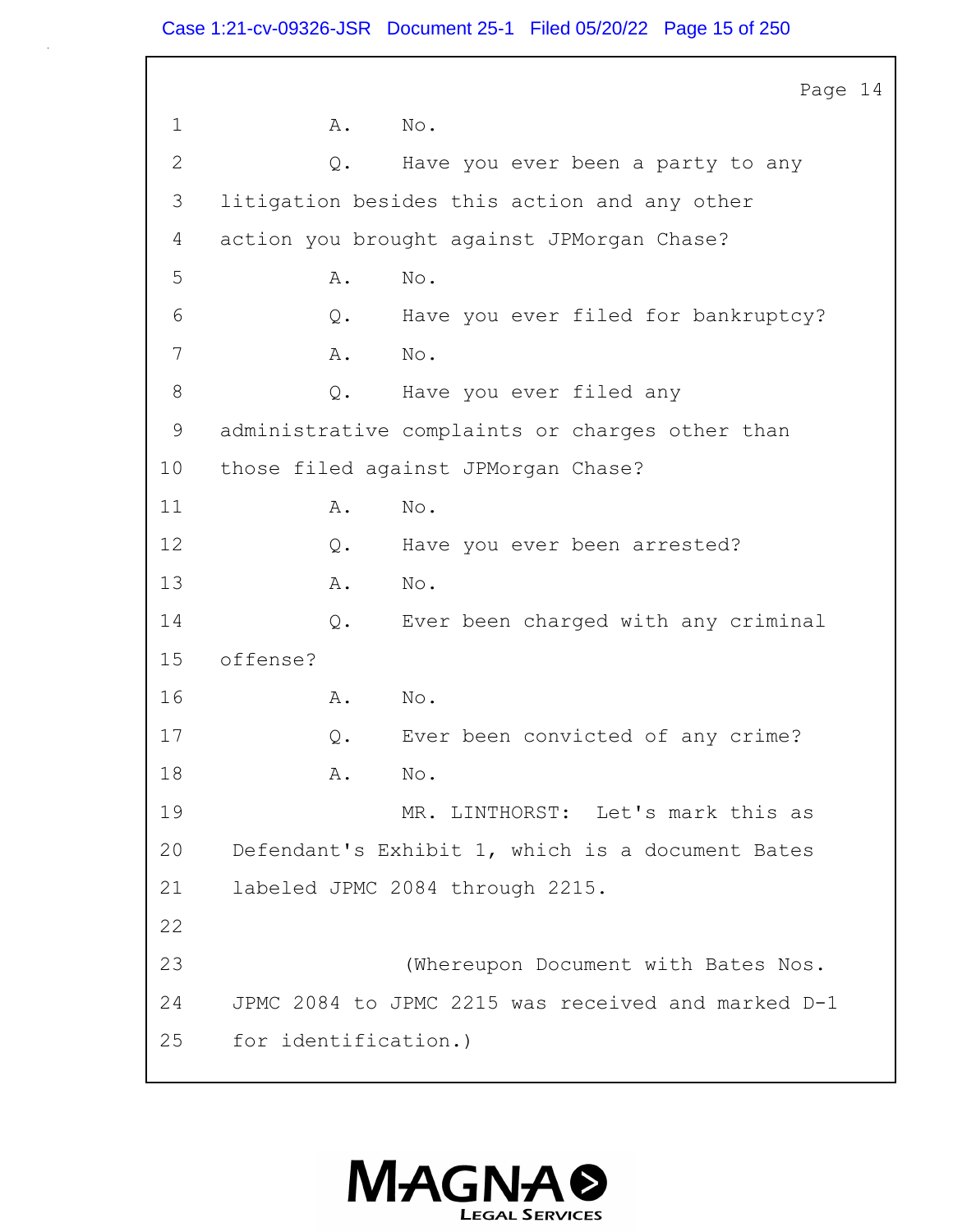Page 14

1 A. No.

2 Q. Have you ever been a party to any

3 litigation besides this action and any other

4 action you brought against JPMorgan Chase?

5 A. No.

6 Q. Have you ever filed for bankruptcy?

7 A. No.

8 Q. Have you ever filed any

9 administrative complaints or charges other than

10 those filed against JPMorgan Chase?

11 A. No.

12 Q. Have you ever been arrested?

13 A. No.

14 Q. Ever been charged with any criminal

15 offense?

16 A. No.

17 Q. Ever been convicted of any crime?

18 A. No.

19 MR. LINTHORST: Let's mark this as

20 Defendant's Exhibit 1, which is a document Bates

21 labeled JPMC 2084 through 2215.

22

23 (Whereupon Document with Bates Nos.

24 JPMC 2084 to JPMC 2215 was received and marked D-1

25 for identification.)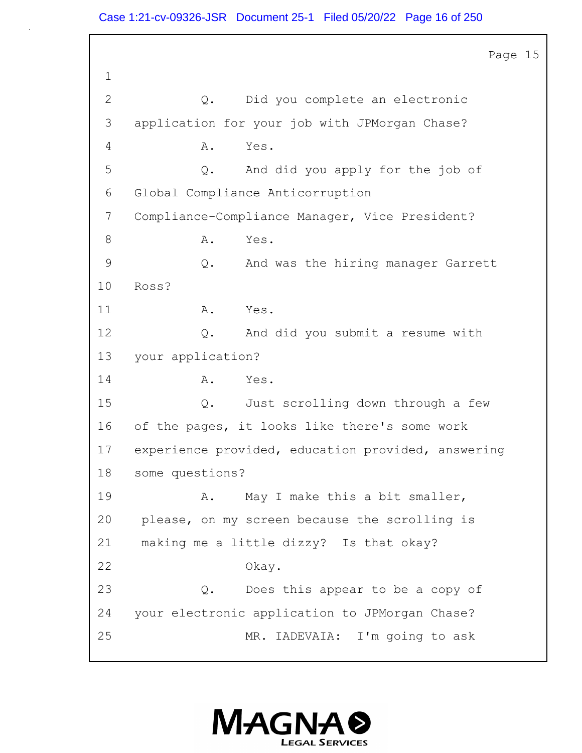Page 15

1

2 Q. Did you complete an electronic

3 application for your job with JPMorgan Chase?

4 A. Yes.

5 Q. And did you apply for the job of

6 Global Compliance Anticorruption

7 Compliance-Compliance Manager, Vice President?

8 A. Yes.

9 Q. And was the hiring manager Garrett

10 Ross?

11 A. Yes.

12 Q. And did you submit a resume with

13 your application?

14 A. Yes.

15 Q. Just scrolling down through a few

16 of the pages, it looks like there's some work

17 experience provided, education provided, answering

18 some questions?

19 A. May I make this a bit smaller,

20 please, on my screen because the scrolling is

21 making me a little dizzy? Is that okay?

22 Okay.

23 Q. Does this appear to be a copy of

24 your electronic application to JPMorgan Chase?

25 MR. IADEVAIA: I'm going to ask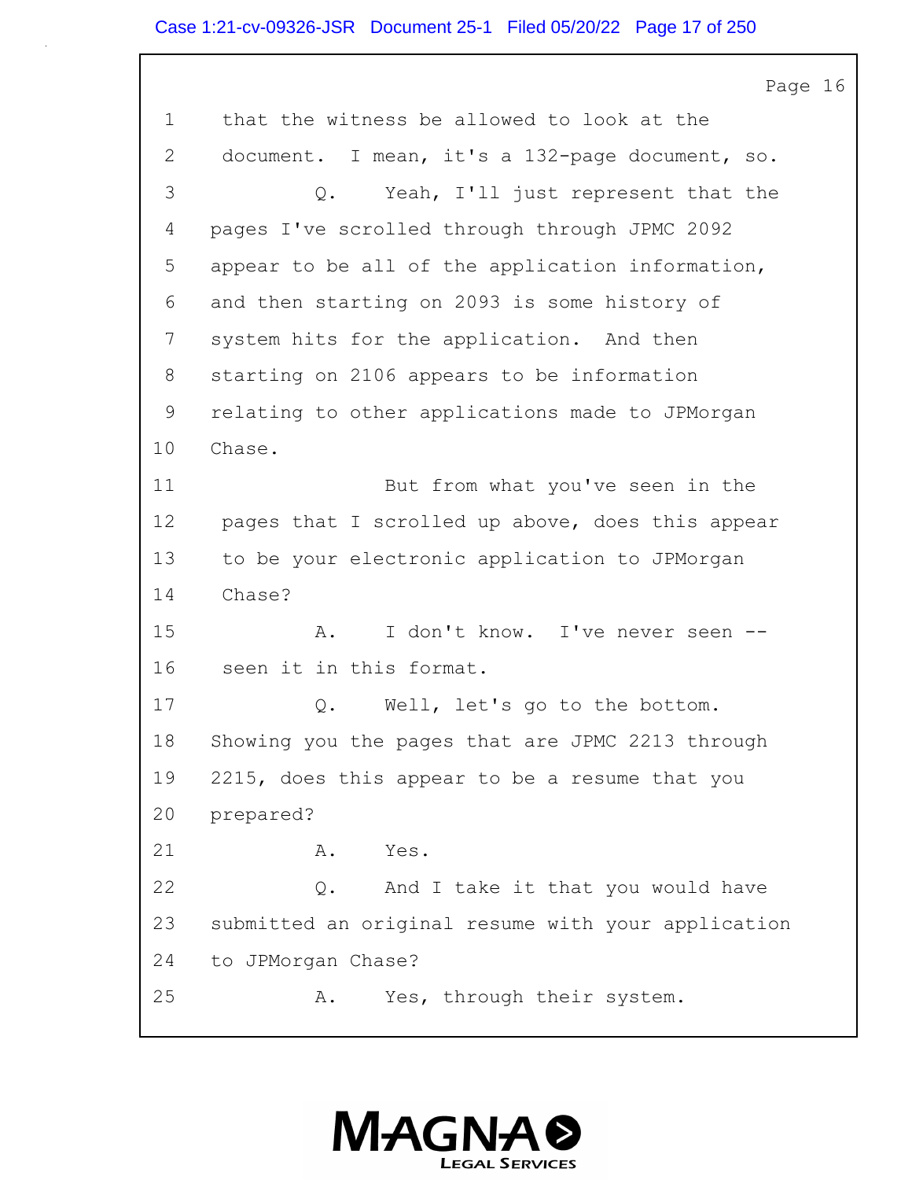1 that the witness be allowed to look at the
2 document. I mean, it's a 132-page document, so.
3 Q. Yeah, I'll just represent that the
4 pages I've scrolled through through JPMC 2092
5 appear to be all of the application information,
6 and then starting on 2093 is some history of
7 system hits for the application. And then
8 starting on 2106 appears to be information
9 relating to other applications made to JPMorgan
10 Chase.
11 But from what you've seen in the
12 pages that I scrolled up above, does this appear
13 to be your electronic application to JPMorgan
14 Chase?
15 A. I don't know. I've never seen --
16 seen it in this format.
17 Q. Well, let's go to the bottom.
18 Showing you the pages that are JPMC 2213 through
19 2215, does this appear to be a resume that you
20 prepared?
21 A. Yes.
22 Q. And I take it that you would have
23 submitted an original resume with your application
24 to JPMorgan Chase?
25 A. Yes, through their system.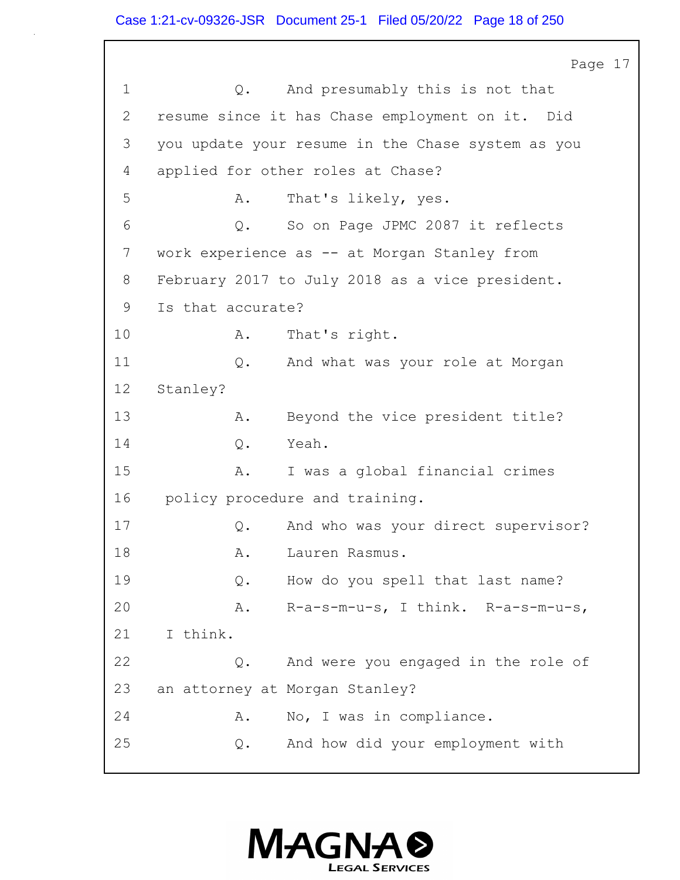Page 17

1 Q. And presumably this is not that
2 resume since it has Chase employment on it. Did
3 you update your resume in the Chase system as you
4 applied for other roles at Chase?
5 A. That's likely, yes.
6 Q. So on Page JPMC 2087 it reflects
7 work experience as -- at Morgan Stanley from
8 February 2017 to July 2018 as a vice president.
9 Is that accurate?
10 A. That's right.
11 Q. And what was your role at Morgan
12 Stanley?
13 A. Beyond the vice president title?
14 Q. Yeah.
15 A. I was a global financial crimes
16 policy procedure and training.
17 Q. And who was your direct supervisor?
18 A. Lauren Rasmus.
19 Q. How do you spell that last name?
20 A. R-a-s-m-u-s, I think. R-a-s-m-u-s,
21 I think.
22 Q. And were you engaged in the role of
23 an attorney at Morgan Stanley?
24 A. No, I was in compliance.
25 Q. And how did your employment with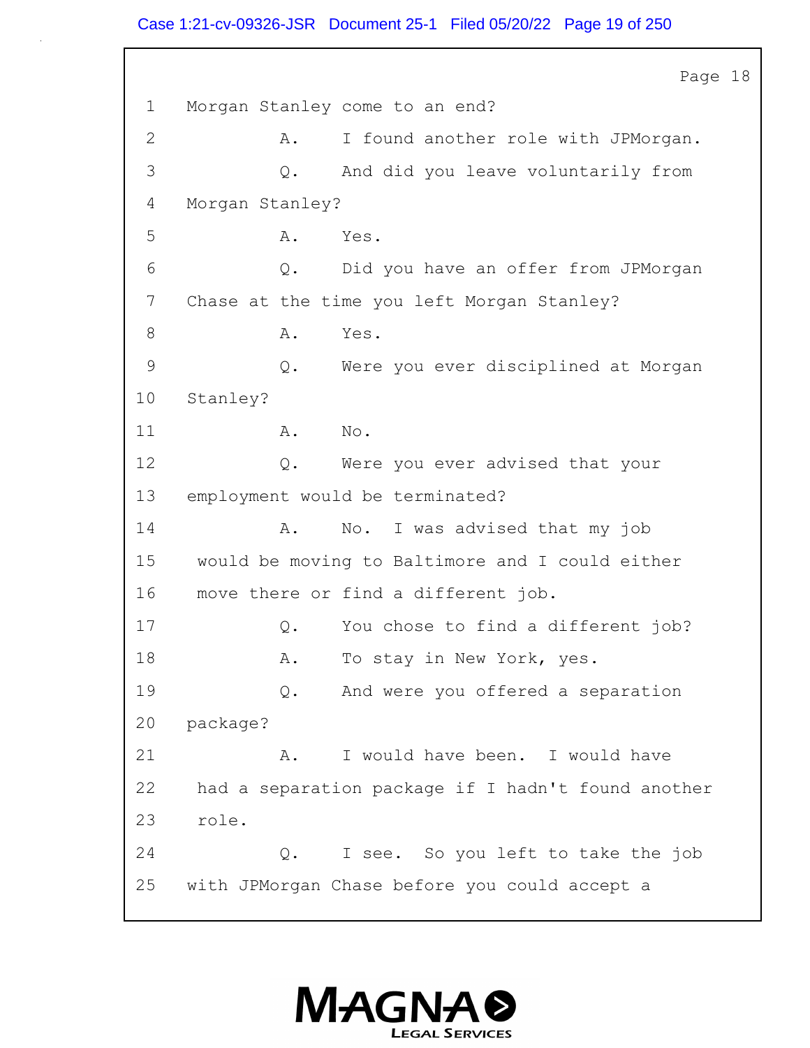1 Morgan Stanley come to an end?

2 A. I found another role with JPMorgan.

3 Q. And did you leave voluntarily from

4 Morgan Stanley?

5 A. Yes.

6 Q. Did you have an offer from JPMorgan

7 Chase at the time you left Morgan Stanley?

8 A. Yes.

9 Q. Were you ever disciplined at Morgan

10 Stanley?

11 A. No.

12 Q. Were you ever advised that your

13 employment would be terminated?

14 A. No. I was advised that my job

15 would be moving to Baltimore and I could either

16 move there or find a different job.

17 Q. You chose to find a different job?

18 A. To stay in New York, yes.

19 Q. And were you offered a separation

20 package?

21 A. I would have been. I would have

22 had a separation package if I hadn't found another

23 role.

24 Q. I see. So you left to take the job

25 with JPMorgan Chase before you could accept a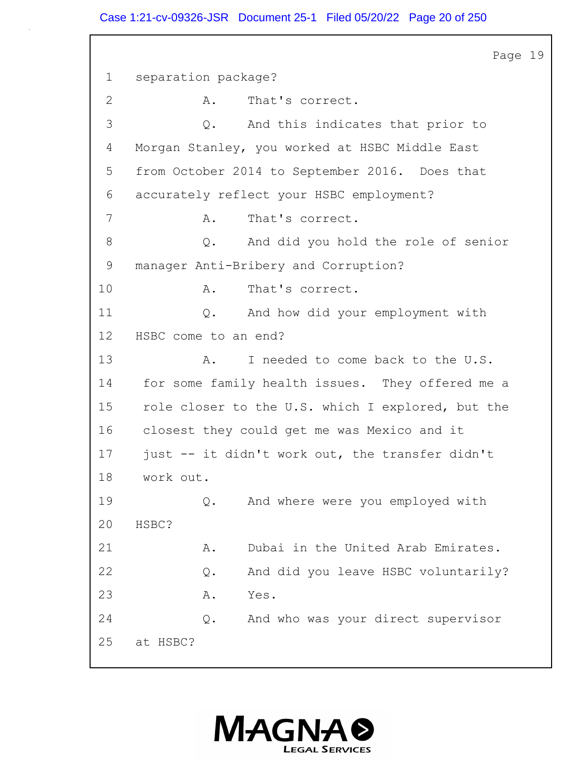1 separation package?

2 A. That's correct.

3 Q. And this indicates that prior to

4 Morgan Stanley, you worked at HSBC Middle East

5 from October 2014 to September 2016. Does that

6 accurately reflect your HSBC employment?

7 A. That's correct.

8 Q. And did you hold the role of senior

9 manager Anti-Bribery and Corruption?

10 A. That's correct.

11 Q. And how did your employment with

12 HSBC come to an end?

13 A. I needed to come back to the U.S.

14 for some family health issues. They offered me a

15 role closer to the U.S. which I explored, but the

16 closest they could get me was Mexico and it

17 just -- it didn't work out, the transfer didn't

18 work out.

19 Q. And where were you employed with

20 HSBC?

21 A. Dubai in the United Arab Emirates.

22 Q. And did you leave HSBC voluntarily?

23 A. Yes.

24 Q. And who was your direct supervisor

25 at HSBC?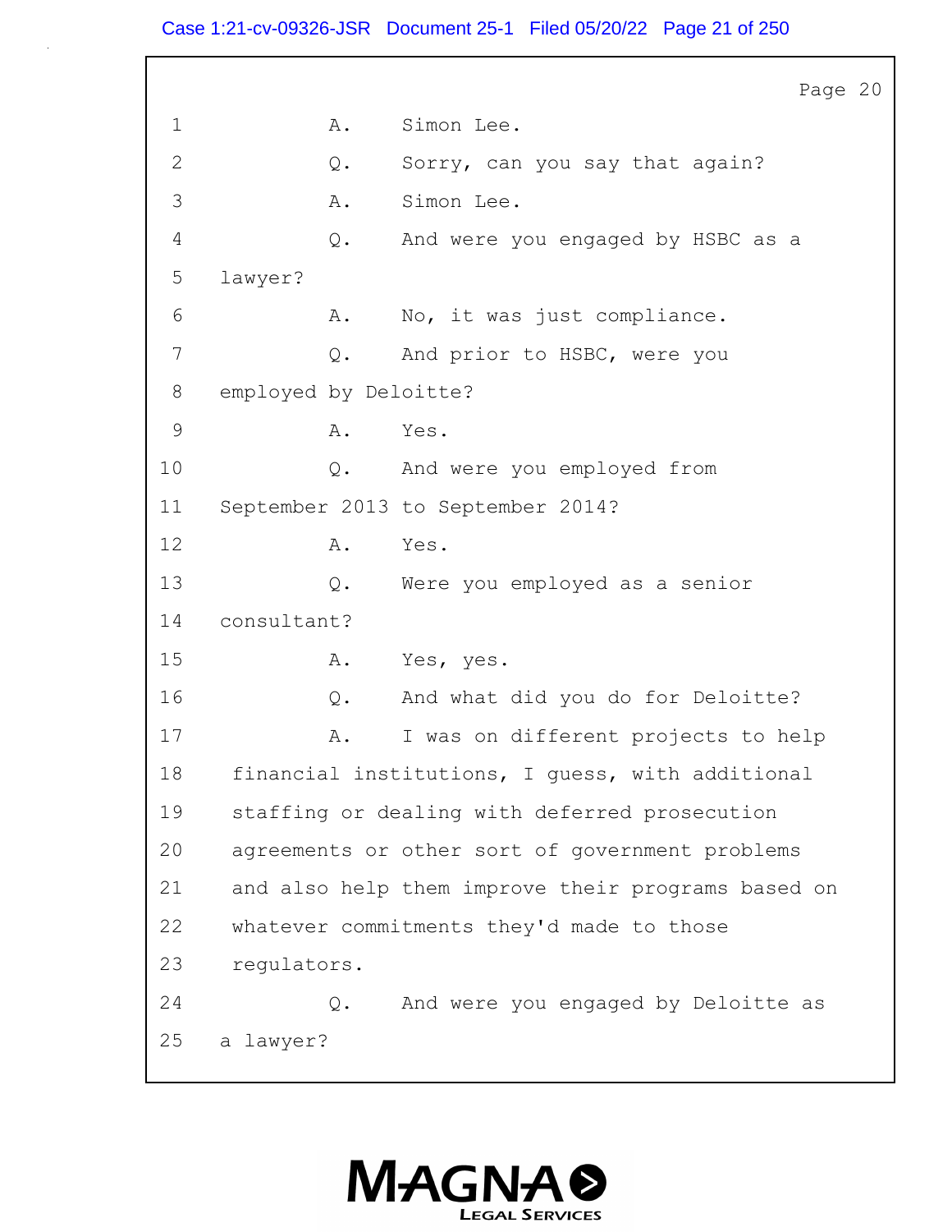1 A. Simon Lee.

2 Q. Sorry, can you say that again?

3 A. Simon Lee.

4 Q. And were you engaged by HSBC as a

5 lawyer?

6 A. No, it was just compliance.

7 Q. And prior to HSBC, were you

8 employed by Deloitte?

9 A. Yes.

10 Q. And were you employed from

11 September 2013 to September 2014?

12 A. Yes.

13 Q. Were you employed as a senior

14 consultant?

15 A. Yes, yes.

16 Q. And what did you do for Deloitte?

17 A. I was on different projects to help

18 financial institutions, I guess, with additional

19 staffing or dealing with deferred prosecution

20 agreements or other sort of government problems

21 and also help them improve their programs based on

22 whatever commitments they'd made to those

23 regulators.

24 Q. And were you engaged by Deloitte as

25 a lawyer?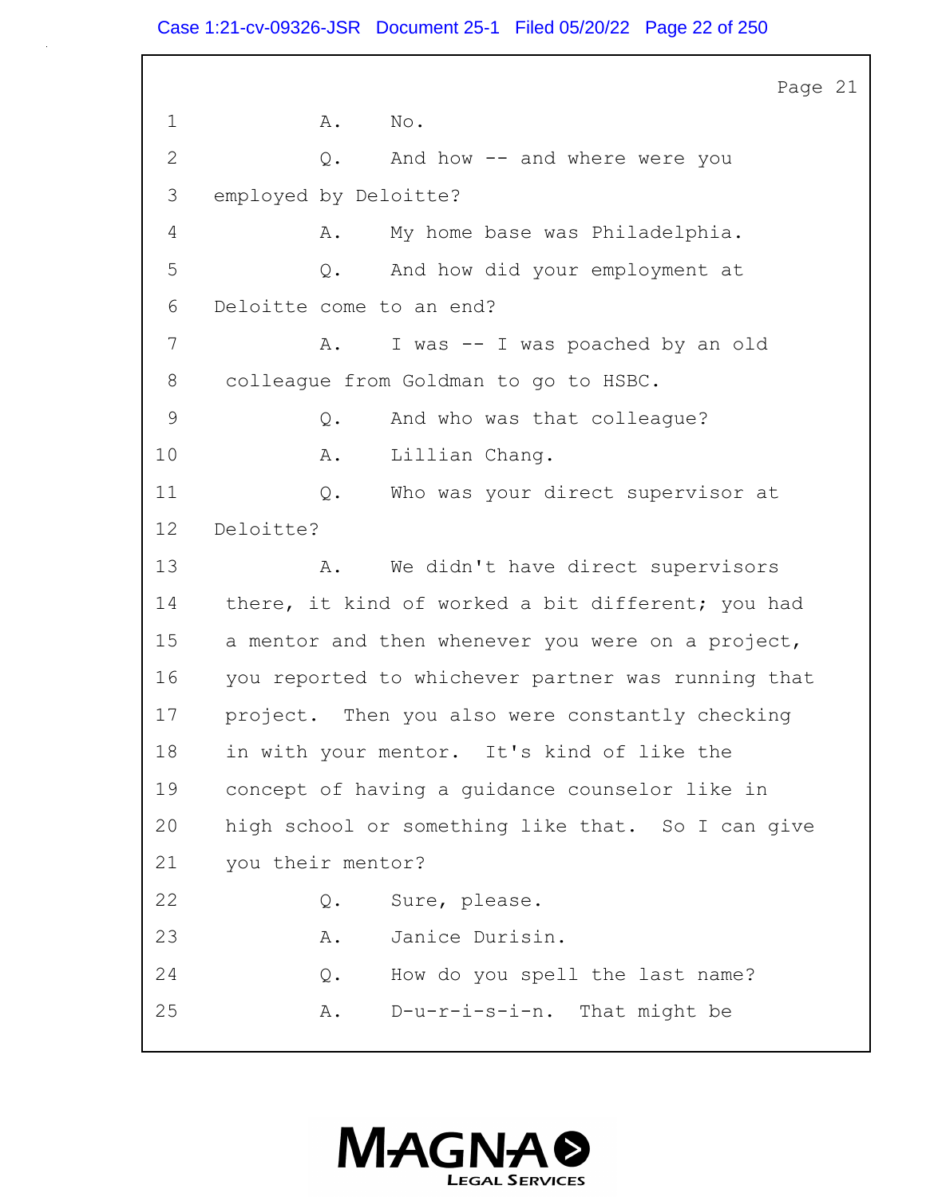1 A. No.

2 Q. And how -- and where were you

3 employed by Deloitte?

4 A. My home base was Philadelphia.

5 Q. And how did your employment at

6 Deloitte come to an end?

7 A. I was -- I was poached by an old

8 colleague from Goldman to go to HSBC.

9 Q. And who was that colleague?

10 A. Lillian Chang.

11 Q. Who was your direct supervisor at

12 Deloitte?

13 A. We didn't have direct supervisors

14 there, it kind of worked a bit different; you had

15 a mentor and then whenever you were on a project,

16 you reported to whichever partner was running that

17 project. Then you also were constantly checking

18 in with your mentor. It's kind of like the

19 concept of having a guidance counselor like in

20 high school or something like that. So I can give

21 you their mentor?

22 Q. Sure, please.

23 A. Janice Durisin.

24 Q. How do you spell the last name?

25 A. D-u-r-i-s-i-n. That might be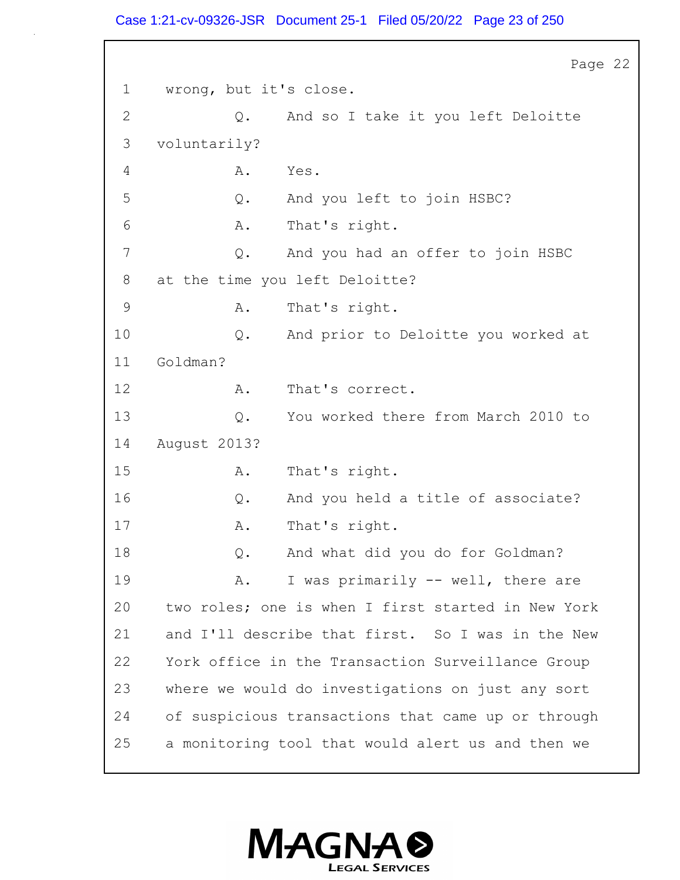Page 22

1 wrong, but it's close.

2 Q. And so I take it you left Deloitte

3 voluntarily?

4 A. Yes.

5 Q. And you left to join HSBC?

6 A. That's right.

7 Q. And you had an offer to join HSBC

8 at the time you left Deloitte?

9 A. That's right.

10 Q. And prior to Deloitte you worked at

11 Goldman?

12 A. That's correct.

13 Q. You worked there from March 2010 to

14 August 2013?

15 A. That's right.

16 Q. And you held a title of associate?

17 A. That's right.

18 Q. And what did you do for Goldman?

19 A. I was primarily -- well, there are

20 two roles; one is when I first started in New York

21 and I'll describe that first. So I was in the New

22 York office in the Transaction Surveillance Group

23 where we would do investigations on just any sort

24 of suspicious transactions that came up or through

25 a monitoring tool that would alert us and then we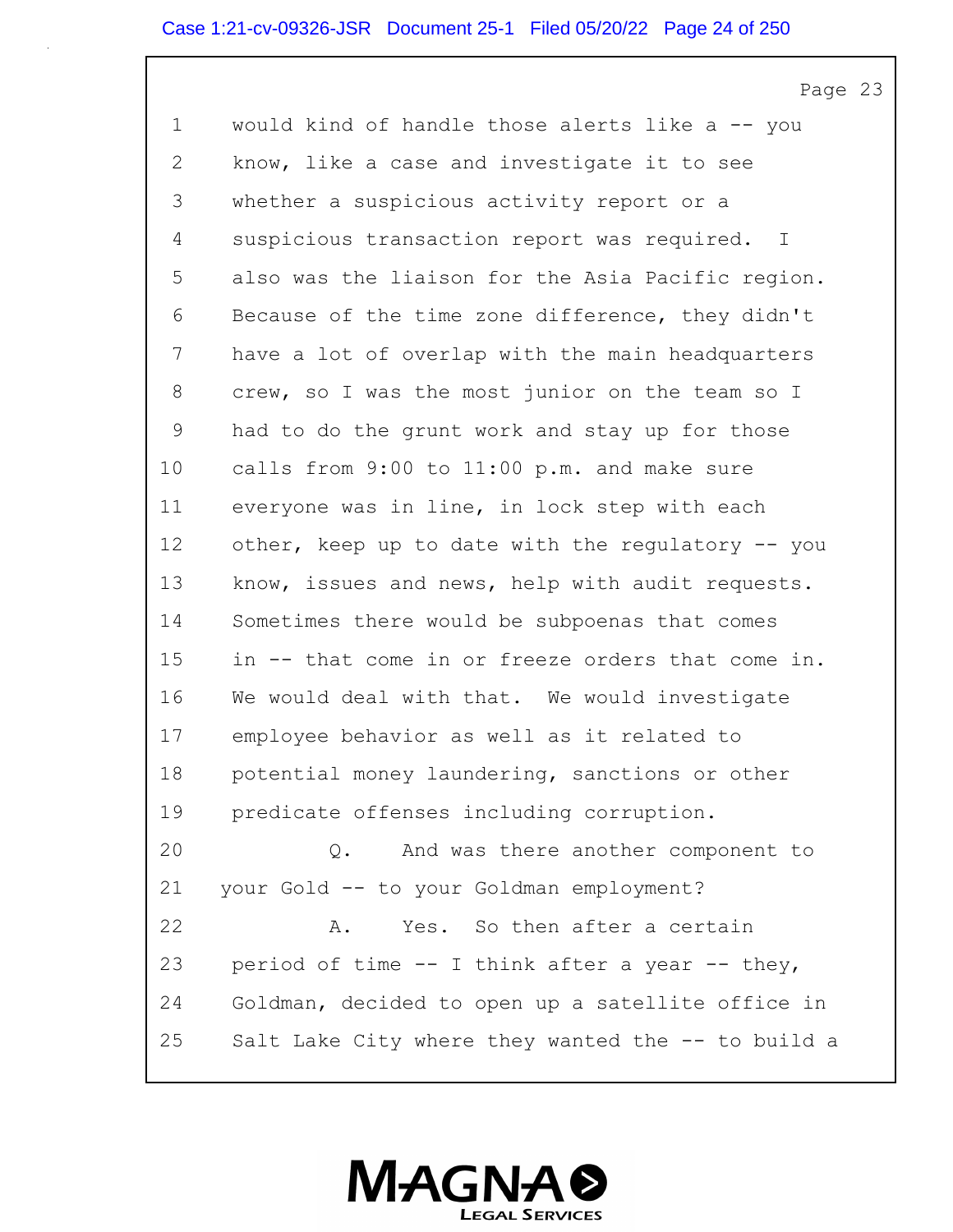1 would kind of handle those alerts like a -- you
2 know, like a case and investigate it to see
3 whether a suspicious activity report or a
4 suspicious transaction report was required. I
5 also was the liaison for the Asia Pacific region.
6 Because of the time zone difference, they didn't
7 have a lot of overlap with the main headquarters
8 crew, so I was the most junior on the team so I
9 had to do the grunt work and stay up for those
10 calls from 9:00 to 11:00 p.m. and make sure
11 everyone was in line, in lock step with each
12 other, keep up to date with the regulatory -- you
13 know, issues and news, help with audit requests.
14 Sometimes there would be subpoenas that comes
15 in -- that come in or freeze orders that come in.
16 We would deal with that. We would investigate
17 employee behavior as well as it related to
18 potential money laundering, sanctions or other
19 predicate offenses including corruption.
20 Q. And was there another component to
21 your Gold -- to your Goldman employment?
22 A. Yes. So then after a certain
23 period of time -- I think after a year -- they,
24 Goldman, decided to open up a satellite office in
25 Salt Lake City where they wanted the -- to build a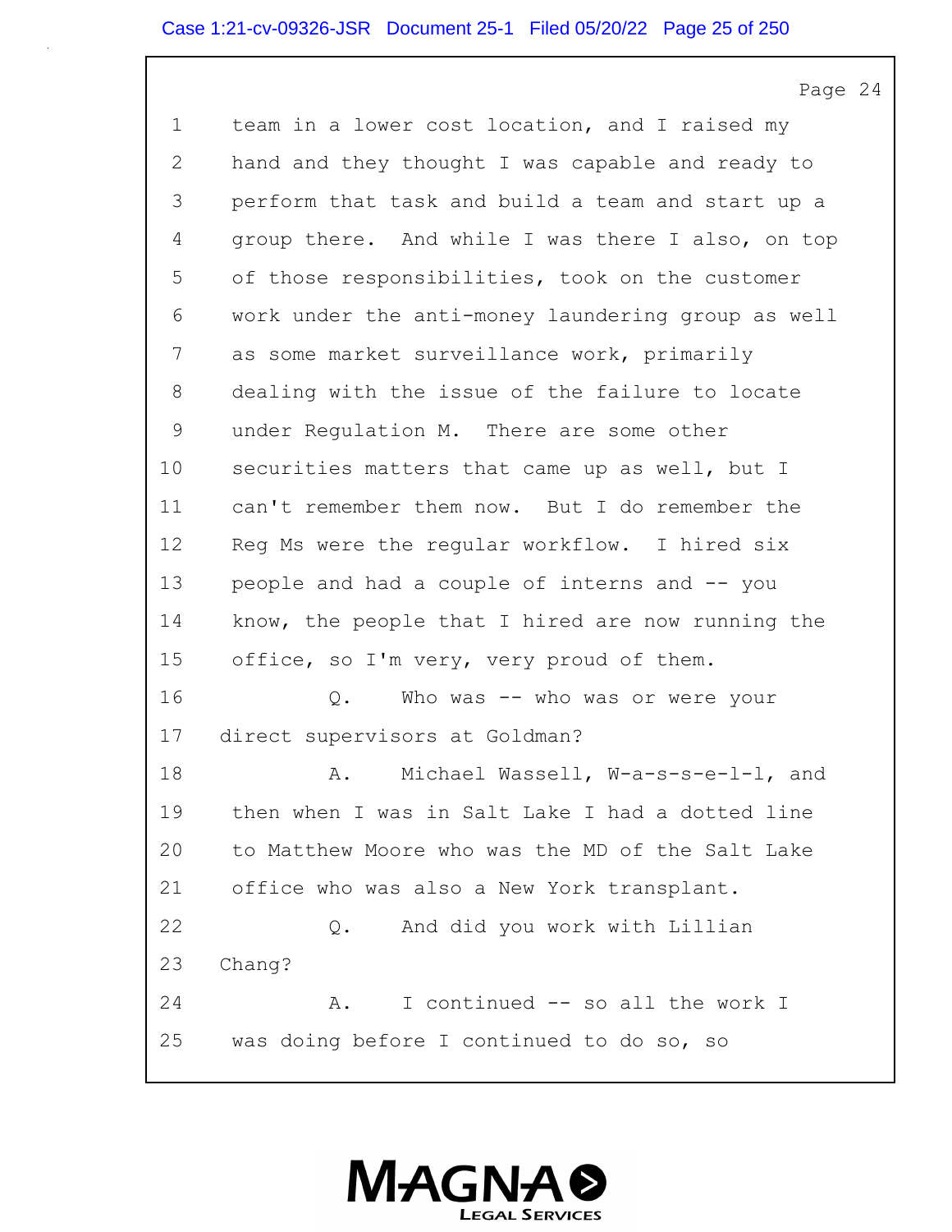Page 24

1 team in a lower cost location, and I raised my
2 hand and they thought I was capable and ready to
3 perform that task and build a team and start up a
4 group there. And while I was there I also, on top
5 of those responsibilities, took on the customer
6 work under the anti-money laundering group as well
7 as some market surveillance work, primarily
8 dealing with the issue of the failure to locate
9 under Regulation M. There are some other
10 securities matters that came up as well, but I
11 can't remember them now. But I do remember the
12 Reg Ms were the regular workflow. I hired six
13 people and had a couple of interns and -- you
14 know, the people that I hired are now running the
15 office, so I'm very, very proud of them.
16 Q. Who was -- who was or were your
17 direct supervisors at Goldman?
18 A. Michael Wassell, W-a-s-s-e-l-l, and
19 then when I was in Salt Lake I had a dotted line
20 to Matthew Moore who was the MD of the Salt Lake
21 office who was also a New York transplant.
22 Q. And did you work with Lillian
23 Chang?
24 A. I continued -- so all the work I
25 was doing before I continued to do so, so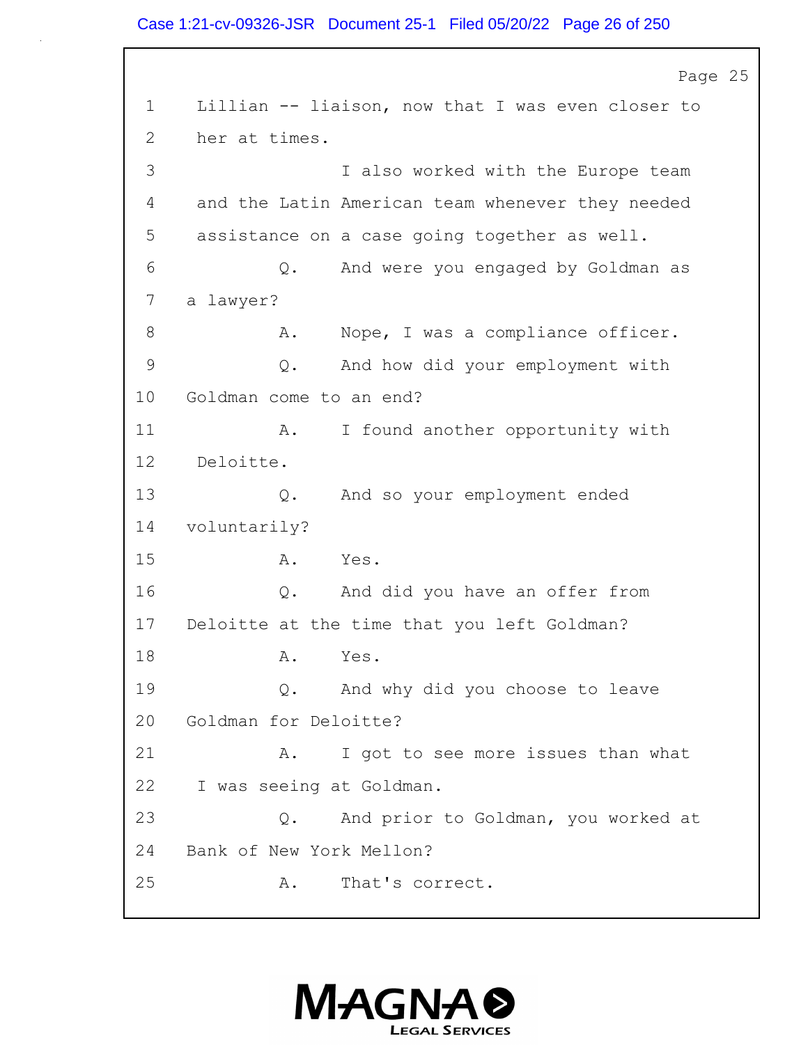Page 25

1 Lillian -- liaison, now that I was even closer to
2 her at times.
3 I also worked with the Europe team
4 and the Latin American team whenever they needed
5 assistance on a case going together as well.
6 Q. And were you engaged by Goldman as
7 a lawyer?
8 A. Nope, I was a compliance officer.
9 Q. And how did your employment with
10 Goldman come to an end?
11 A. I found another opportunity with
12 Deloitte.
13 Q. And so your employment ended
14 voluntarily?
15 A. Yes.
16 Q. And did you have an offer from
17 Deloitte at the time that you left Goldman?
18 A. Yes.
19 Q. And why did you choose to leave
20 Goldman for Deloitte?
21 A. I got to see more issues than what
22 I was seeing at Goldman.
23 Q. And prior to Goldman, you worked at
24 Bank of New York Mellon?
25 A. That's correct.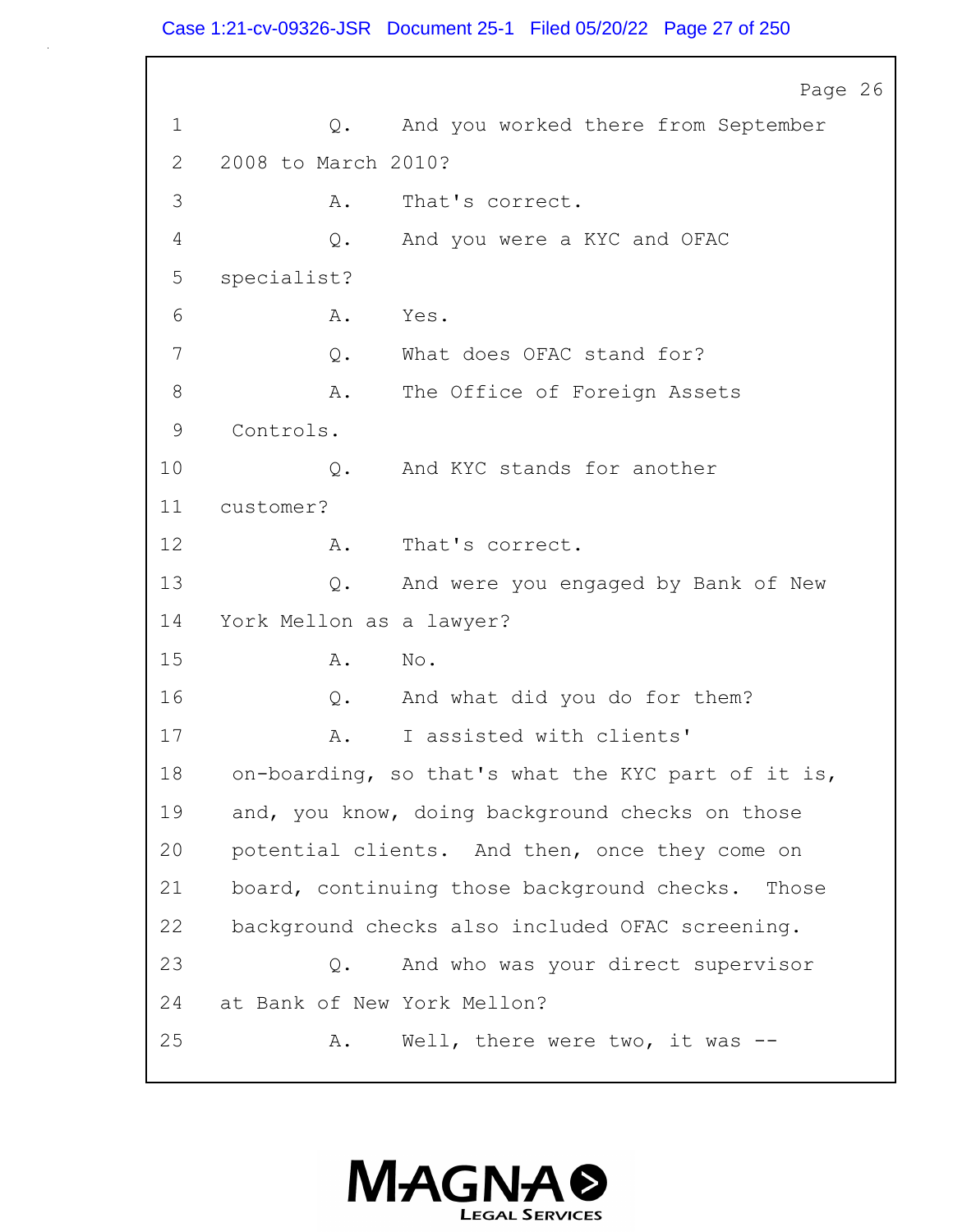Page 26

1 Q. And you worked there from September
2 2008 to March 2010?
3 A. That's correct.
4 Q. And you were a KYC and OFAC
5 specialist?
6 A. Yes.
7 Q. What does OFAC stand for?
8 A. The Office of Foreign Assets
9 Controls.
10 Q. And KYC stands for another
11 customer?
12 A. That's correct.
13 Q. And were you engaged by Bank of New
14 York Mellon as a lawyer?
15 A. No.
16 Q. And what did you do for them?
17 A. I assisted with clients'
18 on-boarding, so that's what the KYC part of it is,
19 and, you know, doing background checks on those
20 potential clients. And then, once they come on
21 board, continuing those background checks. Those
22 background checks also included OFAC screening.
23 Q. And who was your direct supervisor
24 at Bank of New York Mellon?
25 A. Well, there were two, it was --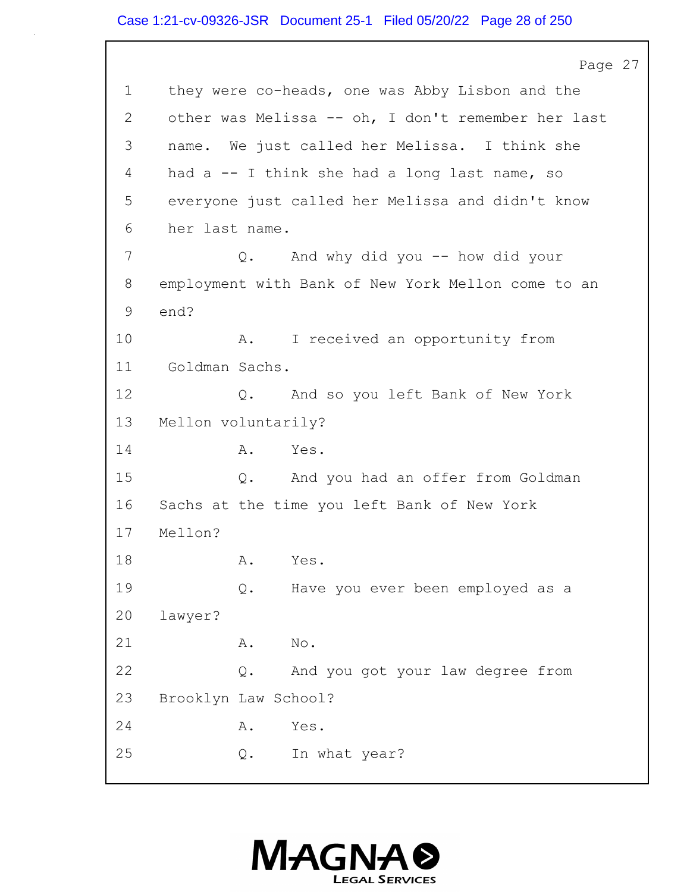Page 27

1 they were co-heads, one was Abby Lisbon and the
2 other was Melissa -- oh, I don't remember her last
3 name. We just called her Melissa. I think she
4 had a -- I think she had a long last name, so
5 everyone just called her Melissa and didn't know
6 her last name.
7 Q. And why did you -- how did your
8 employment with Bank of New York Mellon come to an
9 end?
10 A. I received an opportunity from
11 Goldman Sachs.
12 Q. And so you left Bank of New York
13 Mellon voluntarily?
14 A. Yes.
15 Q. And you had an offer from Goldman
16 Sachs at the time you left Bank of New York
17 Mellon?
18 A. Yes.
19 Q. Have you ever been employed as a
20 lawyer?
21 A. No.
22 Q. And you got your law degree from
23 Brooklyn Law School?
24 A. Yes.
25 Q. In what year?

MAGNA
LEGAL SERVICES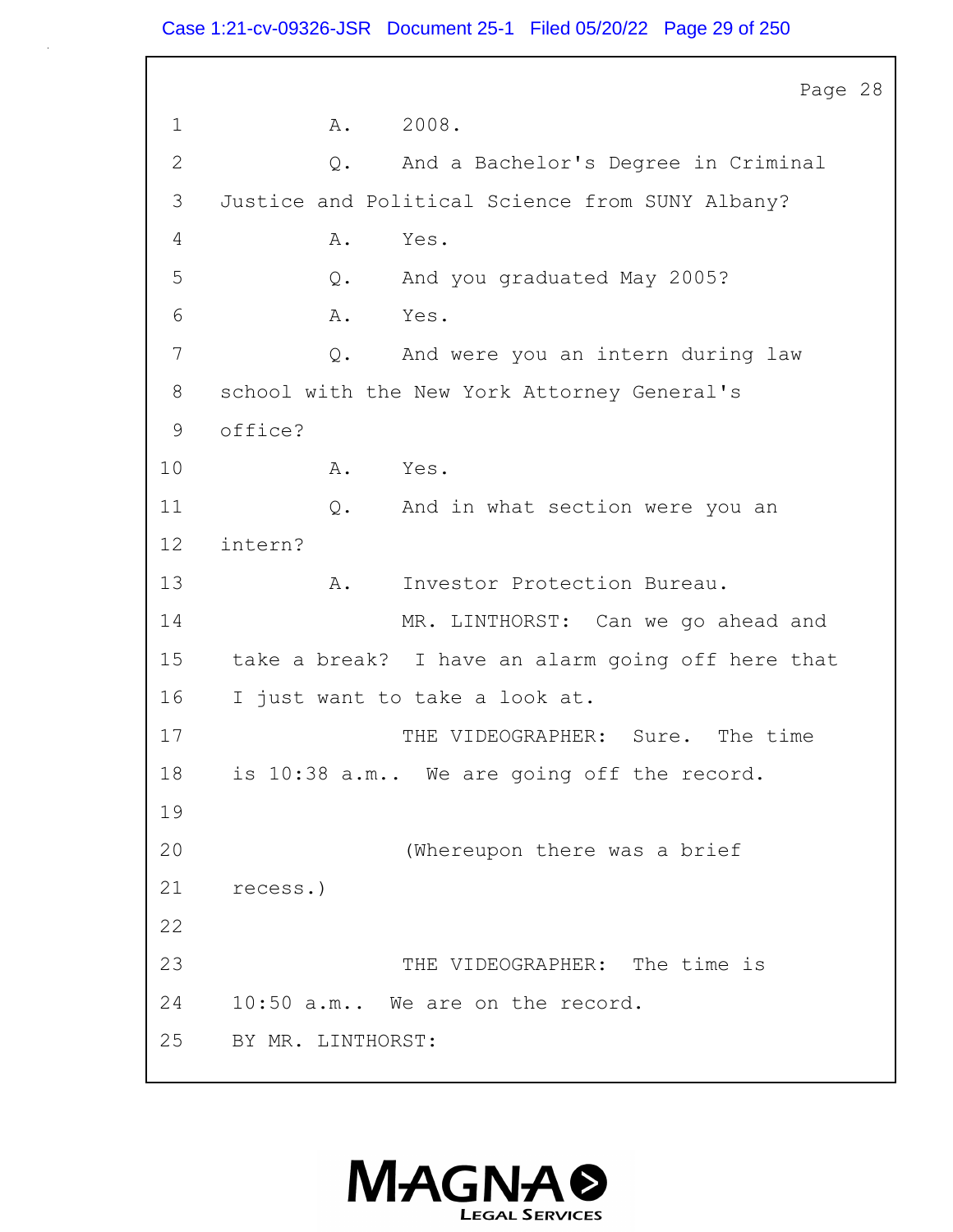1 A. 2008.

2 Q. And a Bachelor's Degree in Criminal

3 Justice and Political Science from SUNY Albany?

4 A. Yes.

5 Q. And you graduated May 2005?

6 A. Yes.

7 Q. And were you an intern during law

8 school with the New York Attorney General's

9 office?

10 A. Yes.

11 Q. And in what section were you an

12 intern?

13 A. Investor Protection Bureau.

14 MR. LINTHORST: Can we go ahead and

15 take a break? I have an alarm going off here that

16 I just want to take a look at.

17 THE VIDEOGRAPHER: Sure. The time

18 is 10:38 a.m.. We are going off the record.

19

20 (Whereupon there was a brief

21 recess.)

22

23 THE VIDEOGRAPHER: The time is

24 10:50 a.m.. We are on the record.

25 BY MR. LINTHORST: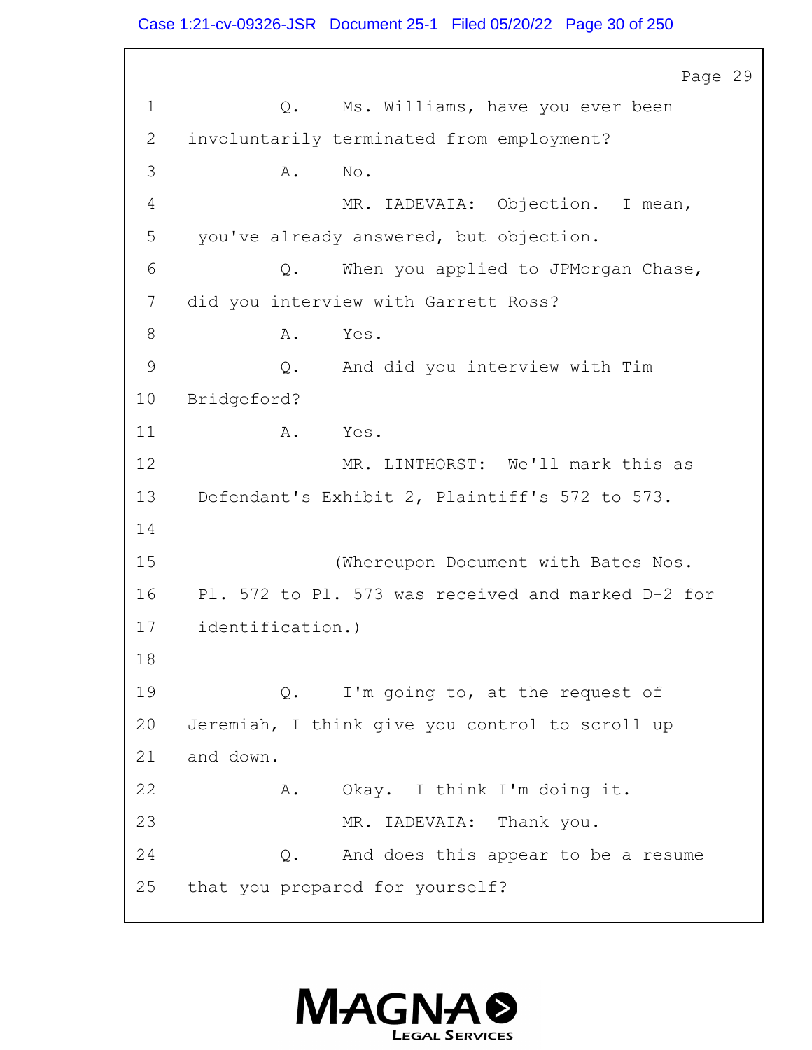1 Q. Ms. Williams, have you ever been
2 involuntarily terminated from employment?
3 A. No.
4 MR. IADEVAIA: Objection. I mean,
5 you've already answered, but objection.
6 Q. When you applied to JPMorgan Chase,
7 did you interview with Garrett Ross?
8 A. Yes.
9 Q. And did you interview with Tim
10 Bridgeford?
11 A. Yes.
12 MR. LINTHORST: We'll mark this as
13 Defendant's Exhibit 2, Plaintiff's 572 to 573.
14
15 (Whereupon Document with Bates Nos.
16 Pl. 572 to Pl. 573 was received and marked D-2 for
17 identification.)
18
19 Q. I'm going to, at the request of
20 Jeremiah, I think give you control to scroll up
21 and down.
22 A. Okay. I think I'm doing it.
23 MR. IADEVAIA: Thank you.
24 Q. And does this appear to be a resume
25 that you prepared for yourself?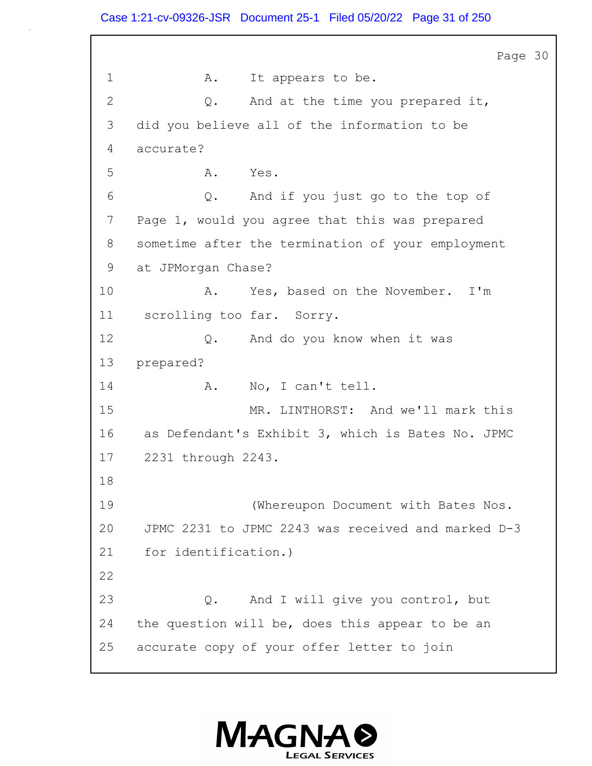Page 30

1 A. It appears to be.

2 Q. And at the time you prepared it,

3 did you believe all of the information to be

4 accurate?

5 A. Yes.

6 Q. And if you just go to the top of

7 Page 1, would you agree that this was prepared

8 sometime after the termination of your employment

9 at JPMorgan Chase?

10 A. Yes, based on the November. I'm

11 scrolling too far. Sorry.

12 Q. And do you know when it was

13 prepared?

14 A. No, I can't tell.

15 MR. LINTHORST: And we'll mark this

16 as Defendant's Exhibit 3, which is Bates No. JPMC

17 2231 through 2243.

18

19 (Whereupon Document with Bates Nos.

20 JPMC 2231 to JPMC 2243 was received and marked D-3

21 for identification.)

22

23 Q. And I will give you control, but

24 the question will be, does this appear to be an

25 accurate copy of your offer letter to join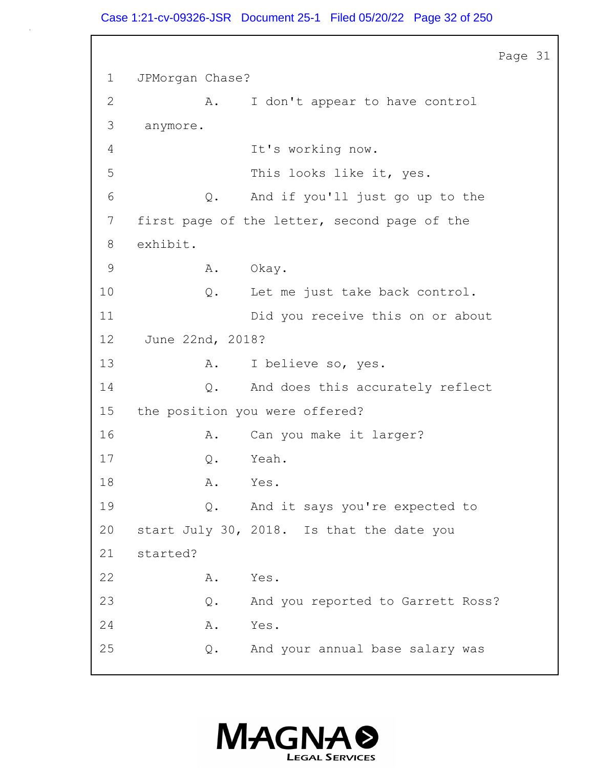1 JPMorgan Chase?

2 A. I don't appear to have control

3 anymore.

4 It's working now.

5 This looks like it, yes.

6 Q. And if you'll just go up to the

7 first page of the letter, second page of the

8 exhibit.

9 A. Okay.

10 Q. Let me just take back control.

11 Did you receive this on or about

12 June 22nd, 2018?

13 A. I believe so, yes.

14 Q. And does this accurately reflect

15 the position you were offered?

16 A. Can you make it larger?

17 Q. Yeah.

18 A. Yes.

19 Q. And it says you're expected to

20 start July 30, 2018. Is that the date you

21 started?

22 A. Yes.

23 Q. And you reported to Garrett Ross?

24 A. Yes.

25 Q. And your annual base salary was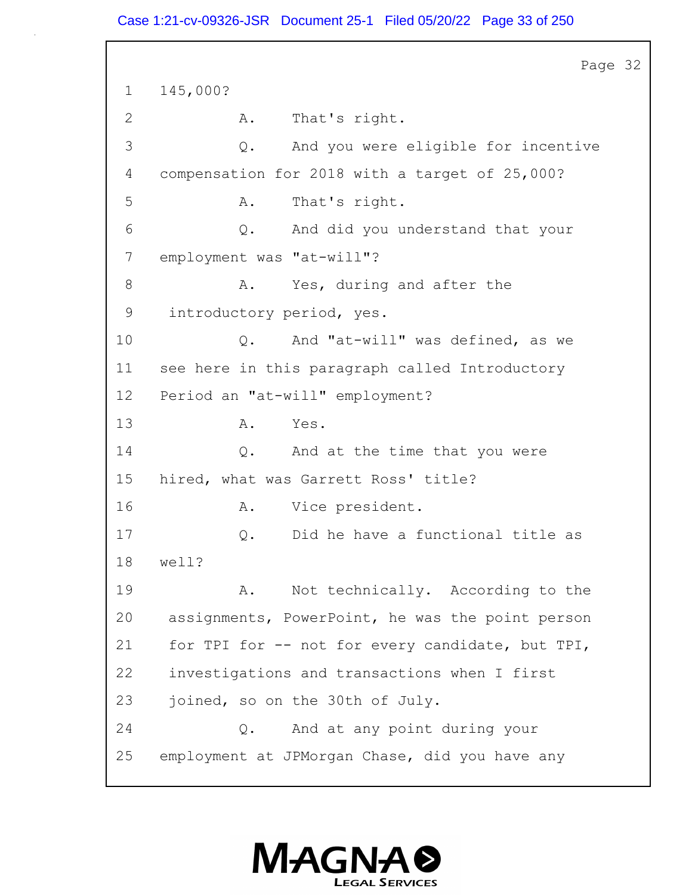1 145,000?

2 A. That's right.

3 Q. And you were eligible for incentive

4 compensation for 2018 with a target of 25,000?

5 A. That's right.

6 Q. And did you understand that your

7 employment was "at-will"?

8 A. Yes, during and after the

9 introductory period, yes.

10 Q. And "at-will" was defined, as we

11 see here in this paragraph called Introductory

12 Period an "at-will" employment?

13 A. Yes.

14 Q. And at the time that you were

15 hired, what was Garrett Ross' title?

16 A. Vice president.

17 Q. Did he have a functional title as

18 well?

19 A. Not technically. According to the

20 assignments, PowerPoint, he was the point person

21 for TPI for -- not for every candidate, but TPI,

22 investigations and transactions when I first

23 joined, so on the 30th of July.

24 Q. And at any point during your

25 employment at JPMorgan Chase, did you have any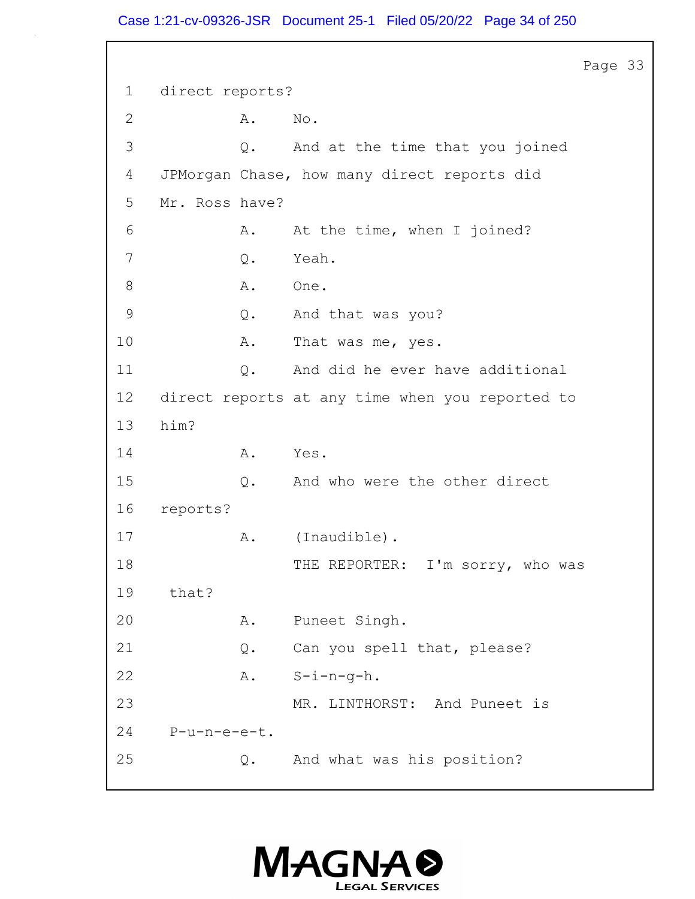1 direct reports?

2 A. No.

3 Q. And at the time that you joined

4 JPMorgan Chase, how many direct reports did

5 Mr. Ross have?

6 A. At the time, when I joined?

7 Q. Yeah.

8 A. One.

9 Q. And that was you?

10 A. That was me, yes.

11 Q. And did he ever have additional

12 direct reports at any time when you reported to

13 him?

14 A. Yes.

15 Q. And who were the other direct

16 reports?

17 A. (Inaudible).

18 THE REPORTER: I'm sorry, who was

19 that?

20 A. Puneet Singh.

21 Q. Can you spell that, please?

22 A. S-i-n-g-h.

23 MR. LINTHORST: And Puneet is

24 P-u-n-e-e-t.

25 Q. And what was his position?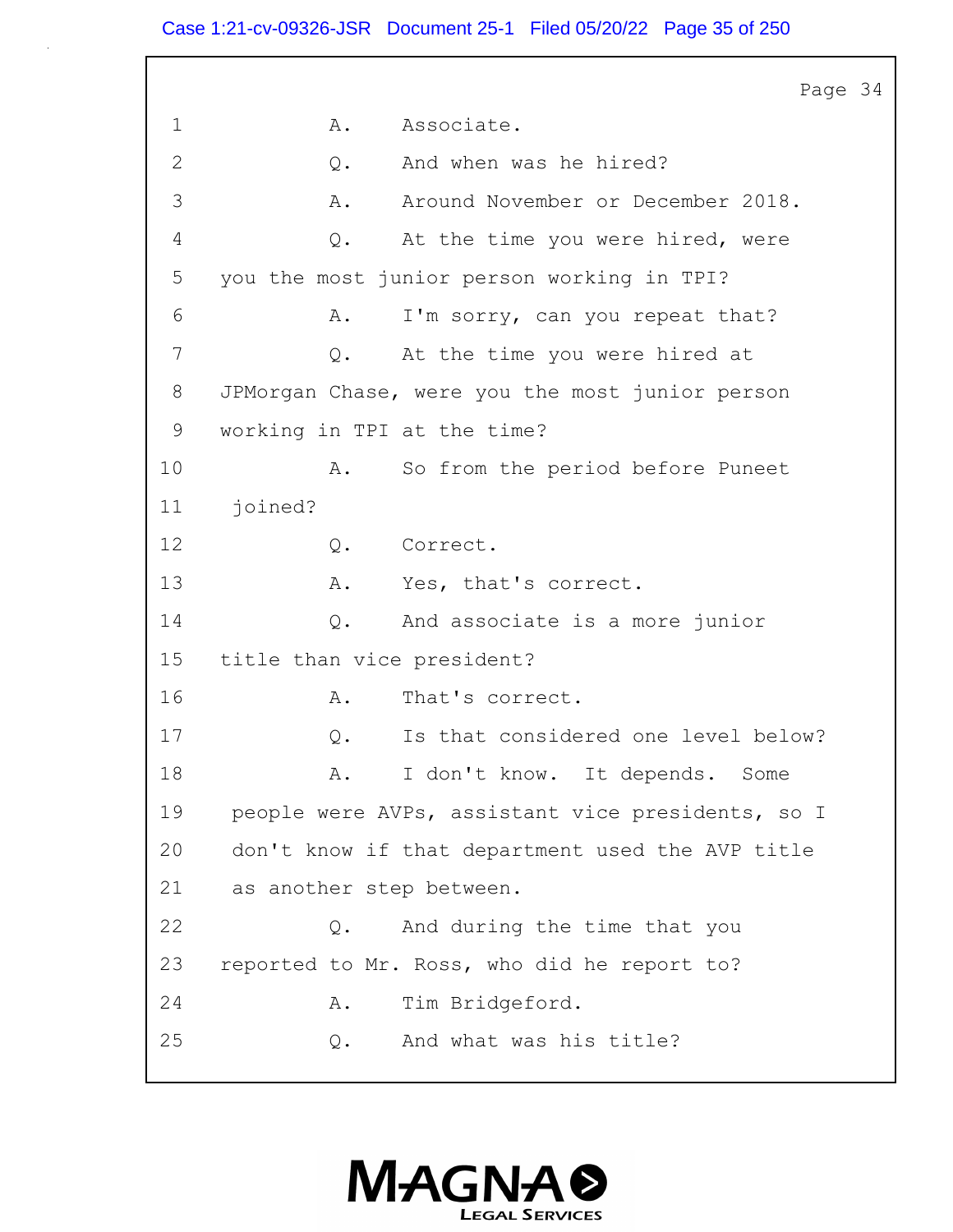1 A. Associate.

2 Q. And when was he hired?

3 A. Around November or December 2018.

4 Q. At the time you were hired, were

5 you the most junior person working in TPI?

6 A. I'm sorry, can you repeat that?

7 Q. At the time you were hired at

8 JPMorgan Chase, were you the most junior person

9 working in TPI at the time?

10 A. So from the period before Puneet

11 joined?

12 Q. Correct.

13 A. Yes, that's correct.

14 Q. And associate is a more junior

15 title than vice president?

16 A. That's correct.

17 Q. Is that considered one level below?

18 A. I don't know. It depends. Some

19 people were AVPs, assistant vice presidents, so I

20 don't know if that department used the AVP title

21 as another step between.

22 Q. And during the time that you

23 reported to Mr. Ross, who did he report to?

24 A. Tim Bridgeford.

25 Q. And what was his title?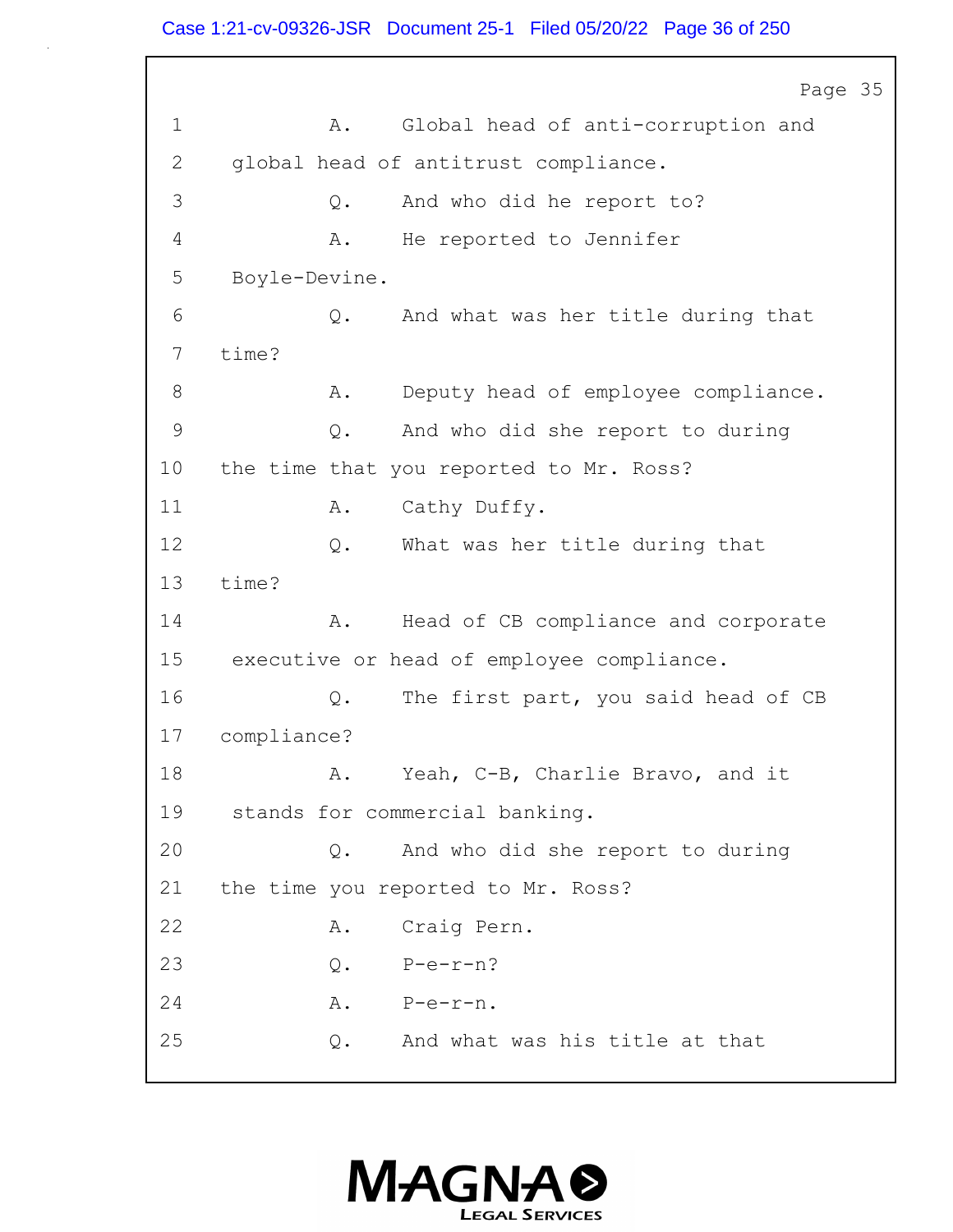Page 35

1 A. Global head of anti-corruption and
2 global head of antitrust compliance.
3 Q. And who did he report to?
4 A. He reported to Jennifer
5 Boyle-Devine.
6 Q. And what was her title during that
7 time?
8 A. Deputy head of employee compliance.
9 Q. And who did she report to during
10 the time that you reported to Mr. Ross?
11 A. Cathy Duffy.
12 Q. What was her title during that
13 time?
14 A. Head of CB compliance and corporate
15 executive or head of employee compliance.
16 Q. The first part, you said head of CB
17 compliance?
18 A. Yeah, C-B, Charlie Bravo, and it
19 stands for commercial banking.
20 Q. And who did she report to during
21 the time you reported to Mr. Ross?
22 A. Craig Pern.
23 Q. P-e-r-n?
24 A. P-e-r-n.
25 Q. And what was his title at that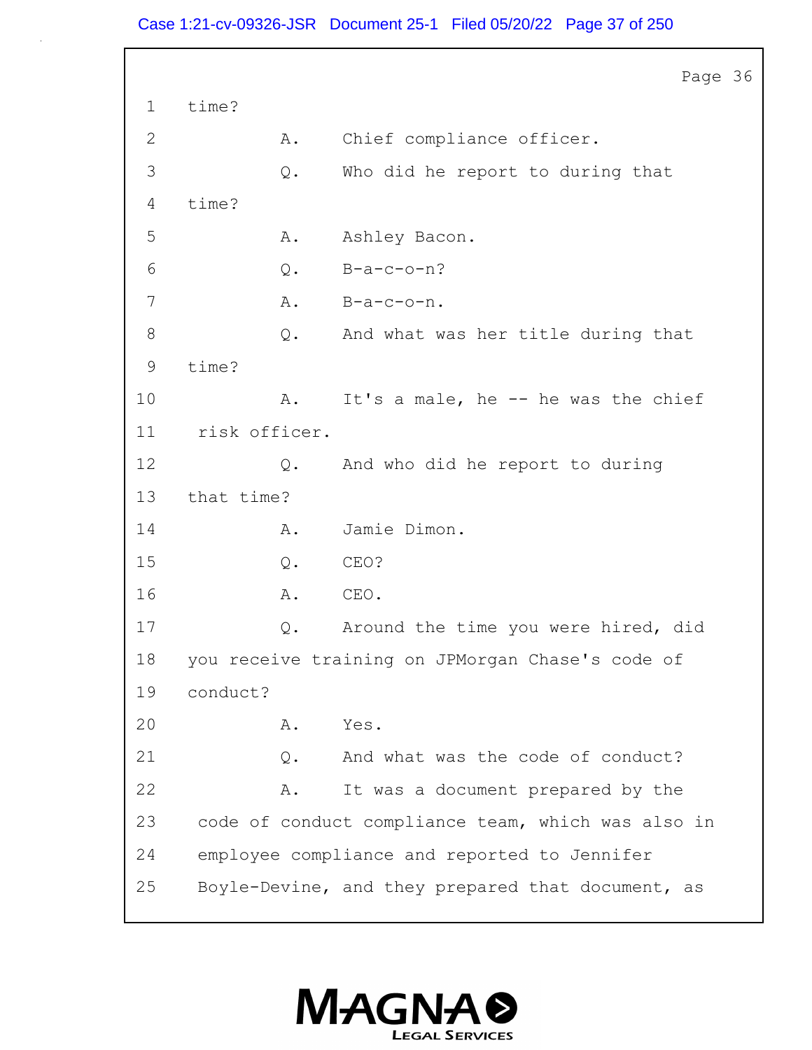1 time?

2 A. Chief compliance officer.

3 Q. Who did he report to during that

4 time?

5 A. Ashley Bacon.

6 Q. B-a-c-o-n?

7 A. B-a-c-o-n.

8 Q. And what was her title during that

9 time?

10 A. It's a male, he -- he was the chief

11 risk officer.

12 Q. And who did he report to during

13 that time?

14 A. Jamie Dimon.

15 Q. CEO?

16 A. CEO.

17 Q. Around the time you were hired, did

18 you receive training on JPMorgan Chase's code of

19 conduct?

20 A. Yes.

21 Q. And what was the code of conduct?

22 A. It was a document prepared by the

23 code of conduct compliance team, which was also in

24 employee compliance and reported to Jennifer

25 Boyle-Devine, and they prepared that document, as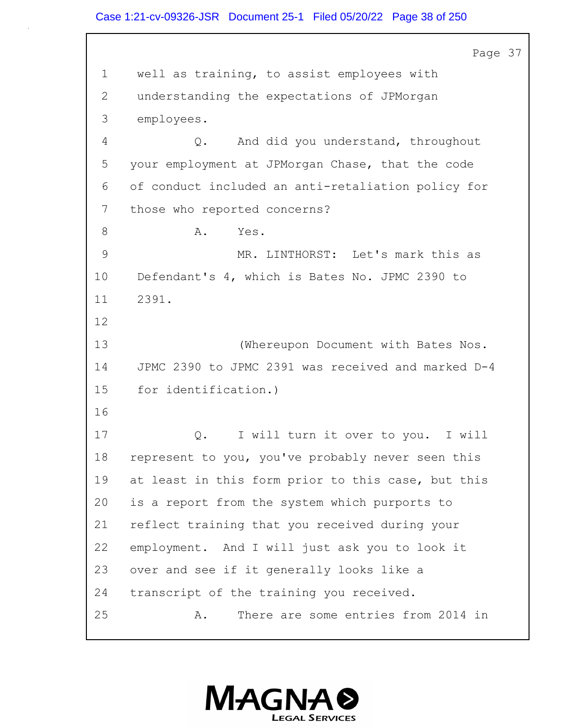1 well as training, to assist employees with

2 understanding the expectations of JPMorgan

3 employees.

4 Q. And did you understand, throughout

5 your employment at JPMorgan Chase, that the code

6 of conduct included an anti-retaliation policy for

7 those who reported concerns?

8 A. Yes.

9 MR. LINTHORST: Let's mark this as

10 Defendant's 4, which is Bates No. JPMC 2390 to

11 2391.

12

13 (Whereupon Document with Bates Nos.

14 JPMC 2390 to JPMC 2391 was received and marked D-4

15 for identification.)

16

17 Q. I will turn it over to you. I will

18 represent to you, you've probably never seen this

19 at least in this form prior to this case, but this

20 is a report from the system which purports to

21 reflect training that you received during your

22 employment. And I will just ask you to look it

23 over and see if it generally looks like a

24 transcript of the training you received.

25 A. There are some entries from 2014 in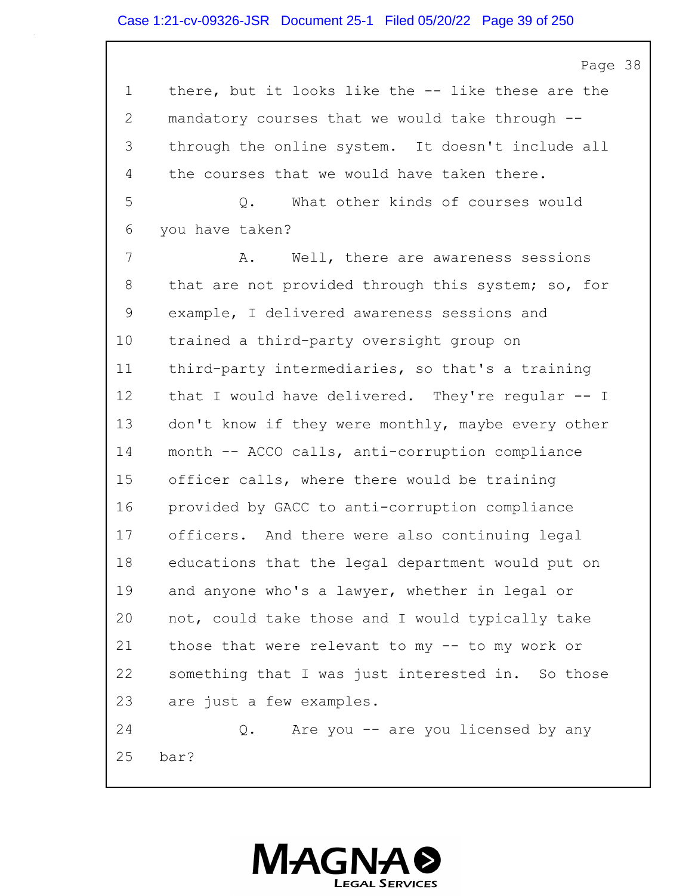1 there, but it looks like the -- like these are the
2 mandatory courses that we would take through --
3 through the online system. It doesn't include all
4 the courses that we would have taken there.
5 Q. What other kinds of courses would
6 you have taken?
7 A. Well, there are awareness sessions
8 that are not provided through this system; so, for
9 example, I delivered awareness sessions and
10 trained a third-party oversight group on
11 third-party intermediaries, so that's a training
12 that I would have delivered. They're regular -- I
13 don't know if they were monthly, maybe every other
14 month -- ACCO calls, anti-corruption compliance
15 officer calls, where there would be training
16 provided by GACC to anti-corruption compliance
17 officers. And there were also continuing legal
18 educations that the legal department would put on
19 and anyone who's a lawyer, whether in legal or
20 not, could take those and I would typically take
21 those that were relevant to my -- to my work or
22 something that I was just interested in. So those
23 are just a few examples.
24 Q. Are you -- are you licensed by any
25 bar?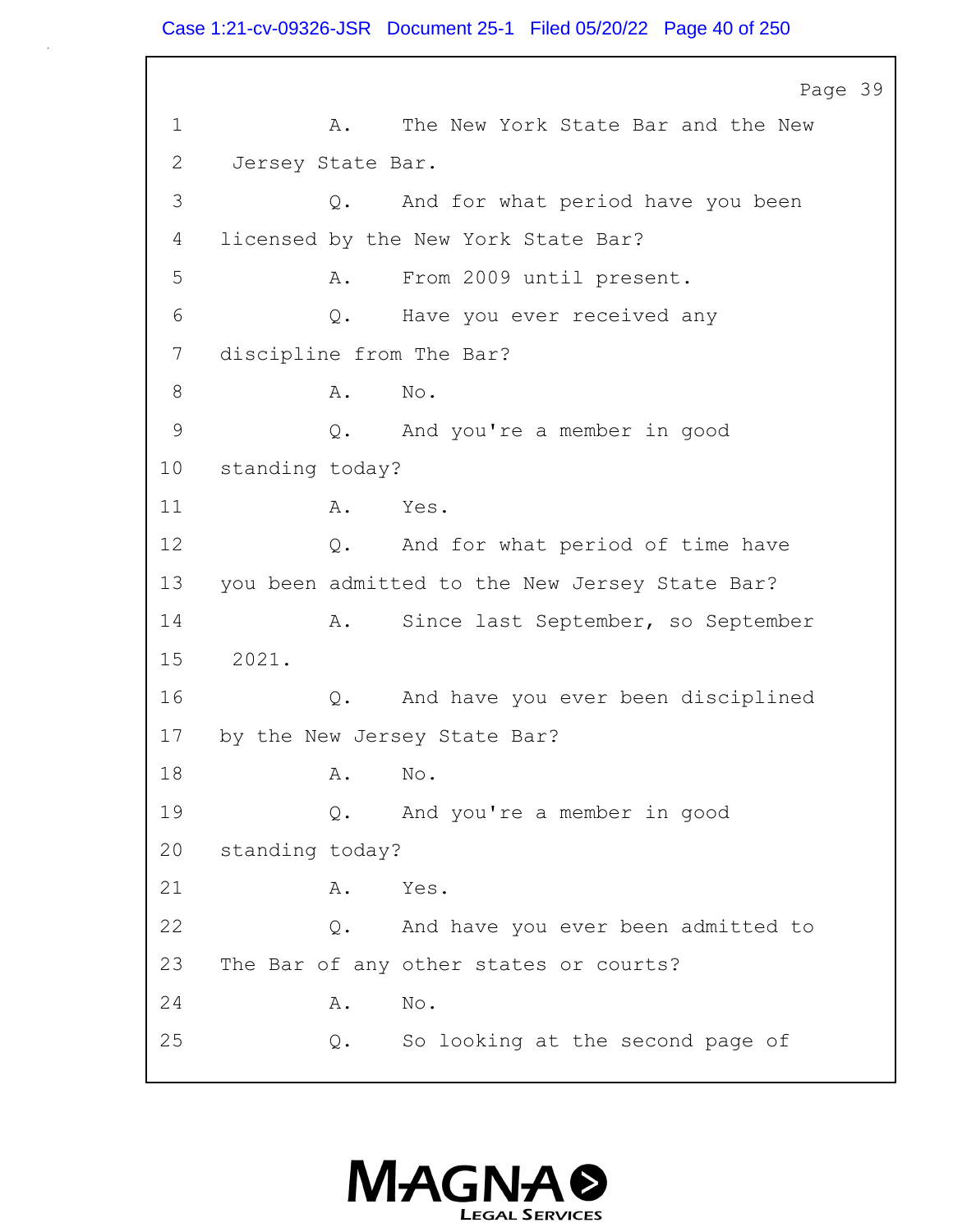Page 39

1 A. The New York State Bar and the New
2 Jersey State Bar.
3 Q. And for what period have you been
4 licensed by the New York State Bar?
5 A. From 2009 until present.
6 Q. Have you ever received any
7 discipline from The Bar?
8 A. No.
9 Q. And you're a member in good
10 standing today?
11 A. Yes.
12 Q. And for what period of time have
13 you been admitted to the New Jersey State Bar?
14 A. Since last September, so September
15 2021.
16 Q. And have you ever been disciplined
17 by the New Jersey State Bar?
18 A. No.
19 Q. And you're a member in good
20 standing today?
21 A. Yes.
22 Q. And have you ever been admitted to
23 The Bar of any other states or courts?
24 A. No.
25 Q. So looking at the second page of

MAGNA LEGAL SERVICES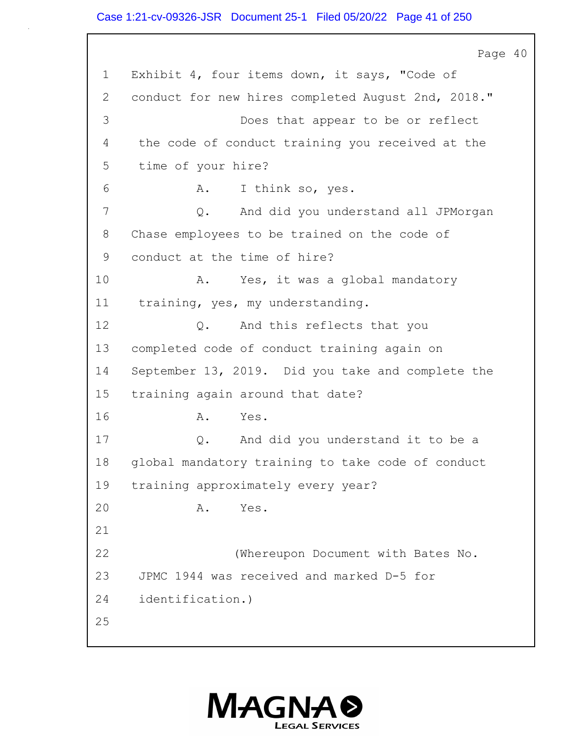Page 40

1 Exhibit 4, four items down, it says, "Code of
2 conduct for new hires completed August 2nd, 2018."
3 Does that appear to be or reflect
4 the code of conduct training you received at the
5 time of your hire?
6 A. I think so, yes.
7 Q. And did you understand all JPMorgan
8 Chase employees to be trained on the code of
9 conduct at the time of hire?
10 A. Yes, it was a global mandatory
11 training, yes, my understanding.
12 Q. And this reflects that you
13 completed code of conduct training again on
14 September 13, 2019. Did you take and complete the
15 training again around that date?
16 A. Yes.
17 Q. And did you understand it to be a
18 global mandatory training to take code of conduct
19 training approximately every year?
20 A. Yes.
21
22 (Whereupon Document with Bates No.
23 JPMC 1944 was received and marked D-5 for
24 identification.)
25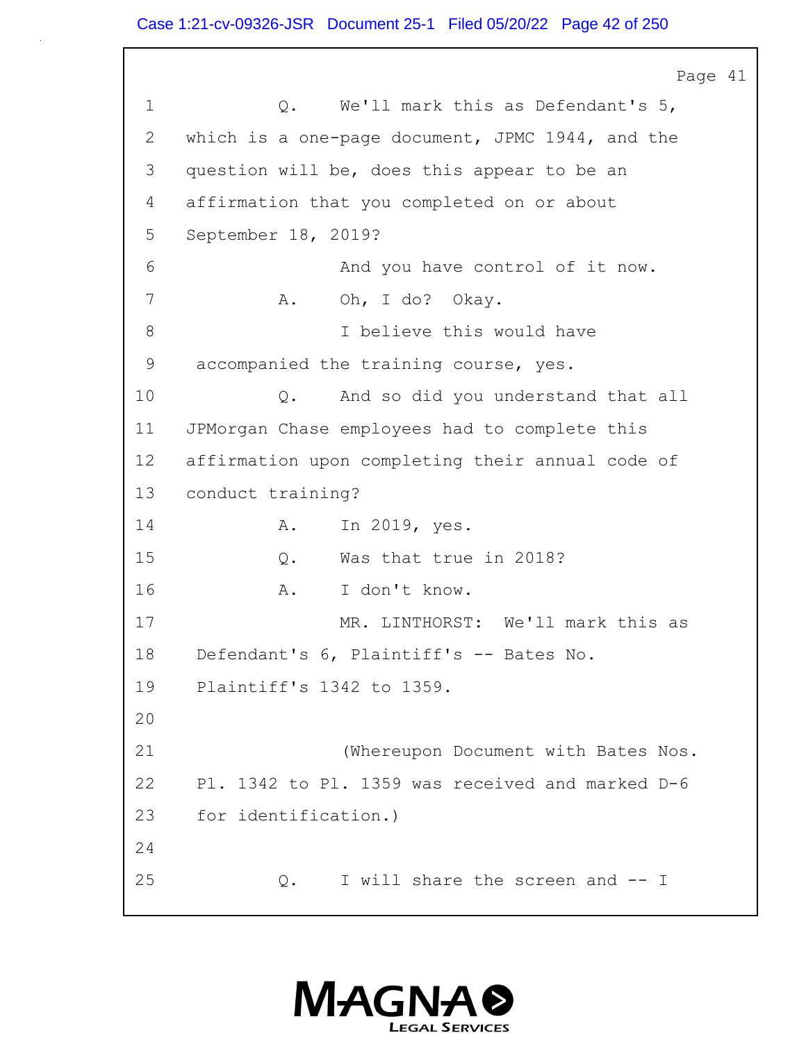Page 41

1 Q. We'll mark this as Defendant's 5,
2 which is a one-page document, JPMC 1944, and the
3 question will be, does this appear to be an
4 affirmation that you completed on or about
5 September 18, 2019?
6 And you have control of it now.
7 A. Oh, I do? Okay.
8 I believe this would have
9 accompanied the training course, yes.
10 Q. And so did you understand that all
11 JPMorgan Chase employees had to complete this
12 affirmation upon completing their annual code of
13 conduct training?
14 A. In 2019, yes.
15 Q. Was that true in 2018?
16 A. I don't know.
17 MR. LINTHORST: We'll mark this as
18 Defendant's 6, Plaintiff's -- Bates No.
19 Plaintiff's 1342 to 1359.
20
21 (Whereupon Document with Bates Nos.
22 Pl. 1342 to Pl. 1359 was received and marked D-6
23 for identification.)
24
25 Q. I will share the screen and -- I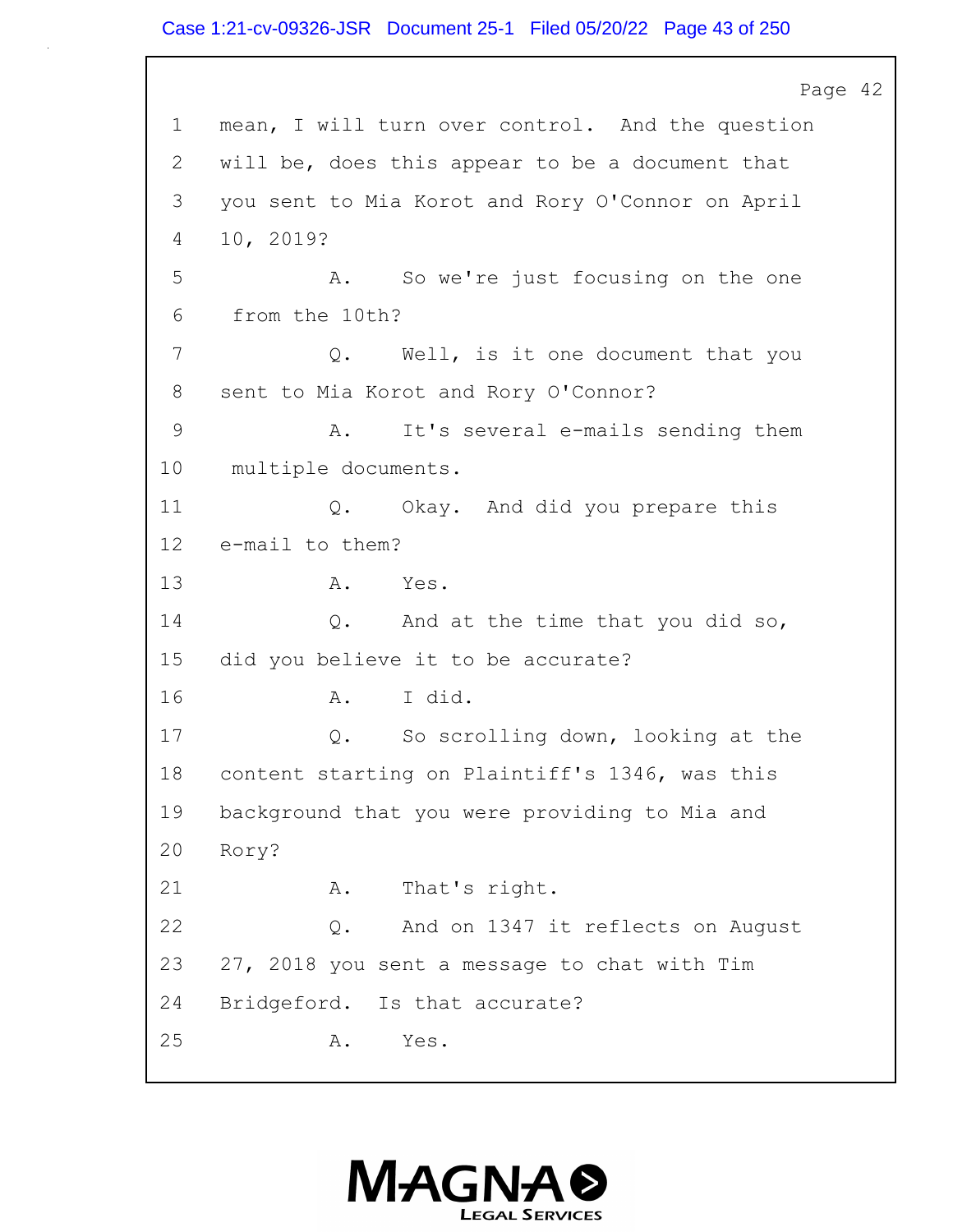Page 42

1 mean, I will turn over control. And the question
2 will be, does this appear to be a document that
3 you sent to Mia Korot and Rory O'Connor on April
4 10, 2019?
5 A. So we're just focusing on the one
6 from the 10th?
7 Q. Well, is it one document that you
8 sent to Mia Korot and Rory O'Connor?
9 A. It's several e-mails sending them
10 multiple documents.
11 Q. Okay. And did you prepare this
12 e-mail to them?
13 A. Yes.
14 Q. And at the time that you did so,
15 did you believe it to be accurate?
16 A. I did.
17 Q. So scrolling down, looking at the
18 content starting on Plaintiff's 1346, was this
19 background that you were providing to Mia and
20 Rory?
21 A. That's right.
22 Q. And on 1347 it reflects on August
23 27, 2018 you sent a message to chat with Tim
24 Bridgeford. Is that accurate?
25 A. Yes.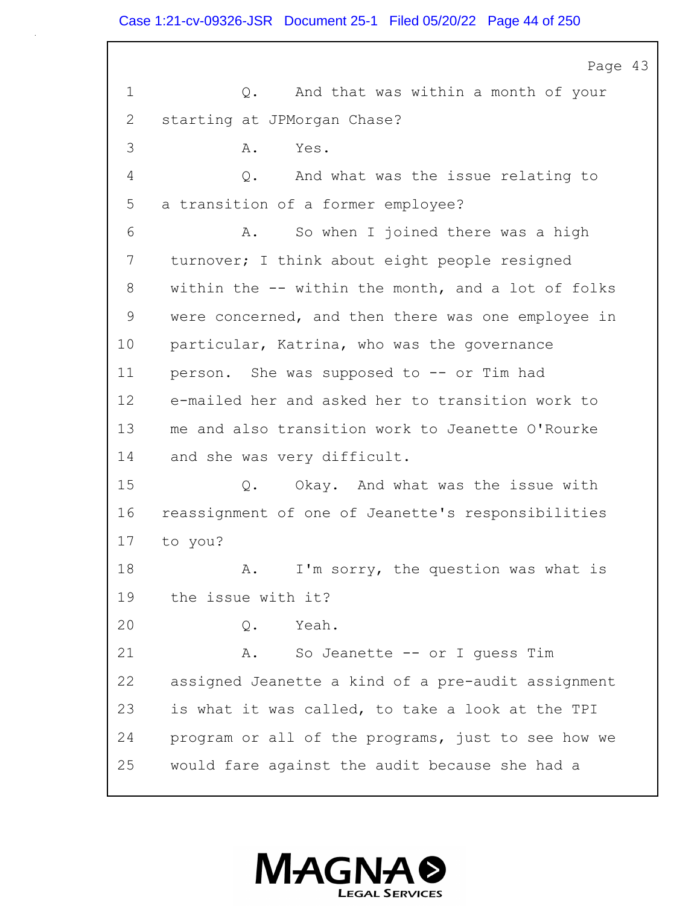Page 43

1 Q. And that was within a month of your
2 starting at JPMorgan Chase?
3 A. Yes.
4 Q. And what was the issue relating to
5 a transition of a former employee?
6 A. So when I joined there was a high
7 turnover; I think about eight people resigned
8 within the -- within the month, and a lot of folks
9 were concerned, and then there was one employee in
10 particular, Katrina, who was the governance
11 person. She was supposed to -- or Tim had
12 e-mailed her and asked her to transition work to
13 me and also transition work to Jeanette O'Rourke
14 and she was very difficult.
15 Q. Okay. And what was the issue with
16 reassignment of one of Jeanette's responsibilities
17 to you?
18 A. I'm sorry, the question was what is
19 the issue with it?
20 Q. Yeah.
21 A. So Jeanette -- or I guess Tim
22 assigned Jeanette a kind of a pre-audit assignment
23 is what it was called, to take a look at the TPI
24 program or all of the programs, just to see how we
25 would fare against the audit because she had a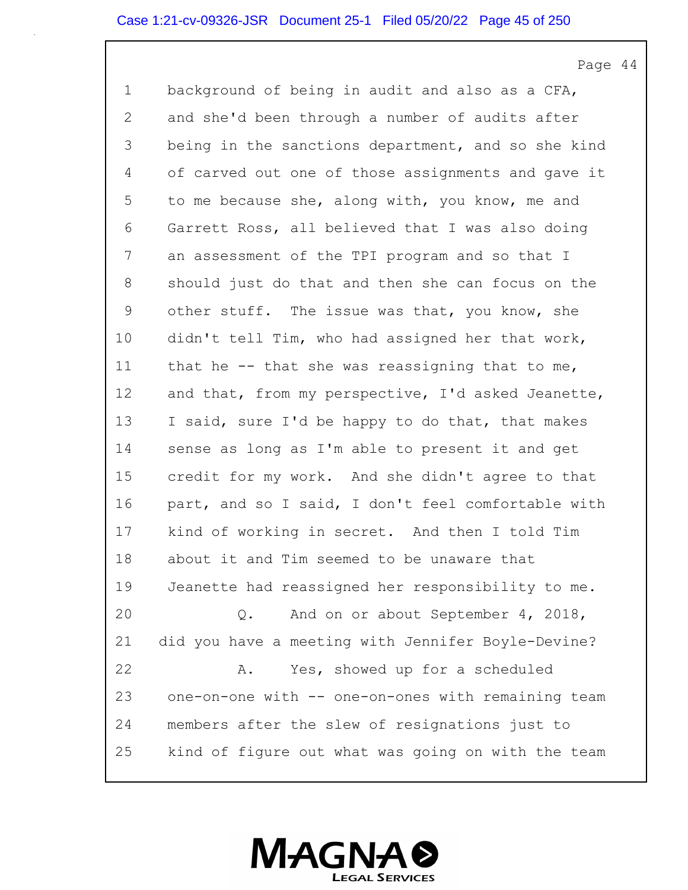1 background of being in audit and also as a CFA,
2 and she'd been through a number of audits after
3 being in the sanctions department, and so she kind
4 of carved out one of those assignments and gave it
5 to me because she, along with, you know, me and
6 Garrett Ross, all believed that I was also doing
7 an assessment of the TPI program and so that I
8 should just do that and then she can focus on the
9 other stuff. The issue was that, you know, she
10 didn't tell Tim, who had assigned her that work,
11 that he -- that she was reassigning that to me,
12 and that, from my perspective, I'd asked Jeanette,
13 I said, sure I'd be happy to do that, that makes
14 sense as long as I'm able to present it and get
15 credit for my work. And she didn't agree to that
16 part, and so I said, I don't feel comfortable with
17 kind of working in secret. And then I told Tim
18 about it and Tim seemed to be unaware that
19 Jeanette had reassigned her responsibility to me.
20 Q. And on or about September 4, 2018,
21 did you have a meeting with Jennifer Boyle-Devine?
22 A. Yes, showed up for a scheduled
23 one-on-one with -- one-on-ones with remaining team
24 members after the slew of resignations just to
25 kind of figure out what was going on with the team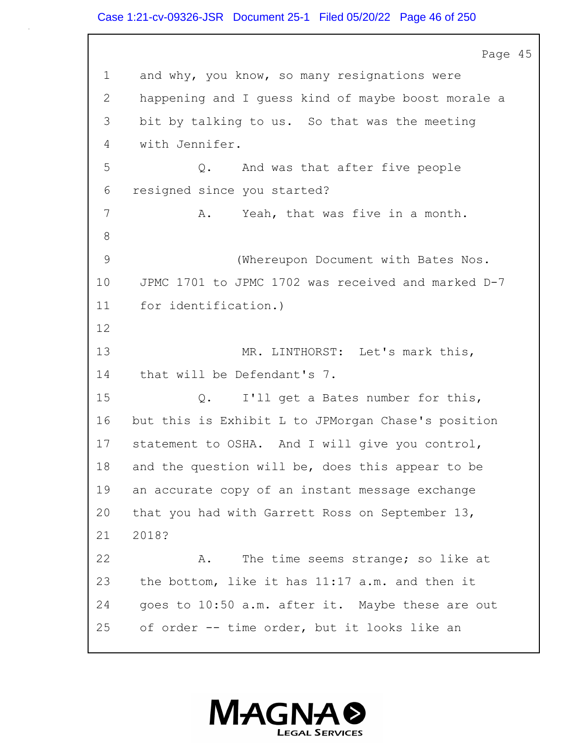Page 45

1 and why, you know, so many resignations were
2 happening and I guess kind of maybe boost morale a
3 bit by talking to us. So that was the meeting
4 with Jennifer.
5 Q. And was that after five people
6 resigned since you started?
7 A. Yeah, that was five in a month.
8
9 (Whereupon Document with Bates Nos.
10 JPMC 1701 to JPMC 1702 was received and marked D-7
11 for identification.)
12
13 MR. LINTHORST: Let's mark this,
14 that will be Defendant's 7.
15 Q. I'll get a Bates number for this,
16 but this is Exhibit L to JPMorgan Chase's position
17 statement to OSHA. And I will give you control,
18 and the question will be, does this appear to be
19 an accurate copy of an instant message exchange
20 that you had with Garrett Ross on September 13,
21 2018?
22 A. The time seems strange; so like at
23 the bottom, like it has 11:17 a.m. and then it
24 goes to 10:50 a.m. after it. Maybe these are out
25 of order -- time order, but it looks like an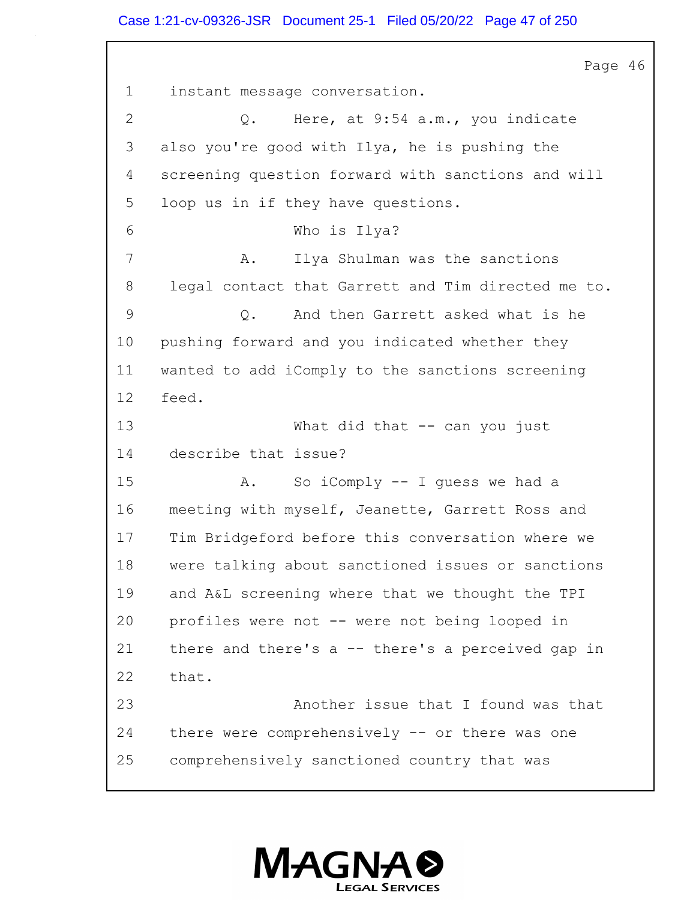1 instant message conversation.

2 Q. Here, at 9:54 a.m., you indicate

3 also you're good with Ilya, he is pushing the

4 screening question forward with sanctions and will

5 loop us in if they have questions.

6 Who is Ilya?

7 A. Ilya Shulman was the sanctions

8 legal contact that Garrett and Tim directed me to.

9 Q. And then Garrett asked what is he

10 pushing forward and you indicated whether they

11 wanted to add iComply to the sanctions screening

12 feed.

13 What did that -- can you just

14 describe that issue?

15 A. So iComply -- I guess we had a

16 meeting with myself, Jeanette, Garrett Ross and

17 Tim Bridgeford before this conversation where we

18 were talking about sanctioned issues or sanctions

19 and A&L screening where that we thought the TPI

20 profiles were not -- were not being looped in

21 there and there's a -- there's a perceived gap in

22 that.

23 Another issue that I found was that

24 there were comprehensively -- or there was one

25 comprehensively sanctioned country that was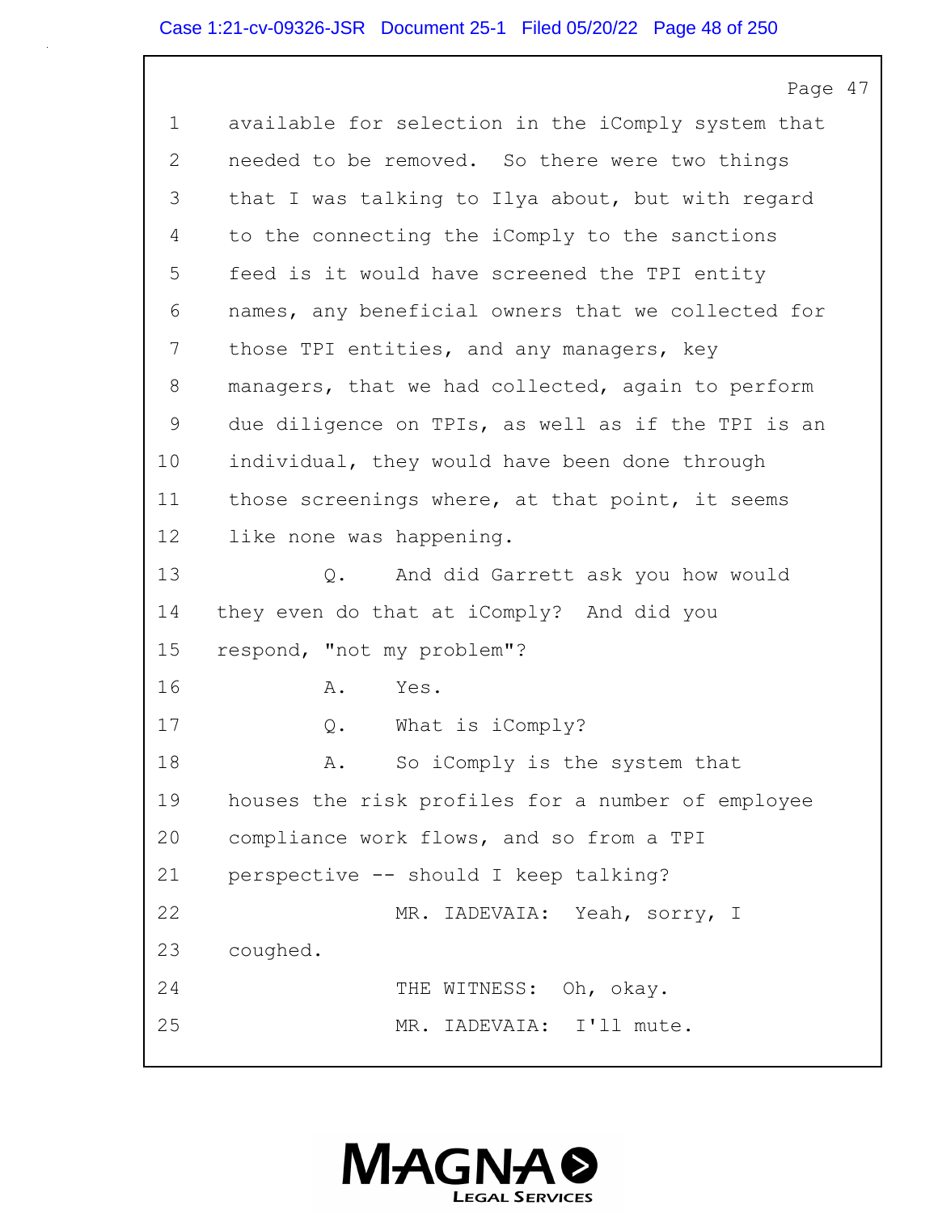1 available for selection in the iComply system that
2 needed to be removed. So there were two things
3 that I was talking to Ilya about, but with regard
4 to the connecting the iComply to the sanctions
5 feed is it would have screened the TPI entity
6 names, any beneficial owners that we collected for
7 those TPI entities, and any managers, key
8 managers, that we had collected, again to perform
9 due diligence on TPIs, as well as if the TPI is an
10 individual, they would have been done through
11 those screenings where, at that point, it seems
12 like none was happening.

13 Q. And did Garrett ask you how would
14 they even do that at iComply? And did you
15 respond, "not my problem"?

16 A. Yes.

17 Q. What is iComply?

18 A. So iComply is the system that
19 houses the risk profiles for a number of employee
20 compliance work flows, and so from a TPI
21 perspective -- should I keep talking?

22 MR. IADEVAIA: Yeah, sorry, I
23 coughed.

24 THE WITNESS: Oh, okay.

25 MR. IADEVAIA: I'll mute.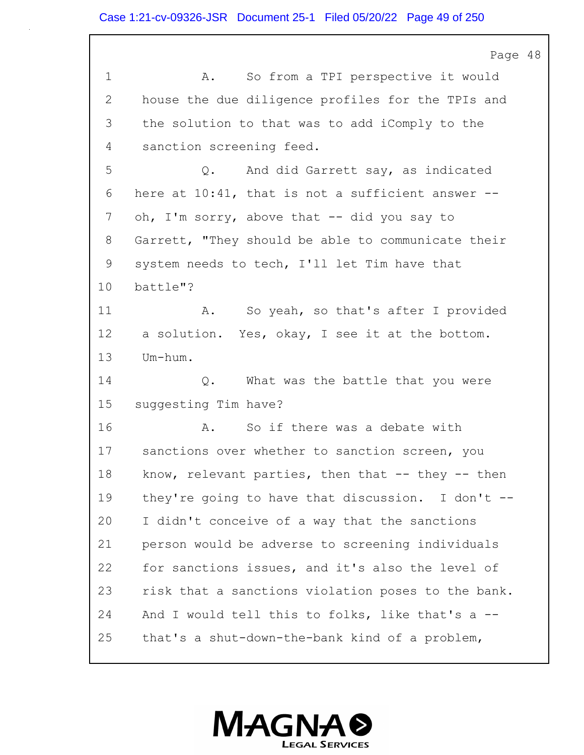Page 48

1 A. So from a TPI perspective it would
2 house the due diligence profiles for the TPIs and
3 the solution to that was to add iComply to the
4 sanction screening feed.
5 Q. And did Garrett say, as indicated
6 here at 10:41, that is not a sufficient answer --
7 oh, I'm sorry, above that -- did you say to
8 Garrett, "They should be able to communicate their
9 system needs to tech, I'll let Tim have that
10 battle"?
11 A. So yeah, so that's after I provided
12 a solution. Yes, okay, I see it at the bottom.
13 Um-hum.
14 Q. What was the battle that you were
15 suggesting Tim have?
16 A. So if there was a debate with
17 sanctions over whether to sanction screen, you
18 know, relevant parties, then that -- they -- then
19 they're going to have that discussion. I don't --
20 I didn't conceive of a way that the sanctions
21 person would be adverse to screening individuals
22 for sanctions issues, and it's also the level of
23 risk that a sanctions violation poses to the bank.
24 And I would tell this to folks, like that's a --
25 that's a shut-down-the-bank kind of a problem,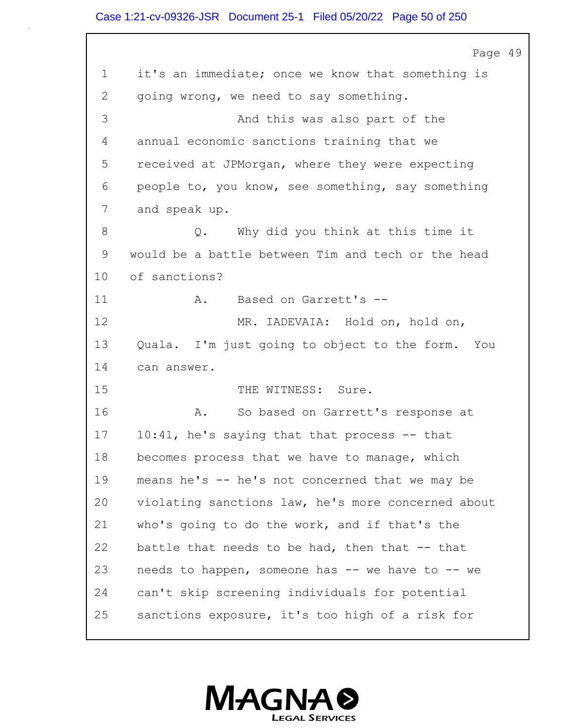1 it's an immediate; once we know that something is
2 going wrong, we need to say something.
3 And this was also part of the
4 annual economic sanctions training that we
5 received at JPMorgan, where they were expecting
6 people to, you know, see something, say something
7 and speak up.
8 Q. Why did you think at this time it
9 would be a battle between Tim and tech or the head
10 of sanctions?
11 A. Based on Garrett's --
12 MR. IADEVAIA: Hold on, hold on,
13 Quala. I'm just going to object to the form. You
14 can answer.
15 THE WITNESS: Sure.
16 A. So based on Garrett's response at
17 10:41, he's saying that that process -- that
18 becomes process that we have to manage, which
19 means he's -- he's not concerned that we may be
20 violating sanctions law, he's more concerned about
21 who's going to do the work, and if that's the
22 battle that needs to be had, then that -- that
23 needs to happen, someone has -- we have to -- we
24 can't skip screening individuals for potential
25 sanctions exposure, it's too high of a risk for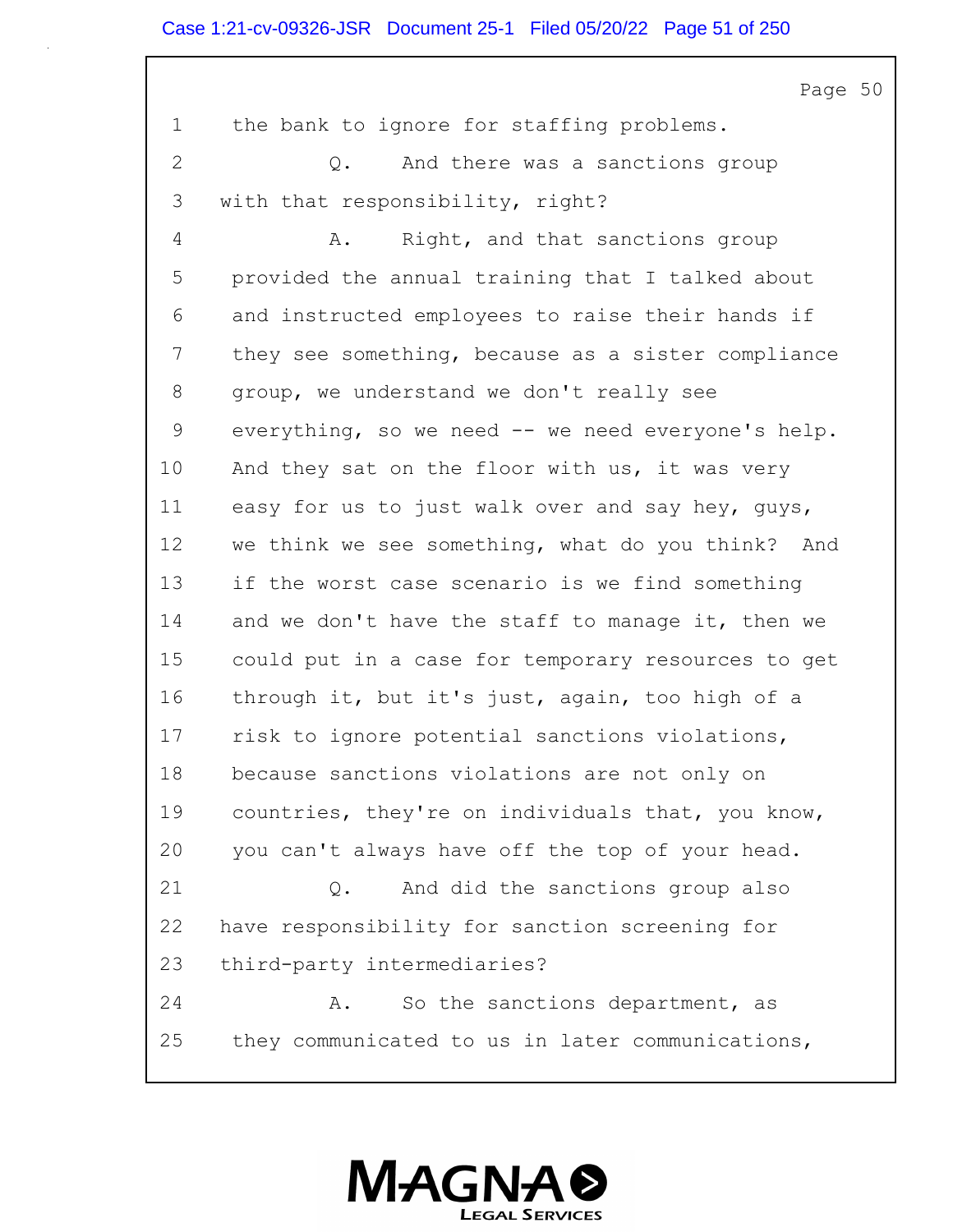1 the bank to ignore for staffing problems.

2 Q. And there was a sanctions group

3 with that responsibility, right?

4 A. Right, and that sanctions group

5 provided the annual training that I talked about

6 and instructed employees to raise their hands if

7 they see something, because as a sister compliance

8 group, we understand we don't really see

9 everything, so we need -- we need everyone's help.

10 And they sat on the floor with us, it was very

11 easy for us to just walk over and say hey, guys,

12 we think we see something, what do you think? And

13 if the worst case scenario is we find something

14 and we don't have the staff to manage it, then we

15 could put in a case for temporary resources to get

16 through it, but it's just, again, too high of a

17 risk to ignore potential sanctions violations,

18 because sanctions violations are not only on

19 countries, they're on individuals that, you know,

20 you can't always have off the top of your head.

21 Q. And did the sanctions group also

22 have responsibility for sanction screening for

23 third-party intermediaries?

24 A. So the sanctions department, as

25 they communicated to us in later communications,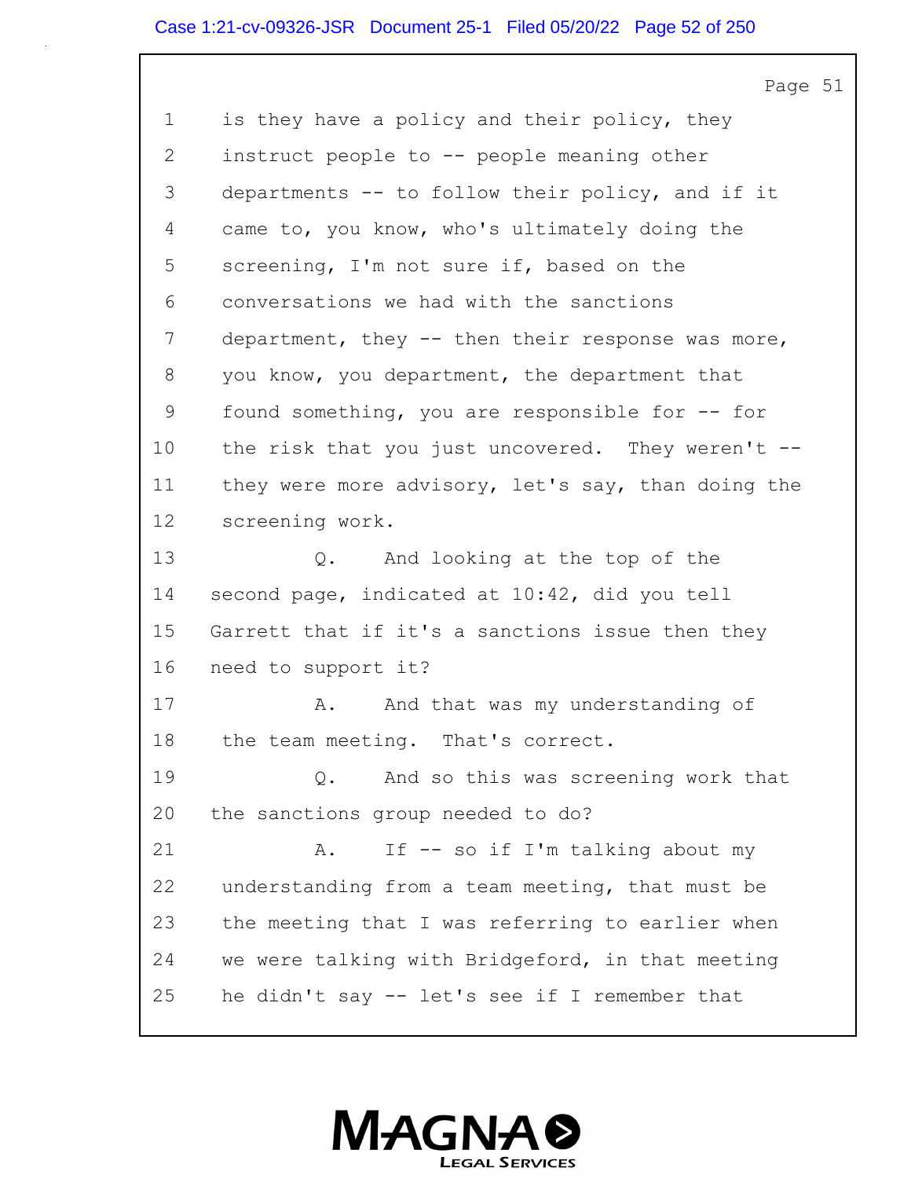1 is they have a policy and their policy, they
2 instruct people to -- people meaning other
3 departments -- to follow their policy, and if it
4 came to, you know, who's ultimately doing the
5 screening, I'm not sure if, based on the
6 conversations we had with the sanctions
7 department, they -- then their response was more,
8 you know, you department, the department that
9 found something, you are responsible for -- for
10 the risk that you just uncovered. They weren't --
11 they were more advisory, let's say, than doing the
12 screening work.

13 Q. And looking at the top of the
14 second page, indicated at 10:42, did you tell
15 Garrett that if it's a sanctions issue then they
16 need to support it?

17 A. And that was my understanding of
18 the team meeting. That's correct.

19 Q. And so this was screening work that
20 the sanctions group needed to do?

21 A. If -- so if I'm talking about my
22 understanding from a team meeting, that must be
23 the meeting that I was referring to earlier when
24 we were talking with Bridgeford, in that meeting
25 he didn't say -- let's see if I remember that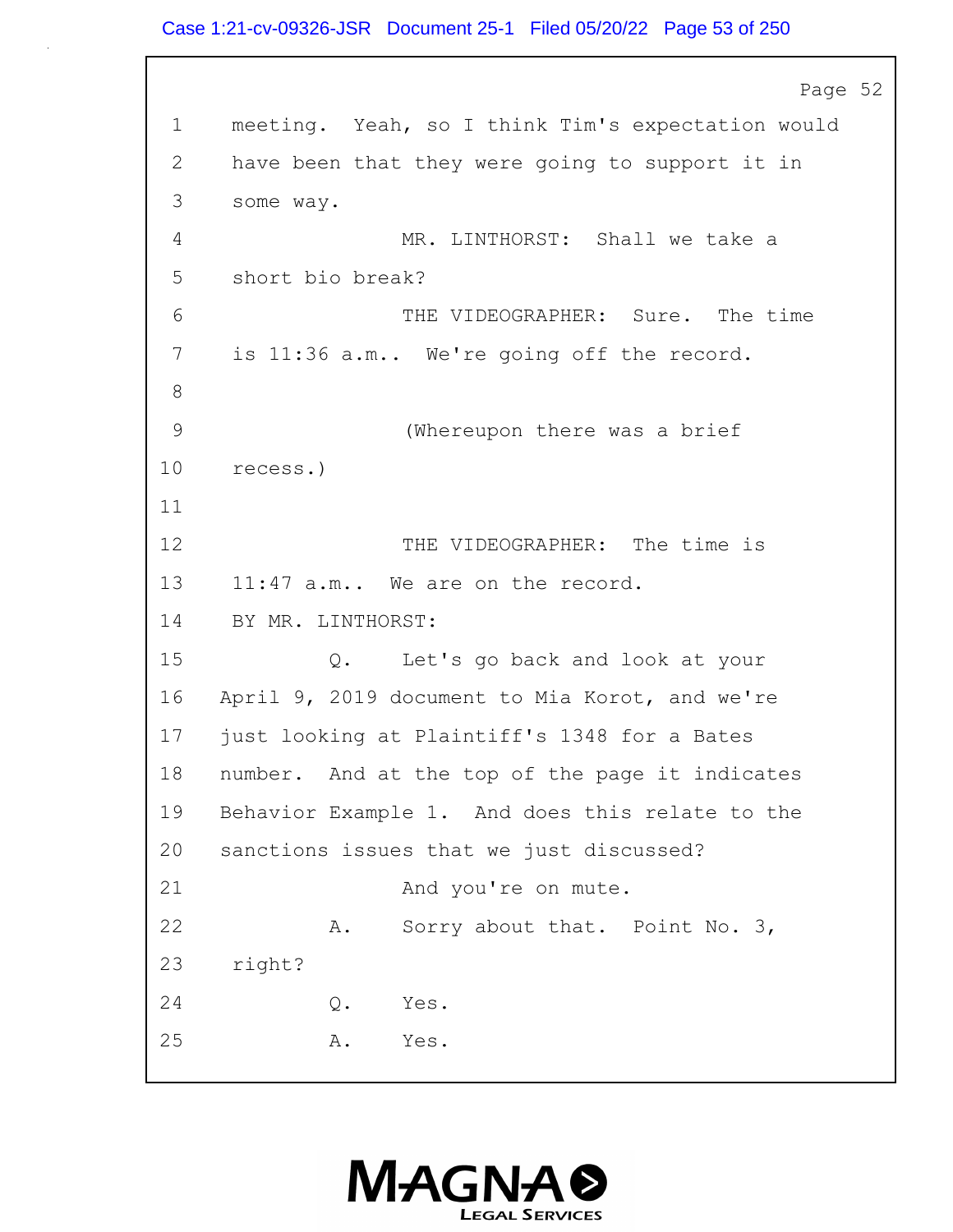1 meeting. Yeah, so I think Tim's expectation would
2 have been that they were going to support it in
3 some way.
4 MR. LINTHORST: Shall we take a
5 short bio break?
6 THE VIDEOGRAPHER: Sure. The time
7 is 11:36 a.m.. We're going off the record.
8
9 (Whereupon there was a brief
10 recess.)
11
12 THE VIDEOGRAPHER: The time is
13 11:47 a.m.. We are on the record.
14 BY MR. LINTHORST:
15 Q. Let's go back and look at your
16 April 9, 2019 document to Mia Korot, and we're
17 just looking at Plaintiff's 1348 for a Bates
18 number. And at the top of the page it indicates
19 Behavior Example 1. And does this relate to the
20 sanctions issues that we just discussed?
21 And you're on mute.
22 A. Sorry about that. Point No. 3,
23 right?
24 Q. Yes.
25 A. Yes.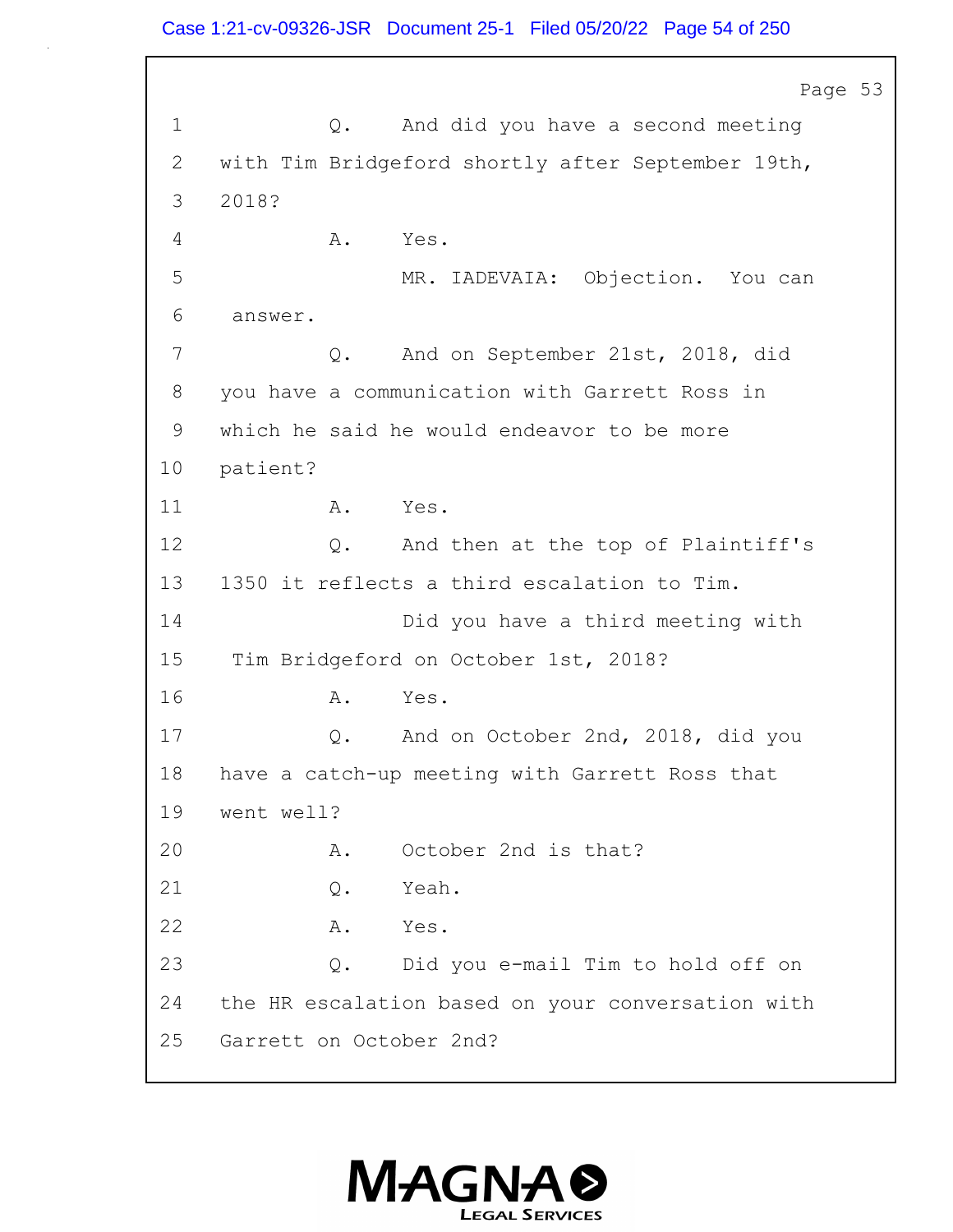1 Q. And did you have a second meeting
2 with Tim Bridgeford shortly after September 19th,
3 2018?
4 A. Yes.
5 MR. IADEVAIA: Objection. You can
6 answer.
7 Q. And on September 21st, 2018, did
8 you have a communication with Garrett Ross in
9 which he said he would endeavor to be more
10 patient?
11 A. Yes.
12 Q. And then at the top of Plaintiff's
13 1350 it reflects a third escalation to Tim.
14 Did you have a third meeting with
15 Tim Bridgeford on October 1st, 2018?
16 A. Yes.
17 Q. And on October 2nd, 2018, did you
18 have a catch-up meeting with Garrett Ross that
19 went well?
20 A. October 2nd is that?
21 Q. Yeah.
22 A. Yes.
23 Q. Did you e-mail Tim to hold off on
24 the HR escalation based on your conversation with
25 Garrett on October 2nd?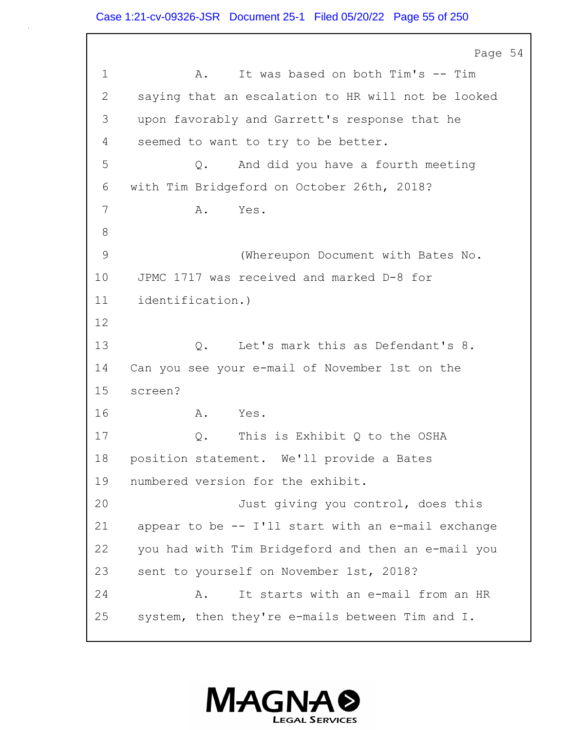Page 54

1 A. It was based on both Tim's -- Tim
2 saying that an escalation to HR will not be looked
3 upon favorably and Garrett's response that he
4 seemed to want to try to be better.
5 Q. And did you have a fourth meeting
6 with Tim Bridgeford on October 26th, 2018?
7 A. Yes.
8
9 (Whereupon Document with Bates No.
10 JPMC 1717 was received and marked D-8 for
11 identification.)
12
13 Q. Let's mark this as Defendant's 8.
14 Can you see your e-mail of November 1st on the
15 screen?
16 A. Yes.
17 Q. This is Exhibit Q to the OSHA
18 position statement. We'll provide a Bates
19 numbered version for the exhibit.
20 Just giving you control, does this
21 appear to be -- I'll start with an e-mail exchange
22 you had with Tim Bridgeford and then an e-mail you
23 sent to yourself on November 1st, 2018?
24 A. It starts with an e-mail from an HR
25 system, then they're e-mails between Tim and I.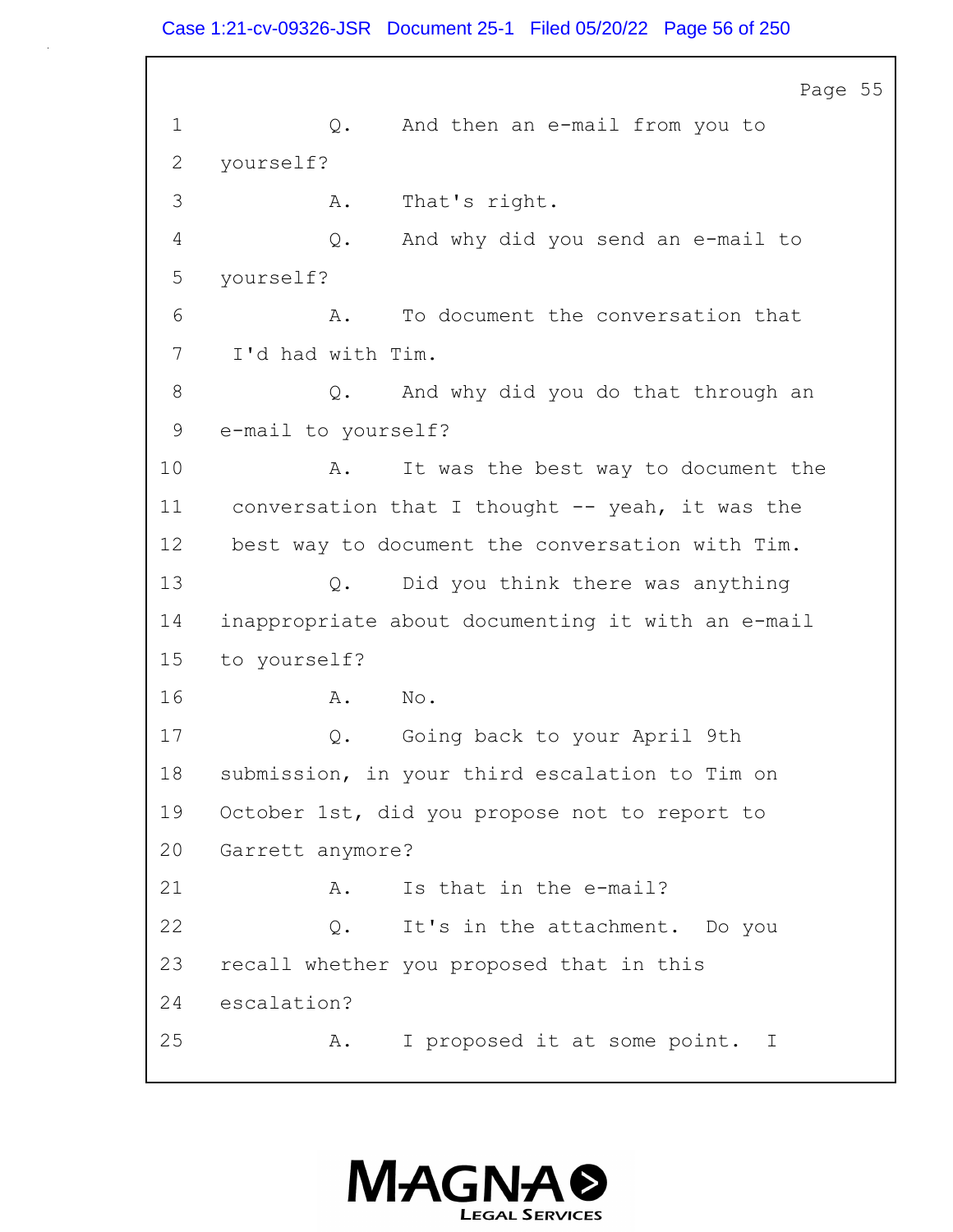1 Q. And then an e-mail from you to
2 yourself?
3 A. That's right.
4 Q. And why did you send an e-mail to
5 yourself?
6 A. To document the conversation that
7 I'd had with Tim.
8 Q. And why did you do that through an
9 e-mail to yourself?
10 A. It was the best way to document the
11 conversation that I thought -- yeah, it was the
12 best way to document the conversation with Tim.
13 Q. Did you think there was anything
14 inappropriate about documenting it with an e-mail
15 to yourself?
16 A. No.
17 Q. Going back to your April 9th
18 submission, in your third escalation to Tim on
19 October 1st, did you propose not to report to
20 Garrett anymore?
21 A. Is that in the e-mail?
22 Q. It's in the attachment. Do you
23 recall whether you proposed that in this
24 escalation?
25 A. I proposed it at some point. I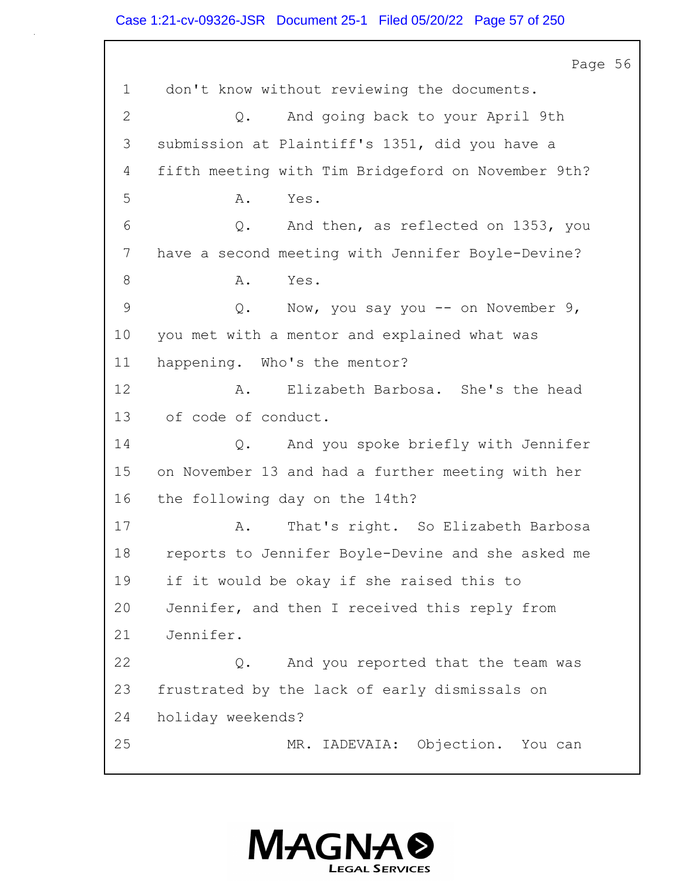1 don't know without reviewing the documents.

2 Q. And going back to your April 9th

3 submission at Plaintiff's 1351, did you have a

4 fifth meeting with Tim Bridgeford on November 9th?

5 A. Yes.

6 Q. And then, as reflected on 1353, you

7 have a second meeting with Jennifer Boyle-Devine?

8 A. Yes.

9 Q. Now, you say you -- on November 9,

10 you met with a mentor and explained what was

11 happening. Who's the mentor?

12 A. Elizabeth Barbosa. She's the head

13 of code of conduct.

14 Q. And you spoke briefly with Jennifer

15 on November 13 and had a further meeting with her

16 the following day on the 14th?

17 A. That's right. So Elizabeth Barbosa

18 reports to Jennifer Boyle-Devine and she asked me

19 if it would be okay if she raised this to

20 Jennifer, and then I received this reply from

21 Jennifer.

22 Q. And you reported that the team was

23 frustrated by the lack of early dismissals on

24 holiday weekends?

25 MR. IADEVAIA: Objection. You can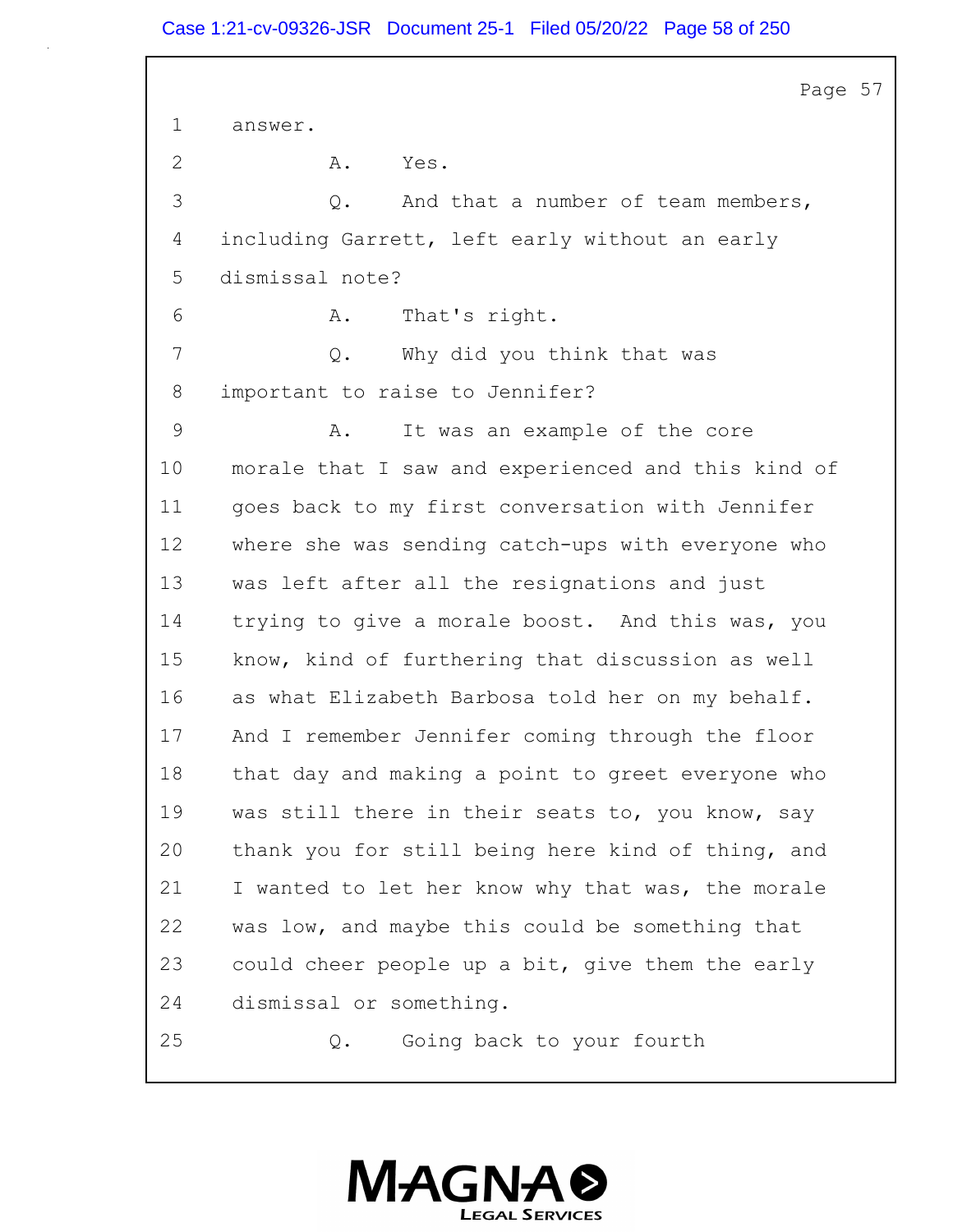1 answer.

2 A. Yes.

3 Q. And that a number of team members,

4 including Garrett, left early without an early

5 dismissal note?

6 A. That's right.

7 Q. Why did you think that was

8 important to raise to Jennifer?

9 A. It was an example of the core

10 morale that I saw and experienced and this kind of

11 goes back to my first conversation with Jennifer

12 where she was sending catch-ups with everyone who

13 was left after all the resignations and just

14 trying to give a morale boost. And this was, you

15 know, kind of furthering that discussion as well

16 as what Elizabeth Barbosa told her on my behalf.

17 And I remember Jennifer coming through the floor

18 that day and making a point to greet everyone who

19 was still there in their seats to, you know, say

20 thank you for still being here kind of thing, and

21 I wanted to let her know why that was, the morale

22 was low, and maybe this could be something that

23 could cheer people up a bit, give them the early

24 dismissal or something.

25 Q. Going back to your fourth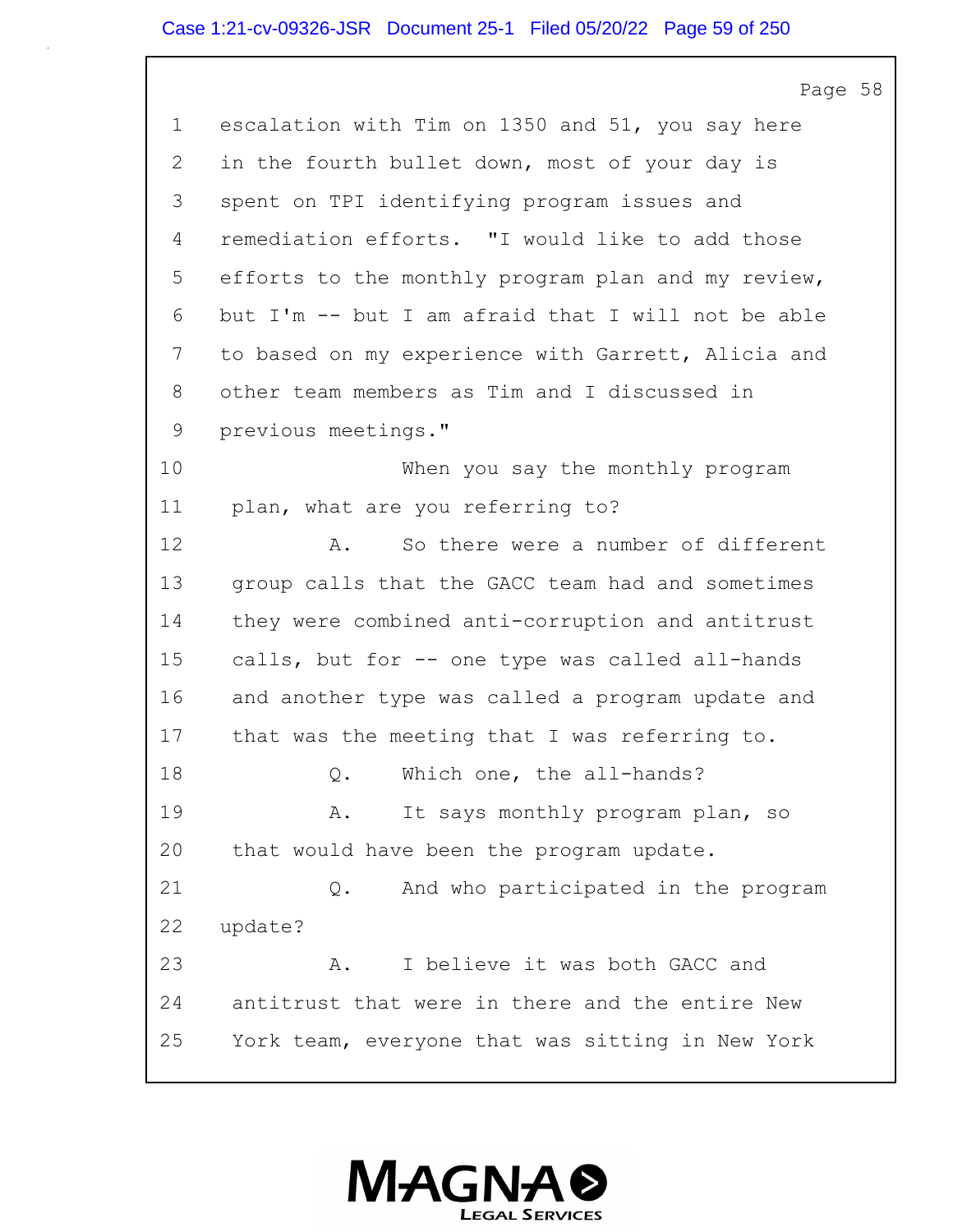Page 58

1 escalation with Tim on 1350 and 51, you say here
2 in the fourth bullet down, most of your day is
3 spent on TPI identifying program issues and
4 remediation efforts. "I would like to add those
5 efforts to the monthly program plan and my review,
6 but I'm -- but I am afraid that I will not be able
7 to based on my experience with Garrett, Alicia and
8 other team members as Tim and I discussed in
9 previous meetings."
10 When you say the monthly program
11 plan, what are you referring to?
12 A. So there were a number of different
13 group calls that the GACC team had and sometimes
14 they were combined anti-corruption and antitrust
15 calls, but for -- one type was called all-hands
16 and another type was called a program update and
17 that was the meeting that I was referring to.
18 Q. Which one, the all-hands?
19 A. It says monthly program plan, so
20 that would have been the program update.
21 Q. And who participated in the program
22 update?
23 A. I believe it was both GACC and
24 antitrust that were in there and the entire New
25 York team, everyone that was sitting in New York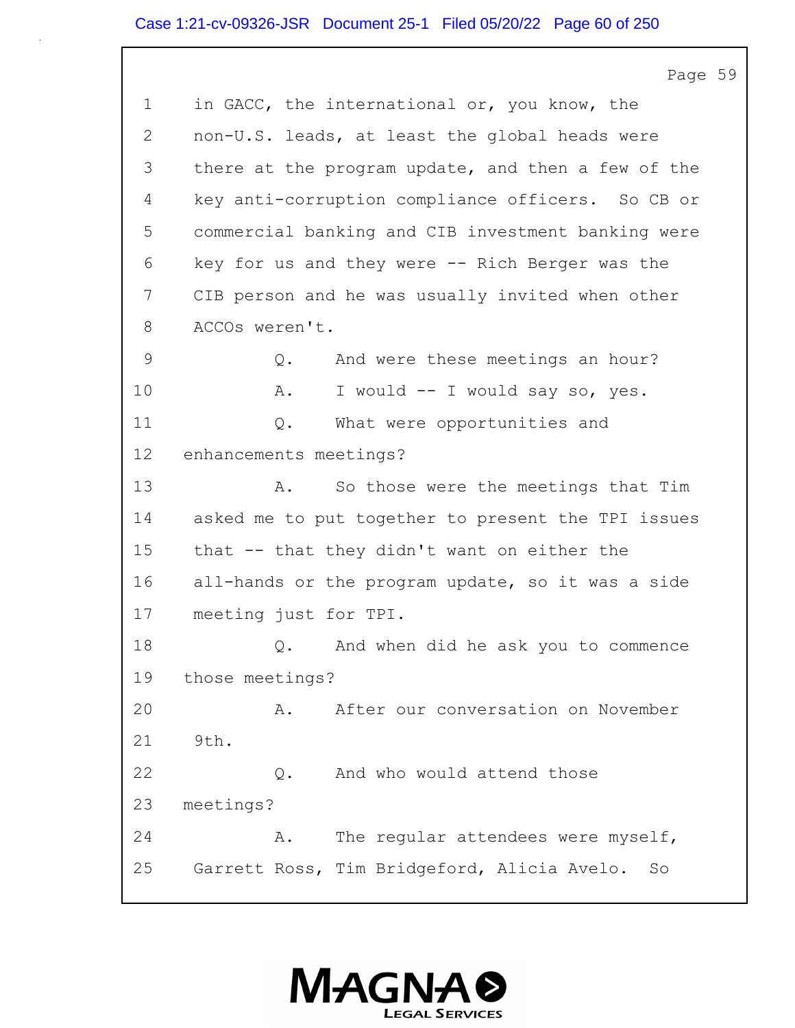1 in GACC, the international or, you know, the
2 non-U.S. leads, at least the global heads were
3 there at the program update, and then a few of the
4 key anti-corruption compliance officers. So CB or
5 commercial banking and CIB investment banking were
6 key for us and they were -- Rich Berger was the
7 CIB person and he was usually invited when other
8 ACCOs weren't.
9 Q. And were these meetings an hour?
10 A. I would -- I would say so, yes.
11 Q. What were opportunities and
12 enhancements meetings?
13 A. So those were the meetings that Tim
14 asked me to put together to present the TPI issues
15 that -- that they didn't want on either the
16 all-hands or the program update, so it was a side
17 meeting just for TPI.
18 Q. And when did he ask you to commence
19 those meetings?
20 A. After our conversation on November
21 9th.
22 Q. And who would attend those
23 meetings?
24 A. The regular attendees were myself,
25 Garrett Ross, Tim Bridgeford, Alicia Avelo. So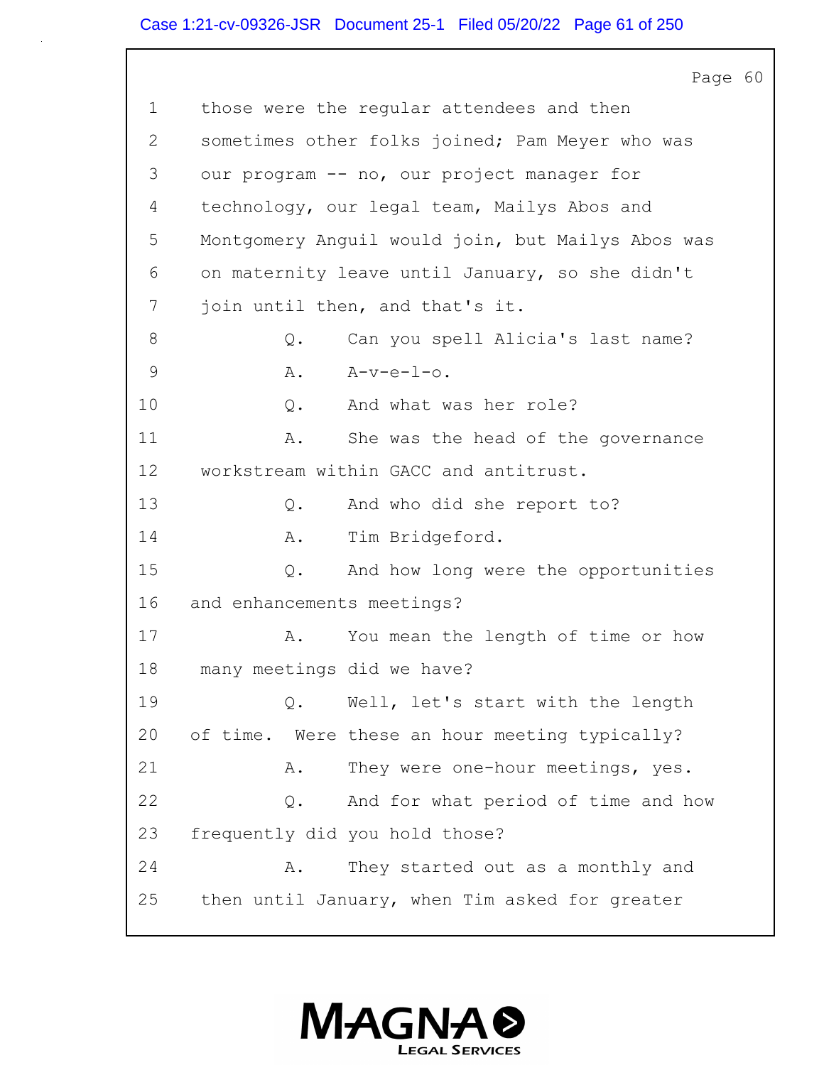Page 60

1 those were the regular attendees and then
2 sometimes other folks joined; Pam Meyer who was
3 our program -- no, our project manager for
4 technology, our legal team, Mailys Abos and
5 Montgomery Anguil would join, but Mailys Abos was
6 on maternity leave until January, so she didn't
7 join until then, and that's it.
8 Q. Can you spell Alicia's last name?
9 A. A-v-e-l-o.
10 Q. And what was her role?
11 A. She was the head of the governance
12 workstream within GACC and antitrust.
13 Q. And who did she report to?
14 A. Tim Bridgeford.
15 Q. And how long were the opportunities
16 and enhancements meetings?
17 A. You mean the length of time or how
18 many meetings did we have?
19 Q. Well, let's start with the length
20 of time. Were these an hour meeting typically?
21 A. They were one-hour meetings, yes.
22 Q. And for what period of time and how
23 frequently did you hold those?
24 A. They started out as a monthly and
25 then until January, when Tim asked for greater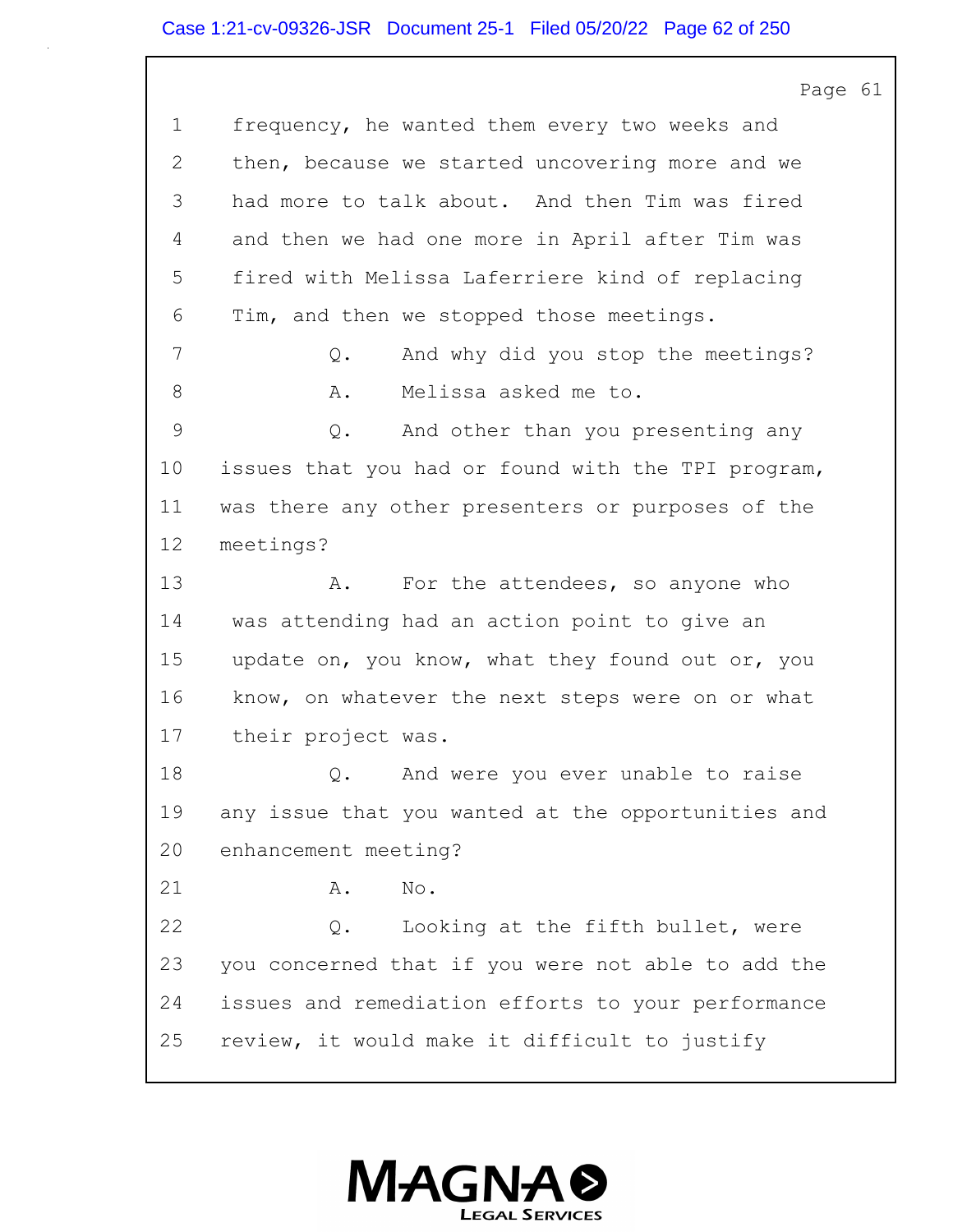1 frequency, he wanted them every two weeks and
2 then, because we started uncovering more and we
3 had more to talk about. And then Tim was fired
4 and then we had one more in April after Tim was
5 fired with Melissa Laferriere kind of replacing
6 Tim, and then we stopped those meetings.
7 Q. And why did you stop the meetings?
8 A. Melissa asked me to.
9 Q. And other than you presenting any
10 issues that you had or found with the TPI program,
11 was there any other presenters or purposes of the
12 meetings?
13 A. For the attendees, so anyone who
14 was attending had an action point to give an
15 update on, you know, what they found out or, you
16 know, on whatever the next steps were on or what
17 their project was.
18 Q. And were you ever unable to raise
19 any issue that you wanted at the opportunities and
20 enhancement meeting?
21 A. No.
22 Q. Looking at the fifth bullet, were
23 you concerned that if you were not able to add the
24 issues and remediation efforts to your performance
25 review, it would make it difficult to justify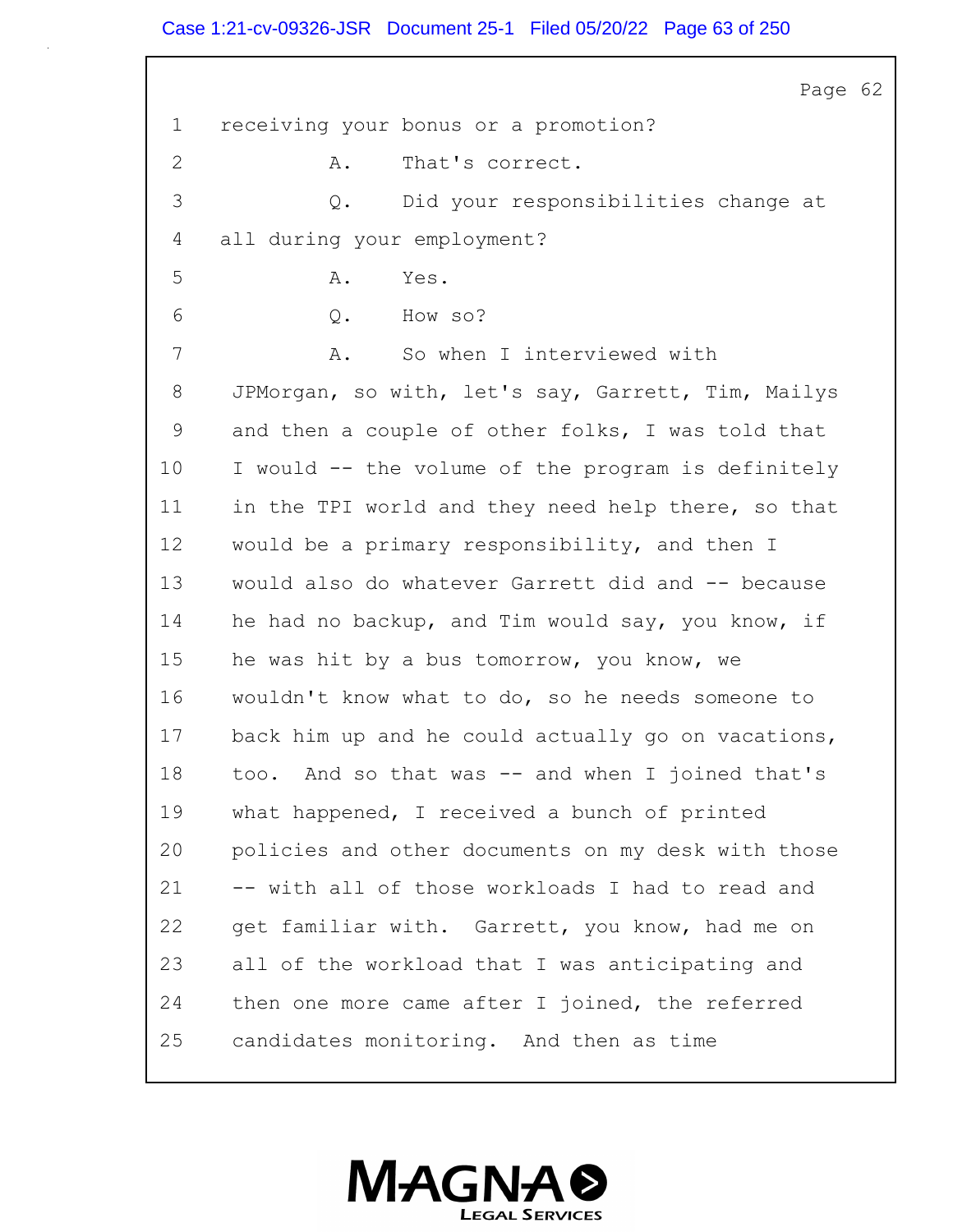1 receiving your bonus or a promotion?

2 A. That's correct.

3 Q. Did your responsibilities change at

4 all during your employment?

5 A. Yes.

6 Q. How so?

7 A. So when I interviewed with

8 JPMorgan, so with, let's say, Garrett, Tim, Mailys

9 and then a couple of other folks, I was told that

10 I would -- the volume of the program is definitely

11 in the TPI world and they need help there, so that

12 would be a primary responsibility, and then I

13 would also do whatever Garrett did and -- because

14 he had no backup, and Tim would say, you know, if

15 he was hit by a bus tomorrow, you know, we

16 wouldn't know what to do, so he needs someone to

17 back him up and he could actually go on vacations,

18 too. And so that was -- and when I joined that's

19 what happened, I received a bunch of printed

20 policies and other documents on my desk with those

21 -- with all of those workloads I had to read and

22 get familiar with. Garrett, you know, had me on

23 all of the workload that I was anticipating and

24 then one more came after I joined, the referred

25 candidates monitoring. And then as time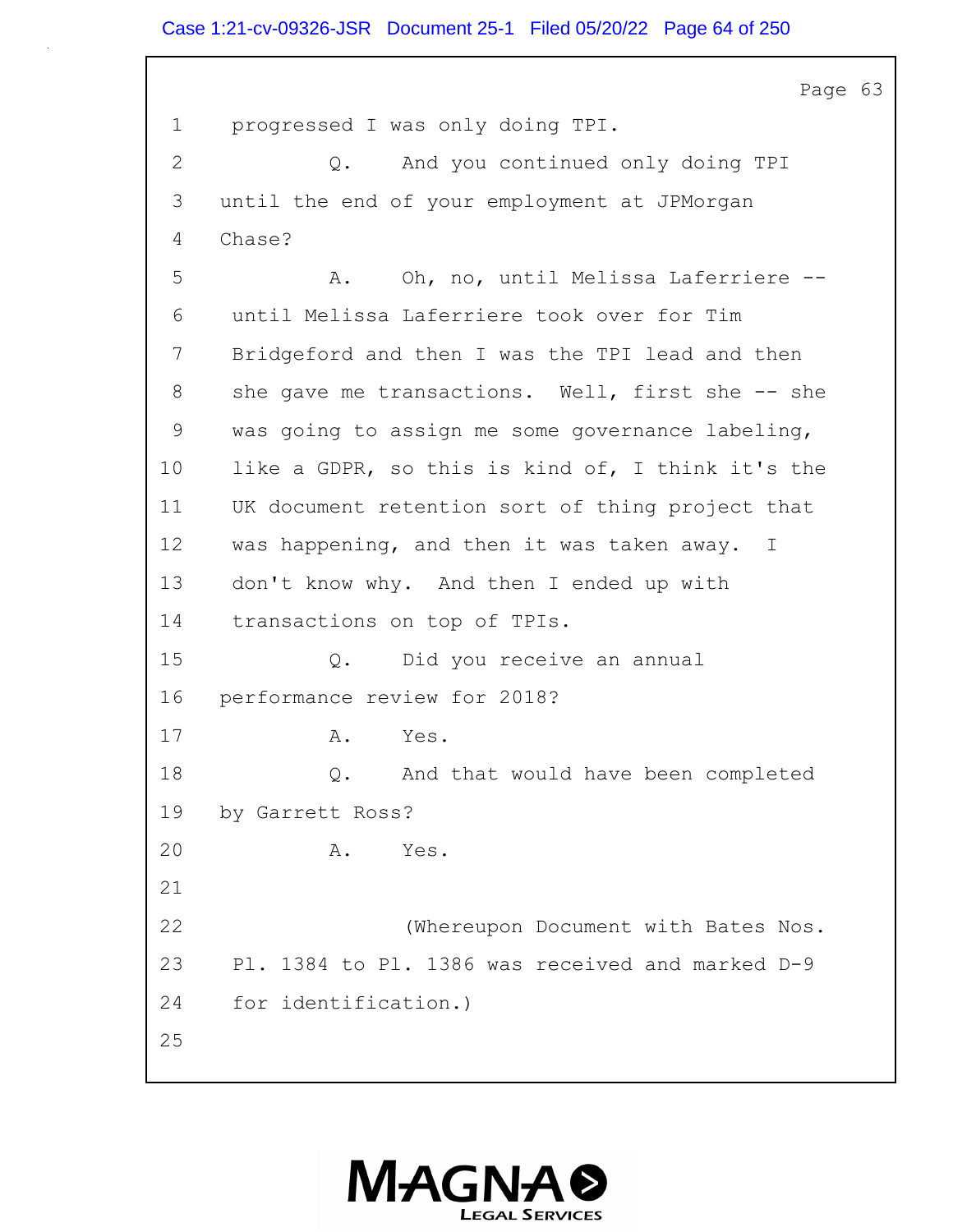1 progressed I was only doing TPI.

2 Q. And you continued only doing TPI

3 until the end of your employment at JPMorgan

4 Chase?

5 A. Oh, no, until Melissa Laferriere --

6 until Melissa Laferriere took over for Tim

7 Bridgeford and then I was the TPI lead and then

8 she gave me transactions. Well, first she -- she

9 was going to assign me some governance labeling,

10 like a GDPR, so this is kind of, I think it's the

11 UK document retention sort of thing project that

12 was happening, and then it was taken away. I

13 don't know why. And then I ended up with

14 transactions on top of TPIs.

15 Q. Did you receive an annual

16 performance review for 2018?

17 A. Yes.

18 Q. And that would have been completed

19 by Garrett Ross?

20 A. Yes.

21

22 (Whereupon Document with Bates Nos.

23 Pl. 1384 to Pl. 1386 was received and marked D-9

24 for identification.)

25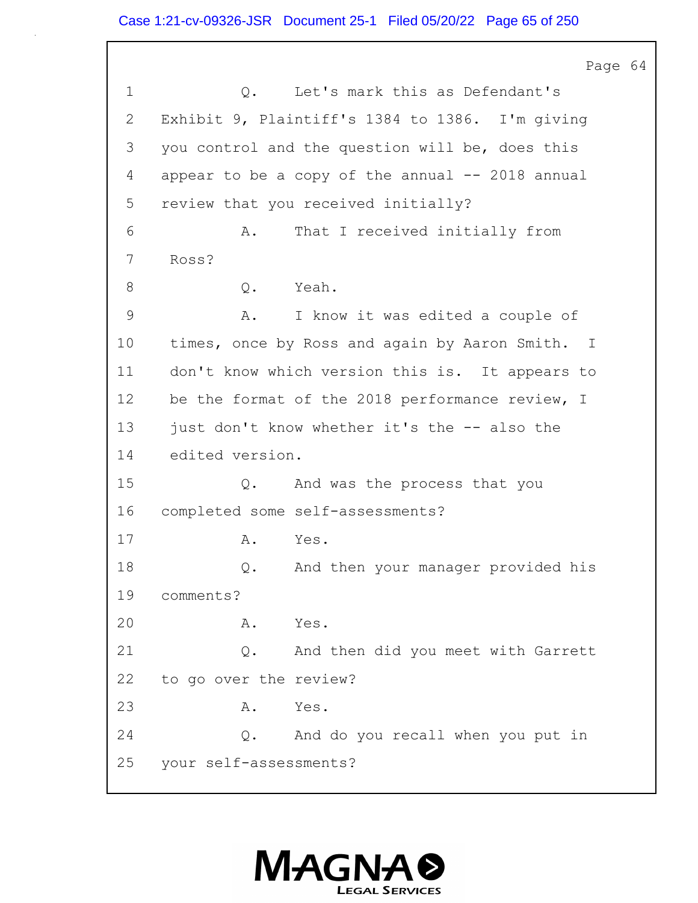1 Q. Let's mark this as Defendant's
2 Exhibit 9, Plaintiff's 1384 to 1386. I'm giving
3 you control and the question will be, does this
4 appear to be a copy of the annual -- 2018 annual
5 review that you received initially?
6 A. That I received initially from
7 Ross?
8 Q. Yeah.
9 A. I know it was edited a couple of
10 times, once by Ross and again by Aaron Smith. I
11 don't know which version this is. It appears to
12 be the format of the 2018 performance review, I
13 just don't know whether it's the -- also the
14 edited version.
15 Q. And was the process that you
16 completed some self-assessments?
17 A. Yes.
18 Q. And then your manager provided his
19 comments?
20 A. Yes.
21 Q. And then did you meet with Garrett
22 to go over the review?
23 A. Yes.
24 Q. And do you recall when you put in
25 your self-assessments?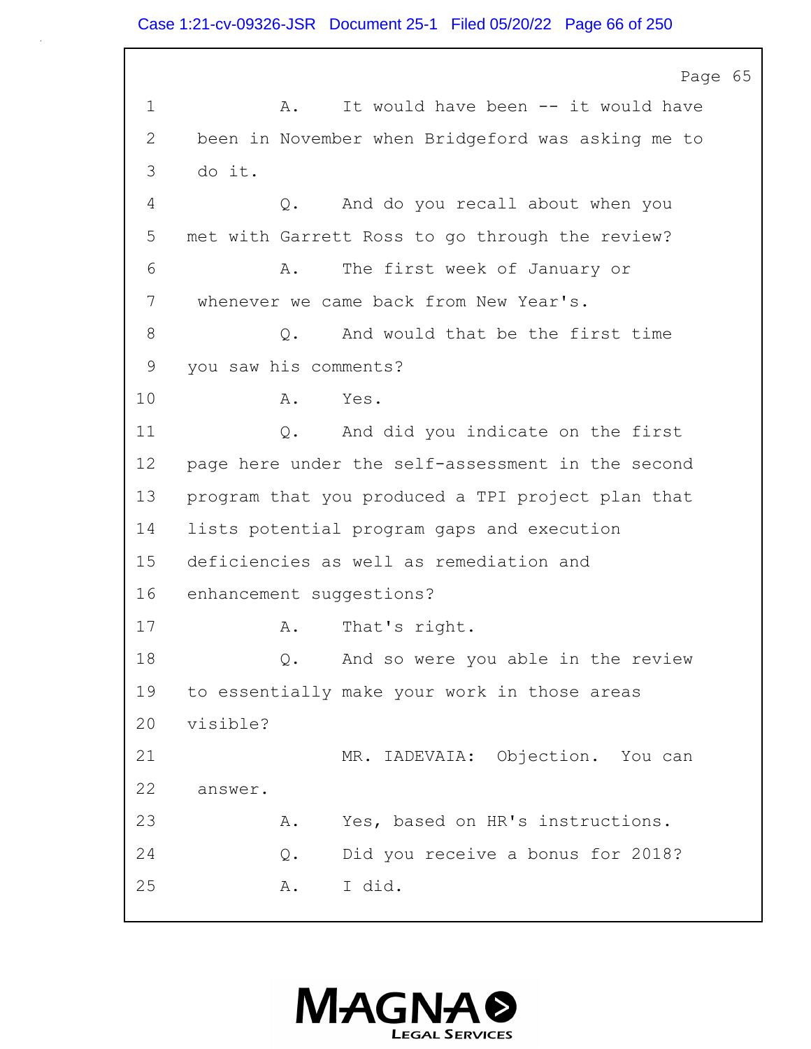1 A. It would have been -- it would have
2 been in November when Bridgeford was asking me to
3 do it.
4 Q. And do you recall about when you
5 met with Garrett Ross to go through the review?
6 A. The first week of January or
7 whenever we came back from New Year's.
8 Q. And would that be the first time
9 you saw his comments?
10 A. Yes.
11 Q. And did you indicate on the first
12 page here under the self-assessment in the second
13 program that you produced a TPI project plan that
14 lists potential program gaps and execution
15 deficiencies as well as remediation and
16 enhancement suggestions?
17 A. That's right.
18 Q. And so were you able in the review
19 to essentially make your work in those areas
20 visible?
21 MR. IADEVAIA: Objection. You can
22 answer.
23 A. Yes, based on HR's instructions.
24 Q. Did you receive a bonus for 2018?
25 A. I did.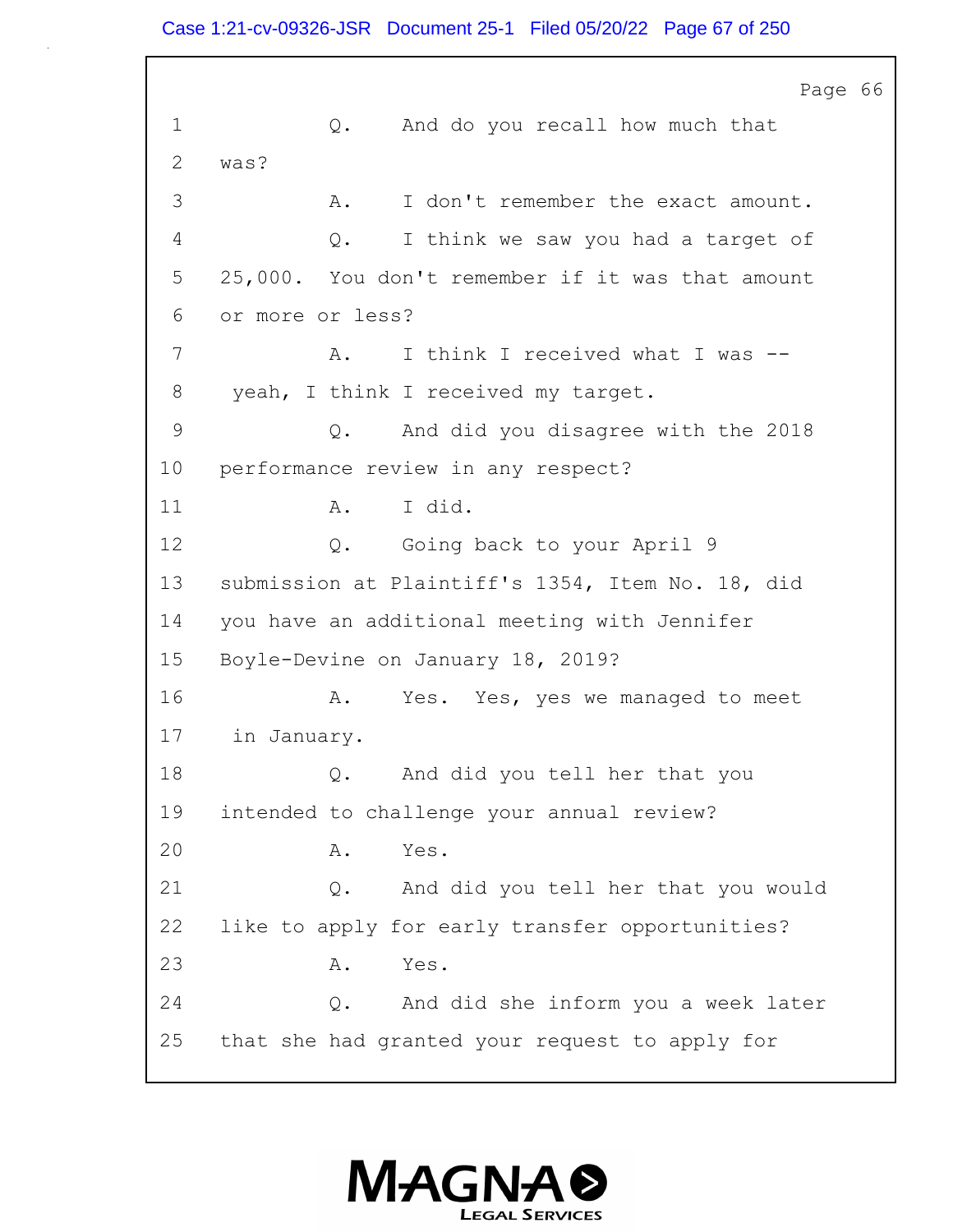1 Q. And do you recall how much that

2 was?

3 A. I don't remember the exact amount.

4 Q. I think we saw you had a target of

5 25,000. You don't remember if it was that amount

6 or more or less?

7 A. I think I received what I was --

8 yeah, I think I received my target.

9 Q. And did you disagree with the 2018

10 performance review in any respect?

11 A. I did.

12 Q. Going back to your April 9

13 submission at Plaintiff's 1354, Item No. 18, did

14 you have an additional meeting with Jennifer

15 Boyle-Devine on January 18, 2019?

16 A. Yes. Yes, yes we managed to meet

17 in January.

18 Q. And did you tell her that you

19 intended to challenge your annual review?

20 A. Yes.

21 Q. And did you tell her that you would

22 like to apply for early transfer opportunities?

23 A. Yes.

24 Q. And did she inform you a week later

25 that she had granted your request to apply for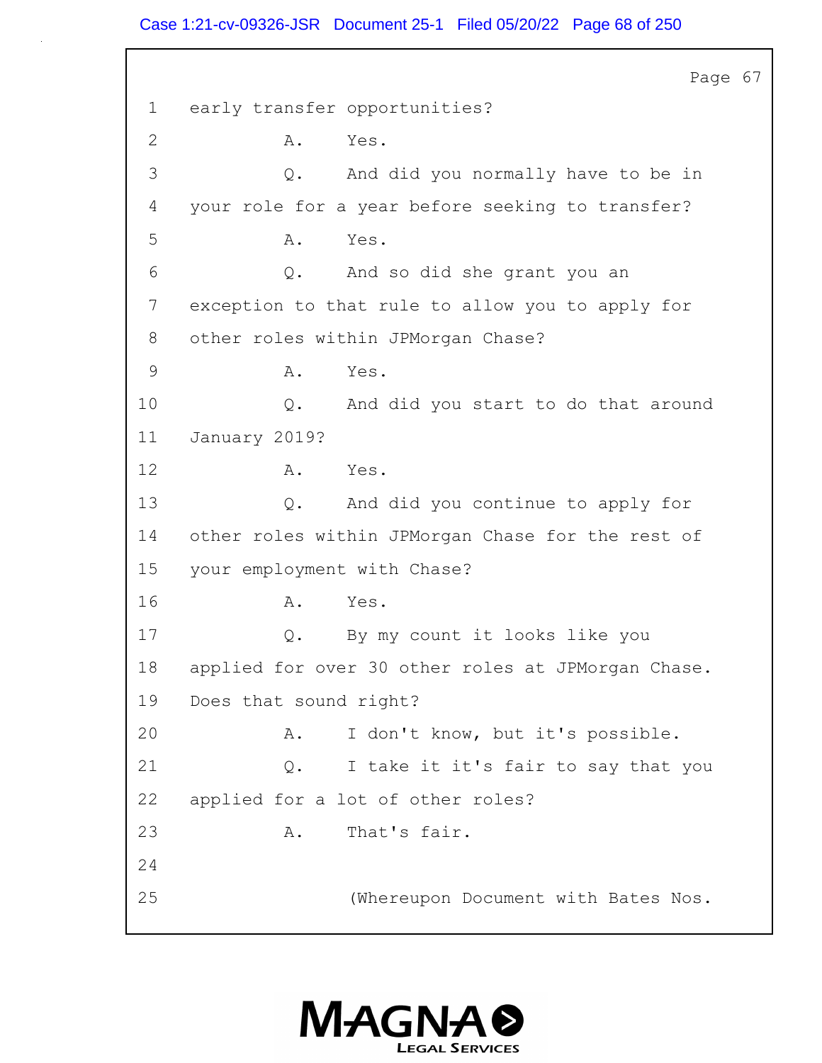Page 67

1 early transfer opportunities?

2 A. Yes.

3 Q. And did you normally have to be in

4 your role for a year before seeking to transfer?

5 A. Yes.

6 Q. And so did she grant you an

7 exception to that rule to allow you to apply for

8 other roles within JPMorgan Chase?

9 A. Yes.

10 Q. And did you start to do that around

11 January 2019?

12 A. Yes.

13 Q. And did you continue to apply for

14 other roles within JPMorgan Chase for the rest of

15 your employment with Chase?

16 A. Yes.

17 Q. By my count it looks like you

18 applied for over 30 other roles at JPMorgan Chase.

19 Does that sound right?

20 A. I don't know, but it's possible.

21 Q. I take it it's fair to say that you

22 applied for a lot of other roles?

23 A. That's fair.

24

25 (Whereupon Document with Bates Nos.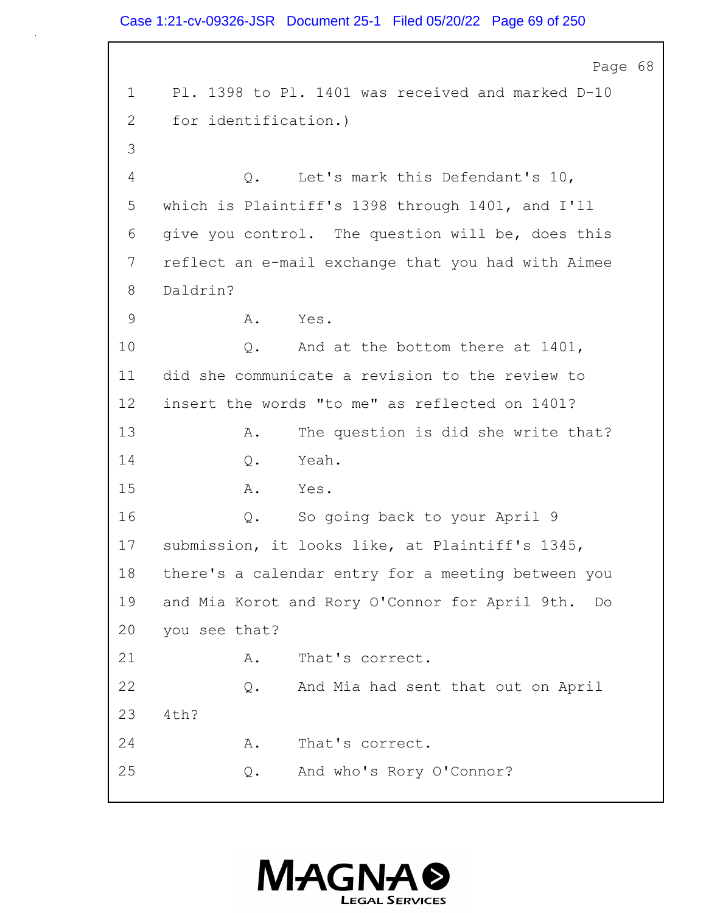1 Pl. 1398 to Pl. 1401 was received and marked D-10

2 for identification.)

3

4 Q. Let's mark this Defendant's 10,

5 which is Plaintiff's 1398 through 1401, and I'll

6 give you control. The question will be, does this

7 reflect an e-mail exchange that you had with Aimee

8 Daldrin?

9 A. Yes.

10 Q. And at the bottom there at 1401,

11 did she communicate a revision to the review to

12 insert the words "to me" as reflected on 1401?

13 A. The question is did she write that?

14 Q. Yeah.

15 A. Yes.

16 Q. So going back to your April 9

17 submission, it looks like, at Plaintiff's 1345,

18 there's a calendar entry for a meeting between you

19 and Mia Korot and Rory O'Connor for April 9th. Do

20 you see that?

21 A. That's correct.

22 Q. And Mia had sent that out on April

23 4th?

24 A. That's correct.

25 Q. And who's Rory O'Connor?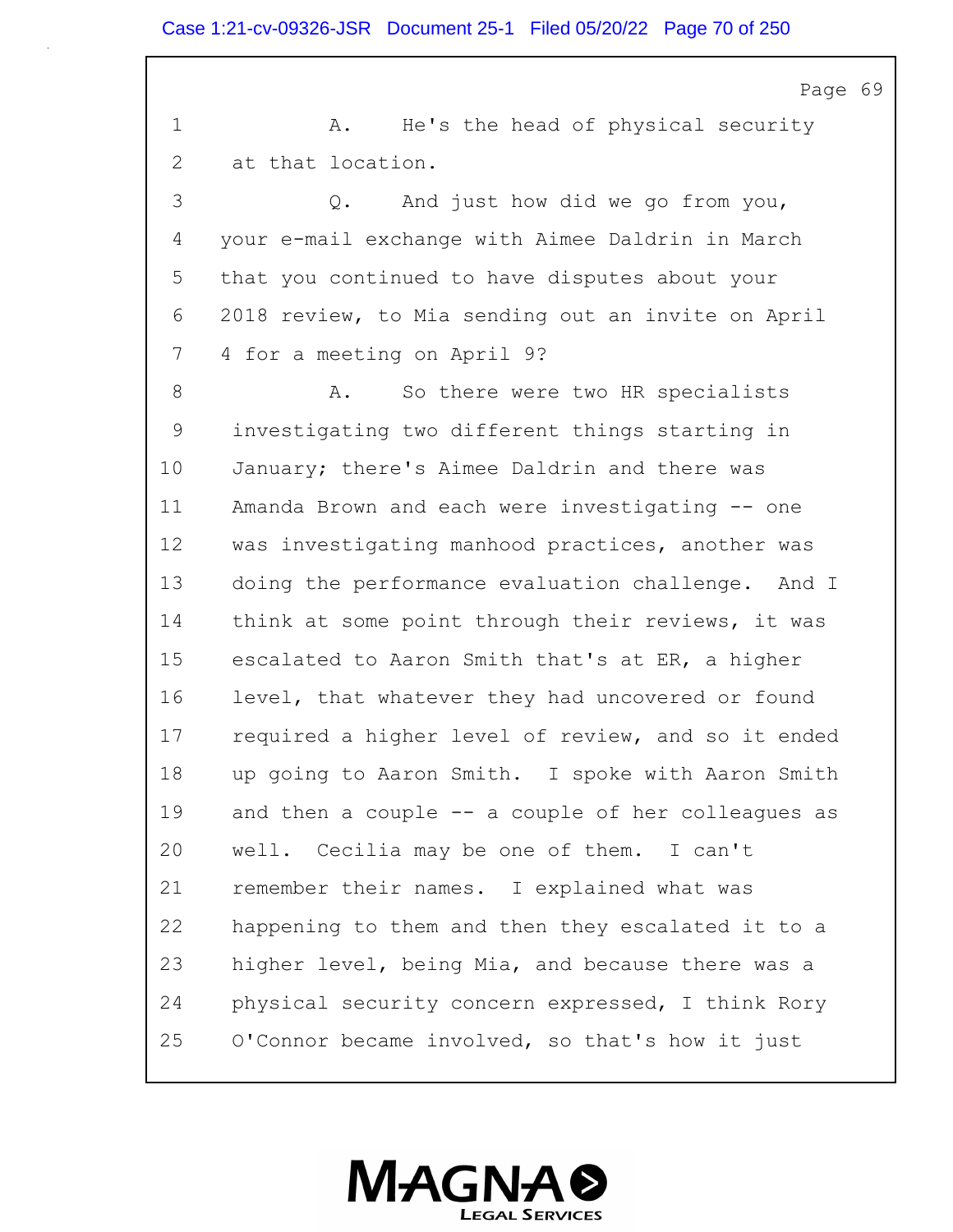1 A. He's the head of physical security
2 at that location.
3 Q. And just how did we go from you,
4 your e-mail exchange with Aimee Daldrin in March
5 that you continued to have disputes about your
6 2018 review, to Mia sending out an invite on April
7 4 for a meeting on April 9?
8 A. So there were two HR specialists
9 investigating two different things starting in
10 January; there's Aimee Daldrin and there was
11 Amanda Brown and each were investigating -- one
12 was investigating manhood practices, another was
13 doing the performance evaluation challenge. And I
14 think at some point through their reviews, it was
15 escalated to Aaron Smith that's at ER, a higher
16 level, that whatever they had uncovered or found
17 required a higher level of review, and so it ended
18 up going to Aaron Smith. I spoke with Aaron Smith
19 and then a couple -- a couple of her colleagues as
20 well. Cecilia may be one of them. I can't
21 remember their names. I explained what was
22 happening to them and then they escalated it to a
23 higher level, being Mia, and because there was a
24 physical security concern expressed, I think Rory
25 O'Connor became involved, so that's how it just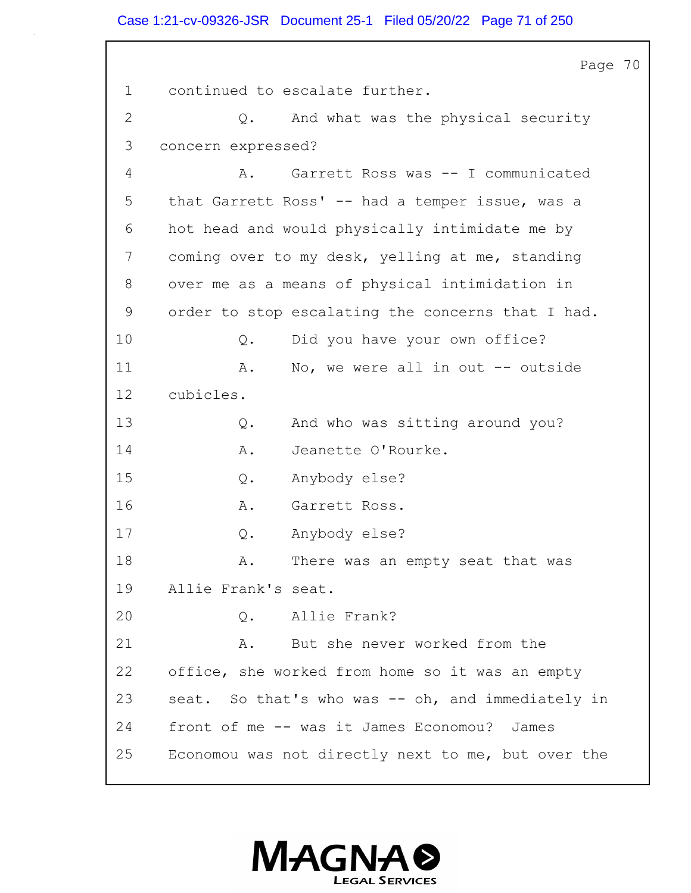1 continued to escalate further.

2 Q. And what was the physical security

3 concern expressed?

4 A. Garrett Ross was -- I communicated

5 that Garrett Ross' -- had a temper issue, was a

6 hot head and would physically intimidate me by

7 coming over to my desk, yelling at me, standing

8 over me as a means of physical intimidation in

9 order to stop escalating the concerns that I had.

10 Q. Did you have your own office?

11 A. No, we were all in out -- outside

12 cubicles.

13 Q. And who was sitting around you?

14 A. Jeanette O'Rourke.

15 Q. Anybody else?

16 A. Garrett Ross.

17 Q. Anybody else?

18 A. There was an empty seat that was

19 Allie Frank's seat.

20 Q. Allie Frank?

21 A. But she never worked from the

22 office, she worked from home so it was an empty

23 seat. So that's who was -- oh, and immediately in

24 front of me -- was it James Economou? James

25 Economou was not directly next to me, but over the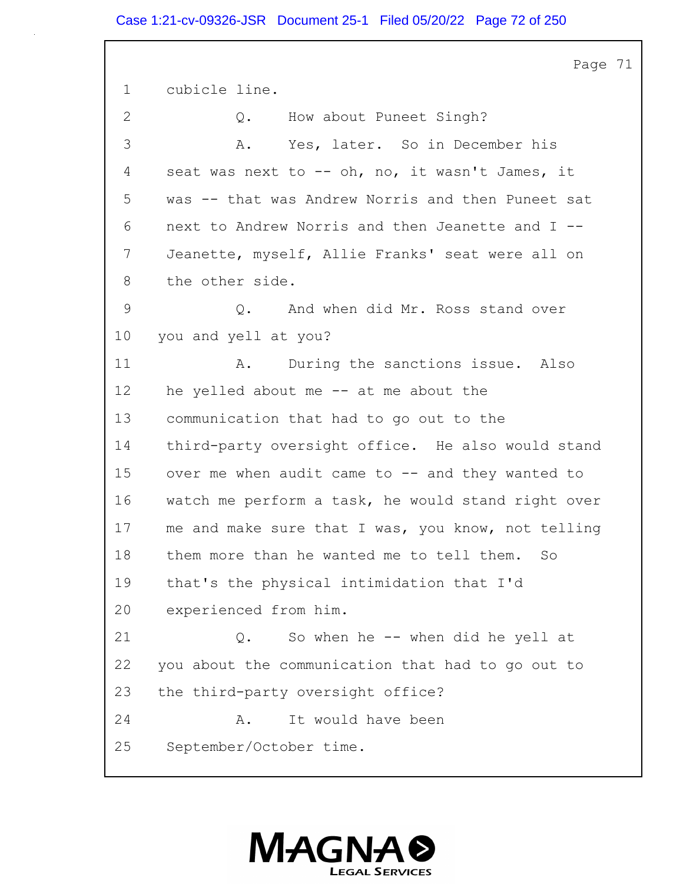Page 71

1 cubicle line.

2 Q. How about Puneet Singh?

3 A. Yes, later. So in December his

4 seat was next to -- oh, no, it wasn't James, it

5 was -- that was Andrew Norris and then Puneet sat

6 next to Andrew Norris and then Jeanette and I --

7 Jeanette, myself, Allie Franks' seat were all on

8 the other side.

9 Q. And when did Mr. Ross stand over

10 you and yell at you?

11 A. During the sanctions issue. Also

12 he yelled about me -- at me about the

13 communication that had to go out to the

14 third-party oversight office. He also would stand

15 over me when audit came to -- and they wanted to

16 watch me perform a task, he would stand right over

17 me and make sure that I was, you know, not telling

18 them more than he wanted me to tell them. So

19 that's the physical intimidation that I'd

20 experienced from him.

21 Q. So when he -- when did he yell at

22 you about the communication that had to go out to

23 the third-party oversight office?

24 A. It would have been

25 September/October time.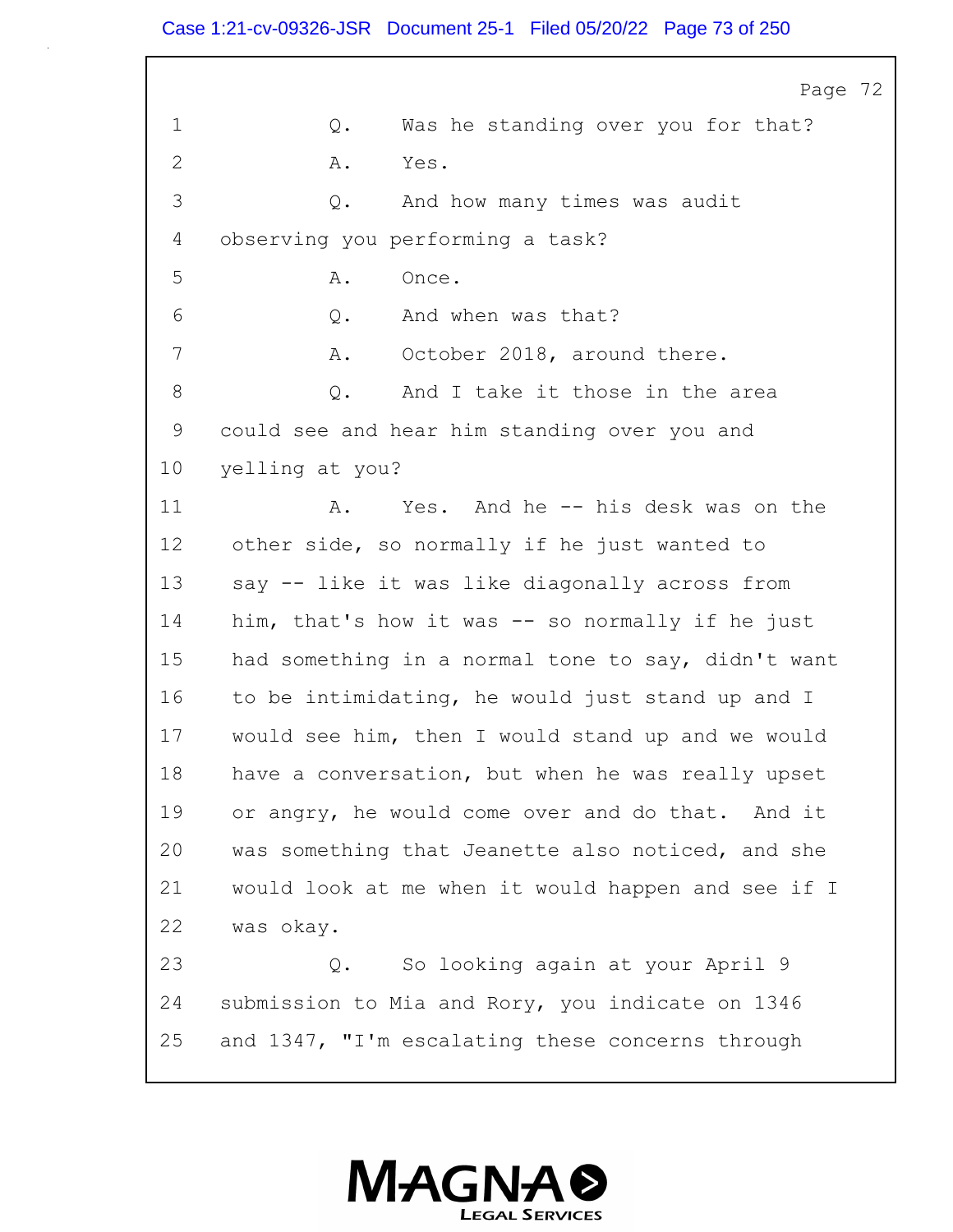1 Q. Was he standing over you for that?

2 A. Yes.

3 Q. And how many times was audit

4 observing you performing a task?

5 A. Once.

6 Q. And when was that?

7 A. October 2018, around there.

8 Q. And I take it those in the area

9 could see and hear him standing over you and

10 yelling at you?

11 A. Yes. And he -- his desk was on the

12 other side, so normally if he just wanted to

13 say -- like it was like diagonally across from

14 him, that's how it was -- so normally if he just

15 had something in a normal tone to say, didn't want

16 to be intimidating, he would just stand up and I

17 would see him, then I would stand up and we would

18 have a conversation, but when he was really upset

19 or angry, he would come over and do that. And it

20 was something that Jeanette also noticed, and she

21 would look at me when it would happen and see if I

22 was okay.

23 Q. So looking again at your April 9

24 submission to Mia and Rory, you indicate on 1346

25 and 1347, "I'm escalating these concerns through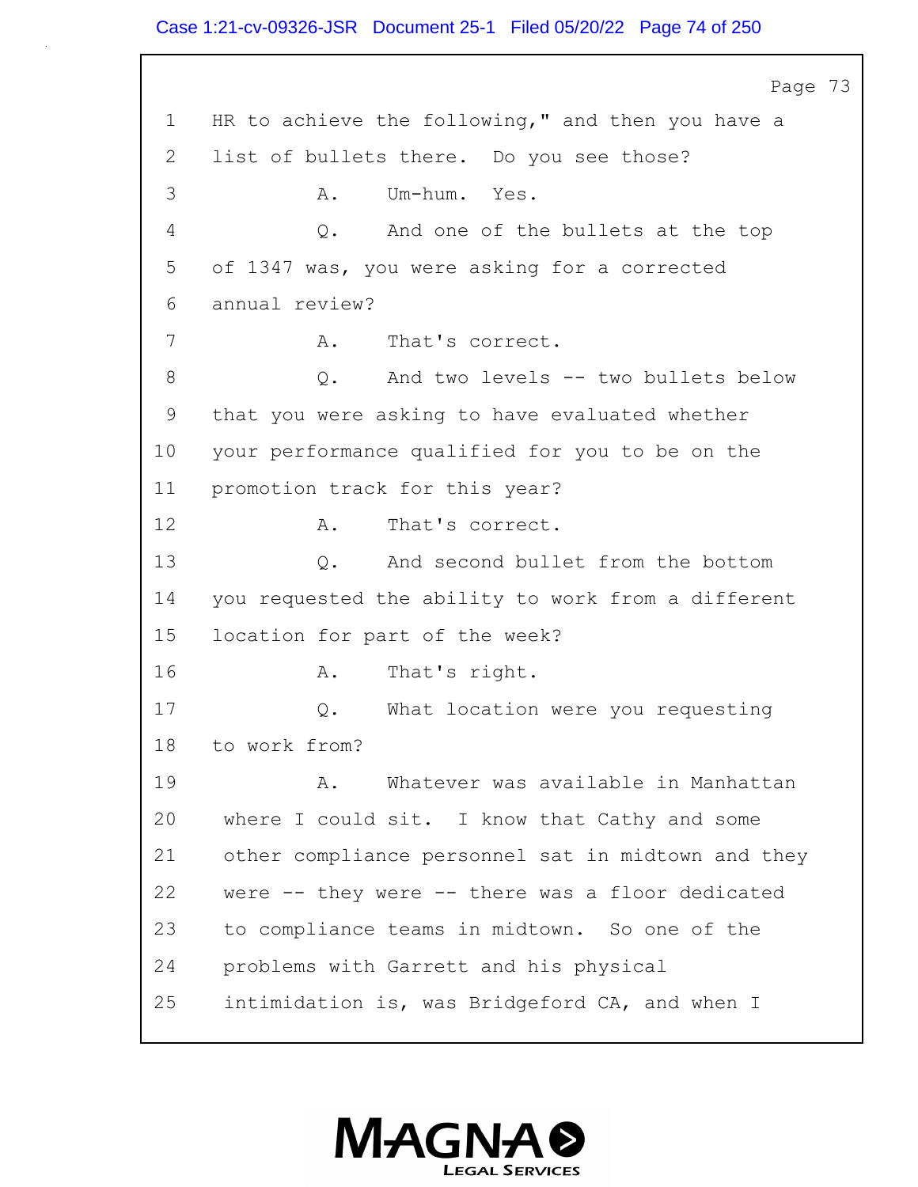Page 73

1 HR to achieve the following," and then you have a
2 list of bullets there. Do you see those?
3 A. Um-hum. Yes.
4 Q. And one of the bullets at the top
5 of 1347 was, you were asking for a corrected
6 annual review?
7 A. That's correct.
8 Q. And two levels -- two bullets below
9 that you were asking to have evaluated whether
10 your performance qualified for you to be on the
11 promotion track for this year?
12 A. That's correct.
13 Q. And second bullet from the bottom
14 you requested the ability to work from a different
15 location for part of the week?
16 A. That's right.
17 Q. What location were you requesting
18 to work from?
19 A. Whatever was available in Manhattan
20 where I could sit. I know that Cathy and some
21 other compliance personnel sat in midtown and they
22 were -- they were -- there was a floor dedicated
23 to compliance teams in midtown. So one of the
24 problems with Garrett and his physical
25 intimidation is, was Bridgeford CA, and when I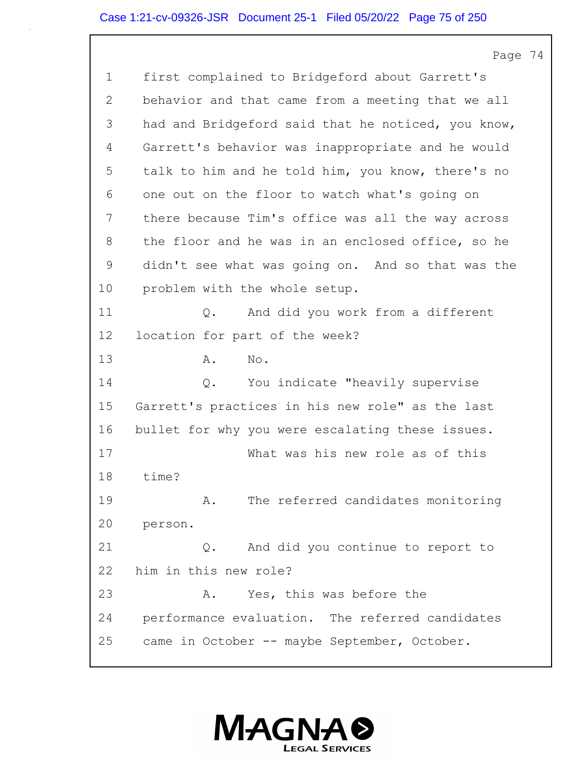1 first complained to Bridgeford about Garrett's
2 behavior and that came from a meeting that we all
3 had and Bridgeford said that he noticed, you know,
4 Garrett's behavior was inappropriate and he would
5 talk to him and he told him, you know, there's no
6 one out on the floor to watch what's going on
7 there because Tim's office was all the way across
8 the floor and he was in an enclosed office, so he
9 didn't see what was going on. And so that was the
10 problem with the whole setup.
11 Q. And did you work from a different
12 location for part of the week?
13 A. No.
14 Q. You indicate "heavily supervise
15 Garrett's practices in his new role" as the last
16 bullet for why you were escalating these issues.
17 What was his new role as of this
18 time?
19 A. The referred candidates monitoring
20 person.
21 Q. And did you continue to report to
22 him in this new role?
23 A. Yes, this was before the
24 performance evaluation. The referred candidates
25 came in October -- maybe September, October.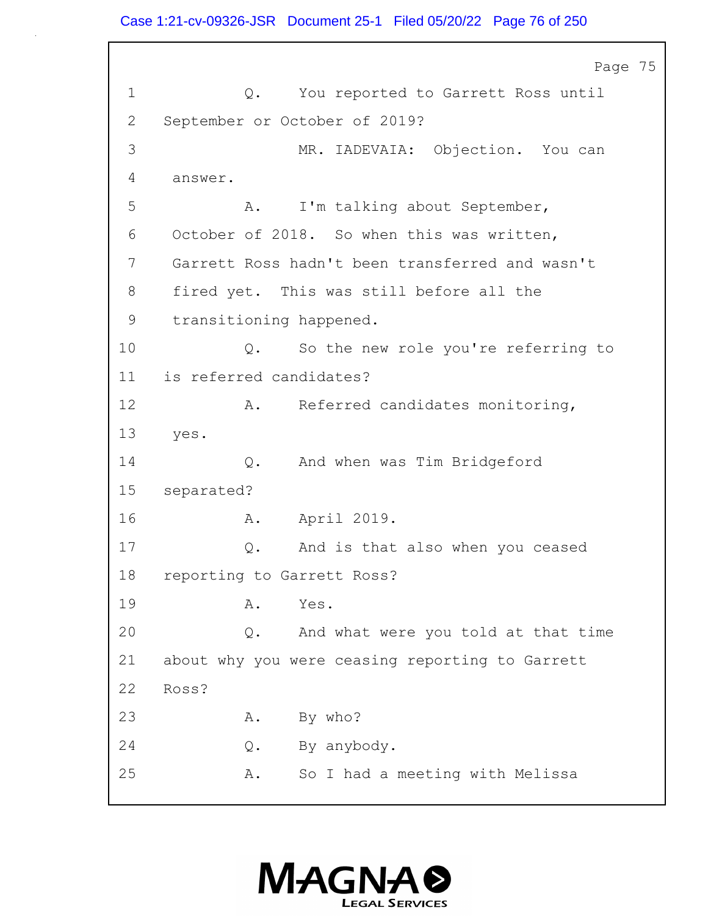Page 75

1 Q. You reported to Garrett Ross until
2 September or October of 2019?
3 MR. IADEVAIA: Objection. You can
4 answer.
5 A. I'm talking about September,
6 October of 2018. So when this was written,
7 Garrett Ross hadn't been transferred and wasn't
8 fired yet. This was still before all the
9 transitioning happened.
10 Q. So the new role you're referring to
11 is referred candidates?
12 A. Referred candidates monitoring,
13 yes.
14 Q. And when was Tim Bridgeford
15 separated?
16 A. April 2019.
17 Q. And is that also when you ceased
18 reporting to Garrett Ross?
19 A. Yes.
20 Q. And what were you told at that time
21 about why you were ceasing reporting to Garrett
22 Ross?
23 A. By who?
24 Q. By anybody.
25 A. So I had a meeting with Melissa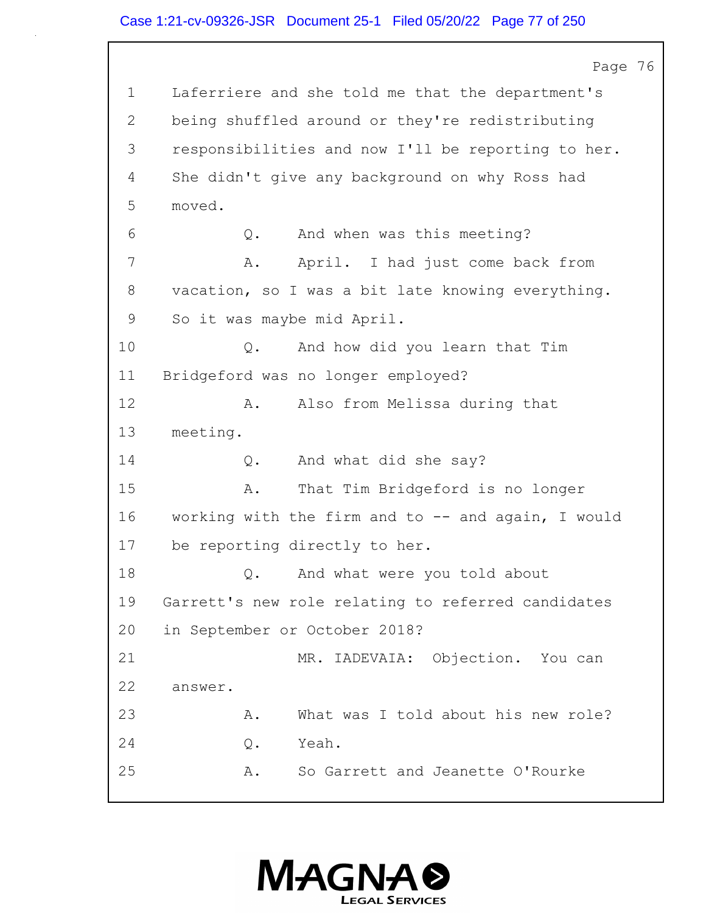1 Laferriere and she told me that the department's
2 being shuffled around or they're redistributing
3 responsibilities and now I'll be reporting to her.
4 She didn't give any background on why Ross had
5 moved.
6 Q. And when was this meeting?
7 A. April. I had just come back from
8 vacation, so I was a bit late knowing everything.
9 So it was maybe mid April.
10 Q. And how did you learn that Tim
11 Bridgeford was no longer employed?
12 A. Also from Melissa during that
13 meeting.
14 Q. And what did she say?
15 A. That Tim Bridgeford is no longer
16 working with the firm and to -- and again, I would
17 be reporting directly to her.
18 Q. And what were you told about
19 Garrett's new role relating to referred candidates
20 in September or October 2018?
21 MR. IADEVAIA: Objection. You can
22 answer.
23 A. What was I told about his new role?
24 Q. Yeah.
25 A. So Garrett and Jeanette O'Rourke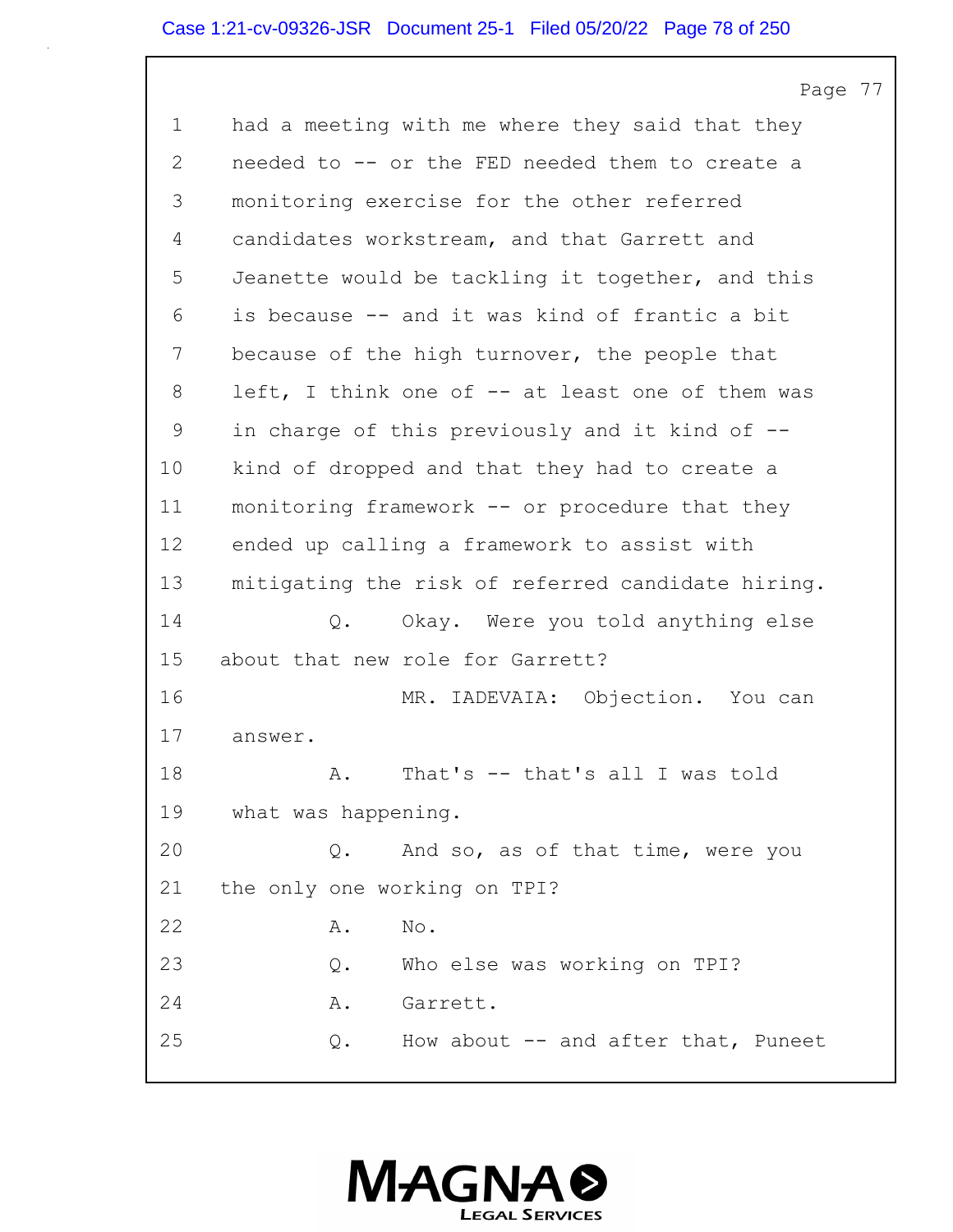Page 77

1 had a meeting with me where they said that they
2 needed to -- or the FED needed them to create a
3 monitoring exercise for the other referred
4 candidates workstream, and that Garrett and
5 Jeanette would be tackling it together, and this
6 is because -- and it was kind of frantic a bit
7 because of the high turnover, the people that
8 left, I think one of -- at least one of them was
9 in charge of this previously and it kind of --
10 kind of dropped and that they had to create a
11 monitoring framework -- or procedure that they
12 ended up calling a framework to assist with
13 mitigating the risk of referred candidate hiring.
14 Q. Okay. Were you told anything else
15 about that new role for Garrett?
16 MR. IADEVAIA: Objection. You can
17 answer.
18 A. That's -- that's all I was told
19 what was happening.
20 Q. And so, as of that time, were you
21 the only one working on TPI?
22 A. No.
23 Q. Who else was working on TPI?
24 A. Garrett.
25 Q. How about -- and after that, Puneet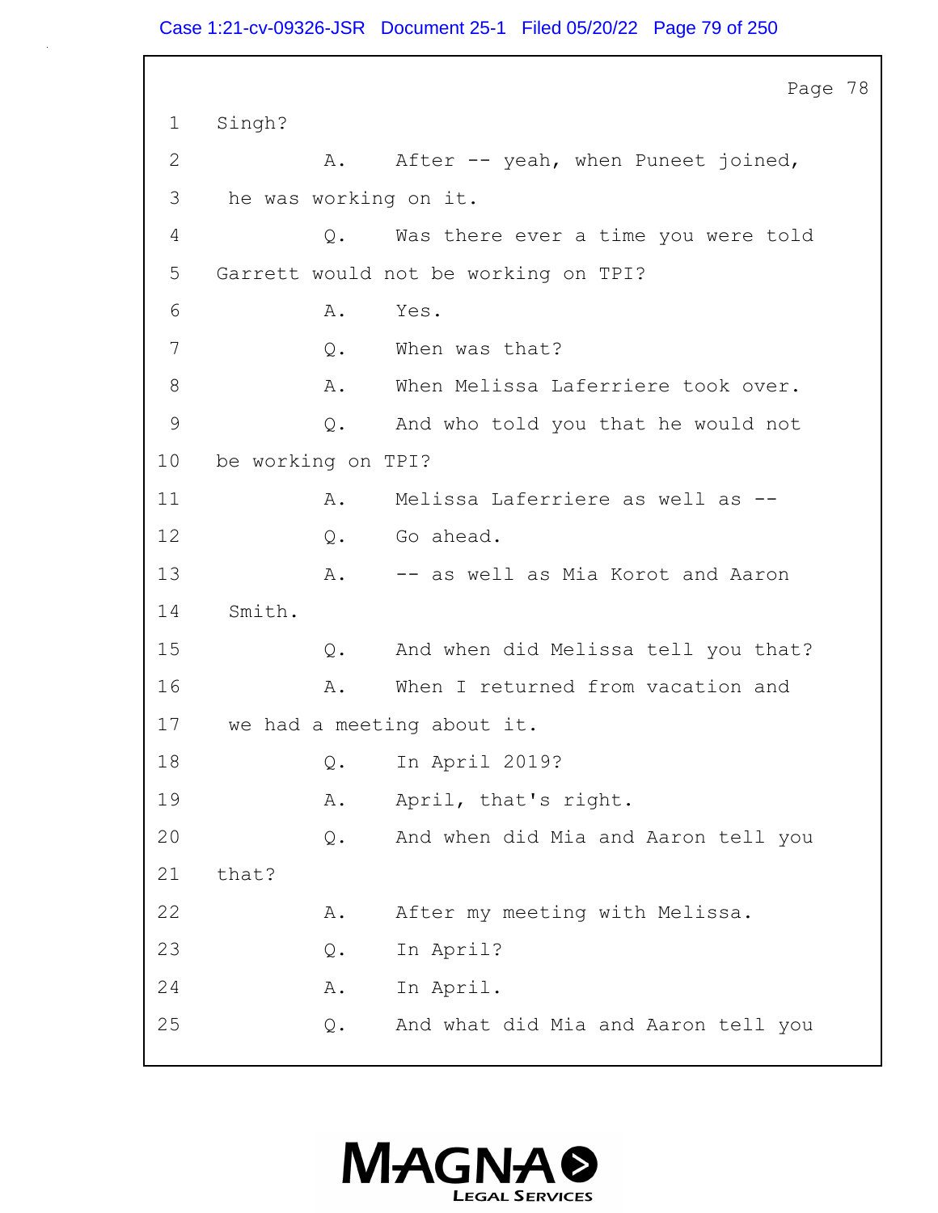1 Singh?

2 A. After -- yeah, when Puneet joined,

3 he was working on it.

4 Q. Was there ever a time you were told

5 Garrett would not be working on TPI?

6 A. Yes.

7 Q. When was that?

8 A. When Melissa Laferriere took over.

9 Q. And who told you that he would not

10 be working on TPI?

11 A. Melissa Laferriere as well as --

12 Q. Go ahead.

13 A. -- as well as Mia Korot and Aaron

14 Smith.

15 Q. And when did Melissa tell you that?

16 A. When I returned from vacation and

17 we had a meeting about it.

18 Q. In April 2019?

19 A. April, that's right.

20 Q. And when did Mia and Aaron tell you

21 that?

22 A. After my meeting with Melissa.

23 Q. In April?

24 A. In April.

25 Q. And what did Mia and Aaron tell you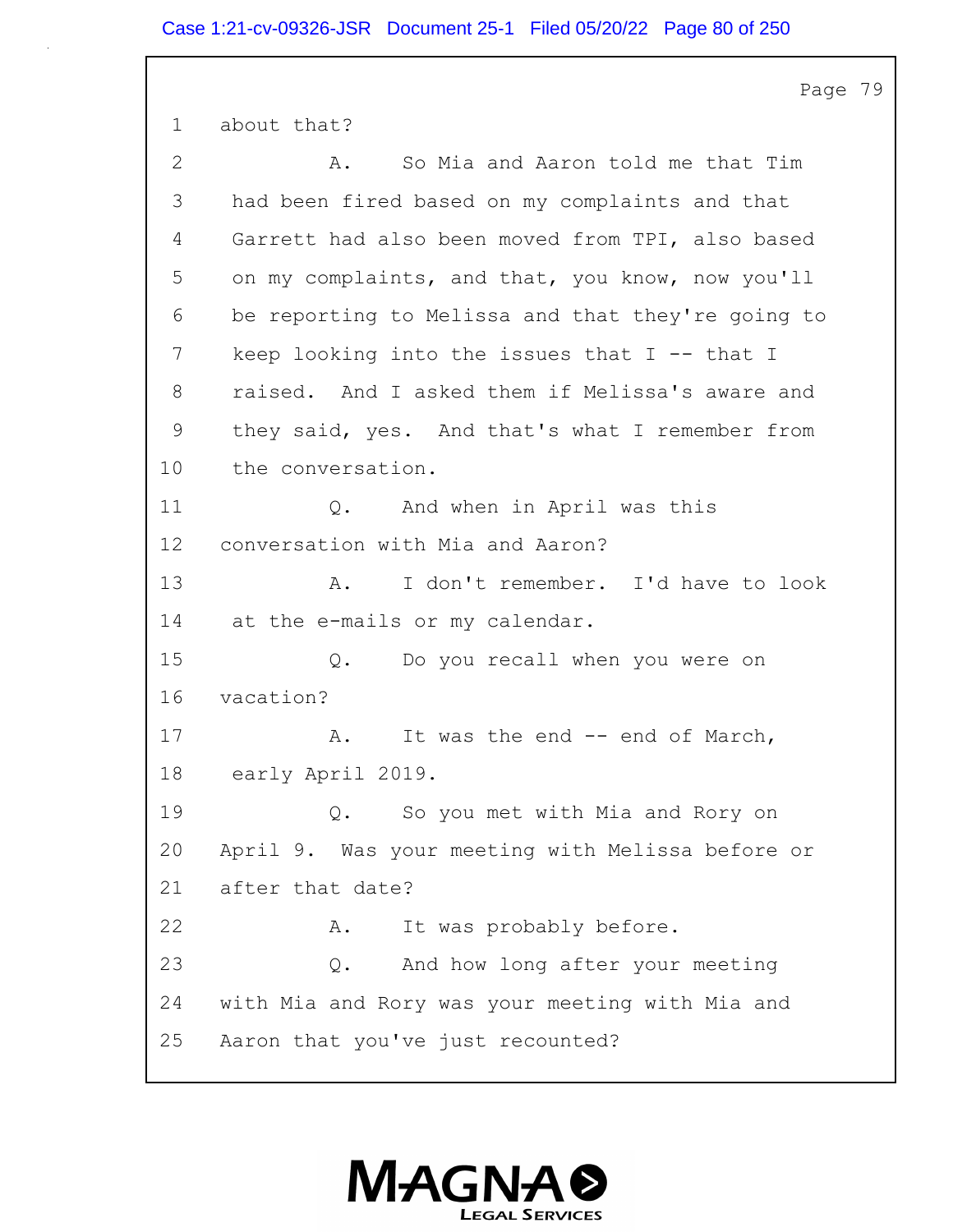1 about that?

2 A. So Mia and Aaron told me that Tim

3 had been fired based on my complaints and that

4 Garrett had also been moved from TPI, also based

5 on my complaints, and that, you know, now you'll

6 be reporting to Melissa and that they're going to

7 keep looking into the issues that I -- that I

8 raised. And I asked them if Melissa's aware and

9 they said, yes. And that's what I remember from

10 the conversation.

11 Q. And when in April was this

12 conversation with Mia and Aaron?

13 A. I don't remember. I'd have to look

14 at the e-mails or my calendar.

15 Q. Do you recall when you were on

16 vacation?

17 A. It was the end -- end of March,

18 early April 2019.

19 Q. So you met with Mia and Rory on

20 April 9. Was your meeting with Melissa before or

21 after that date?

22 A. It was probably before.

23 Q. And how long after your meeting

24 with Mia and Rory was your meeting with Mia and

25 Aaron that you've just recounted?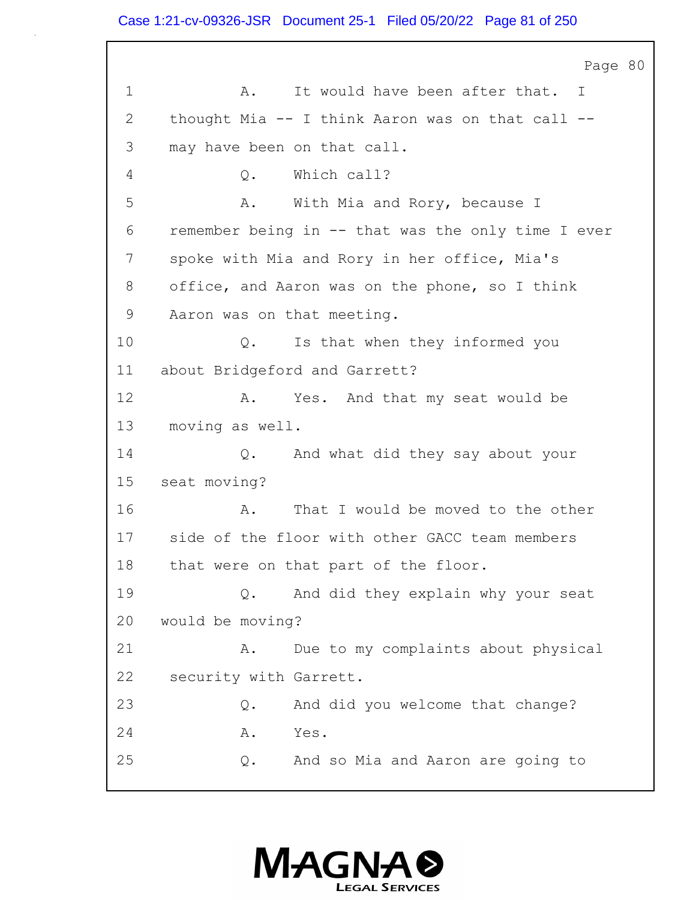1 A. It would have been after that. I
2 thought Mia -- I think Aaron was on that call --
3 may have been on that call.
4 Q. Which call?
5 A. With Mia and Rory, because I
6 remember being in -- that was the only time I ever
7 spoke with Mia and Rory in her office, Mia's
8 office, and Aaron was on the phone, so I think
9 Aaron was on that meeting.
10 Q. Is that when they informed you
11 about Bridgeford and Garrett?
12 A. Yes. And that my seat would be
13 moving as well.
14 Q. And what did they say about your
15 seat moving?
16 A. That I would be moved to the other
17 side of the floor with other GACC team members
18 that were on that part of the floor.
19 Q. And did they explain why your seat
20 would be moving?
21 A. Due to my complaints about physical
22 security with Garrett.
23 Q. And did you welcome that change?
24 A. Yes.
25 Q. And so Mia and Aaron are going to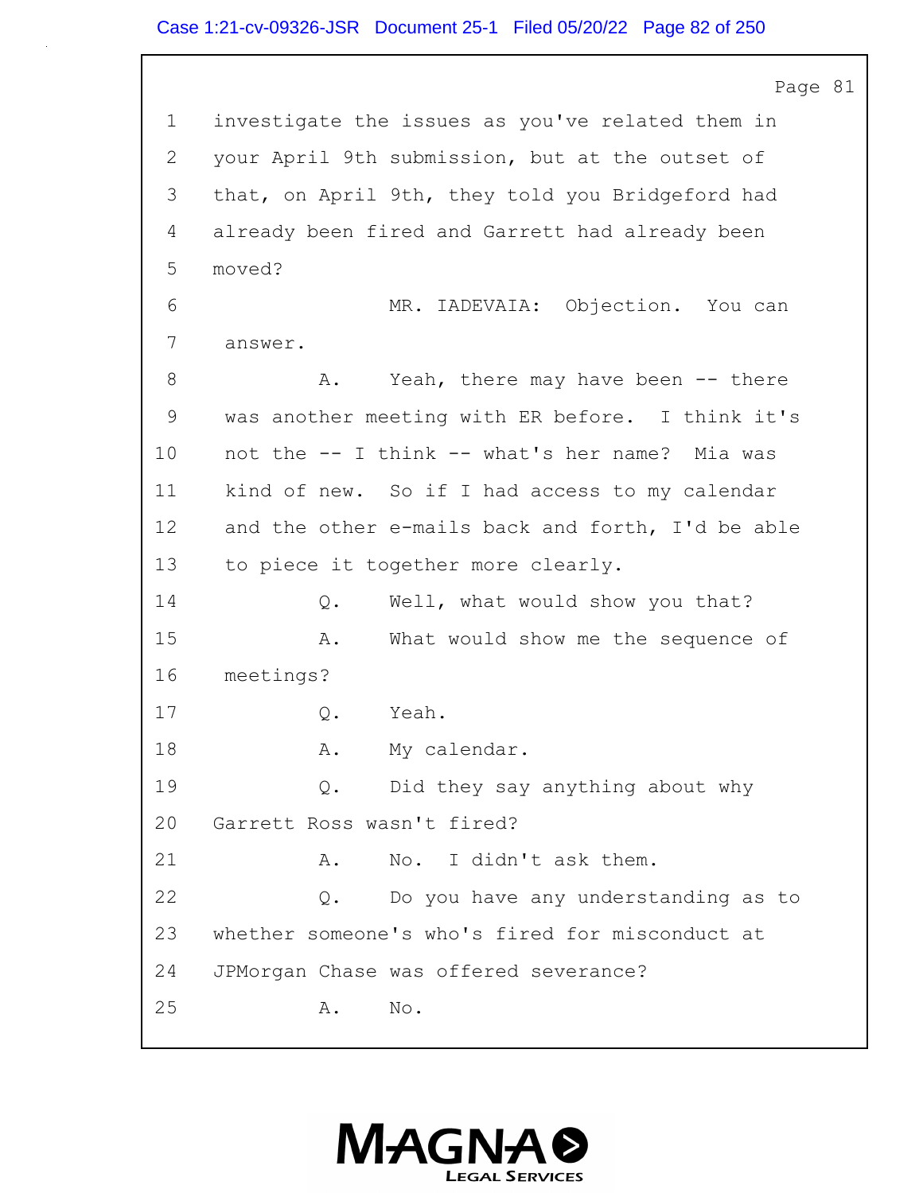1 investigate the issues as you've related them in
2 your April 9th submission, but at the outset of
3 that, on April 9th, they told you Bridgeford had
4 already been fired and Garrett had already been
5 moved?
6 MR. IADEVAIA: Objection. You can
7 answer.
8 A. Yeah, there may have been -- there
9 was another meeting with ER before. I think it's
10 not the -- I think -- what's her name? Mia was
11 kind of new. So if I had access to my calendar
12 and the other e-mails back and forth, I'd be able
13 to piece it together more clearly.
14 Q. Well, what would show you that?
15 A. What would show me the sequence of
16 meetings?
17 Q. Yeah.
18 A. My calendar.
19 Q. Did they say anything about why
20 Garrett Ross wasn't fired?
21 A. No. I didn't ask them.
22 Q. Do you have any understanding as to
23 whether someone's who's fired for misconduct at
24 JPMorgan Chase was offered severance?
25 A. No.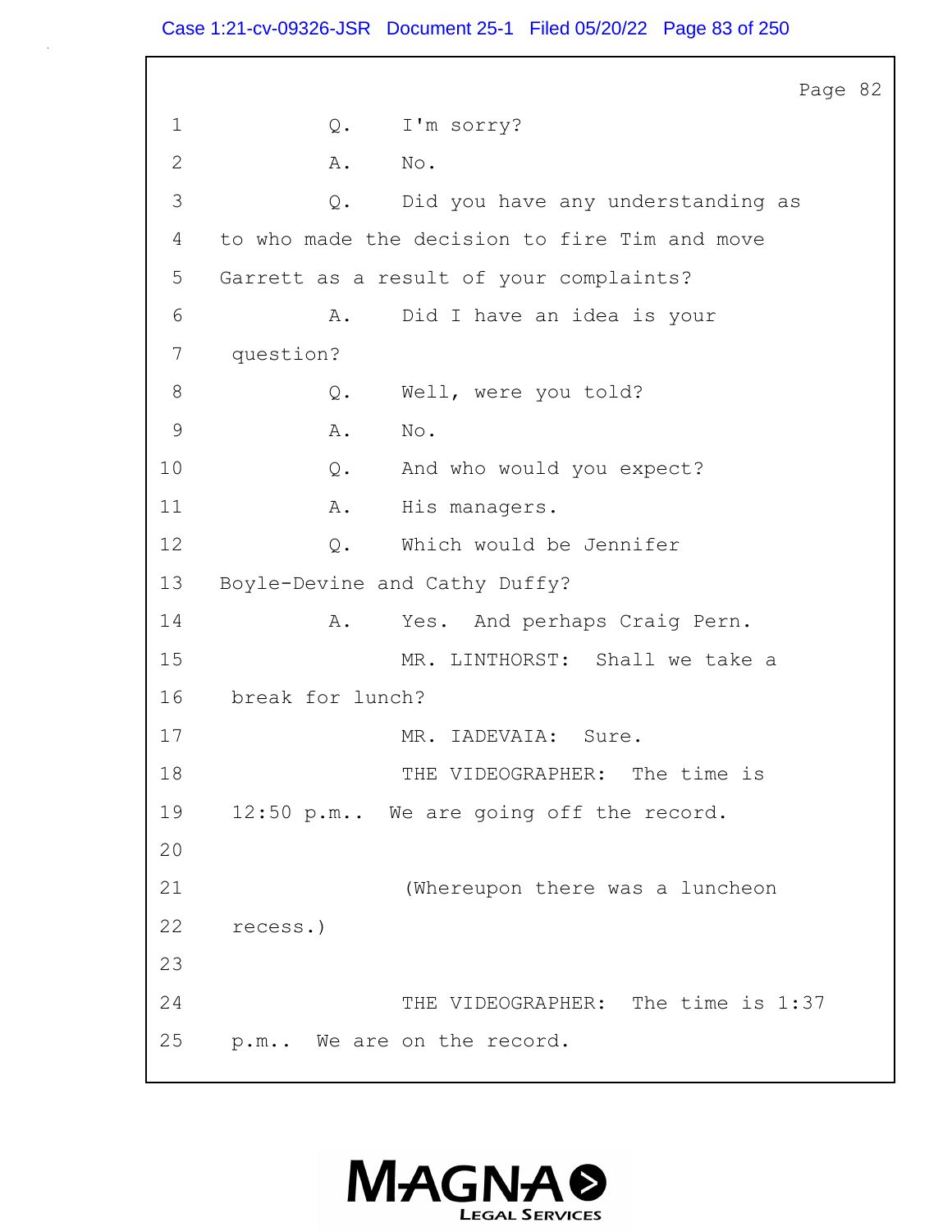Page 82

1 Q. I'm sorry?

2 A. No.

3 Q. Did you have any understanding as

4 to who made the decision to fire Tim and move

5 Garrett as a result of your complaints?

6 A. Did I have an idea is your

7 question?

8 Q. Well, were you told?

9 A. No.

10 Q. And who would you expect?

11 A. His managers.

12 Q. Which would be Jennifer

13 Boyle-Devine and Cathy Duffy?

14 A. Yes. And perhaps Craig Pern.

15 MR. LINTHORST: Shall we take a

16 break for lunch?

17 MR. IADEVAIA: Sure.

18 THE VIDEOGRAPHER: The time is

19 12:50 p.m.. We are going off the record.

20

21 (Whereupon there was a luncheon

22 recess.)

23

24 THE VIDEOGRAPHER: The time is 1:37

25 p.m.. We are on the record.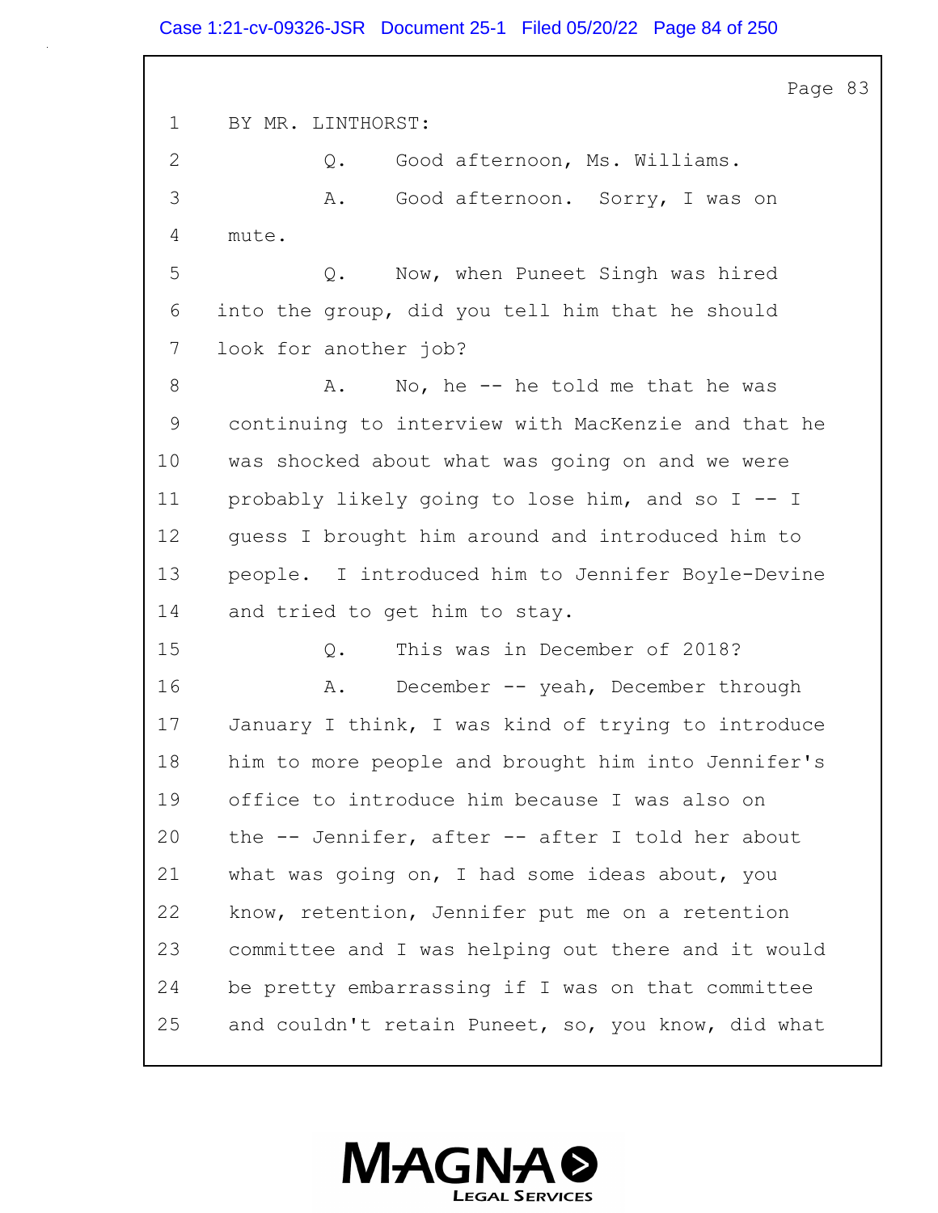1 BY MR. LINTHORST:

2 Q. Good afternoon, Ms. Williams.

3 A. Good afternoon. Sorry, I was on

4 mute.

5 Q. Now, when Puneet Singh was hired

6 into the group, did you tell him that he should

7 look for another job?

8 A. No, he -- he told me that he was

9 continuing to interview with MacKenzie and that he

10 was shocked about what was going on and we were

11 probably likely going to lose him, and so I -- I

12 guess I brought him around and introduced him to

13 people. I introduced him to Jennifer Boyle-Devine

14 and tried to get him to stay.

15 Q. This was in December of 2018?

16 A. December -- yeah, December through

17 January I think, I was kind of trying to introduce

18 him to more people and brought him into Jennifer's

19 office to introduce him because I was also on

20 the -- Jennifer, after -- after I told her about

21 what was going on, I had some ideas about, you

22 know, retention, Jennifer put me on a retention

23 committee and I was helping out there and it would

24 be pretty embarrassing if I was on that committee

25 and couldn't retain Puneet, so, you know, did what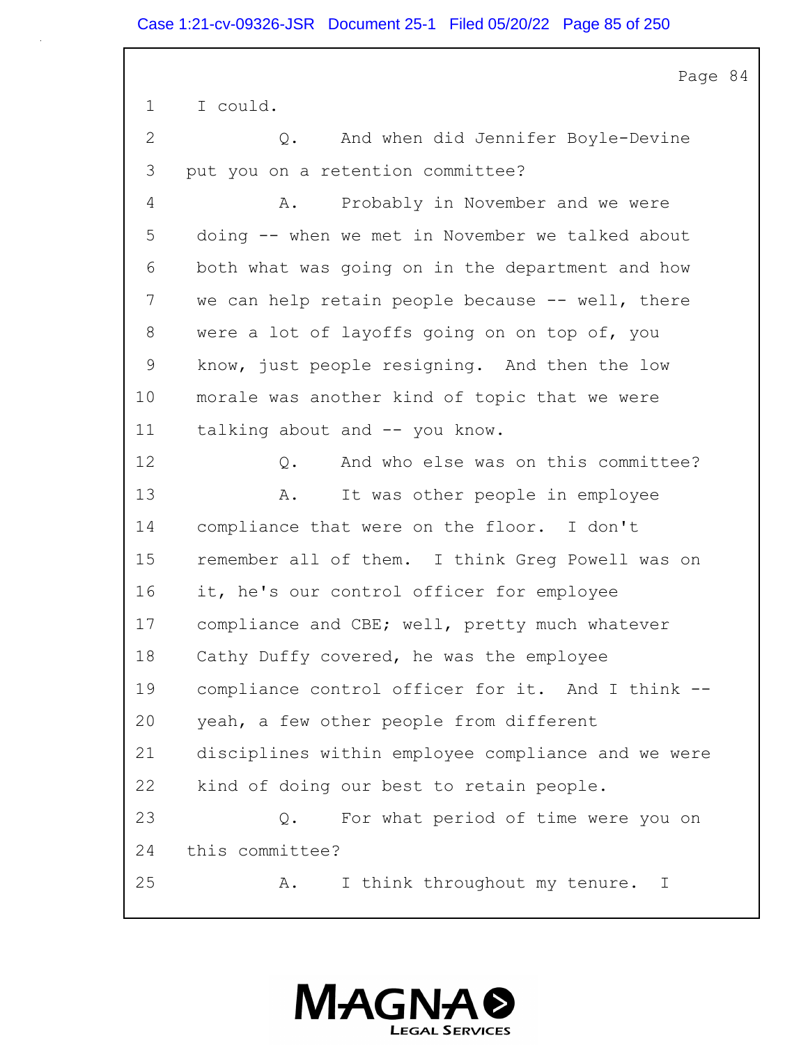1 I could.

2 Q. And when did Jennifer Boyle-Devine

3 put you on a retention committee?

4 A. Probably in November and we were

5 doing -- when we met in November we talked about

6 both what was going on in the department and how

7 we can help retain people because -- well, there

8 were a lot of layoffs going on on top of, you

9 know, just people resigning. And then the low

10 morale was another kind of topic that we were

11 talking about and -- you know.

12 Q. And who else was on this committee?

13 A. It was other people in employee

14 compliance that were on the floor. I don't

15 remember all of them. I think Greg Powell was on

16 it, he's our control officer for employee

17 compliance and CBE; well, pretty much whatever

18 Cathy Duffy covered, he was the employee

19 compliance control officer for it. And I think --

20 yeah, a few other people from different

21 disciplines within employee compliance and we were

22 kind of doing our best to retain people.

23 Q. For what period of time were you on

24 this committee?

25 A. I think throughout my tenure. I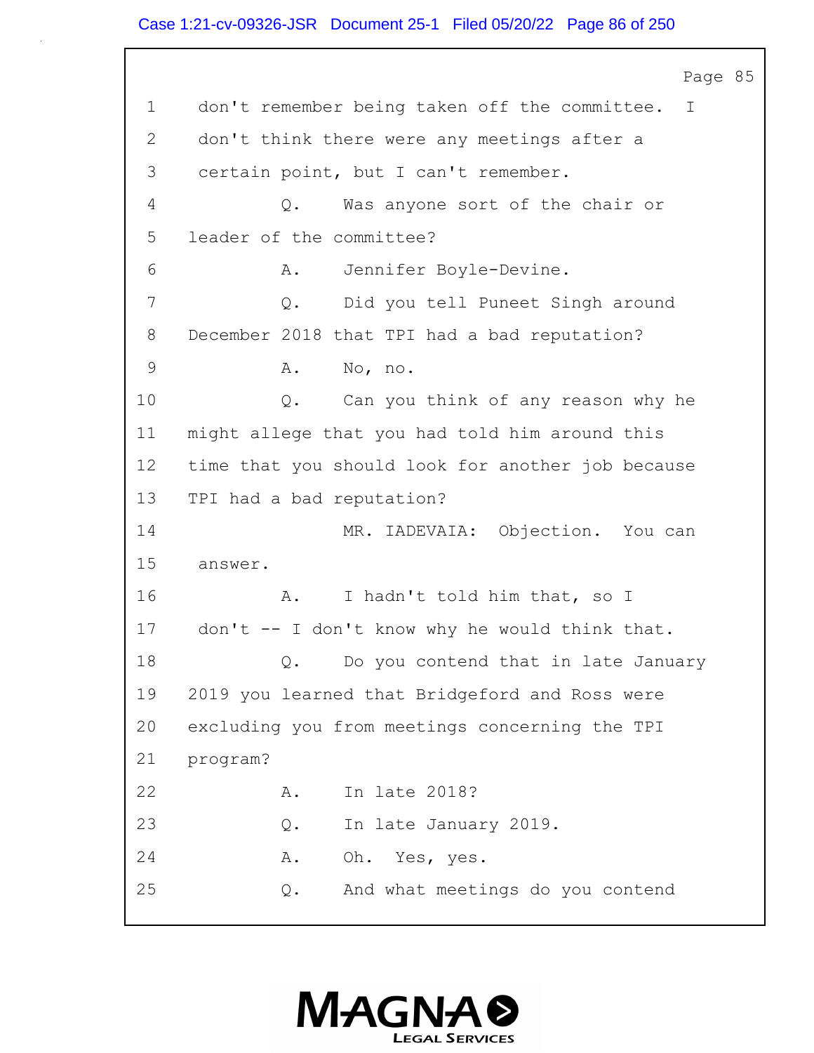1 don't remember being taken off the committee. I
2 don't think there were any meetings after a
3 certain point, but I can't remember.
4 Q. Was anyone sort of the chair or
5 leader of the committee?
6 A. Jennifer Boyle-Devine.
7 Q. Did you tell Puneet Singh around
8 December 2018 that TPI had a bad reputation?
9 A. No, no.
10 Q. Can you think of any reason why he
11 might allege that you had told him around this
12 time that you should look for another job because
13 TPI had a bad reputation?
14 MR. IADEVAIA: Objection. You can
15 answer.
16 A. I hadn't told him that, so I
17 don't -- I don't know why he would think that.
18 Q. Do you contend that in late January
19 2019 you learned that Bridgeford and Ross were
20 excluding you from meetings concerning the TPI
21 program?
22 A. In late 2018?
23 Q. In late January 2019.
24 A. Oh. Yes, yes.
25 Q. And what meetings do you contend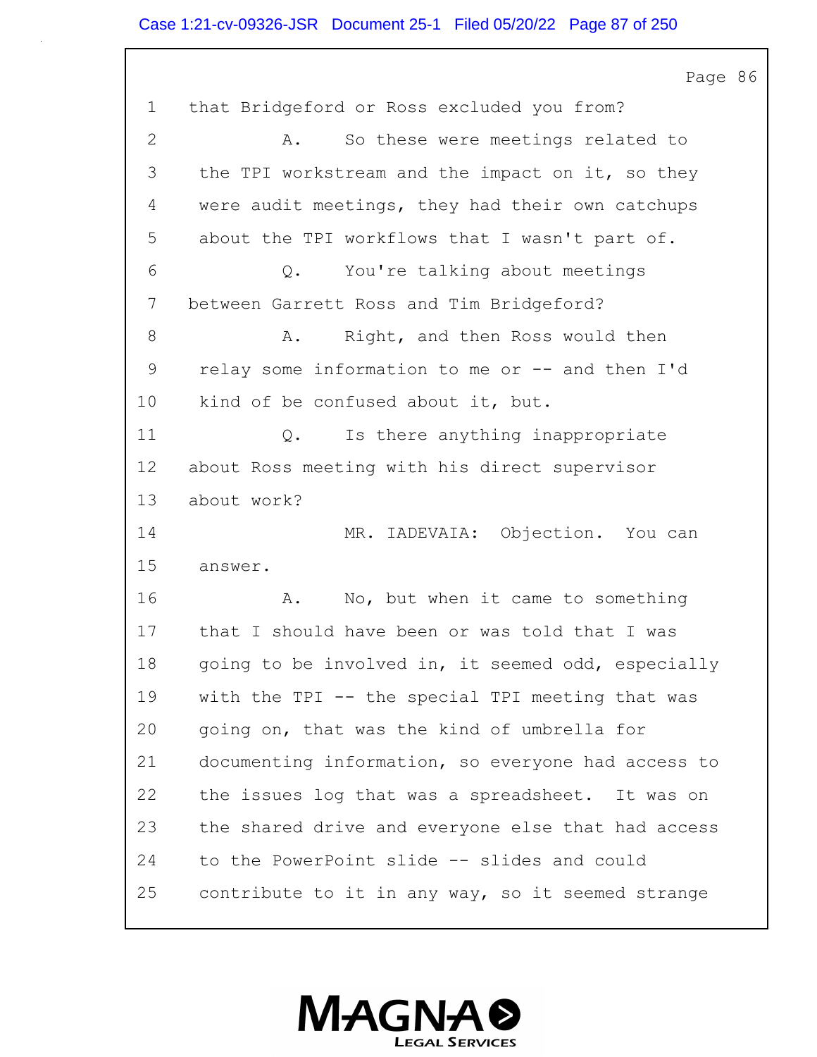1 that Bridgeford or Ross excluded you from?

2 A. So these were meetings related to

3 the TPI workstream and the impact on it, so they

4 were audit meetings, they had their own catchups

5 about the TPI workflows that I wasn't part of.

6 Q. You're talking about meetings

7 between Garrett Ross and Tim Bridgeford?

8 A. Right, and then Ross would then

9 relay some information to me or -- and then I'd

10 kind of be confused about it, but.

11 Q. Is there anything inappropriate

12 about Ross meeting with his direct supervisor

13 about work?

14 MR. IADEVAIA: Objection. You can

15 answer.

16 A. No, but when it came to something

17 that I should have been or was told that I was

18 going to be involved in, it seemed odd, especially

19 with the TPI -- the special TPI meeting that was

20 going on, that was the kind of umbrella for

21 documenting information, so everyone had access to

22 the issues log that was a spreadsheet. It was on

23 the shared drive and everyone else that had access

24 to the PowerPoint slide -- slides and could

25 contribute to it in any way, so it seemed strange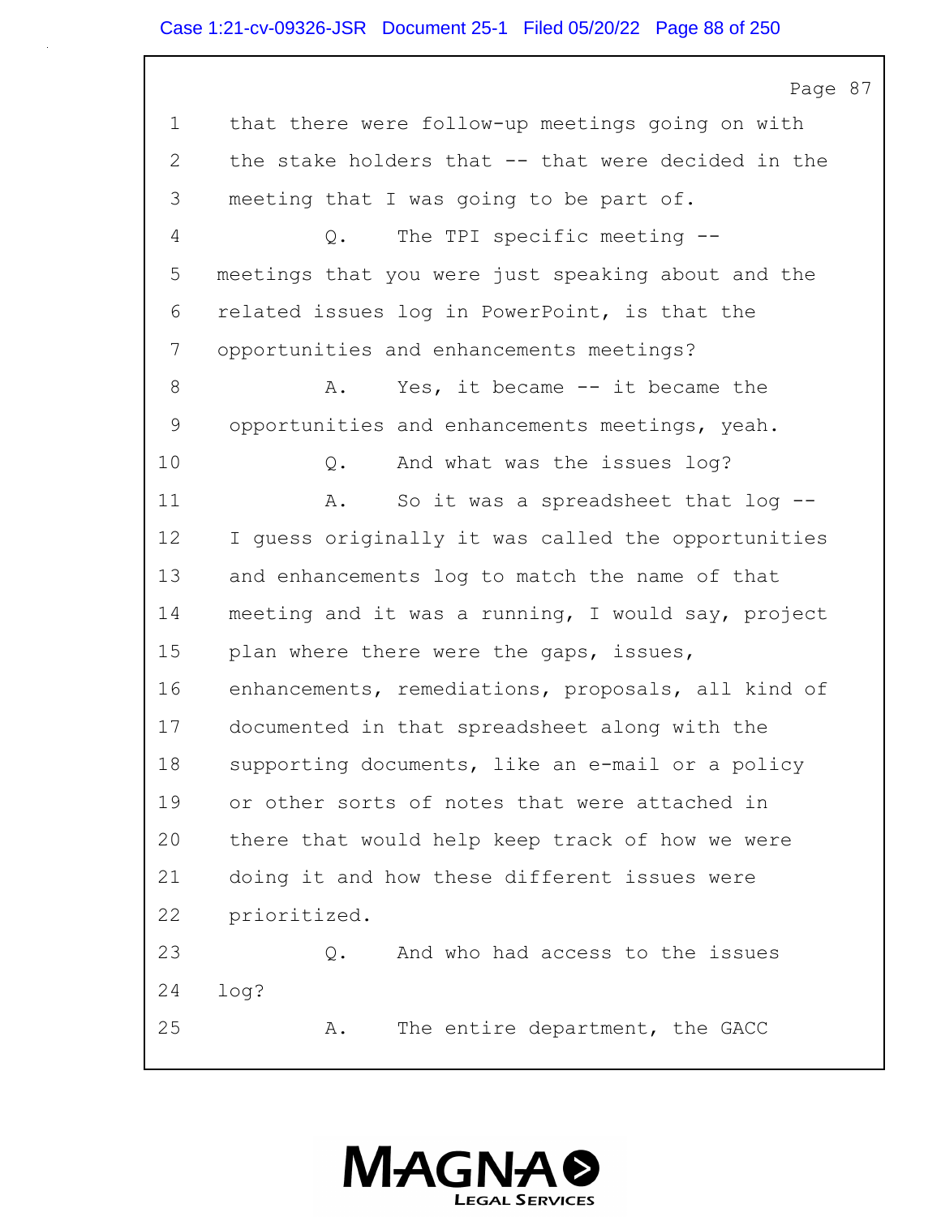Page 87

1 that there were follow-up meetings going on with
2 the stake holders that -- that were decided in the
3 meeting that I was going to be part of.
4 Q. The TPI specific meeting --
5 meetings that you were just speaking about and the
6 related issues log in PowerPoint, is that the
7 opportunities and enhancements meetings?
8 A. Yes, it became -- it became the
9 opportunities and enhancements meetings, yeah.
10 Q. And what was the issues log?
11 A. So it was a spreadsheet that log --
12 I guess originally it was called the opportunities
13 and enhancements log to match the name of that
14 meeting and it was a running, I would say, project
15 plan where there were the gaps, issues,
16 enhancements, remediations, proposals, all kind of
17 documented in that spreadsheet along with the
18 supporting documents, like an e-mail or a policy
19 or other sorts of notes that were attached in
20 there that would help keep track of how we were
21 doing it and how these different issues were
22 prioritized.
23 Q. And who had access to the issues
24 log?
25 A. The entire department, the GACC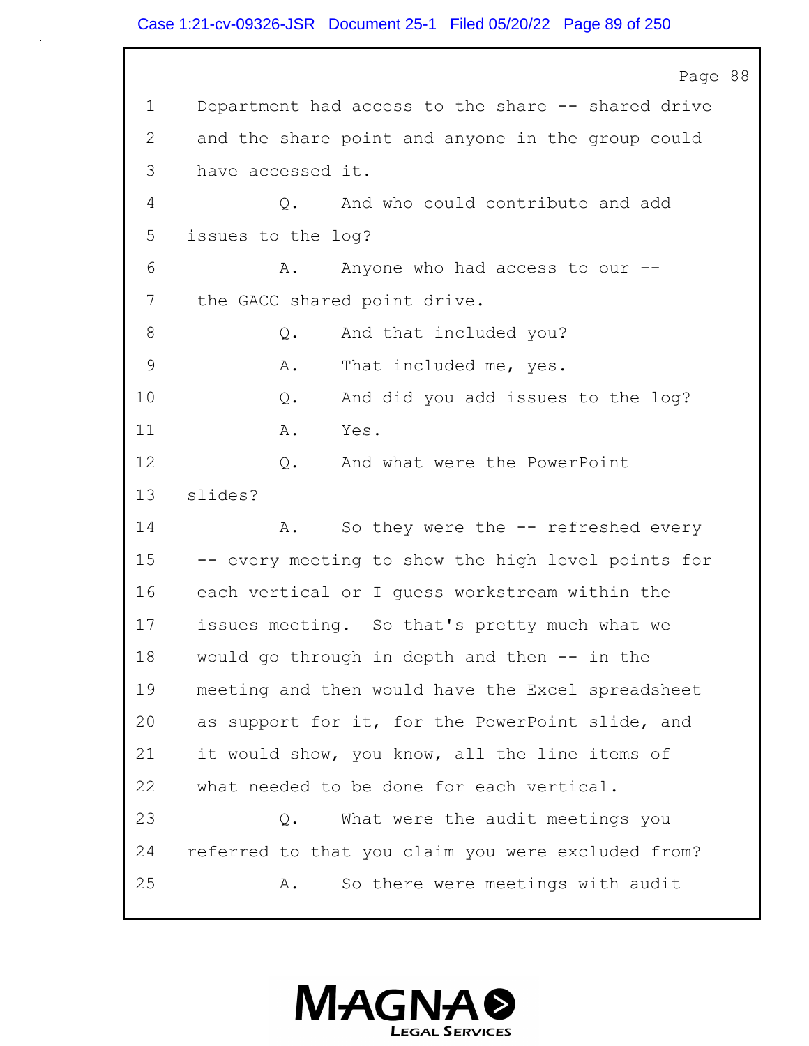Page 88

1 Department had access to the share -- shared drive
2 and the share point and anyone in the group could
3 have accessed it.
4 Q. And who could contribute and add
5 issues to the log?
6 A. Anyone who had access to our --
7 the GACC shared point drive.
8 Q. And that included you?
9 A. That included me, yes.
10 Q. And did you add issues to the log?
11 A. Yes.
12 Q. And what were the PowerPoint
13 slides?
14 A. So they were the -- refreshed every
15 -- every meeting to show the high level points for
16 each vertical or I guess workstream within the
17 issues meeting. So that's pretty much what we
18 would go through in depth and then -- in the
19 meeting and then would have the Excel spreadsheet
20 as support for it, for the PowerPoint slide, and
21 it would show, you know, all the line items of
22 what needed to be done for each vertical.
23 Q. What were the audit meetings you
24 referred to that you claim you were excluded from?
25 A. So there were meetings with audit

MAGNA LEGAL SERVICES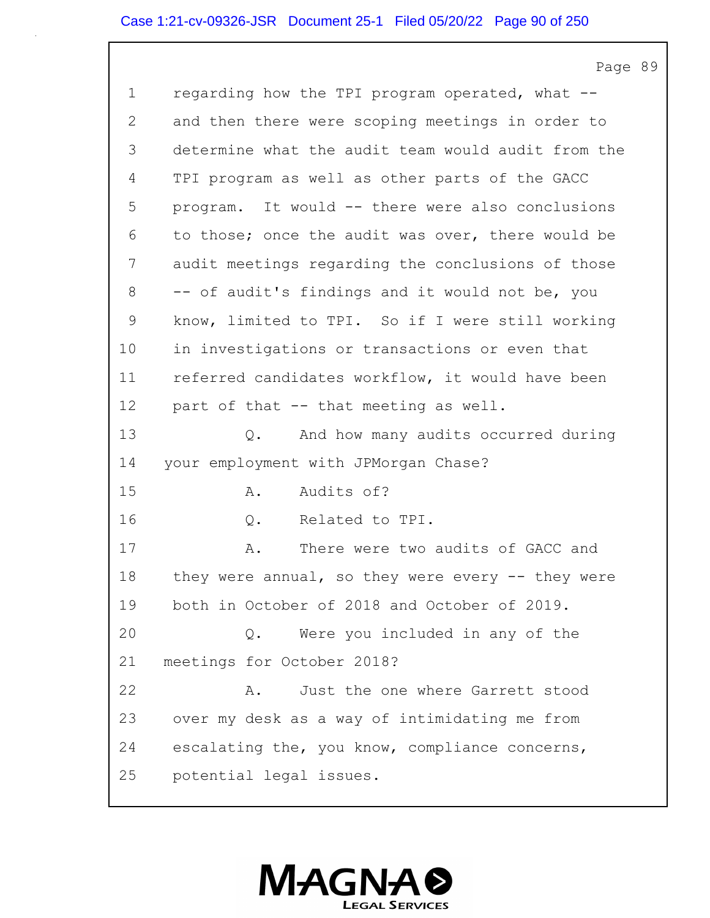Page 89

1 regarding how the TPI program operated, what --
2 and then there were scoping meetings in order to
3 determine what the audit team would audit from the
4 TPI program as well as other parts of the GACC
5 program. It would -- there were also conclusions
6 to those; once the audit was over, there would be
7 audit meetings regarding the conclusions of those
8 -- of audit's findings and it would not be, you
9 know, limited to TPI. So if I were still working
10 in investigations or transactions or even that
11 referred candidates workflow, it would have been
12 part of that -- that meeting as well.
13 Q. And how many audits occurred during
14 your employment with JPMorgan Chase?
15 A. Audits of?
16 Q. Related to TPI.
17 A. There were two audits of GACC and
18 they were annual, so they were every -- they were
19 both in October of 2018 and October of 2019.
20 Q. Were you included in any of the
21 meetings for October 2018?
22 A. Just the one where Garrett stood
23 over my desk as a way of intimidating me from
24 escalating the, you know, compliance concerns,
25 potential legal issues.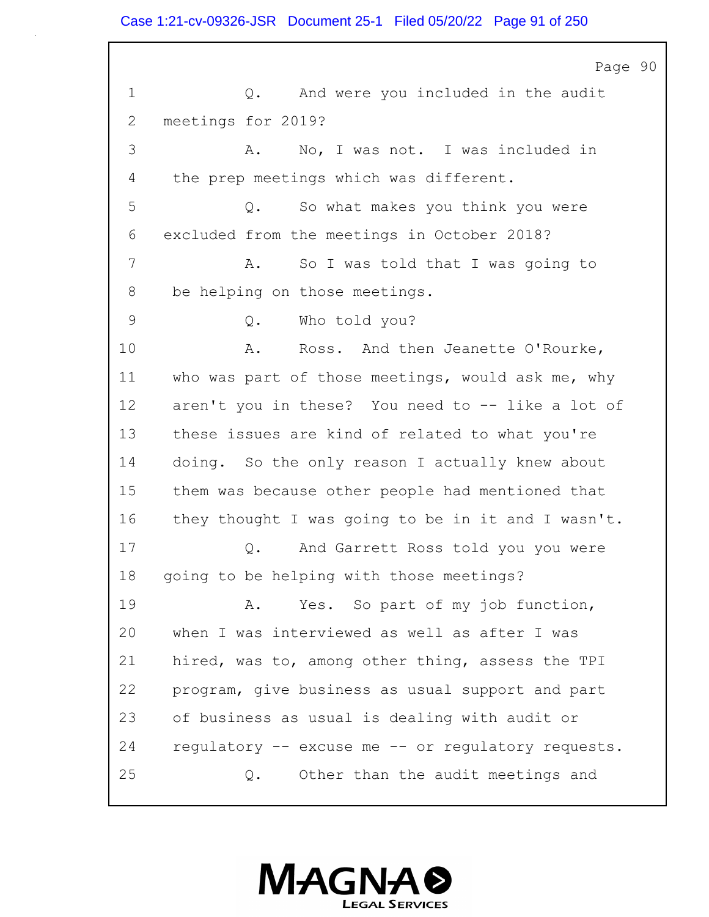Page 90

1 Q. And were you included in the audit
2 meetings for 2019?
3 A. No, I was not. I was included in
4 the prep meetings which was different.
5 Q. So what makes you think you were
6 excluded from the meetings in October 2018?
7 A. So I was told that I was going to
8 be helping on those meetings.
9 Q. Who told you?
10 A. Ross. And then Jeanette O'Rourke,
11 who was part of those meetings, would ask me, why
12 aren't you in these? You need to -- like a lot of
13 these issues are kind of related to what you're
14 doing. So the only reason I actually knew about
15 them was because other people had mentioned that
16 they thought I was going to be in it and I wasn't.
17 Q. And Garrett Ross told you you were
18 going to be helping with those meetings?
19 A. Yes. So part of my job function,
20 when I was interviewed as well as after I was
21 hired, was to, among other thing, assess the TPI
22 program, give business as usual support and part
23 of business as usual is dealing with audit or
24 regulatory -- excuse me -- or regulatory requests.
25 Q. Other than the audit meetings and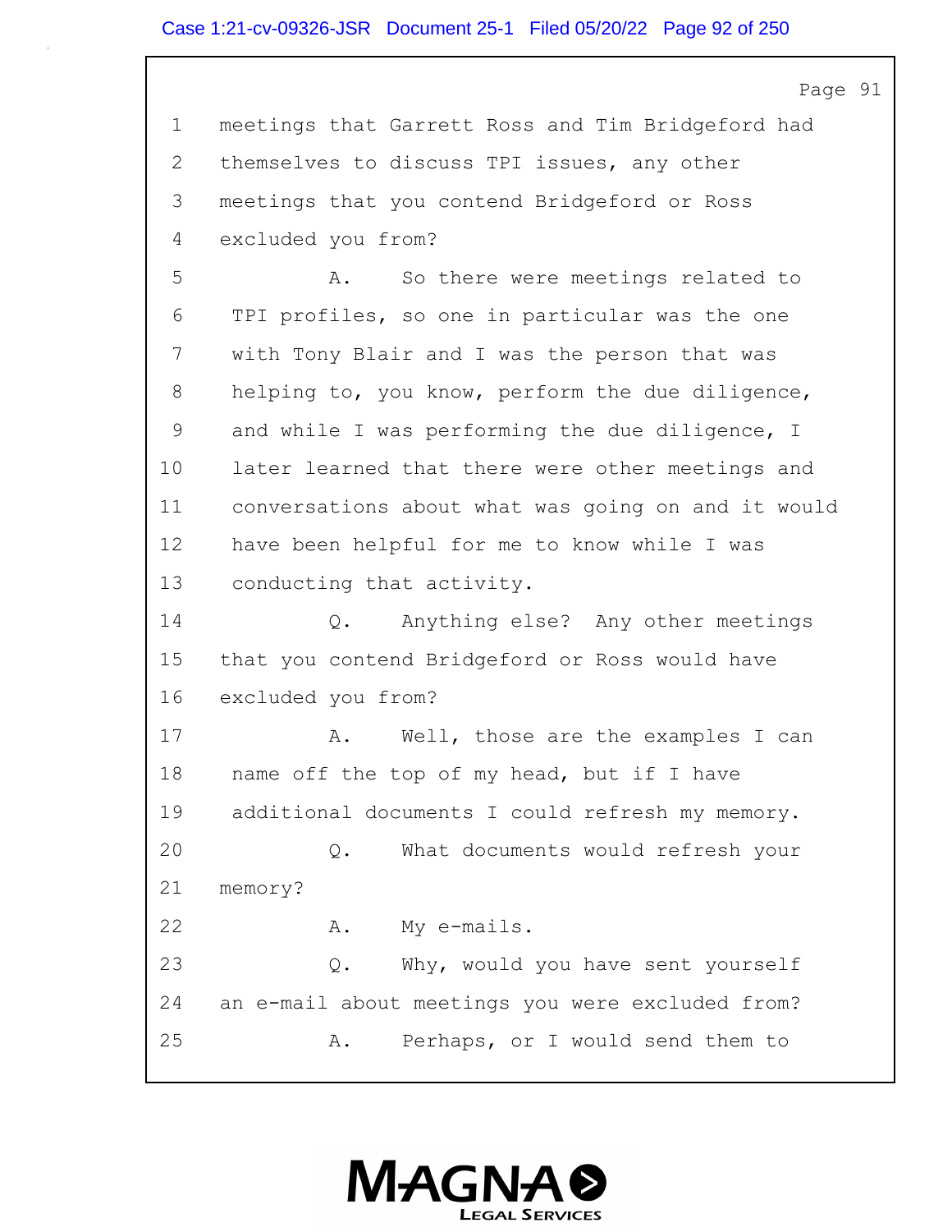Page 91

1 meetings that Garrett Ross and Tim Bridgeford had
2 themselves to discuss TPI issues, any other
3 meetings that you contend Bridgeford or Ross
4 excluded you from?
5 A. So there were meetings related to
6 TPI profiles, so one in particular was the one
7 with Tony Blair and I was the person that was
8 helping to, you know, perform the due diligence,
9 and while I was performing the due diligence, I
10 later learned that there were other meetings and
11 conversations about what was going on and it would
12 have been helpful for me to know while I was
13 conducting that activity.
14 Q. Anything else? Any other meetings
15 that you contend Bridgeford or Ross would have
16 excluded you from?
17 A. Well, those are the examples I can
18 name off the top of my head, but if I have
19 additional documents I could refresh my memory.
20 Q. What documents would refresh your
21 memory?
22 A. My e-mails.
23 Q. Why, would you have sent yourself
24 an e-mail about meetings you were excluded from?
25 A. Perhaps, or I would send them to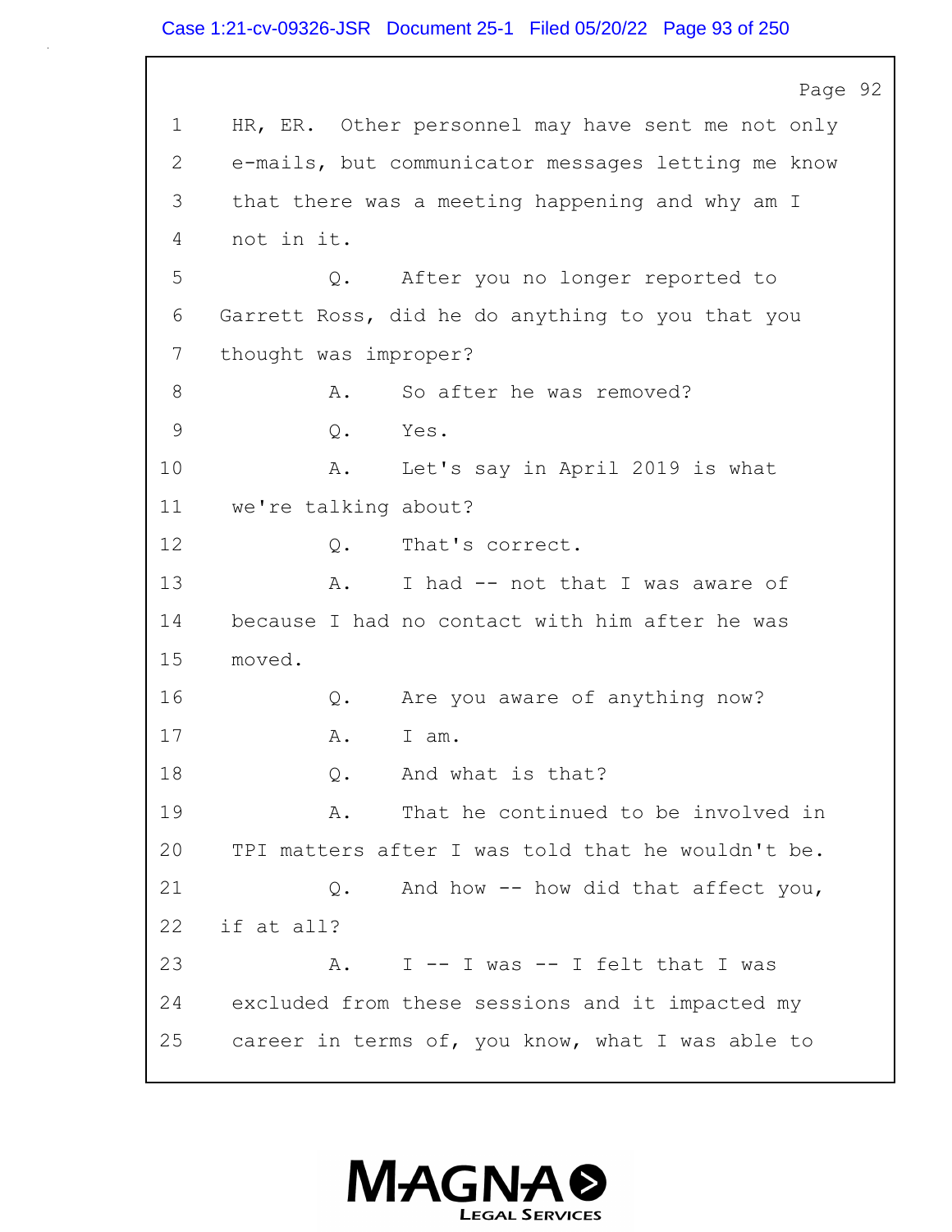1 HR, ER. Other personnel may have sent me not only
2 e-mails, but communicator messages letting me know
3 that there was a meeting happening and why am I
4 not in it.
5 Q. After you no longer reported to
6 Garrett Ross, did he do anything to you that you
7 thought was improper?
8 A. So after he was removed?
9 Q. Yes.
10 A. Let's say in April 2019 is what
11 we're talking about?
12 Q. That's correct.
13 A. I had -- not that I was aware of
14 because I had no contact with him after he was
15 moved.
16 Q. Are you aware of anything now?
17 A. I am.
18 Q. And what is that?
19 A. That he continued to be involved in
20 TPI matters after I was told that he wouldn't be.
21 Q. And how -- how did that affect you,
22 if at all?
23 A. I -- I was -- I felt that I was
24 excluded from these sessions and it impacted my
25 career in terms of, you know, what I was able to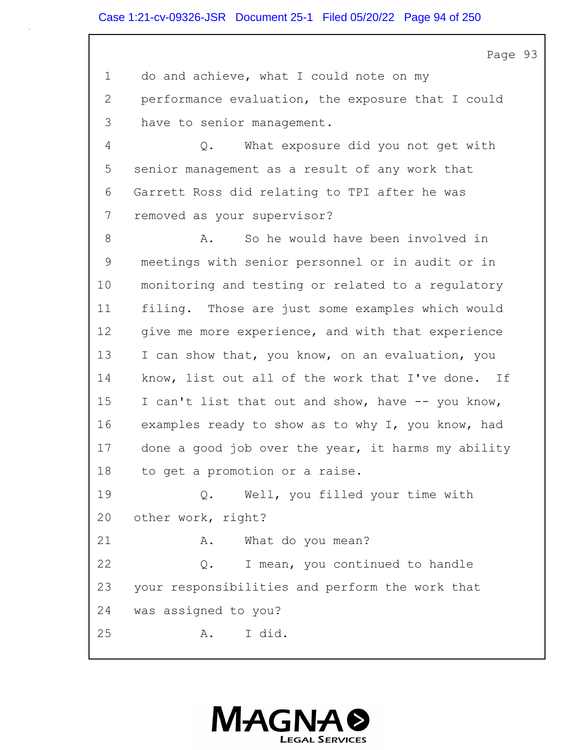do and achieve, what I could note on my performance evaluation, the exposure that I could have to senior management.

Q. What exposure did you not get with senior management as a result of any work that Garrett Ross did relating to TPI after he was removed as your supervisor?

A. So he would have been involved in meetings with senior personnel or in audit or in monitoring and testing or related to a regulatory filing. Those are just some examples which would give me more experience, and with that experience I can show that, you know, on an evaluation, you know, list out all of the work that I've done. If I can't list that out and show, have -- you know, examples ready to show as to why I, you know, had done a good job over the year, it harms my ability to get a promotion or a raise.

Q. Well, you filled your time with other work, right?

A. What do you mean?

Q. I mean, you continued to handle your responsibilities and perform the work that was assigned to you?

A. I did.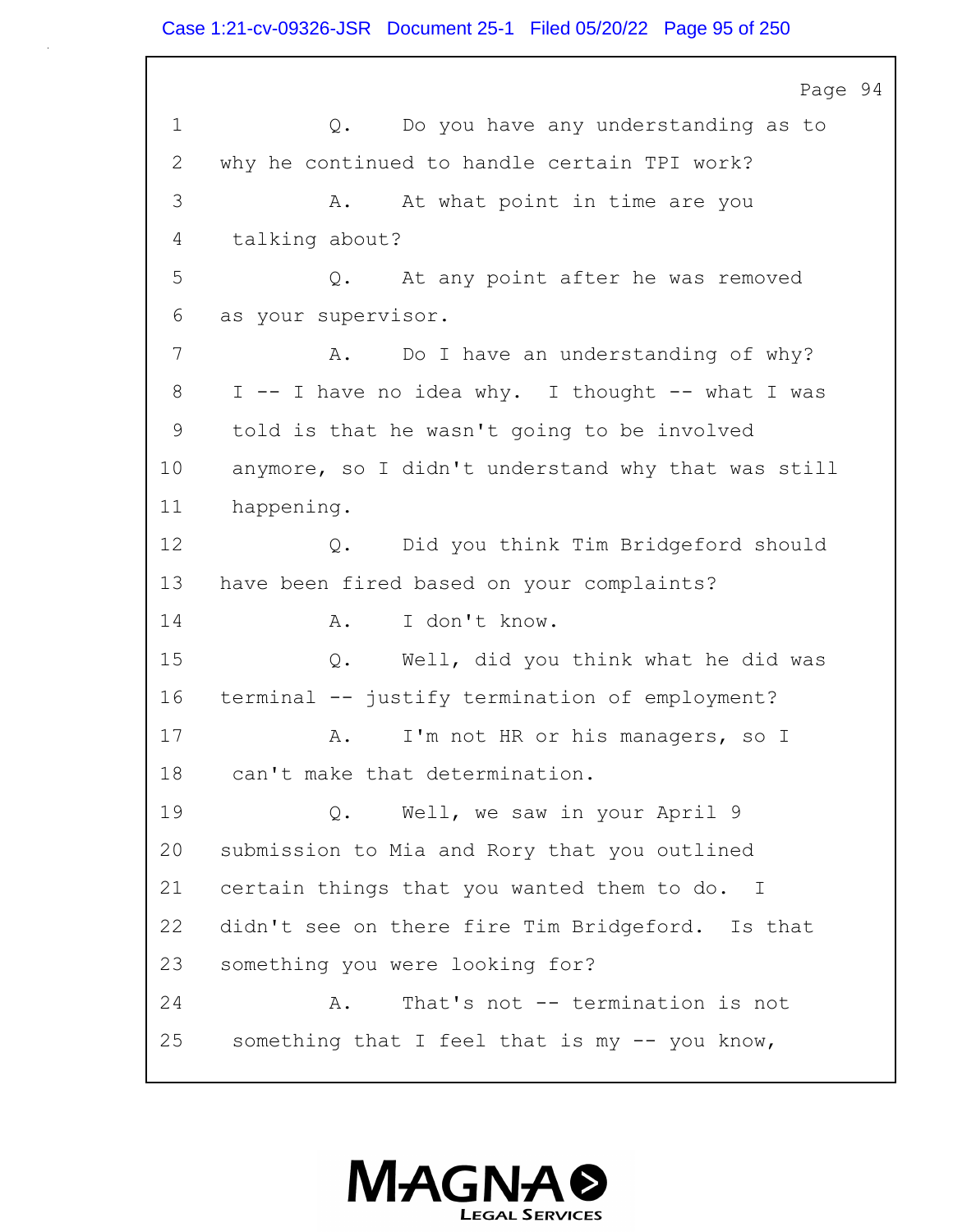1 Q. Do you have any understanding as to
2 why he continued to handle certain TPI work?
3 A. At what point in time are you
4 talking about?
5 Q. At any point after he was removed
6 as your supervisor.
7 A. Do I have an understanding of why?
8 I -- I have no idea why. I thought -- what I was
9 told is that he wasn't going to be involved
10 anymore, so I didn't understand why that was still
11 happening.
12 Q. Did you think Tim Bridgeford should
13 have been fired based on your complaints?
14 A. I don't know.
15 Q. Well, did you think what he did was
16 terminal -- justify termination of employment?
17 A. I'm not HR or his managers, so I
18 can't make that determination.
19 Q. Well, we saw in your April 9
20 submission to Mia and Rory that you outlined
21 certain things that you wanted them to do. I
22 didn't see on there fire Tim Bridgeford. Is that
23 something you were looking for?
24 A. That's not -- termination is not
25 something that I feel that is my -- you know,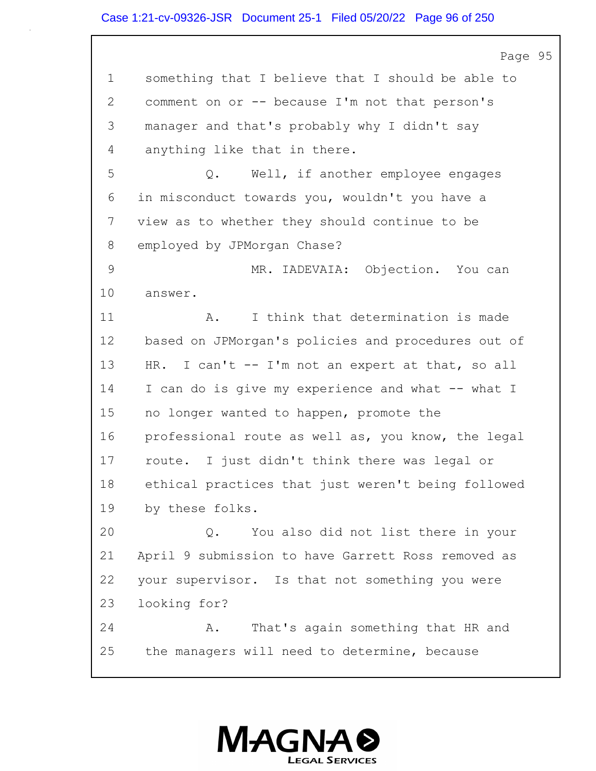1 something that I believe that I should be able to
2 comment on or -- because I'm not that person's
3 manager and that's probably why I didn't say
4 anything like that in there.
5 Q. Well, if another employee engages
6 in misconduct towards you, wouldn't you have a
7 view as to whether they should continue to be
8 employed by JPMorgan Chase?
9 MR. IADEVAIA: Objection. You can
10 answer.
11 A. I think that determination is made
12 based on JPMorgan's policies and procedures out of
13 HR. I can't -- I'm not an expert at that, so all
14 I can do is give my experience and what -- what I
15 no longer wanted to happen, promote the
16 professional route as well as, you know, the legal
17 route. I just didn't think there was legal or
18 ethical practices that just weren't being followed
19 by these folks.
20 Q. You also did not list there in your
21 April 9 submission to have Garrett Ross removed as
22 your supervisor. Is that not something you were
23 looking for?
24 A. That's again something that HR and
25 the managers will need to determine, because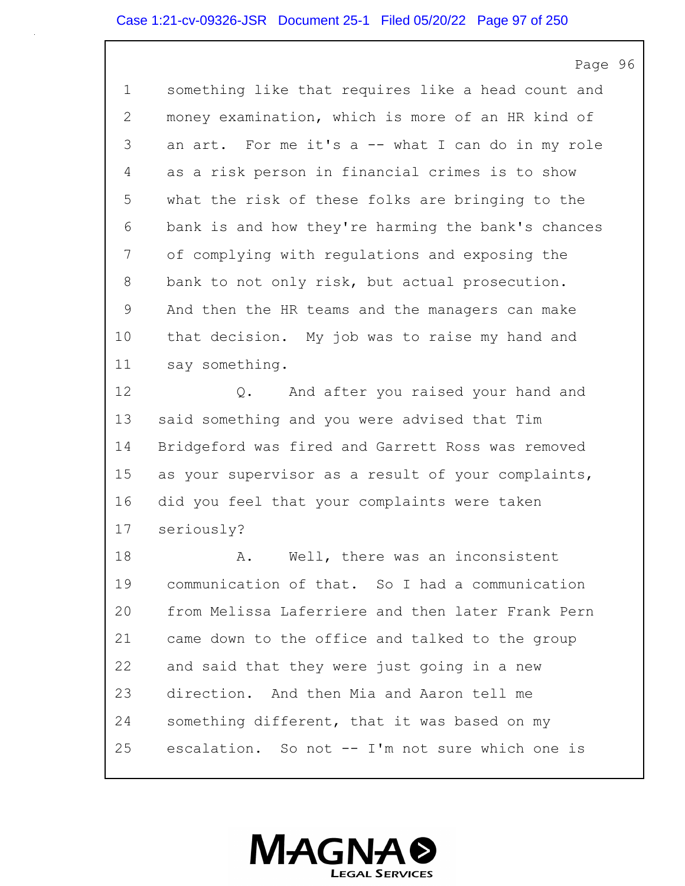1 something like that requires like a head count and
2 money examination, which is more of an HR kind of
3 an art. For me it's a -- what I can do in my role
4 as a risk person in financial crimes is to show
5 what the risk of these folks are bringing to the
6 bank is and how they're harming the bank's chances
7 of complying with regulations and exposing the
8 bank to not only risk, but actual prosecution.
9 And then the HR teams and the managers can make
10 that decision. My job was to raise my hand and
11 say something.

12 Q. And after you raised your hand and
13 said something and you were advised that Tim
14 Bridgeford was fired and Garrett Ross was removed
15 as your supervisor as a result of your complaints,
16 did you feel that your complaints were taken
17 seriously?

18 A. Well, there was an inconsistent
19 communication of that. So I had a communication
20 from Melissa Laferriere and then later Frank Pern
21 came down to the office and talked to the group
22 and said that they were just going in a new
23 direction. And then Mia and Aaron tell me
24 something different, that it was based on my
25 escalation. So not -- I'm not sure which one is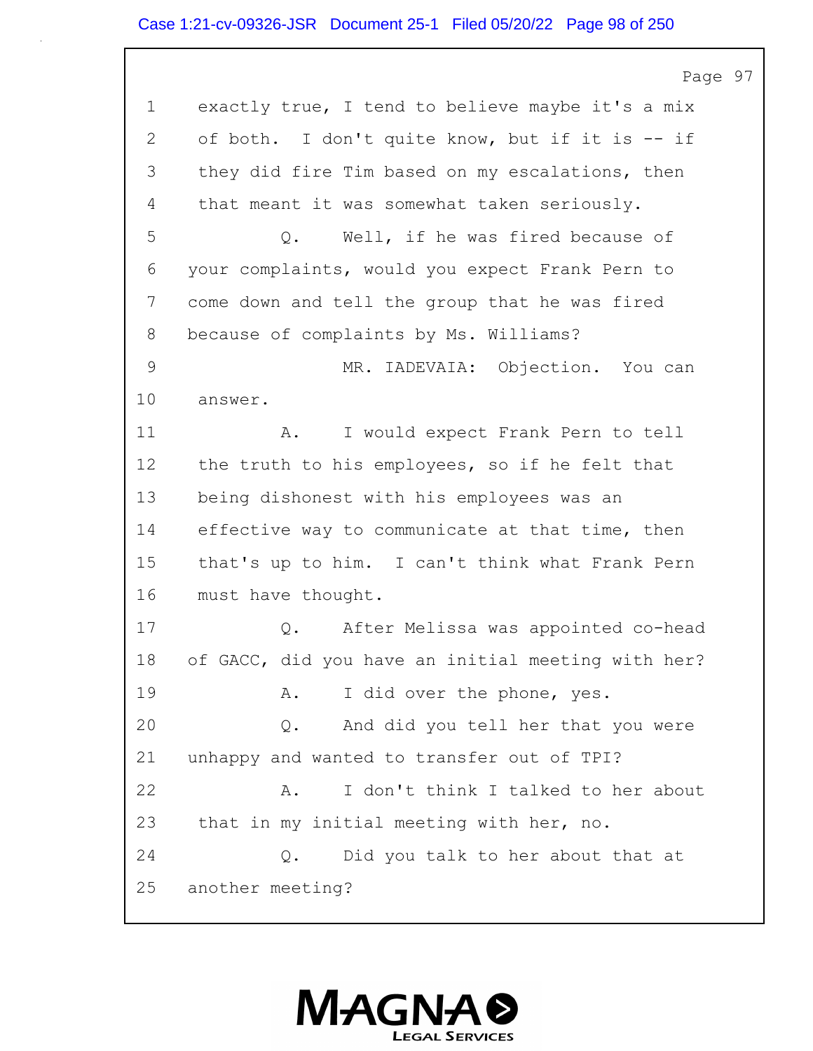1 exactly true, I tend to believe maybe it's a mix
2 of both. I don't quite know, but if it is -- if
3 they did fire Tim based on my escalations, then
4 that meant it was somewhat taken seriously.
5 Q. Well, if he was fired because of
6 your complaints, would you expect Frank Pern to
7 come down and tell the group that he was fired
8 because of complaints by Ms. Williams?
9 MR. IADEVAIA: Objection. You can
10 answer.
11 A. I would expect Frank Pern to tell
12 the truth to his employees, so if he felt that
13 being dishonest with his employees was an
14 effective way to communicate at that time, then
15 that's up to him. I can't think what Frank Pern
16 must have thought.
17 Q. After Melissa was appointed co-head
18 of GACC, did you have an initial meeting with her?
19 A. I did over the phone, yes.
20 Q. And did you tell her that you were
21 unhappy and wanted to transfer out of TPI?
22 A. I don't think I talked to her about
23 that in my initial meeting with her, no.
24 Q. Did you talk to her about that at
25 another meeting?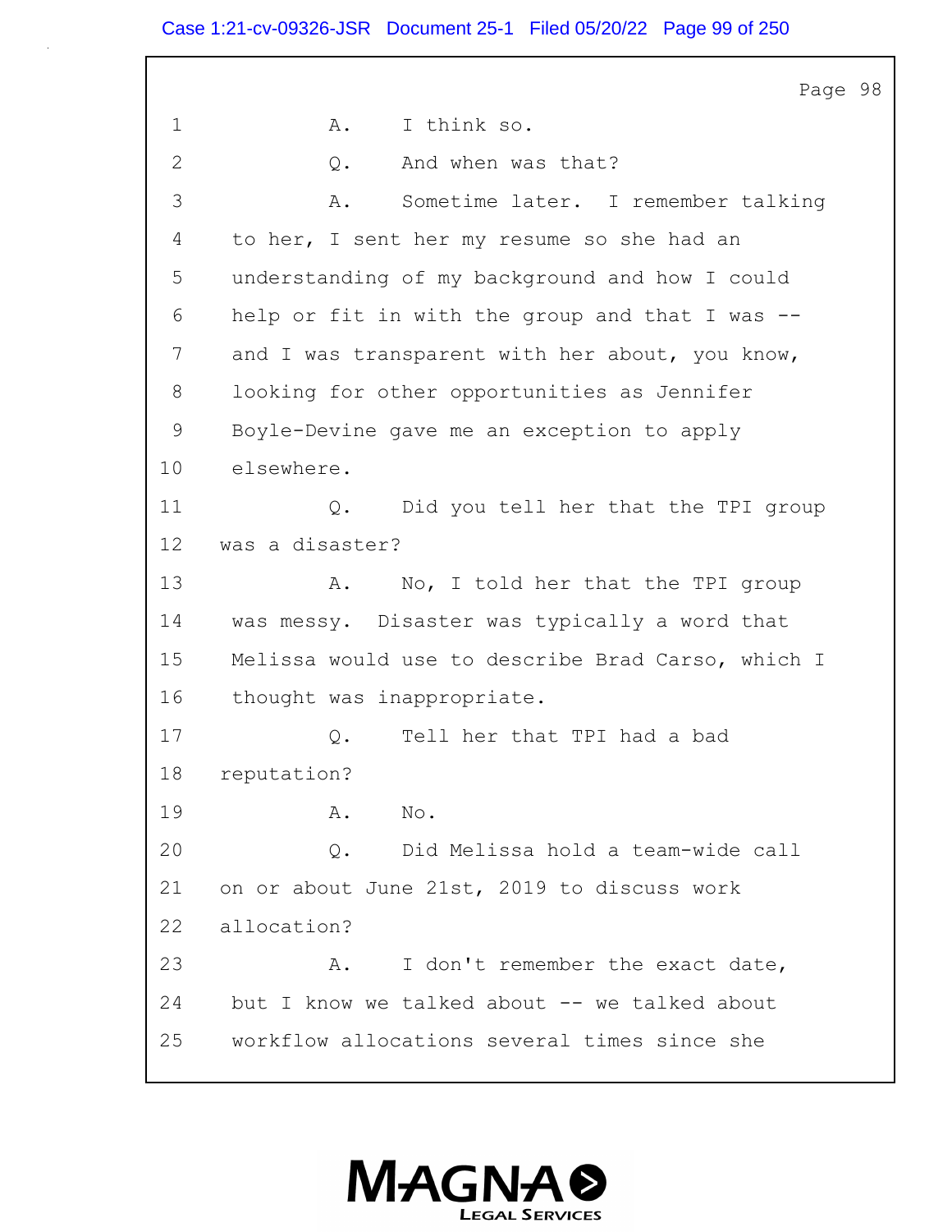Page 98

1 A. I think so.

2 Q. And when was that?

3 A. Sometime later. I remember talking

4 to her, I sent her my resume so she had an

5 understanding of my background and how I could

6 help or fit in with the group and that I was --

7 and I was transparent with her about, you know,

8 looking for other opportunities as Jennifer

9 Boyle-Devine gave me an exception to apply

10 elsewhere.

11 Q. Did you tell her that the TPI group

12 was a disaster?

13 A. No, I told her that the TPI group

14 was messy. Disaster was typically a word that

15 Melissa would use to describe Brad Carso, which I

16 thought was inappropriate.

17 Q. Tell her that TPI had a bad

18 reputation?

19 A. No.

20 Q. Did Melissa hold a team-wide call

21 on or about June 21st, 2019 to discuss work

22 allocation?

23 A. I don't remember the exact date,

24 but I know we talked about -- we talked about

25 workflow allocations several times since she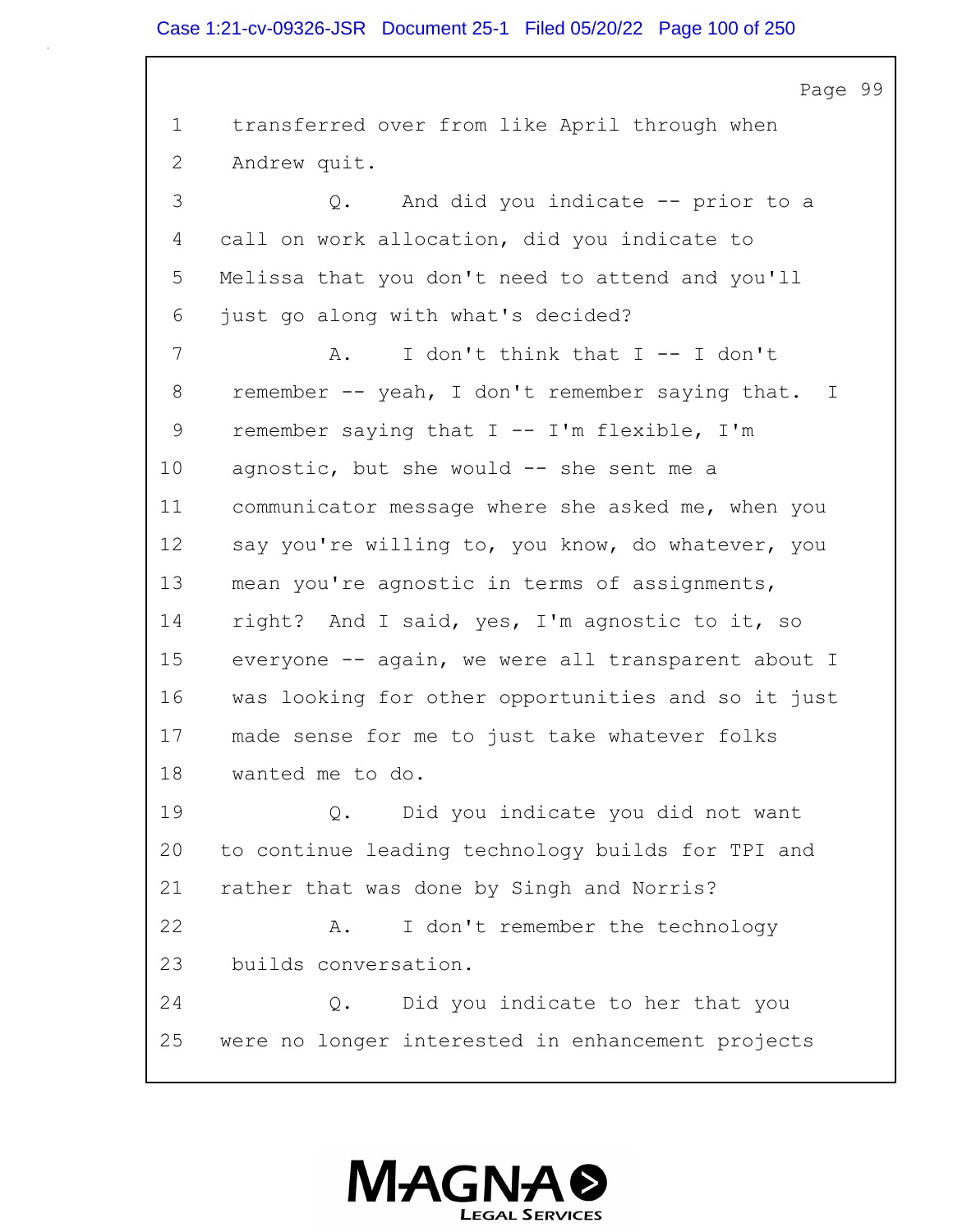Page 99

1 transferred over from like April through when
2 Andrew quit.
3 Q. And did you indicate -- prior to a
4 call on work allocation, did you indicate to
5 Melissa that you don't need to attend and you'll
6 just go along with what's decided?
7 A. I don't think that I -- I don't
8 remember -- yeah, I don't remember saying that. I
9 remember saying that I -- I'm flexible, I'm
10 agnostic, but she would -- she sent me a
11 communicator message where she asked me, when you
12 say you're willing to, you know, do whatever, you
13 mean you're agnostic in terms of assignments,
14 right? And I said, yes, I'm agnostic to it, so
15 everyone -- again, we were all transparent about I
16 was looking for other opportunities and so it just
17 made sense for me to just take whatever folks
18 wanted me to do.
19 Q. Did you indicate you did not want
20 to continue leading technology builds for TPI and
21 rather that was done by Singh and Norris?
22 A. I don't remember the technology
23 builds conversation.
24 Q. Did you indicate to her that you
25 were no longer interested in enhancement projects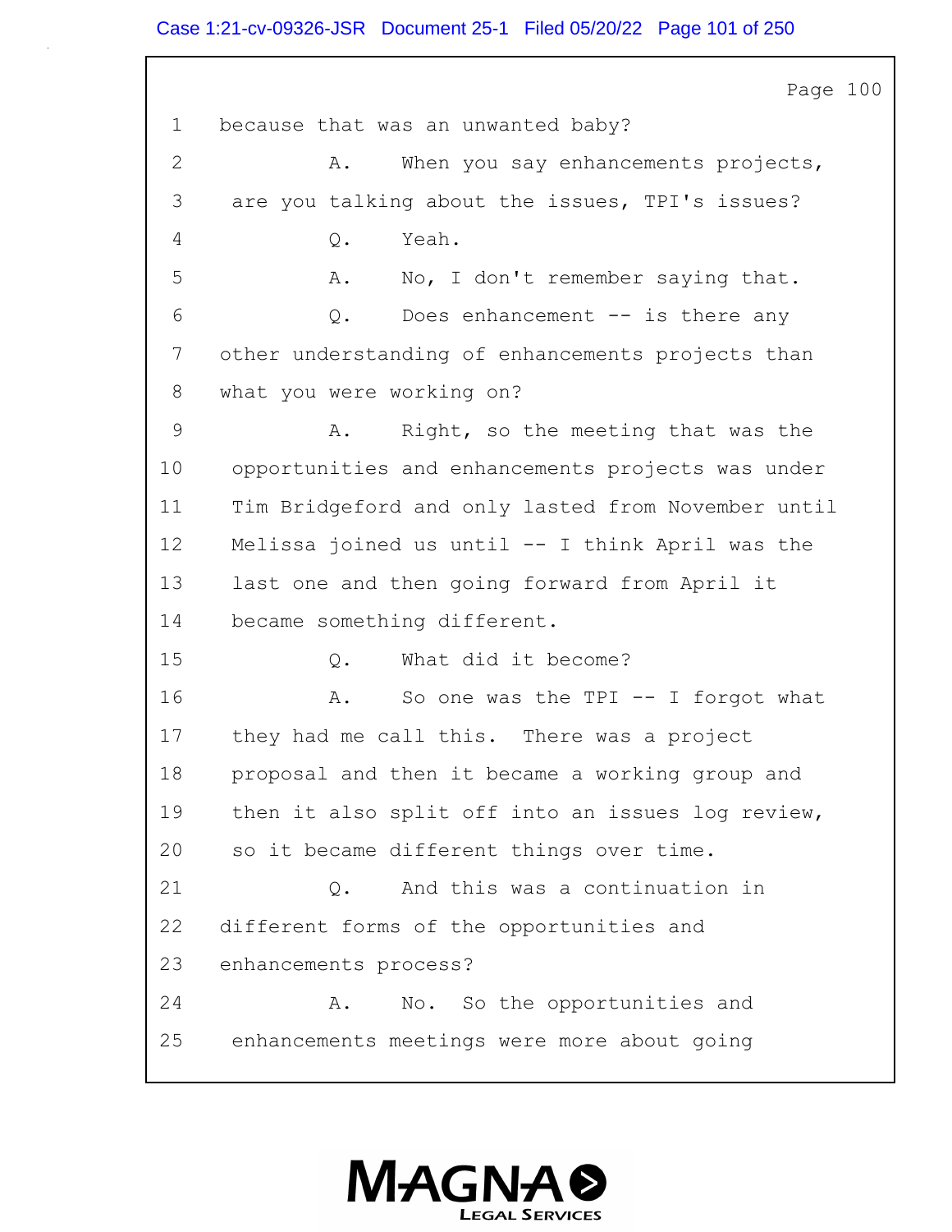Page 100

1 because that was an unwanted baby?

2 A. When you say enhancements projects,

3 are you talking about the issues, TPI's issues?

4 Q. Yeah.

5 A. No, I don't remember saying that.

6 Q. Does enhancement -- is there any

7 other understanding of enhancements projects than

8 what you were working on?

9 A. Right, so the meeting that was the

10 opportunities and enhancements projects was under

11 Tim Bridgeford and only lasted from November until

12 Melissa joined us until -- I think April was the

13 last one and then going forward from April it

14 became something different.

15 Q. What did it become?

16 A. So one was the TPI -- I forgot what

17 they had me call this. There was a project

18 proposal and then it became a working group and

19 then it also split off into an issues log review,

20 so it became different things over time.

21 Q. And this was a continuation in

22 different forms of the opportunities and

23 enhancements process?

24 A. No. So the opportunities and

25 enhancements meetings were more about going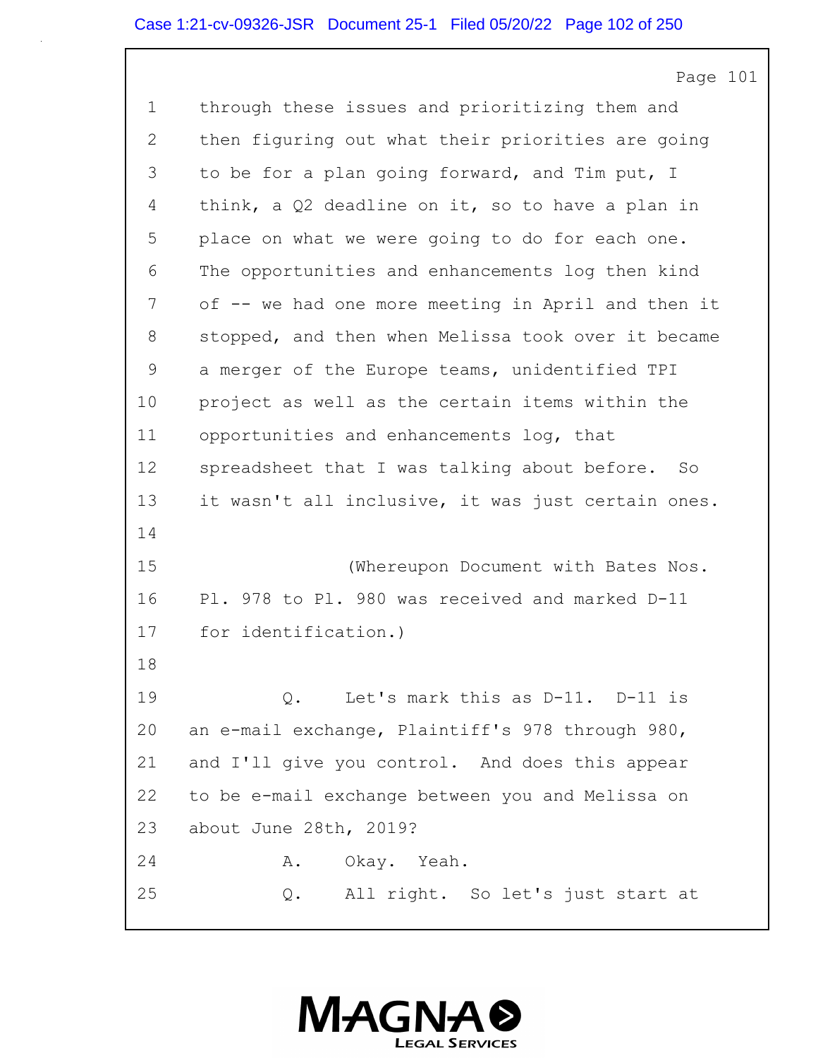1 through these issues and prioritizing them and
2 then figuring out what their priorities are going
3 to be for a plan going forward, and Tim put, I
4 think, a Q2 deadline on it, so to have a plan in
5 place on what we were going to do for each one.
6 The opportunities and enhancements log then kind
7 of -- we had one more meeting in April and then it
8 stopped, and then when Melissa took over it became
9 a merger of the Europe teams, unidentified TPI
10 project as well as the certain items within the
11 opportunities and enhancements log, that
12 spreadsheet that I was talking about before. So
13 it wasn't all inclusive, it was just certain ones.
14
15 (Whereupon Document with Bates Nos.
16 Pl. 978 to Pl. 980 was received and marked D-11
17 for identification.)
18
19 Q. Let's mark this as D-11. D-11 is
20 an e-mail exchange, Plaintiff's 978 through 980,
21 and I'll give you control. And does this appear
22 to be e-mail exchange between you and Melissa on
23 about June 28th, 2019?
24 A. Okay. Yeah.
25 Q. All right. So let's just start at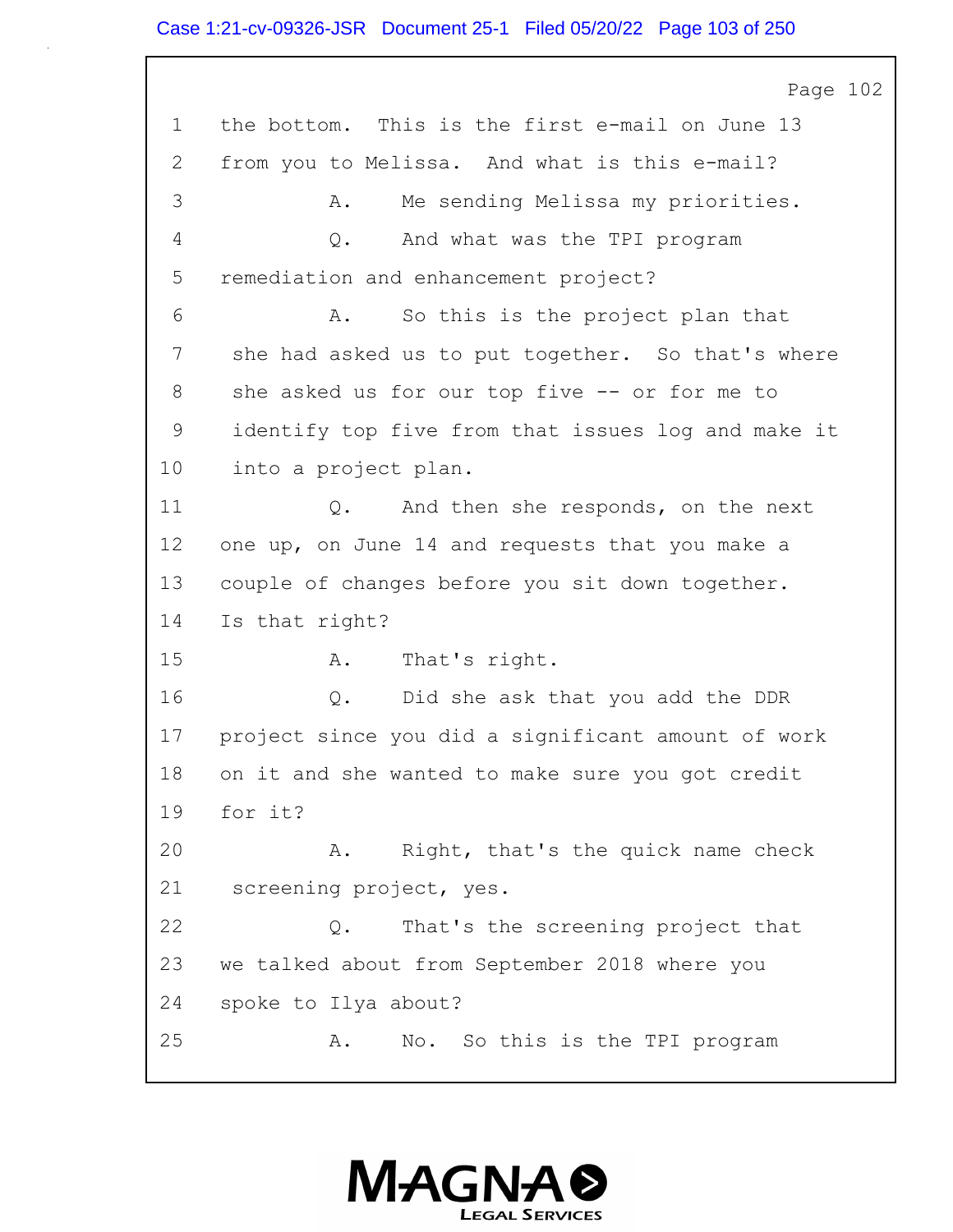Page 102

1 the bottom. This is the first e-mail on June 13
2 from you to Melissa. And what is this e-mail?
3 A. Me sending Melissa my priorities.
4 Q. And what was the TPI program
5 remediation and enhancement project?
6 A. So this is the project plan that
7 she had asked us to put together. So that's where
8 she asked us for our top five -- or for me to
9 identify top five from that issues log and make it
10 into a project plan.
11 Q. And then she responds, on the next
12 one up, on June 14 and requests that you make a
13 couple of changes before you sit down together.
14 Is that right?
15 A. That's right.
16 Q. Did she ask that you add the DDR
17 project since you did a significant amount of work
18 on it and she wanted to make sure you got credit
19 for it?
20 A. Right, that's the quick name check
21 screening project, yes.
22 Q. That's the screening project that
23 we talked about from September 2018 where you
24 spoke to Ilya about?
25 A. No. So this is the TPI program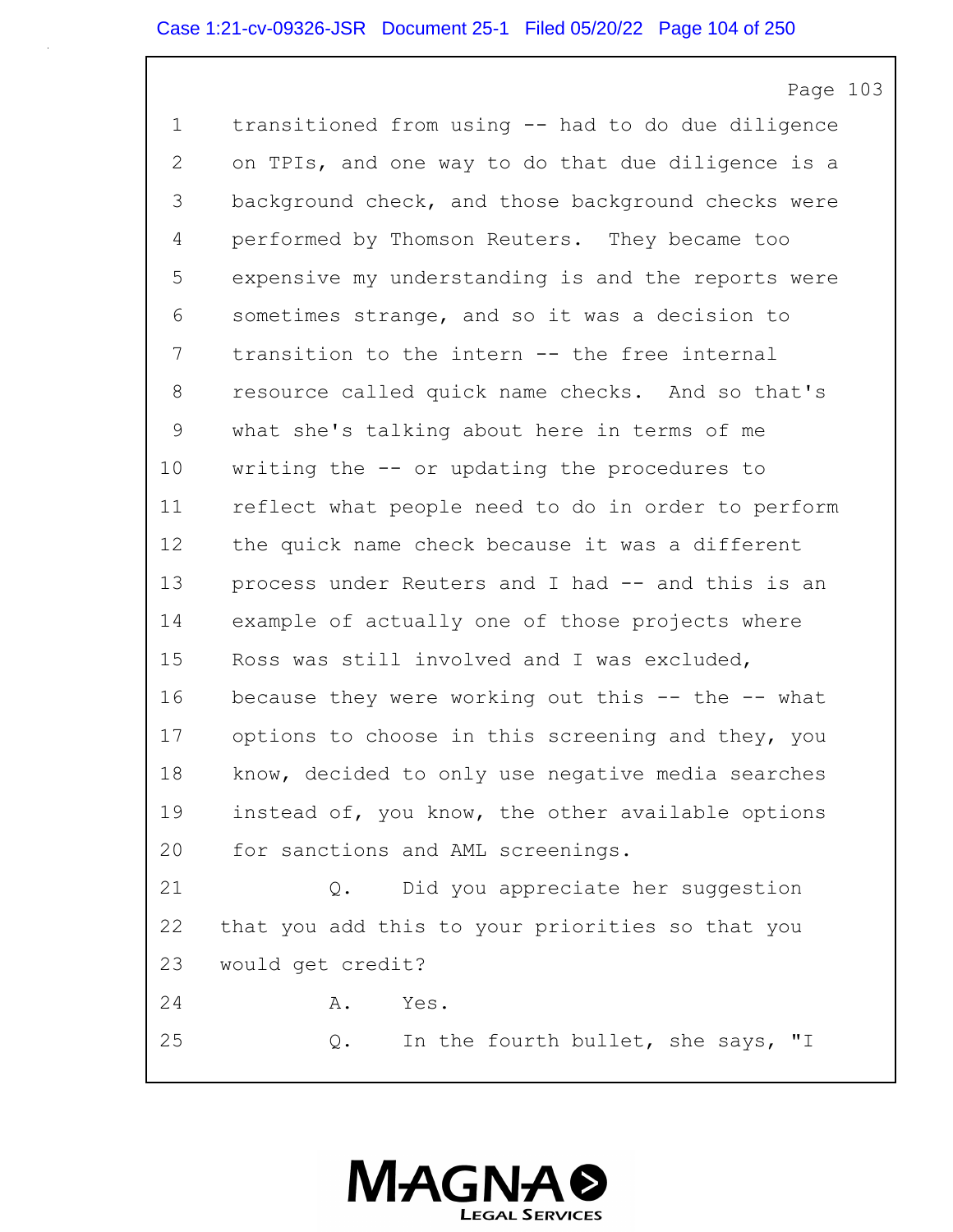1 transitioned from using -- had to do due diligence
2 on TPIs, and one way to do that due diligence is a
3 background check, and those background checks were
4 performed by Thomson Reuters. They became too
5 expensive my understanding is and the reports were
6 sometimes strange, and so it was a decision to
7 transition to the intern -- the free internal
8 resource called quick name checks. And so that's
9 what she's talking about here in terms of me
10 writing the -- or updating the procedures to
11 reflect what people need to do in order to perform
12 the quick name check because it was a different
13 process under Reuters and I had -- and this is an
14 example of actually one of those projects where
15 Ross was still involved and I was excluded,
16 because they were working out this -- the -- what
17 options to choose in this screening and they, you
18 know, decided to only use negative media searches
19 instead of, you know, the other available options
20 for sanctions and AML screenings.
21 Q. Did you appreciate her suggestion
22 that you add this to your priorities so that you
23 would get credit?
24 A. Yes.
25 Q. In the fourth bullet, she says, "I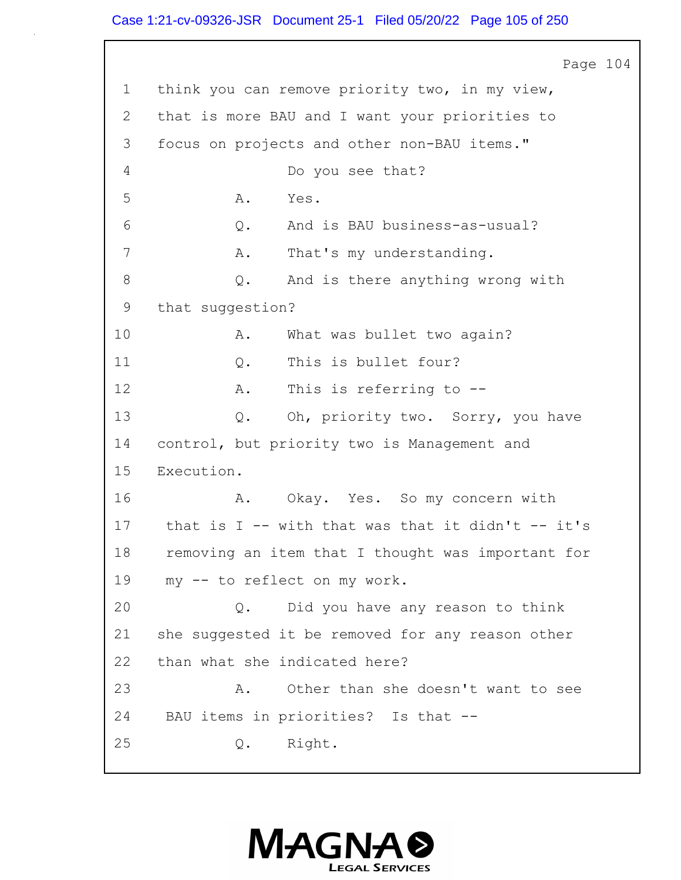1 think you can remove priority two, in my view,
2 that is more BAU and I want your priorities to
3 focus on projects and other non-BAU items."

4 Do you see that?

5 A. Yes.

6 Q. And is BAU business-as-usual?

7 A. That's my understanding.

8 Q. And is there anything wrong with
9 that suggestion?

10 A. What was bullet two again?

11 Q. This is bullet four?

12 A. This is referring to --

13 Q. Oh, priority two. Sorry, you have
14 control, but priority two is Management and
15 Execution.

16 A. Okay. Yes. So my concern with
17 that is I -- with that was that it didn't -- it's
18 removing an item that I thought was important for
19 my -- to reflect on my work.

20 Q. Did you have any reason to think
21 she suggested it be removed for any reason other
22 than what she indicated here?

23 A. Other than she doesn't want to see
24 BAU items in priorities? Is that --

25 Q. Right.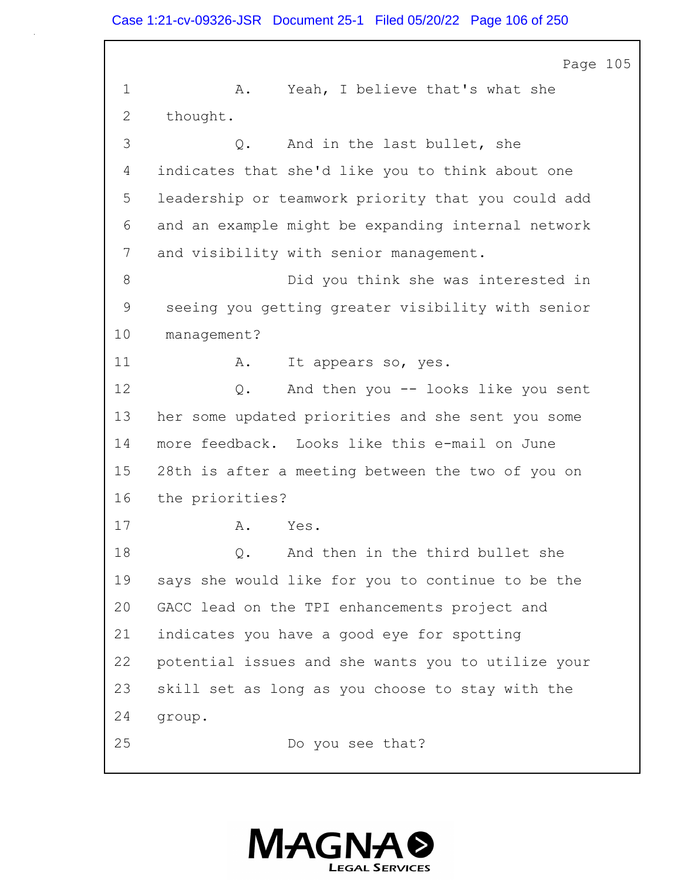1 A. Yeah, I believe that's what she
2 thought.
3 Q. And in the last bullet, she
4 indicates that she'd like you to think about one
5 leadership or teamwork priority that you could add
6 and an example might be expanding internal network
7 and visibility with senior management.
8 Did you think she was interested in
9 seeing you getting greater visibility with senior
10 management?
11 A. It appears so, yes.
12 Q. And then you -- looks like you sent
13 her some updated priorities and she sent you some
14 more feedback. Looks like this e-mail on June
15 28th is after a meeting between the two of you on
16 the priorities?
17 A. Yes.
18 Q. And then in the third bullet she
19 says she would like for you to continue to be the
20 GACC lead on the TPI enhancements project and
21 indicates you have a good eye for spotting
22 potential issues and she wants you to utilize your
23 skill set as long as you choose to stay with the
24 group.
25 Do you see that?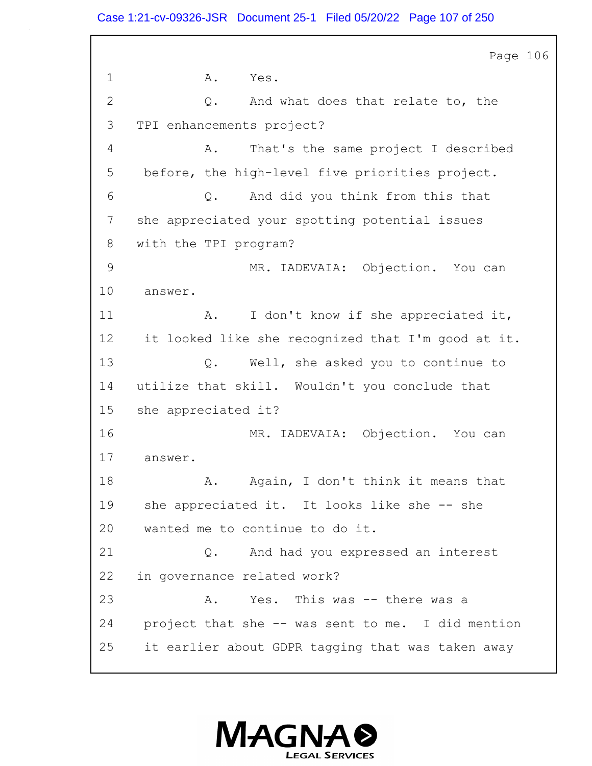1 A. Yes.

2 Q. And what does that relate to, the

3 TPI enhancements project?

4 A. That's the same project I described

5 before, the high-level five priorities project.

6 Q. And did you think from this that

7 she appreciated your spotting potential issues

8 with the TPI program?

9 MR. IADEVAIA: Objection. You can

10 answer.

11 A. I don't know if she appreciated it,

12 it looked like she recognized that I'm good at it.

13 Q. Well, she asked you to continue to

14 utilize that skill. Wouldn't you conclude that

15 she appreciated it?

16 MR. IADEVAIA: Objection. You can

17 answer.

18 A. Again, I don't think it means that

19 she appreciated it. It looks like she -- she

20 wanted me to continue to do it.

21 Q. And had you expressed an interest

22 in governance related work?

23 A. Yes. This was -- there was a

24 project that she -- was sent to me. I did mention

25 it earlier about GDPR tagging that was taken away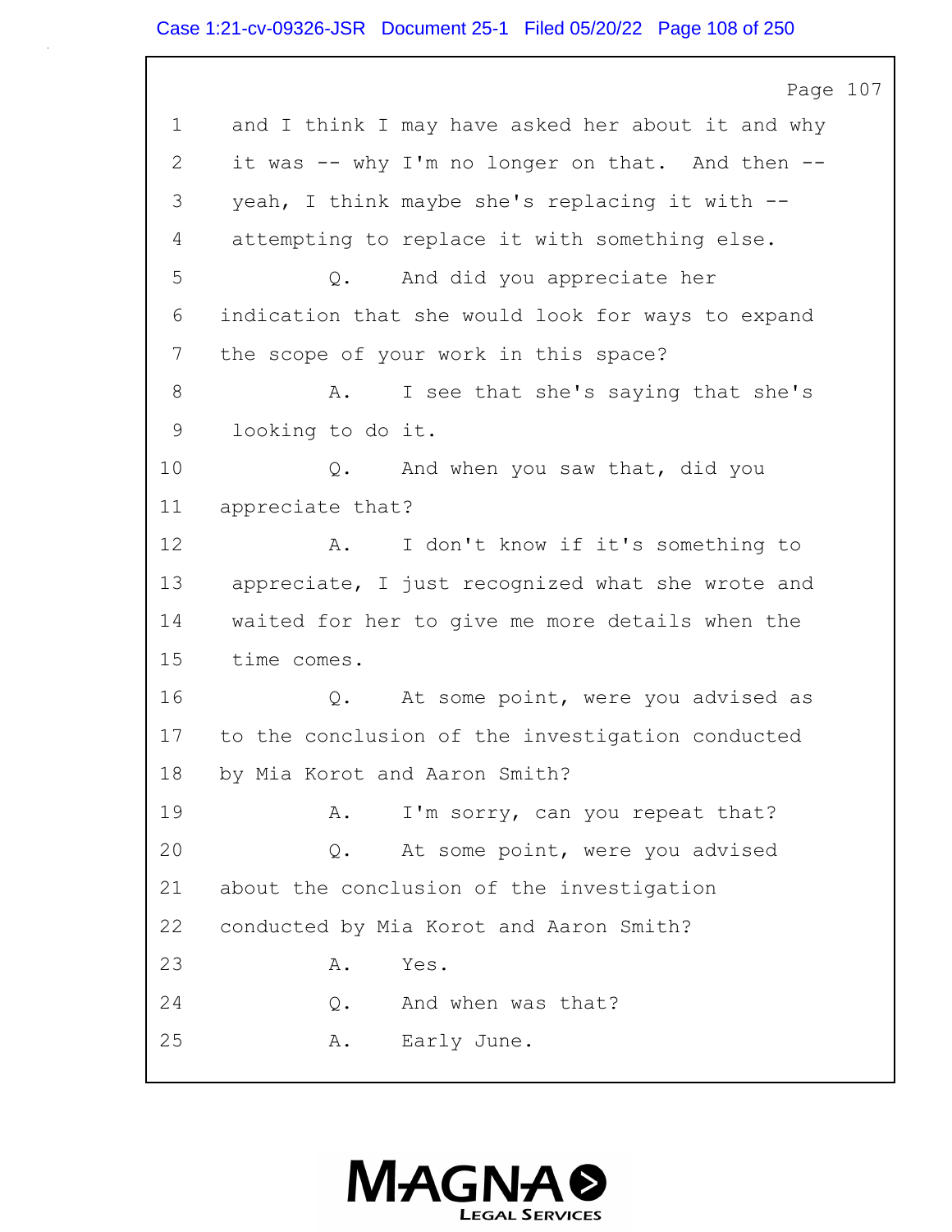Page 107

1 and I think I may have asked her about it and why
2 it was -- why I'm no longer on that. And then --
3 yeah, I think maybe she's replacing it with --
4 attempting to replace it with something else.
5 Q. And did you appreciate her
6 indication that she would look for ways to expand
7 the scope of your work in this space?
8 A. I see that she's saying that she's
9 looking to do it.
10 Q. And when you saw that, did you
11 appreciate that?
12 A. I don't know if it's something to
13 appreciate, I just recognized what she wrote and
14 waited for her to give me more details when the
15 time comes.
16 Q. At some point, were you advised as
17 to the conclusion of the investigation conducted
18 by Mia Korot and Aaron Smith?
19 A. I'm sorry, can you repeat that?
20 Q. At some point, were you advised
21 about the conclusion of the investigation
22 conducted by Mia Korot and Aaron Smith?
23 A. Yes.
24 Q. And when was that?
25 A. Early June.

MAGNA LEGAL SERVICES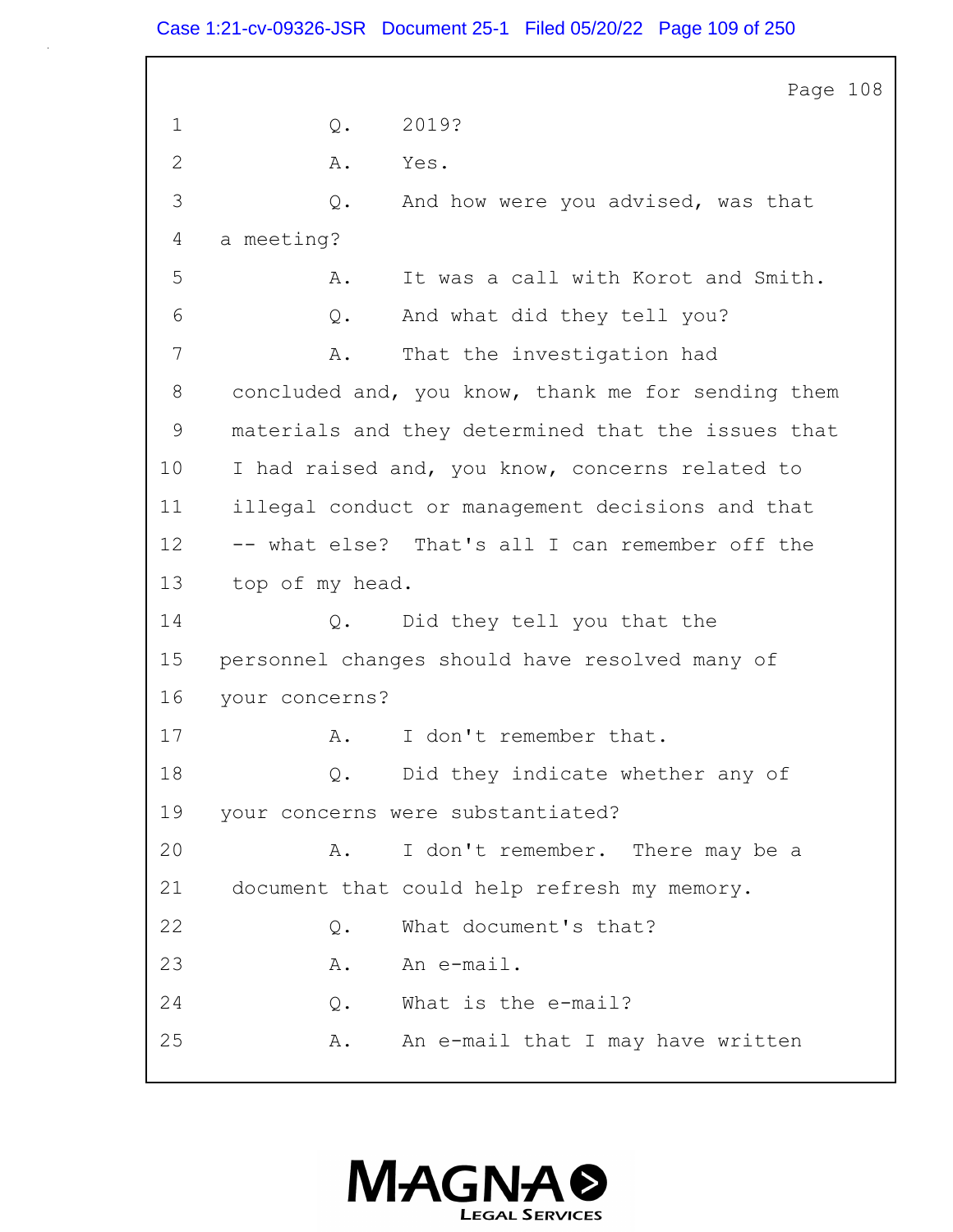Page 108

1 Q. 2019?

2 A. Yes.

3 Q. And how were you advised, was that

4 a meeting?

5 A. It was a call with Korot and Smith.

6 Q. And what did they tell you?

7 A. That the investigation had

8 concluded and, you know, thank me for sending them

9 materials and they determined that the issues that

10 I had raised and, you know, concerns related to

11 illegal conduct or management decisions and that

12 -- what else? That's all I can remember off the

13 top of my head.

14 Q. Did they tell you that the

15 personnel changes should have resolved many of

16 your concerns?

17 A. I don't remember that.

18 Q. Did they indicate whether any of

19 your concerns were substantiated?

20 A. I don't remember. There may be a

21 document that could help refresh my memory.

22 Q. What document's that?

23 A. An e-mail.

24 Q. What is the e-mail?

25 A. An e-mail that I may have written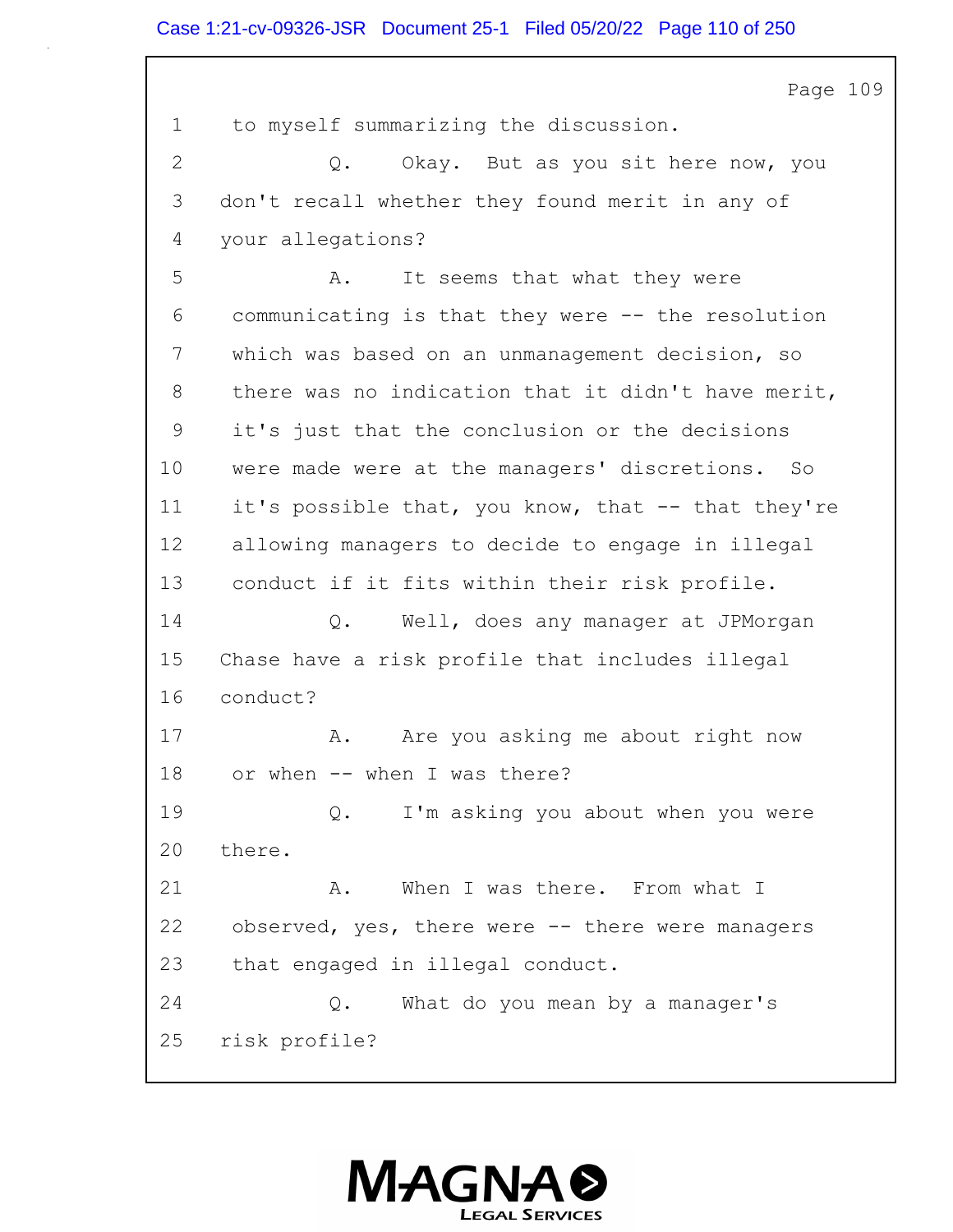1 to myself summarizing the discussion.

2 Q. Okay. But as you sit here now, you

3 don't recall whether they found merit in any of

4 your allegations?

5 A. It seems that what they were

6 communicating is that they were -- the resolution

7 which was based on an unmanagement decision, so

8 there was no indication that it didn't have merit,

9 it's just that the conclusion or the decisions

10 were made were at the managers' discretions. So

11 it's possible that, you know, that -- that they're

12 allowing managers to decide to engage in illegal

13 conduct if it fits within their risk profile.

14 Q. Well, does any manager at JPMorgan

15 Chase have a risk profile that includes illegal

16 conduct?

17 A. Are you asking me about right now

18 or when -- when I was there?

19 Q. I'm asking you about when you were

20 there.

21 A. When I was there. From what I

22 observed, yes, there were -- there were managers

23 that engaged in illegal conduct.

24 Q. What do you mean by a manager's

25 risk profile?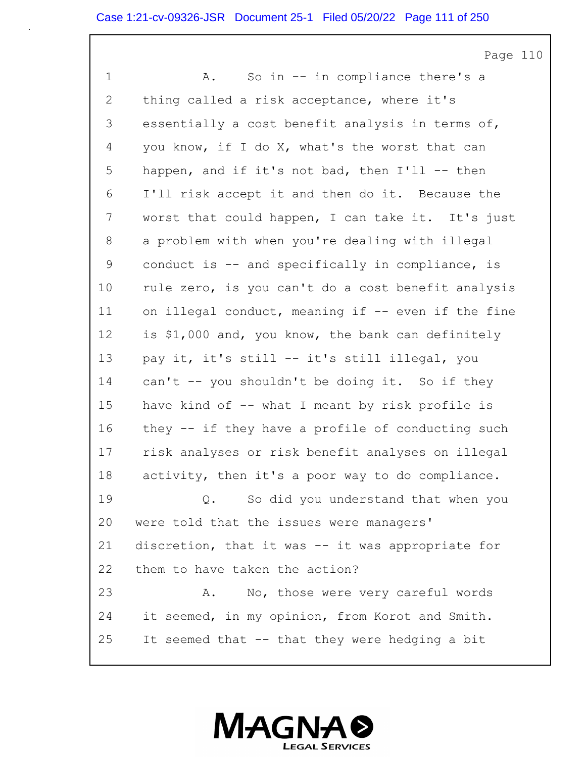1 A. So in -- in compliance there's a

2 thing called a risk acceptance, where it's

3 essentially a cost benefit analysis in terms of,

4 you know, if I do X, what's the worst that can

5 happen, and if it's not bad, then I'll -- then

6 I'll risk accept it and then do it. Because the

7 worst that could happen, I can take it. It's just

8 a problem with when you're dealing with illegal

9 conduct is -- and specifically in compliance, is

10 rule zero, is you can't do a cost benefit analysis

11 on illegal conduct, meaning if -- even if the fine

12 is $1,000 and, you know, the bank can definitely

13 pay it, it's still -- it's still illegal, you

14 can't -- you shouldn't be doing it. So if they

15 have kind of -- what I meant by risk profile is

16 they -- if they have a profile of conducting such

17 risk analyses or risk benefit analyses on illegal

18 activity, then it's a poor way to do compliance.

19 Q. So did you understand that when you

20 were told that the issues were managers'

21 discretion, that it was -- it was appropriate for

22 them to have taken the action?

23 A. No, those were very careful words

24 it seemed, in my opinion, from Korot and Smith.

25 It seemed that -- that they were hedging a bit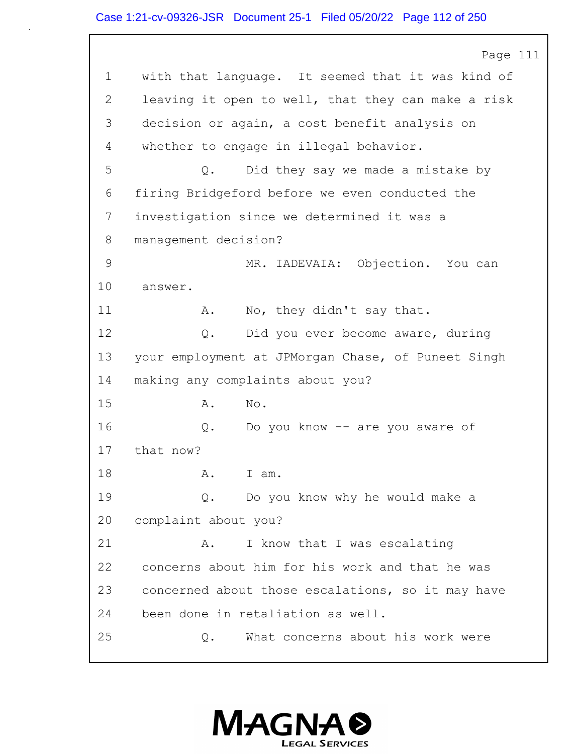Page 111

1 with that language. It seemed that it was kind of
2 leaving it open to well, that they can make a risk
3 decision or again, a cost benefit analysis on
4 whether to engage in illegal behavior.
5 Q. Did they say we made a mistake by
6 firing Bridgeford before we even conducted the
7 investigation since we determined it was a
8 management decision?
9 MR. IADEVAIA: Objection. You can
10 answer.
11 A. No, they didn't say that.
12 Q. Did you ever become aware, during
13 your employment at JPMorgan Chase, of Puneet Singh
14 making any complaints about you?
15 A. No.
16 Q. Do you know -- are you aware of
17 that now?
18 A. I am.
19 Q. Do you know why he would make a
20 complaint about you?
21 A. I know that I was escalating
22 concerns about him for his work and that he was
23 concerned about those escalations, so it may have
24 been done in retaliation as well.
25 Q. What concerns about his work were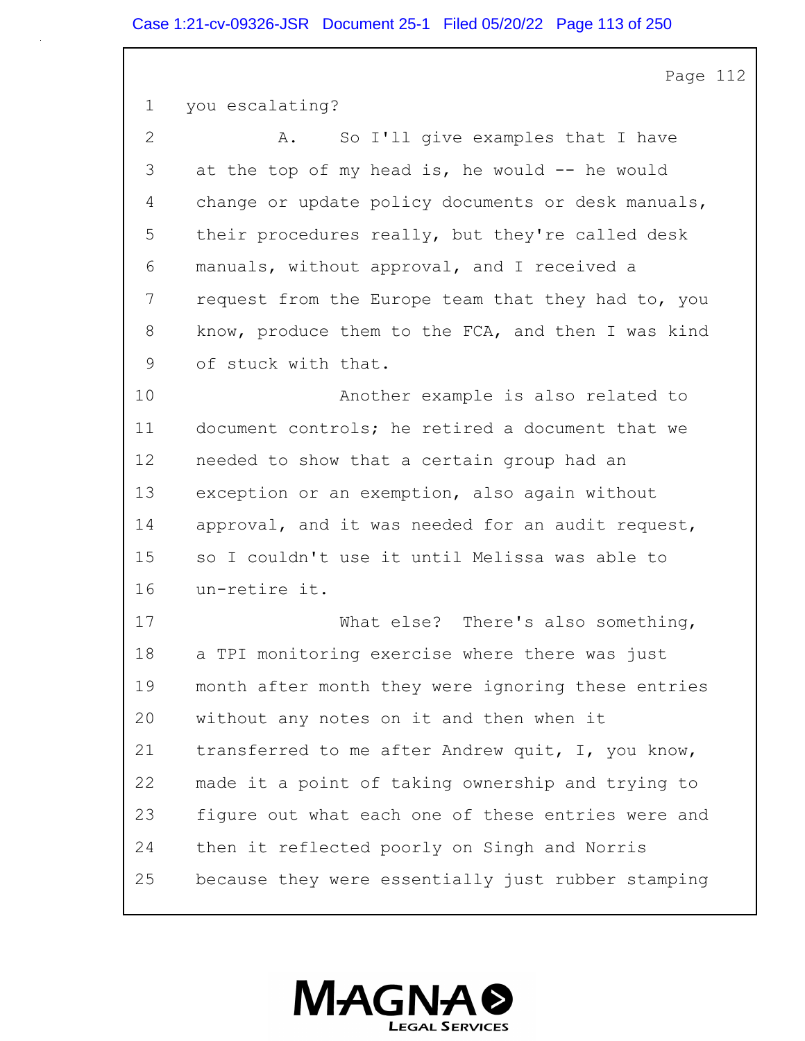1 you escalating?

2 A. So I'll give examples that I have

3 at the top of my head is, he would -- he would

4 change or update policy documents or desk manuals,

5 their procedures really, but they're called desk

6 manuals, without approval, and I received a

7 request from the Europe team that they had to, you

8 know, produce them to the FCA, and then I was kind

9 of stuck with that.

10 Another example is also related to

11 document controls; he retired a document that we

12 needed to show that a certain group had an

13 exception or an exemption, also again without

14 approval, and it was needed for an audit request,

15 so I couldn't use it until Melissa was able to

16 un-retire it.

17 What else? There's also something,

18 a TPI monitoring exercise where there was just

19 month after month they were ignoring these entries

20 without any notes on it and then when it

21 transferred to me after Andrew quit, I, you know,

22 made it a point of taking ownership and trying to

23 figure out what each one of these entries were and

24 then it reflected poorly on Singh and Norris

25 because they were essentially just rubber stamping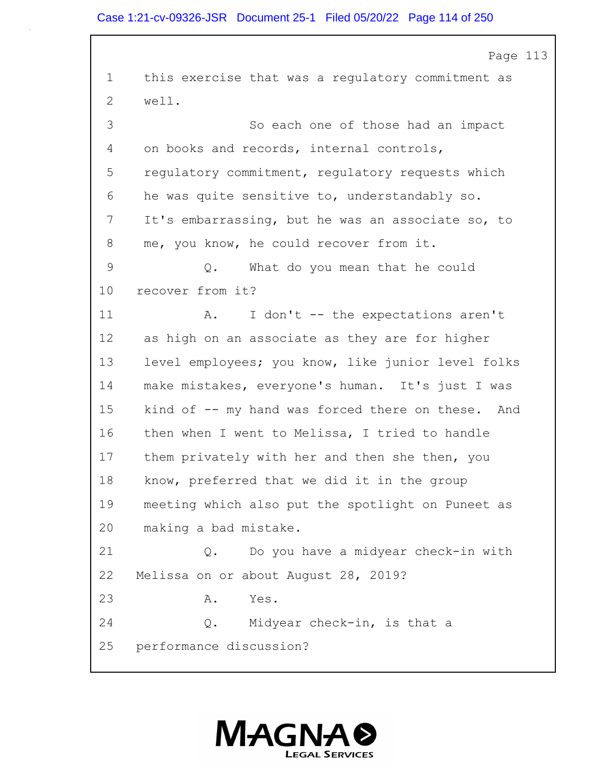1 this exercise that was a regulatory commitment as

2 well.

3 So each one of those had an impact

4 on books and records, internal controls,

5 regulatory commitment, regulatory requests which

6 he was quite sensitive to, understandably so.

7 It's embarrassing, but he was an associate so, to

8 me, you know, he could recover from it.

9 Q. What do you mean that he could

10 recover from it?

11 A. I don't -- the expectations aren't

12 as high on an associate as they are for higher

13 level employees; you know, like junior level folks

14 make mistakes, everyone's human. It's just I was

15 kind of -- my hand was forced there on these. And

16 then when I went to Melissa, I tried to handle

17 them privately with her and then she then, you

18 know, preferred that we did it in the group

19 meeting which also put the spotlight on Puneet as

20 making a bad mistake.

21 Q. Do you have a midyear check-in with

22 Melissa on or about August 28, 2019?

23 A. Yes.

24 Q. Midyear check-in, is that a

25 performance discussion?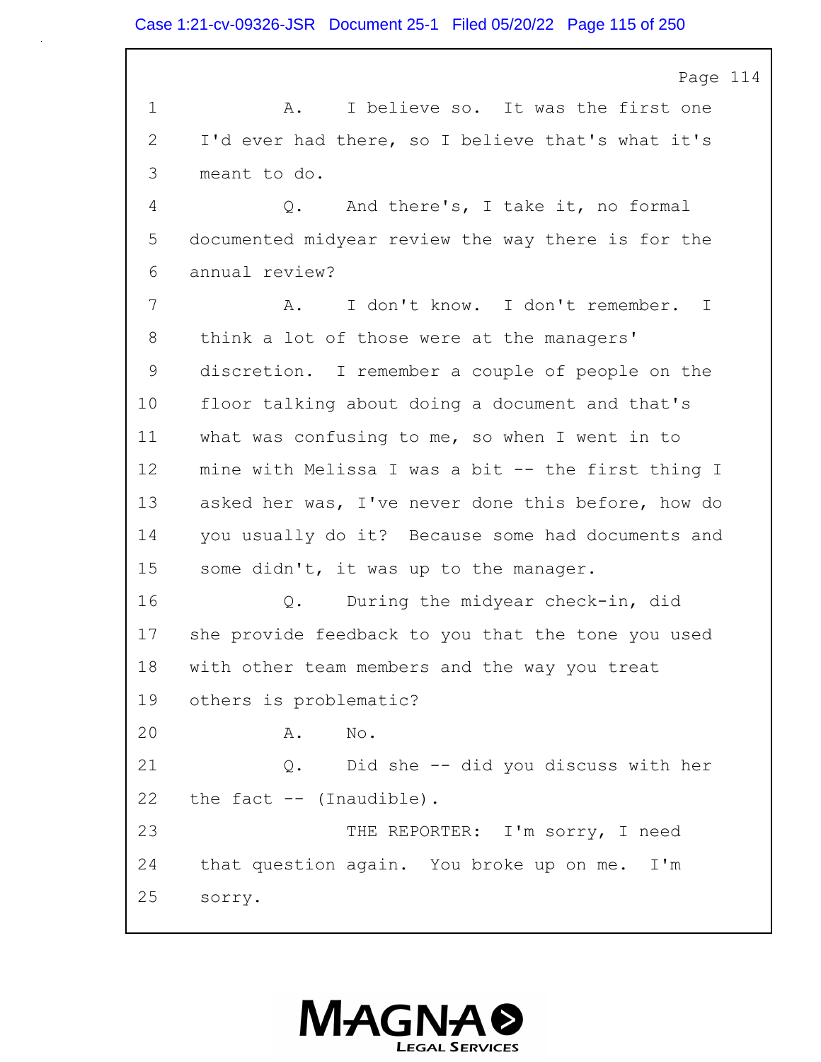1 A. I believe so. It was the first one
2 I'd ever had there, so I believe that's what it's
3 meant to do.
4 Q. And there's, I take it, no formal
5 documented midyear review the way there is for the
6 annual review?
7 A. I don't know. I don't remember. I
8 think a lot of those were at the managers'
9 discretion. I remember a couple of people on the
10 floor talking about doing a document and that's
11 what was confusing to me, so when I went in to
12 mine with Melissa I was a bit -- the first thing I
13 asked her was, I've never done this before, how do
14 you usually do it? Because some had documents and
15 some didn't, it was up to the manager.
16 Q. During the midyear check-in, did
17 she provide feedback to you that the tone you used
18 with other team members and the way you treat
19 others is problematic?
20 A. No.
21 Q. Did she -- did you discuss with her
22 the fact -- (Inaudible).
23 THE REPORTER: I'm sorry, I need
24 that question again. You broke up on me. I'm
25 sorry.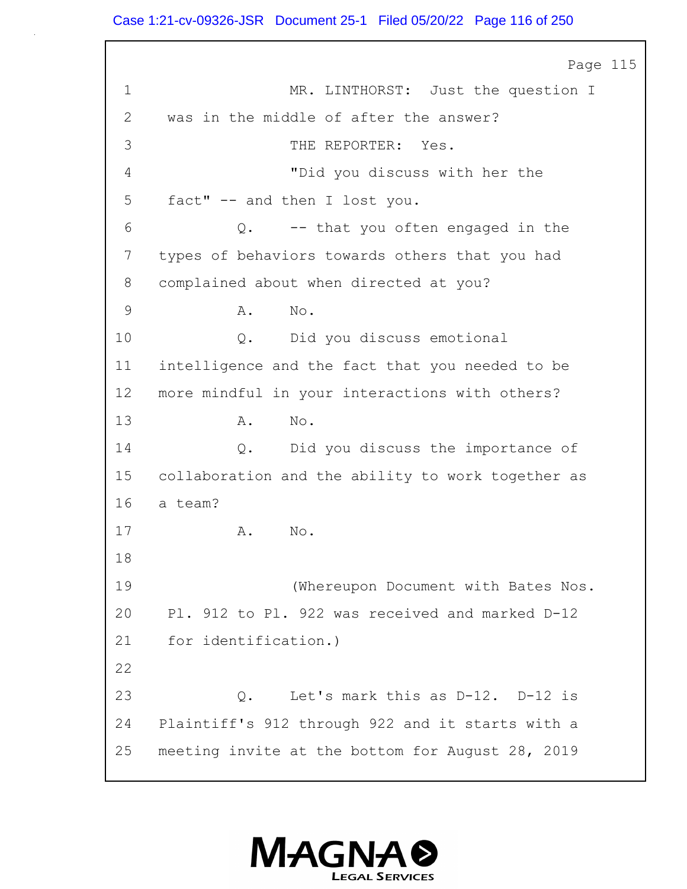Page 115

1 MR. LINTHORST: Just the question I
2 was in the middle of after the answer?
3 THE REPORTER: Yes.
4 "Did you discuss with her the
5 fact" -- and then I lost you.
6 Q. -- that you often engaged in the
7 types of behaviors towards others that you had
8 complained about when directed at you?
9 A. No.
10 Q. Did you discuss emotional
11 intelligence and the fact that you needed to be
12 more mindful in your interactions with others?
13 A. No.
14 Q. Did you discuss the importance of
15 collaboration and the ability to work together as
16 a team?
17 A. No.
18
19 (Whereupon Document with Bates Nos.
20 Pl. 912 to Pl. 922 was received and marked D-12
21 for identification.)
22
23 Q. Let's mark this as D-12. D-12 is
24 Plaintiff's 912 through 922 and it starts with a
25 meeting invite at the bottom for August 28, 2019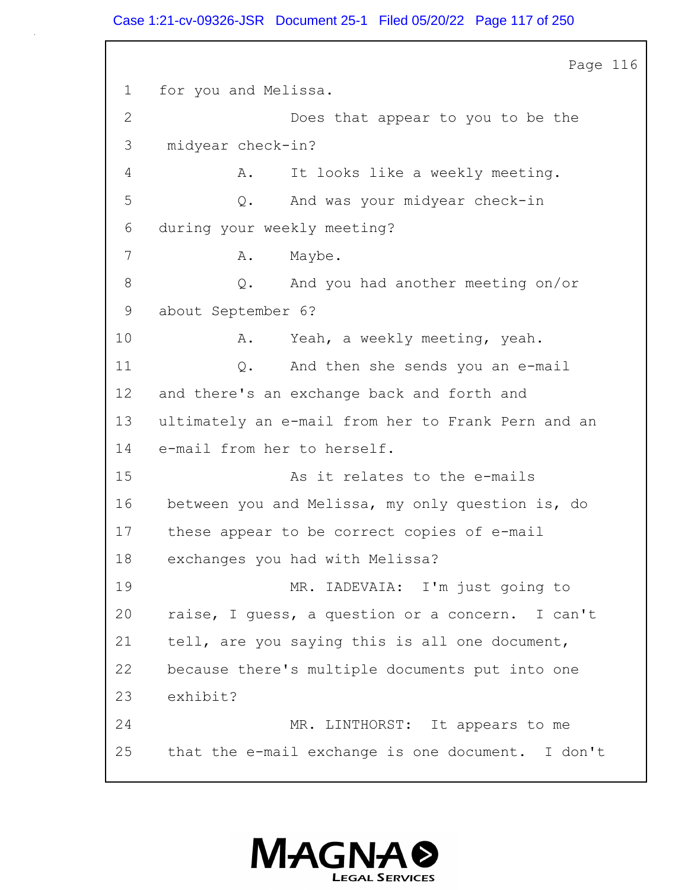1 for you and Melissa.

2 Does that appear to you to be the

3 midyear check-in?

4 A. It looks like a weekly meeting.

5 Q. And was your midyear check-in

6 during your weekly meeting?

7 A. Maybe.

8 Q. And you had another meeting on/or

9 about September 6?

10 A. Yeah, a weekly meeting, yeah.

11 Q. And then she sends you an e-mail

12 and there's an exchange back and forth and

13 ultimately an e-mail from her to Frank Pern and an

14 e-mail from her to herself.

15 As it relates to the e-mails

16 between you and Melissa, my only question is, do

17 these appear to be correct copies of e-mail

18 exchanges you had with Melissa?

19 MR. IADEVAIA: I'm just going to

20 raise, I guess, a question or a concern. I can't

21 tell, are you saying this is all one document,

22 because there's multiple documents put into one

23 exhibit?

24 MR. LINTHORST: It appears to me

25 that the e-mail exchange is one document. I don't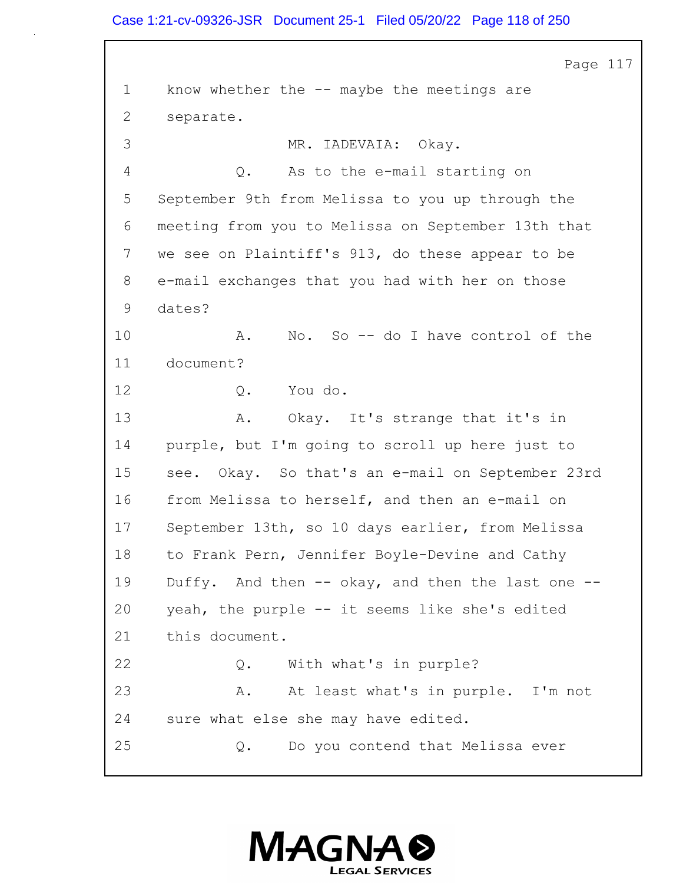Page 117

1 know whether the -- maybe the meetings are
2 separate.
3 MR. IADEVAIA: Okay.
4 Q. As to the e-mail starting on
5 September 9th from Melissa to you up through the
6 meeting from you to Melissa on September 13th that
7 we see on Plaintiff's 913, do these appear to be
8 e-mail exchanges that you had with her on those
9 dates?
10 A. No. So -- do I have control of the
11 document?
12 Q. You do.
13 A. Okay. It's strange that it's in
14 purple, but I'm going to scroll up here just to
15 see. Okay. So that's an e-mail on September 23rd
16 from Melissa to herself, and then an e-mail on
17 September 13th, so 10 days earlier, from Melissa
18 to Frank Pern, Jennifer Boyle-Devine and Cathy
19 Duffy. And then -- okay, and then the last one --
20 yeah, the purple -- it seems like she's edited
21 this document.
22 Q. With what's in purple?
23 A. At least what's in purple. I'm not
24 sure what else she may have edited.
25 Q. Do you contend that Melissa ever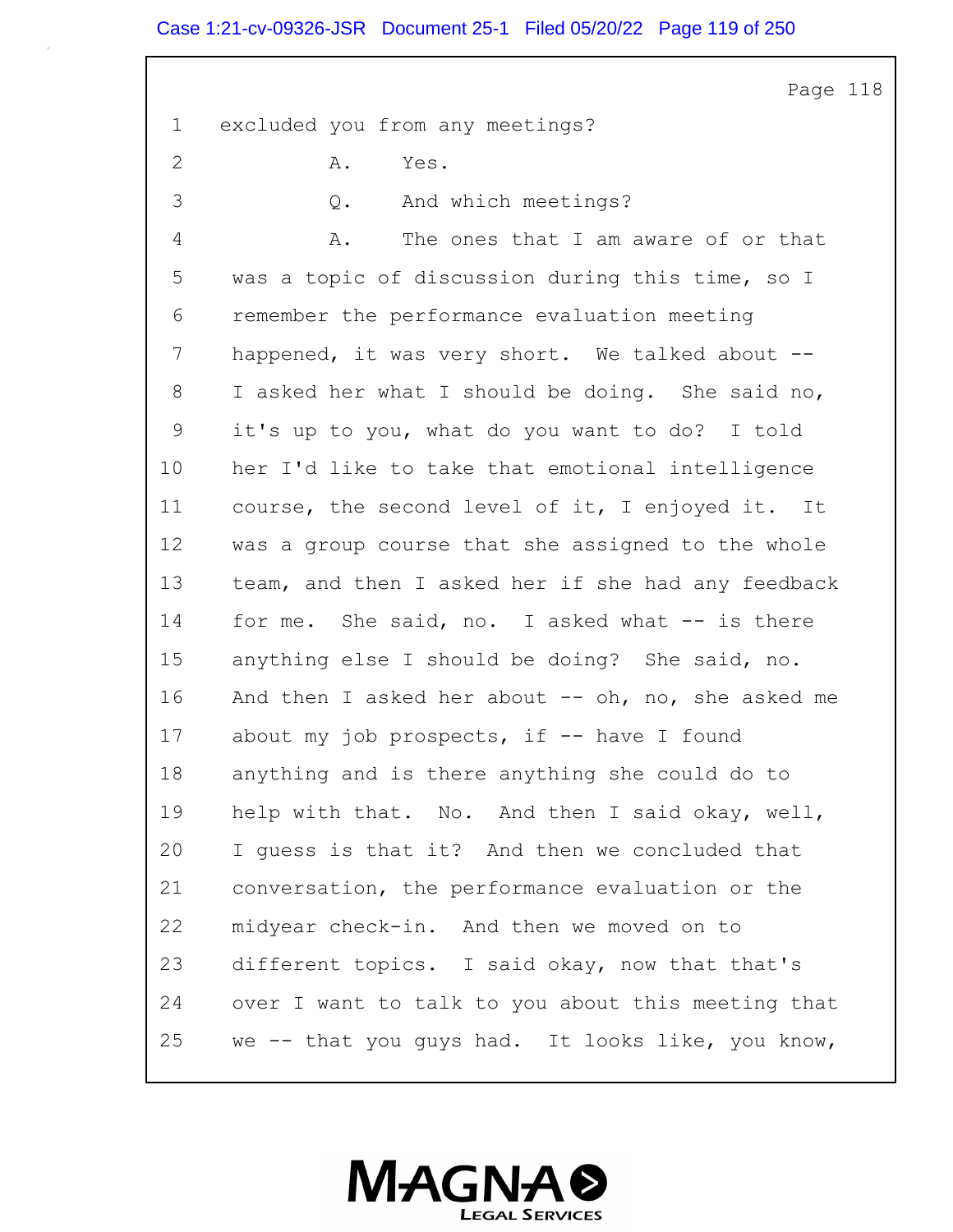1 excluded you from any meetings?

2 A. Yes.

3 Q. And which meetings?

4 A. The ones that I am aware of or that

5 was a topic of discussion during this time, so I

6 remember the performance evaluation meeting

7 happened, it was very short. We talked about --

8 I asked her what I should be doing. She said no,

9 it's up to you, what do you want to do? I told

10 her I'd like to take that emotional intelligence

11 course, the second level of it, I enjoyed it. It

12 was a group course that she assigned to the whole

13 team, and then I asked her if she had any feedback

14 for me. She said, no. I asked what -- is there

15 anything else I should be doing? She said, no.

16 And then I asked her about -- oh, no, she asked me

17 about my job prospects, if -- have I found

18 anything and is there anything she could do to

19 help with that. No. And then I said okay, well,

20 I guess is that it? And then we concluded that

21 conversation, the performance evaluation or the

22 midyear check-in. And then we moved on to

23 different topics. I said okay, now that that's

24 over I want to talk to you about this meeting that

25 we -- that you guys had. It looks like, you know,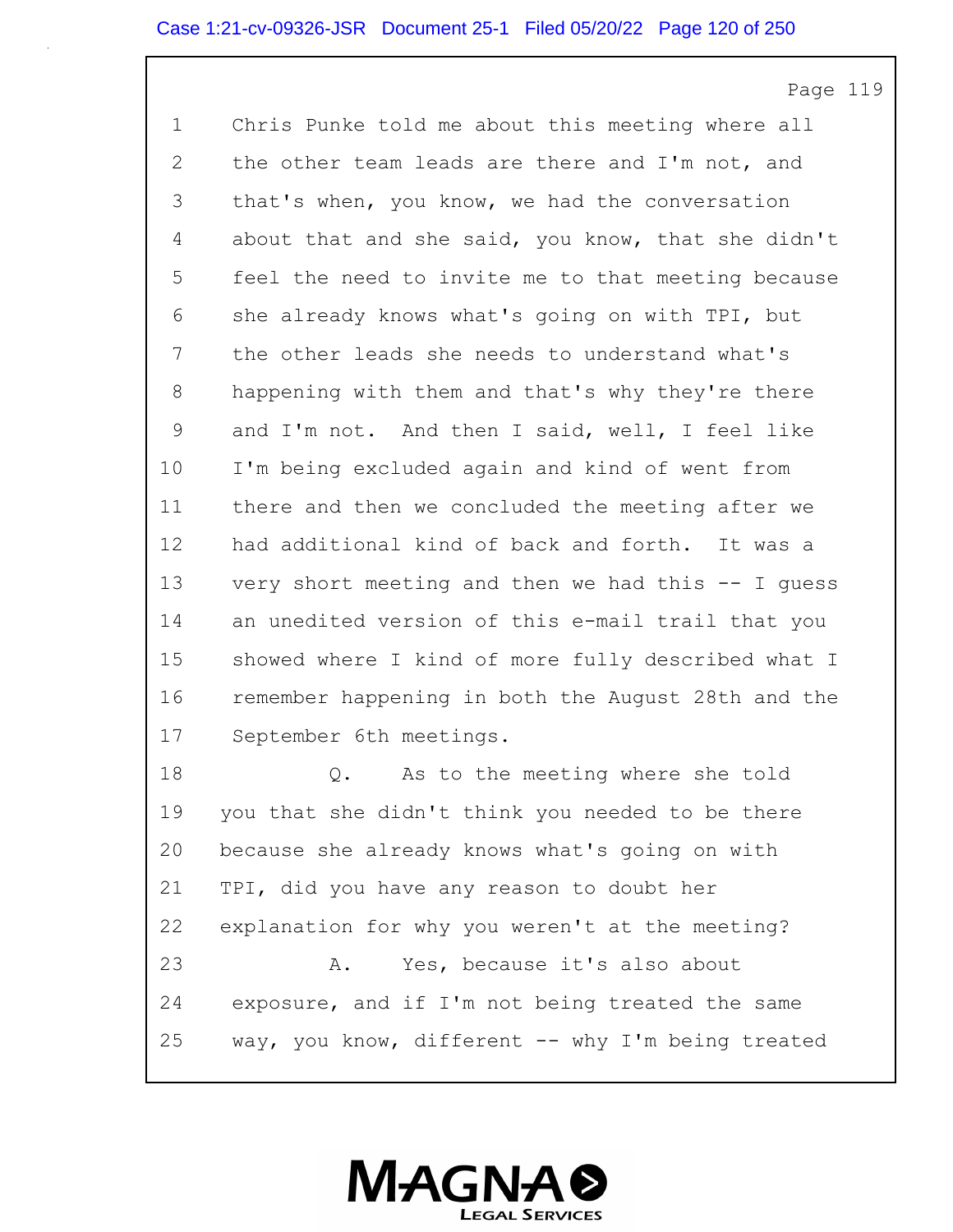1 Chris Punke told me about this meeting where all
2 the other team leads are there and I'm not, and
3 that's when, you know, we had the conversation
4 about that and she said, you know, that she didn't
5 feel the need to invite me to that meeting because
6 she already knows what's going on with TPI, but
7 the other leads she needs to understand what's
8 happening with them and that's why they're there
9 and I'm not. And then I said, well, I feel like
10 I'm being excluded again and kind of went from
11 there and then we concluded the meeting after we
12 had additional kind of back and forth. It was a
13 very short meeting and then we had this -- I guess
14 an unedited version of this e-mail trail that you
15 showed where I kind of more fully described what I
16 remember happening in both the August 28th and the
17 September 6th meetings.
18 Q. As to the meeting where she told
19 you that she didn't think you needed to be there
20 because she already knows what's going on with
21 TPI, did you have any reason to doubt her
22 explanation for why you weren't at the meeting?
23 A. Yes, because it's also about
24 exposure, and if I'm not being treated the same
25 way, you know, different -- why I'm being treated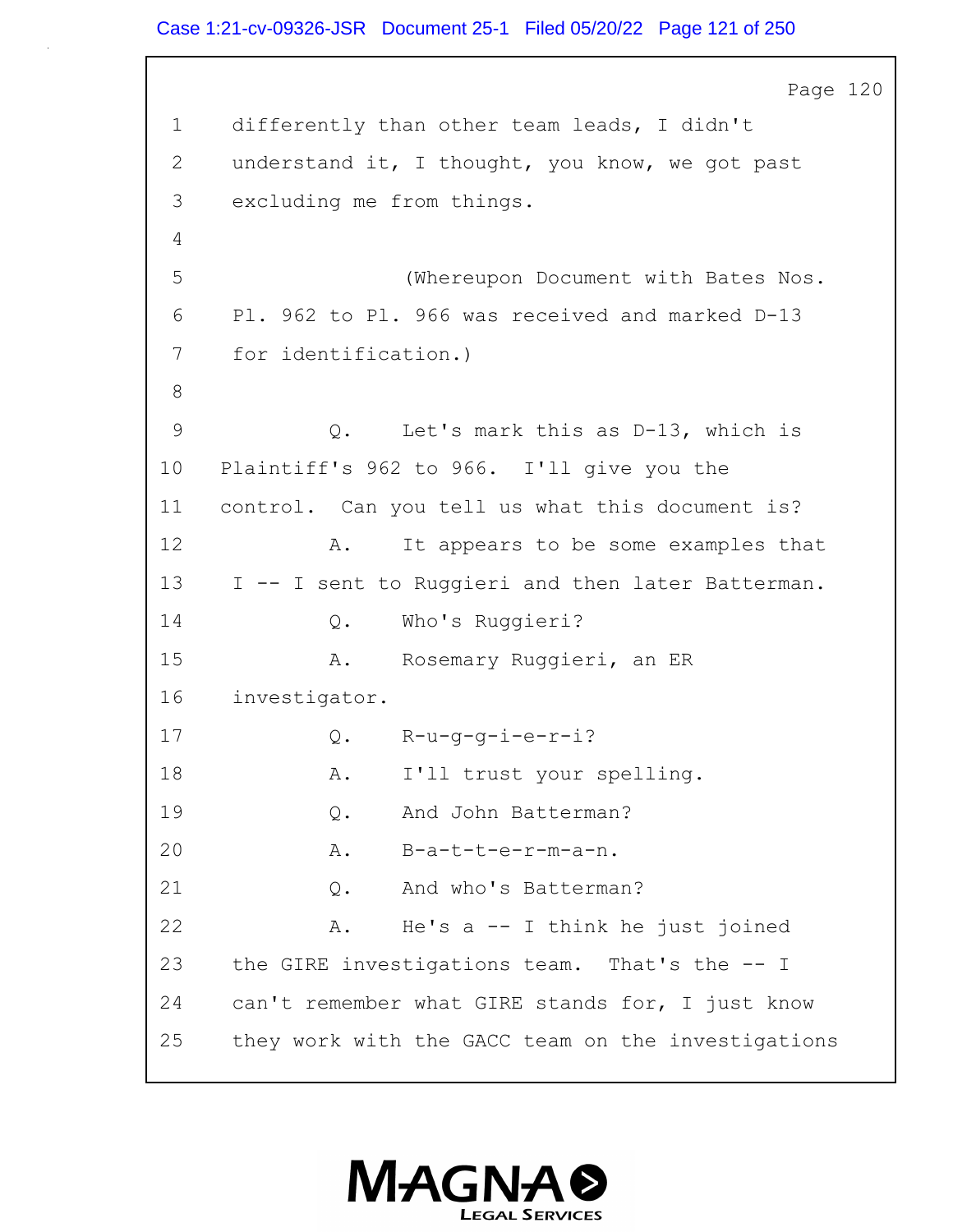1 differently than other team leads, I didn't

2 understand it, I thought, you know, we got past

3 excluding me from things.

4

5 (Whereupon Document with Bates Nos.

6 Pl. 962 to Pl. 966 was received and marked D-13

7 for identification.)

8

9 Q. Let's mark this as D-13, which is

10 Plaintiff's 962 to 966. I'll give you the

11 control. Can you tell us what this document is?

12 A. It appears to be some examples that

13 I -- I sent to Ruggieri and then later Batterman.

14 Q. Who's Ruggieri?

15 A. Rosemary Ruggieri, an ER

16 investigator.

17 Q. R-u-g-g-i-e-r-i?

18 A. I'll trust your spelling.

19 Q. And John Batterman?

20 A. B-a-t-t-e-r-m-a-n.

21 Q. And who's Batterman?

22 A. He's a -- I think he just joined

23 the GIRE investigations team. That's the -- I

24 can't remember what GIRE stands for, I just know

25 they work with the GACC team on the investigations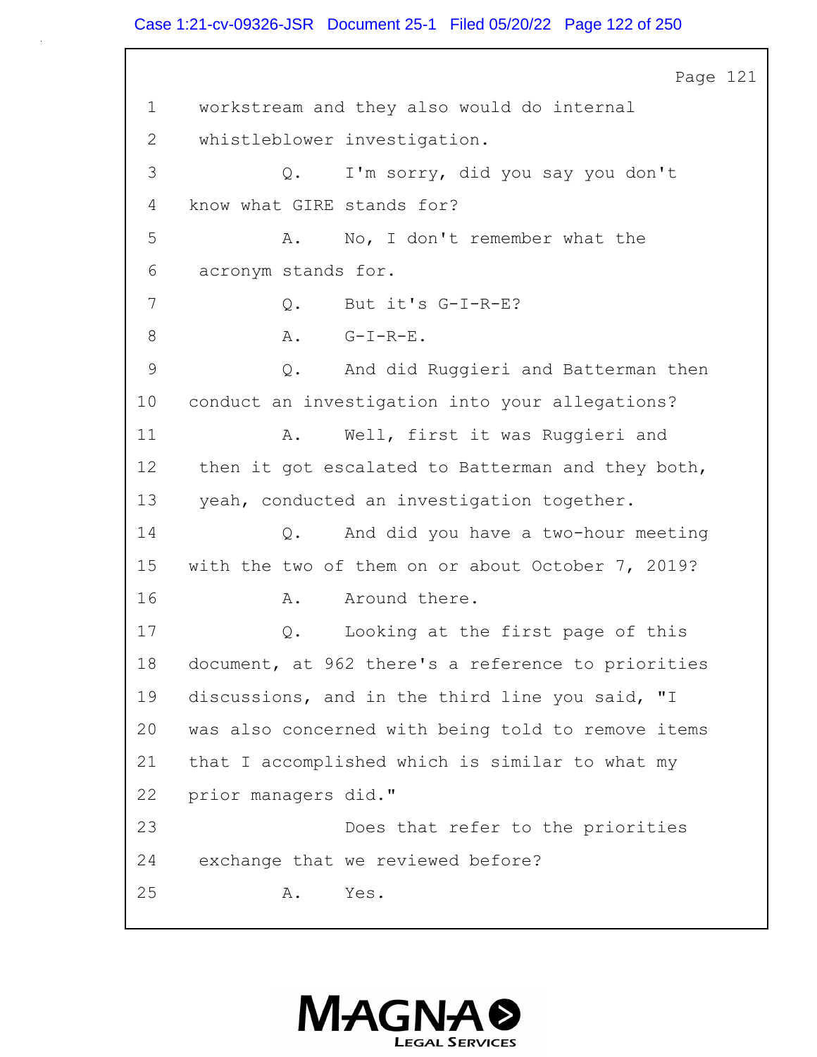Page 121

1 workstream and they also would do internal
2 whistleblower investigation.
3 Q. I'm sorry, did you say you don't
4 know what GIRE stands for?
5 A. No, I don't remember what the
6 acronym stands for.
7 Q. But it's G-I-R-E?
8 A. G-I-R-E.
9 Q. And did Ruggieri and Batterman then
10 conduct an investigation into your allegations?
11 A. Well, first it was Ruggieri and
12 then it got escalated to Batterman and they both,
13 yeah, conducted an investigation together.
14 Q. And did you have a two-hour meeting
15 with the two of them on or about October 7, 2019?
16 A. Around there.
17 Q. Looking at the first page of this
18 document, at 962 there's a reference to priorities
19 discussions, and in the third line you said, "I
20 was also concerned with being told to remove items
21 that I accomplished which is similar to what my
22 prior managers did."
23 Does that refer to the priorities
24 exchange that we reviewed before?
25 A. Yes.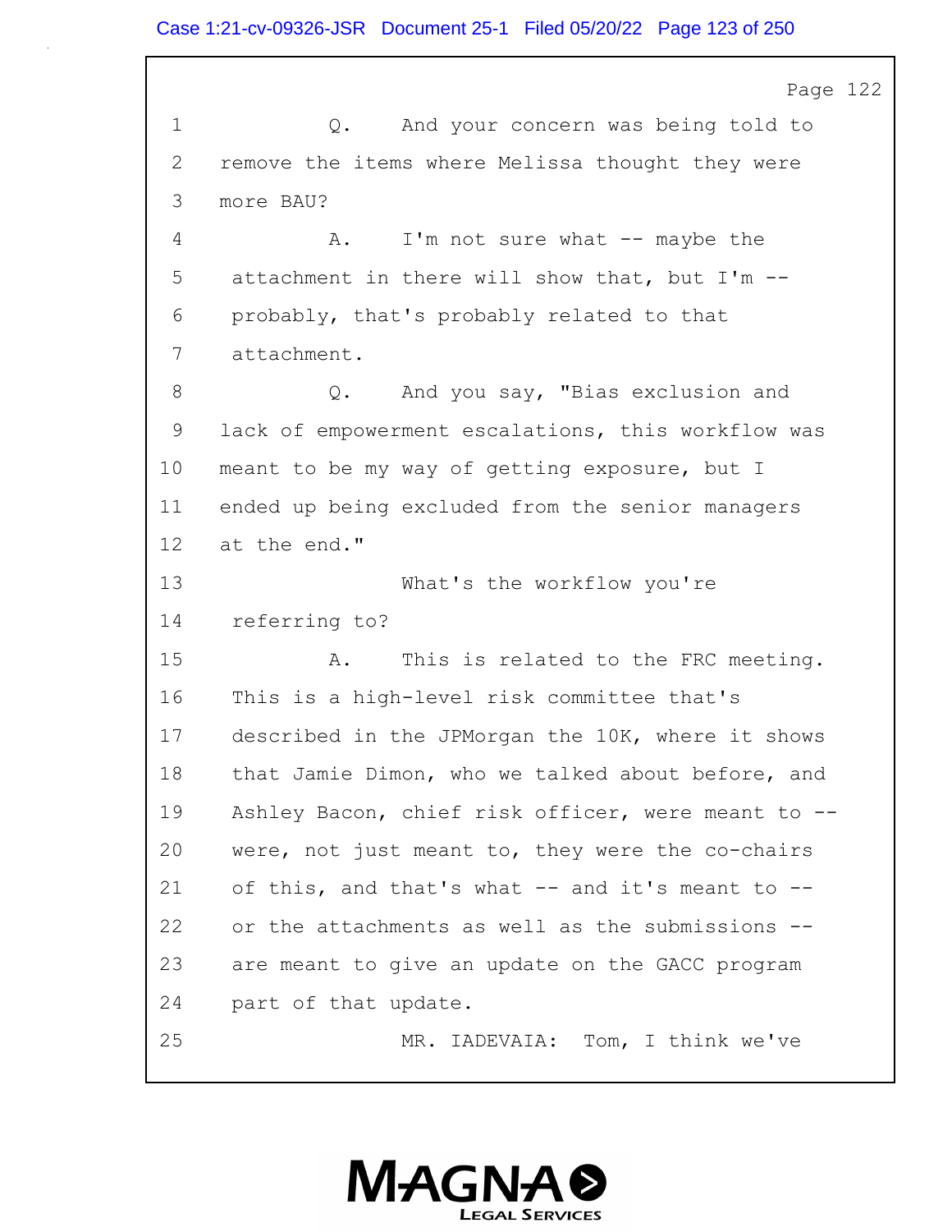Page 122

1 Q. And your concern was being told to
2 remove the items where Melissa thought they were
3 more BAU?
4 A. I'm not sure what -- maybe the
5 attachment in there will show that, but I'm --
6 probably, that's probably related to that
7 attachment.
8 Q. And you say, "Bias exclusion and
9 lack of empowerment escalations, this workflow was
10 meant to be my way of getting exposure, but I
11 ended up being excluded from the senior managers
12 at the end."
13 What's the workflow you're
14 referring to?
15 A. This is related to the FRC meeting.
16 This is a high-level risk committee that's
17 described in the JPMorgan the 10K, where it shows
18 that Jamie Dimon, who we talked about before, and
19 Ashley Bacon, chief risk officer, were meant to --
20 were, not just meant to, they were the co-chairs
21 of this, and that's what -- and it's meant to --
22 or the attachments as well as the submissions --
23 are meant to give an update on the GACC program
24 part of that update.
25 MR. IADEVAIA: Tom, I think we've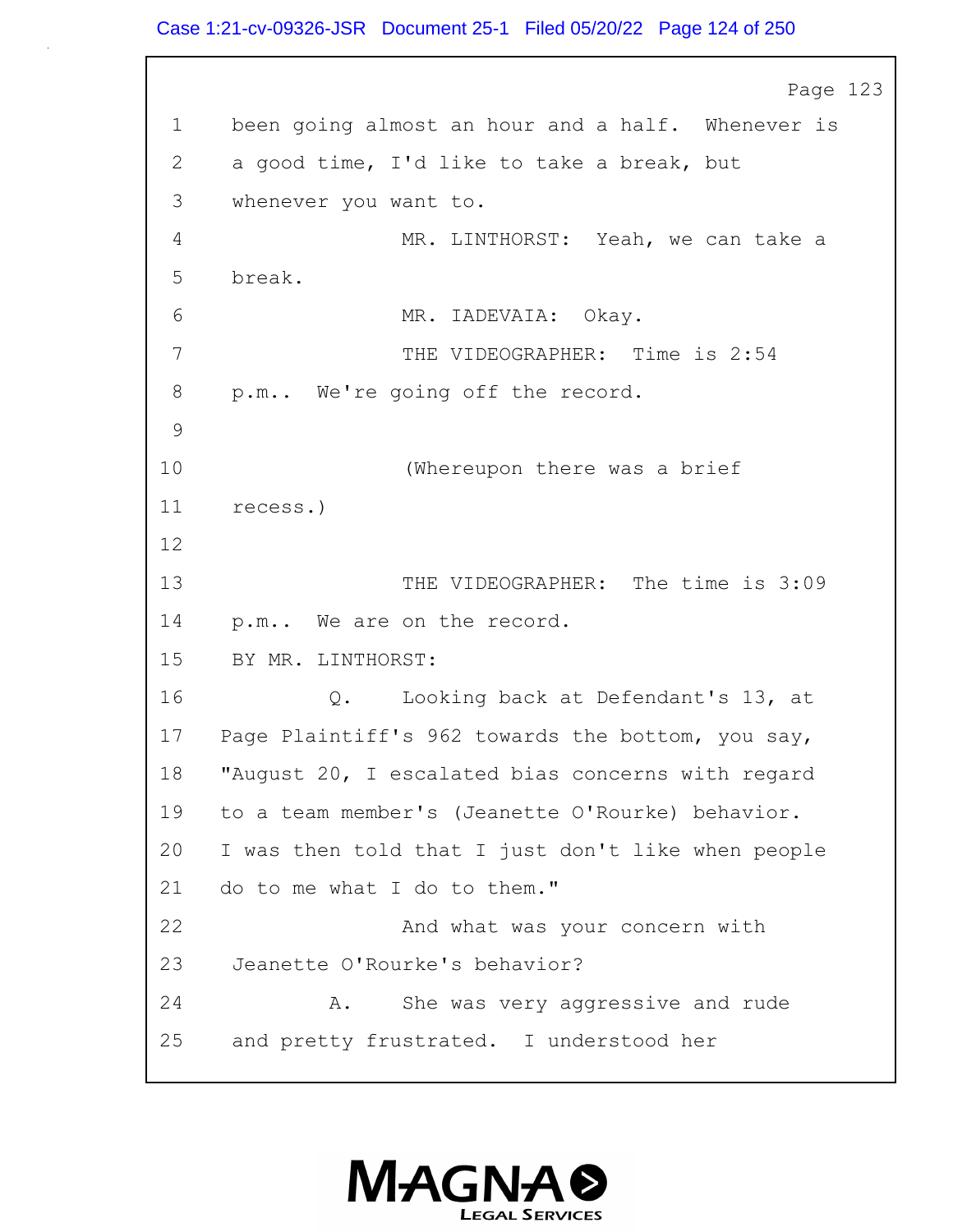Page 123

1 been going almost an hour and a half. Whenever is
2 a good time, I'd like to take a break, but
3 whenever you want to.
4 MR. LINTHORST: Yeah, we can take a
5 break.
6 MR. IADEVAIA: Okay.
7 THE VIDEOGRAPHER: Time is 2:54
8 p.m.. We're going off the record.
9
10 (Whereupon there was a brief
11 recess.)
12
13 THE VIDEOGRAPHER: The time is 3:09
14 p.m.. We are on the record.
15 BY MR. LINTHORST:
16 Q. Looking back at Defendant's 13, at
17 Page Plaintiff's 962 towards the bottom, you say,
18 "August 20, I escalated bias concerns with regard
19 to a team member's (Jeanette O'Rourke) behavior.
20 I was then told that I just don't like when people
21 do to me what I do to them."
22 And what was your concern with
23 Jeanette O'Rourke's behavior?
24 A. She was very aggressive and rude
25 and pretty frustrated. I understood her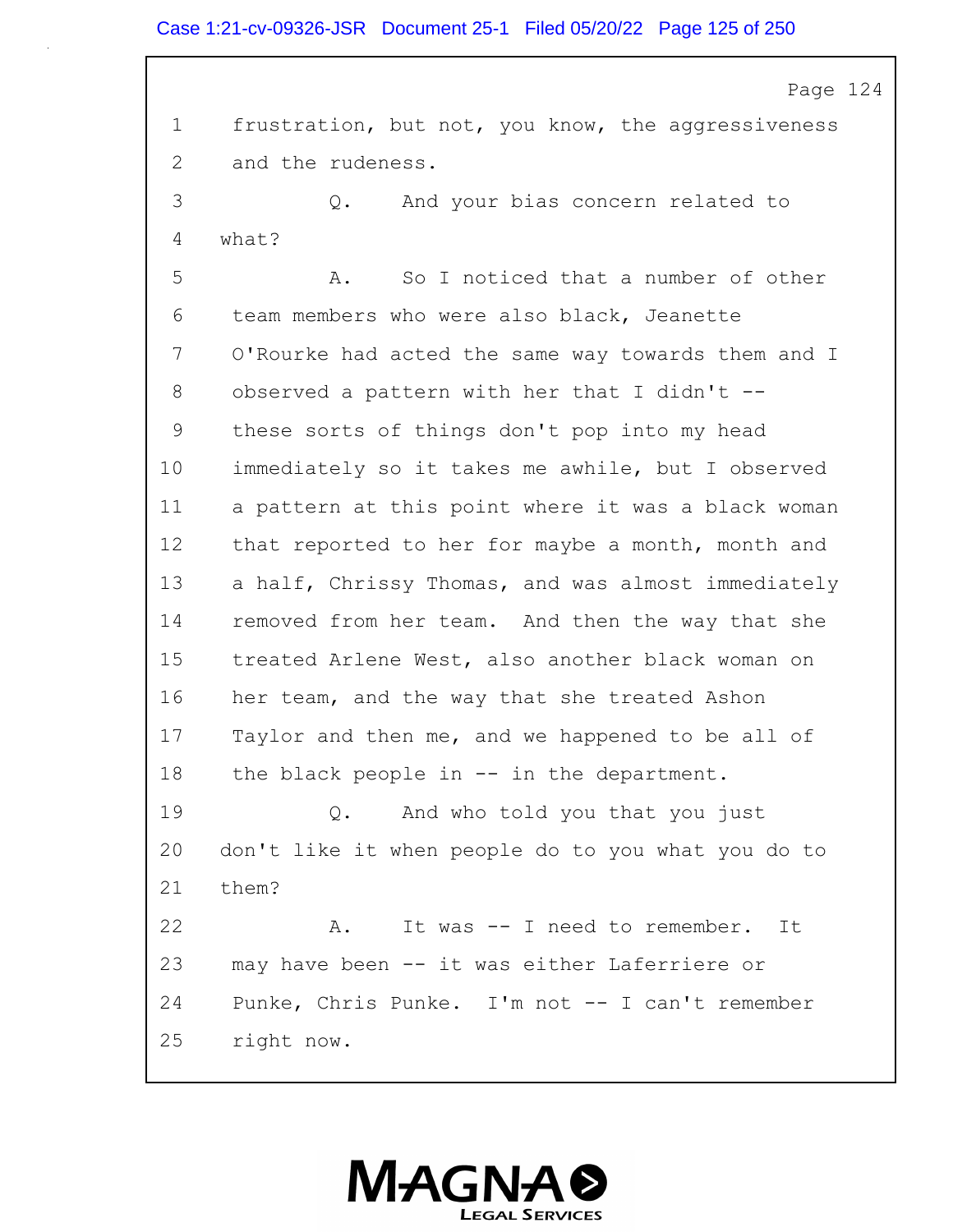1 frustration, but not, you know, the aggressiveness
2 and the rudeness.
3 Q. And your bias concern related to
4 what?
5 A. So I noticed that a number of other
6 team members who were also black, Jeanette
7 O'Rourke had acted the same way towards them and I
8 observed a pattern with her that I didn't --
9 these sorts of things don't pop into my head
10 immediately so it takes me awhile, but I observed
11 a pattern at this point where it was a black woman
12 that reported to her for maybe a month, month and
13 a half, Chrissy Thomas, and was almost immediately
14 removed from her team. And then the way that she
15 treated Arlene West, also another black woman on
16 her team, and the way that she treated Ashon
17 Taylor and then me, and we happened to be all of
18 the black people in -- in the department.
19 Q. And who told you that you just
20 don't like it when people do to you what you do to
21 them?
22 A. It was -- I need to remember. It
23 may have been -- it was either Laferriere or
24 Punke, Chris Punke. I'm not -- I can't remember
25 right now.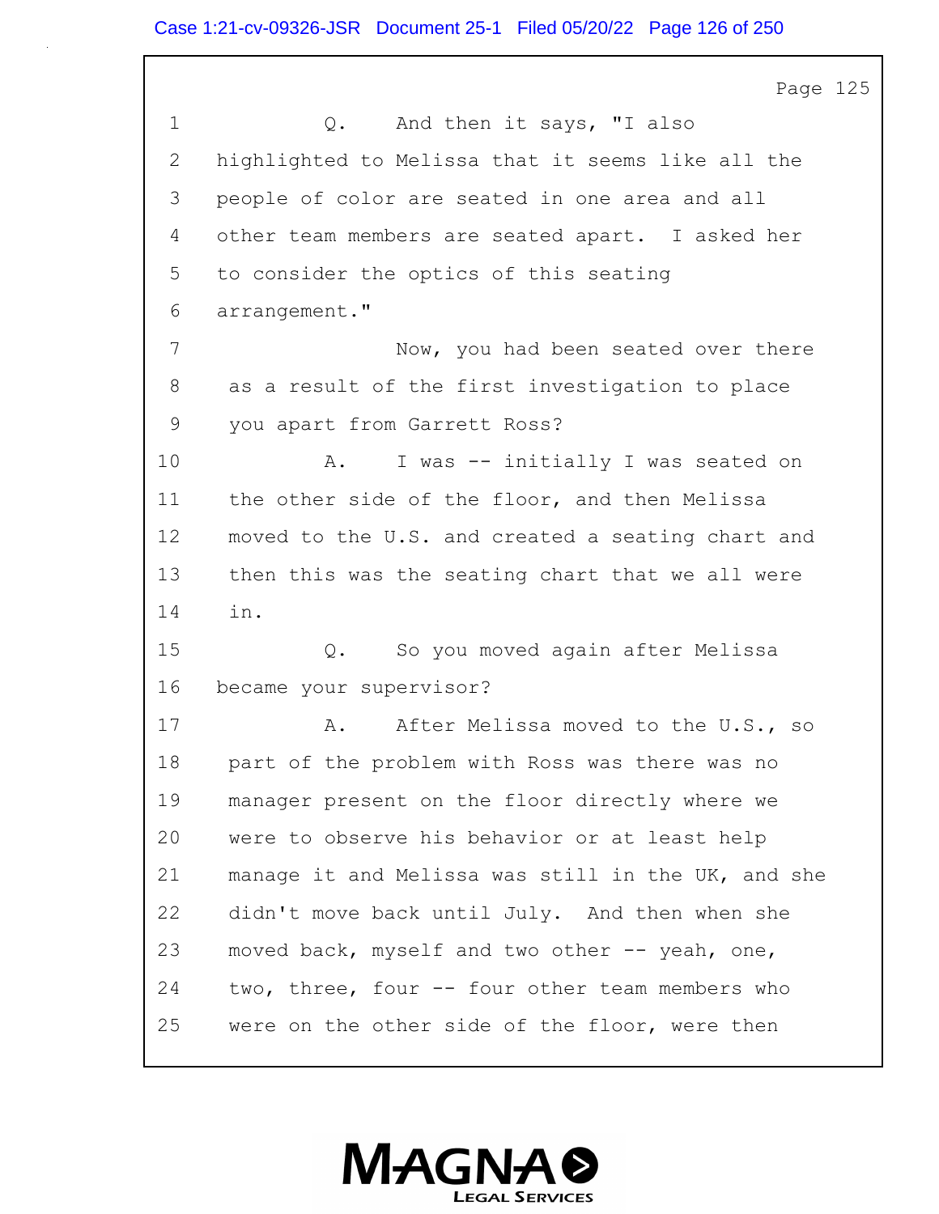Page 125

1 Q. And then it says, "I also
2 highlighted to Melissa that it seems like all the
3 people of color are seated in one area and all
4 other team members are seated apart. I asked her
5 to consider the optics of this seating
6 arrangement."
7 Now, you had been seated over there
8 as a result of the first investigation to place
9 you apart from Garrett Ross?
10 A. I was -- initially I was seated on
11 the other side of the floor, and then Melissa
12 moved to the U.S. and created a seating chart and
13 then this was the seating chart that we all were
14 in.
15 Q. So you moved again after Melissa
16 became your supervisor?
17 A. After Melissa moved to the U.S., so
18 part of the problem with Ross was there was no
19 manager present on the floor directly where we
20 were to observe his behavior or at least help
21 manage it and Melissa was still in the UK, and she
22 didn't move back until July. And then when she
23 moved back, myself and two other -- yeah, one,
24 two, three, four -- four other team members who
25 were on the other side of the floor, were then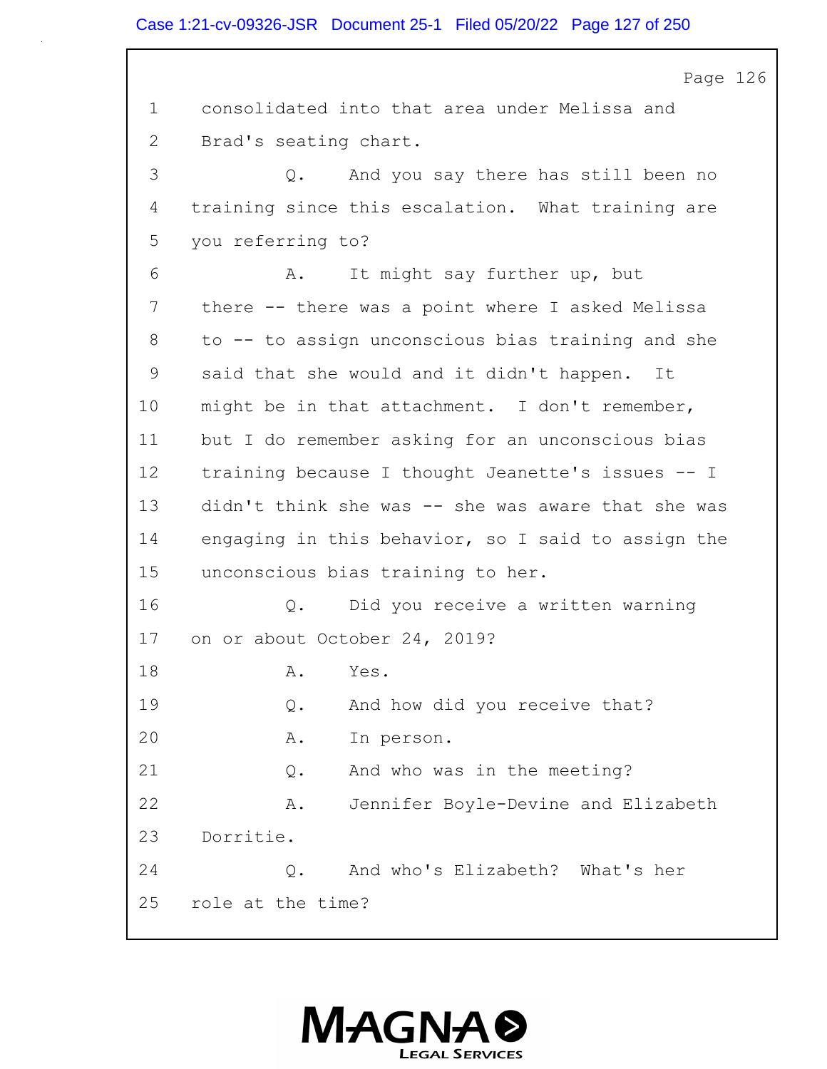1 consolidated into that area under Melissa and
2 Brad's seating chart.
3 Q. And you say there has still been no
4 training since this escalation. What training are
5 you referring to?
6 A. It might say further up, but
7 there -- there was a point where I asked Melissa
8 to -- to assign unconscious bias training and she
9 said that she would and it didn't happen. It
10 might be in that attachment. I don't remember,
11 but I do remember asking for an unconscious bias
12 training because I thought Jeanette's issues -- I
13 didn't think she was -- she was aware that she was
14 engaging in this behavior, so I said to assign the
15 unconscious bias training to her.
16 Q. Did you receive a written warning
17 on or about October 24, 2019?
18 A. Yes.
19 Q. And how did you receive that?
20 A. In person.
21 Q. And who was in the meeting?
22 A. Jennifer Boyle-Devine and Elizabeth
23 Dorritie.
24 Q. And who's Elizabeth? What's her
25 role at the time?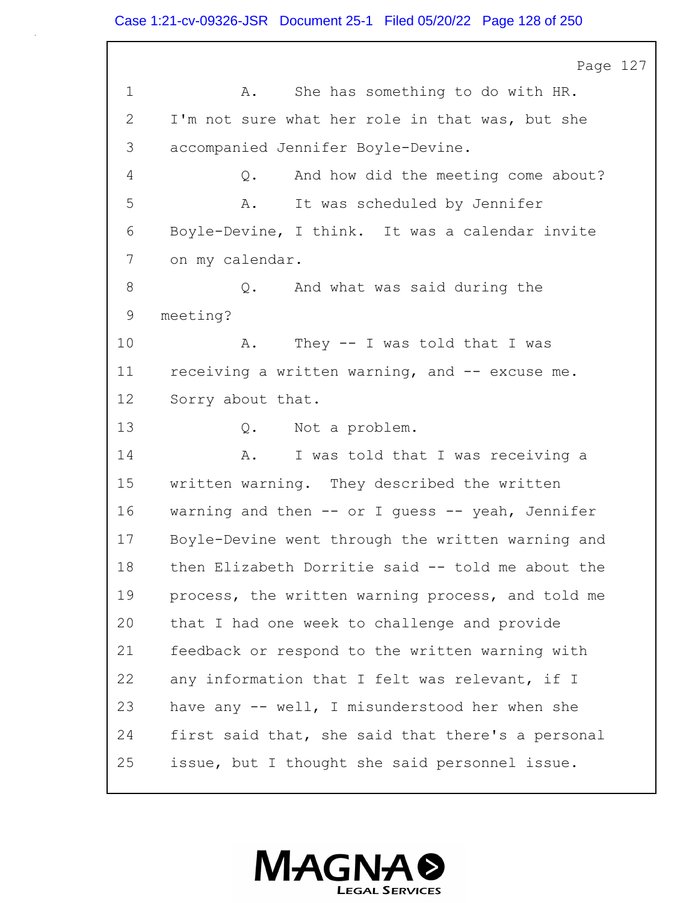1 A. She has something to do with HR.
2 I'm not sure what her role in that was, but she
3 accompanied Jennifer Boyle-Devine.
4 Q. And how did the meeting come about?
5 A. It was scheduled by Jennifer
6 Boyle-Devine, I think. It was a calendar invite
7 on my calendar.
8 Q. And what was said during the
9 meeting?
10 A. They -- I was told that I was
11 receiving a written warning, and -- excuse me.
12 Sorry about that.
13 Q. Not a problem.
14 A. I was told that I was receiving a
15 written warning. They described the written
16 warning and then -- or I guess -- yeah, Jennifer
17 Boyle-Devine went through the written warning and
18 then Elizabeth Dorritie said -- told me about the
19 process, the written warning process, and told me
20 that I had one week to challenge and provide
21 feedback or respond to the written warning with
22 any information that I felt was relevant, if I
23 have any -- well, I misunderstood her when she
24 first said that, she said that there's a personal
25 issue, but I thought she said personnel issue.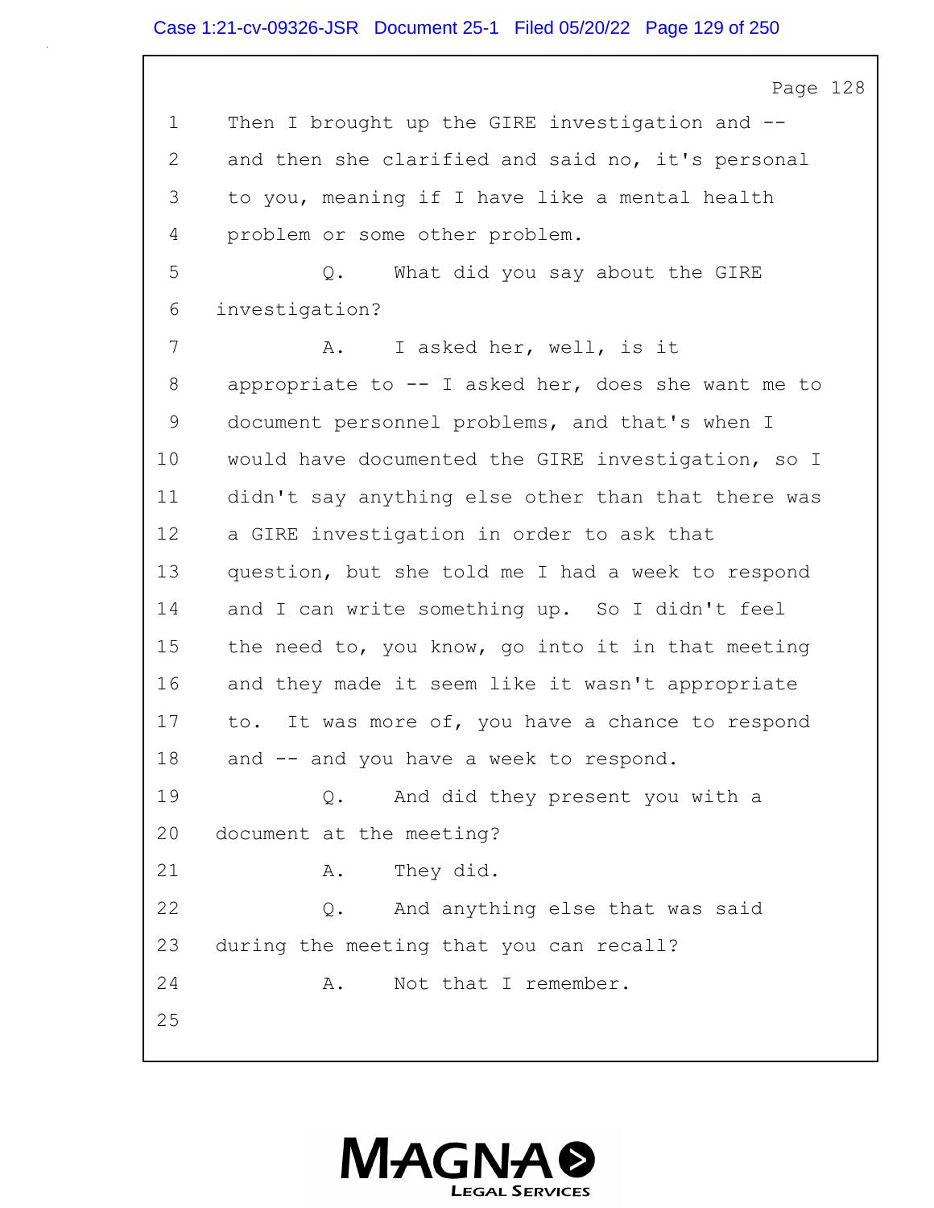Then I brought up the GIRE investigation and -- and then she clarified and said no, it's personal to you, meaning if I have like a mental health problem or some other problem.

Q. What did you say about the GIRE investigation?

A. I asked her, well, is it appropriate to -- I asked her, does she want me to document personnel problems, and that's when I would have documented the GIRE investigation, so I didn't say anything else other than that there was a GIRE investigation in order to ask that question, but she told me I had a week to respond and I can write something up. So I didn't feel the need to, you know, go into it in that meeting and they made it seem like it wasn't appropriate to. It was more of, you have a chance to respond and -- and you have a week to respond.

Q. And did they present you with a document at the meeting?

A. They did.

Q. And anything else that was said during the meeting that you can recall?

A. Not that I remember.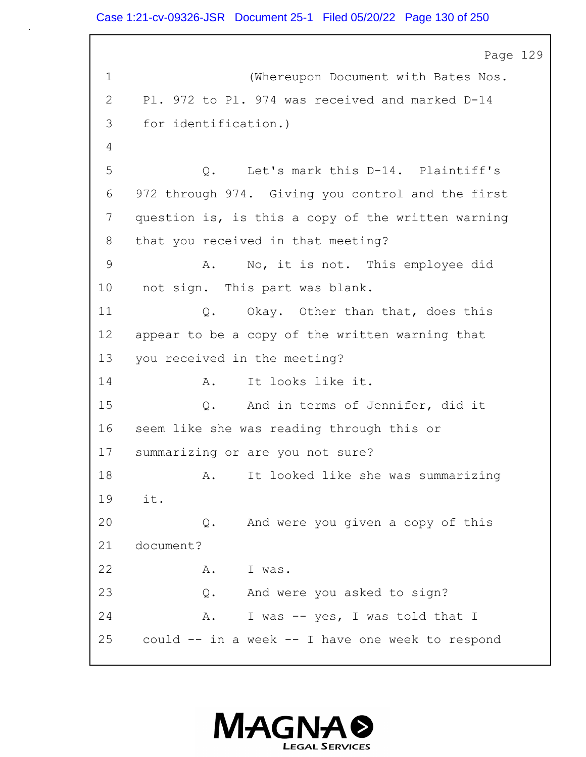1 (Whereupon Document with Bates Nos. Pl. 972 to Pl. 974 was received and marked D-14 for identification.)

5 Q. Let's mark this D-14. Plaintiff's 972 through 974. Giving you control and the first question is, is this a copy of the written warning that you received in that meeting?

9 A. No, it is not. This employee did not sign. This part was blank.

11 Q. Okay. Other than that, does this appear to be a copy of the written warning that you received in the meeting?

14 A. It looks like it.

15 Q. And in terms of Jennifer, did it seem like she was reading through this or summarizing or are you not sure?

18 A. It looked like she was summarizing it.

20 Q. And were you given a copy of this document?

22 A. I was.

23 Q. And were you asked to sign?

24 A. I was -- yes, I was told that I could -- in a week -- I have one week to respond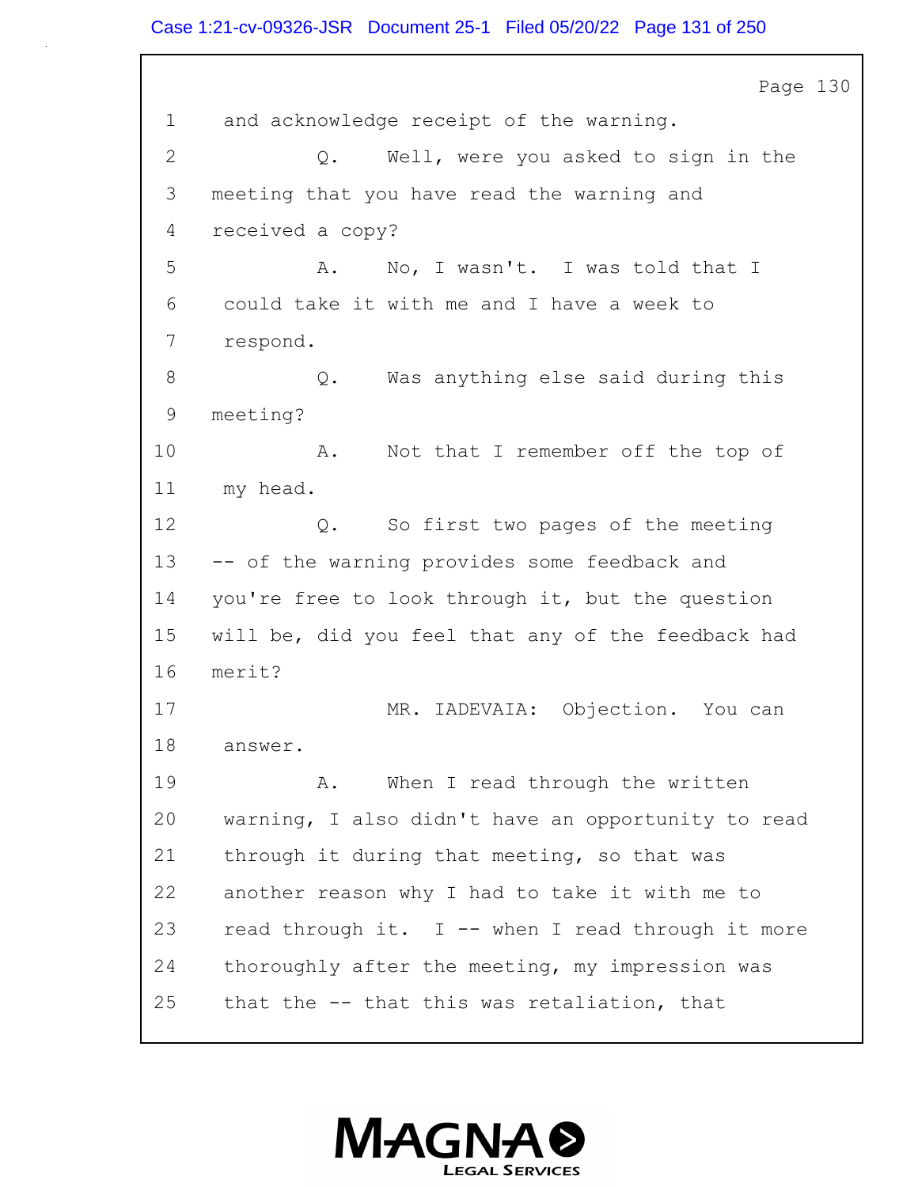1 and acknowledge receipt of the warning.

2 Q. Well, were you asked to sign in the

3 meeting that you have read the warning and

4 received a copy?

5 A. No, I wasn't. I was told that I

6 could take it with me and I have a week to

7 respond.

8 Q. Was anything else said during this

9 meeting?

10 A. Not that I remember off the top of

11 my head.

12 Q. So first two pages of the meeting

13 -- of the warning provides some feedback and

14 you're free to look through it, but the question

15 will be, did you feel that any of the feedback had

16 merit?

17 MR. IADEVAIA: Objection. You can

18 answer.

19 A. When I read through the written

20 warning, I also didn't have an opportunity to read

21 through it during that meeting, so that was

22 another reason why I had to take it with me to

23 read through it. I -- when I read through it more

24 thoroughly after the meeting, my impression was

25 that the -- that this was retaliation, that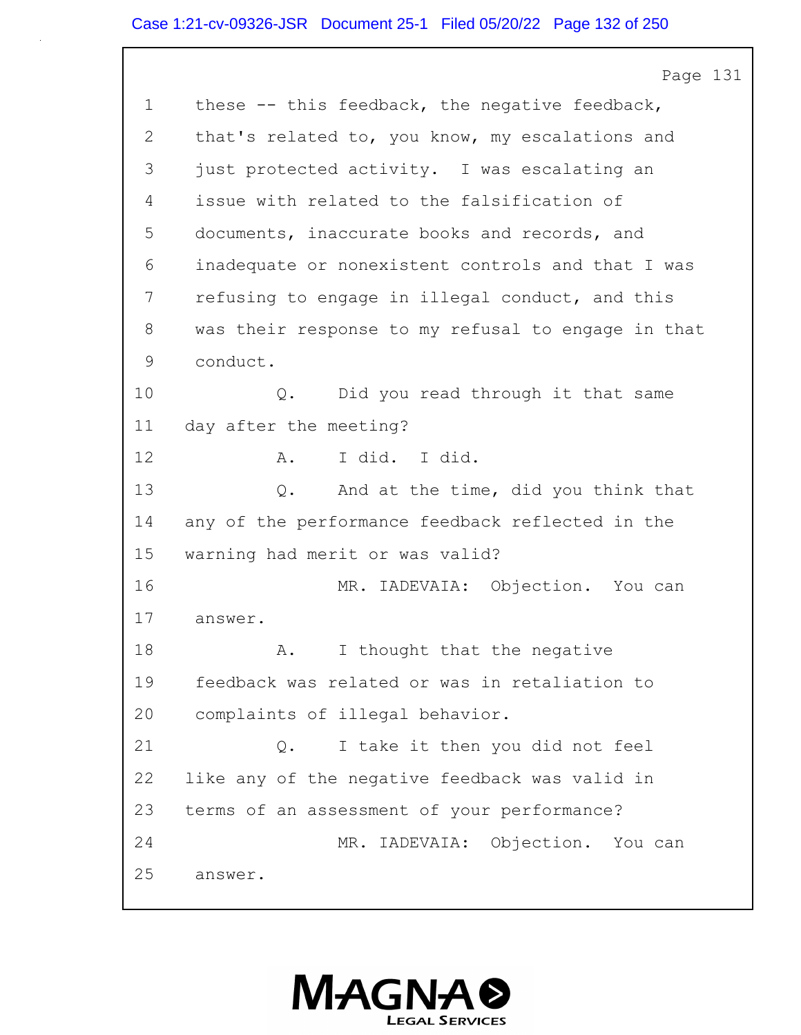1 these -- this feedback, the negative feedback,

2 that's related to, you know, my escalations and

3 just protected activity. I was escalating an

4 issue with related to the falsification of

5 documents, inaccurate books and records, and

6 inadequate or nonexistent controls and that I was

7 refusing to engage in illegal conduct, and this

8 was their response to my refusal to engage in that

9 conduct.

10 Q. Did you read through it that same

11 day after the meeting?

12 A. I did. I did.

13 Q. And at the time, did you think that

14 any of the performance feedback reflected in the

15 warning had merit or was valid?

16 MR. IADEVAIA: Objection. You can

17 answer.

18 A. I thought that the negative

19 feedback was related or was in retaliation to

20 complaints of illegal behavior.

21 Q. I take it then you did not feel

22 like any of the negative feedback was valid in

23 terms of an assessment of your performance?

24 MR. IADEVAIA: Objection. You can

25 answer.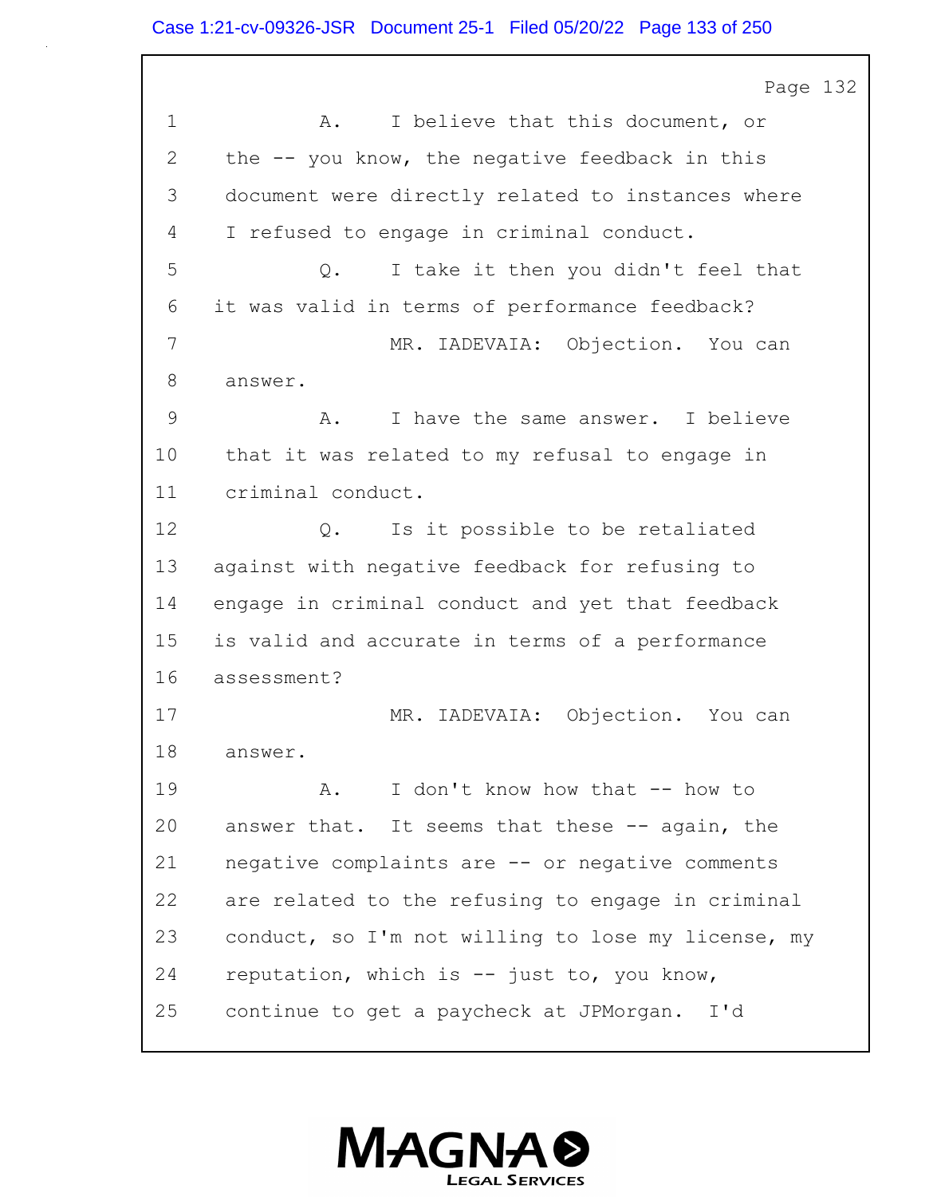1 A. I believe that this document, or
2 the -- you know, the negative feedback in this
3 document were directly related to instances where
4 I refused to engage in criminal conduct.
5 Q. I take it then you didn't feel that
6 it was valid in terms of performance feedback?
7 MR. IADEVAIA: Objection. You can
8 answer.
9 A. I have the same answer. I believe
10 that it was related to my refusal to engage in
11 criminal conduct.
12 Q. Is it possible to be retaliated
13 against with negative feedback for refusing to
14 engage in criminal conduct and yet that feedback
15 is valid and accurate in terms of a performance
16 assessment?
17 MR. IADEVAIA: Objection. You can
18 answer.
19 A. I don't know how that -- how to
20 answer that. It seems that these -- again, the
21 negative complaints are -- or negative comments
22 are related to the refusing to engage in criminal
23 conduct, so I'm not willing to lose my license, my
24 reputation, which is -- just to, you know,
25 continue to get a paycheck at JPMorgan. I'd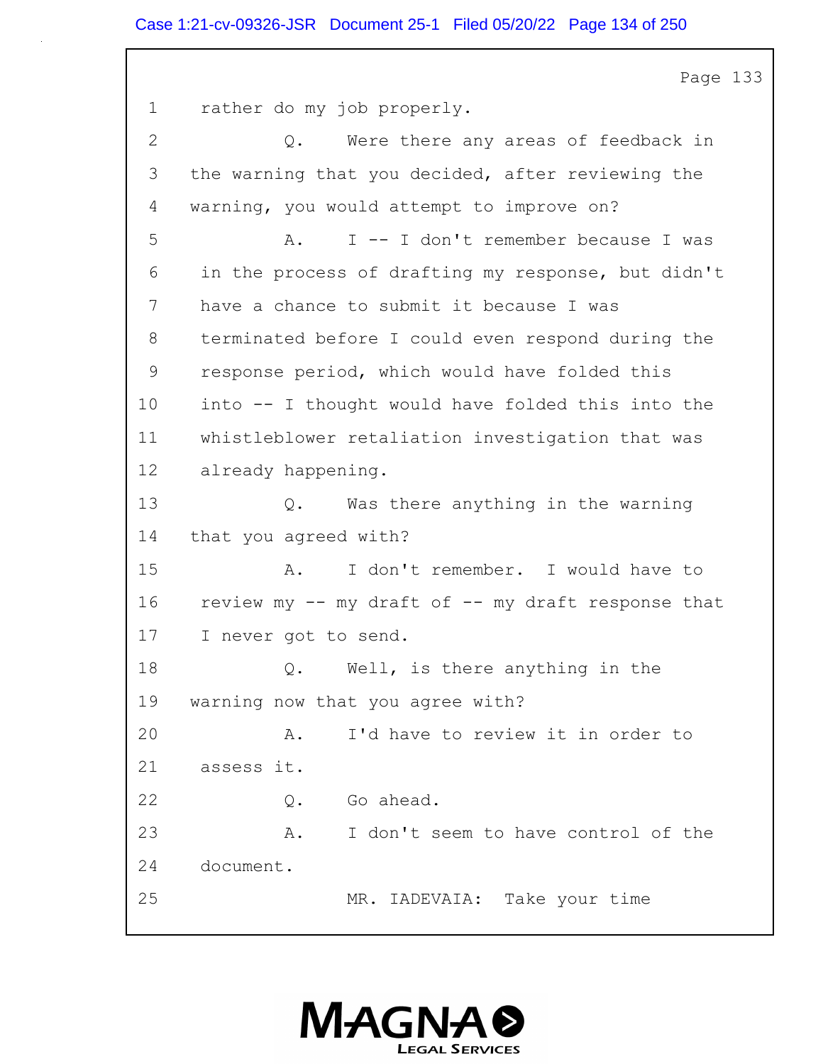Page 133

1 rather do my job properly.

2 Q. Were there any areas of feedback in

3 the warning that you decided, after reviewing the

4 warning, you would attempt to improve on?

5 A. I -- I don't remember because I was

6 in the process of drafting my response, but didn't

7 have a chance to submit it because I was

8 terminated before I could even respond during the

9 response period, which would have folded this

10 into -- I thought would have folded this into the

11 whistleblower retaliation investigation that was

12 already happening.

13 Q. Was there anything in the warning

14 that you agreed with?

15 A. I don't remember. I would have to

16 review my -- my draft of -- my draft response that

17 I never got to send.

18 Q. Well, is there anything in the

19 warning now that you agree with?

20 A. I'd have to review it in order to

21 assess it.

22 Q. Go ahead.

23 A. I don't seem to have control of the

24 document.

25 MR. IADEVAIA: Take your time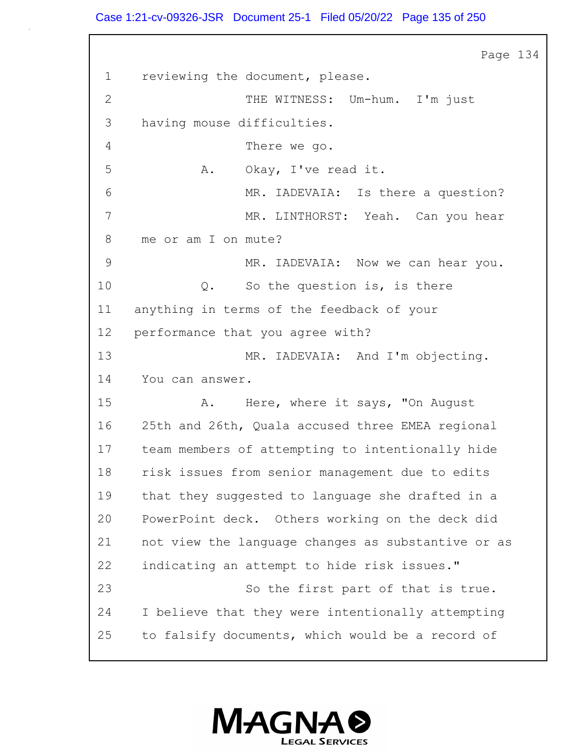1 reviewing the document, please.

2 THE WITNESS: Um-hum. I'm just

3 having mouse difficulties.

4 There we go.

5 A. Okay, I've read it.

6 MR. IADEVAIA: Is there a question?

7 MR. LINTHORST: Yeah. Can you hear

8 me or am I on mute?

9 MR. IADEVAIA: Now we can hear you.

10 Q. So the question is, is there

11 anything in terms of the feedback of your

12 performance that you agree with?

13 MR. IADEVAIA: And I'm objecting.

14 You can answer.

15 A. Here, where it says, "On August

16 25th and 26th, Quala accused three EMEA regional

17 team members of attempting to intentionally hide

18 risk issues from senior management due to edits

19 that they suggested to language she drafted in a

20 PowerPoint deck. Others working on the deck did

21 not view the language changes as substantive or as

22 indicating an attempt to hide risk issues."

23 So the first part of that is true.

24 I believe that they were intentionally attempting

25 to falsify documents, which would be a record of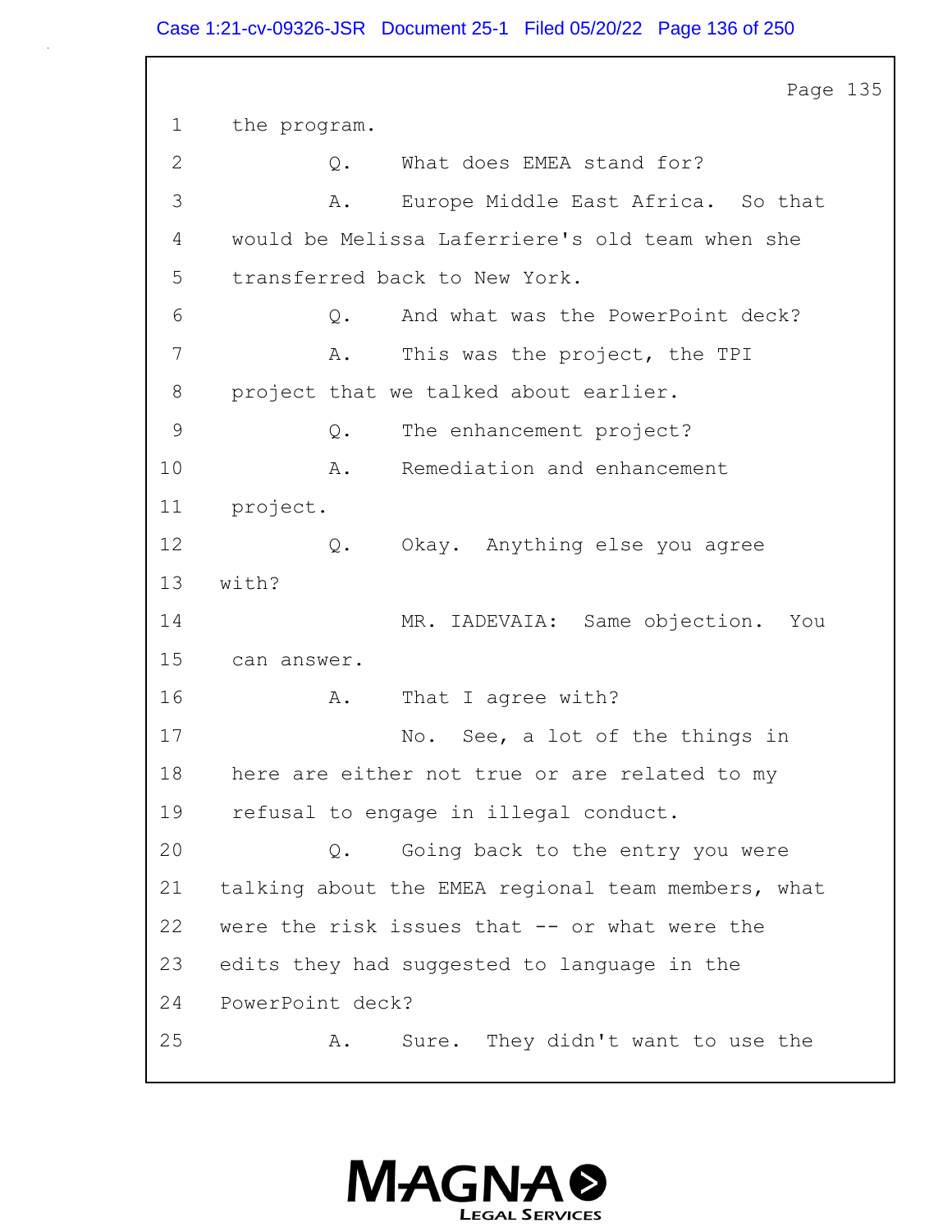Page 135

1 the program.

2 Q. What does EMEA stand for?

3 A. Europe Middle East Africa. So that

4 would be Melissa Laferriere's old team when she

5 transferred back to New York.

6 Q. And what was the PowerPoint deck?

7 A. This was the project, the TPI

8 project that we talked about earlier.

9 Q. The enhancement project?

10 A. Remediation and enhancement

11 project.

12 Q. Okay. Anything else you agree

13 with?

14 MR. IADEVAIA: Same objection. You

15 can answer.

16 A. That I agree with?

17 No. See, a lot of the things in

18 here are either not true or are related to my

19 refusal to engage in illegal conduct.

20 Q. Going back to the entry you were

21 talking about the EMEA regional team members, what

22 were the risk issues that -- or what were the

23 edits they had suggested to language in the

24 PowerPoint deck?

25 A. Sure. They didn't want to use the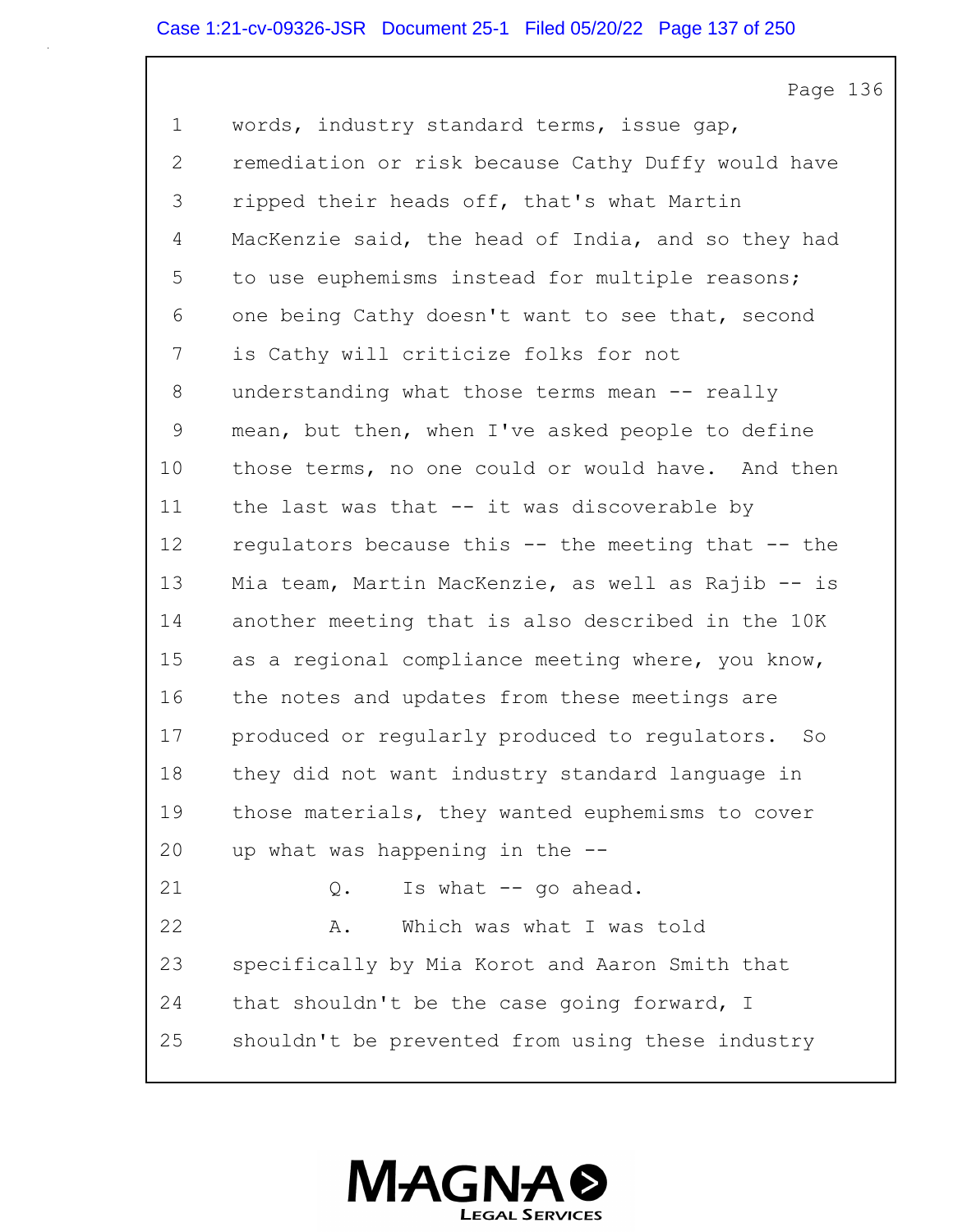1 words, industry standard terms, issue gap,
2 remediation or risk because Cathy Duffy would have
3 ripped their heads off, that's what Martin
4 MacKenzie said, the head of India, and so they had
5 to use euphemisms instead for multiple reasons;
6 one being Cathy doesn't want to see that, second
7 is Cathy will criticize folks for not
8 understanding what those terms mean -- really
9 mean, but then, when I've asked people to define
10 those terms, no one could or would have. And then
11 the last was that -- it was discoverable by
12 regulators because this -- the meeting that -- the
13 Mia team, Martin MacKenzie, as well as Rajib -- is
14 another meeting that is also described in the 10K
15 as a regional compliance meeting where, you know,
16 the notes and updates from these meetings are
17 produced or regularly produced to regulators. So
18 they did not want industry standard language in
19 those materials, they wanted euphemisms to cover
20 up what was happening in the --
21 Q. Is what -- go ahead.
22 A. Which was what I was told
23 specifically by Mia Korot and Aaron Smith that
24 that shouldn't be the case going forward, I
25 shouldn't be prevented from using these industry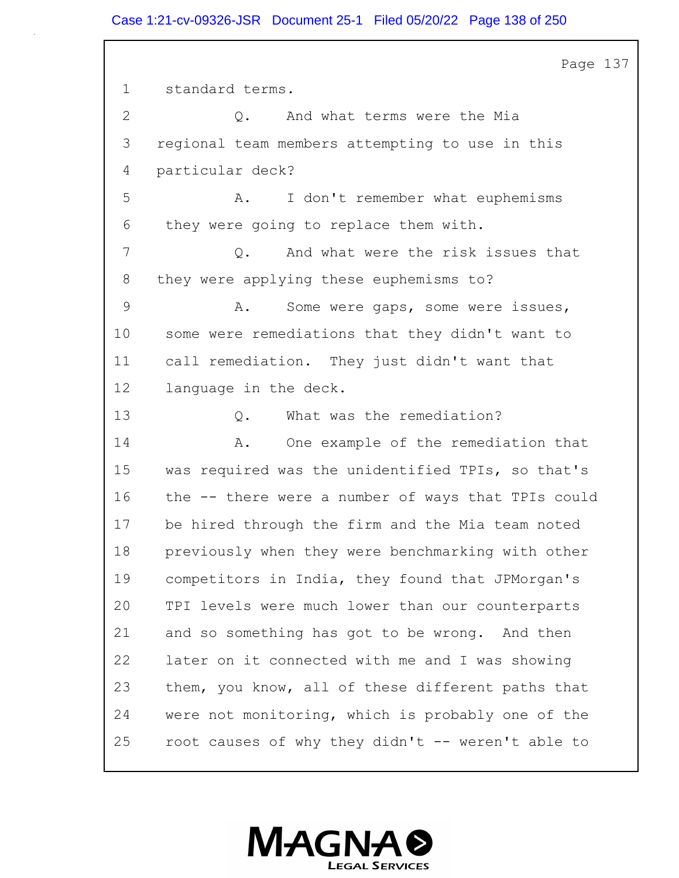Page 137

1 standard terms.

2 Q. And what terms were the Mia

3 regional team members attempting to use in this

4 particular deck?

5 A. I don't remember what euphemisms

6 they were going to replace them with.

7 Q. And what were the risk issues that

8 they were applying these euphemisms to?

9 A. Some were gaps, some were issues,

10 some were remediations that they didn't want to

11 call remediation. They just didn't want that

12 language in the deck.

13 Q. What was the remediation?

14 A. One example of the remediation that

15 was required was the unidentified TPIs, so that's

16 the -- there were a number of ways that TPIs could

17 be hired through the firm and the Mia team noted

18 previously when they were benchmarking with other

19 competitors in India, they found that JPMorgan's

20 TPI levels were much lower than our counterparts

21 and so something has got to be wrong. And then

22 later on it connected with me and I was showing

23 them, you know, all of these different paths that

24 were not monitoring, which is probably one of the

25 root causes of why they didn't -- weren't able to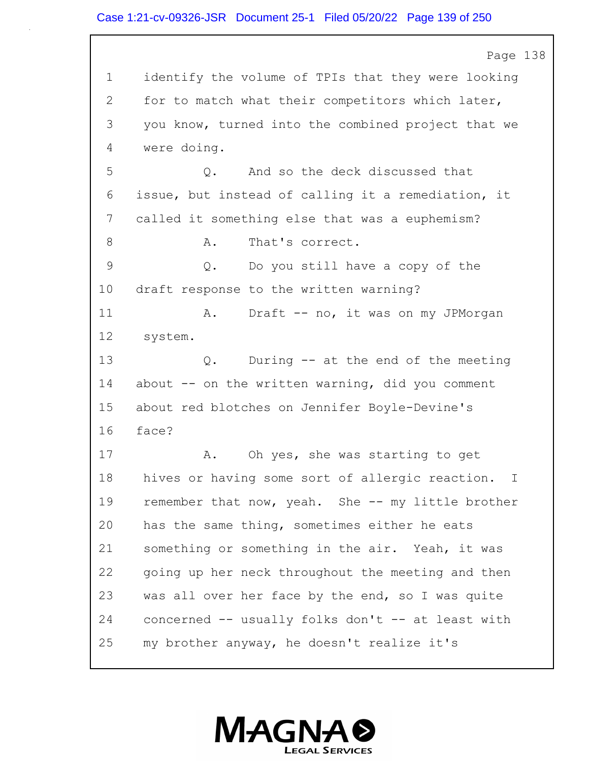1 identify the volume of TPIs that they were looking
2 for to match what their competitors which later,
3 you know, turned into the combined project that we
4 were doing.

5 Q. And so the deck discussed that
6 issue, but instead of calling it a remediation, it
7 called it something else that was a euphemism?

8 A. That's correct.

9 Q. Do you still have a copy of the
10 draft response to the written warning?

11 A. Draft -- no, it was on my JPMorgan
12 system.

13 Q. During -- at the end of the meeting
14 about -- on the written warning, did you comment
15 about red blotches on Jennifer Boyle-Devine's
16 face?

17 A. Oh yes, she was starting to get
18 hives or having some sort of allergic reaction. I
19 remember that now, yeah. She -- my little brother
20 has the same thing, sometimes either he eats
21 something or something in the air. Yeah, it was
22 going up her neck throughout the meeting and then
23 was all over her face by the end, so I was quite
24 concerned -- usually folks don't -- at least with
25 my brother anyway, he doesn't realize it's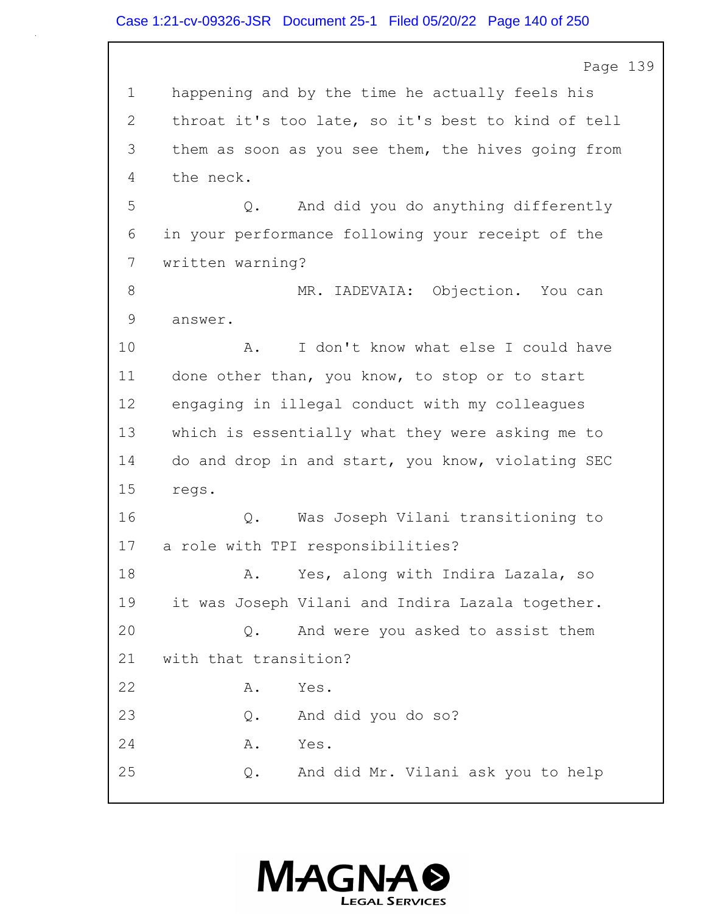Page 139

1 happening and by the time he actually feels his
2 throat it's too late, so it's best to kind of tell
3 them as soon as you see them, the hives going from
4 the neck.
5 Q. And did you do anything differently
6 in your performance following your receipt of the
7 written warning?
8 MR. IADEVAIA: Objection. You can
9 answer.
10 A. I don't know what else I could have
11 done other than, you know, to stop or to start
12 engaging in illegal conduct with my colleagues
13 which is essentially what they were asking me to
14 do and drop in and start, you know, violating SEC
15 regs.
16 Q. Was Joseph Vilani transitioning to
17 a role with TPI responsibilities?
18 A. Yes, along with Indira Lazala, so
19 it was Joseph Vilani and Indira Lazala together.
20 Q. And were you asked to assist them
21 with that transition?
22 A. Yes.
23 Q. And did you do so?
24 A. Yes.
25 Q. And did Mr. Vilani ask you to help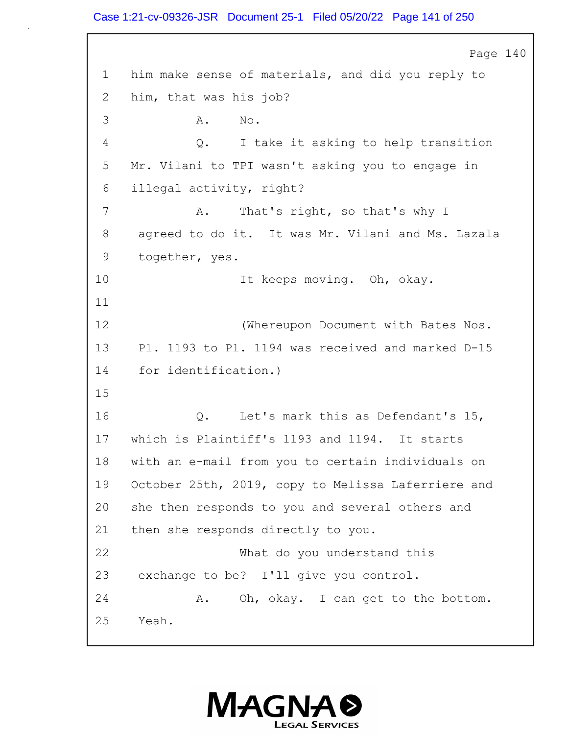1 him make sense of materials, and did you reply to
2 him, that was his job?
3 A. No.
4 Q. I take it asking to help transition
5 Mr. Vilani to TPI wasn't asking you to engage in
6 illegal activity, right?
7 A. That's right, so that's why I
8 agreed to do it. It was Mr. Vilani and Ms. Lazala
9 together, yes.
10 It keeps moving. Oh, okay.
11
12 (Whereupon Document with Bates Nos.
13 Pl. 1193 to Pl. 1194 was received and marked D-15
14 for identification.)
15
16 Q. Let's mark this as Defendant's 15,
17 which is Plaintiff's 1193 and 1194. It starts
18 with an e-mail from you to certain individuals on
19 October 25th, 2019, copy to Melissa Laferriere and
20 she then responds to you and several others and
21 then she responds directly to you.
22 What do you understand this
23 exchange to be? I'll give you control.
24 A. Oh, okay. I can get to the bottom.
25 Yeah.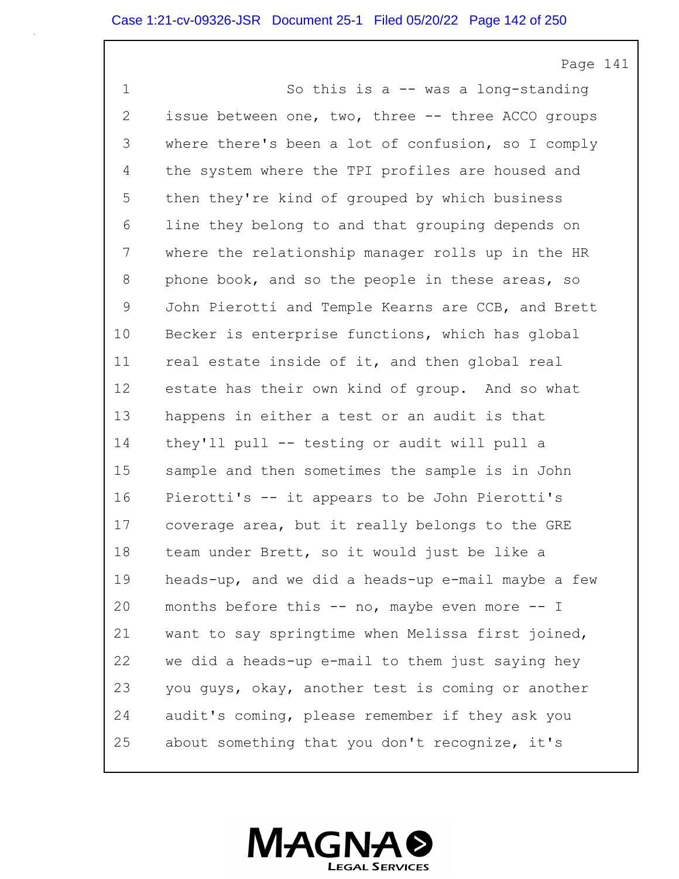1 So this is a -- was a long-standing
2 issue between one, two, three -- three ACCO groups
3 where there's been a lot of confusion, so I comply
4 the system where the TPI profiles are housed and
5 then they're kind of grouped by which business
6 line they belong to and that grouping depends on
7 where the relationship manager rolls up in the HR
8 phone book, and so the people in these areas, so
9 John Pierotti and Temple Kearns are CCB, and Brett
10 Becker is enterprise functions, which has global
11 real estate inside of it, and then global real
12 estate has their own kind of group. And so what
13 happens in either a test or an audit is that
14 they'll pull -- testing or audit will pull a
15 sample and then sometimes the sample is in John
16 Pierotti's -- it appears to be John Pierotti's
17 coverage area, but it really belongs to the GRE
18 team under Brett, so it would just be like a
19 heads-up, and we did a heads-up e-mail maybe a few
20 months before this -- no, maybe even more -- I
21 want to say springtime when Melissa first joined,
22 we did a heads-up e-mail to them just saying hey
23 you guys, okay, another test is coming or another
24 audit's coming, please remember if they ask you
25 about something that you don't recognize, it's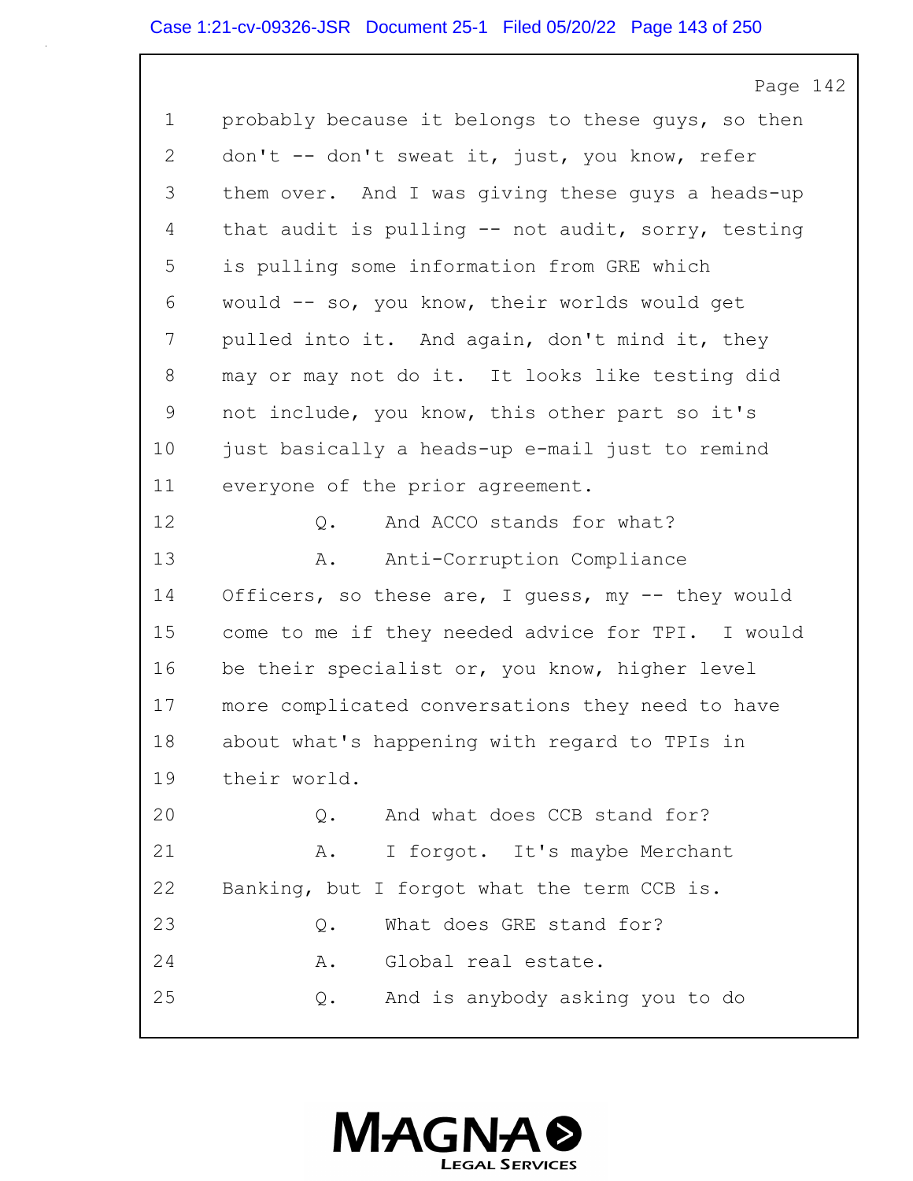probably because it belongs to these guys, so then don't -- don't sweat it, just, you know, refer them over. And I was giving these guys a heads-up that audit is pulling -- not audit, sorry, testing is pulling some information from GRE which would -- so, you know, their worlds would get pulled into it. And again, don't mind it, they may or may not do it. It looks like testing did not include, you know, this other part so it's just basically a heads-up e-mail just to remind everyone of the prior agreement.

Q. And ACCO stands for what?

A. Anti-Corruption Compliance Officers, so these are, I guess, my -- they would come to me if they needed advice for TPI. I would be their specialist or, you know, higher level more complicated conversations they need to have about what's happening with regard to TPIs in their world.

Q. And what does CCB stand for?

A. I forgot. It's maybe Merchant Banking, but I forgot what the term CCB is.

Q. What does GRE stand for?

A. Global real estate.

Q. And is anybody asking you to do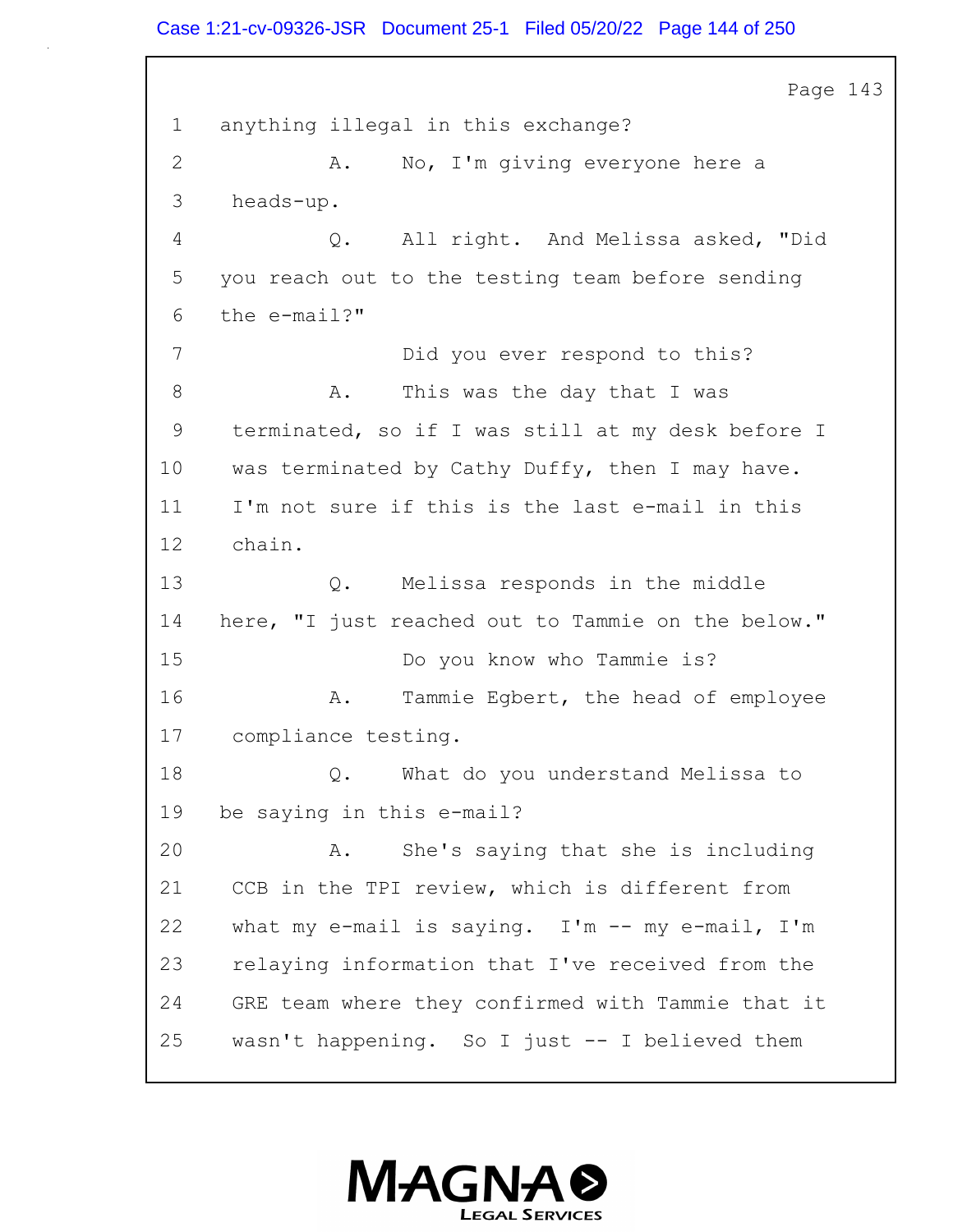Page 143

1 anything illegal in this exchange?

2 A. No, I'm giving everyone here a

3 heads-up.

4 Q. All right. And Melissa asked, "Did

5 you reach out to the testing team before sending

6 the e-mail?"

7 Did you ever respond to this?

8 A. This was the day that I was

9 terminated, so if I was still at my desk before I

10 was terminated by Cathy Duffy, then I may have.

11 I'm not sure if this is the last e-mail in this

12 chain.

13 Q. Melissa responds in the middle

14 here, "I just reached out to Tammie on the below."

15 Do you know who Tammie is?

16 A. Tammie Egbert, the head of employee

17 compliance testing.

18 Q. What do you understand Melissa to

19 be saying in this e-mail?

20 A. She's saying that she is including

21 CCB in the TPI review, which is different from

22 what my e-mail is saying. I'm -- my e-mail, I'm

23 relaying information that I've received from the

24 GRE team where they confirmed with Tammie that it

25 wasn't happening. So I just -- I believed them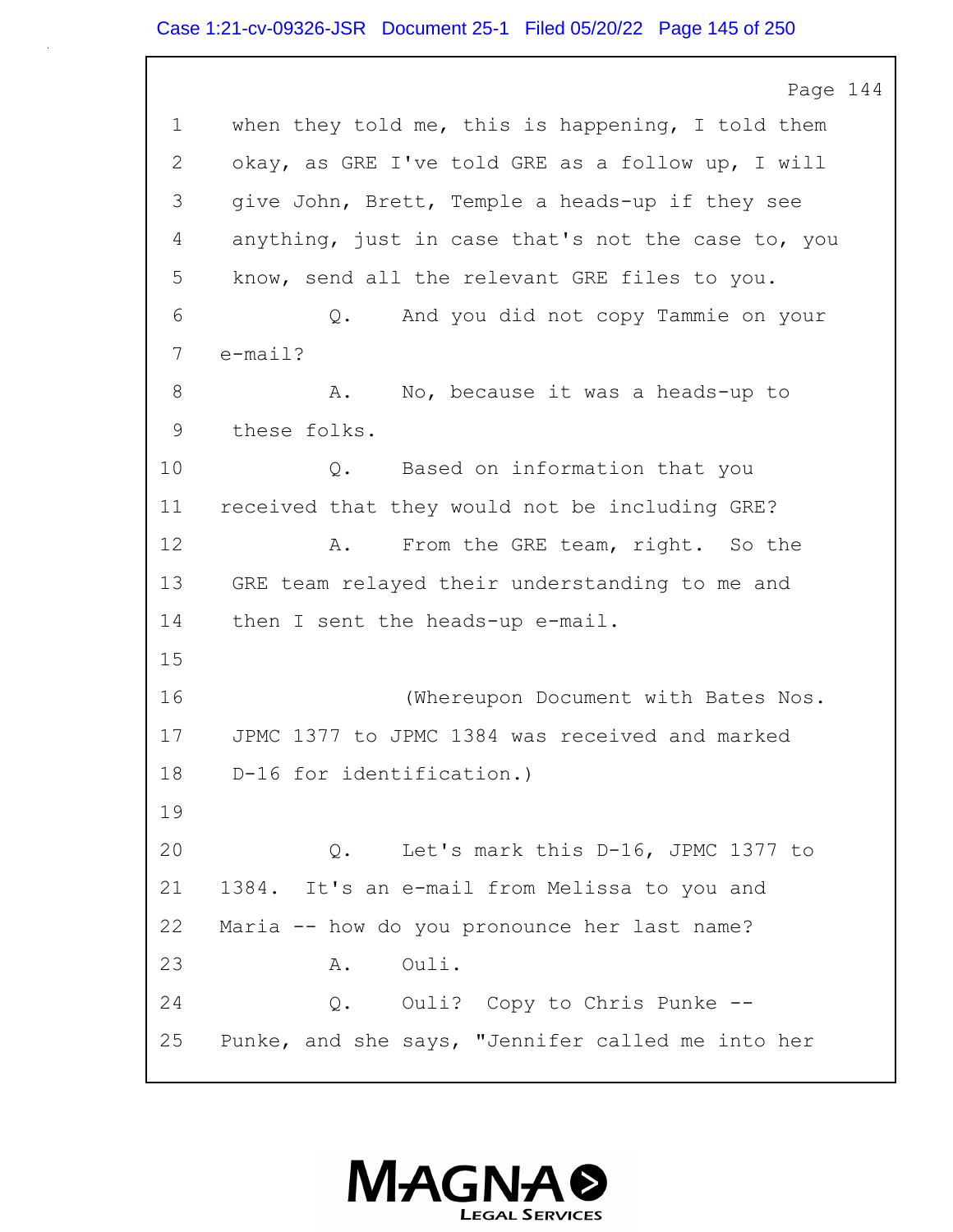Page 144

1 when they told me, this is happening, I told them
2 okay, as GRE I've told GRE as a follow up, I will
3 give John, Brett, Temple a heads-up if they see
4 anything, just in case that's not the case to, you
5 know, send all the relevant GRE files to you.
6 Q. And you did not copy Tammie on your
7 e-mail?
8 A. No, because it was a heads-up to
9 these folks.
10 Q. Based on information that you
11 received that they would not be including GRE?
12 A. From the GRE team, right. So the
13 GRE team relayed their understanding to me and
14 then I sent the heads-up e-mail.
15
16 (Whereupon Document with Bates Nos.
17 JPMC 1377 to JPMC 1384 was received and marked
18 D-16 for identification.)
19
20 Q. Let's mark this D-16, JPMC 1377 to
21 1384. It's an e-mail from Melissa to you and
22 Maria -- how do you pronounce her last name?
23 A. Ouli.
24 Q. Ouli? Copy to Chris Punke --
25 Punke, and she says, "Jennifer called me into her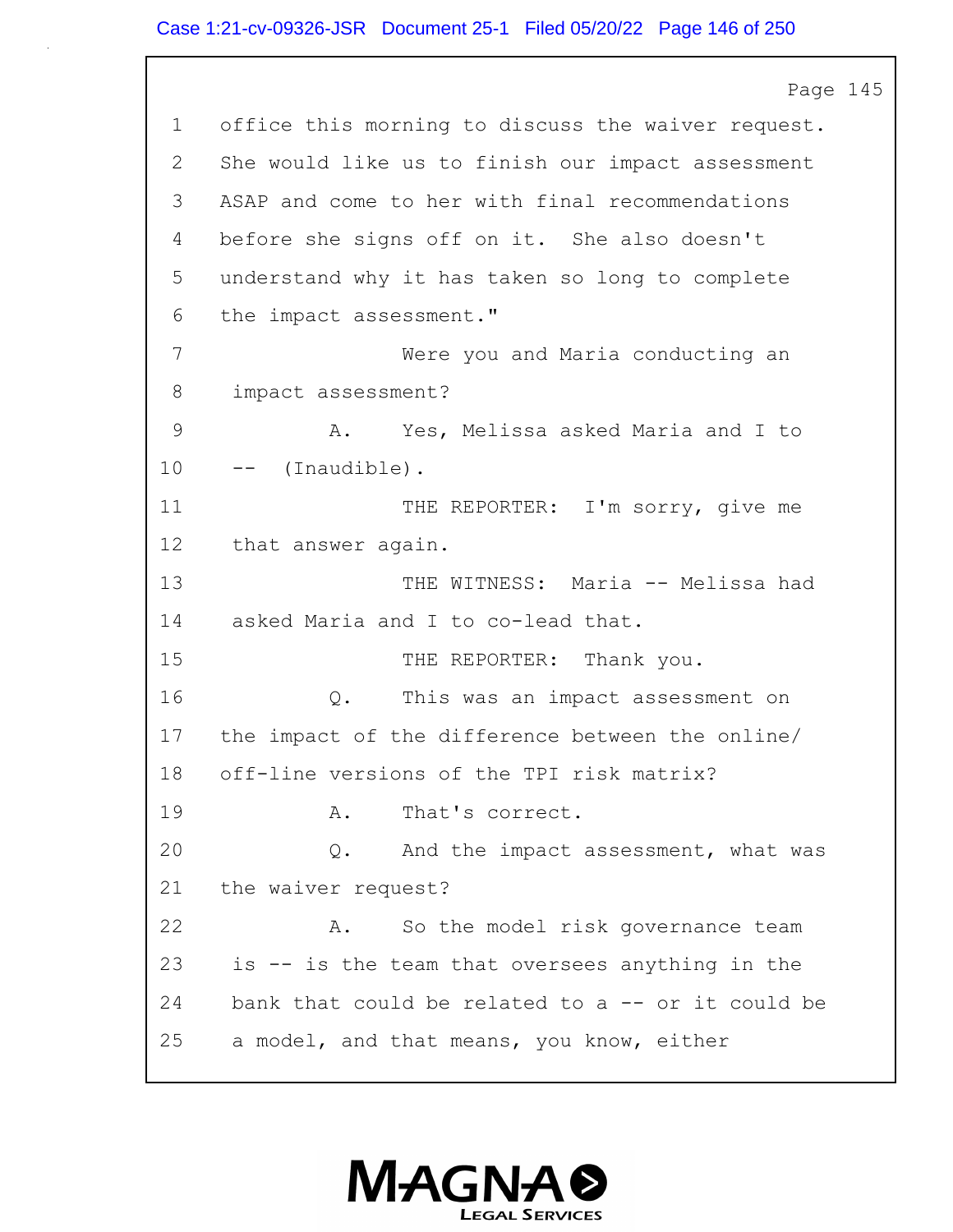office this morning to discuss the waiver request. She would like us to finish our impact assessment ASAP and come to her with final recommendations before she signs off on it. She also doesn't understand why it has taken so long to complete the impact assessment."

Were you and Maria conducting an impact assessment?

A. Yes, Melissa asked Maria and I to -- (Inaudible).

THE REPORTER: I'm sorry, give me that answer again.

THE WITNESS: Maria -- Melissa had asked Maria and I to co-lead that.

THE REPORTER: Thank you.

Q. This was an impact assessment on the impact of the difference between the online/ off-line versions of the TPI risk matrix?

A. That's correct.

Q. And the impact assessment, what was the waiver request?

A. So the model risk governance team is -- is the team that oversees anything in the bank that could be related to a -- or it could be a model, and that means, you know, either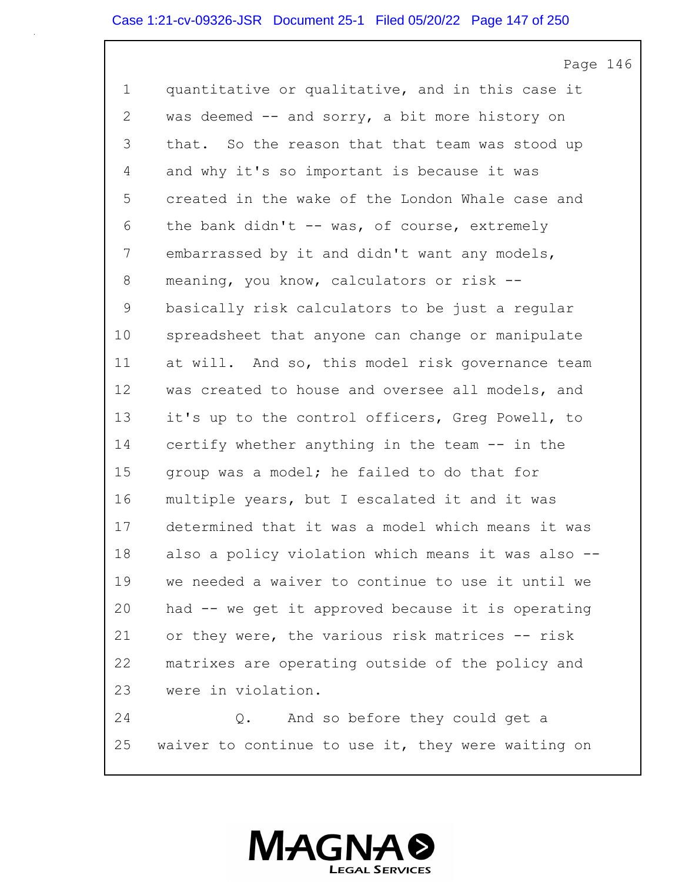quantitative or qualitative, and in this case it was deemed -- and sorry, a bit more history on that. So the reason that that team was stood up and why it's so important is because it was created in the wake of the London Whale case and the bank didn't -- was, of course, extremely embarrassed by it and didn't want any models, meaning, you know, calculators or risk -- basically risk calculators to be just a regular spreadsheet that anyone can change or manipulate at will. And so, this model risk governance team was created to house and oversee all models, and it's up to the control officers, Greg Powell, to certify whether anything in the team -- in the group was a model; he failed to do that for multiple years, but I escalated it and it was determined that it was a model which means it was also a policy violation which means it was also -- we needed a waiver to continue to use it until we had -- we get it approved because it is operating or they were, the various risk matrices -- risk matrixes are operating outside of the policy and were in violation.

Q. And so before they could get a waiver to continue to use it, they were waiting on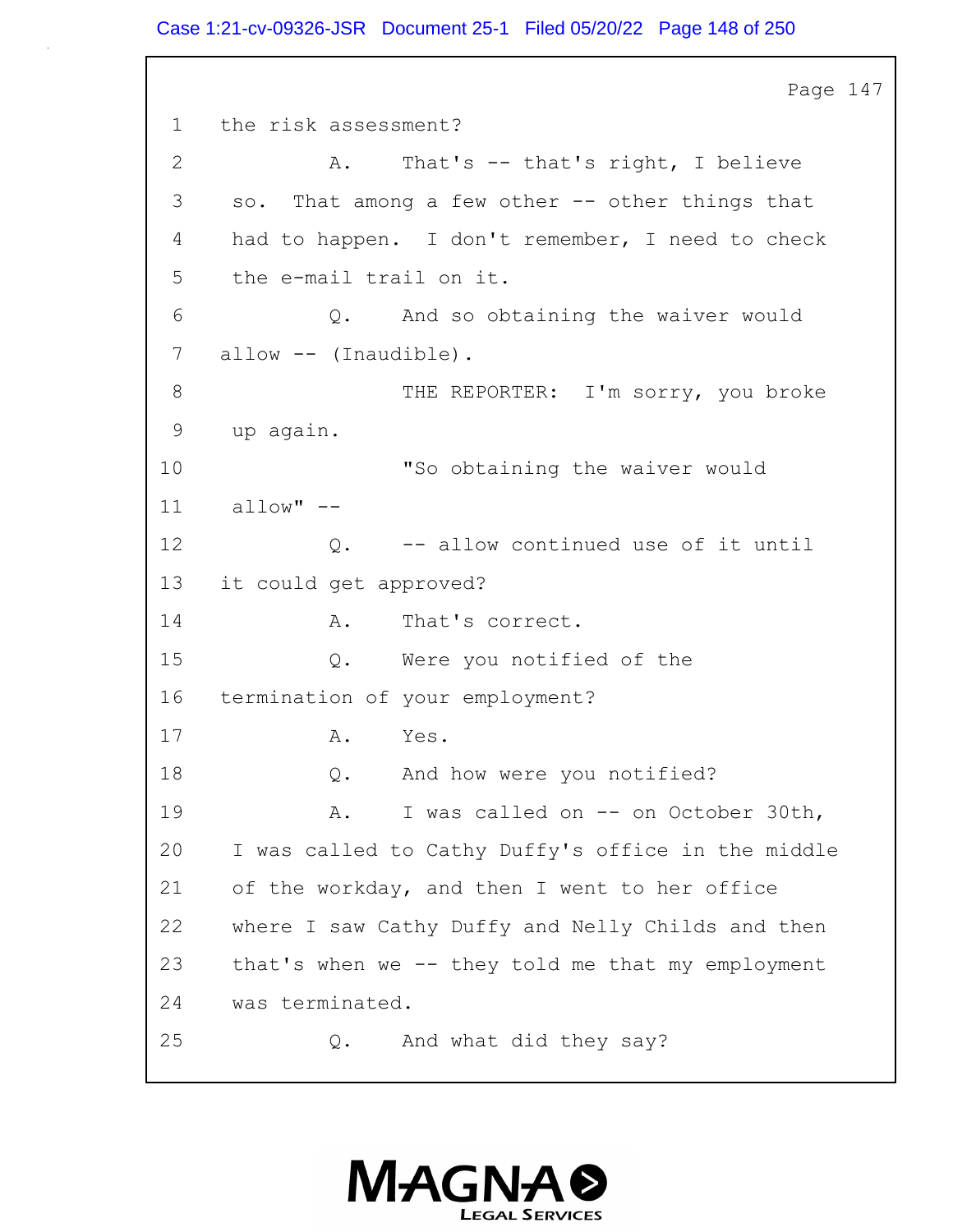Page 147

1 the risk assessment?

2 A. That's -- that's right, I believe

3 so. That among a few other -- other things that

4 had to happen. I don't remember, I need to check

5 the e-mail trail on it.

6 Q. And so obtaining the waiver would

7 allow -- (Inaudible).

8 THE REPORTER: I'm sorry, you broke

9 up again.

10 "So obtaining the waiver would

11 allow" --

12 Q. -- allow continued use of it until

13 it could get approved?

14 A. That's correct.

15 Q. Were you notified of the

16 termination of your employment?

17 A. Yes.

18 Q. And how were you notified?

19 A. I was called on -- on October 30th,

20 I was called to Cathy Duffy's office in the middle

21 of the workday, and then I went to her office

22 where I saw Cathy Duffy and Nelly Childs and then

23 that's when we -- they told me that my employment

24 was terminated.

25 Q. And what did they say?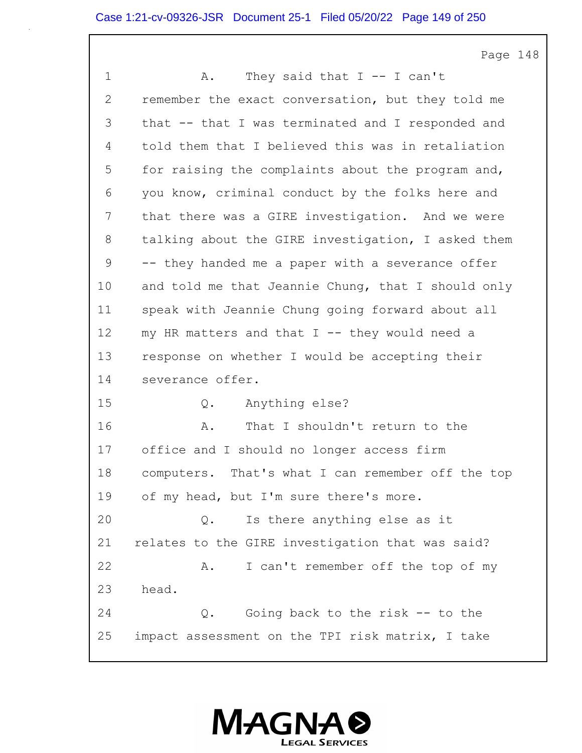Page 148

1 A. They said that I -- I can't
2 remember the exact conversation, but they told me
3 that -- that I was terminated and I responded and
4 told them that I believed this was in retaliation
5 for raising the complaints about the program and,
6 you know, criminal conduct by the folks here and
7 that there was a GIRE investigation. And we were
8 talking about the GIRE investigation, I asked them
9 -- they handed me a paper with a severance offer
10 and told me that Jeannie Chung, that I should only
11 speak with Jeannie Chung going forward about all
12 my HR matters and that I -- they would need a
13 response on whether I would be accepting their
14 severance offer.
15 Q. Anything else?
16 A. That I shouldn't return to the
17 office and I should no longer access firm
18 computers. That's what I can remember off the top
19 of my head, but I'm sure there's more.
20 Q. Is there anything else as it
21 relates to the GIRE investigation that was said?
22 A. I can't remember off the top of my
23 head.
24 Q. Going back to the risk -- to the
25 impact assessment on the TPI risk matrix, I take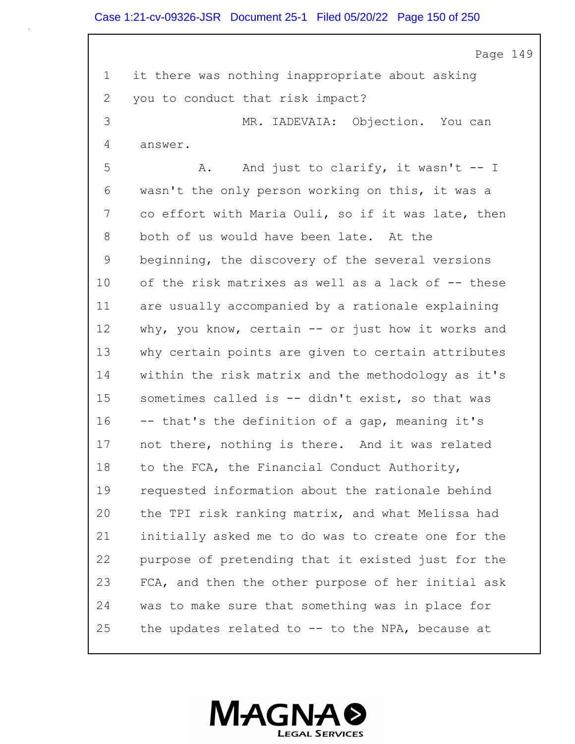Page 149

1 it there was nothing inappropriate about asking
2 you to conduct that risk impact?
3 MR. IADEVAIA: Objection. You can
4 answer.
5 A. And just to clarify, it wasn't -- I
6 wasn't the only person working on this, it was a
7 co effort with Maria Ouli, so if it was late, then
8 both of us would have been late. At the
9 beginning, the discovery of the several versions
10 of the risk matrixes as well as a lack of -- these
11 are usually accompanied by a rationale explaining
12 why, you know, certain -- or just how it works and
13 why certain points are given to certain attributes
14 within the risk matrix and the methodology as it's
15 sometimes called is -- didn't exist, so that was
16 -- that's the definition of a gap, meaning it's
17 not there, nothing is there. And it was related
18 to the FCA, the Financial Conduct Authority,
19 requested information about the rationale behind
20 the TPI risk ranking matrix, and what Melissa had
21 initially asked me to do was to create one for the
22 purpose of pretending that it existed just for the
23 FCA, and then the other purpose of her initial ask
24 was to make sure that something was in place for
25 the updates related to -- to the NPA, because at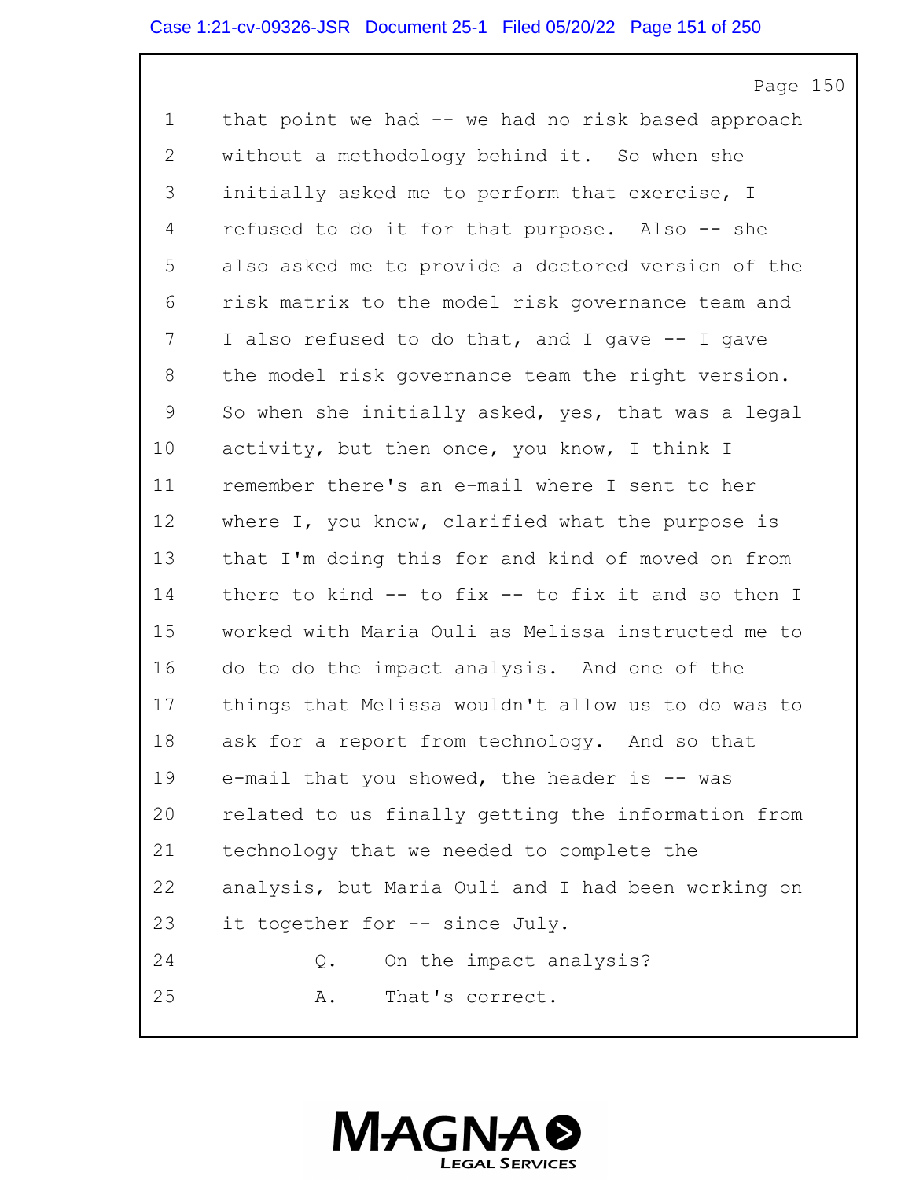1 that point we had -- we had no risk based approach
2 without a methodology behind it. So when she
3 initially asked me to perform that exercise, I
4 refused to do it for that purpose. Also -- she
5 also asked me to provide a doctored version of the
6 risk matrix to the model risk governance team and
7 I also refused to do that, and I gave -- I gave
8 the model risk governance team the right version.
9 So when she initially asked, yes, that was a legal
10 activity, but then once, you know, I think I
11 remember there's an e-mail where I sent to her
12 where I, you know, clarified what the purpose is
13 that I'm doing this for and kind of moved on from
14 there to kind -- to fix -- to fix it and so then I
15 worked with Maria Ouli as Melissa instructed me to
16 do to do the impact analysis. And one of the
17 things that Melissa wouldn't allow us to do was to
18 ask for a report from technology. And so that
19 e-mail that you showed, the header is -- was
20 related to us finally getting the information from
21 technology that we needed to complete the
22 analysis, but Maria Ouli and I had been working on
23 it together for -- since July.
24 Q. On the impact analysis?
25 A. That's correct.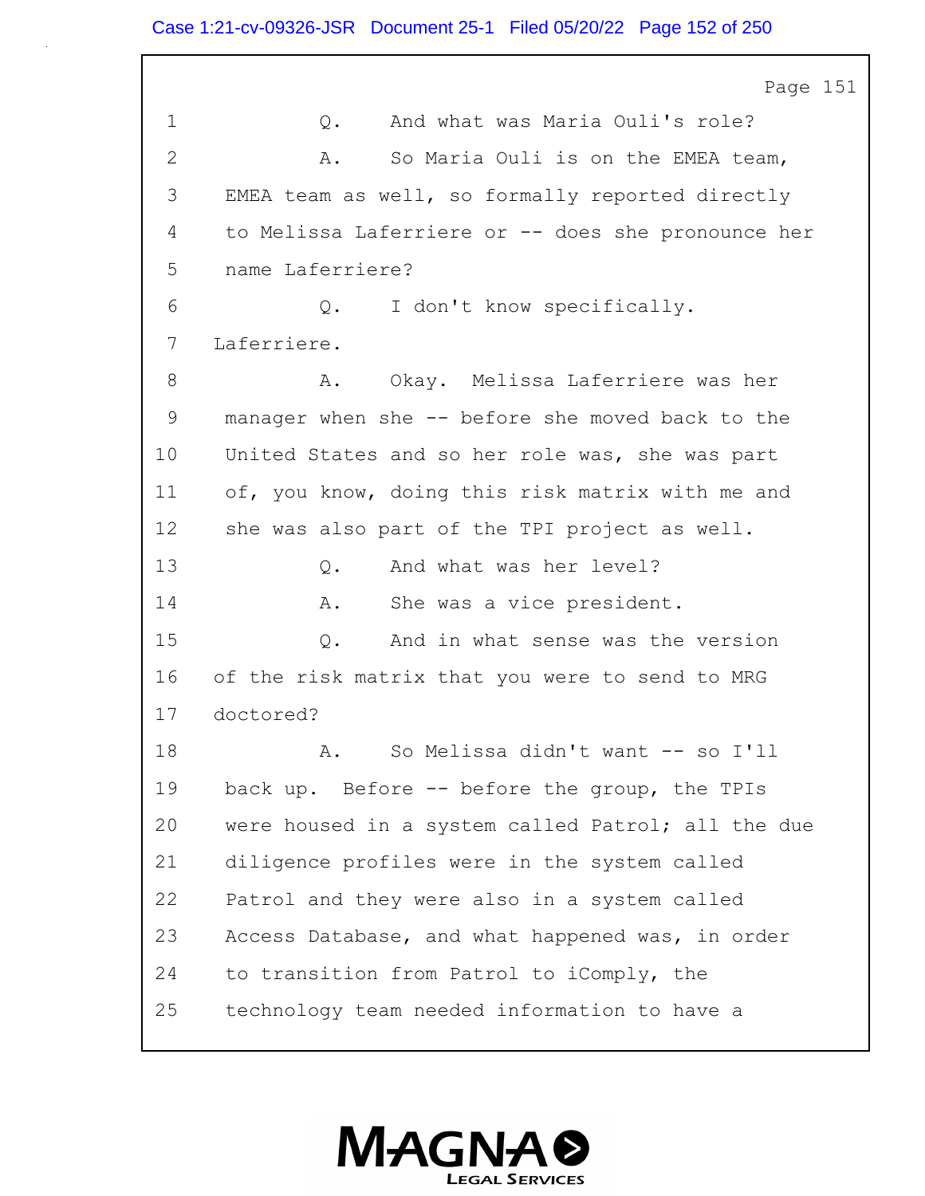1 Q. And what was Maria Ouli's role?

2 A. So Maria Ouli is on the EMEA team,

3 EMEA team as well, so formally reported directly

4 to Melissa Laferriere or -- does she pronounce her

5 name Laferriere?

6 Q. I don't know specifically.

7 Laferriere.

8 A. Okay. Melissa Laferriere was her

9 manager when she -- before she moved back to the

10 United States and so her role was, she was part

11 of, you know, doing this risk matrix with me and

12 she was also part of the TPI project as well.

13 Q. And what was her level?

14 A. She was a vice president.

15 Q. And in what sense was the version

16 of the risk matrix that you were to send to MRG

17 doctored?

18 A. So Melissa didn't want -- so I'll

19 back up. Before -- before the group, the TPIs

20 were housed in a system called Patrol; all the due

21 diligence profiles were in the system called

22 Patrol and they were also in a system called

23 Access Database, and what happened was, in order

24 to transition from Patrol to iComply, the

25 technology team needed information to have a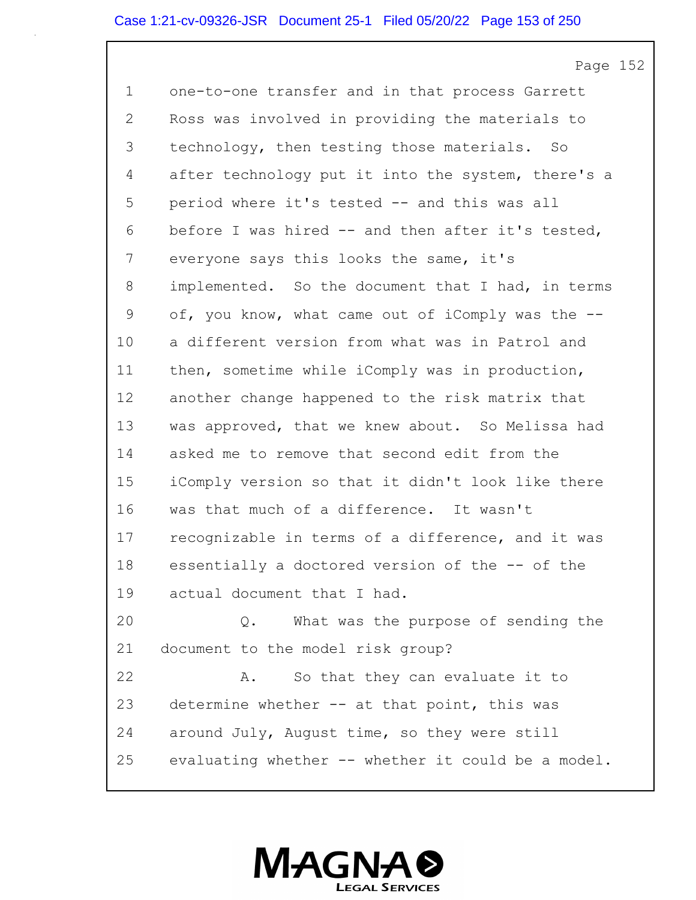1 one-to-one transfer and in that process Garrett
2 Ross was involved in providing the materials to
3 technology, then testing those materials. So
4 after technology put it into the system, there's a
5 period where it's tested -- and this was all
6 before I was hired -- and then after it's tested,
7 everyone says this looks the same, it's
8 implemented. So the document that I had, in terms
9 of, you know, what came out of iComply was the --
10 a different version from what was in Patrol and
11 then, sometime while iComply was in production,
12 another change happened to the risk matrix that
13 was approved, that we knew about. So Melissa had
14 asked me to remove that second edit from the
15 iComply version so that it didn't look like there
16 was that much of a difference. It wasn't
17 recognizable in terms of a difference, and it was
18 essentially a doctored version of the -- of the
19 actual document that I had.
20 Q. What was the purpose of sending the
21 document to the model risk group?
22 A. So that they can evaluate it to
23 determine whether -- at that point, this was
24 around July, August time, so they were still
25 evaluating whether -- whether it could be a model.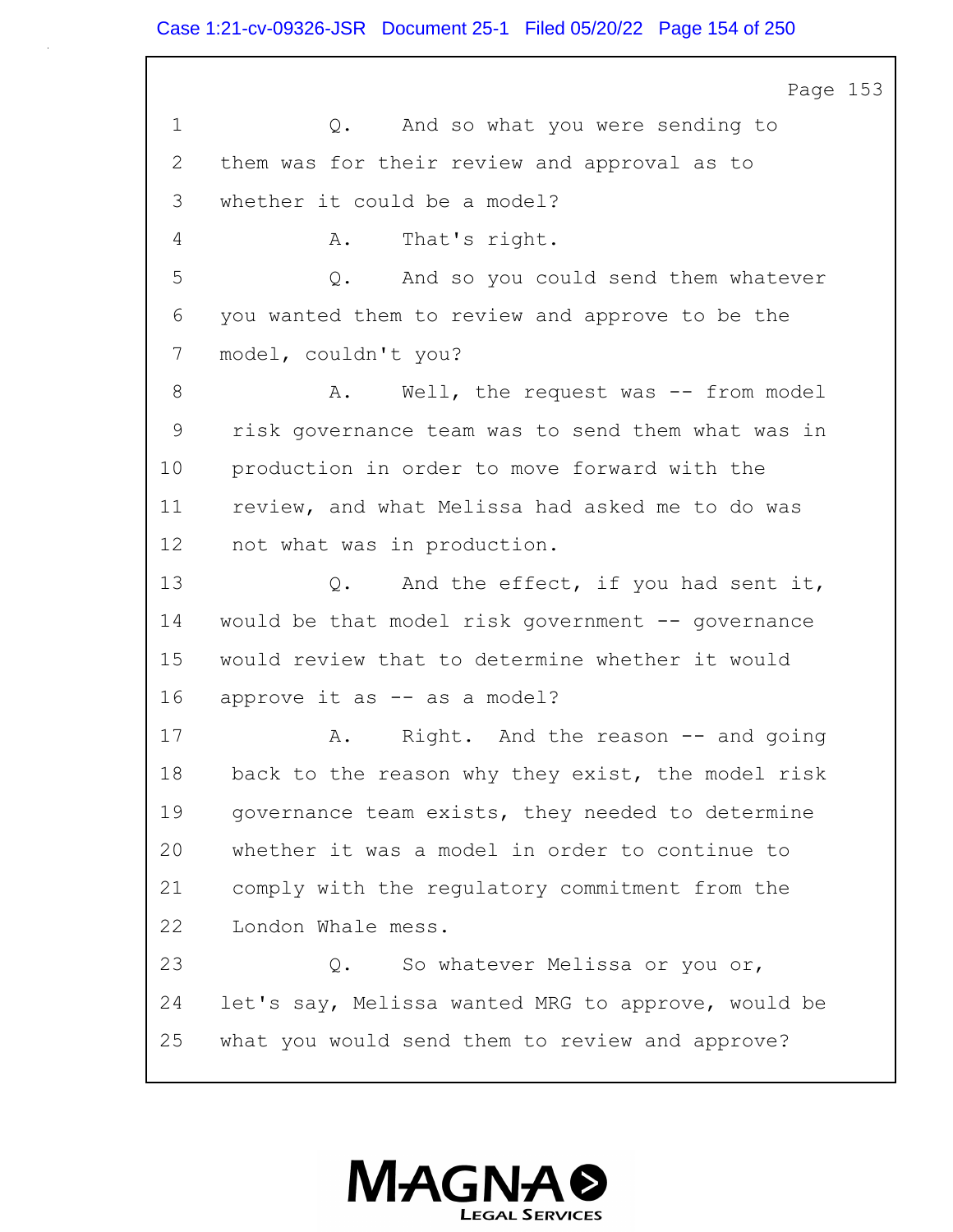1 Q. And so what you were sending to
2 them was for their review and approval as to
3 whether it could be a model?
4 A. That's right.
5 Q. And so you could send them whatever
6 you wanted them to review and approve to be the
7 model, couldn't you?
8 A. Well, the request was -- from model
9 risk governance team was to send them what was in
10 production in order to move forward with the
11 review, and what Melissa had asked me to do was
12 not what was in production.
13 Q. And the effect, if you had sent it,
14 would be that model risk government -- governance
15 would review that to determine whether it would
16 approve it as -- as a model?
17 A. Right. And the reason -- and going
18 back to the reason why they exist, the model risk
19 governance team exists, they needed to determine
20 whether it was a model in order to continue to
21 comply with the regulatory commitment from the
22 London Whale mess.
23 Q. So whatever Melissa or you or,
24 let's say, Melissa wanted MRG to approve, would be
25 what you would send them to review and approve?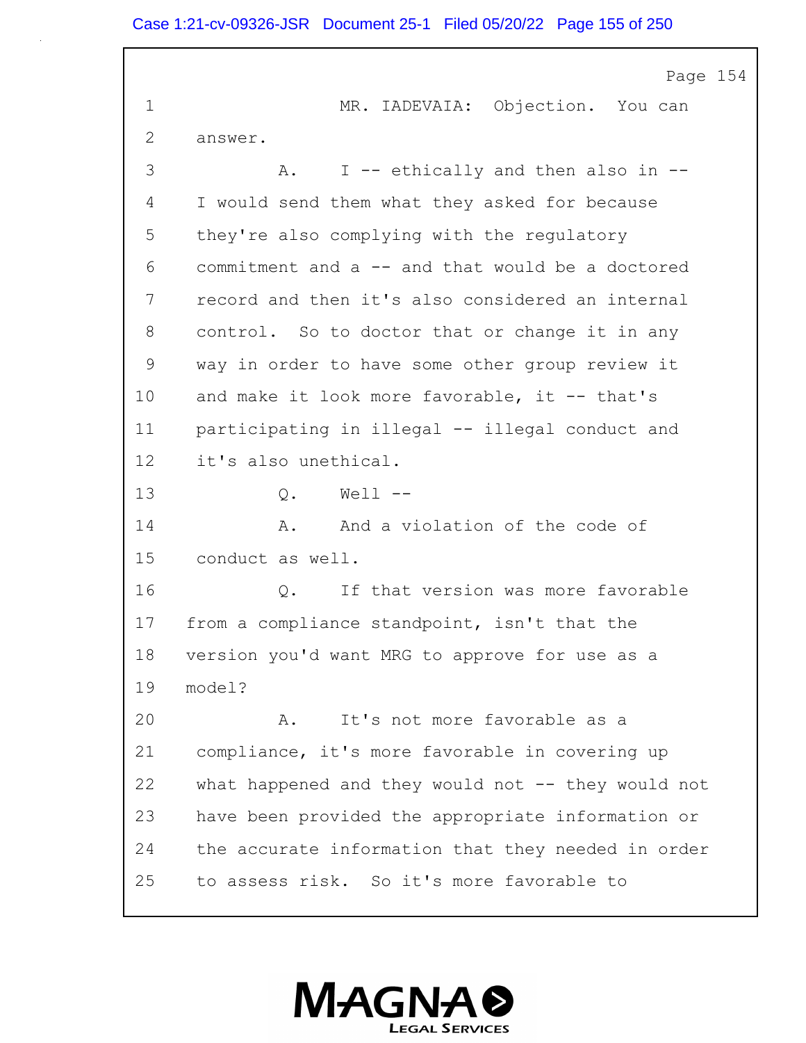1 MR. IADEVAIA: Objection. You can
2 answer.
3 A. I -- ethically and then also in --
4 I would send them what they asked for because
5 they're also complying with the regulatory
6 commitment and a -- and that would be a doctored
7 record and then it's also considered an internal
8 control. So to doctor that or change it in any
9 way in order to have some other group review it
10 and make it look more favorable, it -- that's
11 participating in illegal -- illegal conduct and
12 it's also unethical.
13 Q. Well --
14 A. And a violation of the code of
15 conduct as well.
16 Q. If that version was more favorable
17 from a compliance standpoint, isn't that the
18 version you'd want MRG to approve for use as a
19 model?
20 A. It's not more favorable as a
21 compliance, it's more favorable in covering up
22 what happened and they would not -- they would not
23 have been provided the appropriate information or
24 the accurate information that they needed in order
25 to assess risk. So it's more favorable to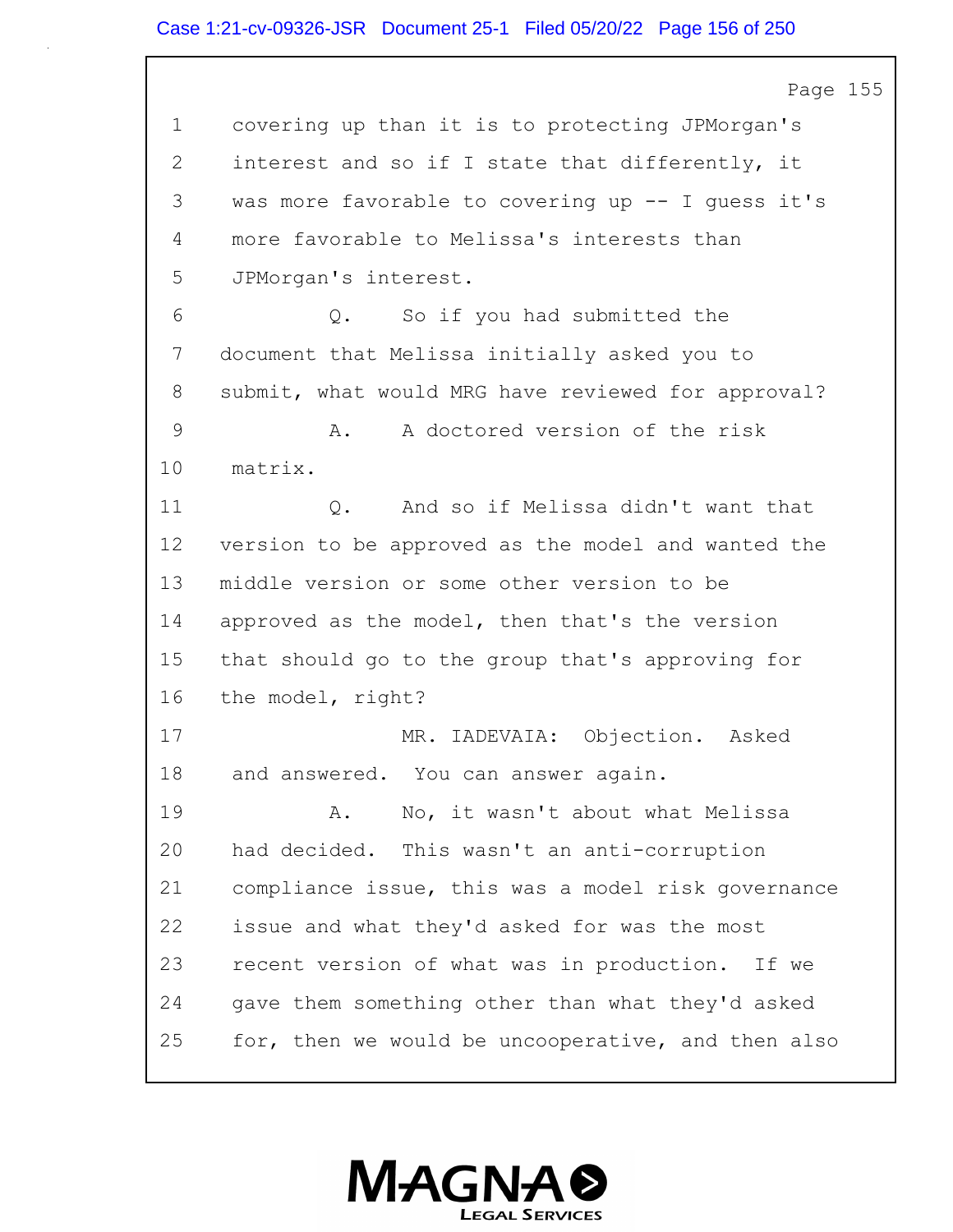covering up than it is to protecting JPMorgan's interest and so if I state that differently, it was more favorable to covering up -- I guess it's more favorable to Melissa's interests than JPMorgan's interest.

Q. So if you had submitted the document that Melissa initially asked you to submit, what would MRG have reviewed for approval?

A. A doctored version of the risk matrix.

Q. And so if Melissa didn't want that version to be approved as the model and wanted the middle version or some other version to be approved as the model, then that's the version that should go to the group that's approving for the model, right?

MR. IADEVAIA: Objection. Asked and answered. You can answer again.

A. No, it wasn't about what Melissa had decided. This wasn't an anti-corruption compliance issue, this was a model risk governance issue and what they'd asked for was the most recent version of what was in production. If we gave them something other than what they'd asked for, then we would be uncooperative, and then also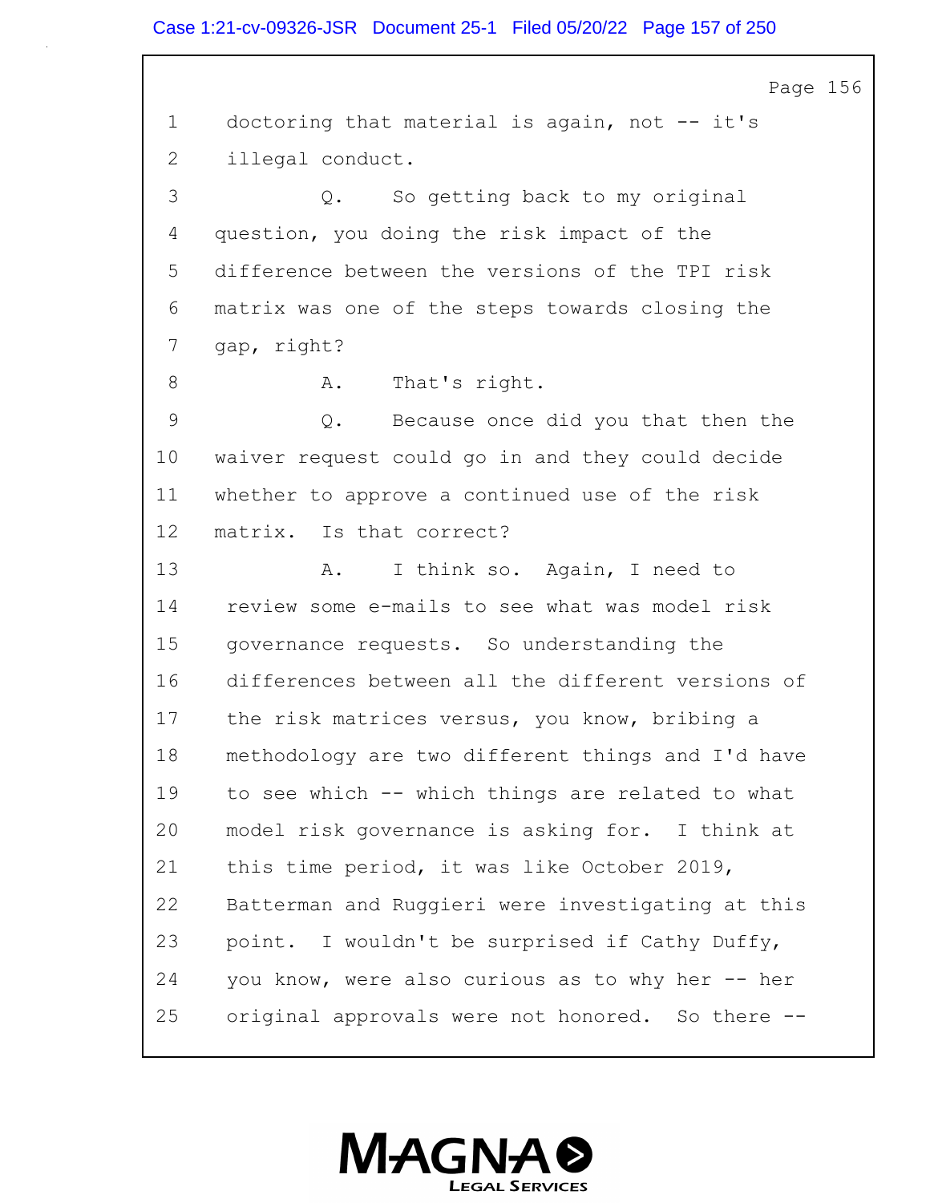1 doctoring that material is again, not -- it's

2 illegal conduct.

3 Q. So getting back to my original

4 question, you doing the risk impact of the

5 difference between the versions of the TPI risk

6 matrix was one of the steps towards closing the

7 gap, right?

8 A. That's right.

9 Q. Because once did you that then the

10 waiver request could go in and they could decide

11 whether to approve a continued use of the risk

12 matrix. Is that correct?

13 A. I think so. Again, I need to

14 review some e-mails to see what was model risk

15 governance requests. So understanding the

16 differences between all the different versions of

17 the risk matrices versus, you know, bribing a

18 methodology are two different things and I'd have

19 to see which -- which things are related to what

20 model risk governance is asking for. I think at

21 this time period, it was like October 2019,

22 Batterman and Ruggieri were investigating at this

23 point. I wouldn't be surprised if Cathy Duffy,

24 you know, were also curious as to why her -- her

25 original approvals were not honored. So there --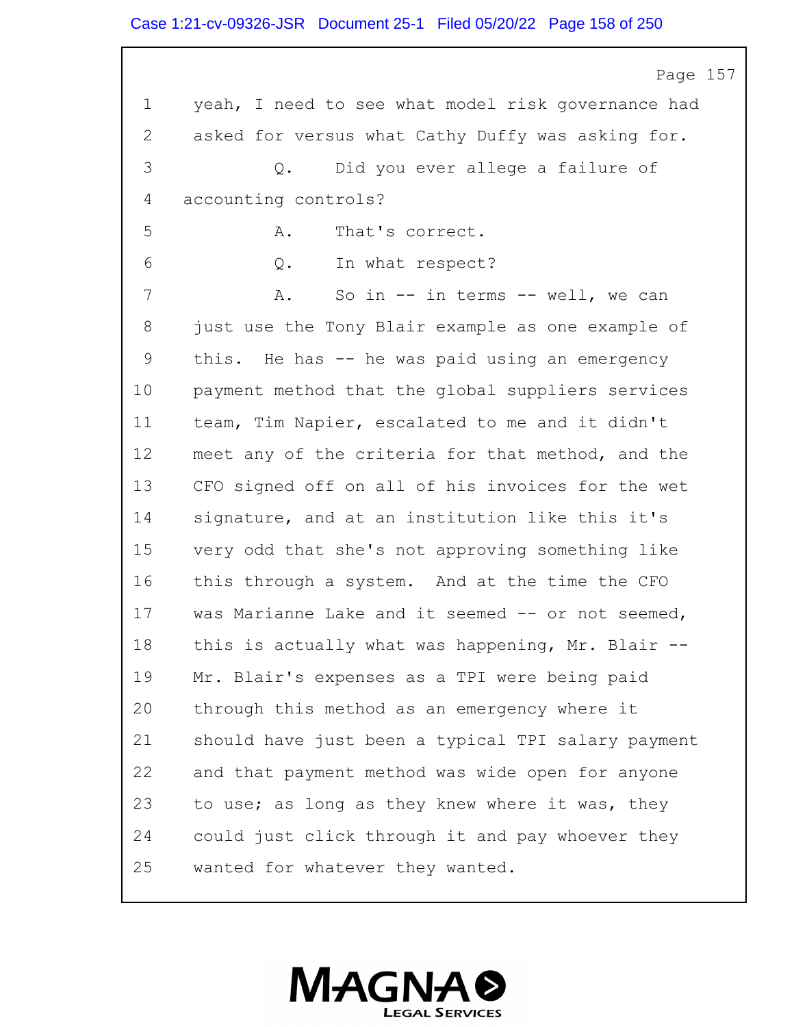1 yeah, I need to see what model risk governance had
2 asked for versus what Cathy Duffy was asking for.
3 Q. Did you ever allege a failure of
4 accounting controls?
5 A. That's correct.
6 Q. In what respect?
7 A. So in -- in terms -- well, we can
8 just use the Tony Blair example as one example of
9 this. He has -- he was paid using an emergency
10 payment method that the global suppliers services
11 team, Tim Napier, escalated to me and it didn't
12 meet any of the criteria for that method, and the
13 CFO signed off on all of his invoices for the wet
14 signature, and at an institution like this it's
15 very odd that she's not approving something like
16 this through a system. And at the time the CFO
17 was Marianne Lake and it seemed -- or not seemed,
18 this is actually what was happening, Mr. Blair --
19 Mr. Blair's expenses as a TPI were being paid
20 through this method as an emergency where it
21 should have just been a typical TPI salary payment
22 and that payment method was wide open for anyone
23 to use; as long as they knew where it was, they
24 could just click through it and pay whoever they
25 wanted for whatever they wanted.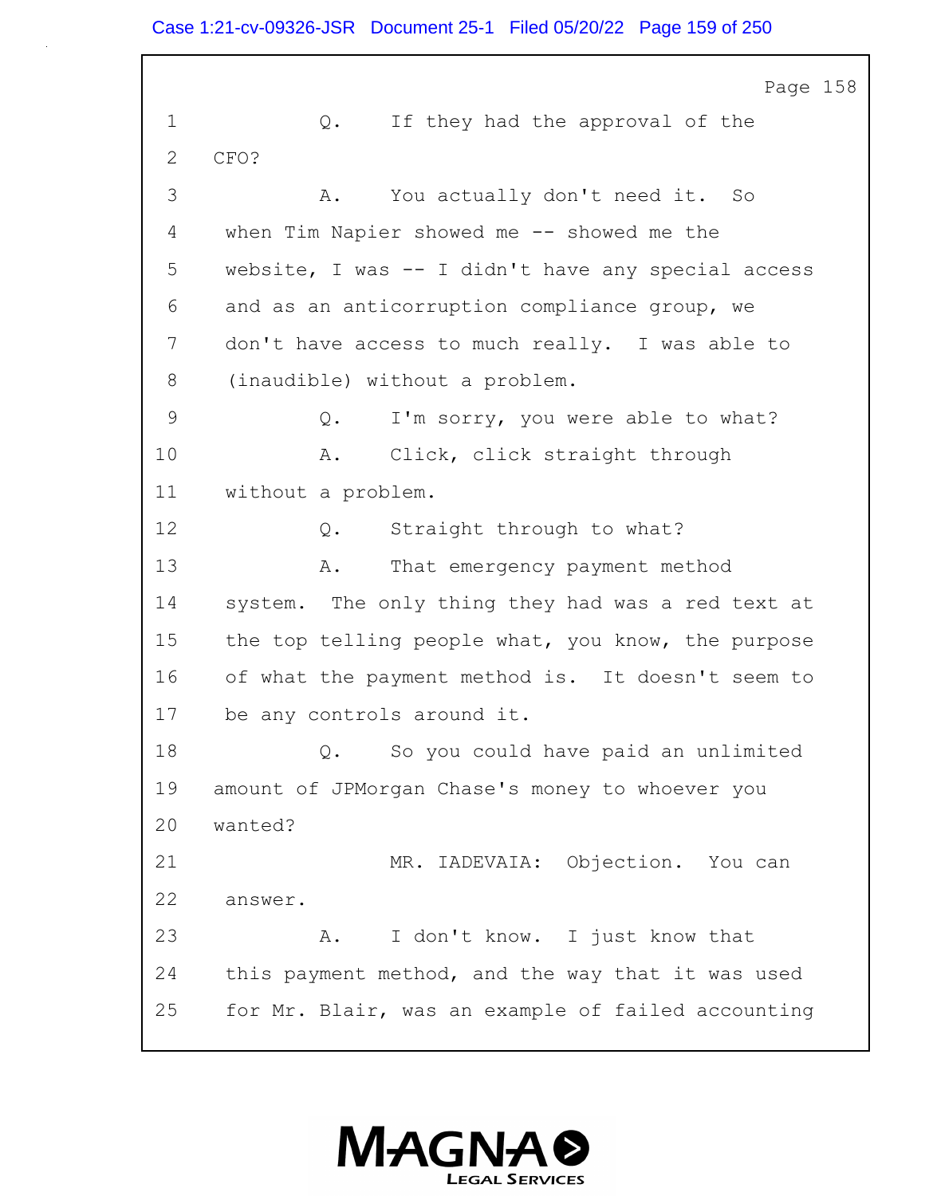Page 158

1 Q. If they had the approval of the
2 CFO?
3 A. You actually don't need it. So
4 when Tim Napier showed me -- showed me the
5 website, I was -- I didn't have any special access
6 and as an anticorruption compliance group, we
7 don't have access to much really. I was able to
8 (inaudible) without a problem.
9 Q. I'm sorry, you were able to what?
10 A. Click, click straight through
11 without a problem.
12 Q. Straight through to what?
13 A. That emergency payment method
14 system. The only thing they had was a red text at
15 the top telling people what, you know, the purpose
16 of what the payment method is. It doesn't seem to
17 be any controls around it.
18 Q. So you could have paid an unlimited
19 amount of JPMorgan Chase's money to whoever you
20 wanted?
21 MR. IADEVAIA: Objection. You can
22 answer.
23 A. I don't know. I just know that
24 this payment method, and the way that it was used
25 for Mr. Blair, was an example of failed accounting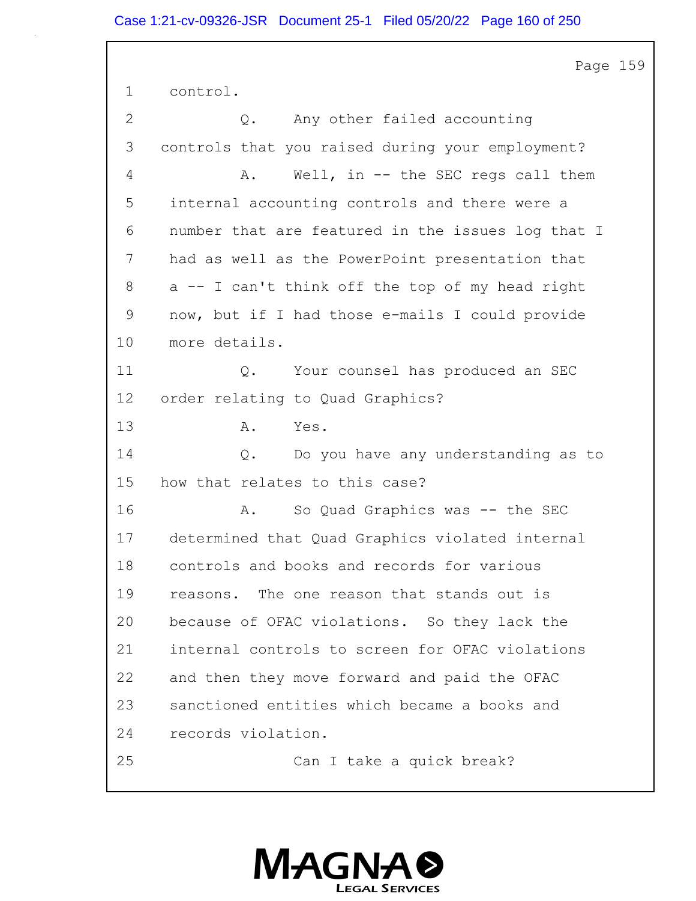1 control.

2 Q. Any other failed accounting

3 controls that you raised during your employment?

4 A. Well, in -- the SEC regs call them

5 internal accounting controls and there were a

6 number that are featured in the issues log that I

7 had as well as the PowerPoint presentation that

8 a -- I can't think off the top of my head right

9 now, but if I had those e-mails I could provide

10 more details.

11 Q. Your counsel has produced an SEC

12 order relating to Quad Graphics?

13 A. Yes.

14 Q. Do you have any understanding as to

15 how that relates to this case?

16 A. So Quad Graphics was -- the SEC

17 determined that Quad Graphics violated internal

18 controls and books and records for various

19 reasons. The one reason that stands out is

20 because of OFAC violations. So they lack the

21 internal controls to screen for OFAC violations

22 and then they move forward and paid the OFAC

23 sanctioned entities which became a books and

24 records violation.

25 Can I take a quick break?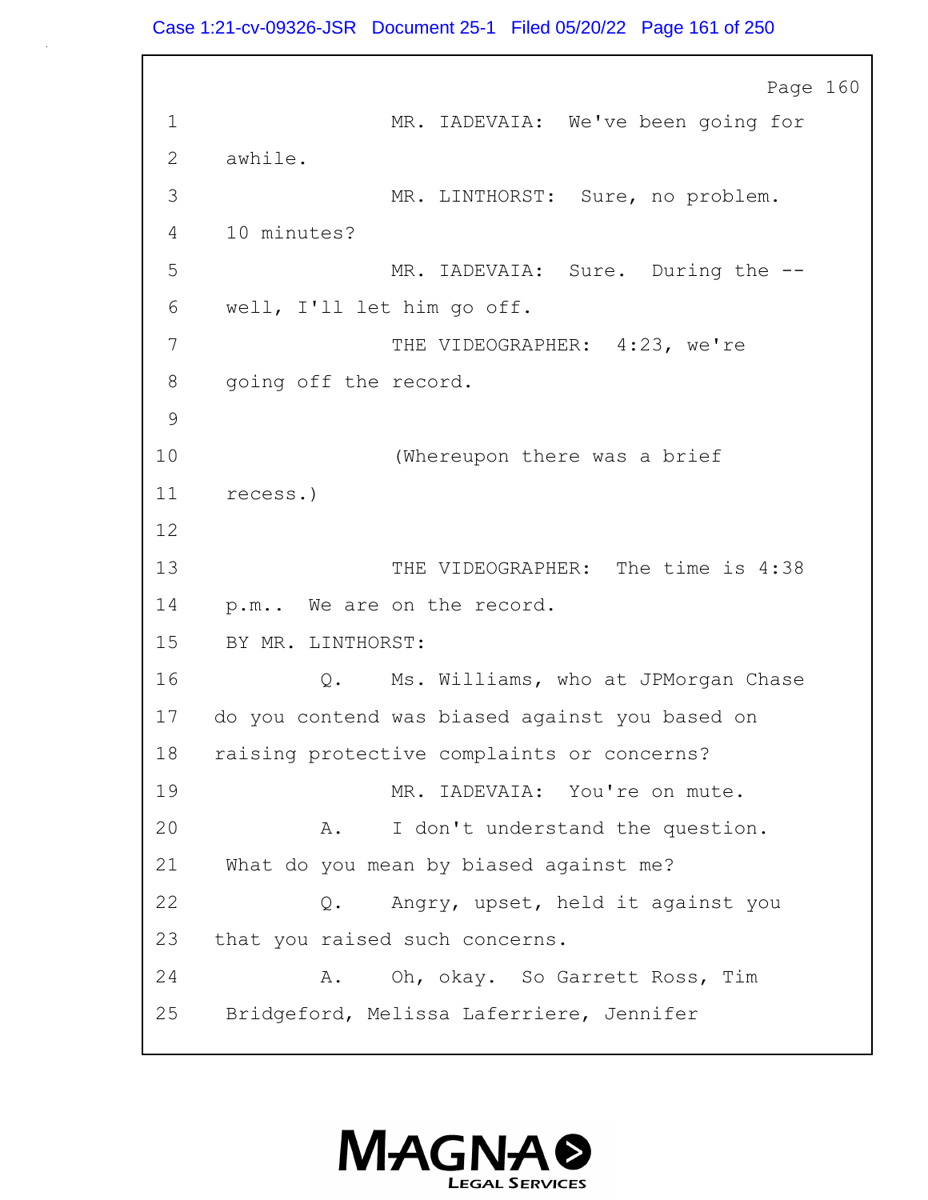Page 160

1 MR. IADEVAIA: We've been going for
2 awhile.
3 MR. LINTHORST: Sure, no problem.
4 10 minutes?
5 MR. IADEVAIA: Sure. During the --
6 well, I'll let him go off.
7 THE VIDEOGRAPHER: 4:23, we're
8 going off the record.
9
10 (Whereupon there was a brief
11 recess.)
12
13 THE VIDEOGRAPHER: The time is 4:38
14 p.m.. We are on the record.
15 BY MR. LINTHORST:
16 Q. Ms. Williams, who at JPMorgan Chase
17 do you contend was biased against you based on
18 raising protective complaints or concerns?
19 MR. IADEVAIA: You're on mute.
20 A. I don't understand the question.
21 What do you mean by biased against me?
22 Q. Angry, upset, held it against you
23 that you raised such concerns.
24 A. Oh, okay. So Garrett Ross, Tim
25 Bridgeford, Melissa Laferriere, Jennifer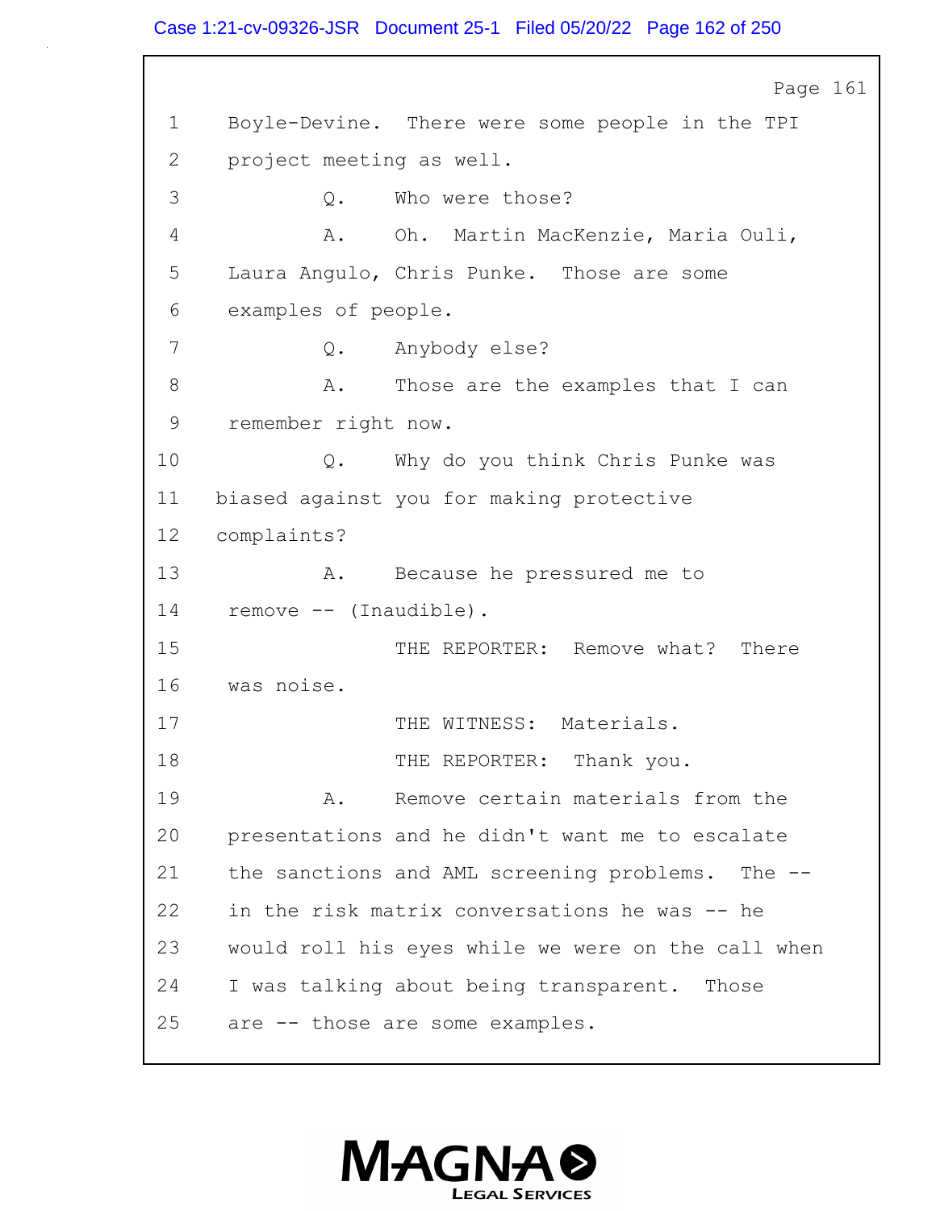Page 161

1 Boyle-Devine. There were some people in the TPI
2 project meeting as well.
3 Q. Who were those?
4 A. Oh. Martin MacKenzie, Maria Ouli,
5 Laura Angulo, Chris Punke. Those are some
6 examples of people.
7 Q. Anybody else?
8 A. Those are the examples that I can
9 remember right now.
10 Q. Why do you think Chris Punke was
11 biased against you for making protective
12 complaints?
13 A. Because he pressured me to
14 remove -- (Inaudible).
15 THE REPORTER: Remove what? There
16 was noise.
17 THE WITNESS: Materials.
18 THE REPORTER: Thank you.
19 A. Remove certain materials from the
20 presentations and he didn't want me to escalate
21 the sanctions and AML screening problems. The --
22 in the risk matrix conversations he was -- he
23 would roll his eyes while we were on the call when
24 I was talking about being transparent. Those
25 are -- those are some examples.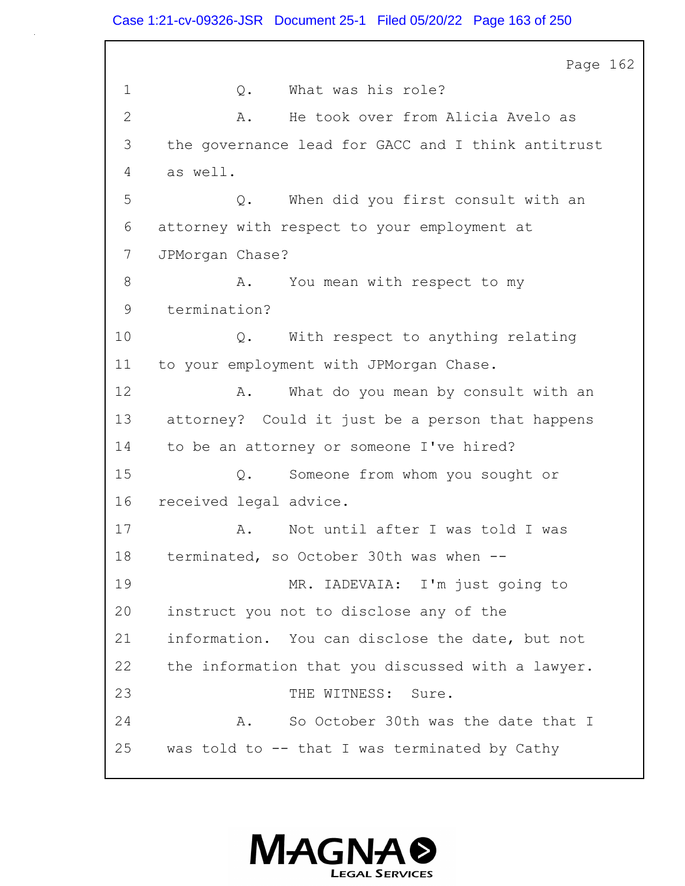Page 162

1 Q. What was his role?

2 A. He took over from Alicia Avelo as

3 the governance lead for GACC and I think antitrust

4 as well.

5 Q. When did you first consult with an

6 attorney with respect to your employment at

7 JPMorgan Chase?

8 A. You mean with respect to my

9 termination?

10 Q. With respect to anything relating

11 to your employment with JPMorgan Chase.

12 A. What do you mean by consult with an

13 attorney? Could it just be a person that happens

14 to be an attorney or someone I've hired?

15 Q. Someone from whom you sought or

16 received legal advice.

17 A. Not until after I was told I was

18 terminated, so October 30th was when --

19 MR. IADEVAIA: I'm just going to

20 instruct you not to disclose any of the

21 information. You can disclose the date, but not

22 the information that you discussed with a lawyer.

23 THE WITNESS: Sure.

24 A. So October 30th was the date that I

25 was told to -- that I was terminated by Cathy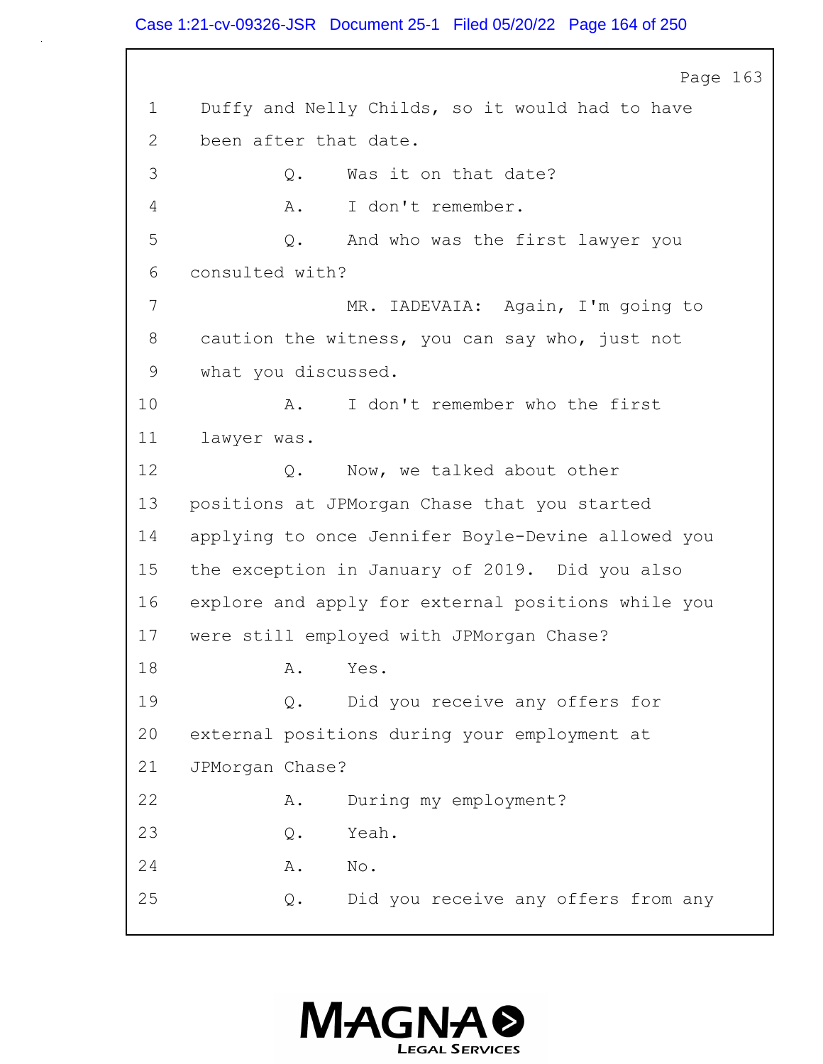Page 163

1 Duffy and Nelly Childs, so it would had to have
2 been after that date.
3 Q. Was it on that date?
4 A. I don't remember.
5 Q. And who was the first lawyer you
6 consulted with?
7 MR. IADEVAIA: Again, I'm going to
8 caution the witness, you can say who, just not
9 what you discussed.
10 A. I don't remember who the first
11 lawyer was.
12 Q. Now, we talked about other
13 positions at JPMorgan Chase that you started
14 applying to once Jennifer Boyle-Devine allowed you
15 the exception in January of 2019. Did you also
16 explore and apply for external positions while you
17 were still employed with JPMorgan Chase?
18 A. Yes.
19 Q. Did you receive any offers for
20 external positions during your employment at
21 JPMorgan Chase?
22 A. During my employment?
23 Q. Yeah.
24 A. No.
25 Q. Did you receive any offers from any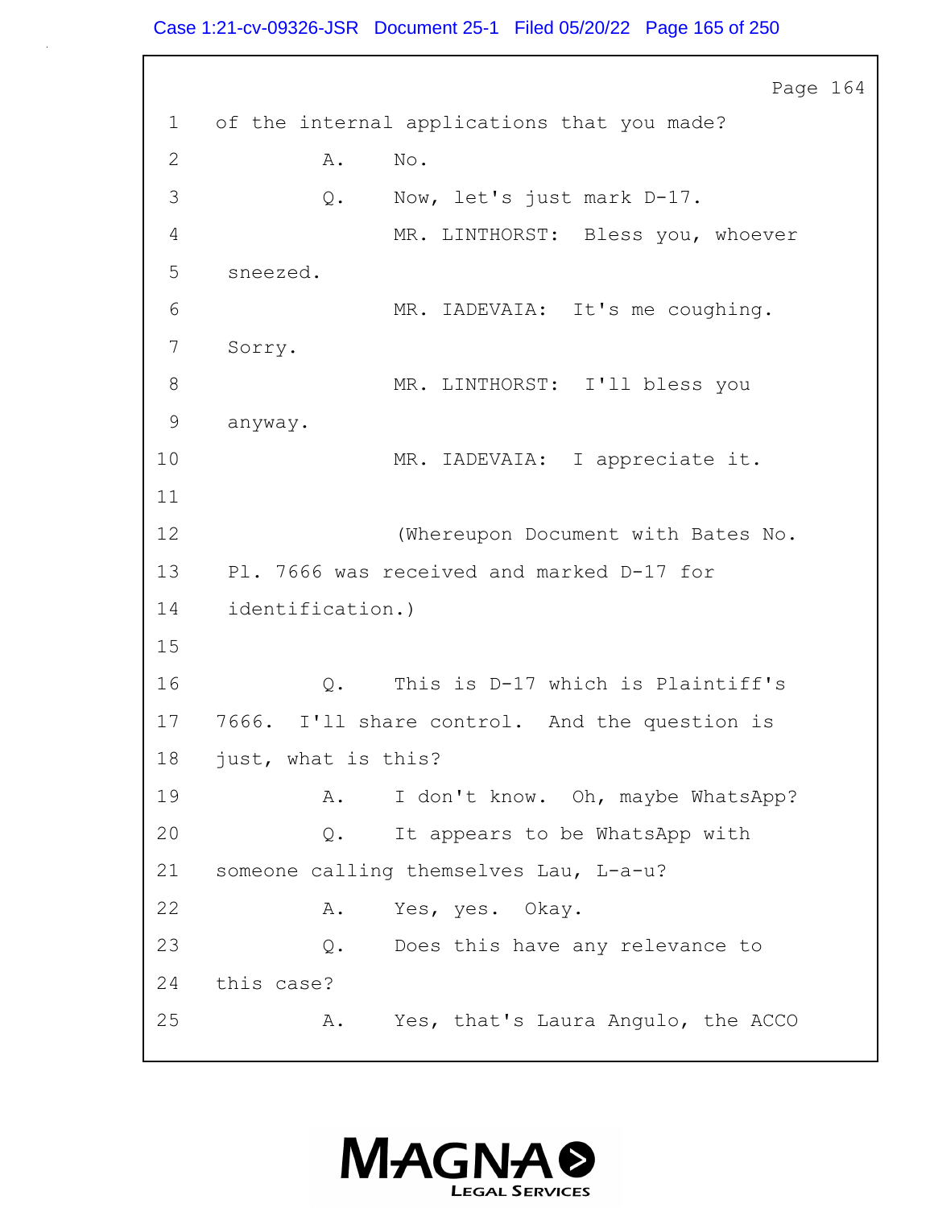1 of the internal applications that you made?

2 A. No.

3 Q. Now, let's just mark D-17.

4 MR. LINTHORST: Bless you, whoever

5 sneezed.

6 MR. IADEVAIA: It's me coughing.

7 Sorry.

8 MR. LINTHORST: I'll bless you

9 anyway.

10 MR. IADEVAIA: I appreciate it.

11

12 (Whereupon Document with Bates No.

13 Pl. 7666 was received and marked D-17 for

14 identification.)

15

16 Q. This is D-17 which is Plaintiff's

17 7666. I'll share control. And the question is

18 just, what is this?

19 A. I don't know. Oh, maybe WhatsApp?

20 Q. It appears to be WhatsApp with

21 someone calling themselves Lau, L-a-u?

22 A. Yes, yes. Okay.

23 Q. Does this have any relevance to

24 this case?

25 A. Yes, that's Laura Angulo, the ACCO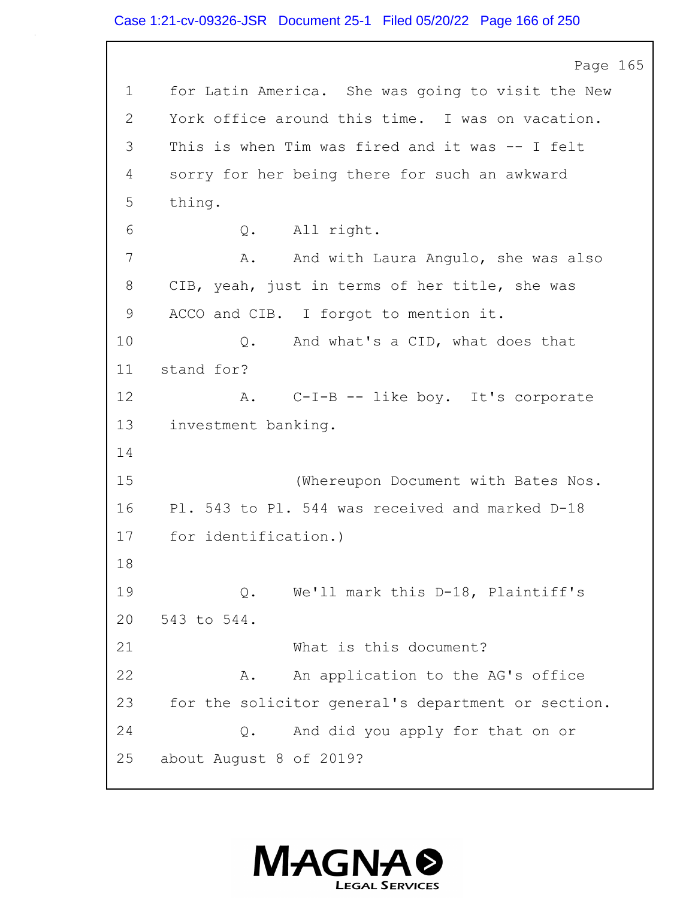Page 165

1 for Latin America. She was going to visit the New
2 York office around this time. I was on vacation.
3 This is when Tim was fired and it was -- I felt
4 sorry for her being there for such an awkward
5 thing.
6 Q. All right.
7 A. And with Laura Angulo, she was also
8 CIB, yeah, just in terms of her title, she was
9 ACCO and CIB. I forgot to mention it.
10 Q. And what's a CID, what does that
11 stand for?
12 A. C-I-B -- like boy. It's corporate
13 investment banking.
14
15 (Whereupon Document with Bates Nos.
16 Pl. 543 to Pl. 544 was received and marked D-18
17 for identification.)
18
19 Q. We'll mark this D-18, Plaintiff's
20 543 to 544.
21 What is this document?
22 A. An application to the AG's office
23 for the solicitor general's department or section.
24 Q. And did you apply for that on or
25 about August 8 of 2019?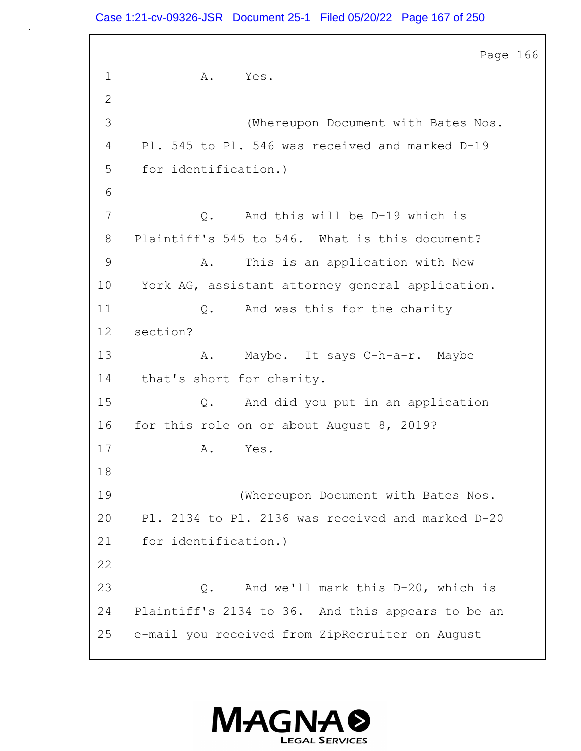1 A. Yes.

2

3 (Whereupon Document with Bates Nos.

4 Pl. 545 to Pl. 546 was received and marked D-19

5 for identification.)

6

7 Q. And this will be D-19 which is

8 Plaintiff's 545 to 546. What is this document?

9 A. This is an application with New

10 York AG, assistant attorney general application.

11 Q. And was this for the charity

12 section?

13 A. Maybe. It says C-h-a-r. Maybe

14 that's short for charity.

15 Q. And did you put in an application

16 for this role on or about August 8, 2019?

17 A. Yes.

18

19 (Whereupon Document with Bates Nos.

20 Pl. 2134 to Pl. 2136 was received and marked D-20

21 for identification.)

22

23 Q. And we'll mark this D-20, which is

24 Plaintiff's 2134 to 36. And this appears to be an

25 e-mail you received from ZipRecruiter on August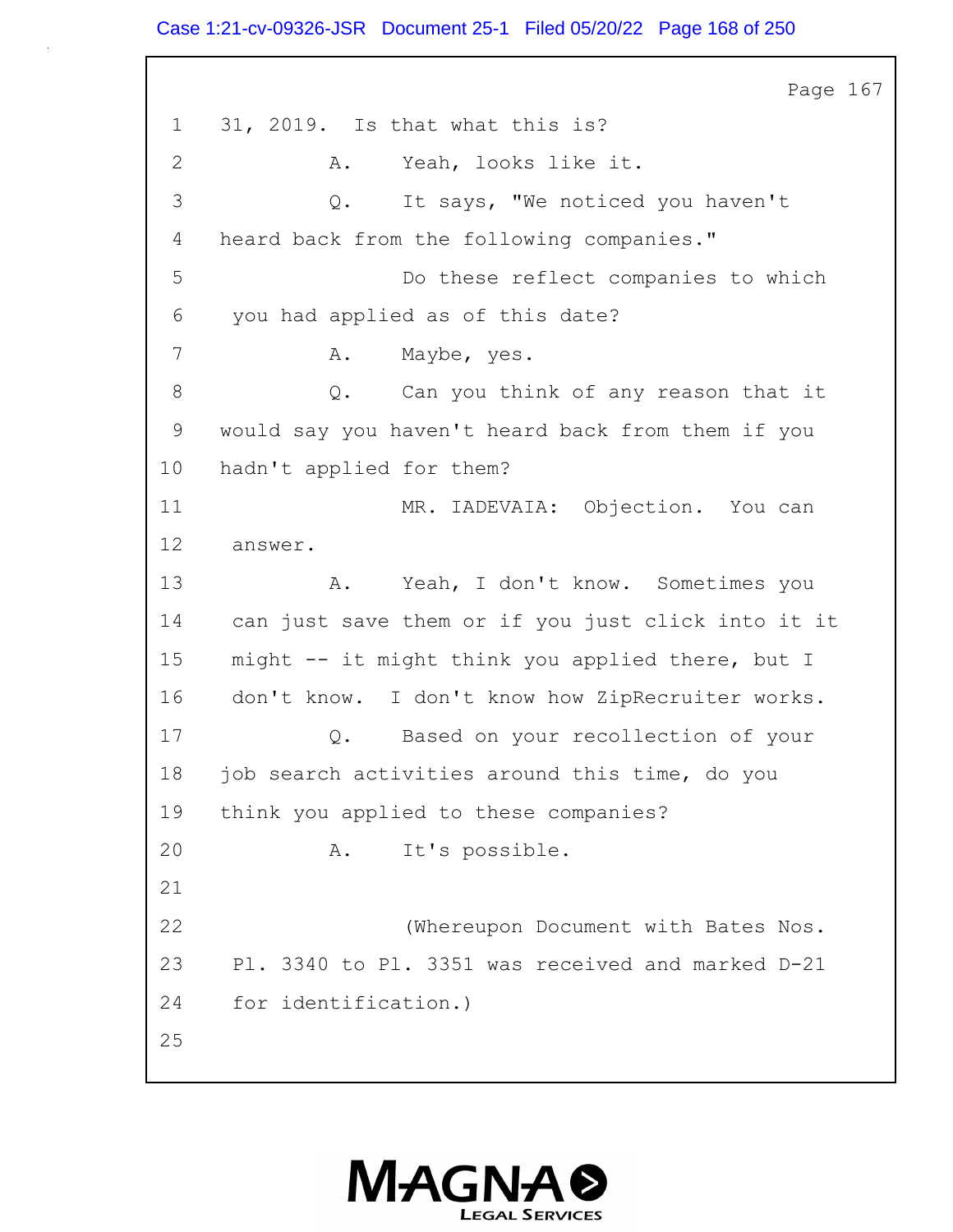1 31, 2019. Is that what this is?

2 A. Yeah, looks like it.

3 Q. It says, "We noticed you haven't

4 heard back from the following companies."

5 Do these reflect companies to which

6 you had applied as of this date?

7 A. Maybe, yes.

8 Q. Can you think of any reason that it

9 would say you haven't heard back from them if you

10 hadn't applied for them?

11 MR. IADEVAIA: Objection. You can

12 answer.

13 A. Yeah, I don't know. Sometimes you

14 can just save them or if you just click into it it

15 might -- it might think you applied there, but I

16 don't know. I don't know how ZipRecruiter works.

17 Q. Based on your recollection of your

18 job search activities around this time, do you

19 think you applied to these companies?

20 A. It's possible.

21

22 (Whereupon Document with Bates Nos.

23 Pl. 3340 to Pl. 3351 was received and marked D-21

24 for identification.)

25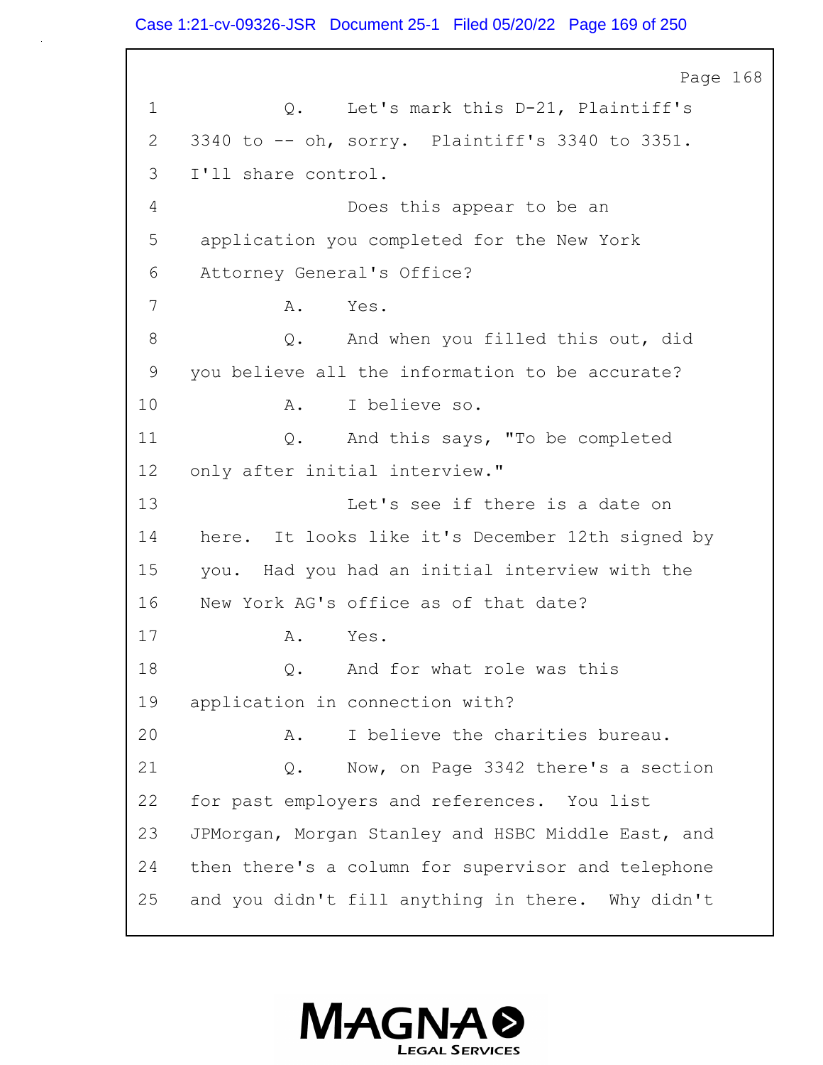Page 168

1 Q. Let's mark this D-21, Plaintiff's
2 3340 to -- oh, sorry. Plaintiff's 3340 to 3351.
3 I'll share control.
4 Does this appear to be an
5 application you completed for the New York
6 Attorney General's Office?
7 A. Yes.
8 Q. And when you filled this out, did
9 you believe all the information to be accurate?
10 A. I believe so.
11 Q. And this says, "To be completed
12 only after initial interview."
13 Let's see if there is a date on
14 here. It looks like it's December 12th signed by
15 you. Had you had an initial interview with the
16 New York AG's office as of that date?
17 A. Yes.
18 Q. And for what role was this
19 application in connection with?
20 A. I believe the charities bureau.
21 Q. Now, on Page 3342 there's a section
22 for past employers and references. You list
23 JPMorgan, Morgan Stanley and HSBC Middle East, and
24 then there's a column for supervisor and telephone
25 and you didn't fill anything in there. Why didn't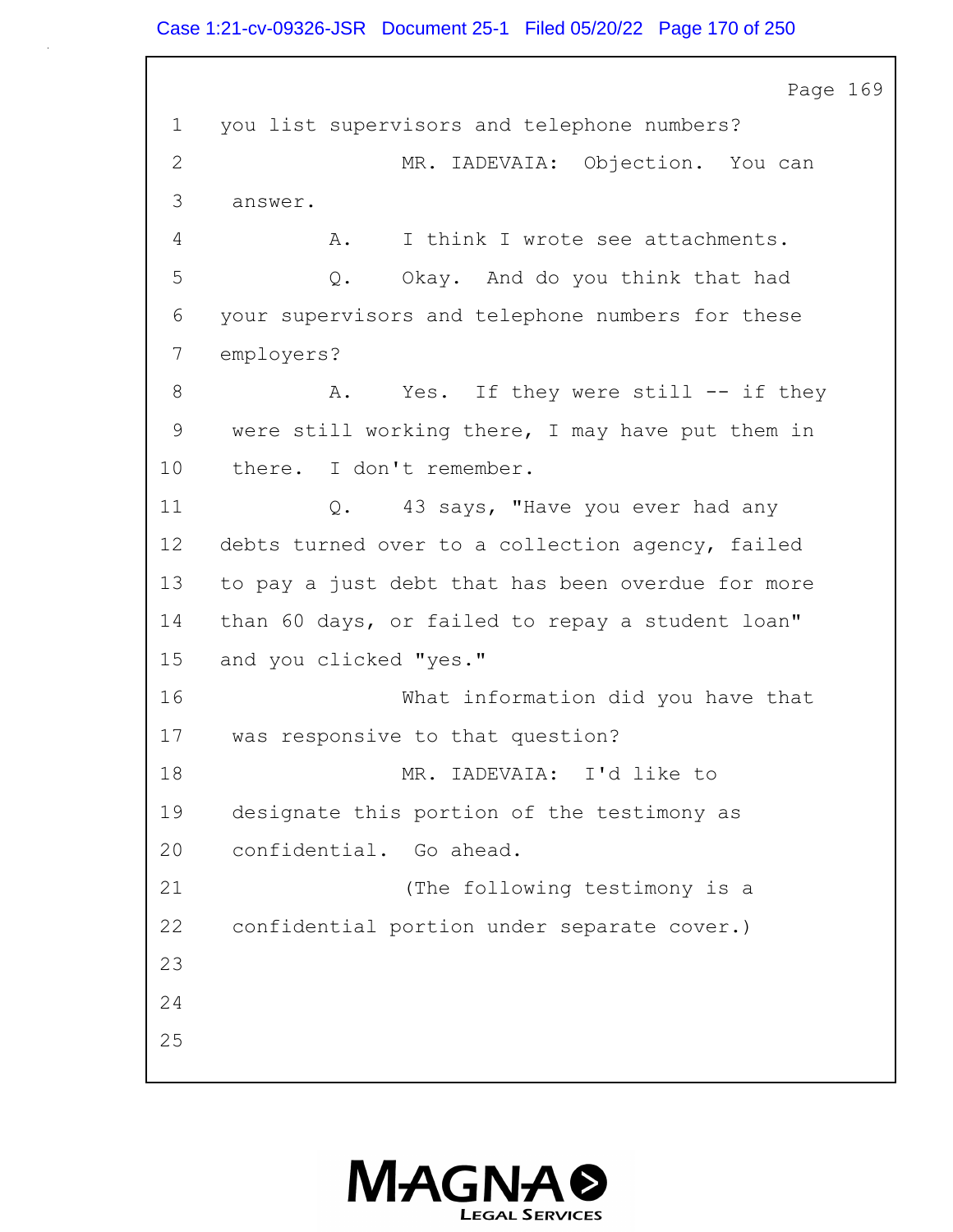1 you list supervisors and telephone numbers?

2 MR. IADEVAIA: Objection. You can

3 answer.

4 A. I think I wrote see attachments.

5 Q. Okay. And do you think that had

6 your supervisors and telephone numbers for these

7 employers?

8 A. Yes. If they were still -- if they

9 were still working there, I may have put them in

10 there. I don't remember.

11 Q. 43 says, "Have you ever had any

12 debts turned over to a collection agency, failed

13 to pay a just debt that has been overdue for more

14 than 60 days, or failed to repay a student loan"

15 and you clicked "yes."

16 What information did you have that

17 was responsive to that question?

18 MR. IADEVAIA: I'd like to

19 designate this portion of the testimony as

20 confidential. Go ahead.

21 (The following testimony is a

22 confidential portion under separate cover.)

23

24

25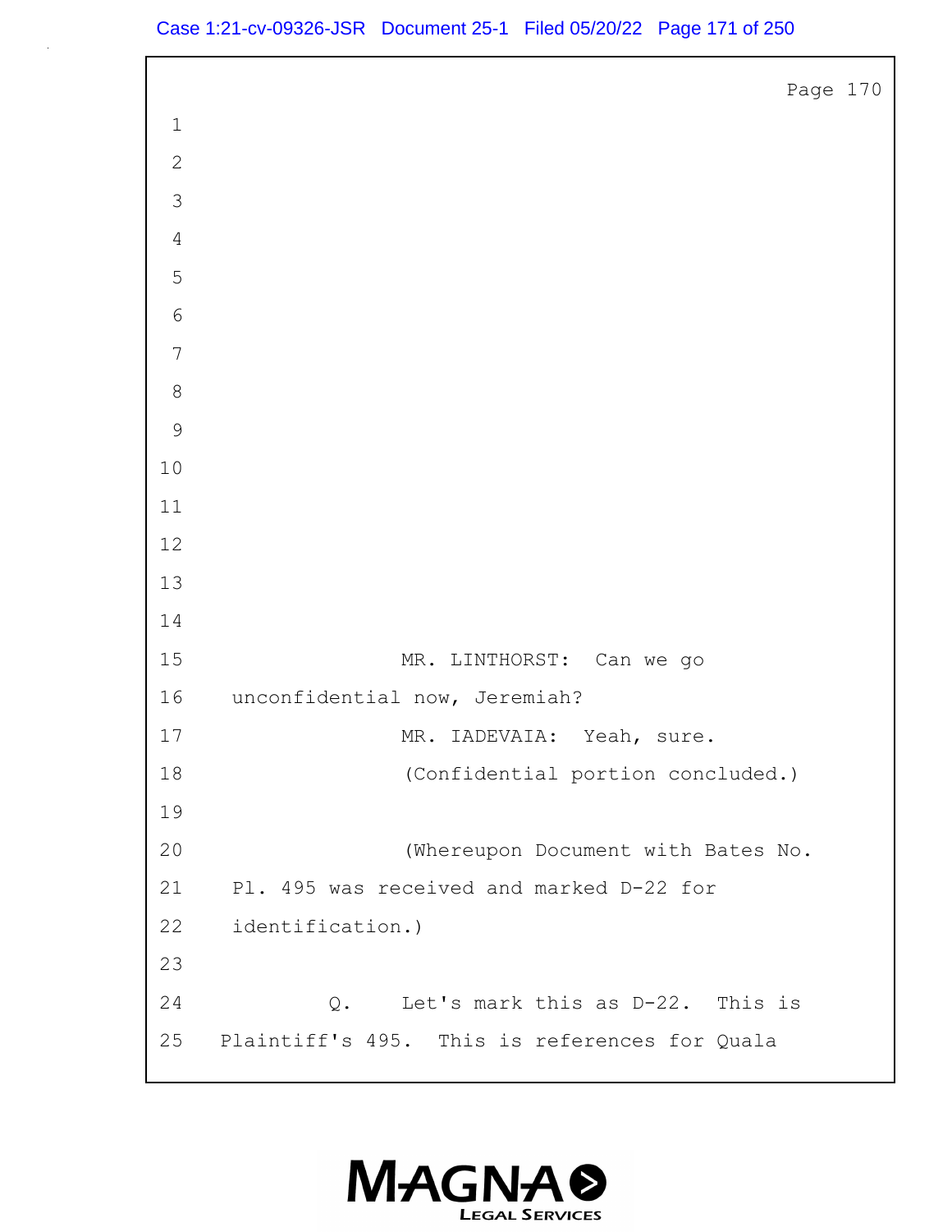MR. LINTHORST: Can we go unconfidential now, Jeremiah?

MR. IADEVAIA: Yeah, sure.

(Confidential portion concluded.)

(Whereupon Document with Bates No. Pl. 495 was received and marked D-22 for identification.)

Q. Let's mark this as D-22. This is Plaintiff's 495. This is references for Quala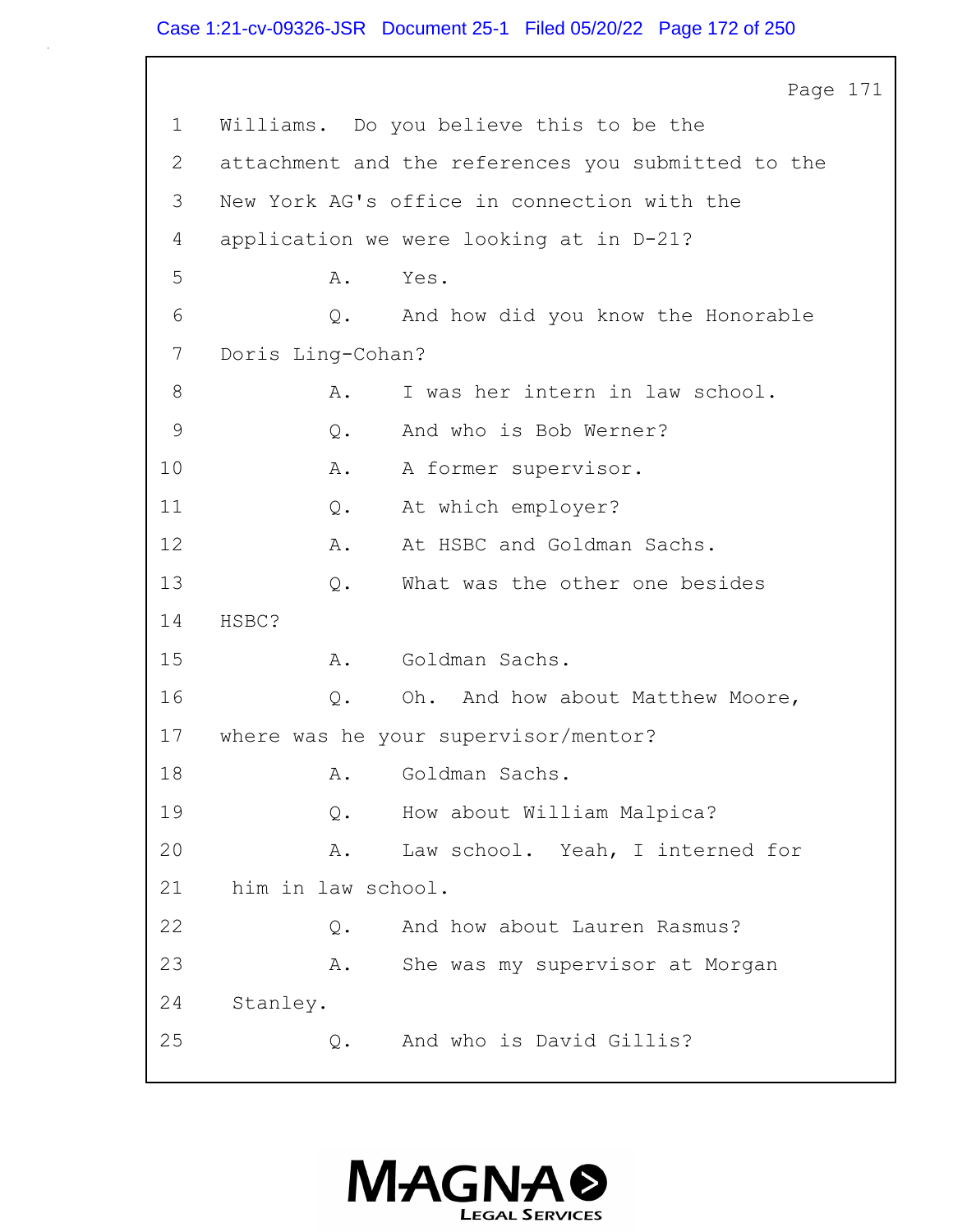Page 171

1 Williams. Do you believe this to be the
2 attachment and the references you submitted to the
3 New York AG's office in connection with the
4 application we were looking at in D-21?
5 A. Yes.
6 Q. And how did you know the Honorable
7 Doris Ling-Cohan?
8 A. I was her intern in law school.
9 Q. And who is Bob Werner?
10 A. A former supervisor.
11 Q. At which employer?
12 A. At HSBC and Goldman Sachs.
13 Q. What was the other one besides
14 HSBC?
15 A. Goldman Sachs.
16 Q. Oh. And how about Matthew Moore,
17 where was he your supervisor/mentor?
18 A. Goldman Sachs.
19 Q. How about William Malpica?
20 A. Law school. Yeah, I interned for
21 him in law school.
22 Q. And how about Lauren Rasmus?
23 A. She was my supervisor at Morgan
24 Stanley.
25 Q. And who is David Gillis?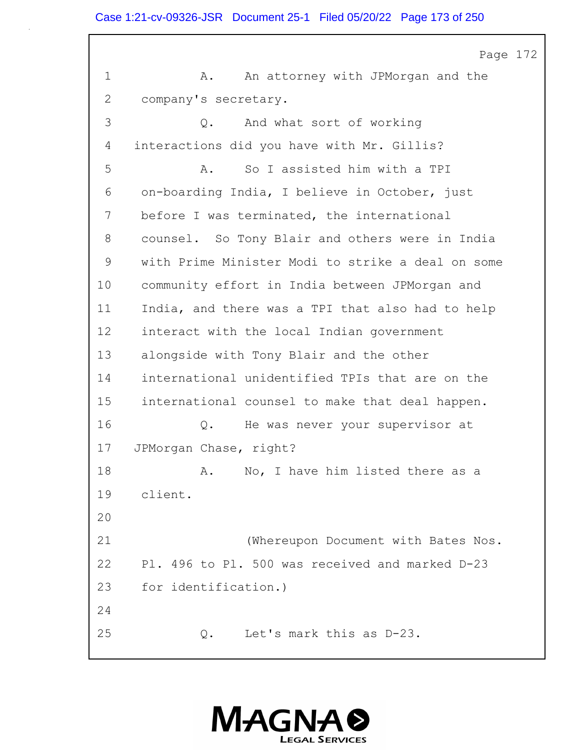Page 172

1 A. An attorney with JPMorgan and the
2 company's secretary.
3 Q. And what sort of working
4 interactions did you have with Mr. Gillis?
5 A. So I assisted him with a TPI
6 on-boarding India, I believe in October, just
7 before I was terminated, the international
8 counsel. So Tony Blair and others were in India
9 with Prime Minister Modi to strike a deal on some
10 community effort in India between JPMorgan and
11 India, and there was a TPI that also had to help
12 interact with the local Indian government
13 alongside with Tony Blair and the other
14 international unidentified TPIs that are on the
15 international counsel to make that deal happen.
16 Q. He was never your supervisor at
17 JPMorgan Chase, right?
18 A. No, I have him listed there as a
19 client.
20
21 (Whereupon Document with Bates Nos.
22 Pl. 496 to Pl. 500 was received and marked D-23
23 for identification.)
24
25 Q. Let's mark this as D-23.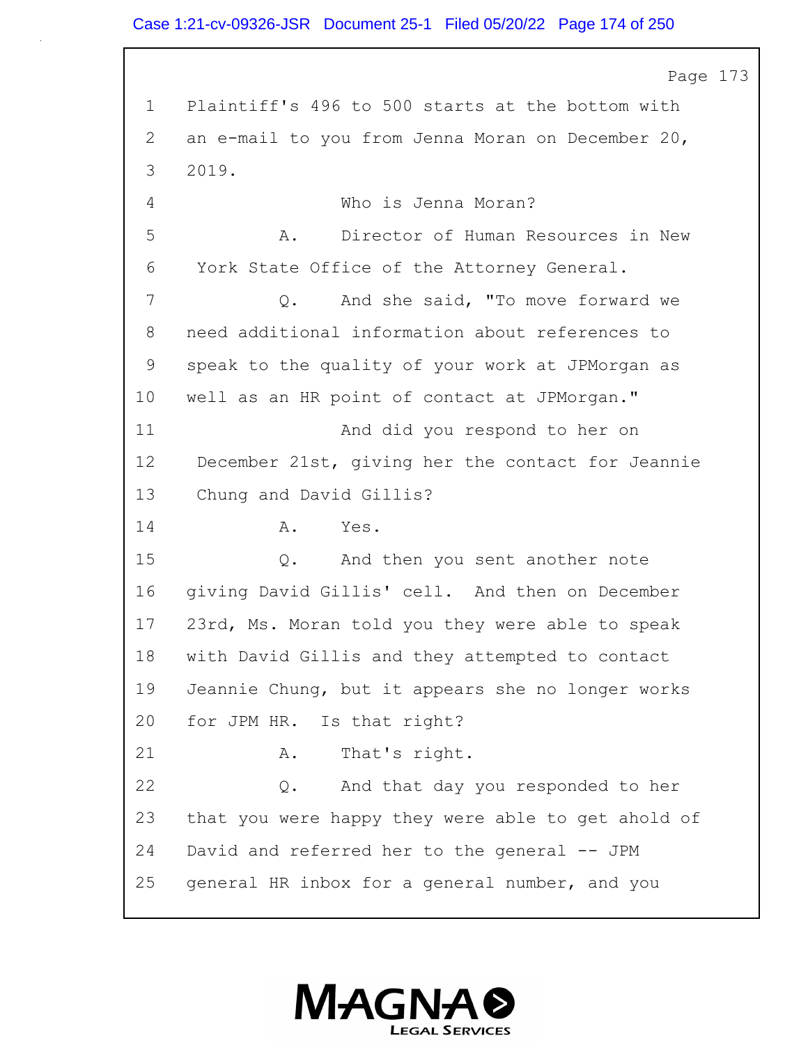Page 173

1 Plaintiff's 496 to 500 starts at the bottom with
2 an e-mail to you from Jenna Moran on December 20,
3 2019.
4 Who is Jenna Moran?
5 A. Director of Human Resources in New
6 York State Office of the Attorney General.
7 Q. And she said, "To move forward we
8 need additional information about references to
9 speak to the quality of your work at JPMorgan as
10 well as an HR point of contact at JPMorgan."
11 And did you respond to her on
12 December 21st, giving her the contact for Jeannie
13 Chung and David Gillis?
14 A. Yes.
15 Q. And then you sent another note
16 giving David Gillis' cell. And then on December
17 23rd, Ms. Moran told you they were able to speak
18 with David Gillis and they attempted to contact
19 Jeannie Chung, but it appears she no longer works
20 for JPM HR. Is that right?
21 A. That's right.
22 Q. And that day you responded to her
23 that you were happy they were able to get ahold of
24 David and referred her to the general -- JPM
25 general HR inbox for a general number, and you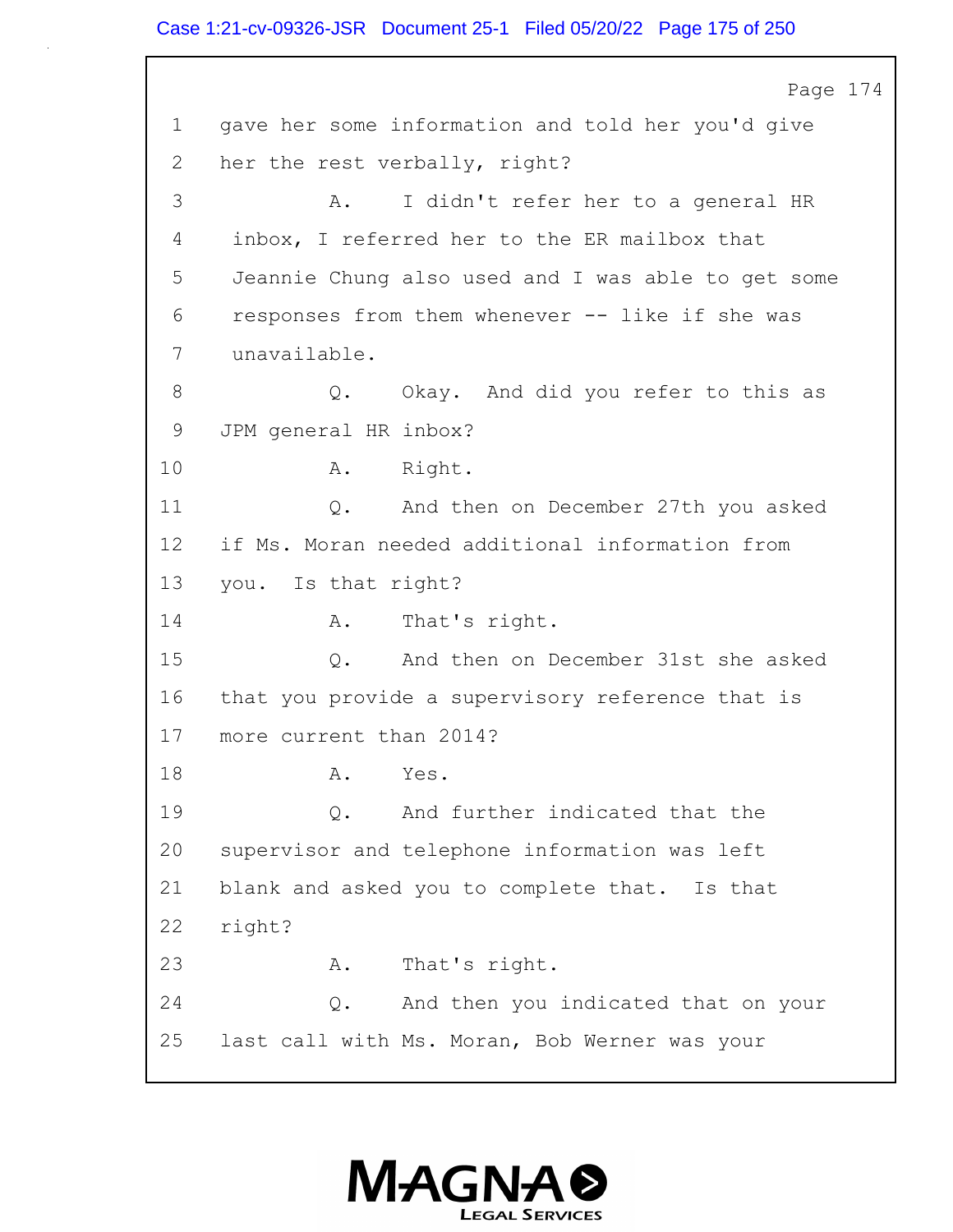1 gave her some information and told her you'd give
2 her the rest verbally, right?
3 A. I didn't refer her to a general HR
4 inbox, I referred her to the ER mailbox that
5 Jeannie Chung also used and I was able to get some
6 responses from them whenever -- like if she was
7 unavailable.
8 Q. Okay. And did you refer to this as
9 JPM general HR inbox?
10 A. Right.
11 Q. And then on December 27th you asked
12 if Ms. Moran needed additional information from
13 you. Is that right?
14 A. That's right.
15 Q. And then on December 31st she asked
16 that you provide a supervisory reference that is
17 more current than 2014?
18 A. Yes.
19 Q. And further indicated that the
20 supervisor and telephone information was left
21 blank and asked you to complete that. Is that
22 right?
23 A. That's right.
24 Q. And then you indicated that on your
25 last call with Ms. Moran, Bob Werner was your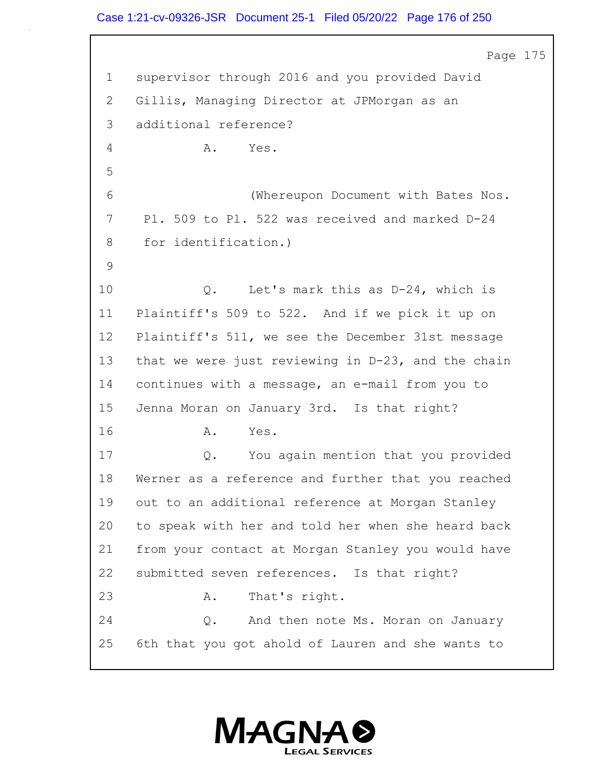Page 175

1 supervisor through 2016 and you provided David
2 Gillis, Managing Director at JPMorgan as an
3 additional reference?
4 A. Yes.
5
6 (Whereupon Document with Bates Nos.
7 Pl. 509 to Pl. 522 was received and marked D-24
8 for identification.)
9
10 Q. Let's mark this as D-24, which is
11 Plaintiff's 509 to 522. And if we pick it up on
12 Plaintiff's 511, we see the December 31st message
13 that we were just reviewing in D-23, and the chain
14 continues with a message, an e-mail from you to
15 Jenna Moran on January 3rd. Is that right?
16 A. Yes.
17 Q. You again mention that you provided
18 Werner as a reference and further that you reached
19 out to an additional reference at Morgan Stanley
20 to speak with her and told her when she heard back
21 from your contact at Morgan Stanley you would have
22 submitted seven references. Is that right?
23 A. That's right.
24 Q. And then note Ms. Moran on January
25 6th that you got ahold of Lauren and she wants to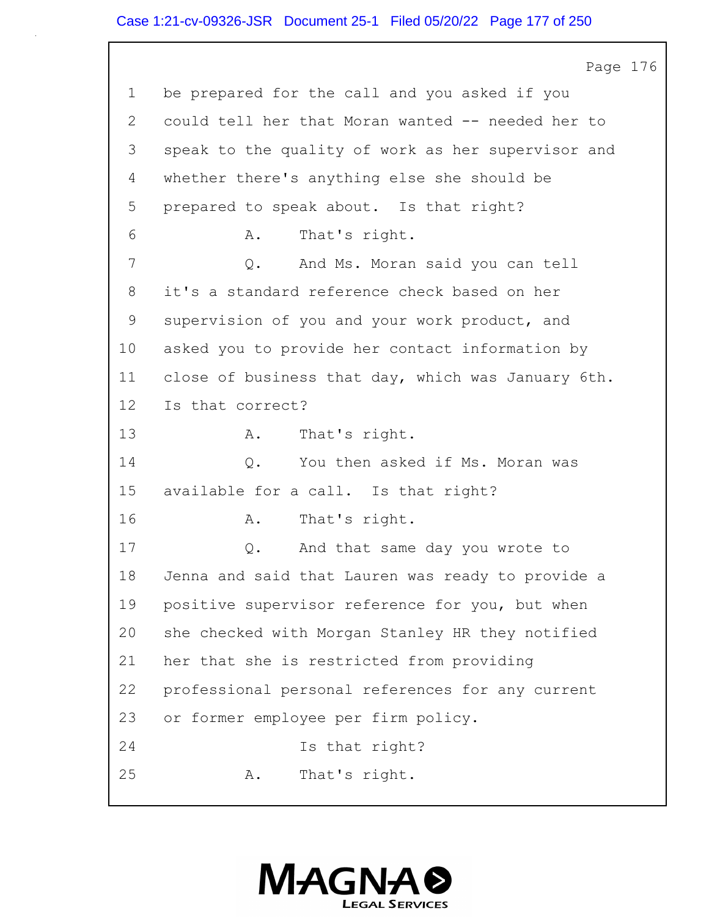Page 176

1 be prepared for the call and you asked if you
2 could tell her that Moran wanted -- needed her to
3 speak to the quality of work as her supervisor and
4 whether there's anything else she should be
5 prepared to speak about. Is that right?
6 A. That's right.
7 Q. And Ms. Moran said you can tell
8 it's a standard reference check based on her
9 supervision of you and your work product, and
10 asked you to provide her contact information by
11 close of business that day, which was January 6th.
12 Is that correct?
13 A. That's right.
14 Q. You then asked if Ms. Moran was
15 available for a call. Is that right?
16 A. That's right.
17 Q. And that same day you wrote to
18 Jenna and said that Lauren was ready to provide a
19 positive supervisor reference for you, but when
20 she checked with Morgan Stanley HR they notified
21 her that she is restricted from providing
22 professional personal references for any current
23 or former employee per firm policy.
24 Is that right?
25 A. That's right.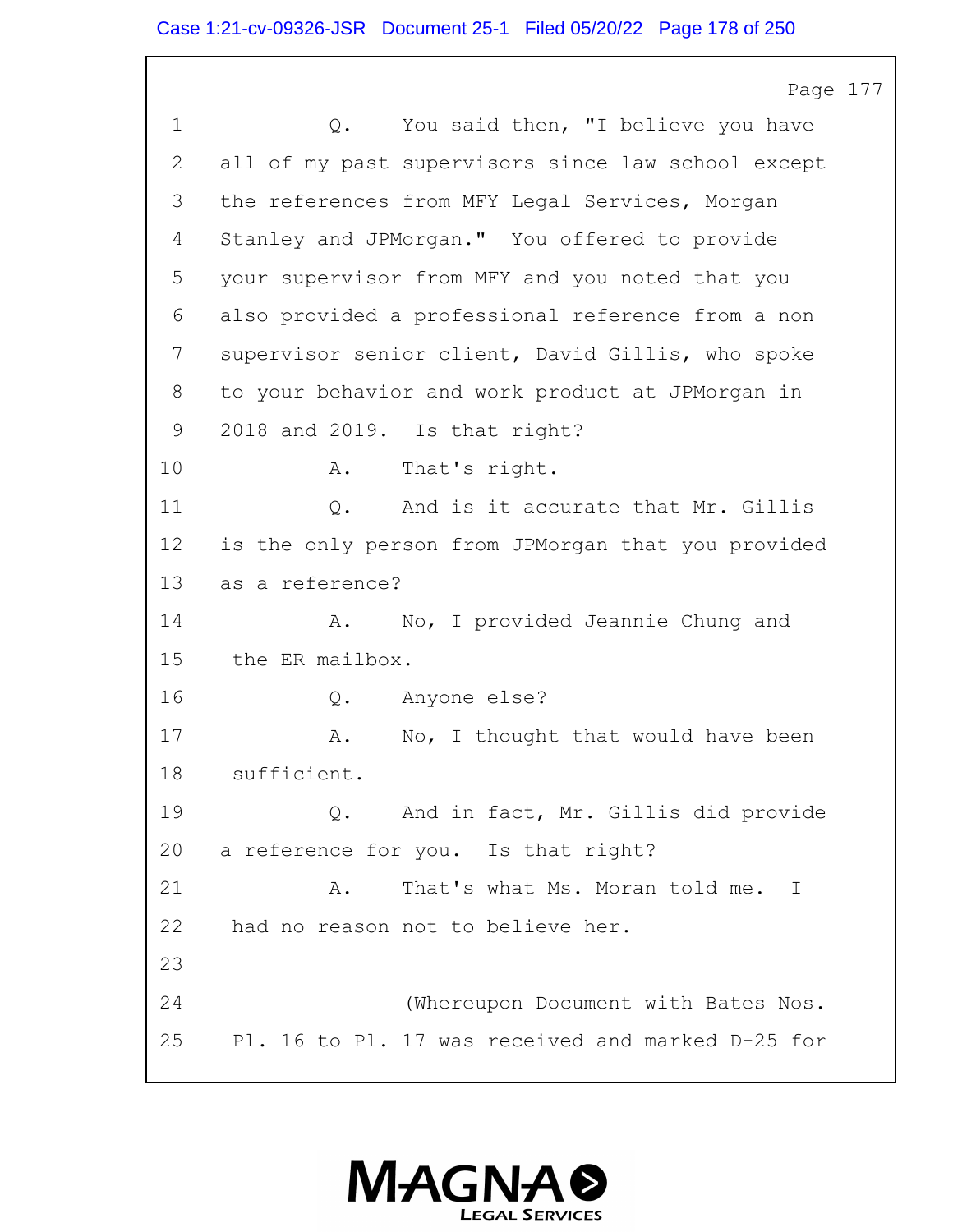Page 177

1 Q. You said then, "I believe you have
2 all of my past supervisors since law school except
3 the references from MFY Legal Services, Morgan
4 Stanley and JPMorgan." You offered to provide
5 your supervisor from MFY and you noted that you
6 also provided a professional reference from a non
7 supervisor senior client, David Gillis, who spoke
8 to your behavior and work product at JPMorgan in
9 2018 and 2019. Is that right?
10 A. That's right.
11 Q. And is it accurate that Mr. Gillis
12 is the only person from JPMorgan that you provided
13 as a reference?
14 A. No, I provided Jeannie Chung and
15 the ER mailbox.
16 Q. Anyone else?
17 A. No, I thought that would have been
18 sufficient.
19 Q. And in fact, Mr. Gillis did provide
20 a reference for you. Is that right?
21 A. That's what Ms. Moran told me. I
22 had no reason not to believe her.
23
24 (Whereupon Document with Bates Nos.
25 Pl. 16 to Pl. 17 was received and marked D-25 for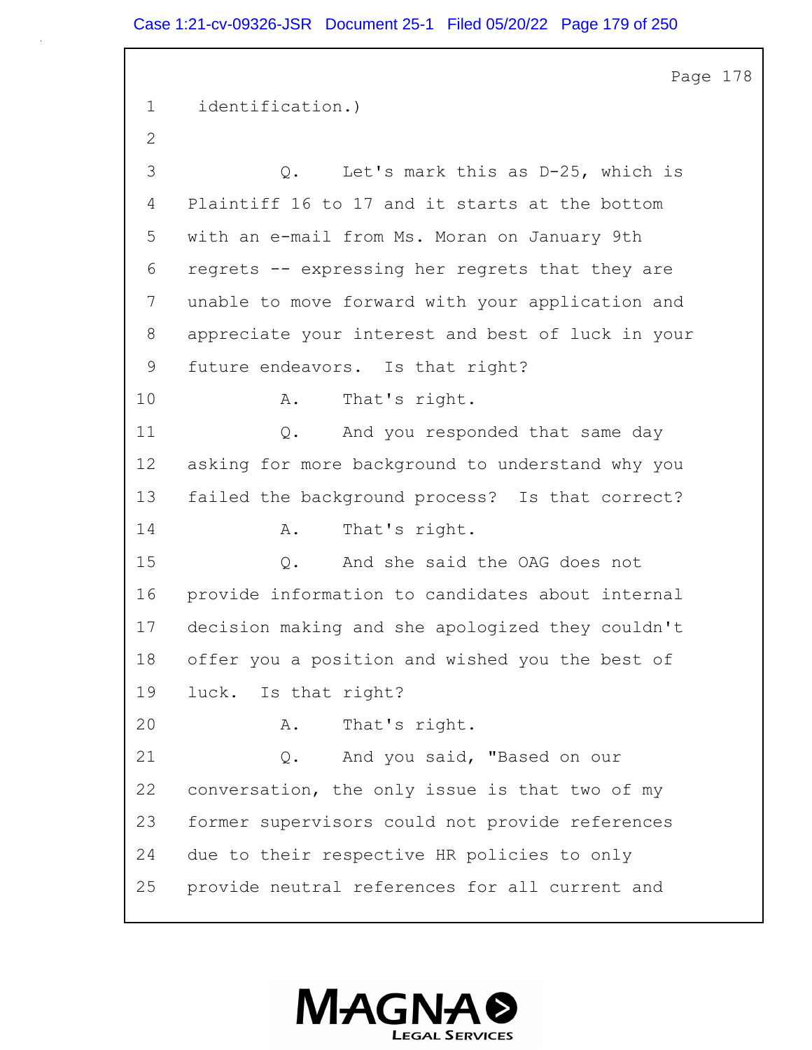Page 178

1 identification.)

2

3 Q. Let's mark this as D-25, which is

4 Plaintiff 16 to 17 and it starts at the bottom

5 with an e-mail from Ms. Moran on January 9th

6 regrets -- expressing her regrets that they are

7 unable to move forward with your application and

8 appreciate your interest and best of luck in your

9 future endeavors. Is that right?

10 A. That's right.

11 Q. And you responded that same day

12 asking for more background to understand why you

13 failed the background process? Is that correct?

14 A. That's right.

15 Q. And she said the OAG does not

16 provide information to candidates about internal

17 decision making and she apologized they couldn't

18 offer you a position and wished you the best of

19 luck. Is that right?

20 A. That's right.

21 Q. And you said, "Based on our

22 conversation, the only issue is that two of my

23 former supervisors could not provide references

24 due to their respective HR policies to only

25 provide neutral references for all current and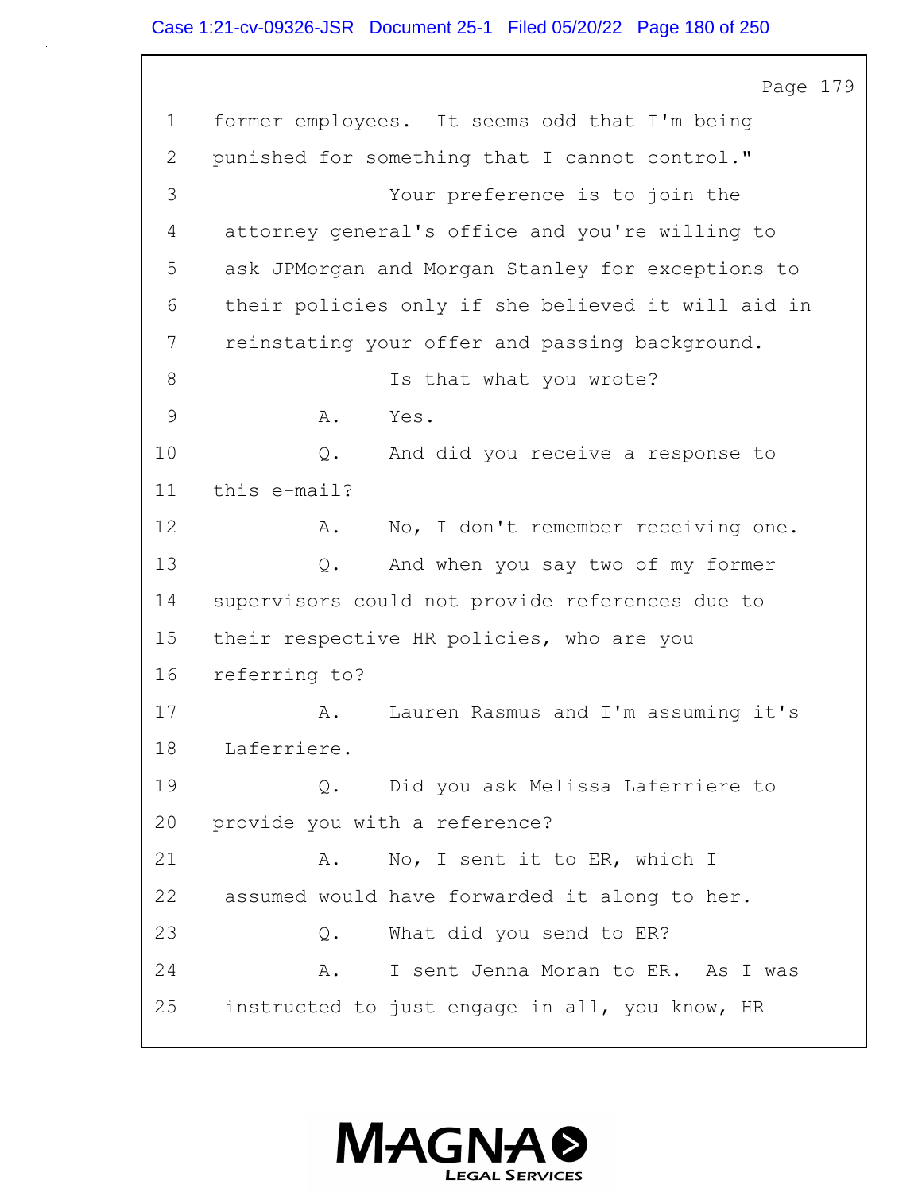1 former employees. It seems odd that I'm being

2 punished for something that I cannot control."

3 Your preference is to join the

4 attorney general's office and you're willing to

5 ask JPMorgan and Morgan Stanley for exceptions to

6 their policies only if she believed it will aid in

7 reinstating your offer and passing background.

8 Is that what you wrote?

9 A. Yes.

10 Q. And did you receive a response to

11 this e-mail?

12 A. No, I don't remember receiving one.

13 Q. And when you say two of my former

14 supervisors could not provide references due to

15 their respective HR policies, who are you

16 referring to?

17 A. Lauren Rasmus and I'm assuming it's

18 Laferriere.

19 Q. Did you ask Melissa Laferriere to

20 provide you with a reference?

21 A. No, I sent it to ER, which I

22 assumed would have forwarded it along to her.

23 Q. What did you send to ER?

24 A. I sent Jenna Moran to ER. As I was

25 instructed to just engage in all, you know, HR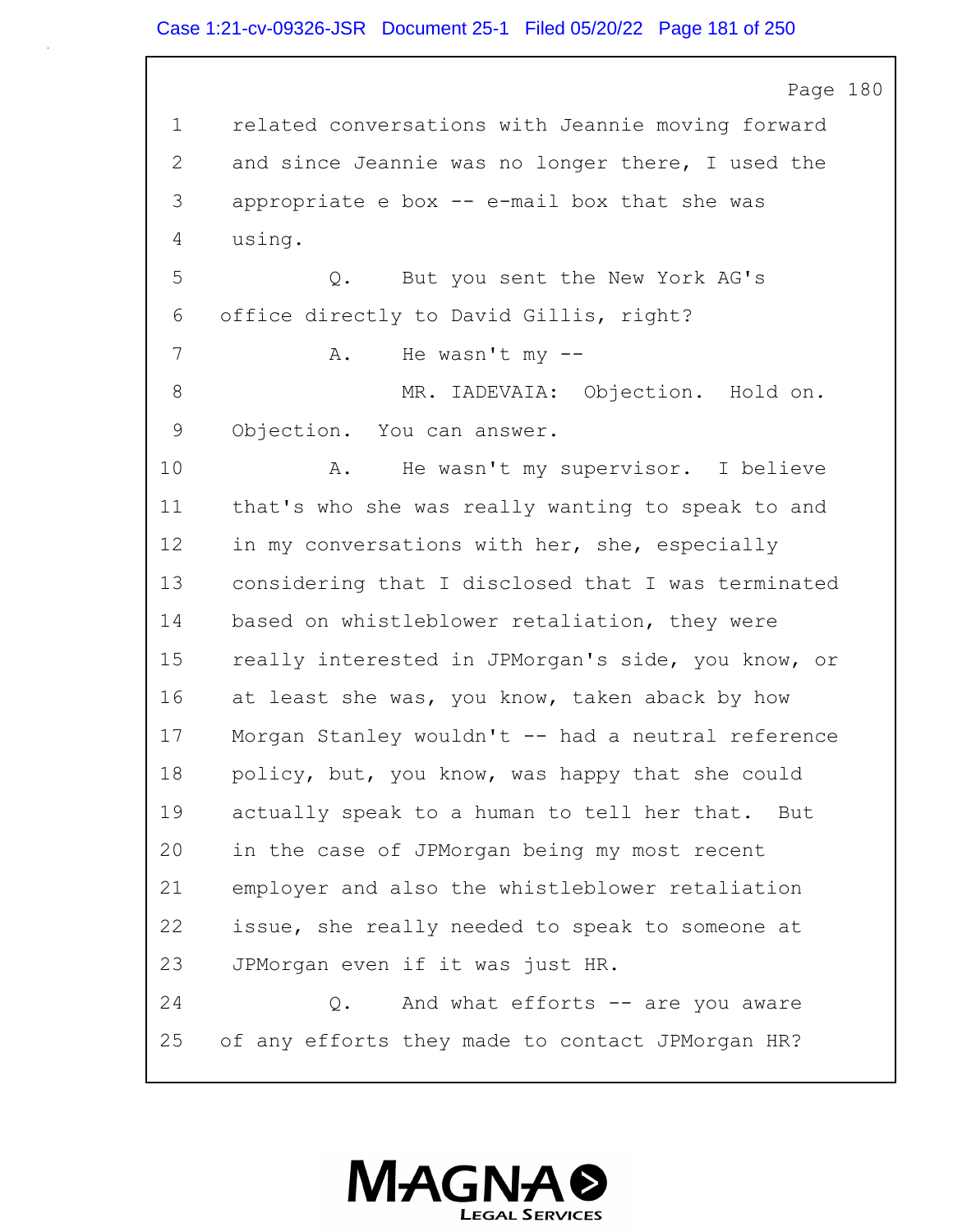Page 180

1 related conversations with Jeannie moving forward
2 and since Jeannie was no longer there, I used the
3 appropriate e box -- e-mail box that she was
4 using.
5 Q. But you sent the New York AG's
6 office directly to David Gillis, right?
7 A. He wasn't my --
8 MR. IADEVAIA: Objection. Hold on.
9 Objection. You can answer.
10 A. He wasn't my supervisor. I believe
11 that's who she was really wanting to speak to and
12 in my conversations with her, she, especially
13 considering that I disclosed that I was terminated
14 based on whistleblower retaliation, they were
15 really interested in JPMorgan's side, you know, or
16 at least she was, you know, taken aback by how
17 Morgan Stanley wouldn't -- had a neutral reference
18 policy, but, you know, was happy that she could
19 actually speak to a human to tell her that. But
20 in the case of JPMorgan being my most recent
21 employer and also the whistleblower retaliation
22 issue, she really needed to speak to someone at
23 JPMorgan even if it was just HR.
24 Q. And what efforts -- are you aware
25 of any efforts they made to contact JPMorgan HR?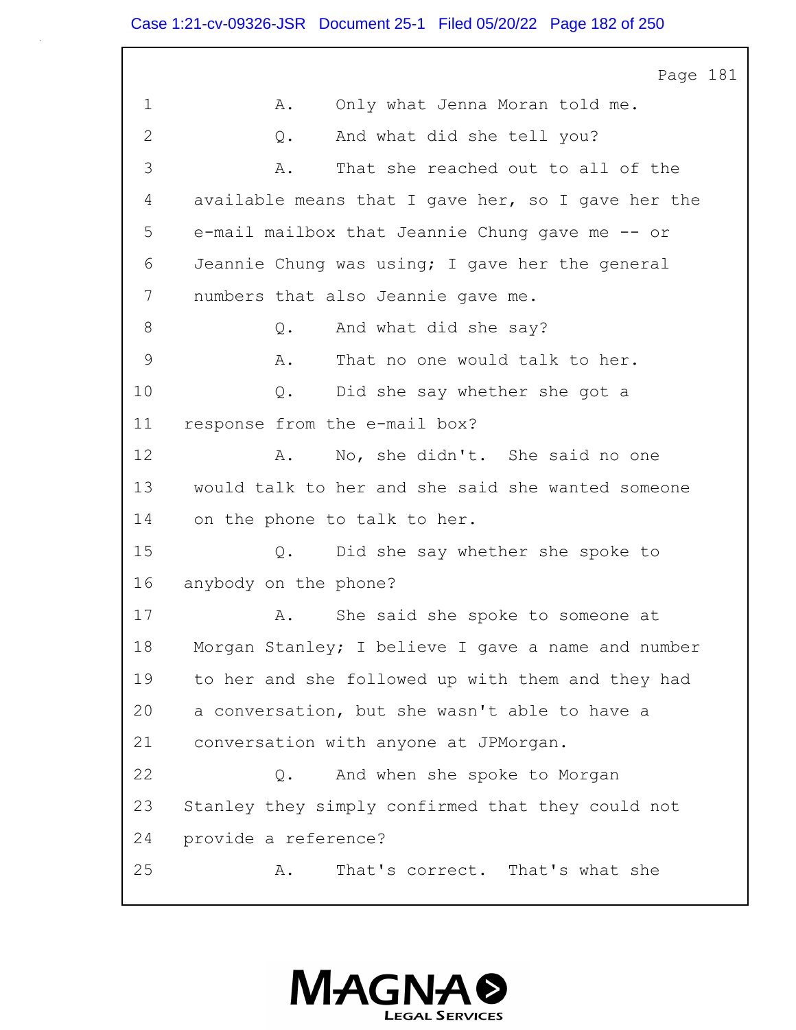1 A. Only what Jenna Moran told me.

2 Q. And what did she tell you?

3 A. That she reached out to all of the

4 available means that I gave her, so I gave her the

5 e-mail mailbox that Jeannie Chung gave me -- or

6 Jeannie Chung was using; I gave her the general

7 numbers that also Jeannie gave me.

8 Q. And what did she say?

9 A. That no one would talk to her.

10 Q. Did she say whether she got a

11 response from the e-mail box?

12 A. No, she didn't. She said no one

13 would talk to her and she said she wanted someone

14 on the phone to talk to her.

15 Q. Did she say whether she spoke to

16 anybody on the phone?

17 A. She said she spoke to someone at

18 Morgan Stanley; I believe I gave a name and number

19 to her and she followed up with them and they had

20 a conversation, but she wasn't able to have a

21 conversation with anyone at JPMorgan.

22 Q. And when she spoke to Morgan

23 Stanley they simply confirmed that they could not

24 provide a reference?

25 A. That's correct. That's what she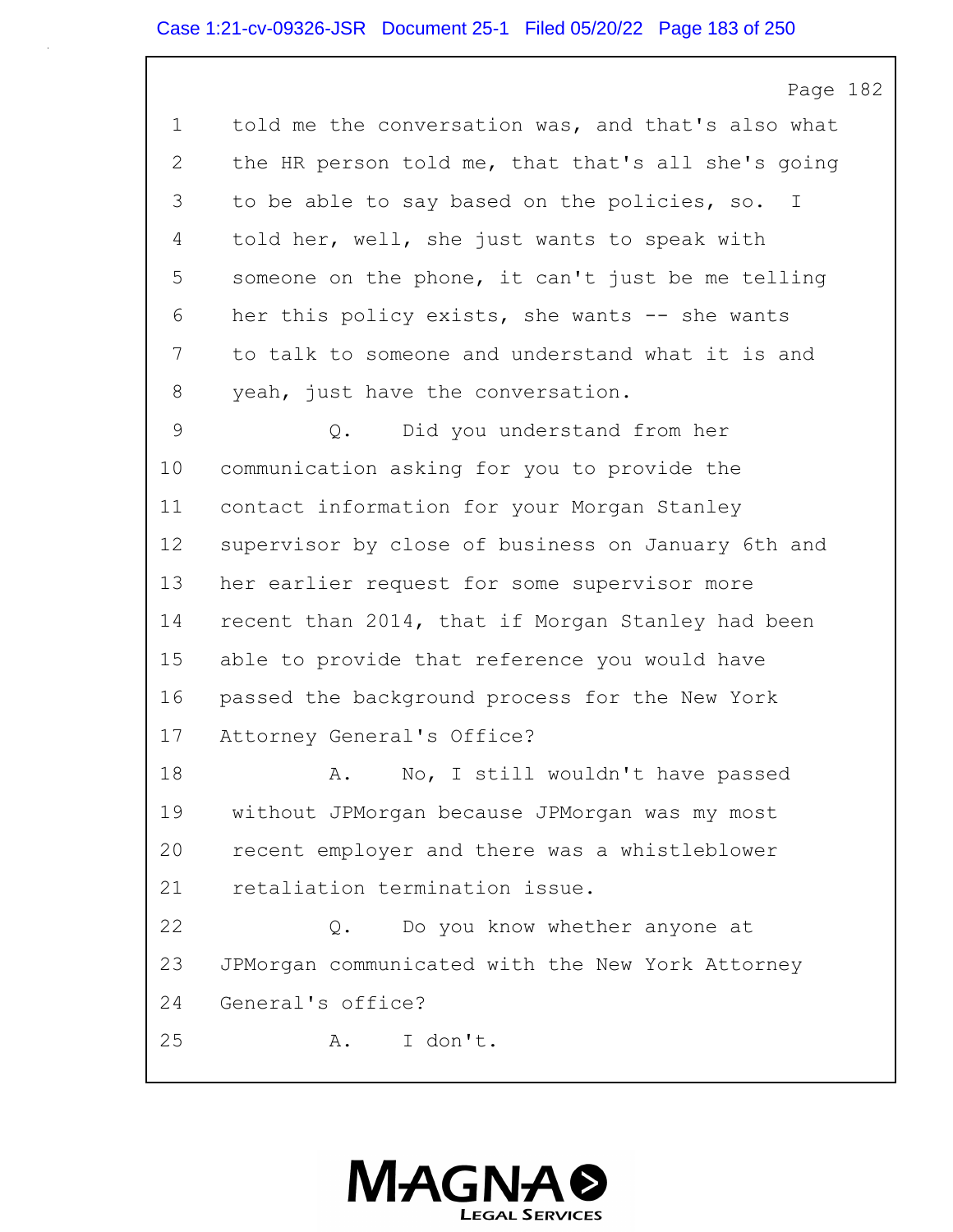1 told me the conversation was, and that's also what
2 the HR person told me, that that's all she's going
3 to be able to say based on the policies, so. I
4 told her, well, she just wants to speak with
5 someone on the phone, it can't just be me telling
6 her this policy exists, she wants -- she wants
7 to talk to someone and understand what it is and
8 yeah, just have the conversation.

9 Q. Did you understand from her
10 communication asking for you to provide the
11 contact information for your Morgan Stanley
12 supervisor by close of business on January 6th and
13 her earlier request for some supervisor more
14 recent than 2014, that if Morgan Stanley had been
15 able to provide that reference you would have
16 passed the background process for the New York
17 Attorney General's Office?

18 A. No, I still wouldn't have passed
19 without JPMorgan because JPMorgan was my most
20 recent employer and there was a whistleblower
21 retaliation termination issue.

22 Q. Do you know whether anyone at
23 JPMorgan communicated with the New York Attorney
24 General's office?

25 A. I don't.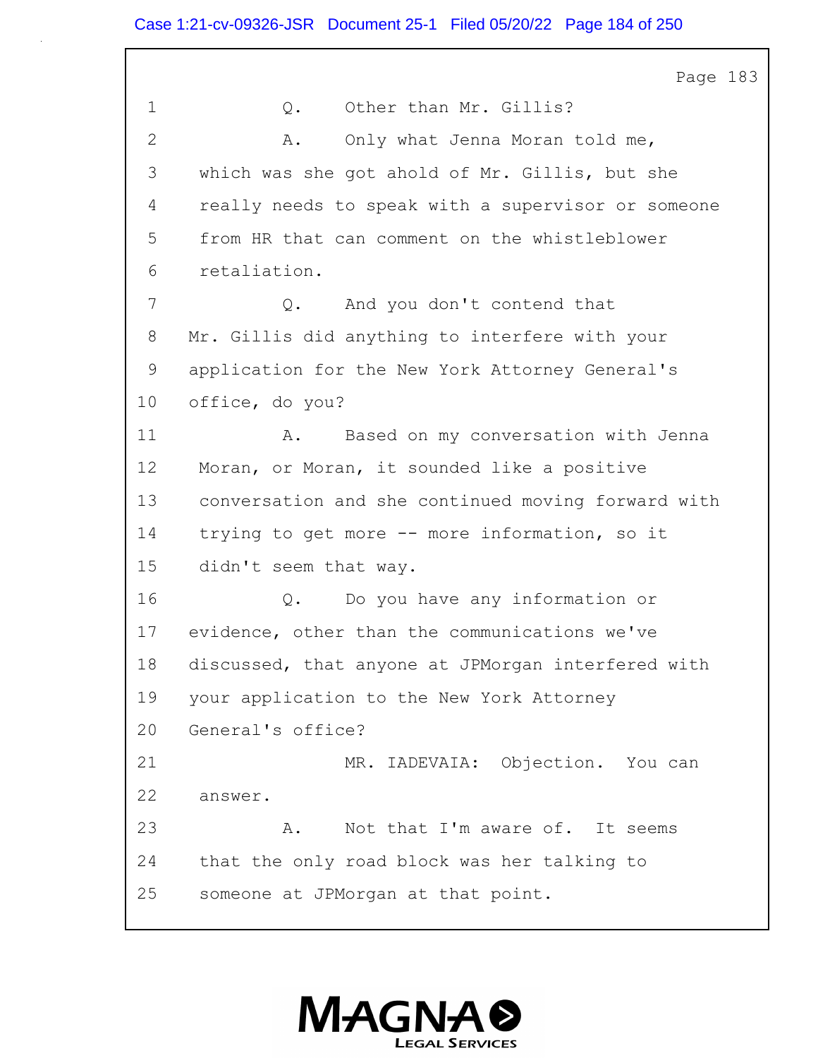Page 183

1 Q. Other than Mr. Gillis?

2 A. Only what Jenna Moran told me,

3 which was she got ahold of Mr. Gillis, but she

4 really needs to speak with a supervisor or someone

5 from HR that can comment on the whistleblower

6 retaliation.

7 Q. And you don't contend that

8 Mr. Gillis did anything to interfere with your

9 application for the New York Attorney General's

10 office, do you?

11 A. Based on my conversation with Jenna

12 Moran, or Moran, it sounded like a positive

13 conversation and she continued moving forward with

14 trying to get more -- more information, so it

15 didn't seem that way.

16 Q. Do you have any information or

17 evidence, other than the communications we've

18 discussed, that anyone at JPMorgan interfered with

19 your application to the New York Attorney

20 General's office?

21 MR. IADEVAIA: Objection. You can

22 answer.

23 A. Not that I'm aware of. It seems

24 that the only road block was her talking to

25 someone at JPMorgan at that point.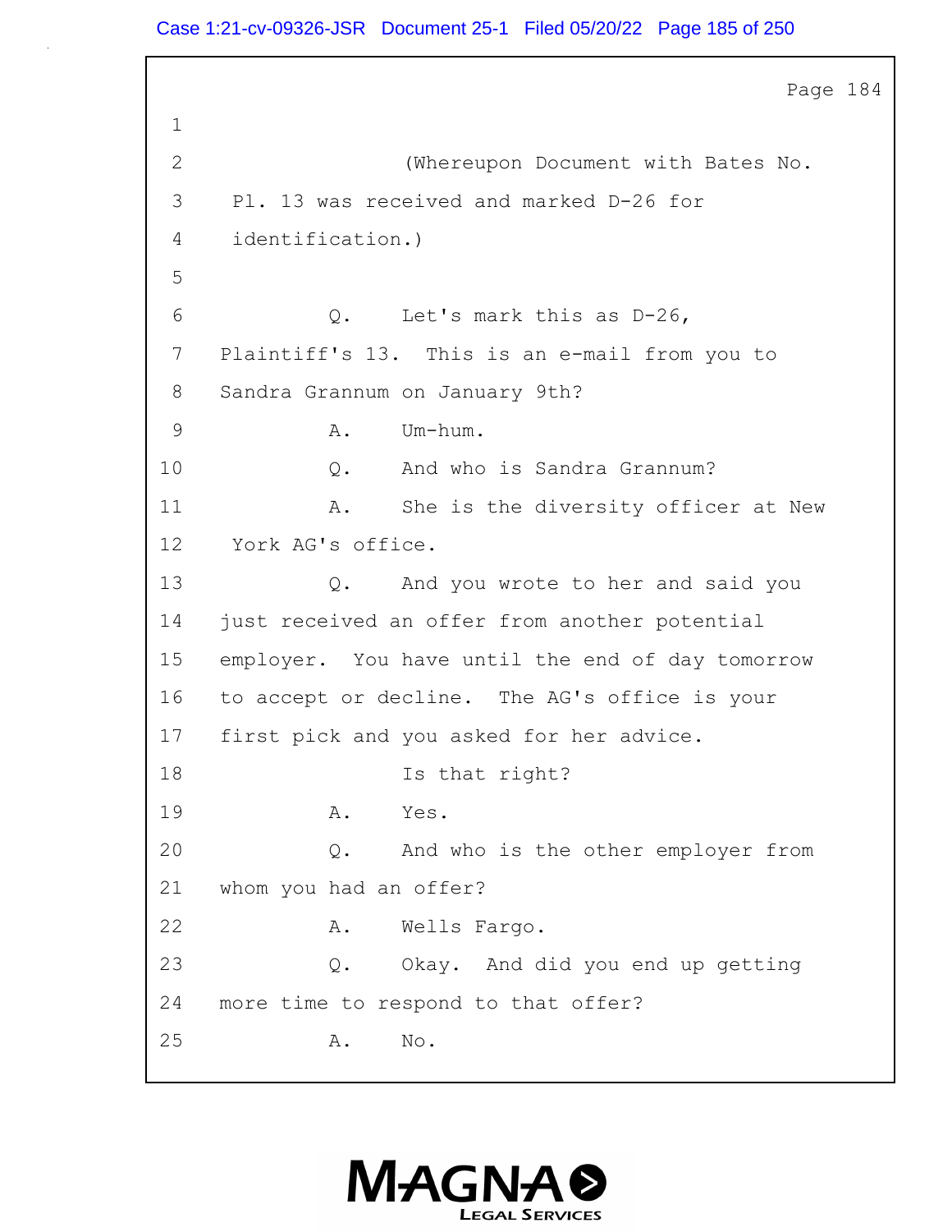Page 184

1

2 (Whereupon Document with Bates No.

3 Pl. 13 was received and marked D-26 for

4 identification.)

5

6 Q. Let's mark this as D-26,

7 Plaintiff's 13. This is an e-mail from you to

8 Sandra Grannum on January 9th?

9 A. Um-hum.

10 Q. And who is Sandra Grannum?

11 A. She is the diversity officer at New

12 York AG's office.

13 Q. And you wrote to her and said you

14 just received an offer from another potential

15 employer. You have until the end of day tomorrow

16 to accept or decline. The AG's office is your

17 first pick and you asked for her advice.

18 Is that right?

19 A. Yes.

20 Q. And who is the other employer from

21 whom you had an offer?

22 A. Wells Fargo.

23 Q. Okay. And did you end up getting

24 more time to respond to that offer?

25 A. No.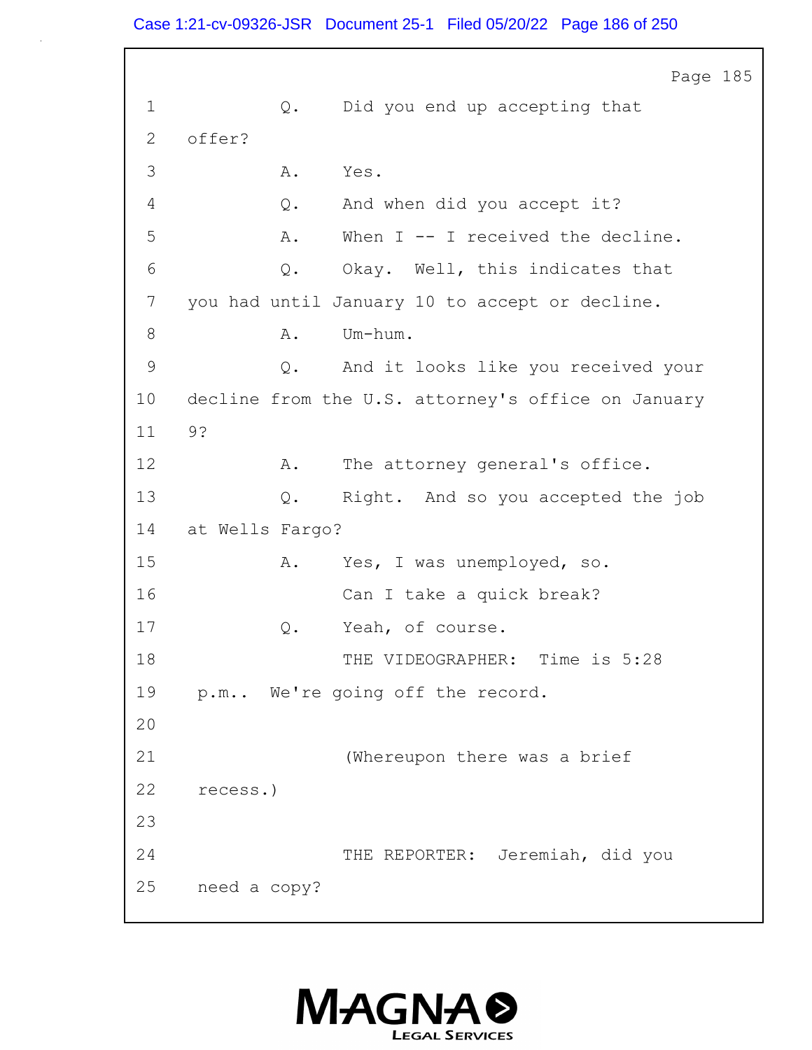Page 185

1 Q. Did you end up accepting that
2 offer?
3 A. Yes.
4 Q. And when did you accept it?
5 A. When I -- I received the decline.
6 Q. Okay. Well, this indicates that
7 you had until January 10 to accept or decline.
8 A. Um-hum.
9 Q. And it looks like you received your
10 decline from the U.S. attorney's office on January
11 9?
12 A. The attorney general's office.
13 Q. Right. And so you accepted the job
14 at Wells Fargo?
15 A. Yes, I was unemployed, so.
16 Can I take a quick break?
17 Q. Yeah, of course.
18 THE VIDEOGRAPHER: Time is 5:28
19 p.m.. We're going off the record.
20
21 (Whereupon there was a brief
22 recess.)
23
24 THE REPORTER: Jeremiah, did you
25 need a copy?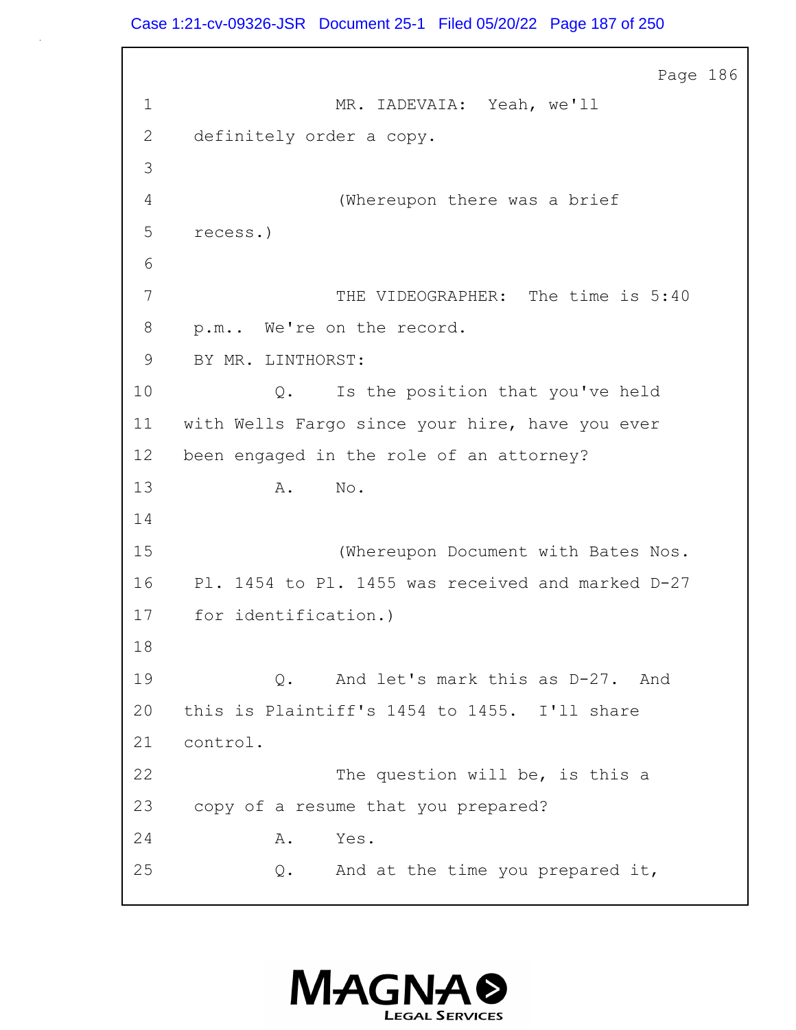Page 186

1 MR. IADEVAIA: Yeah, we'll
2 definitely order a copy.
3
4 (Whereupon there was a brief
5 recess.)
6
7 THE VIDEOGRAPHER: The time is 5:40
8 p.m.. We're on the record.
9 BY MR. LINTHORST:
10 Q. Is the position that you've held
11 with Wells Fargo since your hire, have you ever
12 been engaged in the role of an attorney?
13 A. No.
14
15 (Whereupon Document with Bates Nos.
16 Pl. 1454 to Pl. 1455 was received and marked D-27
17 for identification.)
18
19 Q. And let's mark this as D-27. And
20 this is Plaintiff's 1454 to 1455. I'll share
21 control.
22 The question will be, is this a
23 copy of a resume that you prepared?
24 A. Yes.
25 Q. And at the time you prepared it,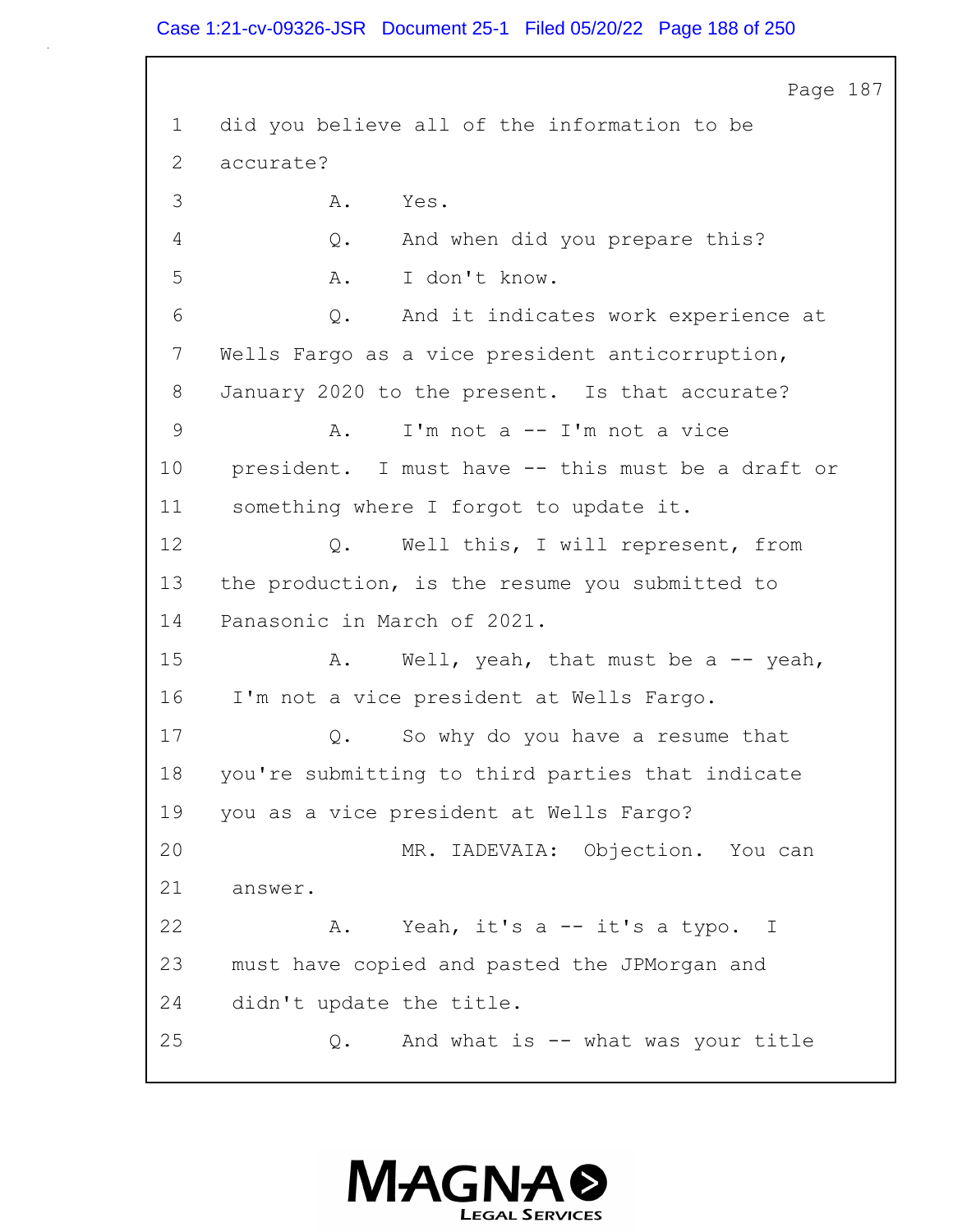Page 187

1 did you believe all of the information to be
2 accurate?
3 A. Yes.
4 Q. And when did you prepare this?
5 A. I don't know.
6 Q. And it indicates work experience at
7 Wells Fargo as a vice president anticorruption,
8 January 2020 to the present. Is that accurate?
9 A. I'm not a -- I'm not a vice
10 president. I must have -- this must be a draft or
11 something where I forgot to update it.
12 Q. Well this, I will represent, from
13 the production, is the resume you submitted to
14 Panasonic in March of 2021.
15 A. Well, yeah, that must be a -- yeah,
16 I'm not a vice president at Wells Fargo.
17 Q. So why do you have a resume that
18 you're submitting to third parties that indicate
19 you as a vice president at Wells Fargo?
20 MR. IADEVAIA: Objection. You can
21 answer.
22 A. Yeah, it's a -- it's a typo. I
23 must have copied and pasted the JPMorgan and
24 didn't update the title.
25 Q. And what is -- what was your title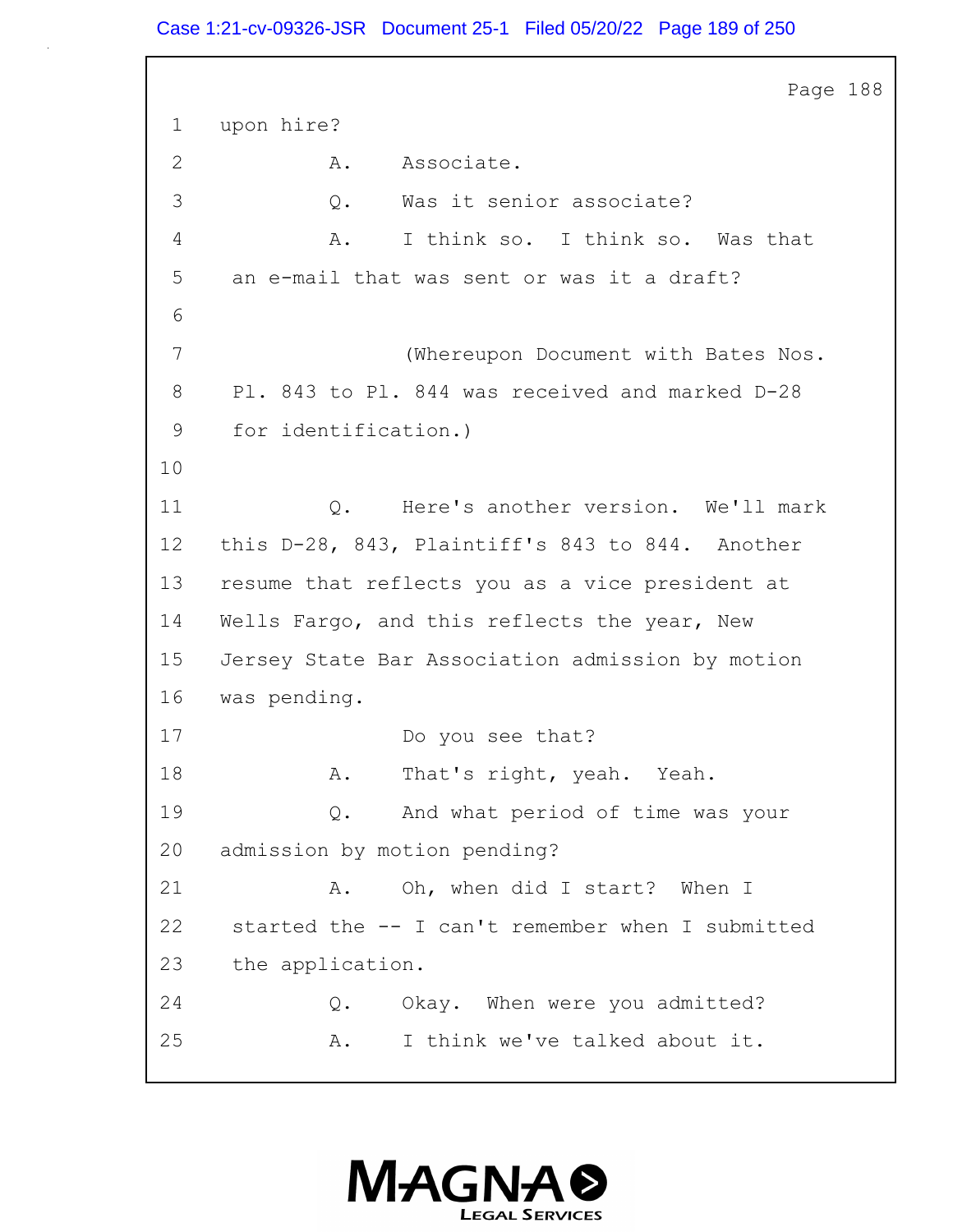1 upon hire?

2 A. Associate.

3 Q. Was it senior associate?

4 A. I think so. I think so. Was that

5 an e-mail that was sent or was it a draft?

6

7 (Whereupon Document with Bates Nos.

8 Pl. 843 to Pl. 844 was received and marked D-28

9 for identification.)

10

11 Q. Here's another version. We'll mark

12 this D-28, 843, Plaintiff's 843 to 844. Another

13 resume that reflects you as a vice president at

14 Wells Fargo, and this reflects the year, New

15 Jersey State Bar Association admission by motion

16 was pending.

17 Do you see that?

18 A. That's right, yeah. Yeah.

19 Q. And what period of time was your

20 admission by motion pending?

21 A. Oh, when did I start? When I

22 started the -- I can't remember when I submitted

23 the application.

24 Q. Okay. When were you admitted?

25 A. I think we've talked about it.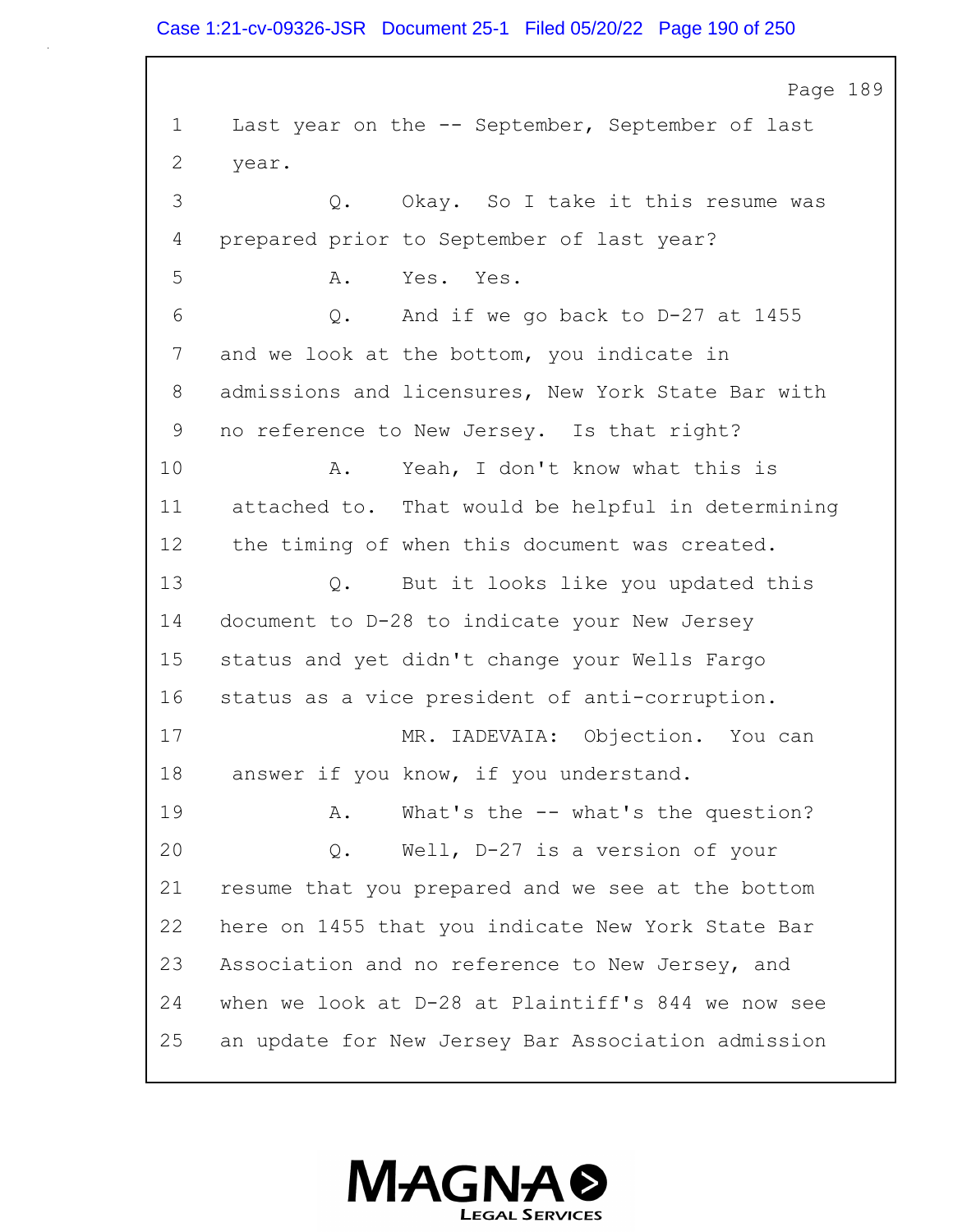Page 189

1 Last year on the -- September, September of last
2 year.
3 Q. Okay. So I take it this resume was
4 prepared prior to September of last year?
5 A. Yes. Yes.
6 Q. And if we go back to D-27 at 1455
7 and we look at the bottom, you indicate in
8 admissions and licensures, New York State Bar with
9 no reference to New Jersey. Is that right?
10 A. Yeah, I don't know what this is
11 attached to. That would be helpful in determining
12 the timing of when this document was created.
13 Q. But it looks like you updated this
14 document to D-28 to indicate your New Jersey
15 status and yet didn't change your Wells Fargo
16 status as a vice president of anti-corruption.
17 MR. IADEVAIA: Objection. You can
18 answer if you know, if you understand.
19 A. What's the -- what's the question?
20 Q. Well, D-27 is a version of your
21 resume that you prepared and we see at the bottom
22 here on 1455 that you indicate New York State Bar
23 Association and no reference to New Jersey, and
24 when we look at D-28 at Plaintiff's 844 we now see
25 an update for New Jersey Bar Association admission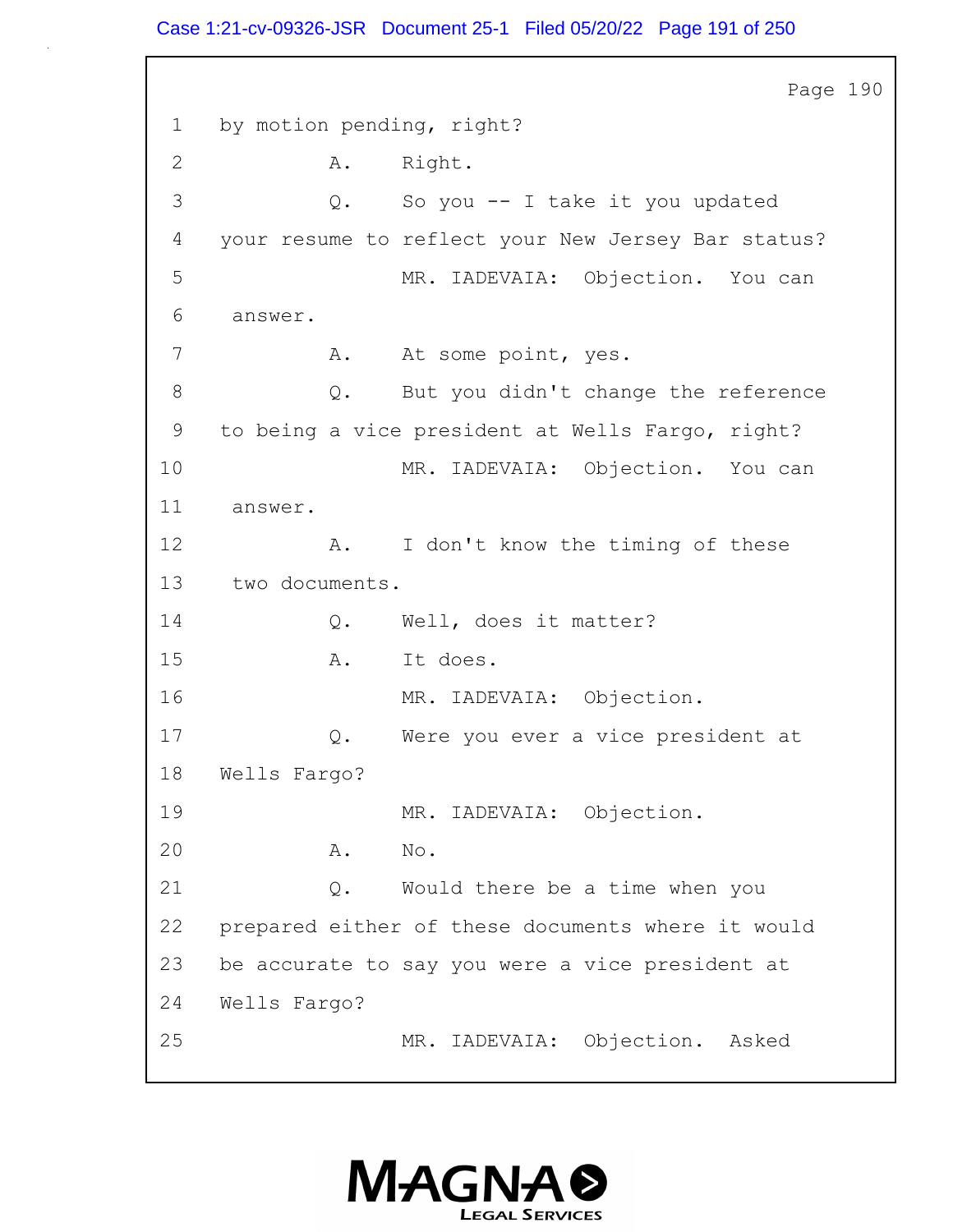1 by motion pending, right?

2 A. Right.

3 Q. So you -- I take it you updated

4 your resume to reflect your New Jersey Bar status?

5 MR. IADEVAIA: Objection. You can

6 answer.

7 A. At some point, yes.

8 Q. But you didn't change the reference

9 to being a vice president at Wells Fargo, right?

10 MR. IADEVAIA: Objection. You can

11 answer.

12 A. I don't know the timing of these

13 two documents.

14 Q. Well, does it matter?

15 A. It does.

16 MR. IADEVAIA: Objection.

17 Q. Were you ever a vice president at

18 Wells Fargo?

19 MR. IADEVAIA: Objection.

20 A. No.

21 Q. Would there be a time when you

22 prepared either of these documents where it would

23 be accurate to say you were a vice president at

24 Wells Fargo?

25 MR. IADEVAIA: Objection. Asked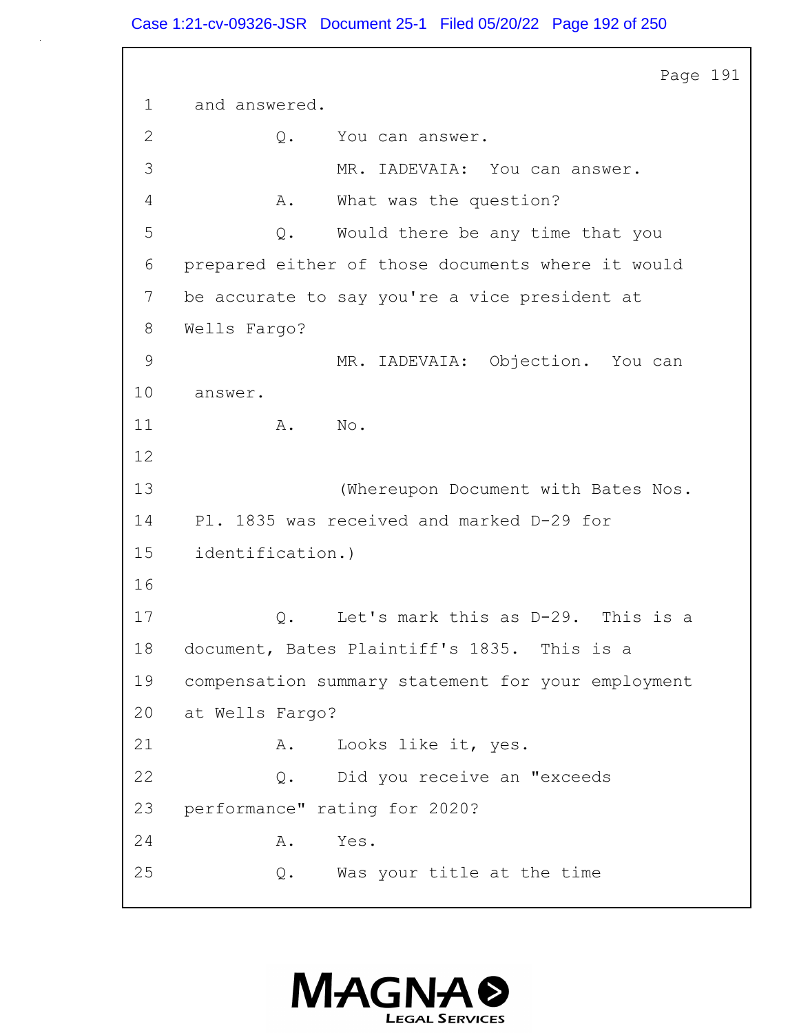Page 191

1 and answered.

2 Q. You can answer.

3 MR. IADEVAIA: You can answer.

4 A. What was the question?

5 Q. Would there be any time that you

6 prepared either of those documents where it would

7 be accurate to say you're a vice president at

8 Wells Fargo?

9 MR. IADEVAIA: Objection. You can

10 answer.

11 A. No.

12

13 (Whereupon Document with Bates Nos.

14 Pl. 1835 was received and marked D-29 for

15 identification.)

16

17 Q. Let's mark this as D-29. This is a

18 document, Bates Plaintiff's 1835. This is a

19 compensation summary statement for your employment

20 at Wells Fargo?

21 A. Looks like it, yes.

22 Q. Did you receive an "exceeds

23 performance" rating for 2020?

24 A. Yes.

25 Q. Was your title at the time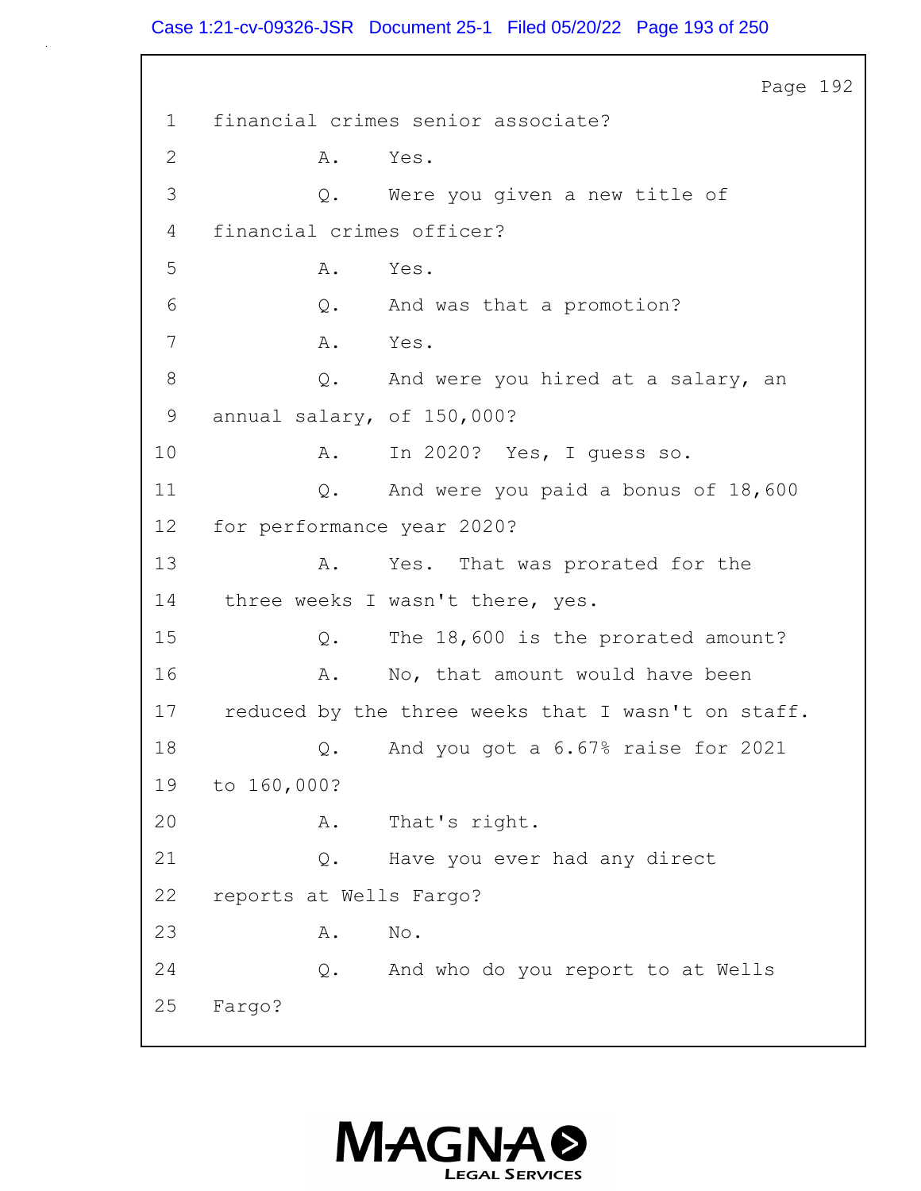1 financial crimes senior associate?

2 A. Yes.

3 Q. Were you given a new title of

4 financial crimes officer?

5 A. Yes.

6 Q. And was that a promotion?

7 A. Yes.

8 Q. And were you hired at a salary, an

9 annual salary, of 150,000?

10 A. In 2020? Yes, I guess so.

11 Q. And were you paid a bonus of 18,600

12 for performance year 2020?

13 A. Yes. That was prorated for the

14 three weeks I wasn't there, yes.

15 Q. The 18,600 is the prorated amount?

16 A. No, that amount would have been

17 reduced by the three weeks that I wasn't on staff.

18 Q. And you got a 6.67% raise for 2021

19 to 160,000?

20 A. That's right.

21 Q. Have you ever had any direct

22 reports at Wells Fargo?

23 A. No.

24 Q. And who do you report to at Wells

25 Fargo?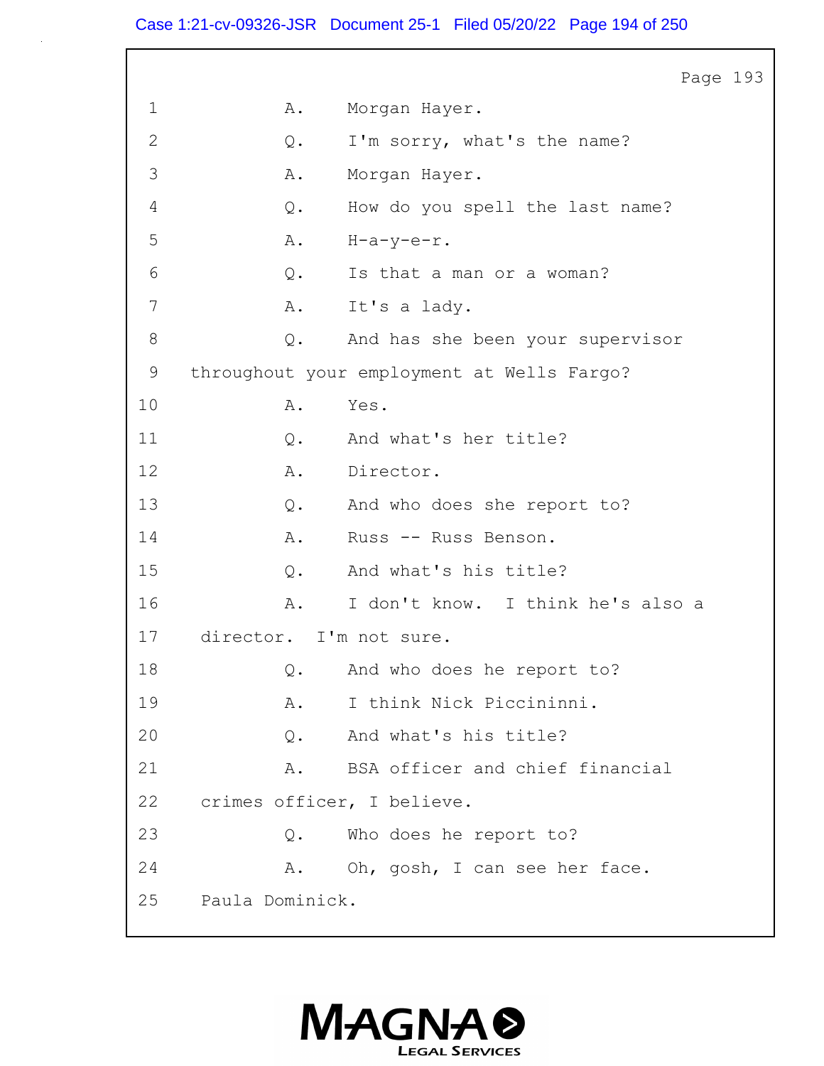1 A. Morgan Hayer.

2 Q. I'm sorry, what's the name?

3 A. Morgan Hayer.

4 Q. How do you spell the last name?

5 A. H-a-y-e-r.

6 Q. Is that a man or a woman?

7 A. It's a lady.

8 Q. And has she been your supervisor

9 throughout your employment at Wells Fargo?

10 A. Yes.

11 Q. And what's her title?

12 A. Director.

13 Q. And who does she report to?

14 A. Russ -- Russ Benson.

15 Q. And what's his title?

16 A. I don't know. I think he's also a

17 director. I'm not sure.

18 Q. And who does he report to?

19 A. I think Nick Piccininni.

20 Q. And what's his title?

21 A. BSA officer and chief financial

22 crimes officer, I believe.

23 Q. Who does he report to?

24 A. Oh, gosh, I can see her face.

25 Paula Dominick.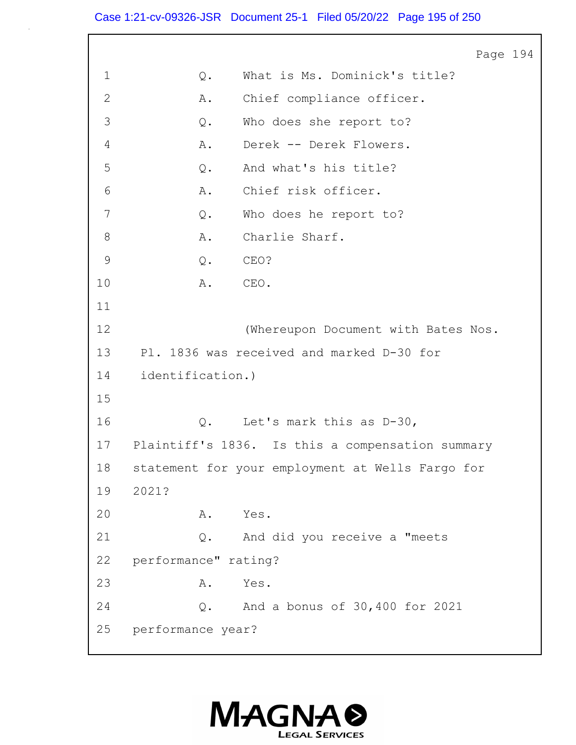Page 194

1 Q. What is Ms. Dominick's title?

2 A. Chief compliance officer.

3 Q. Who does she report to?

4 A. Derek -- Derek Flowers.

5 Q. And what's his title?

6 A. Chief risk officer.

7 Q. Who does he report to?

8 A. Charlie Sharf.

9 Q. CEO?

10 A. CEO.

11

12 (Whereupon Document with Bates Nos.

13 Pl. 1836 was received and marked D-30 for

14 identification.)

15

16 Q. Let's mark this as D-30,

17 Plaintiff's 1836. Is this a compensation summary

18 statement for your employment at Wells Fargo for

19 2021?

20 A. Yes.

21 Q. And did you receive a "meets

22 performance" rating?

23 A. Yes.

24 Q. And a bonus of 30,400 for 2021

25 performance year?

MAGNA LEGAL SERVICES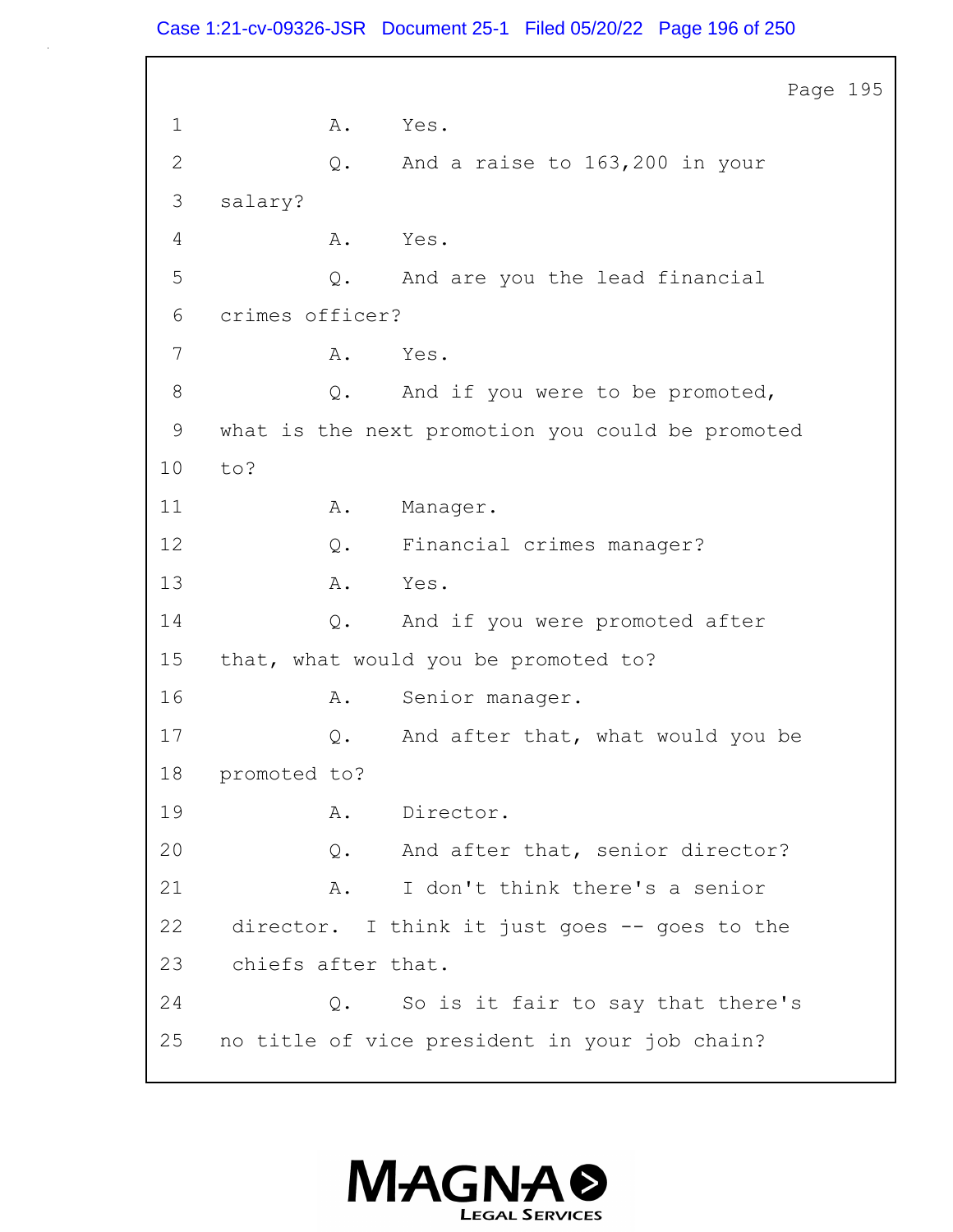Page 195

1 A. Yes.

2 Q. And a raise to 163,200 in your

3 salary?

4 A. Yes.

5 Q. And are you the lead financial

6 crimes officer?

7 A. Yes.

8 Q. And if you were to be promoted,

9 what is the next promotion you could be promoted

10 to?

11 A. Manager.

12 Q. Financial crimes manager?

13 A. Yes.

14 Q. And if you were promoted after

15 that, what would you be promoted to?

16 A. Senior manager.

17 Q. And after that, what would you be

18 promoted to?

19 A. Director.

20 Q. And after that, senior director?

21 A. I don't think there's a senior

22 director. I think it just goes -- goes to the

23 chiefs after that.

24 Q. So is it fair to say that there's

25 no title of vice president in your job chain?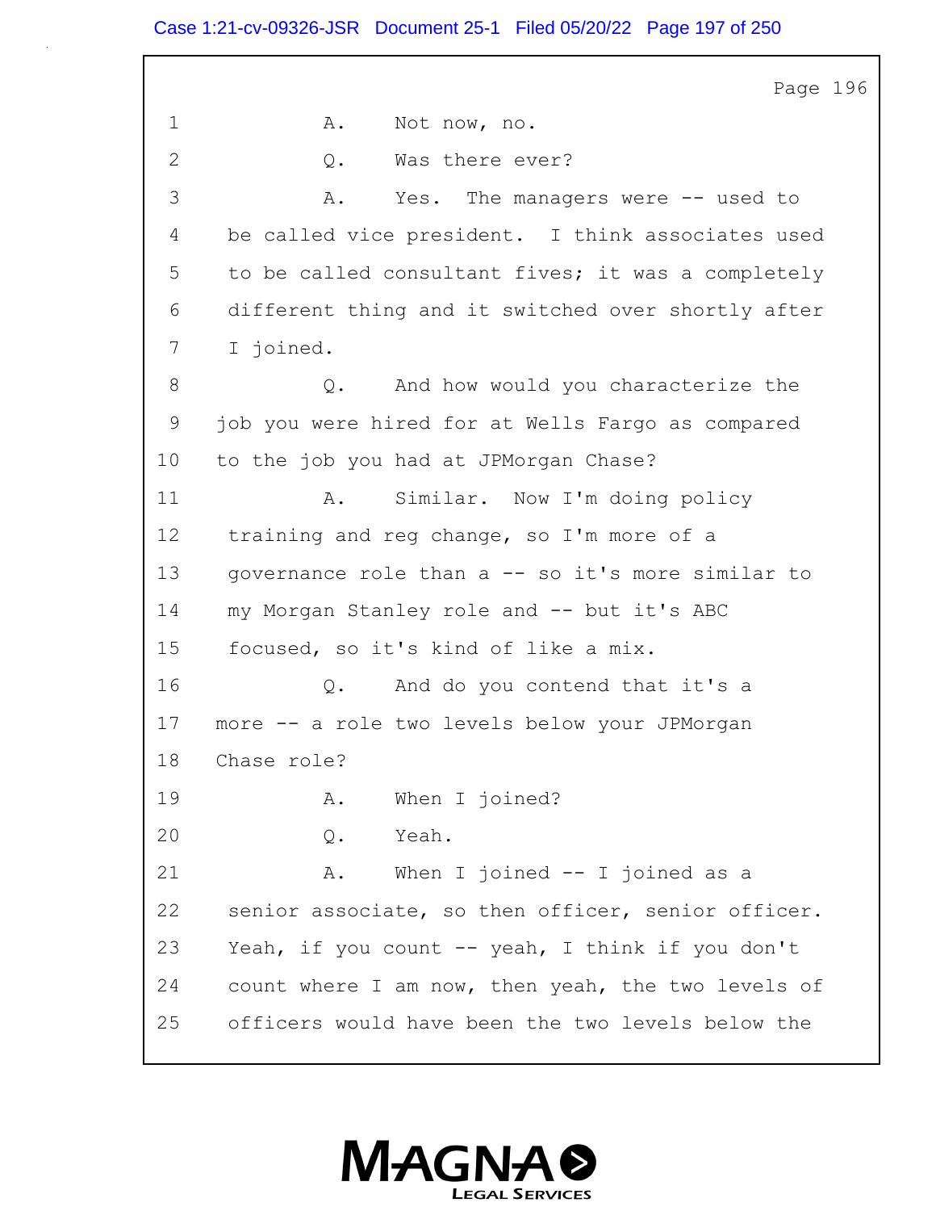1 A. Not now, no.

2 Q. Was there ever?

3 A. Yes. The managers were -- used to

4 be called vice president. I think associates used

5 to be called consultant fives; it was a completely

6 different thing and it switched over shortly after

7 I joined.

8 Q. And how would you characterize the

9 job you were hired for at Wells Fargo as compared

10 to the job you had at JPMorgan Chase?

11 A. Similar. Now I'm doing policy

12 training and reg change, so I'm more of a

13 governance role than a -- so it's more similar to

14 my Morgan Stanley role and -- but it's ABC

15 focused, so it's kind of like a mix.

16 Q. And do you contend that it's a

17 more -- a role two levels below your JPMorgan

18 Chase role?

19 A. When I joined?

20 Q. Yeah.

21 A. When I joined -- I joined as a

22 senior associate, so then officer, senior officer.

23 Yeah, if you count -- yeah, I think if you don't

24 count where I am now, then yeah, the two levels of

25 officers would have been the two levels below the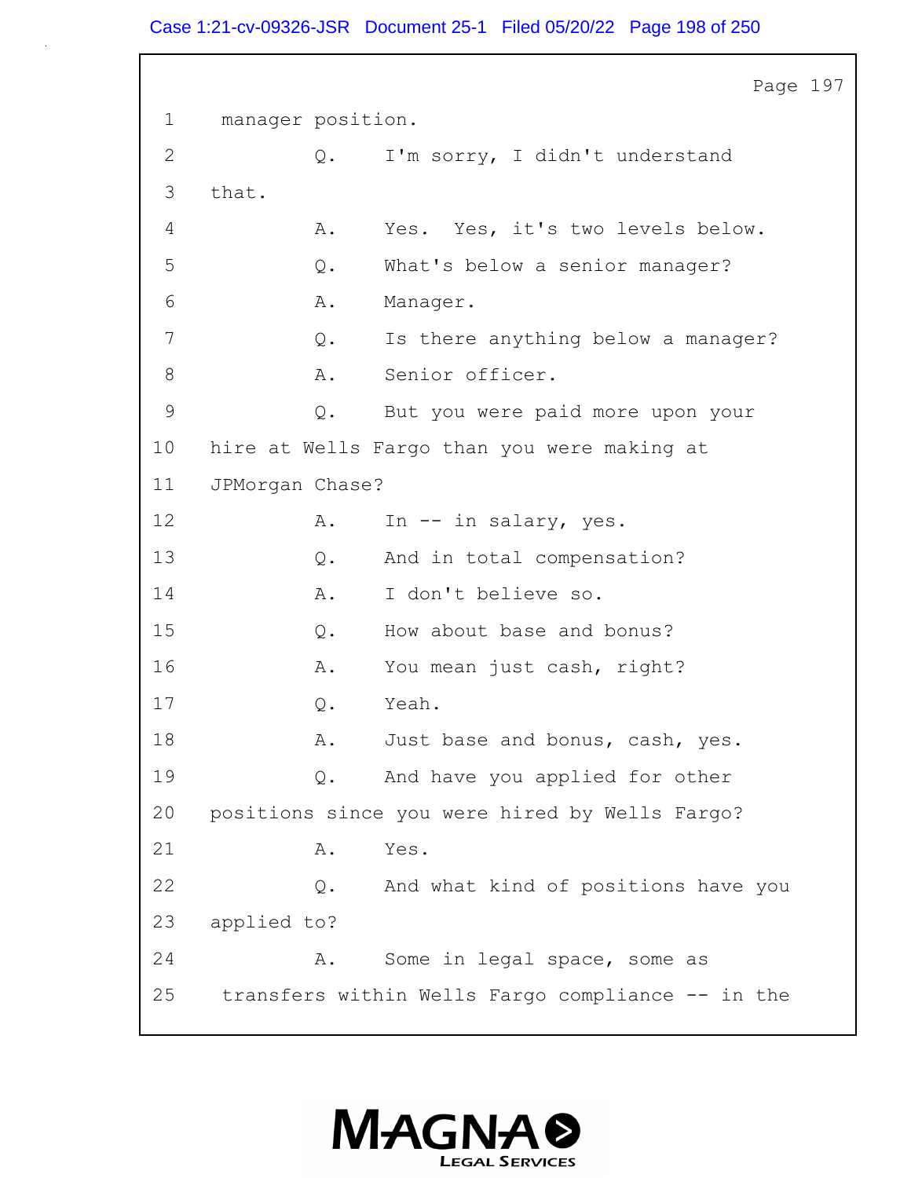1 manager position.

2 Q. I'm sorry, I didn't understand

3 that.

4 A. Yes. Yes, it's two levels below.

5 Q. What's below a senior manager?

6 A. Manager.

7 Q. Is there anything below a manager?

8 A. Senior officer.

9 Q. But you were paid more upon your

10 hire at Wells Fargo than you were making at

11 JPMorgan Chase?

12 A. In -- in salary, yes.

13 Q. And in total compensation?

14 A. I don't believe so.

15 Q. How about base and bonus?

16 A. You mean just cash, right?

17 Q. Yeah.

18 A. Just base and bonus, cash, yes.

19 Q. And have you applied for other

20 positions since you were hired by Wells Fargo?

21 A. Yes.

22 Q. And what kind of positions have you

23 applied to?

24 A. Some in legal space, some as

25 transfers within Wells Fargo compliance -- in the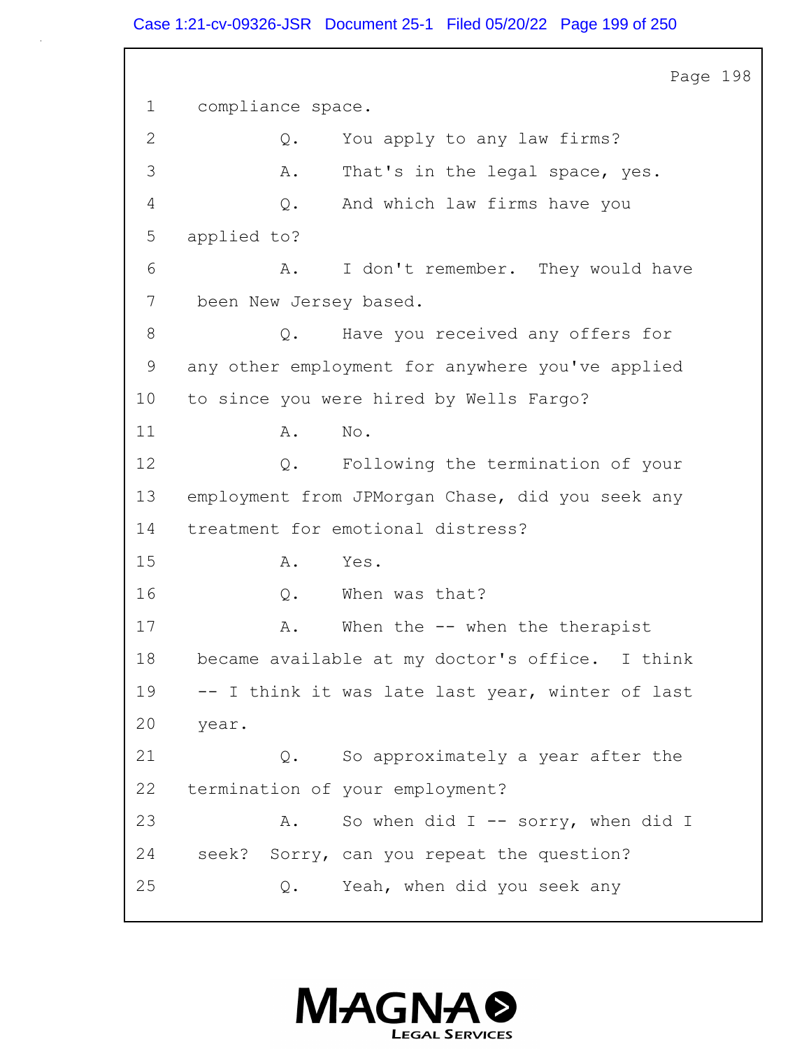1 compliance space.

2 Q. You apply to any law firms?

3 A. That's in the legal space, yes.

4 Q. And which law firms have you

5 applied to?

6 A. I don't remember. They would have

7 been New Jersey based.

8 Q. Have you received any offers for

9 any other employment for anywhere you've applied

10 to since you were hired by Wells Fargo?

11 A. No.

12 Q. Following the termination of your

13 employment from JPMorgan Chase, did you seek any

14 treatment for emotional distress?

15 A. Yes.

16 Q. When was that?

17 A. When the -- when the therapist

18 became available at my doctor's office. I think

19 -- I think it was late last year, winter of last

20 year.

21 Q. So approximately a year after the

22 termination of your employment?

23 A. So when did I -- sorry, when did I

24 seek? Sorry, can you repeat the question?

25 Q. Yeah, when did you seek any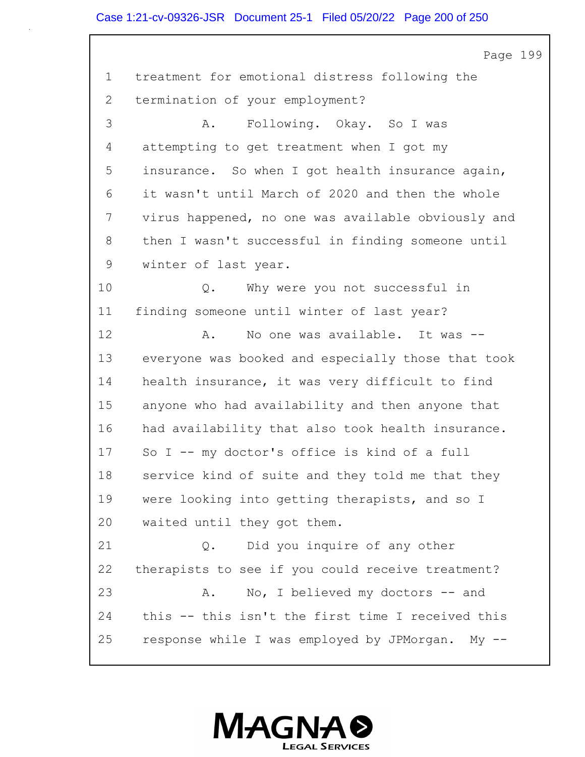1 treatment for emotional distress following the
2 termination of your employment?
3 A. Following. Okay. So I was
4 attempting to get treatment when I got my
5 insurance. So when I got health insurance again,
6 it wasn't until March of 2020 and then the whole
7 virus happened, no one was available obviously and
8 then I wasn't successful in finding someone until
9 winter of last year.
10 Q. Why were you not successful in
11 finding someone until winter of last year?
12 A. No one was available. It was --
13 everyone was booked and especially those that took
14 health insurance, it was very difficult to find
15 anyone who had availability and then anyone that
16 had availability that also took health insurance.
17 So I -- my doctor's office is kind of a full
18 service kind of suite and they told me that they
19 were looking into getting therapists, and so I
20 waited until they got them.
21 Q. Did you inquire of any other
22 therapists to see if you could receive treatment?
23 A. No, I believed my doctors -- and
24 this -- this isn't the first time I received this
25 response while I was employed by JPMorgan. My --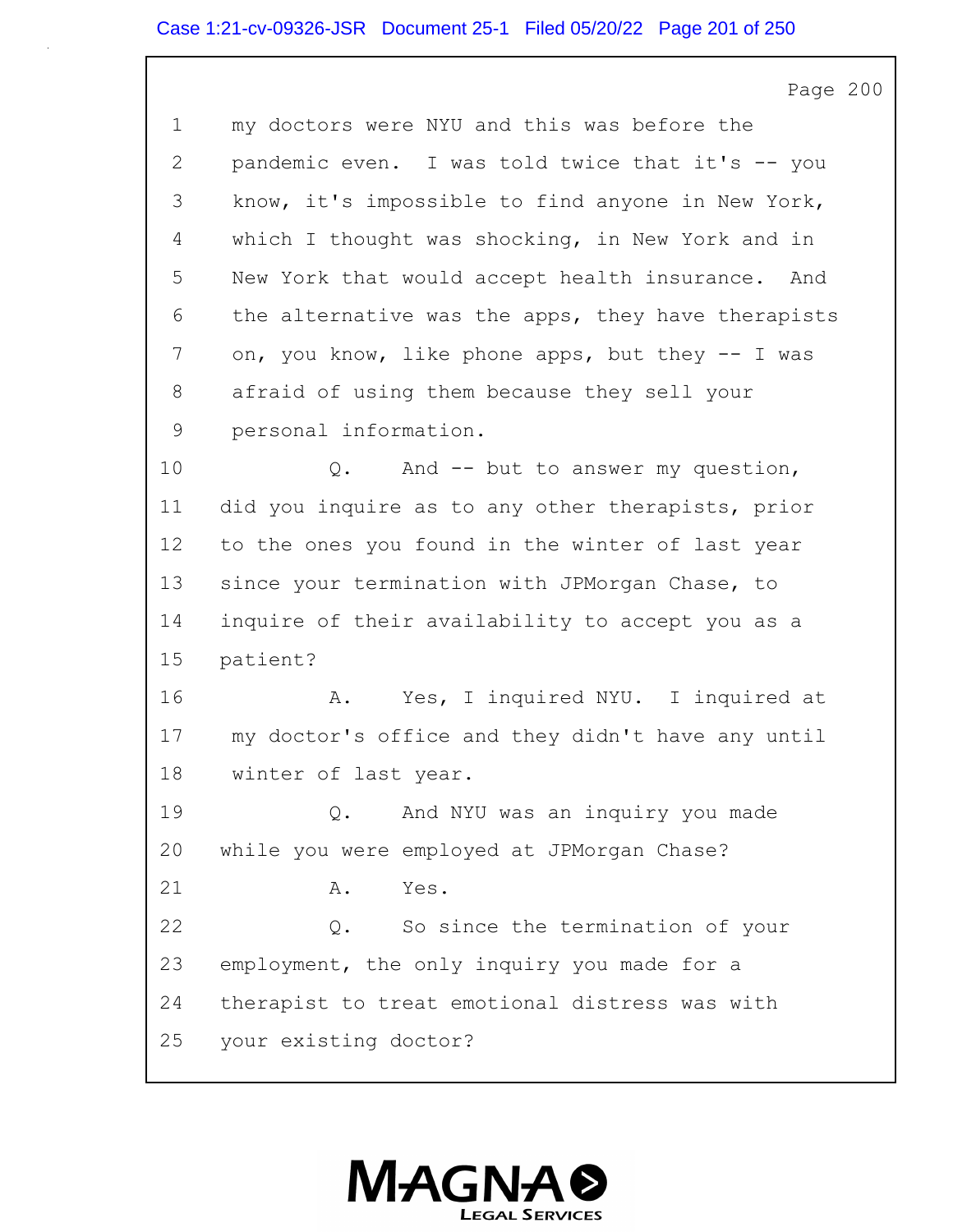Page 200

1 my doctors were NYU and this was before the
2 pandemic even. I was told twice that it's -- you
3 know, it's impossible to find anyone in New York,
4 which I thought was shocking, in New York and in
5 New York that would accept health insurance. And
6 the alternative was the apps, they have therapists
7 on, you know, like phone apps, but they -- I was
8 afraid of using them because they sell your
9 personal information.
10 Q. And -- but to answer my question,
11 did you inquire as to any other therapists, prior
12 to the ones you found in the winter of last year
13 since your termination with JPMorgan Chase, to
14 inquire of their availability to accept you as a
15 patient?
16 A. Yes, I inquired NYU. I inquired at
17 my doctor's office and they didn't have any until
18 winter of last year.
19 Q. And NYU was an inquiry you made
20 while you were employed at JPMorgan Chase?
21 A. Yes.
22 Q. So since the termination of your
23 employment, the only inquiry you made for a
24 therapist to treat emotional distress was with
25 your existing doctor?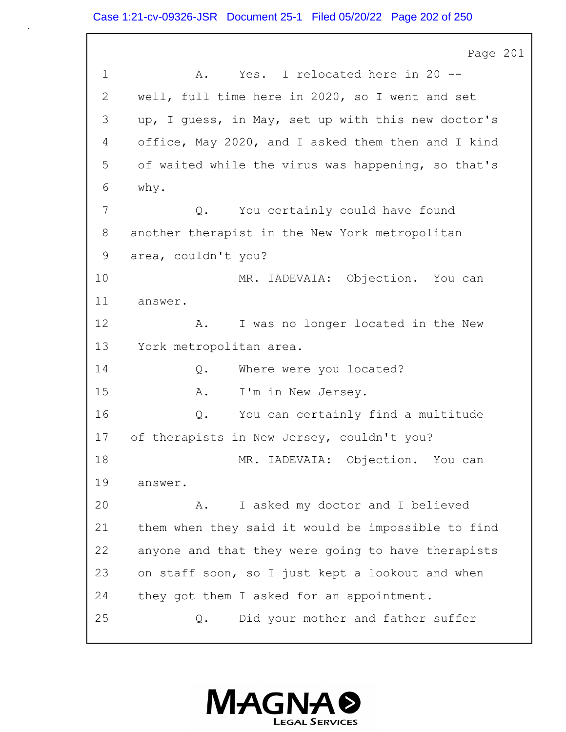Page 201

1 A. Yes. I relocated here in 20 --
2 well, full time here in 2020, so I went and set
3 up, I guess, in May, set up with this new doctor's
4 office, May 2020, and I asked them then and I kind
5 of waited while the virus was happening, so that's
6 why.
7 Q. You certainly could have found
8 another therapist in the New York metropolitan
9 area, couldn't you?
10 MR. IADEVAIA: Objection. You can
11 answer.
12 A. I was no longer located in the New
13 York metropolitan area.
14 Q. Where were you located?
15 A. I'm in New Jersey.
16 Q. You can certainly find a multitude
17 of therapists in New Jersey, couldn't you?
18 MR. IADEVAIA: Objection. You can
19 answer.
20 A. I asked my doctor and I believed
21 them when they said it would be impossible to find
22 anyone and that they were going to have therapists
23 on staff soon, so I just kept a lookout and when
24 they got them I asked for an appointment.
25 Q. Did your mother and father suffer

MAGNA LEGAL SERVICES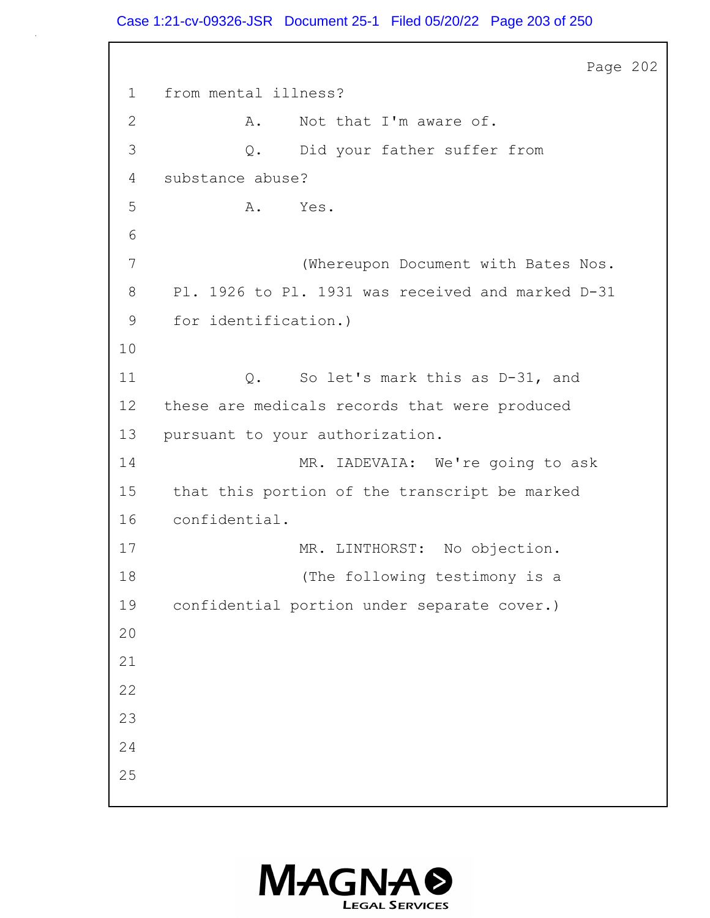Page 202

1 from mental illness?

2 A. Not that I'm aware of.

3 Q. Did your father suffer from

4 substance abuse?

5 A. Yes.

6

7 (Whereupon Document with Bates Nos.

8 Pl. 1926 to Pl. 1931 was received and marked D-31

9 for identification.)

10

11 Q. So let's mark this as D-31, and

12 these are medicals records that were produced

13 pursuant to your authorization.

14 MR. IADEVAIA: We're going to ask

15 that this portion of the transcript be marked

16 confidential.

17 MR. LINTHORST: No objection.

18 (The following testimony is a

19 confidential portion under separate cover.)

20

21

22

23

24

25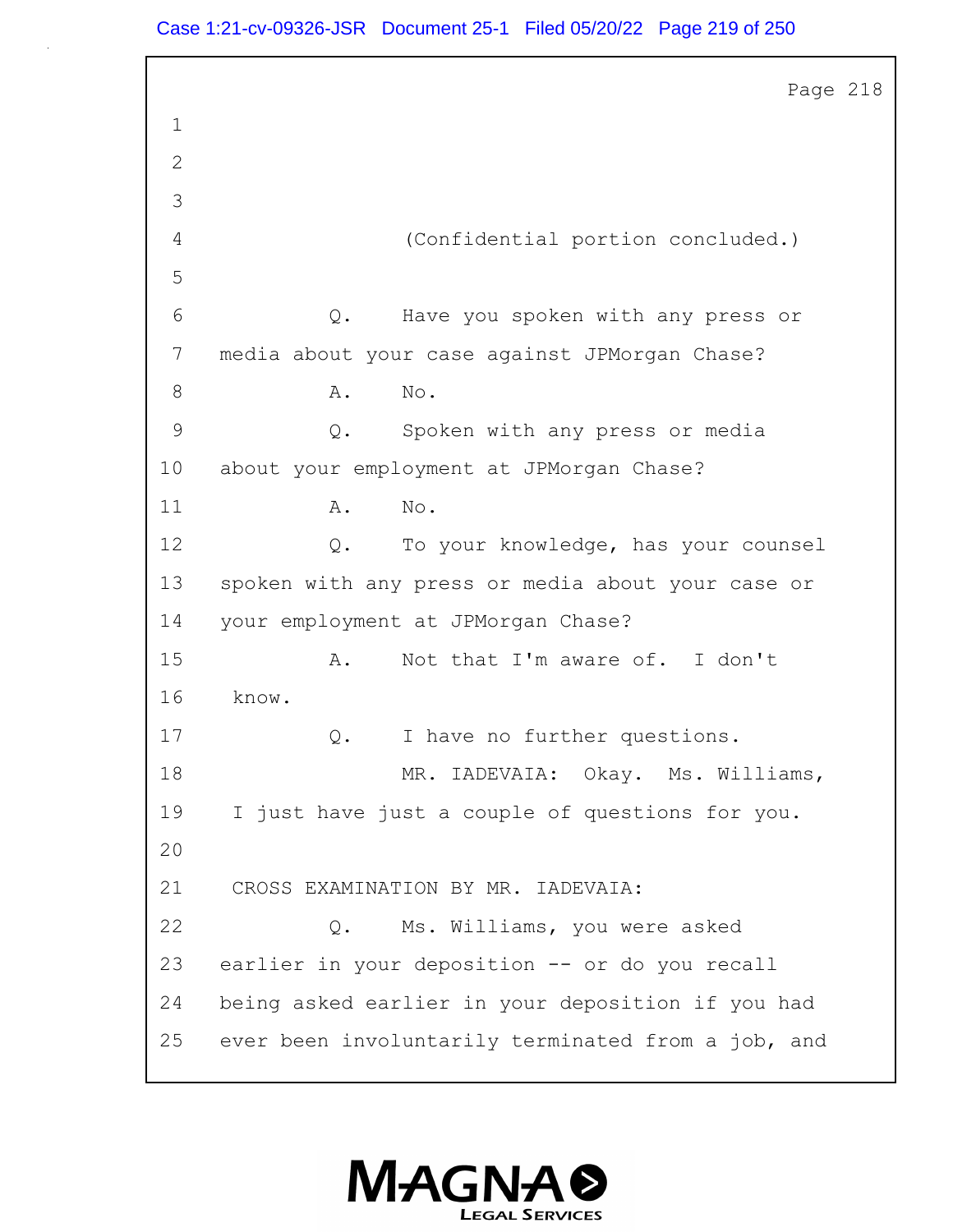(Confidential portion concluded.)

Q. Have you spoken with any press or media about your case against JPMorgan Chase?

A. No.

Q. Spoken with any press or media about your employment at JPMorgan Chase?

A. No.

Q. To your knowledge, has your counsel spoken with any press or media about your case or your employment at JPMorgan Chase?

A. Not that I'm aware of. I don't know.

Q. I have no further questions.

MR. IADEVAIA: Okay. Ms. Williams, I just have just a couple of questions for you.

CROSS EXAMINATION BY MR. IADEVAIA:

Q. Ms. Williams, you were asked earlier in your deposition -- or do you recall being asked earlier in your deposition if you had ever been involuntarily terminated from a job, and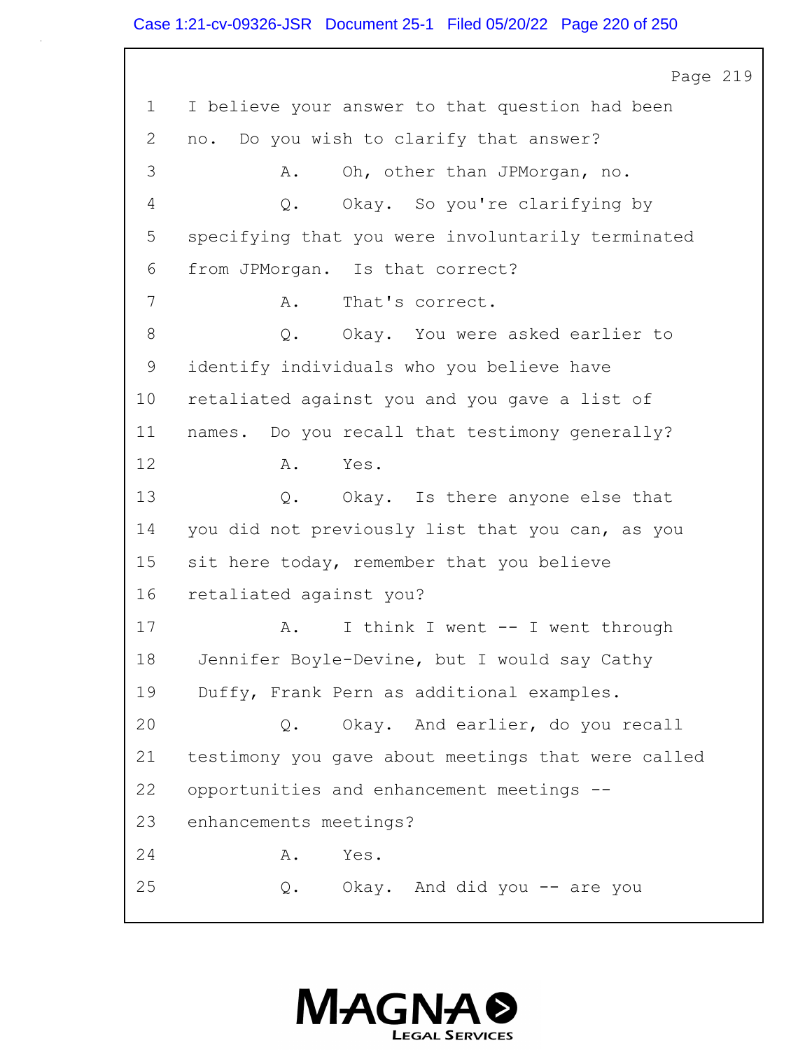Page 219

1 I believe your answer to that question had been
2 no. Do you wish to clarify that answer?
3 A. Oh, other than JPMorgan, no.
4 Q. Okay. So you're clarifying by
5 specifying that you were involuntarily terminated
6 from JPMorgan. Is that correct?
7 A. That's correct.
8 Q. Okay. You were asked earlier to
9 identify individuals who you believe have
10 retaliated against you and you gave a list of
11 names. Do you recall that testimony generally?
12 A. Yes.
13 Q. Okay. Is there anyone else that
14 you did not previously list that you can, as you
15 sit here today, remember that you believe
16 retaliated against you?
17 A. I think I went -- I went through
18 Jennifer Boyle-Devine, but I would say Cathy
19 Duffy, Frank Pern as additional examples.
20 Q. Okay. And earlier, do you recall
21 testimony you gave about meetings that were called
22 opportunities and enhancement meetings --
23 enhancements meetings?
24 A. Yes.
25 Q. Okay. And did you -- are you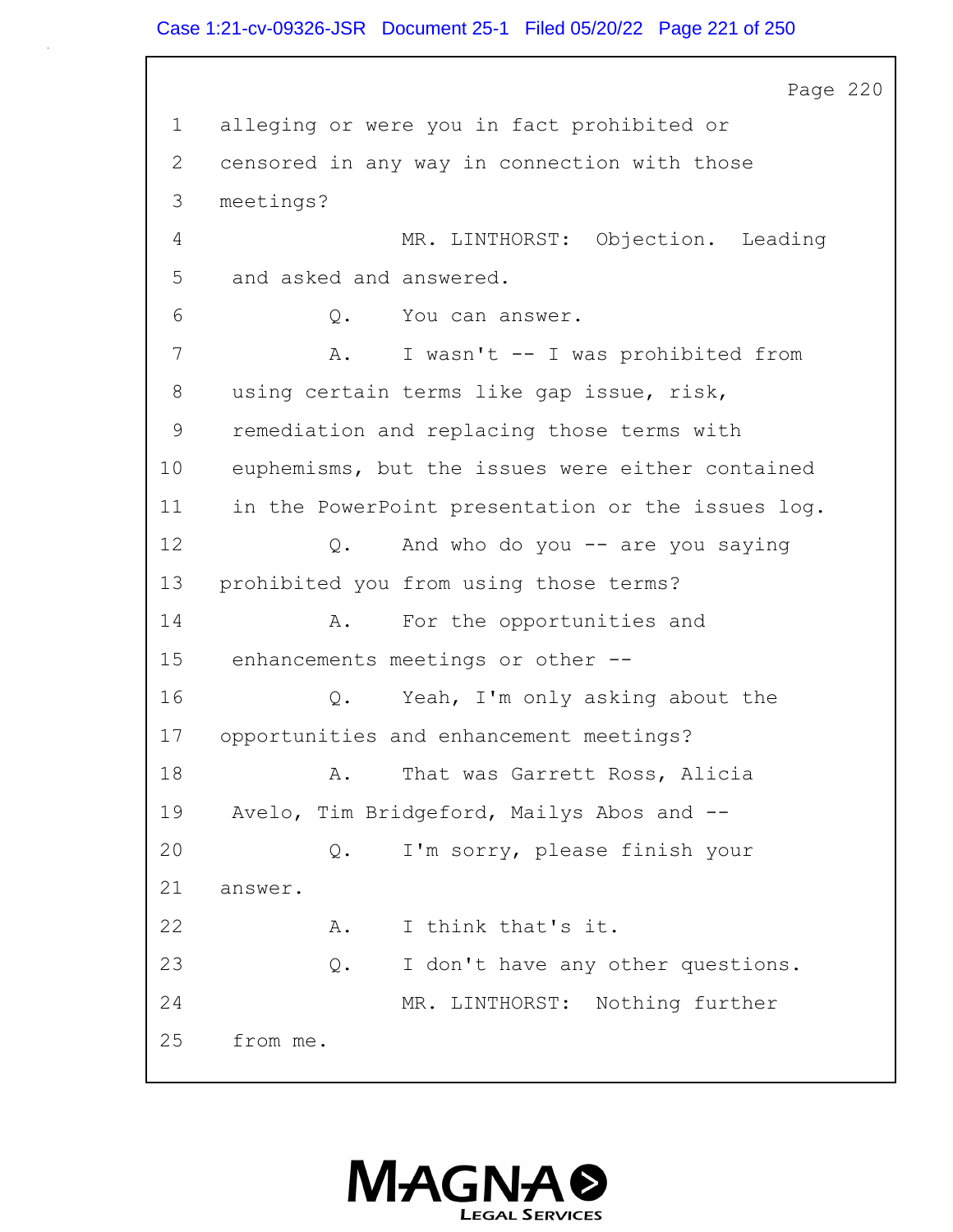1 alleging or were you in fact prohibited or

2 censored in any way in connection with those

3 meetings?

4 MR. LINTHORST: Objection. Leading

5 and asked and answered.

6 Q. You can answer.

7 A. I wasn't -- I was prohibited from

8 using certain terms like gap issue, risk,

9 remediation and replacing those terms with

10 euphemisms, but the issues were either contained

11 in the PowerPoint presentation or the issues log.

12 Q. And who do you -- are you saying

13 prohibited you from using those terms?

14 A. For the opportunities and

15 enhancements meetings or other --

16 Q. Yeah, I'm only asking about the

17 opportunities and enhancement meetings?

18 A. That was Garrett Ross, Alicia

19 Avelo, Tim Bridgeford, Mailys Abos and --

20 Q. I'm sorry, please finish your

21 answer.

22 A. I think that's it.

23 Q. I don't have any other questions.

24 MR. LINTHORST: Nothing further

25 from me.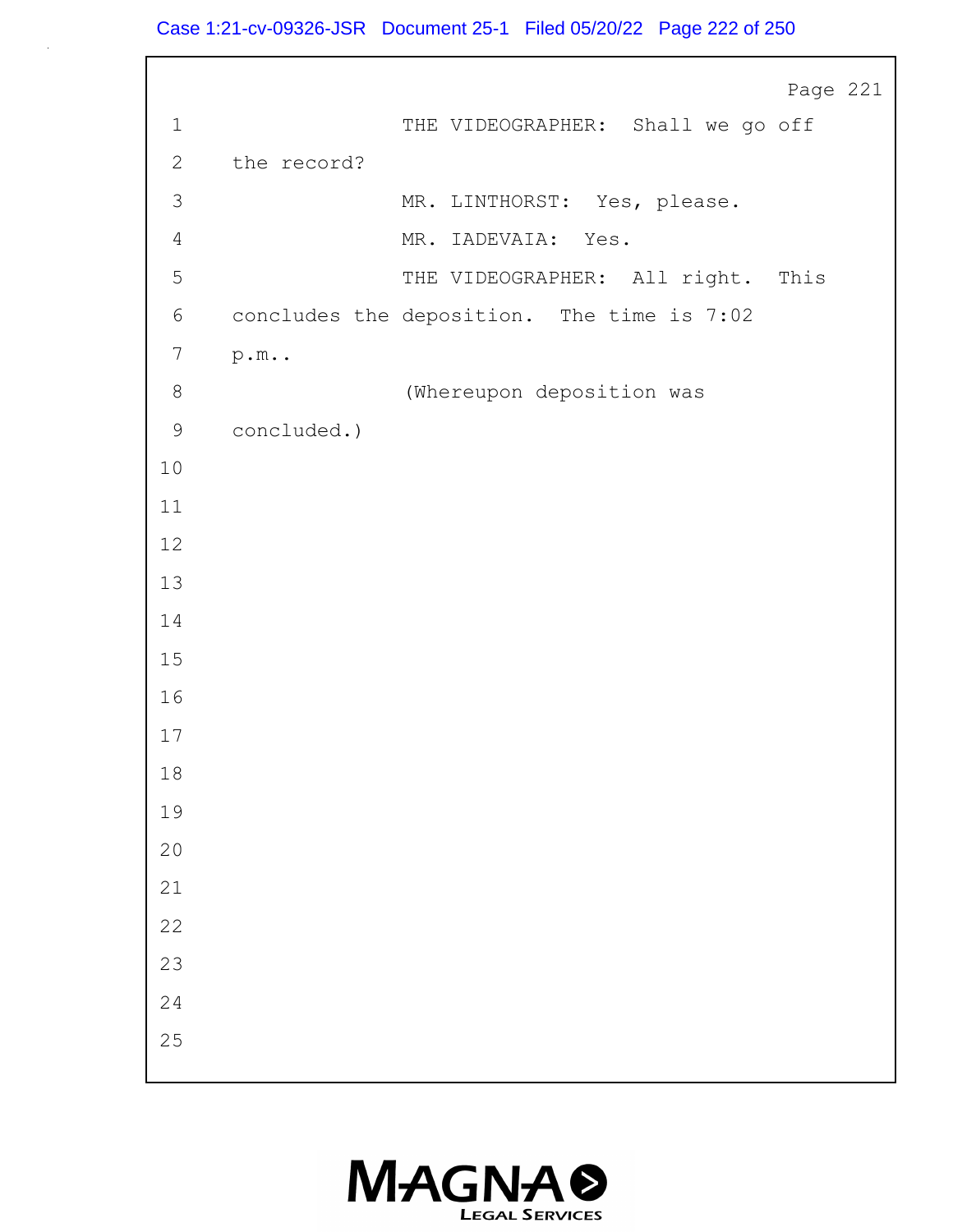1 THE VIDEOGRAPHER: Shall we go off

2 the record?

3 MR. LINTHORST: Yes, please.

4 MR. IADEVAIA: Yes.

5 THE VIDEOGRAPHER: All right. This

6 concludes the deposition. The time is 7:02

7 p.m..

8 (Whereupon deposition was

9 concluded.)

10

11

12

13

14

15

16

17

18

19

20

21

22

23

24

25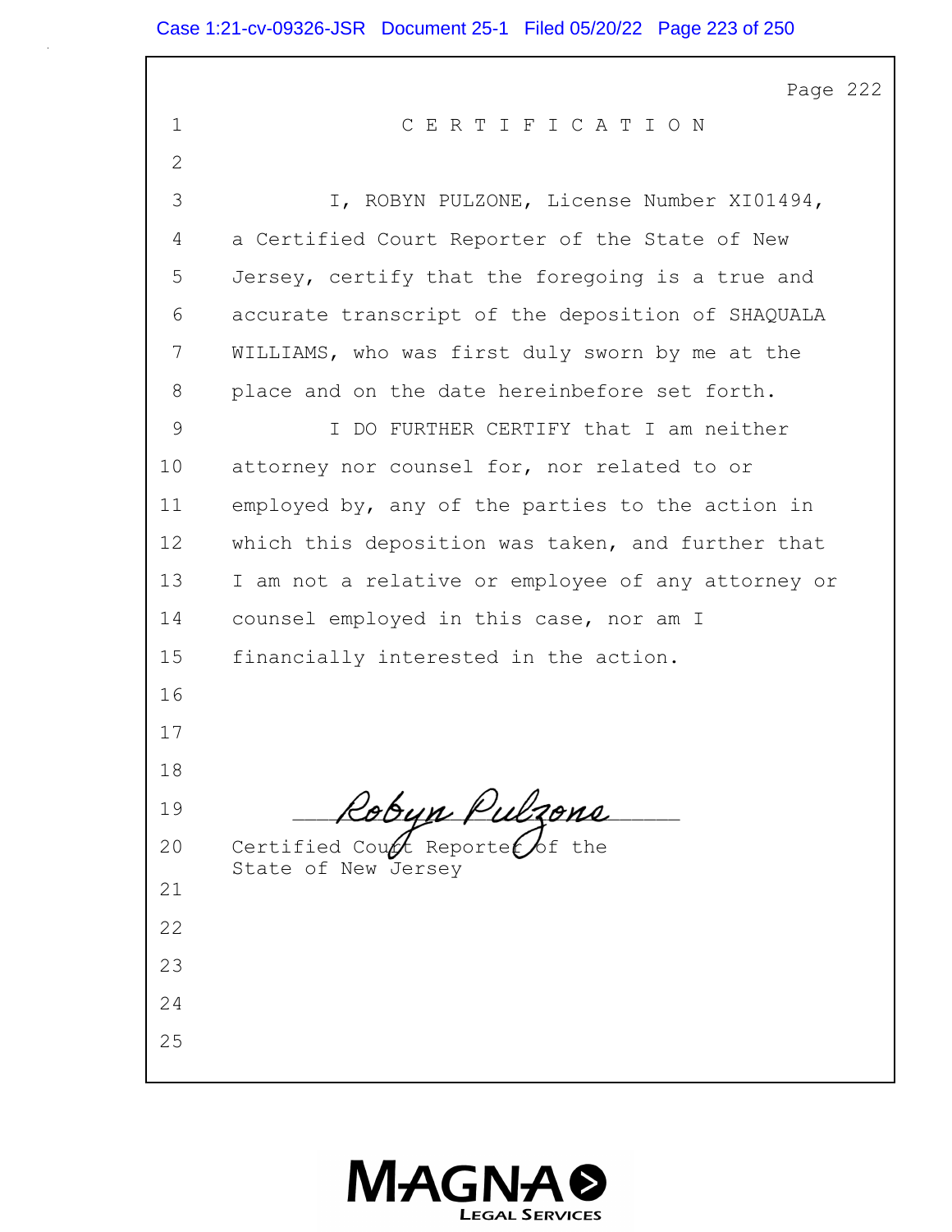# C E R T I F I C A T I O N

I, ROBYN PULZONE, License Number XI01494, a Certified Court Reporter of the State of New Jersey, certify that the foregoing is a true and accurate transcript of the deposition of SHAQUALA WILLIAMS, who was first duly sworn by me at the place and on the date hereinbefore set forth.

I DO FURTHER CERTIFY that I am neither attorney nor counsel for, nor related to or employed by, any of the parties to the action in which this deposition was taken, and further that I am not a relative or employee of any attorney or counsel employed in this case, nor am I financially interested in the action.

Robyn Pulzone

Certified Court Reporter of the State of New Jersey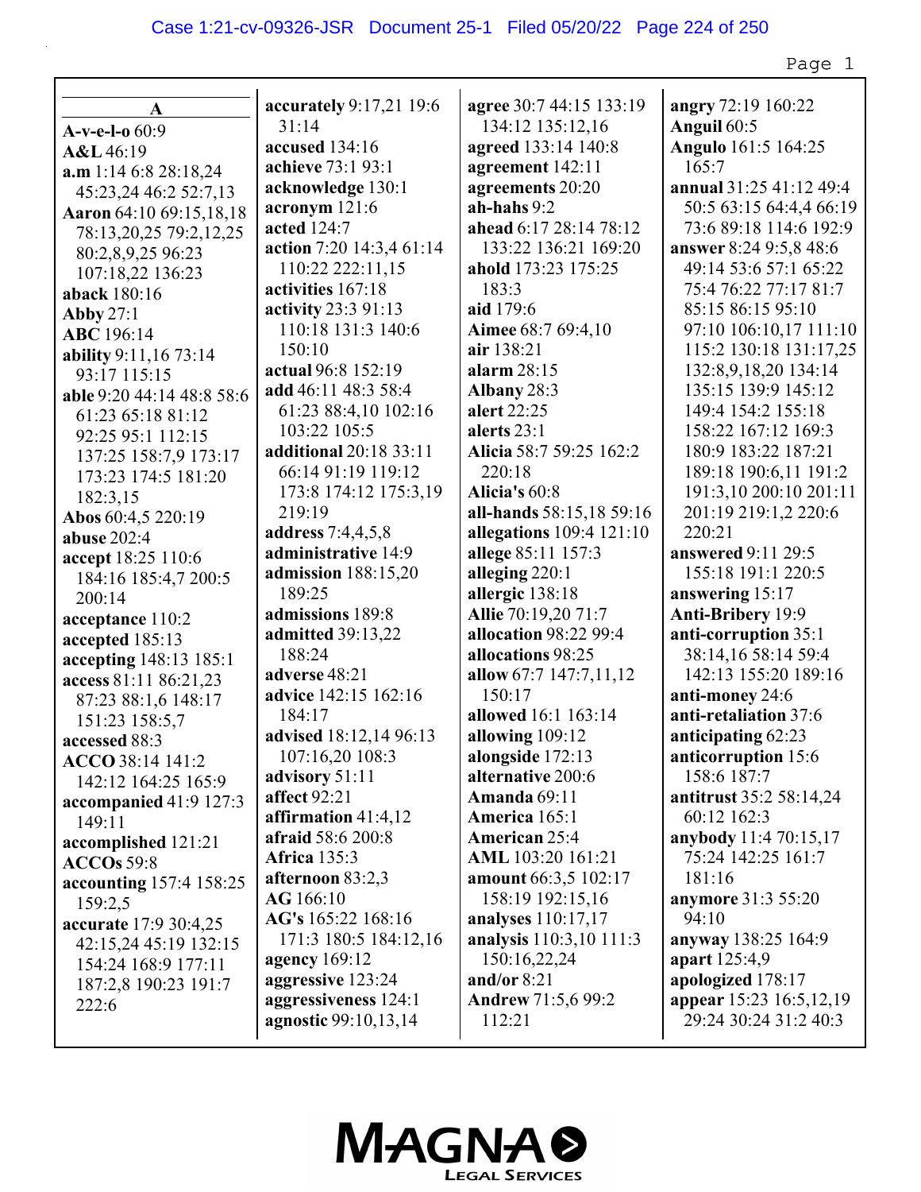## A

**A-v-e-l-o** 60:9
**A&L** 46:19
**a.m** 1:14 6:8 28:18,24 45:23,24 46:2 52:7,13
**Aaron** 64:10 69:15,18,18 78:13,20,25 79:2,12,25 80:2,8,9,25 96:23 107:18,22 136:23
**aback** 180:16
**Abby** 27:1
**ABC** 196:14
**ability** 9:11,16 73:14 93:17 115:15
**able** 9:20 44:14 48:8 58:6 61:23 65:18 81:12 92:25 95:1 112:15 137:25 158:7,9 173:17 173:23 174:5 181:20 182:3,15
**Abos** 60:4,5 220:19
**abuse** 202:4
**accept** 18:25 110:6 184:16 185:4,7 200:5 200:14
**acceptance** 110:2
**accepted** 185:13
**accepting** 148:13 185:1
**access** 81:11 86:21,23 87:23 88:1,6 148:17 151:23 158:5,7
**accessed** 88:3
**ACCO** 38:14 141:2 142:12 164:25 165:9
**accompanied** 41:9 127:3 149:11
**accomplished** 121:21
**ACCOs** 59:8
**accounting** 157:4 158:25 159:2,5
**accurate** 17:9 30:4,25 42:15,24 45:19 132:15 154:24 168:9 177:11 187:2,8 190:23 191:7 222:6
**accurately** 9:17,21 19:6 31:14
**accused** 134:16
**achieve** 73:1 93:1
**acknowledge** 130:1
**acronym** 121:6
**acted** 124:7
**action** 7:20 14:3,4 61:14 110:22 222:11,15
**activities** 167:18
**activity** 23:3 91:13 110:18 131:3 140:6 150:10
**actual** 96:8 152:19
**add** 46:11 48:3 58:4 61:23 88:4,10 102:16 103:22 105:5
**additional** 20:18 33:11 66:14 91:19 119:12 173:8 174:12 175:3,19 219:19
**address** 7:4,4,5,8
**administrative** 14:9
**admission** 188:15,20 189:25
**admissions** 189:8
**admitted** 39:13,22 188:24
**adverse** 48:21
**advice** 142:15 162:16 184:17
**advised** 18:12,14 96:13 107:16,20 108:3
**advisory** 51:11
**affect** 92:21
**affirmation** 41:4,12
**afraid** 58:6 200:8
**Africa** 135:3
**afternoon** 83:2,3
**AG** 166:10
**AG's** 165:22 168:16 171:3 180:5 184:12,16
**agency** 169:12
**aggressive** 123:24
**aggressiveness** 124:1
**agnostic** 99:10,13,14
**agree** 30:7 44:15 133:19 134:12 135:12,16
**agreed** 133:14 140:8
**agreement** 142:11
**agreements** 20:20
**ah-hahs** 9:2
**ahead** 6:17 28:14 78:12 133:22 136:21 169:20
**ahold** 173:23 175:25 183:3
**aid** 179:6
**Aimee** 68:7 69:4,10
**air** 138:21
**alarm** 28:15
**Albany** 28:3
**alert** 22:25
**alerts** 23:1
**Alicia** 58:7 59:25 162:2 220:18
**Alicia's** 60:8
**all-hands** 58:15,18 59:16
**allegations** 109:4 121:10
**allege** 85:11 157:3
**alleging** 220:1
**allergic** 138:18
**Allie** 70:19,20 71:7
**allocation** 98:22 99:4
**allocations** 98:25
**allow** 67:7 147:7,11,12 150:17
**allowed** 16:1 163:14
**allowing** 109:12
**alongside** 172:13
**alternative** 200:6
**Amanda** 69:11
**America** 165:1
**American** 25:4
**AML** 103:20 161:21
**amount** 66:3,5 102:17 158:19 192:15,16
**analyses** 110:17,17
**analysis** 110:3,10 111:3 150:16,22,24
**and/or** 8:21
**Andrew** 71:5,6 99:2 112:21
**angry** 72:19 160:22
**Anguil** 60:5
**Angulo** 161:5 164:25 165:7
**annual** 31:25 41:12 49:4 50:5 63:15 64:4,4 66:19 73:6 89:18 114:6 192:9
**answer** 8:24 9:5,8 48:6 49:14 53:6 57:1 65:22 75:4 76:22 77:17 81:7 85:15 86:15 95:10 97:10 106:10,17 111:10 115:2 130:18 131:17,25 132:8,9,18,20 134:14 135:15 139:9 145:12 149:4 154:2 155:18 158:22 167:12 169:3 180:9 183:22 187:21 189:18 190:6,11 191:2 191:3,10 200:10 201:11 201:19 219:1,2 220:6 220:21
**answered** 9:11 29:5 155:18 191:1 220:5
**answering** 15:17
**Anti-Bribery** 19:9
**anti-corruption** 35:1 38:14,16 58:14 59:4 142:13 155:20 189:16
**anti-money** 24:6
**anti-retaliation** 37:6
**anticipating** 62:23
**anticorruption** 15:6 158:6 187:7
**antitrust** 35:2 58:14,24 60:12 162:3
**anybody** 11:4 70:15,17 75:24 142:25 161:7 181:16
**anymore** 31:3 55:20 94:10
**anyway** 138:25 164:9
**apart** 125:4,9
**apologized** 178:17
**appear** 15:23 16:5,12,19 29:24 30:24 31:2 40:3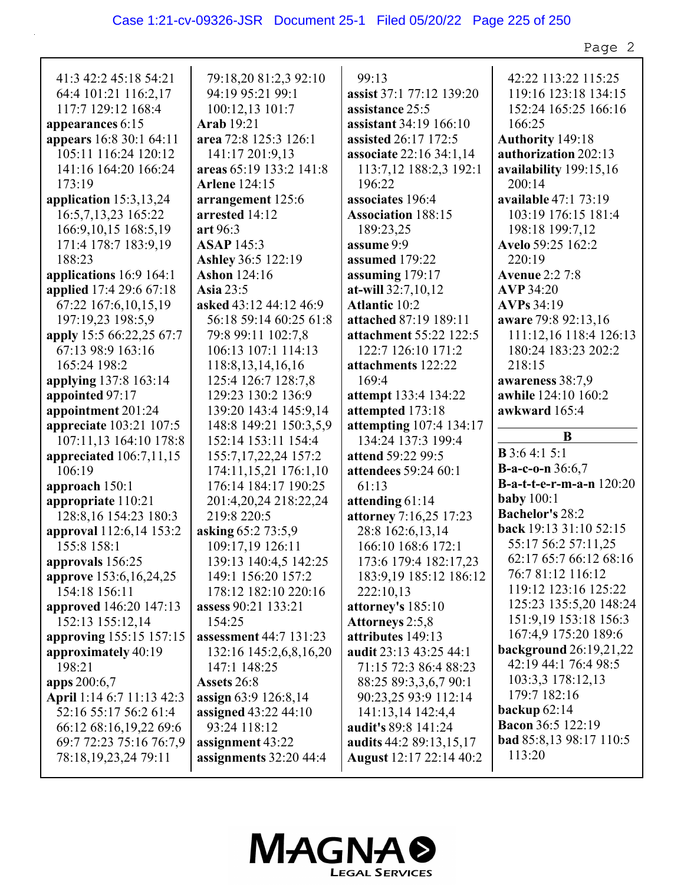41:3 42:2 45:18 54:21 64:4 101:21 116:2,17 117:7 129:12 168:4
**appearances** 6:15
**appears** 16:8 30:1 64:11 105:11 116:24 120:12 141:16 164:20 166:24 173:19
**application** 15:3,13,24 16:5,7,13,23 165:22 166:9,10,15 168:5,19 171:4 178:7 183:9,19 188:23
**applications** 16:9 164:1
**applied** 17:4 29:6 67:18 67:22 167:6,10,15,19 197:19,23 198:5,9
**apply** 15:5 66:22,25 67:7 67:13 98:9 163:16 165:24 198:2
**applying** 137:8 163:14
**appointed** 97:17
**appointment** 201:24
**appreciate** 103:21 107:5 107:11,13 164:10 178:8
**appreciated** 106:7,11,15 106:19
**approach** 150:1
**appropriate** 110:21 128:8,16 154:23 180:3
**approval** 112:6,14 153:2 155:8 158:1
**approvals** 156:25
**approve** 153:6,16,24,25 154:18 156:11
**approved** 146:20 147:13 152:13 155:12,14
**approving** 155:15 157:15
**approximately** 40:19 198:21
**apps** 200:6,7
**April** 1:14 6:7 11:13 42:3 52:16 55:17 56:2 61:4 66:12 68:16,19,22 69:6 69:7 72:23 75:16 76:7,9 78:18,19,23,24 79:11 79:18,20 81:2,3 92:10 94:19 95:21 99:1 100:12,13 101:7
**Arab** 19:21
**area** 72:8 125:3 126:1 141:17 201:9,13
**areas** 65:19 133:2 141:8
**Arlene** 124:15
**arrangement** 125:6
**arrested** 14:12
**art** 96:3
**ASAP** 145:3
**Ashley** 36:5 122:19
**Ashon** 124:16
**Asia** 23:5
**asked** 43:12 44:12 46:9 56:18 59:14 60:25 61:8 79:8 99:11 102:7,8 106:13 107:1 114:13 118:8,13,14,16,16 125:4 126:7 128:7,8 129:23 130:2 136:9 139:20 143:4 145:9,14 148:8 149:21 150:3,5,9 152:14 153:11 154:4 155:7,17,22,24 157:2 174:11,15,21 176:1,10 176:14 184:17 190:25 201:4,20,24 218:22,24 219:8 220:5
**asking** 65:2 73:5,9 109:17,19 126:11 139:13 140:4,5 142:25 149:1 156:20 157:2 178:12 182:10 220:16
**assess** 90:21 133:21 154:25
**assessment** 44:7 131:23 132:16 145:2,6,8,16,20 147:1 148:25
**Assets** 26:8
**assign** 63:9 126:8,14
**assigned** 43:22 44:10 93:24 118:12
**assignment** 43:22
**assignments** 32:20 44:4 99:13
**assist** 37:1 77:12 139:20
**assistance** 25:5
**assistant** 34:19 166:10
**assisted** 26:17 172:5
**associate** 22:16 34:1,14 113:7,12 188:2,3 192:1 196:22
**associates** 196:4
**Association** 188:15 189:23,25
**assume** 9:9
**assumed** 179:22
**assuming** 179:17
**at-will** 32:7,10,12
**Atlantic** 10:2
**attached** 87:19 189:11
**attachment** 55:22 122:5 122:7 126:10 171:2
**attachments** 122:22 169:4
**attempt** 133:4 134:22
**attempted** 173:18
**attempting** 107:4 134:17 134:24 137:3 199:4
**attend** 59:22 99:5
**attendees** 59:24 60:1 61:13
**attending** 61:14
**attorney** 7:16,25 17:23 28:8 162:6,13,14 166:10 168:6 172:1 173:6 179:4 182:17,23 183:9,19 185:12 186:12 222:10,13
**attorney's** 185:10
**Attorneys** 2:5,8
**attributes** 149:13
**audit** 23:13 43:25 44:1 71:15 72:3 86:4 88:23 88:25 89:3,3,6,7 90:1 90:23,25 93:9 112:14 141:13,14 142:4,4
**audit's** 89:8 141:24
**audits** 44:2 89:13,15,17
**August** 12:17 22:14 40:2 42:22 113:22 115:25 119:16 123:18 134:15 152:24 165:25 166:16 166:25
**Authority** 149:18
**authorization** 202:13
**availability** 199:15,16 200:14
**available** 47:1 73:19 103:19 176:15 181:4 198:18 199:7,12
**Avelo** 59:25 162:2 220:19
**Avenue** 2:2 7:8
**AVP** 34:20
**AVPs** 34:19
**aware** 79:8 92:13,16 111:12,16 118:4 126:13 180:23 183:23 202:2 218:15
**awareness** 38:7,9
**awhile** 124:10 160:2
**awkward** 165:4

**B**

**B** 3:6 4:1 5:1
**B-a-c-o-n** 36:6,7
**B-a-t-t-e-r-m-a-n** 120:20
**baby** 100:1
**Bachelor's** 28:2
**back** 19:13 31:10 52:15 55:17 56:2 57:11,25 62:17 65:7 66:12 68:16 76:7 81:12 116:12 119:12 123:16 125:22 125:23 135:5,20 148:24 151:9,19 153:18 156:3 167:4,9 175:20 189:6
**background** 26:19,21,22 42:19 44:1 76:4 98:5 103:3,3 178:12,13 179:7 182:16
**backup** 62:14
**Bacon** 36:5 122:19
**bad** 85:8,13 98:17 110:5 113:20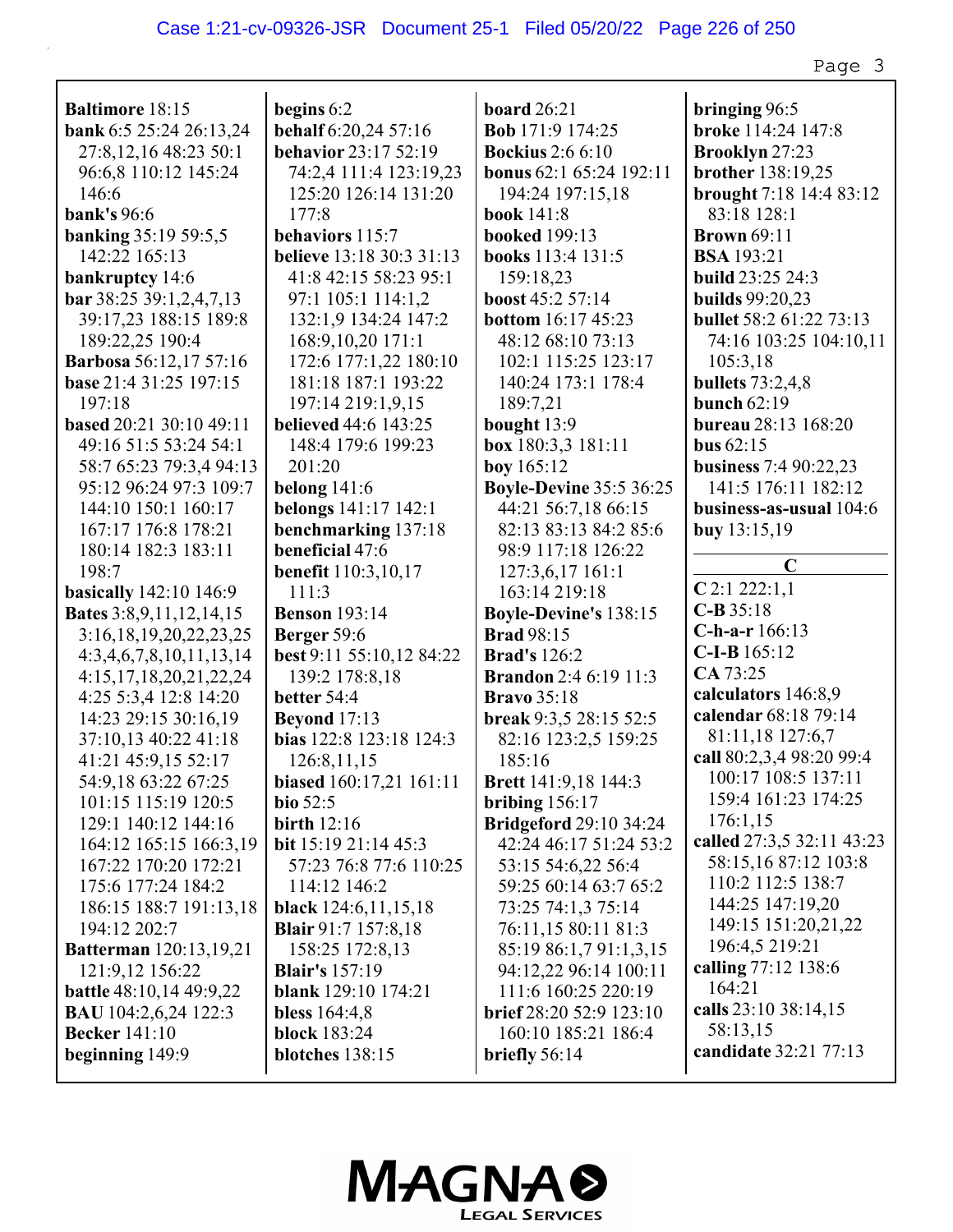**Baltimore** 18:15
**bank** 6:5 25:24 26:13,24 27:8,12,16 48:23 50:1 96:6,8 110:12 145:24 146:6
**bank's** 96:6
**banking** 35:19 59:5,5 142:22 165:13
**bankruptcy** 14:6
**bar** 38:25 39:1,2,4,7,13 39:17,23 188:15 189:8 189:22,25 190:4
**Barbosa** 56:12,17 57:16
**base** 21:4 31:25 197:15 197:18
**based** 20:21 30:10 49:11 49:16 51:5 53:24 54:1 58:7 65:23 79:3,4 94:13 95:12 96:24 97:3 109:7 144:10 150:1 160:17 167:17 176:8 178:21 180:14 182:3 183:11 198:7
**basically** 142:10 146:9
**Bates** 3:8,9,11,12,14,15 3:16,18,19,20,22,23,25 4:3,4,6,7,8,10,11,13,14 4:15,17,18,20,21,22,24 4:25 5:3,4 12:8 14:20 14:23 29:15 30:16,19 37:10,13 40:22 41:18 41:21 45:9,15 52:17 54:9,18 63:22 67:25 101:15 115:19 120:5 129:1 140:12 144:16 164:12 165:15 166:3,19 167:22 170:20 172:21 175:6 177:24 184:2 186:15 188:7 191:13,18 194:12 202:7
**Batterman** 120:13,19,21 121:9,12 156:22
**battle** 48:10,14 49:9,22
**BAU** 104:2,6,24 122:3
**Becker** 141:10
**beginning** 149:9
**begins** 6:2
**behalf** 6:20,24 57:16
**behavior** 23:17 52:19 74:2,4 111:4 123:19,23 125:20 126:14 131:20 177:8
**behaviors** 115:7
**believe** 13:18 30:3 31:13 41:8 42:15 58:23 95:1 97:1 105:1 114:1,2 132:1,9 134:24 147:2 168:9,10,20 171:1 172:6 177:1,22 180:10 181:18 187:1 193:22 197:14 219:1,9,15
**believed** 44:6 143:25 148:4 179:6 199:23 201:20
**belong** 141:6
**belongs** 141:17 142:1
**benchmarking** 137:18
**beneficial** 47:6
**benefit** 110:3,10,17 111:3
**Benson** 193:14
**Berger** 59:6
**best** 9:11 55:10,12 84:22 139:2 178:8,18
**better** 54:4
**Beyond** 17:13
**bias** 122:8 123:18 124:3 126:8,11,15
**biased** 160:17,21 161:11
**bio** 52:5
**birth** 12:16
**bit** 15:19 21:14 45:3 57:23 76:8 77:6 110:25 114:12 146:2
**black** 124:6,11,15,18
**Blair** 91:7 157:8,18 158:25 172:8,13
**Blair's** 157:19
**blank** 129:10 174:21
**bless** 164:4,8
**block** 183:24
**blotches** 138:15
**board** 26:21
**Bob** 171:9 174:25
**Bockius** 2:6 6:10
**bonus** 62:1 65:24 192:11 194:24 197:15,18
**book** 141:8
**booked** 199:13
**books** 113:4 131:5 159:18,23
**boost** 45:2 57:14
**bottom** 16:17 45:23 48:12 68:10 73:13 102:1 115:25 123:17 140:24 173:1 178:4 189:7,21
**bought** 13:9
**box** 180:3,3 181:11
**boy** 165:12
**Boyle-Devine** 35:5 36:25 44:21 56:7,18 66:15 82:13 83:13 84:2 85:6 98:9 117:18 126:22 127:3,6,17 161:1 163:14 219:18
**Boyle-Devine's** 138:15
**Brad** 98:15
**Brad's** 126:2
**Brandon** 2:4 6:19 11:3
**Bravo** 35:18
**break** 9:3,5 28:15 52:5 82:16 123:2,5 159:25 185:16
**Brett** 141:9,18 144:3
**bribing** 156:17
**Bridgeford** 29:10 34:24 42:24 46:17 51:24 53:2 53:15 54:6,22 56:4 59:25 60:14 63:7 65:2 73:25 74:1,3 75:14 76:11,15 80:11 81:3 85:19 86:1,7 91:1,3,15 94:12,22 96:14 100:11 111:6 160:25 220:19
**brief** 28:20 52:9 123:10 160:10 185:21 186:4
**briefly** 56:14
**bringing** 96:5
**broke** 114:24 147:8
**Brooklyn** 27:23
**brother** 138:19,25
**brought** 7:18 14:4 83:12 83:18 128:1
**Brown** 69:11
**BSA** 193:21
**build** 23:25 24:3
**builds** 99:20,23
**bullet** 58:2 61:22 73:13 74:16 103:25 104:10,11 105:3,18
**bullets** 73:2,4,8
**bunch** 62:19
**bureau** 28:13 168:20
**bus** 62:15
**business** 7:4 90:22,23 141:5 176:11 182:12
**business-as-usual** 104:6
**buy** 13:15,19

## C

**C** 2:1 222:1,1
**C-B** 35:18
**C-h-a-r** 166:13
**C-I-B** 165:12
**CA** 73:25
**calculators** 146:8,9
**calendar** 68:18 79:14 81:11,18 127:6,7
**call** 80:2,3,4 98:20 99:4 100:17 108:5 137:11 159:4 161:23 174:25 176:1,15
**called** 27:3,5 32:11 43:23 58:15,16 87:12 103:8 110:2 112:5 138:7 144:25 147:19,20 149:15 151:20,21,22 196:4,5 219:21
**calling** 77:12 138:6 164:21
**calls** 23:10 38:14,15 58:13,15
**candidate** 32:21 77:13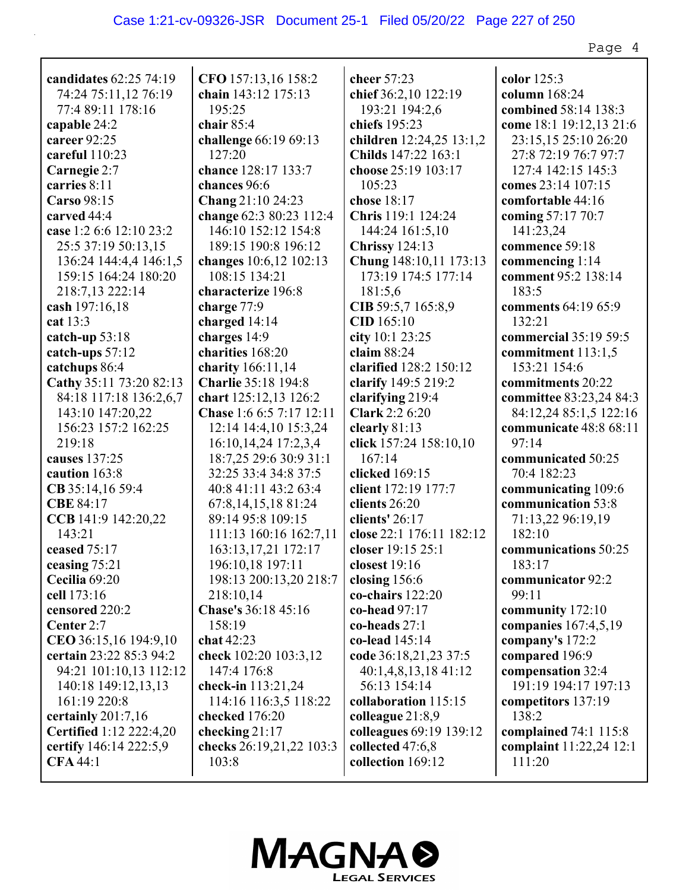**candidates** 62:25 74:19 74:24 75:11,12 76:19 77:4 89:11 178:16
**capable** 24:2
**career** 92:25
**careful** 110:23
**Carnegie** 2:7
**carries** 8:11
**Carso** 98:15
**carved** 44:4
**case** 1:2 6:6 12:10 23:2 25:5 37:19 50:13,15 136:24 144:4,4 146:1,5 159:15 164:24 180:20 218:7,13 222:14
**cash** 197:16,18
**cat** 13:3
**catch-up** 53:18
**catch-ups** 57:12
**catchups** 86:4
**Cathy** 35:11 73:20 82:13 84:18 117:18 136:2,6,7 143:10 147:20,22 156:23 157:2 162:25 219:18
**causes** 137:25
**caution** 163:8
**CB** 35:14,16 59:4
**CBE** 84:17
**CCB** 141:9 142:20,22 143:21
**ceased** 75:17
**ceasing** 75:21
**Cecilia** 69:20
**cell** 173:16
**censored** 220:2
**Center** 2:7
**CEO** 36:15,16 194:9,10
**certain** 23:22 85:3 94:2 94:21 101:10,13 112:12 140:18 149:12,13,13 161:19 220:8
**certainly** 201:7,16
**Certified** 1:12 222:4,20
**certify** 146:14 222:5,9
**CFA** 44:1

**CFO** 157:13,16 158:2
**chain** 143:12 175:13 195:25
**chair** 85:4
**challenge** 66:19 69:13 127:20
**chance** 128:17 133:7
**chances** 96:6
**Chang** 21:10 24:23
**change** 62:3 80:23 112:4 146:10 152:12 154:8 189:15 190:8 196:12
**changes** 10:6,12 102:13 108:15 134:21
**characterize** 196:8
**charge** 77:9
**charged** 14:14
**charges** 14:9
**charities** 168:20
**charity** 166:11,14
**Charlie** 35:18 194:8
**chart** 125:12,13 126:2
**Chase** 1:6 6:5 7:17 12:11 12:14 14:4,10 15:3,24 16:10,14,24 17:2,3,4 18:7,25 29:6 30:9 31:1 32:25 33:4 34:8 37:5 40:8 41:11 43:2 63:4 67:8,14,15,18 81:24 89:14 95:8 109:15 111:13 160:16 162:7,11 163:13,17,21 172:17 196:10,18 197:11 198:13 200:13,20 218:7 218:10,14
**Chase's** 36:18 45:16 158:19
**chat** 42:23
**check** 102:20 103:3,12 147:4 176:8
**check-in** 113:21,24 114:16 116:3,5 118:22
**checked** 176:20
**checking** 21:17
**checks** 26:19,21,22 103:3 103:8

**cheer** 57:23
**chief** 36:2,10 122:19 193:21 194:2,6
**chiefs** 195:23
**children** 12:24,25 13:1,2
**Childs** 147:22 163:1
**choose** 25:19 103:17 105:23
**chose** 18:17
**Chris** 119:1 124:24 144:24 161:5,10
**Chrissy** 124:13
**Chung** 148:10,11 173:13 173:19 174:5 177:14 181:5,6
**CIB** 59:5,7 165:8,9
**CID** 165:10
**city** 10:1 23:25
**claim** 88:24
**clarified** 128:2 150:12
**clarify** 149:5 219:2
**clarifying** 219:4
**Clark** 2:2 6:20
**clearly** 81:13
**click** 157:24 158:10,10 167:14
**clicked** 169:15
**client** 172:19 177:7
**clients** 26:20
**clients'** 26:17
**close** 22:1 176:11 182:12
**closer** 19:15 25:1
**closest** 19:16
**closing** 156:6
**co-chairs** 122:20
**co-head** 97:17
**co-heads** 27:1
**co-lead** 145:14
**code** 36:18,21,23 37:5 40:1,4,8,13,18 41:12 56:13 154:14
**collaboration** 115:15
**colleague** 21:8,9
**colleagues** 69:19 139:12
**collected** 47:6,8
**collection** 169:12

**color** 125:3
**column** 168:24
**combined** 58:14 138:3
**come** 18:1 19:12,13 21:6 23:15,15 25:10 26:20 27:8 72:19 76:7 97:7 127:4 142:15 145:3
**comes** 23:14 107:15
**comfortable** 44:16
**coming** 57:17 70:7 141:23,24
**commence** 59:18
**commencing** 1:14
**comment** 95:2 138:14 183:5
**comments** 64:19 65:9 132:21
**commercial** 35:19 59:5
**commitment** 113:1,5 153:21 154:6
**commitments** 20:22
**committee** 83:23,24 84:3 84:12,24 85:1,5 122:16
**communicate** 48:8 68:11 97:14
**communicated** 50:25 70:4 182:23
**communicating** 109:6
**communication** 53:8 71:13,22 96:19,19 182:10
**communications** 50:25 183:17
**communicator** 92:2 99:11
**community** 172:10
**companies** 167:4,5,19
**company's** 172:2
**compared** 196:9
**compensation** 32:4 191:19 194:17 197:13
**competitors** 137:19 138:2
**complained** 74:1 115:8
**complaint** 11:22,24 12:1 111:20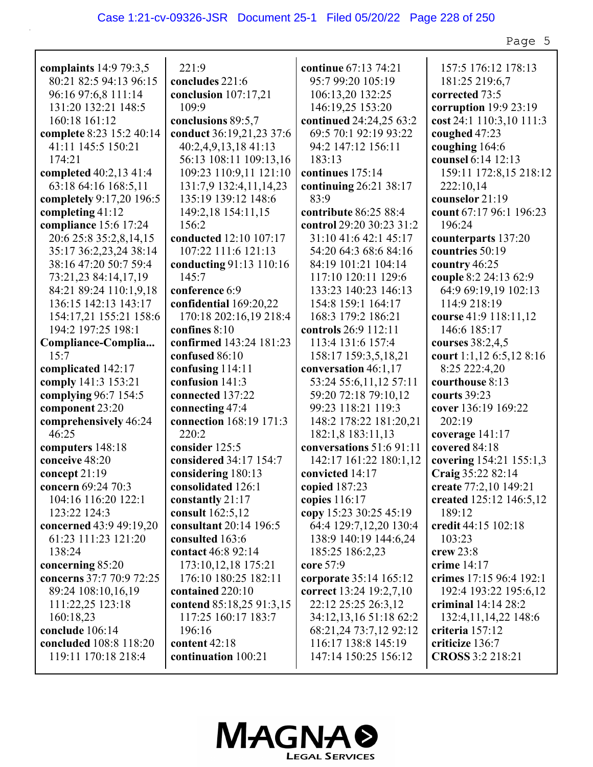**complaints** 14:9 79:3,5 80:21 82:5 94:13 96:15 96:16 97:6,8 111:14 131:20 132:21 148:5 160:18 161:12
**complete** 8:23 15:2 40:14 41:11 145:5 150:21 174:21
**completed** 40:2,13 41:4 63:18 64:16 168:5,11
**completely** 9:17,20 196:5
**completing** 41:12
**compliance** 15:6 17:24 20:6 25:8 35:2,8,14,15 35:17 36:2,23,24 38:14 38:16 47:20 50:7 59:4 73:21,23 84:14,17,19 84:21 89:24 110:1,9,18 136:15 142:13 143:17 154:17,21 155:21 158:6 194:2 197:25 198:1
**Compliance-Complia...** 15:7
**complicated** 142:17
**comply** 141:3 153:21
**complying** 96:7 154:5
**component** 23:20
**comprehensively** 46:24 46:25
**computers** 148:18
**conceive** 48:20
**concept** 21:19
**concern** 69:24 70:3 104:16 116:20 122:1 123:22 124:3
**concerned** 43:9 49:19,20 61:23 111:23 121:20 138:24
**concerning** 85:20
**concerns** 37:7 70:9 72:25 89:24 108:10,16,19 111:22,25 123:18 160:18,23
**conclude** 106:14
**concluded** 108:8 118:20 119:11 170:18 218:4 221:9
**concludes** 221:6
**conclusion** 107:17,21 109:9
**conclusions** 89:5,7
**conduct** 36:19,21,23 37:6 40:2,4,9,13,18 41:13 56:13 108:11 109:13,16 109:23 110:9,11 121:10 131:7,9 132:4,11,14,23 135:19 139:12 148:6 149:2,18 154:11,15 156:2
**conducted** 12:10 107:17 107:22 111:6 121:13
**conducting** 91:13 110:16 145:7
**conference** 6:9
**confidential** 169:20,22 170:18 202:16,19 218:4
**confines** 8:10
**confirmed** 143:24 181:23
**confused** 86:10
**confusing** 114:11
**confusion** 141:3
**connected** 137:22
**connecting** 47:4
**connection** 168:19 171:3 220:2
**consider** 125:5
**considered** 34:17 154:7
**considering** 180:13
**consolidated** 126:1
**constantly** 21:17
**consult** 162:5,12
**consultant** 20:14 196:5
**consulted** 163:6
**contact** 46:8 92:14 173:10,12,18 175:21 176:10 180:25 182:11
**contained** 220:10
**contend** 85:18,25 91:3,15 117:25 160:17 183:7 196:16
**content** 42:18
**continuation** 100:21
**continue** 67:13 74:21 95:7 99:20 105:19 106:13,20 132:25 146:19,25 153:20
**continued** 24:24,25 63:2 69:5 70:1 92:19 93:22 94:2 147:12 156:11 183:13
**continues** 175:14
**continuing** 26:21 38:17 83:9
**contribute** 86:25 88:4
**control** 29:20 30:23 31:2 31:10 41:6 42:1 45:17 54:20 64:3 68:6 84:16 84:19 101:21 104:14 117:10 120:11 129:6 133:23 140:23 146:13 154:8 159:1 164:17 168:3 179:2 186:21
**controls** 26:9 112:11 113:4 131:6 157:4 158:17 159:3,5,18,21
**conversation** 46:1,17 53:24 55:6,11,12 57:11 59:20 72:18 79:10,12 99:23 118:21 119:3 148:2 178:22 181:20,21 182:1,8 183:11,13
**conversations** 51:6 91:11 142:17 161:22 180:1,12
**convicted** 14:17
**copied** 187:23
**copies** 116:17
**copy** 15:23 30:25 45:19 64:4 129:7,12,20 130:4 138:9 140:19 144:6,24 185:25 186:2,23
**core** 57:9
**corporate** 35:14 165:12
**correct** 13:24 19:2,7,10 22:12 25:25 26:3,12 34:12,13,16 51:18 62:2 68:21,24 73:7,12 92:12 116:17 138:8 145:19 147:14 150:25 156:12 157:5 176:12 178:13 181:25 219:6,7
**corrected** 73:5
**corruption** 19:9 23:19
**cost** 24:1 110:3,10 111:3
**coughed** 47:23
**coughing** 164:6
**counsel** 6:14 12:13 159:11 172:8,15 218:12 222:10,14
**counselor** 21:19
**count** 67:17 96:1 196:23 196:24
**counterparts** 137:20
**countries** 50:19
**country** 46:25
**couple** 8:2 24:13 62:9 64:9 69:19,19 102:13 114:9 218:19
**course** 41:9 118:11,12 146:6 185:17
**courses** 38:2,4,5
**court** 1:1,12 6:5,12 8:16 8:25 222:4,20
**courthouse** 8:13
**courts** 39:23
**cover** 136:19 169:22 202:19
**coverage** 141:17
**covered** 84:18
**covering** 154:21 155:1,3
**Craig** 35:22 82:14
**create** 77:2,10 149:21
**created** 125:12 146:5,12 189:12
**credit** 44:15 102:18 103:23
**crew** 23:8
**crime** 14:17
**crimes** 17:15 96:4 192:1 192:4 193:22 195:6,12
**criminal** 14:14 28:2 132:4,11,14,22 148:6
**criteria** 157:12
**criticize** 136:7
**CROSS** 3:2 218:21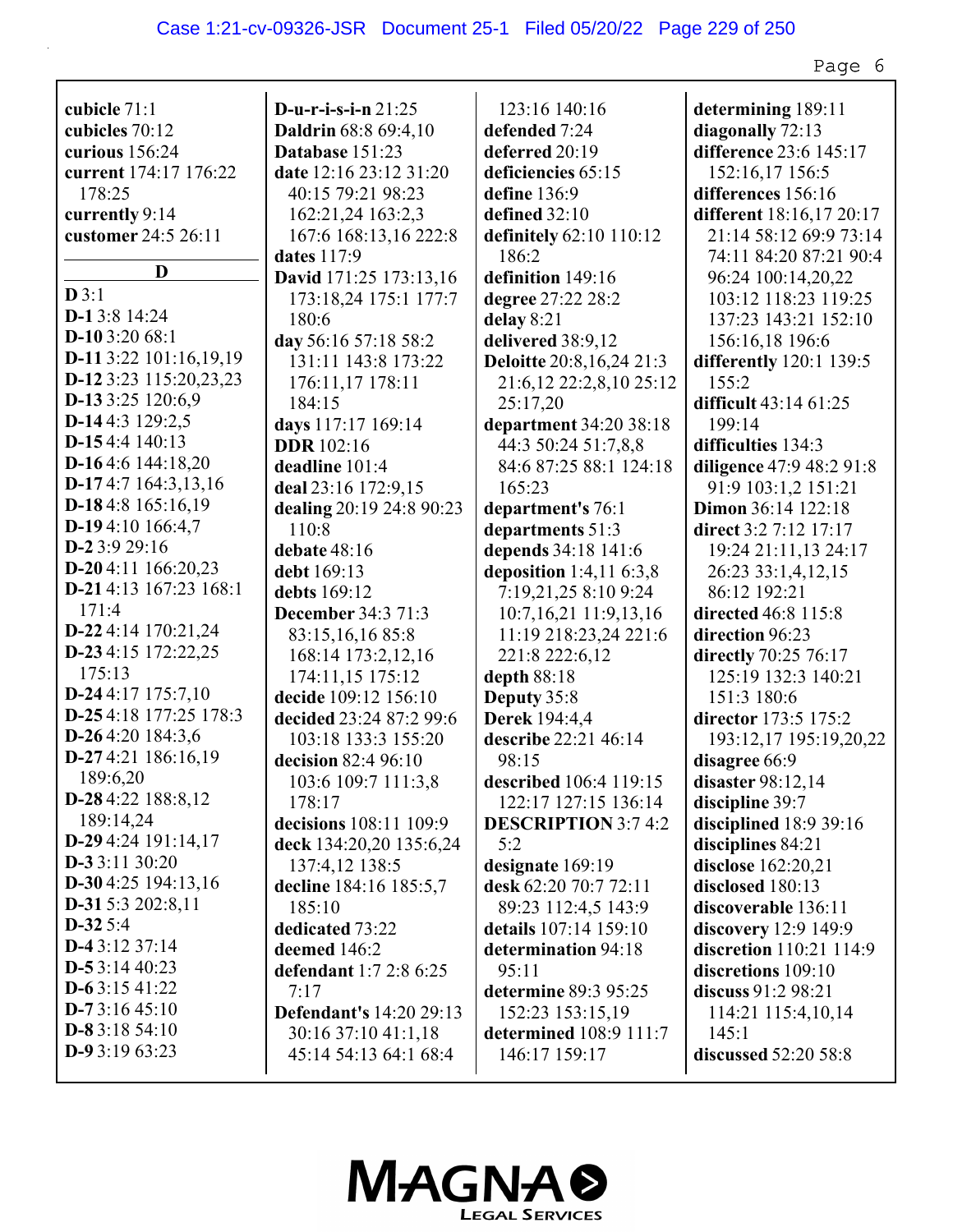**cubicle** 71:1
**cubicles** 70:12
**curious** 156:24
**current** 174:17 176:22 178:25
**currently** 9:14
**customer** 24:5 26:11

**D**

**D** 3:1
**D-1** 3:8 14:24
**D-10** 3:20 68:1
**D-11** 3:22 101:16,19,19
**D-12** 3:23 115:20,23,23
**D-13** 3:25 120:6,9
**D-14** 4:3 129:2,5
**D-15** 4:4 140:13
**D-16** 4:6 144:18,20
**D-17** 4:7 164:3,13,16
**D-18** 4:8 165:16,19
**D-19** 4:10 166:4,7
**D-2** 3:9 29:16
**D-20** 4:11 166:20,23
**D-21** 4:13 167:23 168:1 171:4
**D-22** 4:14 170:21,24
**D-23** 4:15 172:22,25 175:13
**D-24** 4:17 175:7,10
**D-25** 4:18 177:25 178:3
**D-26** 4:20 184:3,6
**D-27** 4:21 186:16,19 189:6,20
**D-28** 4:22 188:8,12 189:14,24
**D-29** 4:24 191:14,17
**D-3** 3:11 30:20
**D-30** 4:25 194:13,16
**D-31** 5:3 202:8,11
**D-32** 5:4
**D-4** 3:12 37:14
**D-5** 3:14 40:23
**D-6** 3:15 41:22
**D-7** 3:16 45:10
**D-8** 3:18 54:10
**D-9** 3:19 63:23

**D-u-r-i-s-i-n** 21:25
**Daldrin** 68:8 69:4,10
**Database** 151:23
**date** 12:16 23:12 31:20 40:15 79:21 98:23 162:21,24 163:2,3 167:6 168:13,16 222:8
**dates** 117:9
**David** 171:25 173:13,16 173:18,24 175:1 177:7 180:6
**day** 56:16 57:18 58:2 131:11 143:8 173:22 176:11,17 178:11 184:15
**days** 117:17 169:14
**DDR** 102:16
**deadline** 101:4
**deal** 23:16 172:9,15
**dealing** 20:19 24:8 90:23 110:8
**debate** 48:16
**debt** 169:13
**debts** 169:12
**December** 34:3 71:3 83:15,16,16 85:8 168:14 173:2,12,16 174:11,15 175:12
**decide** 109:12 156:10
**decided** 23:24 87:2 99:6 103:18 133:3 155:20
**decision** 82:4 96:10 103:6 109:7 111:3,8 178:17
**decisions** 108:11 109:9
**deck** 134:20,20 135:6,24 137:4,12 138:5
**decline** 184:16 185:5,7 185:10
**dedicated** 73:22
**deemed** 146:2
**defendant** 1:7 2:8 6:25 7:17
**Defendant's** 14:20 29:13 30:16 37:10 41:1,18 45:14 54:13 64:1 68:4

123:16 140:16
**defended** 7:24
**deferred** 20:19
**deficiencies** 65:15
**define** 136:9
**defined** 32:10
**definitely** 62:10 110:12 186:2
**definition** 149:16
**degree** 27:22 28:2
**delay** 8:21
**delivered** 38:9,12
**Deloitte** 20:8,16,24 21:3 21:6,12 22:2,8,10 25:12 25:17,20
**department** 34:20 38:18 44:3 50:24 51:7,8,8 84:6 87:25 88:1 124:18 165:23
**department's** 76:1
**departments** 51:3
**depends** 34:18 141:6
**deposition** 1:4,11 6:3,8 7:19,21,25 8:10 9:24 10:7,16,21 11:9,13,16 11:19 218:23,24 221:6 221:8 222:6,12
**depth** 88:18
**Deputy** 35:8
**Derek** 194:4,4
**describe** 22:21 46:14 98:15
**described** 106:4 119:15 122:17 127:15 136:14
**DESCRIPTION** 3:7 4:2 5:2
**designate** 169:19
**desk** 62:20 70:7 72:11 89:23 112:4,5 143:9
**details** 107:14 159:10
**determination** 94:18 95:11
**determine** 89:3 95:25 152:23 153:15,19
**determined** 108:9 111:7 146:17 159:17

**determining** 189:11
**diagonally** 72:13
**difference** 23:6 145:17 152:16,17 156:5
**differences** 156:16
**different** 18:16,17 20:17 21:14 58:12 69:9 73:14 74:11 84:20 87:21 90:4 96:24 100:14,20,22 103:12 118:23 119:25 137:23 143:21 152:10 156:16,18 196:6
**differently** 120:1 139:5 155:2
**difficult** 43:14 61:25 199:14
**difficulties** 134:3
**diligence** 47:9 48:2 91:8 91:9 103:1,2 151:21
**Dimon** 36:14 122:18
**direct** 3:2 7:12 17:17 19:24 21:11,13 24:17 26:23 33:1,4,12,15 86:12 192:21
**directed** 46:8 115:8
**direction** 96:23
**directly** 70:25 76:17 125:19 132:3 140:21 151:3 180:6
**director** 173:5 175:2 193:12,17 195:19,20,22
**disagree** 66:9
**disaster** 98:12,14
**discipline** 39:7
**disciplined** 18:9 39:16
**disciplines** 84:21
**disclose** 162:20,21
**disclosed** 180:13
**discoverable** 136:11
**discovery** 12:9 149:9
**discretion** 110:21 114:9
**discretions** 109:10
**discuss** 91:2 98:21 114:21 115:4,10,14 145:1
**discussed** 52:20 58:8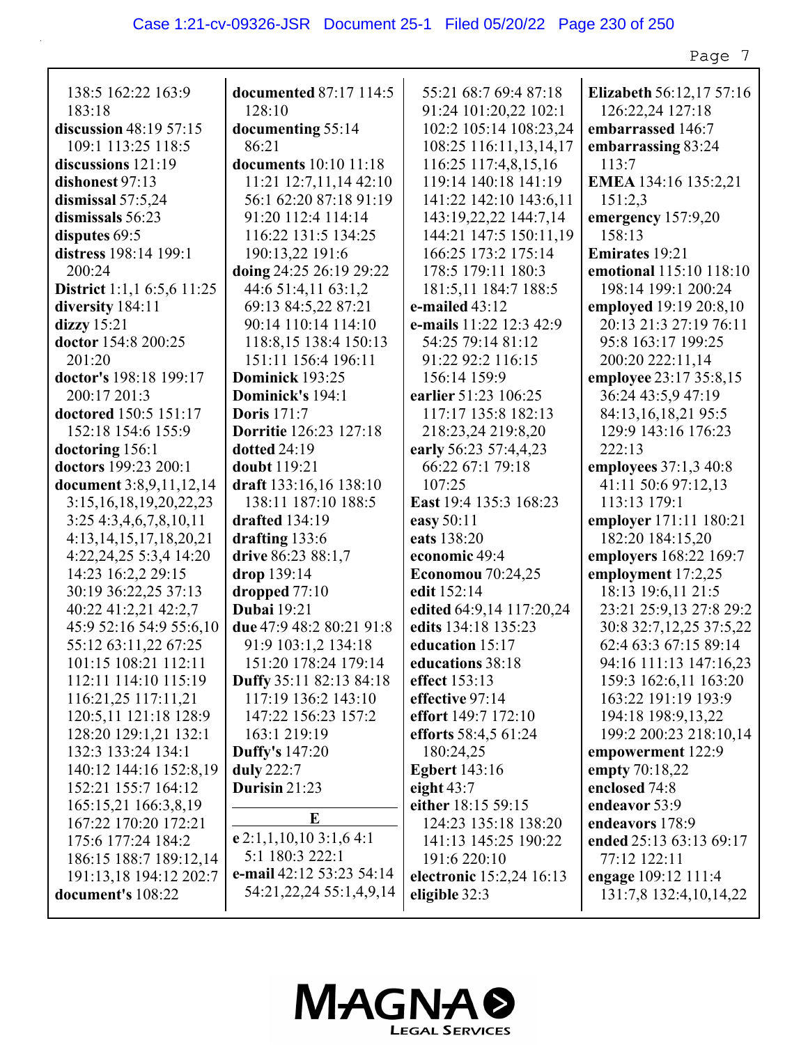138:5 162:22 163:9 183:18
**discussion** 48:19 57:15 109:1 113:25 118:5
**discussions** 121:19
**dishonest** 97:13
**dismissal** 57:5,24
**dismissals** 56:23
**disputes** 69:5
**distress** 198:14 199:1 200:24
**District** 1:1,1 6:5,6 11:25
**diversity** 184:11
**dizzy** 15:21
**doctor** 154:8 200:25 201:20
**doctor's** 198:18 199:17 200:17 201:3
**doctored** 150:5 151:17 152:18 154:6 155:9
**doctoring** 156:1
**doctors** 199:23 200:1
**document** 3:8,9,11,12,14 3:15,16,18,19,20,22,23 3:25 4:3,4,6,7,8,10,11 4:13,14,15,17,18,20,21 4:22,24,25 5:3,4 14:20 14:23 16:2,2 29:15 30:19 36:22,25 37:13 40:22 41:2,21 42:2,7 45:9 52:16 54:9 55:6,10 55:12 63:11,22 67:25 101:15 108:21 112:11 112:11 114:10 115:19 116:21,25 117:11,21 120:5,11 121:18 128:9 128:20 129:1,21 132:1 132:3 133:24 134:1 140:12 144:16 152:8,19 152:21 155:7 164:12 165:15,21 166:3,8,19 167:22 170:20 172:21 175:6 177:24 184:2 186:15 188:7 189:12,14 191:13,18 194:12 202:7
**document's** 108:22
**documented** 87:17 114:5 128:10
**documenting** 55:14 86:21
**documents** 10:10 11:18 11:21 12:7,11,14 42:10 56:1 62:20 87:18 91:19 91:20 112:4 114:14 116:22 131:5 134:25 190:13,22 191:6
**doing** 24:25 26:19 29:22 44:6 51:4,11 63:1,2 69:13 84:5,22 87:21 90:14 110:14 114:10 118:8,15 138:4 150:13 151:11 156:4 196:11
**Dominick** 193:25
**Dominick's** 194:1
**Doris** 171:7
**Dorritie** 126:23 127:18
**dotted** 24:19
**doubt** 119:21
**draft** 133:16,16 138:10 138:11 187:10 188:5
**drafted** 134:19
**drafting** 133:6
**drive** 86:23 88:1,7
**drop** 139:14
**dropped** 77:10
**Dubai** 19:21
**due** 47:9 48:2 80:21 91:8 91:9 103:1,2 134:18 151:20 178:24 179:14
**Duffy** 35:11 82:13 84:18 117:19 136:2 143:10 147:22 156:23 157:2 163:1 219:19
**Duffy's** 147:20
**duly** 222:7
**Durisin** 21:23

**E**

**e** 2:1,1,10,10 3:1,6 4:1 5:1 180:3 222:1
**e-mail** 42:12 53:23 54:14 54:21,22,24 55:1,4,9,14 55:21 68:7 69:4 87:18 91:24 101:20,22 102:1 102:2 105:14 108:23,24 108:25 116:11,13,14,17 116:25 117:4,8,15,16 119:14 140:18 141:19 141:22 142:10 143:6,11 143:19,22,22 144:7,14 144:21 147:5 150:11,19 166:25 173:2 175:14 178:5 179:11 180:3 181:5,11 184:7 188:5
**e-mailed** 43:12
**e-mails** 11:22 12:3 42:9 54:25 79:14 81:12 91:22 92:2 116:15 156:14 159:9
**earlier** 51:23 106:25 117:17 135:8 182:13 218:23,24 219:8,20
**early** 56:23 57:4,4,23 66:22 67:1 79:18 107:25
**East** 19:4 135:3 168:23
**easy** 50:11
**eats** 138:20
**economic** 49:4
**Economou** 70:24,25
**edit** 152:14
**edited** 64:9,14 117:20,24
**edits** 134:18 135:23
**education** 15:17
**educations** 38:18
**effect** 153:13
**effective** 97:14
**effort** 149:7 172:10
**efforts** 58:4,5 61:24 180:24,25
**Egbert** 143:16
**eight** 43:7
**either** 18:15 59:15 124:23 135:18 138:20 141:13 145:25 190:22 191:6 220:10
**electronic** 15:2,24 16:13
**eligible** 32:3
**Elizabeth** 56:12,17 57:16 126:22,24 127:18
**embarrassed** 146:7
**embarrassing** 83:24 113:7
**EMEA** 134:16 135:2,21 151:2,3
**emergency** 157:9,20 158:13
**Emirates** 19:21
**emotional** 115:10 118:10 198:14 199:1 200:24
**employed** 19:19 20:8,10 20:13 21:3 27:19 76:11 95:8 163:17 199:25 200:20 222:11,14
**employee** 23:17 35:8,15 36:24 43:5,9 47:19 84:13,16,18,21 95:5 129:9 143:16 176:23 222:13
**employees** 37:1,3 40:8 41:11 50:6 97:12,13 113:13 179:1
**employer** 171:11 180:21 182:20 184:15,20
**employers** 168:22 169:7
**employment** 17:2,25 18:13 19:6,11 21:5 23:21 25:9,13 27:8 29:2 30:8 32:7,12,25 37:5,22 62:4 63:3 67:15 89:14 94:16 111:13 147:16,23 159:3 162:6,11 163:20 163:22 191:19 193:9 194:18 198:9,13,22 199:2 200:23 218:10,14
**empowerment** 122:9
**empty** 70:18,22
**enclosed** 74:8
**endeavor** 53:9
**endeavors** 178:9
**ended** 25:13 63:13 69:17 77:12 122:11
**engage** 109:12 111:4 131:7,8 132:4,10,14,22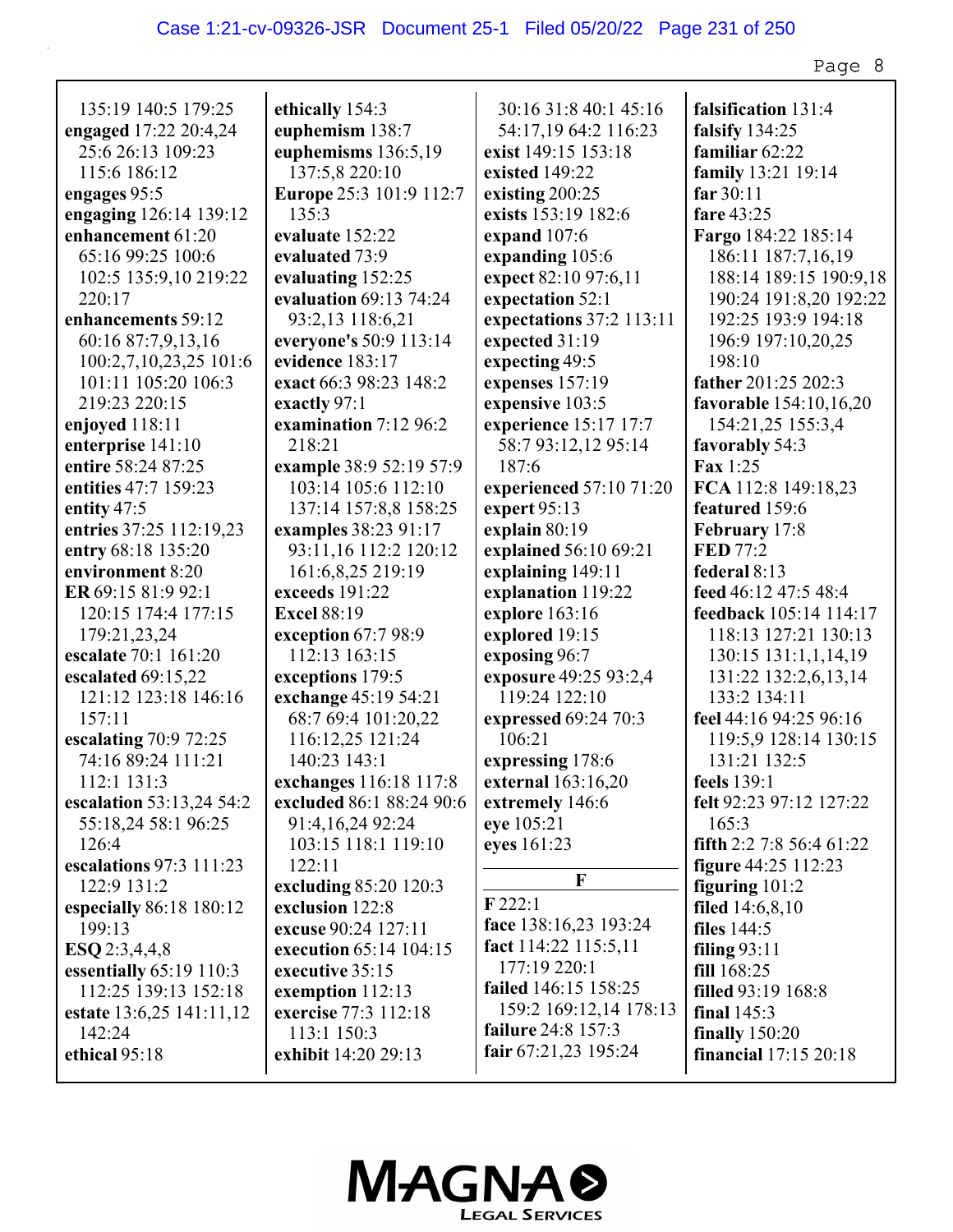135:19 140:5 179:25
**engaged** 17:22 20:4,24 25:6 26:13 109:23 115:6 186:12
**engages** 95:5
**engaging** 126:14 139:12
**enhancement** 61:20 65:16 99:25 100:6 102:5 135:9,10 219:22 220:17
**enhancements** 59:12 60:16 87:7,9,13,16 100:2,7,10,23,25 101:6 101:11 105:20 106:3 219:23 220:15
**enjoyed** 118:11
**enterprise** 141:10
**entire** 58:24 87:25
**entities** 47:7 159:23
**entity** 47:5
**entries** 37:25 112:19,23
**entry** 68:18 135:20
**environment** 8:20
**ER** 69:15 81:9 92:1 120:15 174:4 177:15 179:21,23,24
**escalate** 70:1 161:20
**escalated** 69:15,22 121:12 123:18 146:16 157:11
**escalating** 70:9 72:25 74:16 89:24 111:21 112:1 131:3
**escalation** 53:13,24 54:2 55:18,24 58:1 96:25 126:4
**escalations** 97:3 111:23 122:9 131:2
**especially** 86:18 180:12 199:13
**ESQ** 2:3,4,4,8
**essentially** 65:19 110:3 112:25 139:13 152:18
**estate** 13:6,25 141:11,12 142:24
**ethical** 95:18
**ethically** 154:3
**euphemism** 138:7
**euphemisms** 136:5,19 137:5,8 220:10
**Europe** 25:3 101:9 112:7 135:3
**evaluate** 152:22
**evaluated** 73:9
**evaluating** 152:25
**evaluation** 69:13 74:24 93:2,13 118:6,21
**everyone's** 50:9 113:14
**evidence** 183:17
**exact** 66:3 98:23 148:2
**exactly** 97:1
**examination** 7:12 96:2 218:21
**example** 38:9 52:19 57:9 103:14 105:6 112:10 137:14 157:8,8 158:25
**examples** 38:23 91:17 93:11,16 112:2 120:12 161:6,8,25 219:19
**exceeds** 191:22
**Excel** 88:19
**exception** 67:7 98:9 112:13 163:15
**exceptions** 179:5
**exchange** 45:19 54:21 68:7 69:4 101:20,22 116:12,25 121:24 140:23 143:1
**exchanges** 116:18 117:8
**excluded** 86:1 88:24 90:6 91:4,16,24 92:24 103:15 118:1 119:10 122:11
**excluding** 85:20 120:3
**exclusion** 122:8
**excuse** 90:24 127:11
**execution** 65:14 104:15
**executive** 35:15
**exemption** 112:13
**exercise** 77:3 112:18 113:1 150:3
**exhibit** 14:20 29:13 30:16 31:8 40:1 45:16 54:17,19 64:2 116:23
**exist** 149:15 153:18
**existed** 149:22
**existing** 200:25
**exists** 153:19 182:6
**expand** 107:6
**expanding** 105:6
**expect** 82:10 97:6,11
**expectation** 52:1
**expectations** 37:2 113:11
**expected** 31:19
**expecting** 49:5
**expenses** 157:19
**expensive** 103:5
**experience** 15:17 17:7 58:7 93:12,12 95:14 187:6
**experienced** 57:10 71:20
**expert** 95:13
**explain** 80:19
**explained** 56:10 69:21
**explaining** 149:11
**explanation** 119:22
**explore** 163:16
**explored** 19:15
**exposing** 96:7
**exposure** 49:25 93:2,4 119:24 122:10
**expressed** 69:24 70:3 106:21
**expressing** 178:6
**external** 163:16,20
**extremely** 146:6
**eye** 105:21
**eyes** 161:23

**F**

**F** 222:1
**face** 138:16,23 193:24
**fact** 114:22 115:5,11 177:19 220:1
**failed** 146:15 158:25 159:2 169:12,14 178:13
**failure** 24:8 157:3
**fair** 67:21,23 195:24
**falsification** 131:4
**falsify** 134:25
**familiar** 62:22
**family** 13:21 19:14
**far** 30:11
**fare** 43:25
**Fargo** 184:22 185:14 186:11 187:7,16,19 188:14 189:15 190:9,18 190:24 191:8,20 192:22 192:25 193:9 194:18 196:9 197:10,20,25 198:10
**father** 201:25 202:3
**favorable** 154:10,16,20 154:21,25 155:3,4
**favorably** 54:3
**Fax** 1:25
**FCA** 112:8 149:18,23
**featured** 159:6
**February** 17:8
**FED** 77:2
**federal** 8:13
**feed** 46:12 47:5 48:4
**feedback** 105:14 114:17 118:13 127:21 130:13 130:15 131:1,1,14,19 131:22 132:2,6,13,14 133:2 134:11
**feel** 44:16 94:25 96:16 119:5,9 128:14 130:15 131:21 132:5
**feels** 139:1
**felt** 92:23 97:12 127:22 165:3
**fifth** 2:2 7:8 56:4 61:22
**figure** 44:25 112:23
**figuring** 101:2
**filed** 14:6,8,10
**files** 144:5
**filing** 93:11
**fill** 168:25
**filled** 93:19 168:8
**final** 145:3
**finally** 150:20
**financial** 17:15 20:18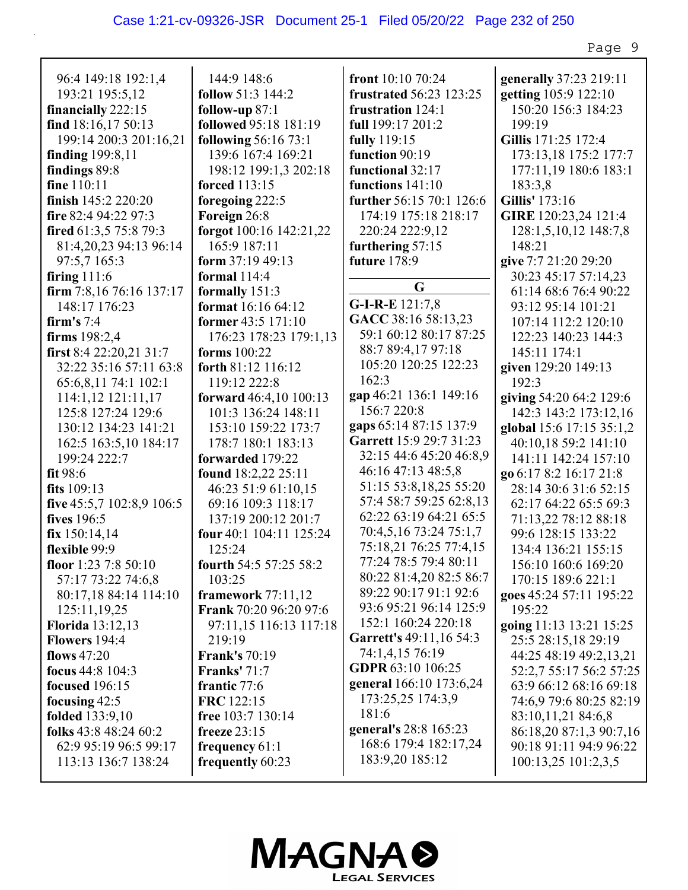96:4 149:18 192:1,4 193:21 195:5,12
**financially** 222:15
**find** 18:16,17 50:13 199:14 200:3 201:16,21
**finding** 199:8,11
**findings** 89:8
**fine** 110:11
**finish** 145:2 220:20
**fire** 82:4 94:22 97:3
**fired** 61:3,5 75:8 79:3 81:4,20,23 94:13 96:14 97:5,7 165:3
**firing** 111:6
**firm** 7:8,16 76:16 137:17 148:17 176:23
**firm's** 7:4
**firms** 198:2,4
**first** 8:4 22:20,21 31:7 32:22 35:16 57:11 63:8 65:6,8,11 74:1 102:1 114:1,12 121:11,17 125:8 127:24 129:6 130:12 134:23 141:21 162:5 163:5,10 184:17 199:24 222:7
**fit** 98:6
**fits** 109:13
**five** 45:5,7 102:8,9 106:5
**fives** 196:5
**fix** 150:14,14
**flexible** 99:9
**floor** 1:23 7:8 50:10 57:17 73:22 74:6,8 80:17,18 84:14 114:10 125:11,19,25
**Florida** 13:12,13
**Flowers** 194:4
**flows** 47:20
**focus** 44:8 104:3
**focused** 196:15
**focusing** 42:5
**folded** 133:9,10
**folks** 43:8 48:24 60:2 62:9 95:19 96:5 99:17 113:13 136:7 138:24 144:9 148:6
**follow** 51:3 144:2
**follow-up** 87:1
**followed** 95:18 181:19
**following** 56:16 73:1 139:6 167:4 169:21 198:12 199:1,3 202:18
**forced** 113:15
**foregoing** 222:5
**Foreign** 26:8
**forgot** 100:16 142:21,22 165:9 187:11
**form** 37:19 49:13
**formal** 114:4
**formally** 151:3
**format** 16:16 64:12
**former** 43:5 171:10 176:23 178:23 179:1,13
**forms** 100:22
**forth** 81:12 116:12 119:12 222:8
**forward** 46:4,10 100:13 101:3 136:24 148:11 153:10 159:22 173:7 178:7 180:1 183:13
**forwarded** 179:22
**found** 18:2,22 25:11 46:23 51:9 61:10,15 69:16 109:3 118:17 137:19 200:12 201:7
**four** 40:1 104:11 125:24 125:24
**fourth** 54:5 57:25 58:2 103:25
**framework** 77:11,12
**Frank** 70:20 96:20 97:6 97:11,15 116:13 117:18 219:19
**Frank's** 70:19
**Franks'** 71:7
**frantic** 77:6
**FRC** 122:15
**free** 103:7 130:14
**freeze** 23:15
**frequency** 61:1
**frequently** 60:23
**front** 10:10 70:24
**frustrated** 56:23 123:25
**frustration** 124:1
**full** 199:17 201:2
**fully** 119:15
**function** 90:19
**functional** 32:17
**functions** 141:10
**further** 56:15 70:1 126:6 174:19 175:18 218:17 220:24 222:9,12
**furthering** 57:15
**future** 178:9

### G

**G-I-R-E** 121:7,8
**GACC** 38:16 58:13,23 59:1 60:12 80:17 87:25 88:7 89:4,17 97:18 105:20 120:25 122:23 162:3
**gap** 46:21 136:1 149:16 156:7 220:8
**gaps** 65:14 87:15 137:9
**Garrett** 15:9 29:7 31:23 32:15 44:6 45:20 46:8,9 46:16 47:13 48:5,8 51:15 53:8,18,25 55:20 57:4 58:7 59:25 62:8,13 62:22 63:19 64:21 65:5 70:4,5,16 73:24 75:1,7 75:18,21 76:25 77:4,15 77:24 78:5 79:4 80:11 80:22 81:4,20 82:5 86:7 89:22 90:17 91:1 92:6 93:6 95:21 96:14 125:9 152:1 160:24 220:18
**Garrett's** 49:11,16 54:3 74:1,4,15 76:19
**GDPR** 63:10 106:25
**general** 166:10 173:6,24 173:25,25 174:3,9 181:6
**general's** 28:8 165:23 168:6 179:4 182:17,24 183:9,20 185:12
**generally** 37:23 219:11
**getting** 105:9 122:10 150:20 156:3 184:23 199:19
**Gillis** 171:25 172:4 173:13,18 175:2 177:7 177:11,19 180:6 183:1 183:3,8
**Gillis'** 173:16
**GIRE** 120:23,24 121:4 128:1,5,10,12 148:7,8 148:21
**give** 7:7 21:20 29:20 30:23 45:17 57:14,23 61:14 68:6 76:4 90:22 93:12 95:14 101:21 107:14 112:2 120:10 122:23 140:23 144:3 145:11 174:1
**given** 129:20 149:13 192:3
**giving** 54:20 64:2 129:6 142:3 143:2 173:12,16
**global** 15:6 17:15 35:1,2 40:10,18 59:2 141:10 141:11 142:24 157:10
**go** 6:17 8:2 16:17 21:8 28:14 30:6 31:6 52:15 62:17 64:22 65:5 69:3 71:13,22 78:12 88:18 99:6 128:15 133:22 134:4 136:21 155:15 156:10 160:6 169:20 170:15 189:6 221:1
**goes** 45:24 57:11 195:22 195:22
**going** 11:13 13:21 15:25 25:5 28:15,18 29:19 44:25 48:19 49:2,13,21 52:2,7 55:17 56:2 57:25 63:9 66:12 68:16 69:18 74:6,9 79:6 80:25 82:19 83:10,11,21 84:6,8 86:18,20 87:1,3 90:7,16 90:18 91:11 94:9 96:22 100:13,25 101:2,3,5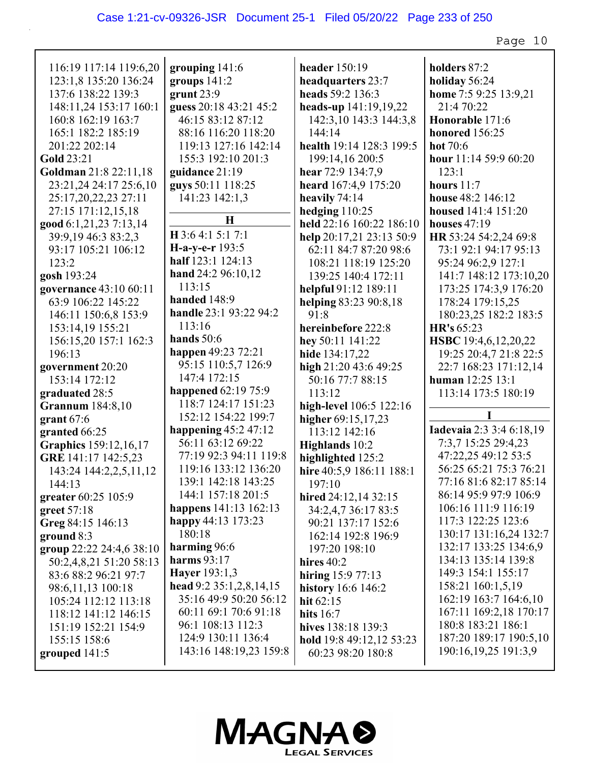116:19 117:14 119:6,20 123:1,8 135:20 136:24 137:6 138:22 139:3 148:11,24 153:17 160:1 160:8 162:19 163:7 165:1 182:2 185:19 201:22 202:14

**Gold** 23:21

**Goldman** 21:8 22:11,18 23:21,24 24:17 25:6,10 25:17,20,22,23 27:11 27:15 171:12,15,18

**good** 6:1,21,23 7:13,14 39:9,19 46:3 83:2,3 93:17 105:21 106:12 123:2

**gosh** 193:24

**governance** 43:10 60:11 63:9 106:22 145:22 146:11 150:6,8 153:9 153:14,19 155:21 156:15,20 157:1 162:3 196:13

**government** 20:20 153:14 172:12

**graduated** 28:5

**Grannum** 184:8,10

**grant** 67:6

**granted** 66:25

**Graphics** 159:12,16,17

**GRE** 141:17 142:5,23 143:24 144:2,2,5,11,12 144:13

**greater** 60:25 105:9

**greet** 57:18

**Greg** 84:15 146:13

**ground** 8:3

**group** 22:22 24:4,6 38:10 50:2,4,8,21 51:20 58:13 83:6 88:2 96:21 97:7 98:6,11,13 100:18 105:24 112:12 113:18 118:12 141:12 146:15 151:19 152:21 154:9 155:15 158:6

**grouped** 141:5

**grouping** 141:6

**groups** 141:2

**grunt** 23:9

**guess** 20:18 43:21 45:2 46:15 83:12 87:12 88:16 116:20 118:20 119:13 127:16 142:14 155:3 192:10 201:3

**guidance** 21:19

**guys** 50:11 118:25 141:23 142:1,3

## H

**H** 3:6 4:1 5:1 7:1

**H-a-y-e-r** 193:5

**half** 123:1 124:13

**hand** 24:2 96:10,12 113:15

**handed** 148:9

**handle** 23:1 93:22 94:2 113:16

**hands** 50:6

**happen** 49:23 72:21 95:15 110:5,7 126:9 147:4 172:15

**happened** 62:19 75:9 118:7 124:17 151:23 152:12 154:22 199:7

**happening** 45:2 47:12 56:11 63:12 69:22 77:19 92:3 94:11 119:8 119:16 133:12 136:20 139:1 142:18 143:25 144:1 157:18 201:5

**happens** 141:13 162:13

**happy** 44:13 173:23 180:18

**harming** 96:6

**harms** 93:17

**Hayer** 193:1,3

**head** 9:2 35:1,2,8,14,15 35:16 49:9 50:20 56:12 60:11 69:1 70:6 91:18 96:1 108:13 112:3 124:9 130:11 136:4 143:16 148:19,23 159:8

**header** 150:19

**headquarters** 23:7

**heads** 59:2 136:3

**heads-up** 141:19,19,22 142:3,10 143:3 144:3,8 144:14

**health** 19:14 128:3 199:5 199:14,16 200:5

**hear** 72:9 134:7,9

**heard** 167:4,9 175:20

**heavily** 74:14

**hedging** 110:25

**held** 22:16 160:22 186:10

**help** 20:17,21 23:13 50:9 62:11 84:7 87:20 98:6 108:21 118:19 125:20 139:25 140:4 172:11

**helpful** 91:12 189:11

**helping** 83:23 90:8,18 91:8

**hereinbefore** 222:8

**hey** 50:11 141:22

**hide** 134:17,22

**high** 21:20 43:6 49:25 50:16 77:7 88:15 113:12

**high-level** 106:5 122:16

**higher** 69:15,17,23 113:12 142:16

**Highlands** 10:2

**highlighted** 125:2

**hire** 40:5,9 186:11 188:1 197:10

**hired** 24:12,14 32:15 34:2,4,7 36:17 83:5 90:21 137:17 152:6 162:14 192:8 196:9 197:20 198:10

**hires** 40:2

**hiring** 15:9 77:13

**history** 16:6 146:2

**hit** 62:15

**hits** 16:7

**hives** 138:18 139:3

**hold** 19:8 49:12,12 53:23 60:23 98:20 180:8

**holders** 87:2

**holiday** 56:24

**home** 7:5 9:25 13:9,21 21:4 70:22

**Honorable** 171:6

**honored** 156:25

**hot** 70:6

**hour** 11:14 59:9 60:20 123:1

**hours** 11:7

**house** 48:2 146:12

**housed** 141:4 151:20

**houses** 47:19

**HR** 53:24 54:2,24 69:8 73:1 92:1 94:17 95:13 95:24 96:2,9 127:1 141:7 148:12 173:10,20 173:25 174:3,9 176:20 178:24 179:15,25 180:23,25 182:2 183:5

**HR's** 65:23

**HSBC** 19:4,6,12,20,22 19:25 20:4,7 21:8 22:5 22:7 168:23 171:12,14

**human** 12:25 13:1 113:14 173:5 180:19

## I

**Iadevaia** 2:3 3:4 6:18,19 7:3,7 15:25 29:4,23 47:22,25 49:12 53:5 56:25 65:21 75:3 76:21 77:16 81:6 82:17 85:14 86:14 95:9 97:9 106:9 106:16 111:9 116:19 117:3 122:25 123:6 130:17 131:16,24 132:7 132:17 133:25 134:6,9 134:13 135:14 139:8 149:3 154:1 155:17 158:21 160:1,5,19 162:19 163:7 164:6,10 167:11 169:2,18 170:17 180:8 183:21 186:1 187:20 189:17 190:5,10 190:16,19,25 191:3,9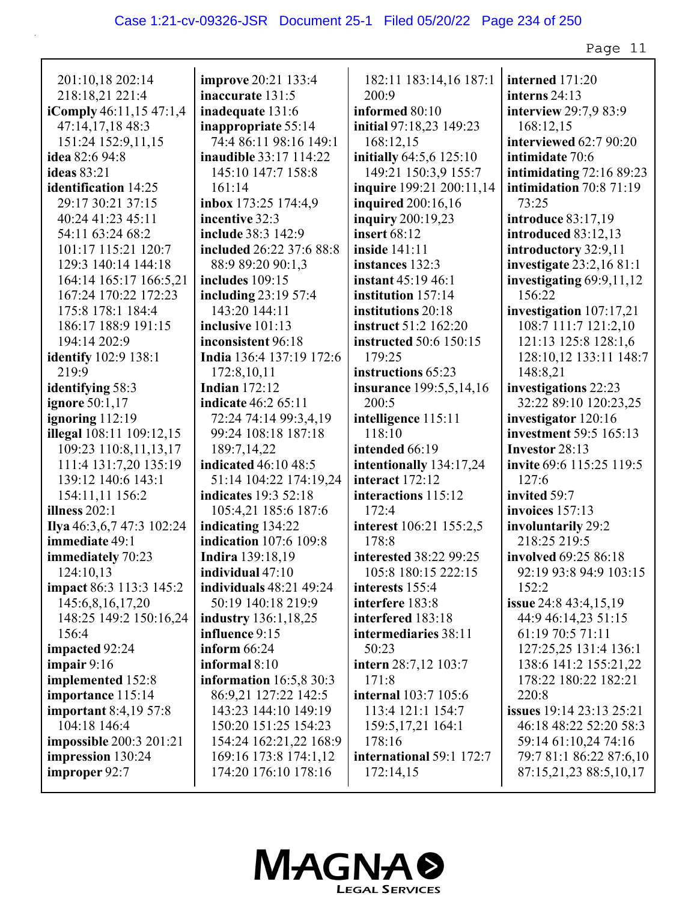201:10,18 202:14 218:18,21 221:4
**iComply** 46:11,15 47:1,4 47:14,17,18 48:3 151:24 152:9,11,15
**idea** 82:6 94:8
**ideas** 83:21
**identification** 14:25 29:17 30:21 37:15 40:24 41:23 45:11 54:11 63:24 68:2 101:17 115:21 120:7 129:3 140:14 144:18 164:14 165:17 166:5,21 167:24 170:22 172:23 175:8 178:1 184:4 186:17 188:9 191:15 194:14 202:9
**identify** 102:9 138:1 219:9
**identifying** 58:3
**ignore** 50:1,17
**ignoring** 112:19
**illegal** 108:11 109:12,15 109:23 110:8,11,13,17 111:4 131:7,20 135:19 139:12 140:6 143:1 154:11,11 156:2
**illness** 202:1
**Ilya** 46:3,6,7 47:3 102:24
**immediate** 49:1
**immediately** 70:23 124:10,13
**impact** 86:3 113:3 145:2 145:6,8,16,17,20 148:25 149:2 150:16,24 156:4
**impacted** 92:24
**impair** 9:16
**implemented** 152:8
**importance** 115:14
**important** 8:4,19 57:8 104:18 146:4
**impossible** 200:3 201:21
**impression** 130:24
**improper** 92:7
**improve** 20:21 133:4
**inaccurate** 131:5
**inadequate** 131:6
**inappropriate** 55:14 74:4 86:11 98:16 149:1
**inaudible** 33:17 114:22 145:10 147:7 158:8 161:14
**inbox** 173:25 174:4,9
**incentive** 32:3
**include** 38:3 142:9
**included** 26:22 37:6 88:8 88:9 89:20 90:1,3
**includes** 109:15
**including** 23:19 57:4 143:20 144:11
**inclusive** 101:13
**inconsistent** 96:18
**India** 136:4 137:19 172:6 172:8,10,11
**Indian** 172:12
**indicate** 46:2 65:11 72:24 74:14 99:3,4,19 99:24 108:18 187:18 189:7,14,22
**indicated** 46:10 48:5 51:14 104:22 174:19,24
**indicates** 19:3 52:18 105:4,21 185:6 187:6
**indicating** 134:22
**indication** 107:6 109:8
**Indira** 139:18,19
**individual** 47:10
**individuals** 48:21 49:24 50:19 140:18 219:9
**industry** 136:1,18,25
**influence** 9:15
**inform** 66:24
**informal** 8:10
**information** 16:5,8 30:3 86:9,21 127:22 142:5 143:23 144:10 149:19 150:20 151:25 154:23 154:24 162:21,22 168:9 169:16 173:8 174:1,12 174:20 176:10 178:16
182:11 183:14,16 187:1 200:9
**informed** 80:10
**initial** 97:18,23 149:23 168:12,15
**initially** 64:5,6 125:10 149:21 150:3,9 155:7
**inquire** 199:21 200:11,14
**inquired** 200:16,16
**inquiry** 200:19,23
**insert** 68:12
**inside** 141:11
**instances** 132:3
**instant** 45:19 46:1
**institution** 157:14
**institutions** 20:18
**instruct** 51:2 162:20
**instructed** 50:6 150:15 179:25
**instructions** 65:23
**insurance** 199:5,5,14,16 200:5
**intelligence** 115:11 118:10
**intended** 66:19
**intentionally** 134:17,24
**interact** 172:12
**interactions** 115:12 172:4
**interest** 106:21 155:2,5 178:8
**interested** 38:22 99:25 105:8 180:15 222:15
**interests** 155:4
**interfere** 183:8
**interfered** 183:18
**intermediaries** 38:11 50:23
**intern** 28:7,12 103:7 171:8
**internal** 103:7 105:6 113:4 121:1 154:7 159:5,17,21 164:1 178:16
**international** 59:1 172:7 172:14,15
**interned** 171:20
**interns** 24:13
**interview** 29:7,9 83:9 168:12,15
**interviewed** 62:7 90:20
**intimidate** 70:6
**intimidating** 72:16 89:23
**intimidation** 70:8 71:19 73:25
**introduce** 83:17,19
**introduced** 83:12,13
**introductory** 32:9,11
**investigate** 23:2,16 81:1
**investigating** 69:9,11,12 156:22
**investigation** 107:17,21 108:7 111:7 121:2,10 121:13 125:8 128:1,6 128:10,12 133:11 148:7 148:8,21
**investigations** 22:23 32:22 89:10 120:23,25
**investigator** 120:16
**investment** 59:5 165:13
**Investor** 28:13
**invite** 69:6 115:25 119:5 127:6
**invited** 59:7
**invoices** 157:13
**involuntarily** 29:2 218:25 219:5
**involved** 69:25 86:18 92:19 93:8 94:9 103:15 152:2
**issue** 24:8 43:4,15,19 44:9 46:14,23 51:15 61:19 70:5 71:11 127:25,25 131:4 136:1 138:6 141:2 155:21,22 178:22 180:22 182:21 220:8
**issues** 19:14 23:13 25:21 46:18 48:22 52:20 58:3 59:14 61:10,24 74:16 79:7 81:1 86:22 87:6,10 87:15,21,23 88:5,10,17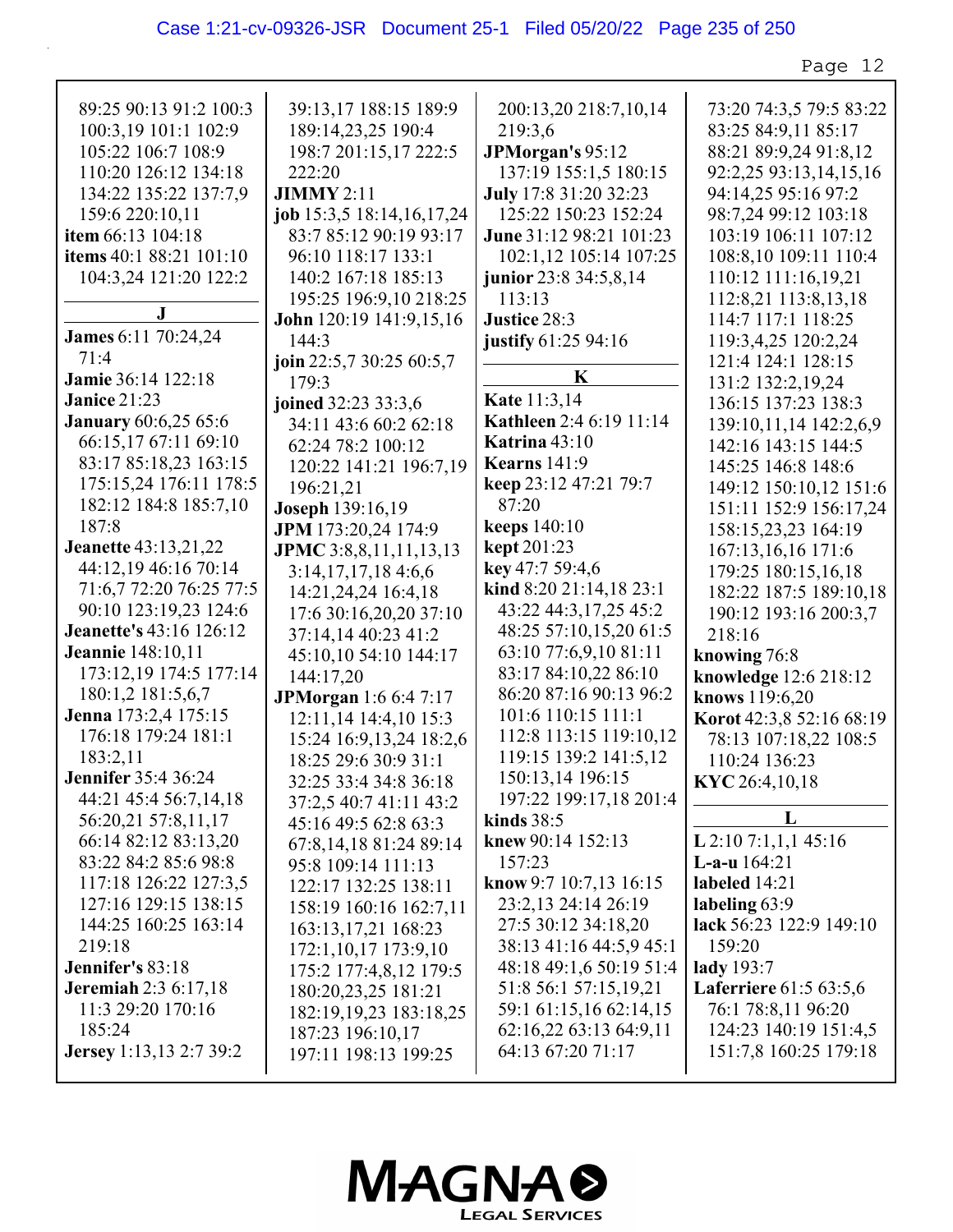89:25 90:13 91:2 100:3 100:3,19 101:1 102:9 105:22 106:7 108:9 110:20 126:12 134:18 134:22 135:22 137:7,9 159:6 220:10,11

**item** 66:13 104:18

**items** 40:1 88:21 101:10 104:3,24 121:20 122:2

**J**

**James** 6:11 70:24,24 71:4

**Jamie** 36:14 122:18

**Janice** 21:23

**January** 60:6,25 65:6 66:15,17 67:11 69:10 83:17 85:18,23 163:15 175:15,24 176:11 178:5 182:12 184:8 185:7,10 187:8

**Jeanette** 43:13,21,22 44:12,19 46:16 70:14 71:6,7 72:20 76:25 77:5 90:10 123:19,23 124:6

**Jeanette's** 43:16 126:12

**Jeannie** 148:10,11 173:12,19 174:5 177:14 180:1,2 181:5,6,7

**Jenna** 173:2,4 175:15 176:18 179:24 181:1 183:2,11

**Jennifer** 35:4 36:24 44:21 45:4 56:7,14,18 56:20,21 57:8,11,17 66:14 82:12 83:13,20 83:22 84:2 85:6 98:8 117:18 126:22 127:3,5 127:16 129:15 138:15 144:25 160:25 163:14 219:18

**Jennifer's** 83:18

**Jeremiah** 2:3 6:17,18 11:3 29:20 170:16 185:24

**Jersey** 1:13,13 2:7 39:2

39:13,17 188:15 189:9 189:14,23,25 190:4 198:7 201:15,17 222:5 222:20

**JIMMY** 2:11

**job** 15:3,5 18:14,16,17,24 83:7 85:12 90:19 93:17 96:10 118:17 133:1 140:2 167:18 185:13 195:25 196:9,10 218:25

**John** 120:19 141:9,15,16 144:3

**join** 22:5,7 30:25 60:5,7 179:3

**joined** 32:23 33:3,6 34:11 43:6 60:2 62:18 62:24 78:2 100:12 120:22 141:21 196:7,19 196:21,21

**Joseph** 139:16,19

**JPM** 173:20,24 174:9

**JPMC** 3:8,8,11,11,13,13 3:14,17,17,18 4:6,6 14:21,24,24 16:4,18 17:6 30:16,20,20 37:10 37:14,14 40:23 41:2 45:10,10 54:10 144:17 144:17,20

**JPMorgan** 1:6 6:4 7:17 12:11,14 14:4,10 15:3 15:24 16:9,13,24 18:2,6 18:25 29:6 30:9 31:1 32:25 33:4 34:8 36:18 37:2,5 40:7 41:11 43:2 45:16 49:5 62:8 63:3 67:8,14,18 81:24 89:14 95:8 109:14 111:13 122:17 132:25 138:11 158:19 160:16 162:7,11 163:13,17,21 168:23 172:1,10,17 173:9,10 175:2 177:4,8,12 179:5 180:20,23,25 181:21 182:19,19,23 183:18,25 187:23 196:10,17 197:11 198:13 199:25

200:13,20 218:7,10,14 219:3,6

**JPMorgan's** 95:12 137:19 155:1,5 180:15

**July** 17:8 31:20 32:23 125:22 150:23 152:24

**June** 31:12 98:21 101:23 102:1,12 105:14 107:25

**junior** 23:8 34:5,8,14 113:13

**Justice** 28:3

**justify** 61:25 94:16

**K**

**Kate** 11:3,14

**Kathleen** 2:4 6:19 11:14

**Katrina** 43:10

**Kearns** 141:9

**keep** 23:12 47:21 79:7 87:20

**keeps** 140:10

**kept** 201:23

**key** 47:7 59:4,6

**kind** 8:20 21:14,18 23:1 43:22 44:3,17,25 45:2 48:25 57:10,15,20 61:5 63:10 77:6,9,10 81:11 83:17 84:10,22 86:10 86:20 87:16 90:13 96:2 101:6 110:15 111:1 112:8 113:15 119:10,12 119:15 139:2 141:5,12 150:13,14 196:15 197:22 199:17,18 201:4

**kinds** 38:5

**knew** 90:14 152:13 157:23

**know** 9:7 10:7,13 16:15 23:2,13 24:14 26:19 27:5 30:12 34:18,20 38:13 41:16 44:5,9 45:1 48:18 49:1,6 50:19 51:4 51:8 56:1 57:15,19,21 59:1 61:15,16 62:14,15 62:16,22 63:13 64:9,11 64:13 67:20 71:17

73:20 74:3,5 79:5 83:22 83:25 84:9,11 85:17 88:21 89:9,24 91:8,12 92:2,25 93:13,14,15,16 94:14,25 95:16 97:2 98:7,24 99:12 103:18 103:19 106:11 107:12 108:8,10 109:11 110:4 110:12 111:16,19,21 112:8,21 113:8,13,18 114:7 117:1 118:25 119:3,4,25 120:2,24 121:4 124:1 128:15 131:2 132:2,19,24 136:15 137:23 138:3 139:10,11,14 142:2,6,9 142:16 143:15 144:5 145:25 146:8 148:6 149:12 150:10,12 151:6 151:11 152:9 156:17,24 158:15,23,23 164:19 167:13,16,16 171:6 179:25 180:15,16,18 182:22 187:5 189:10,18 190:12 193:16 200:3,7 218:16

**knowing** 76:8

**knowledge** 12:6 218:12

**knows** 119:6,20

**Korot** 42:3,8 52:16 68:19 78:13 107:18,22 108:5 110:24 136:23

**KYC** 26:4,10,18

**L**

**L** 2:10 7:1,1,1 45:16

**L-a-u** 164:21

**labeled** 14:21

**labeling** 63:9

**lack** 56:23 122:9 149:10 159:20

**lady** 193:7

**Laferriere** 61:5 63:5,6 76:1 78:8,11 96:20 124:23 140:19 151:4,5 151:7,8 160:25 179:18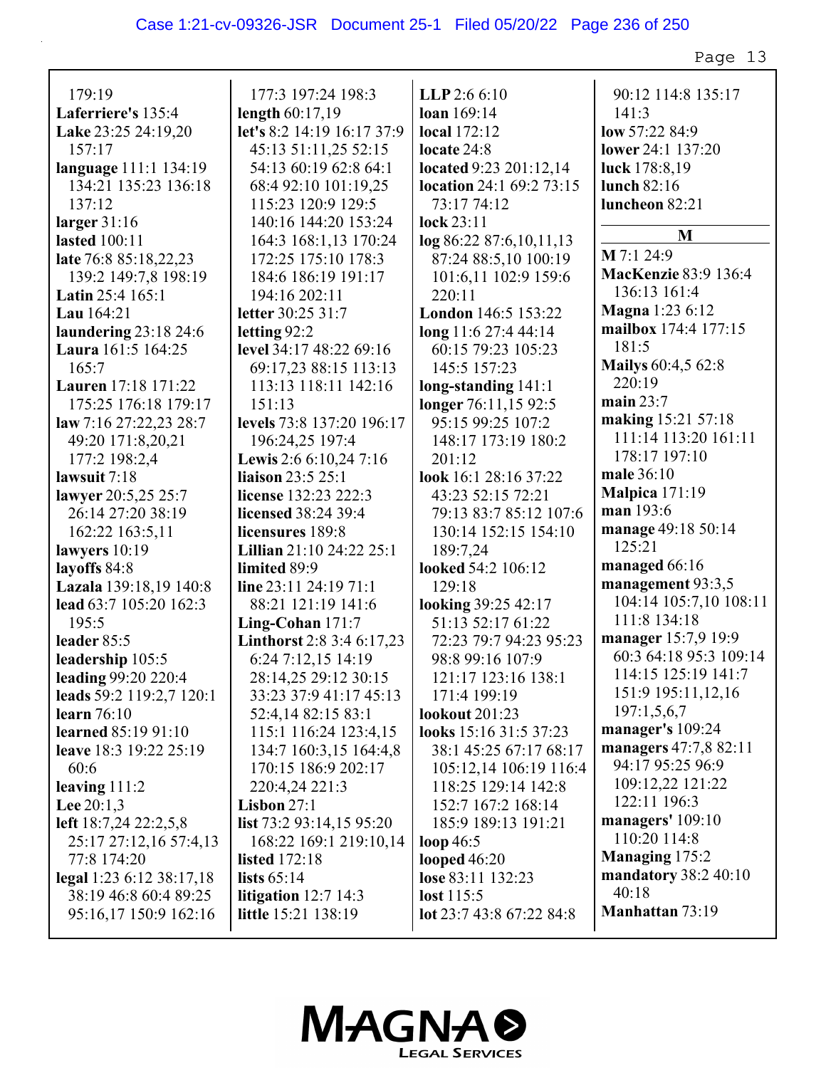179:19
**Laferriere's** 135:4
**Lake** 23:25 24:19,20 157:17
**language** 111:1 134:19 134:21 135:23 136:18 137:12
**larger** 31:16
**lasted** 100:11
**late** 76:8 85:18,22,23 139:2 149:7,8 198:19
**Latin** 25:4 165:1
**Lau** 164:21
**laundering** 23:18 24:6
**Laura** 161:5 164:25 165:7
**Lauren** 17:18 171:22 175:25 176:18 179:17
**law** 7:16 27:22,23 28:7 49:20 171:8,20,21 177:2 198:2,4
**lawsuit** 7:18
**lawyer** 20:5,25 25:7 26:14 27:20 38:19 162:22 163:5,11
**lawyers** 10:19
**layoffs** 84:8
**Lazala** 139:18,19 140:8
**lead** 63:7 105:20 162:3 195:5
**leader** 85:5
**leadership** 105:5
**leading** 99:20 220:4
**leads** 59:2 119:2,7 120:1
**learn** 76:10
**learned** 85:19 91:10
**leave** 18:3 19:22 25:19 60:6
**leaving** 111:2
**Lee** 20:1,3
**left** 18:7,24 22:2,5,8 25:17 27:12,16 57:4,13 77:8 174:20
**legal** 1:23 6:12 38:17,18 38:19 46:8 60:4 89:25 95:16,17 150:9 162:16 177:3 197:24 198:3
**length** 60:17,19
**let's** 8:2 14:19 16:17 37:9 45:13 51:11,25 52:15 54:13 60:19 62:8 64:1 68:4 92:10 101:19,25 115:23 120:9 129:5 140:16 144:20 153:24 164:3 168:1,13 170:24 172:25 175:10 178:3 184:6 186:19 191:17 194:16 202:11
**letter** 30:25 31:7
**letting** 92:2
**level** 34:17 48:22 69:16 69:17,23 88:15 113:13 113:13 118:11 142:16 151:13
**levels** 73:8 137:20 196:17 196:24,25 197:4
**Lewis** 2:6 6:10,24 7:16
**liaison** 23:5 25:1
**license** 132:23 222:3
**licensed** 38:24 39:4
**licensures** 189:8
**Lillian** 21:10 24:22 25:1
**limited** 89:9
**line** 23:11 24:19 71:1 88:21 121:19 141:6
**Ling-Cohan** 171:7
**Linthorst** 2:8 3:4 6:17,23 6:24 7:12,15 14:19 28:14,25 29:12 30:15 33:23 37:9 41:17 45:13 52:4,14 82:15 83:1 115:1 116:24 123:4,15 134:7 160:3,15 164:4,8 170:15 186:9 202:17 220:4,24 221:3
**Lisbon** 27:1
**list** 73:2 93:14,15 95:20 168:22 169:1 219:10,14
**listed** 172:18
**lists** 65:14
**litigation** 12:7 14:3
**little** 15:21 138:19
**LLP** 2:6 6:10
**loan** 169:14
**local** 172:12
**locate** 24:8
**located** 9:23 201:12,14
**location** 24:1 69:2 73:15 73:17 74:12
**lock** 23:11
**log** 86:22 87:6,10,11,13 87:24 88:5,10 100:19 101:6,11 102:9 159:6 220:11
**London** 146:5 153:22
**long** 11:6 27:4 44:14 60:15 79:23 105:23 145:5 157:23
**long-standing** 141:1
**longer** 76:11,15 92:5 95:15 99:25 107:2 148:17 173:19 180:2 201:12
**look** 16:1 28:16 37:22 43:23 52:15 72:21 79:13 83:7 85:12 107:6 130:14 152:15 154:10 189:7,24
**looked** 54:2 106:12 129:18
**looking** 39:25 42:17 51:13 52:17 61:22 72:23 79:7 94:23 95:23 98:8 99:16 107:9 121:17 123:16 138:1 171:4 199:19
**lookout** 201:23
**looks** 15:16 31:5 37:23 38:1 45:25 67:17 68:17 105:12,14 106:19 116:4 118:25 129:14 142:8 152:7 167:2 168:14 185:9 189:13 191:21
**loop** 46:5
**looped** 46:20
**lose** 83:11 132:23
**lost** 115:5
**lot** 23:7 43:8 67:22 84:8 90:12 114:8 135:17 141:3
**low** 57:22 84:9
**lower** 24:1 137:20
**luck** 178:8,19
**lunch** 82:16
**luncheon** 82:21

## M

**M** 7:1 24:9
**MacKenzie** 83:9 136:4 136:13 161:4
**Magna** 1:23 6:12
**mailbox** 174:4 177:15 181:5
**Mailys** 60:4,5 62:8 220:19
**main** 23:7
**making** 15:21 57:18 111:14 113:20 161:11 178:17 197:10
**male** 36:10
**Malpica** 171:19
**man** 193:6
**manage** 49:18 50:14 125:21
**managed** 66:16
**management** 93:3,5 104:14 105:7,10 108:11 111:8 134:18
**manager** 15:7,9 19:9 60:3 64:18 95:3 109:14 114:15 125:19 141:7 151:9 195:11,12,16 197:1,5,6,7
**manager's** 109:24
**managers** 47:7,8 82:11 94:17 95:25 96:9 109:12,22 121:22 122:11 196:3
**managers'** 109:10 110:20 114:8
**Managing** 175:2
**mandatory** 38:2 40:10 40:18
**Manhattan** 73:19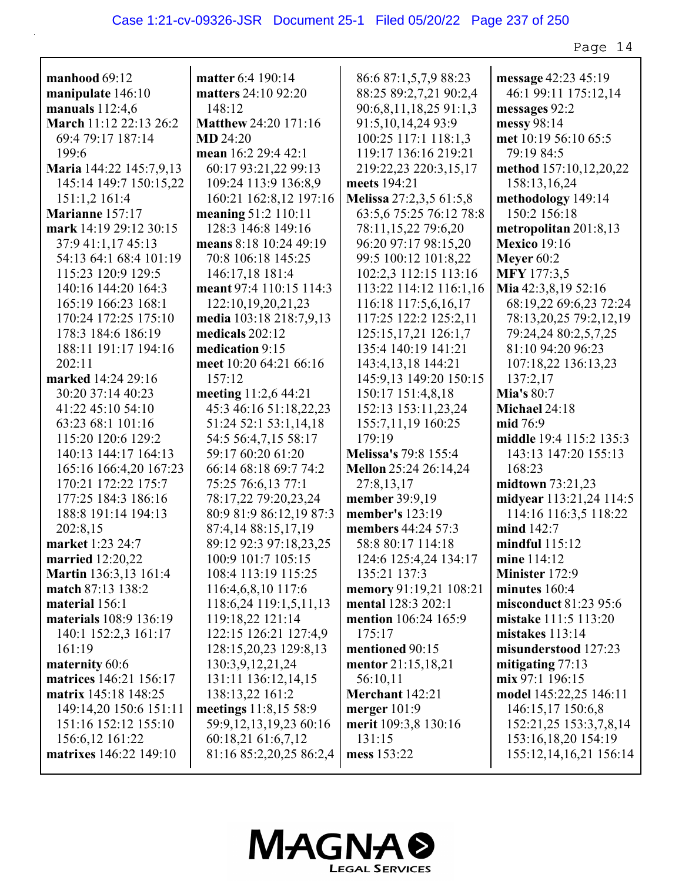**manhood** 69:12
**manipulate** 146:10
**manuals** 112:4,6
**March** 11:12 22:13 26:2 69:4 79:17 187:14 199:6
**Maria** 144:22 145:7,9,13 145:14 149:7 150:15,22 151:1,2 161:4
**Marianne** 157:17
**mark** 14:19 29:12 30:15 37:9 41:1,17 45:13 54:13 64:1 68:4 101:19 115:23 120:9 129:5 140:16 144:20 164:3 165:19 166:23 168:1 170:24 172:25 175:10 178:3 184:6 186:19 188:11 191:17 194:16 202:11
**marked** 14:24 29:16 30:20 37:14 40:23 41:22 45:10 54:10 63:23 68:1 101:16 115:20 120:6 129:2 140:13 144:17 164:13 165:16 166:4,20 167:23 170:21 172:22 175:7 177:25 184:3 186:16 188:8 191:14 194:13 202:8,15
**market** 1:23 24:7
**married** 12:20,22
**Martin** 136:3,13 161:4
**match** 87:13 138:2
**material** 156:1
**materials** 108:9 136:19 140:1 152:2,3 161:17 161:19
**maternity** 60:6
**matrices** 146:21 156:17
**matrix** 145:18 148:25 149:14,20 150:6 151:11 151:16 152:12 155:10 156:6,12 161:22
**matrixes** 146:22 149:10
**matter** 6:4 190:14
**matters** 24:10 92:20 148:12
**Matthew** 24:20 171:16
**MD** 24:20
**mean** 16:2 29:4 42:1 60:17 93:21,22 99:13 109:24 113:9 136:8,9 160:21 162:8,12 197:16
**meaning** 51:2 110:11 128:3 146:8 149:16
**means** 8:18 10:24 49:19 70:8 106:18 145:25 146:17,18 181:4
**meant** 97:4 110:15 114:3 122:10,19,20,21,23
**media** 103:18 218:7,9,13
**medicals** 202:12
**medication** 9:15
**meet** 10:20 64:21 66:16 157:12
**meeting** 11:2,6 44:21 45:3 46:16 51:18,22,23 51:24 52:1 53:1,14,18 54:5 56:4,7,15 58:17 59:17 60:20 61:20 66:14 68:18 69:7 74:2 75:25 76:6,13 77:1 78:17,22 79:20,23,24 80:9 81:9 86:12,19 87:3 87:4,14 88:15,17,19 89:12 92:3 97:18,23,25 100:9 101:7 105:15 108:4 113:19 115:25 116:4,6,8,10 117:6 118:6,24 119:1,5,11,13 119:18,22 121:14 122:15 126:21 127:4,9 128:15,20,23 129:8,13 130:3,9,12,21,24 131:11 136:12,14,15 138:13,22 161:2
**meetings** 11:8,15 58:9 59:9,12,13,19,23 60:16 60:18,21 61:6,7,12 81:16 85:2,20,25 86:2,4 86:6 87:1,5,7,9 88:23 88:25 89:2,7,21 90:2,4 90:6,8,11,18,25 91:1,3 91:5,10,14,24 93:9 100:25 117:1 118:1,3 119:17 136:16 219:21 219:22,23 220:3,15,17
**meets** 194:21
**Melissa** 27:2,3,5 61:5,8 63:5,6 75:25 76:12 78:8 78:11,15,22 79:6,20 96:20 97:17 98:15,20 99:5 100:12 101:8,22 102:2,3 112:15 113:16 113:22 114:12 116:1,16 116:18 117:5,6,16,17 117:25 122:2 125:2,11 125:15,17,21 126:1,7 135:4 140:19 141:21 143:4,13,18 144:21 145:9,13 149:20 150:15 150:17 151:4,8,18 152:13 153:11,23,24 155:7,11,19 160:25 179:19
**Melissa's** 79:8 155:4
**Mellon** 25:24 26:14,24 27:8,13,17
**member** 39:9,19
**member's** 123:19
**members** 44:24 57:3 58:8 80:17 114:18 124:6 125:4,24 134:17 135:21 137:3
**memory** 91:19,21 108:21
**mental** 128:3 202:1
**mention** 106:24 165:9 175:17
**mentioned** 90:15
**mentor** 21:15,18,21 56:10,11
**Merchant** 142:21
**merger** 101:9
**merit** 109:3,8 130:16 131:15
**mess** 153:22
**message** 42:23 45:19 46:1 99:11 175:12,14
**messages** 92:2
**messy** 98:14
**met** 10:19 56:10 65:5 79:19 84:5
**method** 157:10,12,20,22 158:13,16,24
**methodology** 149:14 150:2 156:18
**metropolitan** 201:8,13
**Mexico** 19:16
**Meyer** 60:2
**MFY** 177:3,5
**Mia** 42:3,8,19 52:16 68:19,22 69:6,23 72:24 78:13,20,25 79:2,12,19 79:24,24 80:2,5,7,25 81:10 94:20 96:23 107:18,22 136:13,23 137:2,17
**Mia's** 80:7
**Michael** 24:18
**mid** 76:9
**middle** 19:4 115:2 135:3 143:13 147:20 155:13 168:23
**midtown** 73:21,23
**midyear** 113:21,24 114:5 114:16 116:3,5 118:22
**mind** 142:7
**mindful** 115:12
**mine** 114:12
**Minister** 172:9
**minutes** 160:4
**misconduct** 81:23 95:6
**mistake** 111:5 113:20
**mistakes** 113:14
**misunderstood** 127:23
**mitigating** 77:13
**mix** 97:1 196:15
**model** 145:22,25 146:11 146:15,17 150:6,8 152:21,25 153:3,7,8,14 153:16,18,20 154:19 155:12,14,16,21 156:14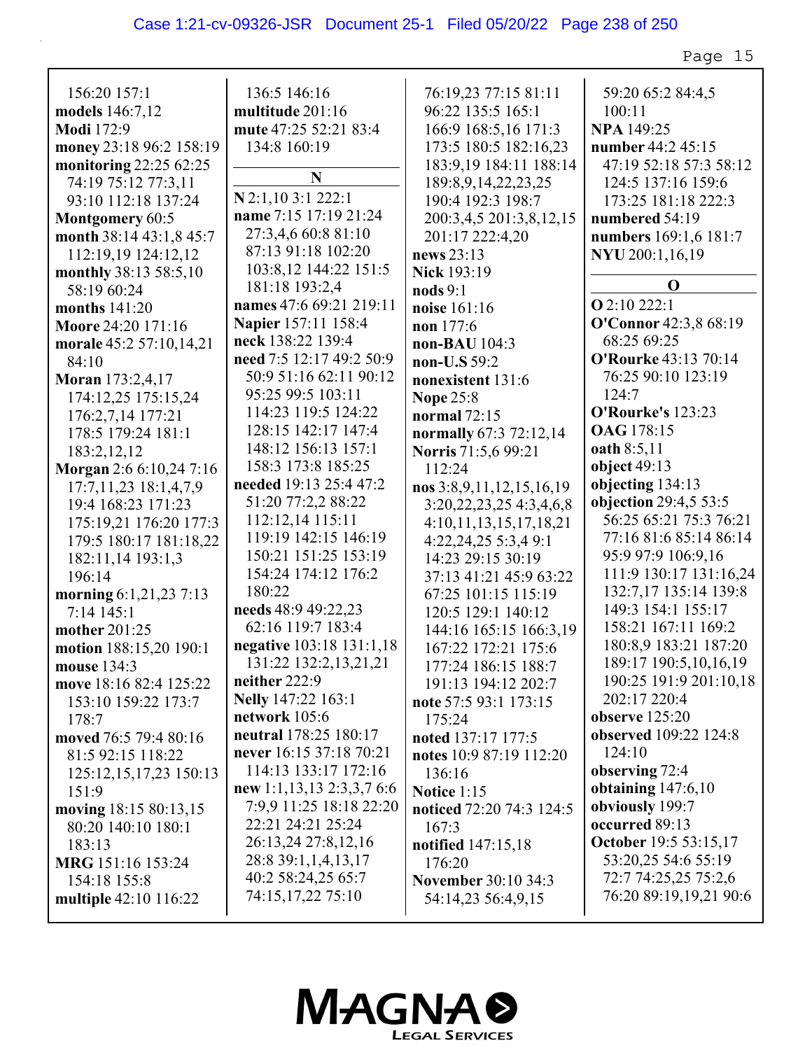156:20 157:1
**models** 146:7,12
**Modi** 172:9
**money** 23:18 96:2 158:19
**monitoring** 22:25 62:25 74:19 75:12 77:3,11 93:10 112:18 137:24
**Montgomery** 60:5
**month** 38:14 43:1,8 45:7 112:19,19 124:12,12
**monthly** 38:13 58:5,10 58:19 60:24
**months** 141:20
**Moore** 24:20 171:16
**morale** 45:2 57:10,14,21 84:10
**Moran** 173:2,4,17 174:12,25 175:15,24 176:2,7,14 177:21 178:5 179:24 181:1 183:2,12,12
**Morgan** 2:6 6:10,24 7:16 17:7,11,23 18:1,4,7,9 19:4 168:23 171:23 175:19,21 176:20 177:3 179:5 180:17 181:18,22 182:11,14 193:1,3 196:14
**morning** 6:1,21,23 7:13 7:14 145:1
**mother** 201:25
**motion** 188:15,20 190:1
**mouse** 134:3
**move** 18:16 82:4 125:22 153:10 159:22 173:7 178:7
**moved** 76:5 79:4 80:16 81:5 92:15 118:22 125:12,15,17,23 150:13 151:9
**moving** 18:15 80:13,15 80:20 140:10 180:1 183:13
**MRG** 151:16 153:24 154:18 155:8
**multiple** 42:10 116:22 136:5 146:16
**multitude** 201:16
**mute** 47:25 52:21 83:4 134:8 160:19

**N**

**N** 2:1,10 3:1 222:1
**name** 7:15 17:19 21:24 27:3,4,6 60:8 81:10 87:13 91:18 102:20 103:8,12 144:22 151:5 181:18 193:2,4
**names** 47:6 69:21 219:11
**Napier** 157:11 158:4
**neck** 138:22 139:4
**need** 7:5 12:17 49:2 50:9 50:9 51:16 62:11 90:12 95:25 99:5 103:11 114:23 119:5 124:22 128:15 142:17 147:4 148:12 156:13 157:1 158:3 173:8 185:25
**needed** 19:13 25:4 47:2 51:20 77:2,2 88:22 112:12,14 115:11 119:19 142:15 146:19 150:21 151:25 153:19 154:24 174:12 176:2 180:22
**needs** 48:9 49:22,23 62:16 119:7 183:4
**negative** 103:18 131:1,18 131:22 132:2,13,21,21
**neither** 222:9
**Nelly** 147:22 163:1
**network** 105:6
**neutral** 178:25 180:17
**never** 16:15 37:18 70:21 114:13 133:17 172:16
**new** 1:1,13,13 2:3,3,7 6:6 7:9,9 11:25 18:18 22:20 22:21 24:21 25:24 26:13,24 27:8,12,16 28:8 39:1,4,13,17 40:2 58:24,25 65:7 74:15,17,22 75:10 76:19,23 77:15 81:11 96:22 135:5 165:1 166:9 168:5,16 171:3 173:5 180:5 182:16,23 183:9,19 184:11 188:14 189:8,9,14,22,23,25 190:4 192:3 198:7 200:3,4,5 201:3,8,12,15 201:17 222:4,20
**news** 23:13
**Nick** 193:19
**nods** 9:1
**noise** 161:16
**non** 177:6
**non-BAU** 104:3
**non-U.S** 59:2
**nonexistent** 131:6
**Nope** 25:8
**normal** 72:15
**normally** 67:3 72:12,14
**Norris** 71:5,6 99:21 112:24
**nos** 3:8,9,11,12,15,16,19 3:20,22,23,25 4:3,4,6,8 4:10,11,13,15,17,18,21 4:22,24,25 5:3,4 9:1 14:23 29:15 30:19 37:13 41:21 45:9 63:22 67:25 101:15 115:19 120:5 129:1 140:12 144:16 165:15 166:3,19 167:22 172:21 175:6 177:24 186:15 188:7 191:13 194:12 202:7
**note** 57:5 93:1 173:15 175:24
**noted** 137:17 177:5
**notes** 10:9 87:19 112:20 136:16
**Notice** 1:15
**noticed** 72:20 74:3 124:5 167:3
**notified** 147:15,18 176:20
**November** 30:10 34:3 54:14,23 56:4,9,15 59:20 65:2 84:4,5 100:11
**NPA** 149:25
**number** 44:2 45:15 47:19 52:18 57:3 58:12 124:5 137:16 159:6 173:25 181:18 222:3
**numbered** 54:19
**numbers** 169:1,6 181:7
**NYU** 200:1,16,19

**O**

**O** 2:10 222:1
**O'Connor** 42:3,8 68:19 68:25 69:25
**O'Rourke** 43:13 70:14 76:25 90:10 123:19 124:7
**O'Rourke's** 123:23
**OAG** 178:15
**oath** 8:5,11
**object** 49:13
**objecting** 134:13
**objection** 29:4,5 53:5 56:25 65:21 75:3 76:21 77:16 81:6 85:14 86:14 95:9 97:9 106:9,16 111:9 130:17 131:16,24 132:7,17 135:14 139:8 149:3 154:1 155:17 158:21 167:11 169:2 180:8,9 183:21 187:20 189:17 190:5,10,16,19 190:25 191:9 201:10,18 202:17 220:4
**observe** 125:20
**observed** 109:22 124:8 124:10
**observing** 72:4
**obtaining** 147:6,10
**obviously** 199:7
**occurred** 89:13
**October** 19:5 53:15,17 53:20,25 54:6 55:19 72:7 74:25,25 75:2,6 76:20 89:19,19,21 90:6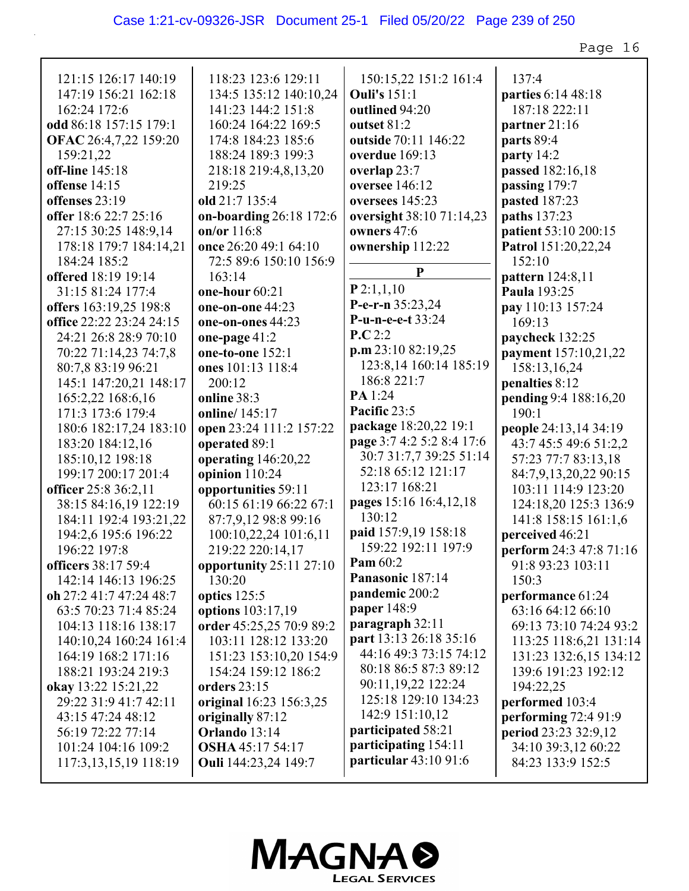121:15 126:17 140:19 147:19 156:21 162:18 162:24 172:6
**odd** 86:18 157:15 179:1
**OFAC** 26:4,7,22 159:20 159:21,22
**off-line** 145:18
**offense** 14:15
**offenses** 23:19
**offer** 18:6 22:7 25:16 27:15 30:25 148:9,14 178:18 179:7 184:14,21 184:24 185:2
**offered** 18:19 19:14 31:15 81:24 177:4
**offers** 163:19,25 198:8
**office** 22:22 23:24 24:15 24:21 26:8 28:9 70:10 70:22 71:14,23 74:7,8 80:7,8 83:19 96:21 145:1 147:20,21 148:17 165:2,22 168:6,16 171:3 173:6 179:4 180:6 182:17,24 183:10 183:20 184:12,16 185:10,12 198:18 199:17 200:17 201:4
**officer** 25:8 36:2,11 38:15 84:16,19 122:19 184:11 192:4 193:21,22 194:2,6 195:6 196:22 196:22 197:8
**officers** 38:17 59:4 142:14 146:13 196:25
**oh** 27:2 41:7 47:24 48:7 63:5 70:23 71:4 85:24 104:13 118:16 138:17 140:10,24 160:24 161:4 164:19 168:2 171:16 188:21 193:24 219:3
**okay** 13:22 15:21,22 29:22 31:9 41:7 42:11 43:15 47:24 48:12 56:19 72:22 77:14 101:24 104:16 109:2 117:3,13,15,19 118:19 118:23 123:6 129:11 134:5 135:12 140:10,24 141:23 144:2 151:8 160:24 164:22 169:5 174:8 184:23 185:6 188:24 189:3 199:3 218:18 219:4,8,13,20 219:25
**old** 21:7 135:4
**on-boarding** 26:18 172:6
**on/or** 116:8
**once** 26:20 49:1 64:10 72:5 89:6 150:10 156:9 163:14
**one-hour** 60:21
**one-on-one** 44:23
**one-on-ones** 44:23
**one-page** 41:2
**one-to-one** 152:1
**ones** 101:13 118:4 200:12
**online** 38:3
**online/** 145:17
**open** 23:24 111:2 157:22
**operated** 89:1
**operating** 146:20,22
**opinion** 110:24
**opportunities** 59:11 60:15 61:19 66:22 67:1 87:7,9,12 98:8 99:16 100:10,22,24 101:6,11 219:22 220:14,17
**opportunity** 25:11 27:10 130:20
**optics** 125:5
**options** 103:17,19
**order** 45:25,25 70:9 89:2 103:11 128:12 133:20 151:23 153:10,20 154:9 154:24 159:12 186:2
**orders** 23:15
**original** 16:23 156:3,25
**originally** 87:12
**Orlando** 13:14
**OSHA** 45:17 54:17
**Ouli** 144:23,24 149:7 150:15,22 151:2 161:4
**Ouli's** 151:1
**outlined** 94:20
**outset** 81:2
**outside** 70:11 146:22
**overdue** 169:13
**overlap** 23:7
**oversee** 146:12
**oversees** 145:23
**oversight** 38:10 71:14,23
**owners** 47:6
**ownership** 112:22

**P**

**P** 2:1,1,10
**P-e-r-n** 35:23,24
**P-u-n-e-e-t** 33:24
**P.C** 2:2
**p.m** 23:10 82:19,25 123:8,14 160:14 185:19 186:8 221:7
**PA** 1:24
**Pacific** 23:5
**package** 18:20,22 19:1
**page** 3:7 4:2 5:2 8:4 17:6 30:7 31:7,7 39:25 51:14 52:18 65:12 121:17 123:17 168:21
**pages** 15:16 16:4,12,18 130:12
**paid** 157:9,19 158:18 159:22 192:11 197:9
**Pam** 60:2
**Panasonic** 187:14
**pandemic** 200:2
**paper** 148:9
**paragraph** 32:11
**part** 13:13 26:18 35:16 44:16 49:3 73:15 74:12 80:18 86:5 87:3 89:12 90:11,19,22 122:24 125:18 129:10 134:23 142:9 151:10,12
**participated** 58:21
**participating** 154:11
**particular** 43:10 91:6 137:4
**parties** 6:14 48:18 187:18 222:11
**partner** 21:16
**parts** 89:4
**party** 14:2
**passed** 182:16,18
**passing** 179:7
**pasted** 187:23
**paths** 137:23
**patient** 53:10 200:15
**Patrol** 151:20,22,24 152:10
**pattern** 124:8,11
**Paula** 193:25
**pay** 110:13 157:24 169:13
**paycheck** 132:25
**payment** 157:10,21,22 158:13,16,24
**penalties** 8:12
**pending** 9:4 188:16,20 190:1
**people** 24:13,14 34:19 43:7 45:5 49:6 51:2,2 57:23 77:7 83:13,18 84:7,9,13,20,22 90:15 103:11 114:9 123:20 124:18,20 125:3 136:9 141:8 158:15 161:1,6
**perceived** 46:21
**perform** 24:3 47:8 71:16 91:8 93:23 103:11 150:3
**performance** 61:24 63:16 64:12 66:10 69:13 73:10 74:24 93:2 113:25 118:6,21 131:14 131:23 132:6,15 134:12 139:6 191:23 192:12 194:22,25
**performed** 103:4
**performing** 72:4 91:9
**period** 23:23 32:9,12 34:10 39:3,12 60:22 84:23 133:9 152:5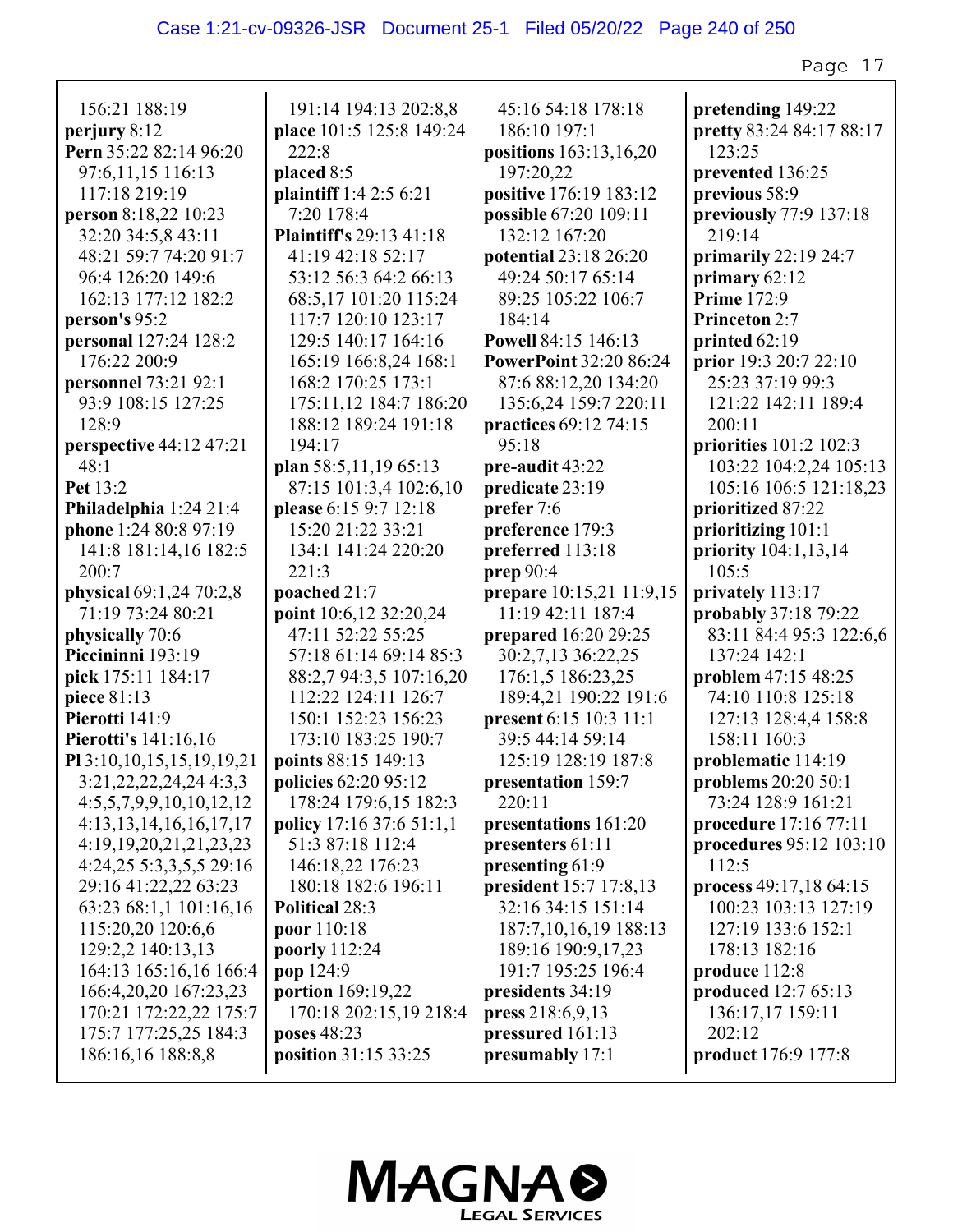156:21 188:19
**perjury** 8:12
**Pern** 35:22 82:14 96:20 97:6,11,15 116:13 117:18 219:19
**person** 8:18,22 10:23 32:20 34:5,8 43:11 48:21 59:7 74:20 91:7 96:4 126:20 149:6 162:13 177:12 182:2
**person's** 95:2
**personal** 127:24 128:2 176:22 200:9
**personnel** 73:21 92:1 93:9 108:15 127:25 128:9
**perspective** 44:12 47:21 48:1
**Pet** 13:2
**Philadelphia** 1:24 21:4
**phone** 1:24 80:8 97:19 141:8 181:14,16 182:5 200:7
**physical** 69:1,24 70:2,8 71:19 73:24 80:21
**physically** 70:6
**Piccininni** 193:19
**pick** 175:11 184:17
**piece** 81:13
**Pierotti** 141:9
**Pierotti's** 141:16,16
**Pl** 3:10,10,15,15,19,19,21 3:21,22,22,24,24 4:3,3 4:5,5,7,9,9,10,10,12,12 4:13,13,14,16,16,17,17 4:19,19,20,21,21,23,23 4:24,25 5:3,3,5,5 29:16 29:16 41:22,22 63:23 63:23 68:1,1 101:16,16 115:20,20 120:6,6 129:2,2 140:13,13 164:13 165:16,16 166:4 166:4,20,20 167:23,23 170:21 172:22,22 175:7 175:7 177:25,25 184:3 186:16,16 188:8,8
191:14 194:13 202:8,8
**place** 101:5 125:8 149:24 222:8
**placed** 8:5
**plaintiff** 1:4 2:5 6:21 7:20 178:4
**Plaintiff's** 29:13 41:18 41:19 42:18 52:17 53:12 56:3 64:2 66:13 68:5,17 101:20 115:24 117:7 120:10 123:17 129:5 140:17 164:16 165:19 166:8,24 168:1 168:2 170:25 173:1 175:11,12 184:7 186:20 188:12 189:24 191:18 194:17
**plan** 58:5,11,19 65:13 87:15 101:3,4 102:6,10
**please** 6:15 9:7 12:18 15:20 21:22 33:21 134:1 141:24 220:20 221:3
**poached** 21:7
**point** 10:6,12 32:20,24 47:11 52:22 55:25 57:18 61:14 69:14 85:3 88:2,7 94:3,5 107:16,20 112:22 124:11 126:7 150:1 152:23 156:23 173:10 183:25 190:7
**points** 88:15 149:13
**policies** 62:20 95:12 178:24 179:6,15 182:3
**policy** 17:16 37:6 51:1,1 51:3 87:18 112:4 146:18,22 176:23 180:18 182:6 196:11
**Political** 28:3
**poor** 110:18
**poorly** 112:24
**pop** 124:9
**portion** 169:19,22 170:18 202:15,19 218:4
**poses** 48:23
**position** 31:15 33:25
45:16 54:18 178:18 186:10 197:1
**positions** 163:13,16,20 197:20,22
**positive** 176:19 183:12
**possible** 67:20 109:11 132:12 167:20
**potential** 23:18 26:20 49:24 50:17 65:14 89:25 105:22 106:7 184:14
**Powell** 84:15 146:13
**PowerPoint** 32:20 86:24 87:6 88:12,20 134:20 135:6,24 159:7 220:11
**practices** 69:12 74:15 95:18
**pre-audit** 43:22
**predicate** 23:19
**prefer** 7:6
**preference** 179:3
**preferred** 113:18
**prep** 90:4
**prepare** 10:15,21 11:9,15 11:19 42:11 187:4
**prepared** 16:20 29:25 30:2,7,13 36:22,25 176:1,5 186:23,25 189:4,21 190:22 191:6
**present** 6:15 10:3 11:1 39:5 44:14 59:14 125:19 128:19 187:8
**presentation** 159:7 220:11
**presentations** 161:20
**presenters** 61:11
**presenting** 61:9
**president** 15:7 17:8,13 32:16 34:15 151:14 187:7,10,16,19 188:13 189:16 190:9,17,23 191:7 195:25 196:4
**presidents** 34:19
**press** 218:6,9,13
**pressured** 161:13
**presumably** 17:1
**pretending** 149:22
**pretty** 83:24 84:17 88:17 123:25
**prevented** 136:25
**previous** 58:9
**previously** 77:9 137:18 219:14
**primarily** 22:19 24:7
**primary** 62:12
**Prime** 172:9
**Princeton** 2:7
**printed** 62:19
**prior** 19:3 20:7 22:10 25:23 37:19 99:3 121:22 142:11 189:4 200:11
**priorities** 101:2 102:3 103:22 104:2,24 105:13 105:16 106:5 121:18,23
**prioritized** 87:22
**prioritizing** 101:1
**priority** 104:1,13,14 105:5
**privately** 113:17
**probably** 37:18 79:22 83:11 84:4 95:3 122:6,6 137:24 142:1
**problem** 47:15 48:25 74:10 110:8 125:18 127:13 128:4,4 158:8 158:11 160:3
**problematic** 114:19
**problems** 20:20 50:1 73:24 128:9 161:21
**procedure** 17:16 77:11
**procedures** 95:12 103:10 112:5
**process** 49:17,18 64:15 100:23 103:13 127:19 127:19 133:6 152:1 178:13 182:16
**produce** 112:8
**produced** 12:7 65:13 136:17,17 159:11 202:12
**product** 176:9 177:8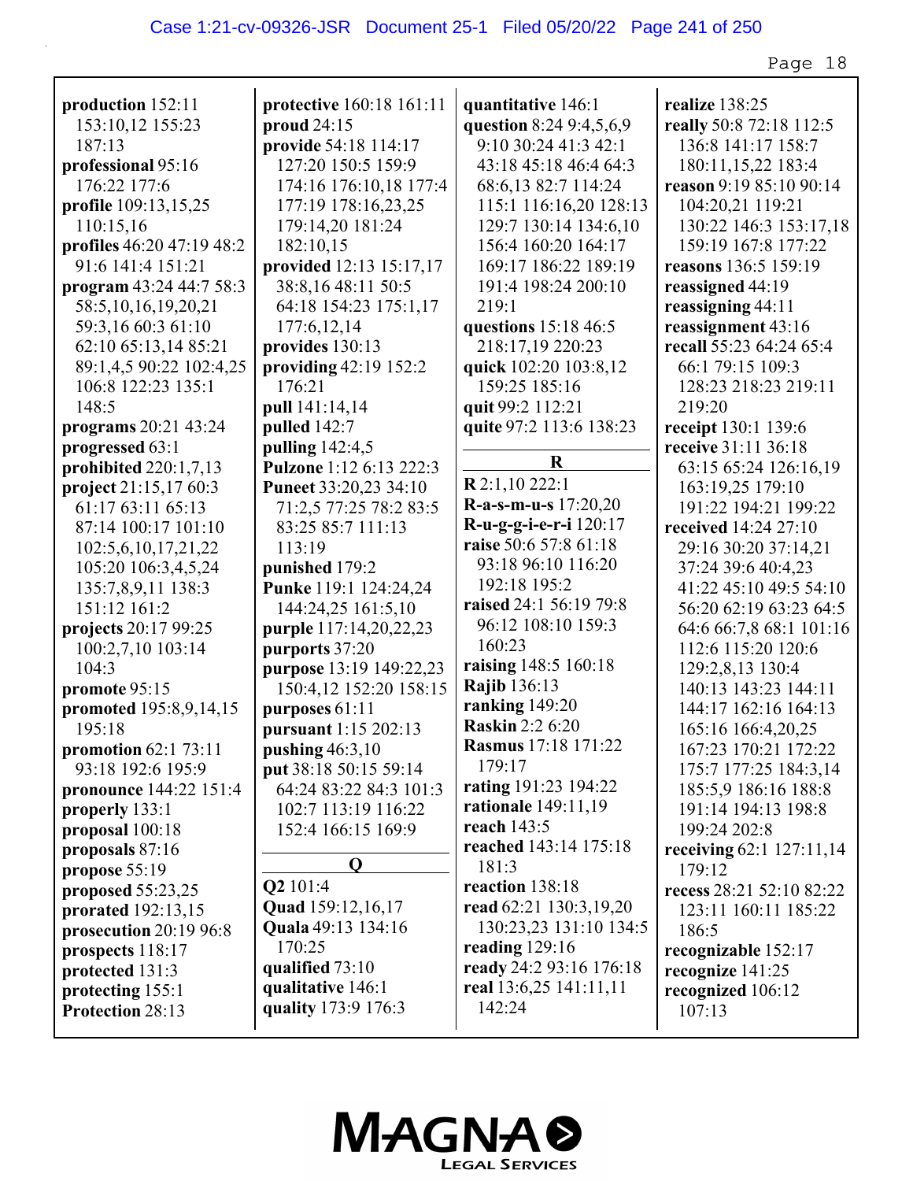**production** 152:11 153:10,12 155:23 187:13
**professional** 95:16 176:22 177:6
**profile** 109:13,15,25 110:15,16
**profiles** 46:20 47:19 48:2 91:6 141:4 151:21
**program** 43:24 44:7 58:3 58:5,10,16,19,20,21 59:3,16 60:3 61:10 62:10 65:13,14 85:21 89:1,4,5 90:22 102:4,25 106:8 122:23 135:1 148:5
**programs** 20:21 43:24
**progressed** 63:1
**prohibited** 220:1,7,13
**project** 21:15,17 60:3 61:17 63:11 65:13 87:14 100:17 101:10 102:5,6,10,17,21,22 105:20 106:3,4,5,24 135:7,8,9,11 138:3 151:12 161:2
**projects** 20:17 99:25 100:2,7,10 103:14 104:3
**promote** 95:15
**promoted** 195:8,9,14,15 195:18
**promotion** 62:1 73:11 93:18 192:6 195:9
**pronounce** 144:22 151:4
**properly** 133:1
**proposal** 100:18
**proposals** 87:16
**propose** 55:19
**proposed** 55:23,25
**prorated** 192:13,15
**prosecution** 20:19 96:8
**prospects** 118:17
**protected** 131:3
**protecting** 155:1
**Protection** 28:13
**protective** 160:18 161:11
**proud** 24:15
**provide** 54:18 114:17 127:20 150:5 159:9 174:16 176:10,18 177:4 177:19 178:16,23,25 179:14,20 181:24 182:10,15
**provided** 12:13 15:17,17 38:8,16 48:11 50:5 64:18 154:23 175:1,17 177:6,12,14
**provides** 130:13
**providing** 42:19 152:2 176:21
**pull** 141:14,14
**pulled** 142:7
**pulling** 142:4,5
**Pulzone** 1:12 6:13 222:3
**Puneet** 33:20,23 34:10 71:2,5 77:25 78:2 83:5 83:25 85:7 111:13 113:19
**punished** 179:2
**Punke** 119:1 124:24,24 144:24,25 161:5,10
**purple** 117:14,20,22,23
**purports** 37:20
**purpose** 13:19 149:22,23 150:4,12 152:20 158:15
**purposes** 61:11
**pursuant** 1:15 202:13
**pushing** 46:3,10
**put** 38:18 50:15 59:14 64:24 83:22 84:3 101:3 102:7 113:19 116:22 152:4 166:15 169:9

**Q**

**Q2** 101:4
**Quad** 159:12,16,17
**Quala** 49:13 134:16 170:25
**qualified** 73:10
**qualitative** 146:1
**quality** 173:9 176:3
**quantitative** 146:1
**question** 8:24 9:4,5,6,9 9:10 30:24 41:3 42:1 43:18 45:18 46:4 64:3 68:6,13 82:7 114:24 115:1 116:16,20 128:13 129:7 130:14 134:6,10 156:4 160:20 164:17 169:17 186:22 189:19 191:4 198:24 200:10 219:1
**questions** 15:18 46:5 218:17,19 220:23
**quick** 102:20 103:8,12 159:25 185:16
**quit** 99:2 112:21
**quite** 97:2 113:6 138:23

**R**

**R** 2:1,10 222:1
**R-a-s-m-u-s** 17:20,20
**R-u-g-g-i-e-r-i** 120:17
**raise** 50:6 57:8 61:18 93:18 96:10 116:20 192:18 195:2
**raised** 24:1 56:19 79:8 96:12 108:10 159:3 160:23
**raising** 148:5 160:18
**Rajib** 136:13
**ranking** 149:20
**Raskin** 2:2 6:20
**Rasmus** 17:18 171:22 179:17
**rating** 191:23 194:22
**rationale** 149:11,19
**reach** 143:5
**reached** 143:14 175:18 181:3
**reaction** 138:18
**read** 62:21 130:3,19,20 130:23,23 131:10 134:5
**reading** 129:16
**ready** 24:2 93:16 176:18
**real** 13:6,25 141:11,11 142:24
**realize** 138:25
**really** 50:8 72:18 112:5 136:8 141:17 158:7 180:11,15,22 183:4
**reason** 9:19 85:10 90:14 104:20,21 119:21 130:22 146:3 153:17,18 159:19 167:8 177:22
**reasons** 136:5 159:19
**reassigned** 44:19
**reassigning** 44:11
**reassignment** 43:16
**recall** 55:23 64:24 65:4 66:1 79:15 109:3 128:23 218:23 219:11 219:20
**receipt** 130:1 139:6
**receive** 31:11 36:18 63:15 65:24 126:16,19 163:19,25 179:10 191:22 194:21 199:22
**received** 14:24 27:10 29:16 30:20 37:14,21 37:24 39:6 40:4,23 41:22 45:10 49:5 54:10 56:20 62:19 63:23 64:5 64:6 66:7,8 68:1 101:16 112:6 115:20 120:6 129:2,8,13 130:4 140:13 143:23 144:11 144:17 162:16 164:13 165:16 166:4,20,25 167:23 170:21 172:22 175:7 177:25 184:3,14 185:5,9 186:16 188:8 191:14 194:13 198:8 199:24 202:8
**receiving** 62:1 127:11,14 179:12
**recess** 28:21 52:10 82:22 123:11 160:11 185:22 186:5
**recognizable** 152:17
**recognize** 141:25
**recognized** 106:12 107:13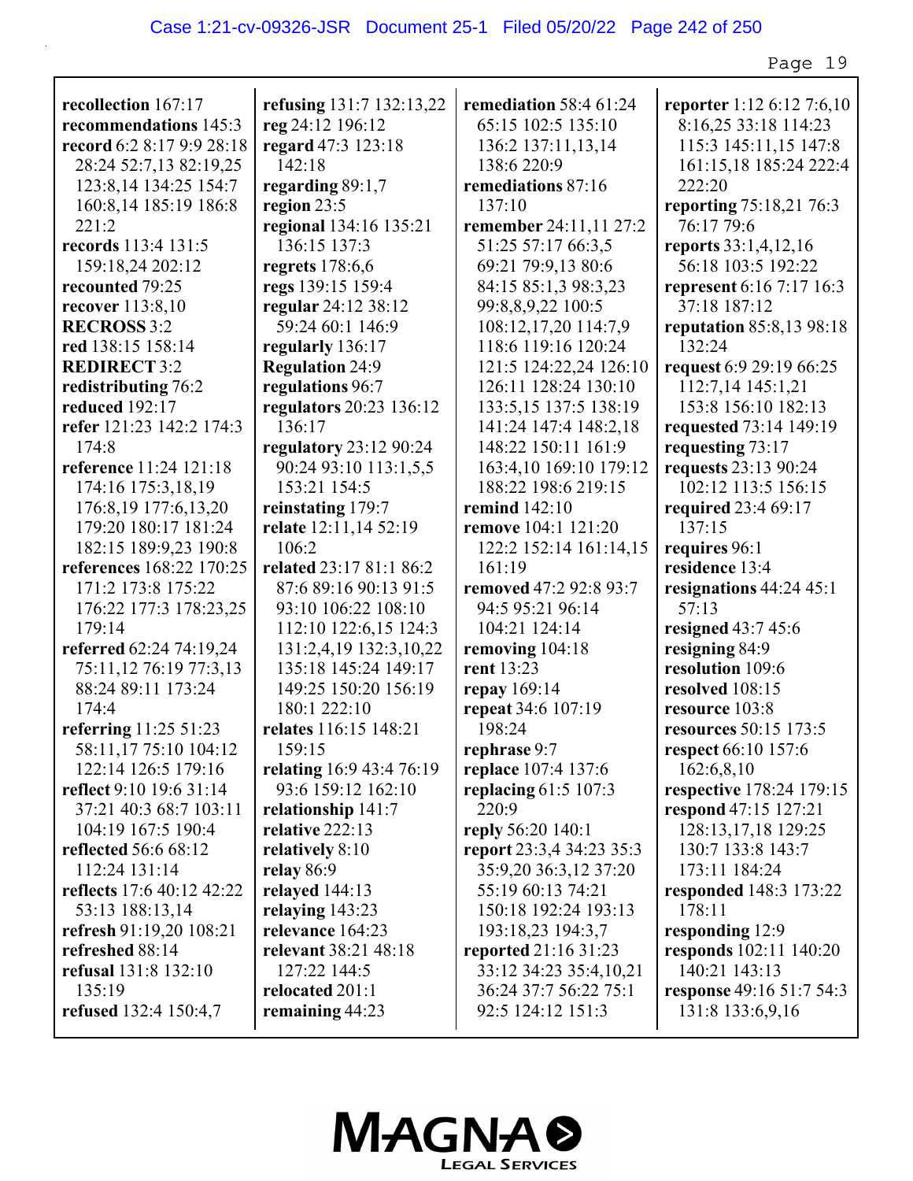**recollection** 167:17
**recommendations** 145:3
**record** 6:2 8:17 9:9 28:18 28:24 52:7,13 82:19,25 123:8,14 134:25 154:7 160:8,14 185:19 186:8 221:2
**records** 113:4 131:5 159:18,24 202:12
**recounted** 79:25
**recover** 113:8,10
**RECROSS** 3:2
**red** 138:15 158:14
**REDIRECT** 3:2
**redistributing** 76:2
**reduced** 192:17
**refer** 121:23 142:2 174:3 174:8
**reference** 11:24 121:18 174:16 175:3,18,19 176:8,19 177:6,13,20 179:20 180:17 181:24 182:15 189:9,23 190:8
**references** 168:22 170:25 171:2 173:8 175:22 176:22 177:3 178:23,25 179:14
**referred** 62:24 74:19,24 75:11,12 76:19 77:3,13 88:24 89:11 173:24 174:4
**referring** 11:25 51:23 58:11,17 75:10 104:12 122:14 126:5 179:16
**reflect** 9:10 19:6 31:14 37:21 40:3 68:7 103:11 104:19 167:5 190:4
**reflected** 56:6 68:12 112:24 131:14
**reflects** 17:6 40:12 42:22 53:13 188:13,14
**refresh** 91:19,20 108:21
**refreshed** 88:14
**refusal** 131:8 132:10 135:19
**refused** 132:4 150:4,7
**refusing** 131:7 132:13,22
**reg** 24:12 196:12
**regard** 47:3 123:18 142:18
**regarding** 89:1,7
**region** 23:5
**regional** 134:16 135:21 136:15 137:3
**regrets** 178:6,6
**regs** 139:15 159:4
**regular** 24:12 38:12 59:24 60:1 146:9
**regularly** 136:17
**Regulation** 24:9
**regulations** 96:7
**regulators** 20:23 136:12 136:17
**regulatory** 23:12 90:24 90:24 93:10 113:1,5,5 153:21 154:5
**reinstating** 179:7
**relate** 12:11,14 52:19 106:2
**related** 23:17 81:1 86:2 87:6 89:16 90:13 91:5 93:10 106:22 108:10 112:10 122:6,15 124:3 131:2,4,19 132:3,10,22 135:18 145:24 149:17 149:25 150:20 156:19 180:1 222:10
**relates** 116:15 148:21 159:15
**relating** 16:9 43:4 76:19 93:6 159:12 162:10
**relationship** 141:7
**relative** 222:13
**relatively** 8:10
**relay** 86:9
**relayed** 144:13
**relaying** 143:23
**relevance** 164:23
**relevant** 38:21 48:18 127:22 144:5
**relocated** 201:1
**remaining** 44:23
**remediation** 58:4 61:24 65:15 102:5 135:10 136:2 137:11,13,14 138:6 220:9
**remediations** 87:16 137:10
**remember** 24:11,11 27:2 51:25 57:17 66:3,5 69:21 79:9,13 80:6 84:15 85:1,3 98:3,23 99:8,8,9,22 100:5 108:12,17,20 114:7,9 118:6 119:16 120:24 121:5 124:22,24 126:10 126:11 128:24 130:10 133:5,15 137:5 138:19 141:24 147:4 148:2,18 148:22 150:11 161:9 163:4,10 169:10 179:12 188:22 198:6 219:15
**remind** 142:10
**remove** 104:1 121:20 122:2 152:14 161:14,15 161:19
**removed** 47:2 92:8 93:7 94:5 95:21 96:14 104:21 124:14
**removing** 104:18
**rent** 13:23
**repay** 169:14
**repeat** 34:6 107:19 198:24
**rephrase** 9:7
**replace** 107:4 137:6
**replacing** 61:5 107:3 220:9
**reply** 56:20 140:1
**report** 23:3,4 34:23 35:3 35:9,20 36:3,12 37:20 55:19 60:13 74:21 150:18 192:24 193:13 193:18,23 194:3,7
**reported** 21:16 31:23 33:12 34:23 35:4,10,21 36:24 37:7 56:22 75:1 92:5 124:12 151:3
**reporter** 1:12 6:12 7:6,10 8:16,25 33:18 114:23 115:3 145:11,15 147:8 161:15,18 185:24 222:4 222:20
**reporting** 75:18,21 76:3 76:17 79:6
**reports** 33:1,4,12,16 56:18 103:5 192:22
**represent** 6:16 7:17 16:3 37:18 187:12
**reputation** 85:8,13 98:18 132:24
**request** 6:9 29:19 66:25 112:7,14 145:1,21 153:8 156:10 182:13
**requested** 73:14 149:19
**requesting** 73:17
**requests** 23:13 90:24 102:12 113:5 156:15
**required** 23:4 69:17 137:15
**requires** 96:1
**residence** 13:4
**resignations** 44:24 45:1 57:13
**resigned** 43:7 45:6
**resigning** 84:9
**resolution** 109:6
**resolved** 108:15
**resource** 103:8
**resources** 50:15 173:5
**respect** 66:10 157:6 162:6,8,10
**respective** 178:24 179:15
**respond** 47:15 127:21 128:13,17,18 129:25 130:7 133:8 143:7 173:11 184:24
**responded** 148:3 173:22 178:11
**responding** 12:9
**responds** 102:11 140:20 140:21 143:13
**response** 49:16 51:7 54:3 131:8 133:6,9,16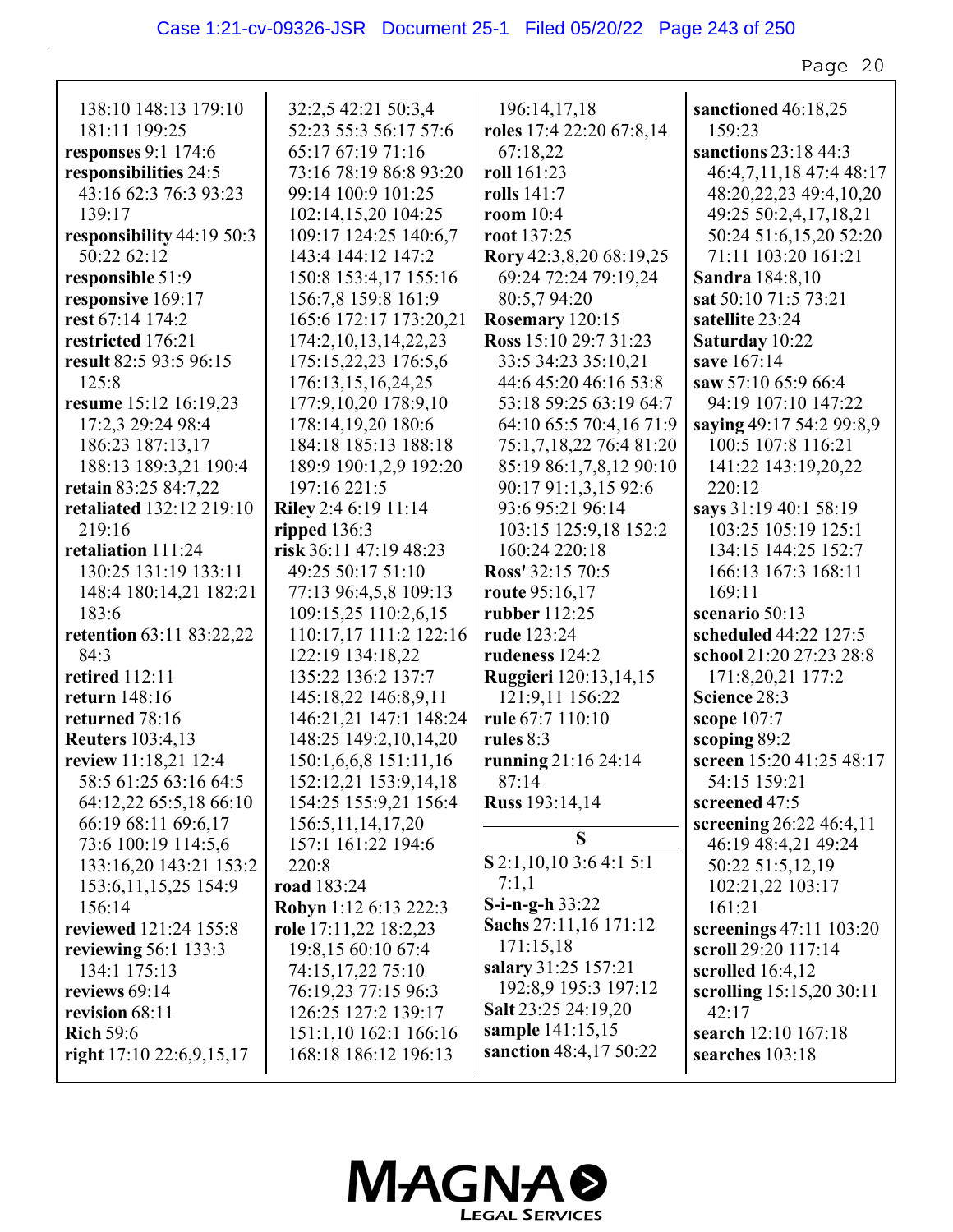138:10 148:13 179:10 181:11 199:25
**responses** 9:1 174:6
**responsibilities** 24:5 43:16 62:3 76:3 93:23 139:17
**responsibility** 44:19 50:3 50:22 62:12
**responsible** 51:9
**responsive** 169:17
**rest** 67:14 174:2
**restricted** 176:21
**result** 82:5 93:5 96:15 125:8
**resume** 15:12 16:19,23 17:2,3 29:24 98:4 186:23 187:13,17 188:13 189:3,21 190:4
**retain** 83:25 84:7,22
**retaliated** 132:12 219:10 219:16
**retaliation** 111:24 130:25 131:19 133:11 148:4 180:14,21 182:21 183:6
**retention** 63:11 83:22,22 84:3
**retired** 112:11
**return** 148:16
**returned** 78:16
**Reuters** 103:4,13
**review** 11:18,21 12:4 58:5 61:25 63:16 64:5 64:12,22 65:5,18 66:10 66:19 68:11 69:6,17 73:6 100:19 114:5,6 133:16,20 143:21 153:2 153:6,11,15,25 154:9 156:14
**reviewed** 121:24 155:8
**reviewing** 56:1 133:3 134:1 175:13
**reviews** 69:14
**revision** 68:11
**Rich** 59:6
**right** 17:10 22:6,9,15,17 32:2,5 42:21 50:3,4 52:23 55:3 56:17 57:6 65:17 67:19 71:16 73:16 78:19 86:8 93:20 99:14 100:9 101:25 102:14,15,20 104:25 109:17 124:25 140:6,7 143:4 144:12 147:2 150:8 153:4,17 155:16 156:7,8 159:8 161:9 165:6 172:17 173:20,21 174:2,10,13,14,22,23 175:15,22,23 176:5,6 176:13,15,16,24,25 177:9,10,20 178:9,10 178:14,19,20 180:6 184:18 185:13 188:18 189:9 190:1,2,9 192:20 197:16 221:5
**Riley** 2:4 6:19 11:14
**ripped** 136:3
**risk** 36:11 47:19 48:23 49:25 50:17 51:10 77:13 96:4,5,8 109:13 109:15,25 110:2,6,15 110:17,17 111:2 122:16 122:19 134:18,22 135:22 136:2 137:7 145:18,22 146:8,9,11 146:21,21 147:1 148:24 148:25 149:2,10,14,20 150:1,6,6,8 151:11,16 152:12,21 153:9,14,18 154:25 155:9,21 156:4 156:5,11,14,17,20 157:1 161:22 194:6 220:8
**road** 183:24
**Robyn** 1:12 6:13 222:3
**role** 17:11,22 18:2,23 19:8,15 60:10 67:4 74:15,17,22 75:10 76:19,23 77:15 96:3 126:25 127:2 139:17 151:1,10 162:1 166:16 168:18 186:12 196:13 196:14,17,18
**roles** 17:4 22:20 67:8,14 67:18,22
**roll** 161:23
**rolls** 141:7
**room** 10:4
**root** 137:25
**Rory** 42:3,8,20 68:19,25 69:24 72:24 79:19,24 80:5,7 94:20
**Rosemary** 120:15
**Ross** 15:10 29:7 31:23 33:5 34:23 35:10,21 44:6 45:20 46:16 53:8 53:18 59:25 63:19 64:7 64:10 65:5 70:4,16 71:9 75:1,7,18,22 76:4 81:20 85:19 86:1,7,8,12 90:10 90:17 91:1,3,15 92:6 93:6 95:21 96:14 103:15 125:9,18 152:2 160:24 220:18
**Ross'** 32:15 70:5
**route** 95:16,17
**rubber** 112:25
**rude** 123:24
**rudeness** 124:2
**Ruggieri** 120:13,14,15 121:9,11 156:22
**rule** 67:7 110:10
**rules** 8:3
**running** 21:16 24:14 87:14
**Russ** 193:14,14

## S

**S** 2:1,10,10 3:6 4:1 5:1 7:1,1
**S-i-n-g-h** 33:22
**Sachs** 27:11,16 171:12 171:15,18
**salary** 31:25 157:21 192:8,9 195:3 197:12
**Salt** 23:25 24:19,20
**sample** 141:15,15
**sanction** 48:4,17 50:22
**sanctioned** 46:18,25 159:23
**sanctions** 23:18 44:3 46:4,7,11,18 47:4 48:17 48:20,22,23 49:4,10,20 49:25 50:2,4,17,18,21 50:24 51:6,15,20 52:20 71:11 103:20 161:21
**Sandra** 184:8,10
**sat** 50:10 71:5 73:21
**satellite** 23:24
**Saturday** 10:22
**save** 167:14
**saw** 57:10 65:9 66:4 94:19 107:10 147:22
**saying** 49:17 54:2 99:8,9 100:5 107:8 116:21 141:22 143:19,20,22 220:12
**says** 31:19 40:1 58:19 103:25 105:19 125:1 134:15 144:25 152:7 166:13 167:3 168:11 169:11
**scenario** 50:13
**scheduled** 44:22 127:5
**school** 21:20 27:23 28:8 171:8,20,21 177:2
**Science** 28:3
**scope** 107:7
**scoping** 89:2
**screen** 15:20 41:25 48:17 54:15 159:21
**screened** 47:5
**screening** 26:22 46:4,11 46:19 48:4,21 49:24 50:22 51:5,12,19 102:21,22 103:17 161:21
**screenings** 47:11 103:20
**scroll** 29:20 117:14
**scrolled** 16:4,12
**scrolling** 15:15,20 30:11 42:17
**search** 12:10 167:18
**searches** 103:18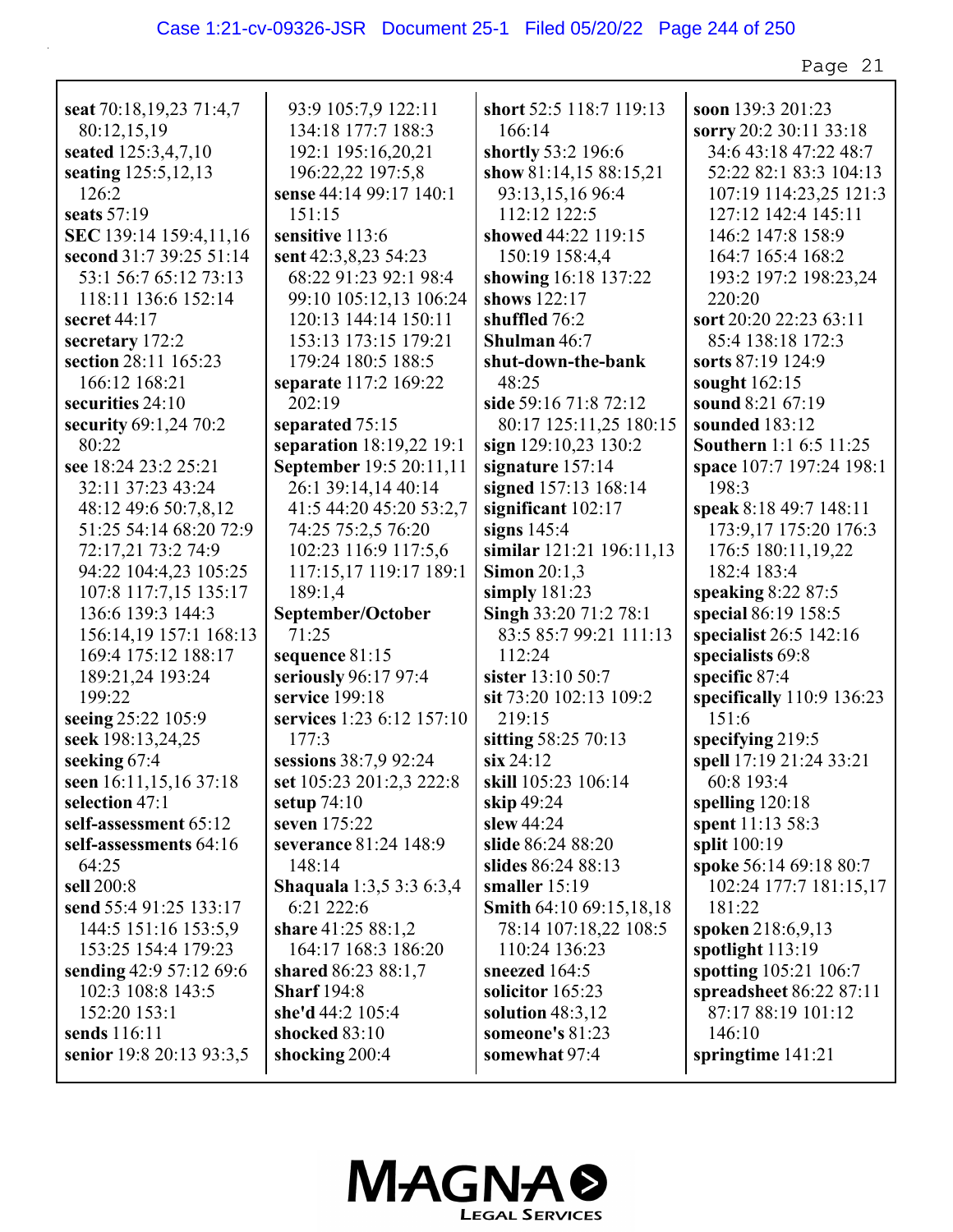**seat** 70:18,19,23 71:4,7 80:12,15,19
**seated** 125:3,4,7,10
**seating** 125:5,12,13 126:2
**seats** 57:19
**SEC** 139:14 159:4,11,16
**second** 31:7 39:25 51:14 53:1 56:7 65:12 73:13 118:11 136:6 152:14
**secret** 44:17
**secretary** 172:2
**section** 28:11 165:23 166:12 168:21
**securities** 24:10
**security** 69:1,24 70:2 80:22
**see** 18:24 23:2 25:21 32:11 37:23 43:24 48:12 49:6 50:7,8,12 51:25 54:14 68:20 72:9 72:17,21 73:2 74:9 94:22 104:4,23 105:25 107:8 117:7,15 135:17 136:6 139:3 144:3 156:14,19 157:1 168:13 169:4 175:12 188:17 189:21,24 193:24 199:22
**seeing** 25:22 105:9
**seek** 198:13,24,25
**seeking** 67:4
**seen** 16:11,15,16 37:18
**selection** 47:1
**self-assessment** 65:12
**self-assessments** 64:16 64:25
**sell** 200:8
**send** 55:4 91:25 133:17 144:5 151:16 153:5,9 153:25 154:4 179:23
**sending** 42:9 57:12 69:6 102:3 108:8 143:5 152:20 153:1
**sends** 116:11
**senior** 19:8 20:13 93:3,5 93:9 105:7,9 122:11 134:18 177:7 188:3 192:1 195:16,20,21 196:22,22 197:5,8
**sense** 44:14 99:17 140:1 151:15
**sensitive** 113:6
**sent** 42:3,8,23 54:23 68:22 91:23 92:1 98:4 99:10 105:12,13 106:24 120:13 144:14 150:11 153:13 173:15 179:21 179:24 180:5 188:5
**separate** 117:2 169:22 202:19
**separated** 75:15
**separation** 18:19,22 19:1
**September** 19:5 20:11,11 26:1 39:14,14 40:14 41:5 44:20 45:20 53:2,7 74:25 75:2,5 76:20 102:23 116:9 117:5,6 117:15,17 119:17 189:1 189:1,4
**September/October** 71:25
**sequence** 81:15
**seriously** 96:17 97:4
**service** 199:18
**services** 1:23 6:12 157:10 177:3
**sessions** 38:7,9 92:24
**set** 105:23 201:2,3 222:8
**setup** 74:10
**seven** 175:22
**severance** 81:24 148:9 148:14
**Shaqula** 1:3,5 3:3 6:3,4 6:21 222:6
**share** 41:25 88:1,2 164:17 168:3 186:20
**shared** 86:23 88:1,7
**Sharf** 194:8
**she'd** 44:2 105:4
**shocked** 83:10
**shocking** 200:4
**short** 52:5 118:7 119:13 166:14
**shortly** 53:2 196:6
**show** 81:14,15 88:15,21 93:13,15,16 96:4 112:12 122:5
**showed** 44:22 119:15 150:19 158:4,4
**showing** 16:18 137:22
**shows** 122:17
**shuffled** 76:2
**Shulman** 46:7
**shut-down-the-bank** 48:25
**side** 59:16 71:8 72:12 80:17 125:11,25 180:15
**sign** 129:10,23 130:2
**signature** 157:14
**signed** 157:13 168:14
**significant** 102:17
**signs** 145:4
**similar** 121:21 196:11,13
**Simon** 20:1,3
**simply** 181:23
**Singh** 33:20 71:2 78:1 83:5 85:7 99:21 111:13 112:24
**sister** 13:10 50:7
**sit** 73:20 102:13 109:2 219:15
**sitting** 58:25 70:13
**six** 24:12
**skill** 105:23 106:14
**skip** 49:24
**slew** 44:24
**slide** 86:24 88:20
**slides** 86:24 88:13
**smaller** 15:19
**Smith** 64:10 69:15,18,18 78:14 107:18,22 108:5 110:24 136:23
**sneezed** 164:5
**solicitor** 165:23
**solution** 48:3,12
**someone's** 81:23
**somewhat** 97:4
**soon** 139:3 201:23
**sorry** 20:2 30:11 33:18 34:6 43:18 47:22 48:7 52:22 82:1 83:3 104:13 107:19 114:23,25 121:3 127:12 142:4 145:11 146:2 147:8 158:9 164:7 165:4 168:2 193:2 197:2 198:23,24 220:20
**sort** 20:20 22:23 63:11 85:4 138:18 172:3
**sorts** 87:19 124:9
**sought** 162:15
**sound** 8:21 67:19
**sounded** 183:12
**Southern** 1:1 6:5 11:25
**space** 107:7 197:24 198:1 198:3
**speak** 8:18 49:7 148:11 173:9,17 175:20 176:3 176:5 180:11,19,22 182:4 183:4
**speaking** 8:22 87:5
**special** 86:19 158:5
**specialist** 26:5 142:16
**specialists** 69:8
**specific** 87:4
**specifically** 110:9 136:23 151:6
**specifying** 219:5
**spell** 17:19 21:24 33:21 60:8 193:4
**spelling** 120:18
**spent** 11:13 58:3
**split** 100:19
**spoke** 56:14 69:18 80:7 102:24 177:7 181:15,17 181:22
**spoken** 218:6,9,13
**spotlight** 113:19
**spotting** 105:21 106:7
**spreadsheet** 86:22 87:11 87:17 88:19 101:12 146:10
**springtime** 141:21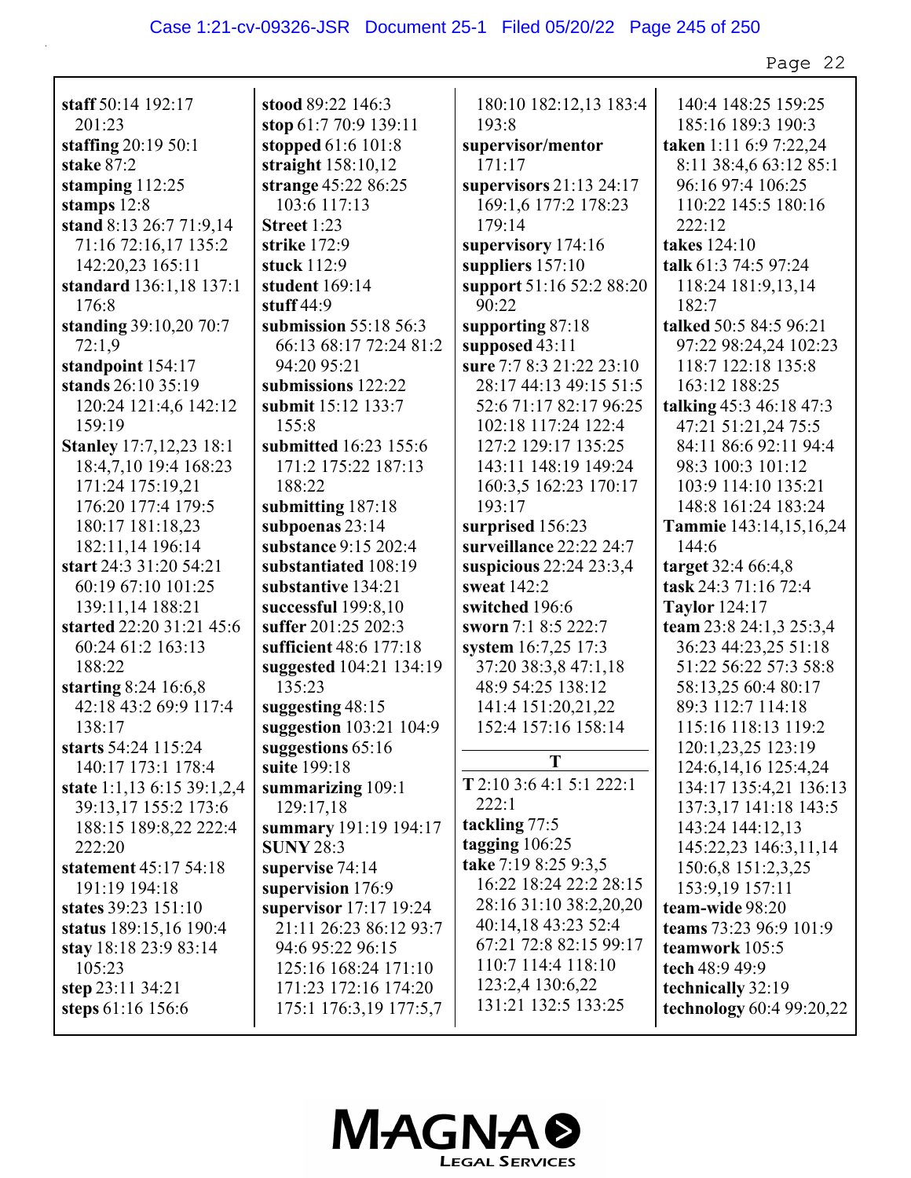**staff** 50:14 192:17 201:23
**staffing** 20:19 50:1
**stake** 87:2
**stamping** 112:25
**stamps** 12:8
**stand** 8:13 26:7 71:9,14 71:16 72:16,17 135:2 142:20,23 165:11
**standard** 136:1,18 137:1 176:8
**standing** 39:10,20 70:7 72:1,9
**standpoint** 154:17
**stands** 26:10 35:19 120:24 121:4,6 142:12 159:19
**Stanley** 17:7,12,23 18:1 18:4,7,10 19:4 168:23 171:24 175:19,21 176:20 177:4 179:5 180:17 181:18,23 182:11,14 196:14
**start** 24:3 31:20 54:21 60:19 67:10 101:25 139:11,14 188:21
**started** 22:20 31:21 45:6 60:24 61:2 163:13 188:22
**starting** 8:24 16:6,8 42:18 43:2 69:9 117:4 138:17
**starts** 54:24 115:24 140:17 173:1 178:4
**state** 1:1,13 6:15 39:1,2,4 39:13,17 155:2 173:6 188:15 189:8,22 222:4 222:20
**statement** 45:17 54:18 191:19 194:18
**states** 39:23 151:10
**status** 189:15,16 190:4
**stay** 18:18 23:9 83:14 105:23
**step** 23:11 34:21
**steps** 61:16 156:6
**stood** 89:22 146:3
**stop** 61:7 70:9 139:11
**stopped** 61:6 101:8
**straight** 158:10,12
**strange** 45:22 86:25 103:6 117:13
**Street** 1:23
**strike** 172:9
**stuck** 112:9
**student** 169:14
**stuff** 44:9
**submission** 55:18 56:3 66:13 68:17 72:24 81:2 94:20 95:21
**submissions** 122:22
**submit** 15:12 133:7 155:8
**submitted** 16:23 155:6 171:2 175:22 187:13 188:22
**submitting** 187:18
**subpoenas** 23:14
**substance** 9:15 202:4
**substantiated** 108:19
**substantive** 134:21
**successful** 199:8,10
**suffer** 201:25 202:3
**sufficient** 48:6 177:18
**suggested** 104:21 134:19 135:23
**suggesting** 48:15
**suggestion** 103:21 104:9
**suggestions** 65:16
**suite** 199:18
**summarizing** 109:1 129:17,18
**summary** 191:19 194:17
**SUNY** 28:3
**supervise** 74:14
**supervision** 176:9
**supervisor** 17:17 19:24 21:11 26:23 86:12 93:7 94:6 95:22 96:15 125:16 168:24 171:10 171:23 172:16 174:20 175:1 176:3,19 177:5,7 180:10 182:12,13 183:4 193:8
**supervisor/mentor** 171:17
**supervisors** 21:13 24:17 169:1,6 177:2 178:23 179:14
**supervisory** 174:16
**suppliers** 157:10
**support** 51:16 52:2 88:20 90:22
**supporting** 87:18
**supposed** 43:11
**sure** 7:7 8:3 21:22 23:10 28:17 44:13 49:15 51:5 52:6 71:17 82:17 96:25 102:18 117:24 122:4 127:2 129:17 135:25 143:11 148:19 149:24 160:3,5 162:23 170:17 193:17
**surprised** 156:23
**surveillance** 22:22 24:7
**suspicious** 22:24 23:3,4
**sweat** 142:2
**switched** 196:6
**sworn** 7:1 8:5 222:7
**system** 16:7,25 17:3 37:20 38:3,8 47:1,18 48:9 54:25 138:12 141:4 151:20,21,22 152:4 157:16 158:14

**T**

**T** 2:10 3:6 4:1 5:1 222:1 222:1
**tackling** 77:5
**tagging** 106:25
**take** 7:19 8:25 9:3,5 16:22 18:24 22:2 28:15 28:16 31:10 38:2,20,20 40:14,18 43:23 52:4 67:21 72:8 82:15 99:17 110:7 114:4 118:10 123:2,4 130:6,22 131:21 132:5 133:25 140:4 148:25 159:25 185:16 189:3 190:3
**taken** 1:11 6:9 7:22,24 8:11 38:4,6 63:12 85:1 96:16 97:4 106:25 110:22 145:5 180:16 222:12
**takes** 124:10
**talk** 61:3 74:5 97:24 118:24 181:9,13,14 182:7
**talked** 50:5 84:5 96:21 97:22 98:24,24 102:23 118:7 122:18 135:8 163:12 188:25
**talking** 45:3 46:18 47:3 47:21 51:21,24 75:5 84:11 86:6 92:11 94:4 98:3 100:3 101:12 103:9 114:10 135:21 148:8 161:24 183:24
**Tammie** 143:14,15,16,24 144:6
**target** 32:4 66:4,8
**task** 24:3 71:16 72:4
**Taylor** 124:17
**team** 23:8 24:1,3 25:3,4 36:23 44:23,25 51:18 51:22 56:22 57:3 58:8 58:13,25 60:4 80:17 89:3 112:7 114:18 115:16 118:13 119:2 120:1,23,25 123:19 124:6,14,16 125:4,24 134:17 135:4,21 136:13 137:3,17 141:18 143:5 143:24 144:12,13 145:22,23 146:3,11,14 150:6,8 151:2,3,25 153:9,19 157:11
**team-wide** 98:20
**teams** 73:23 96:9 101:9
**teamwork** 105:5
**tech** 48:9 49:9
**technically** 32:19
**technology** 60:4 99:20,22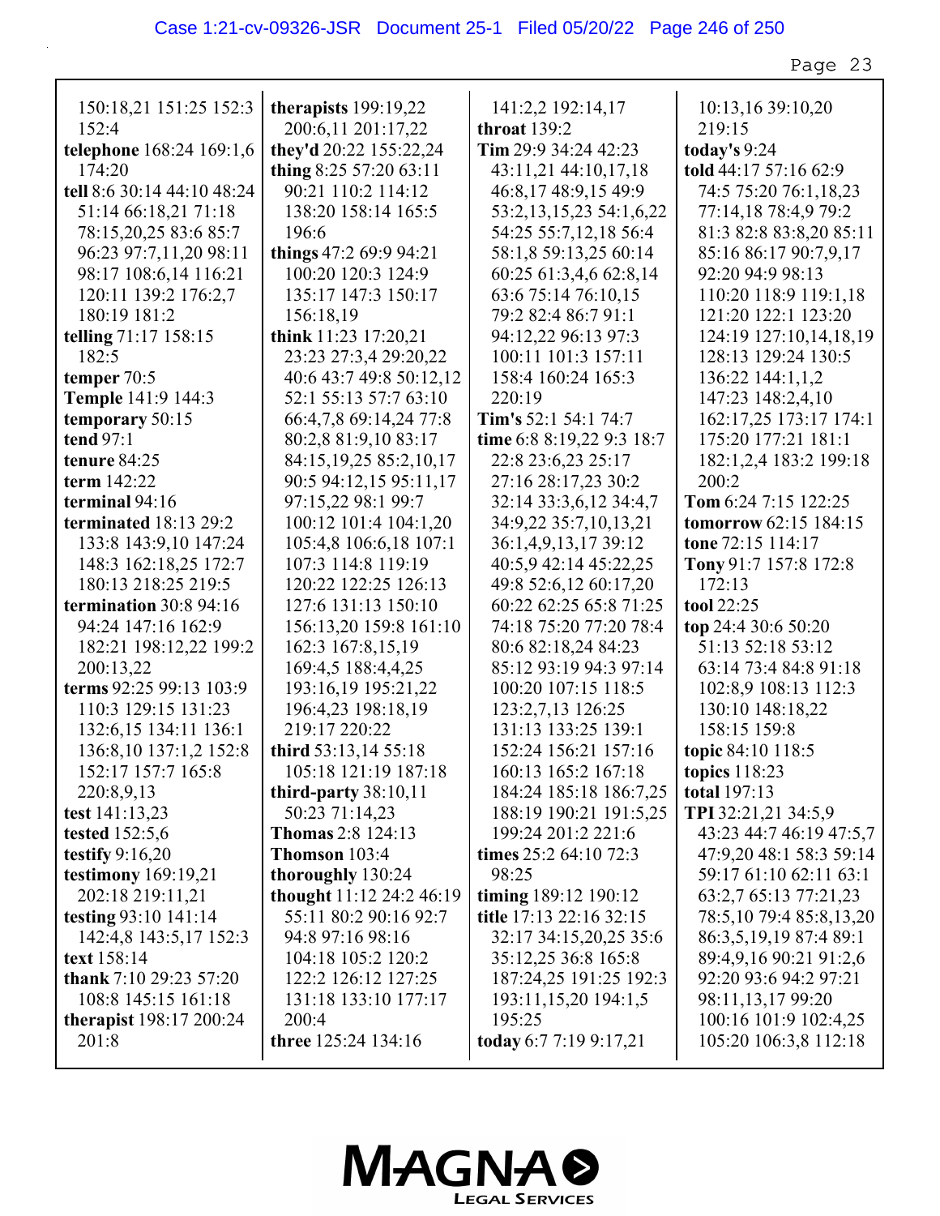150:18,21 151:25 152:3 152:4
**telephone** 168:24 169:1,6 174:20
**tell** 8:6 30:14 44:10 48:24 51:14 66:18,21 71:18 78:15,20,25 83:6 85:7 96:23 97:7,11,20 98:11 98:17 108:6,14 116:21 120:11 139:2 176:2,7 180:19 181:2
**telling** 71:17 158:15 182:5
**temper** 70:5
**Temple** 141:9 144:3
**temporary** 50:15
**tend** 97:1
**tenure** 84:25
**term** 142:22
**terminal** 94:16
**terminated** 18:13 29:2 133:8 143:9,10 147:24 148:3 162:18,25 172:7 180:13 218:25 219:5
**termination** 30:8 94:16 94:24 147:16 162:9 182:21 198:12,22 199:2 200:13,22
**terms** 92:25 99:13 103:9 110:3 129:15 131:23 132:6,15 134:11 136:1 136:8,10 137:1,2 152:8 152:17 157:7 165:8 220:8,9,13
**test** 141:13,23
**tested** 152:5,6
**testify** 9:16,20
**testimony** 169:19,21 202:18 219:11,21
**testing** 93:10 141:14 142:4,8 143:5,17 152:3
**text** 158:14
**thank** 7:10 29:23 57:20 108:8 145:15 161:18
**therapist** 198:17 200:24 201:8
**therapists** 199:19,22 200:6,11 201:17,22
**they'd** 20:22 155:22,24
**thing** 8:25 57:20 63:11 90:21 110:2 114:12 138:20 158:14 165:5 196:8
**things** 47:2 69:9 94:21 100:20 120:3 124:9 135:17 147:3 150:17 156:18,19
**think** 11:23 17:20,21 23:23 27:3,4 29:20,22 40:6 43:7 49:8 50:12,12 52:1 55:13 57:7 63:10 66:4,7,8 69:14,24 77:8 80:2,8 81:9,10 83:17 84:15,19,25 85:2,10,17 90:5 94:12,15 95:11,17 97:15,22 98:1 99:7 100:12 101:4 104:1,20 105:4,8 106:6,18 107:1 107:3 114:8 119:19 120:22 122:25 126:13 127:6 131:13 150:10 156:13,20 159:8 161:10 162:3 167:8,15,19 169:4,5 188:4,4,25 193:16,19 195:21,22 196:4,23 198:18,19 219:17 220:22
**third** 53:13,14 55:18 105:18 121:19 187:18
**third-party** 38:10,11 50:23 71:14,23
**Thomas** 2:8 124:13
**Thomson** 103:4
**thoroughly** 130:24
**thought** 11:12 24:2 46:19 55:11 80:2 90:16 92:7 94:8 97:16 98:16 104:18 105:2 120:2 122:2 126:12 127:25 131:18 133:10 177:17 200:4
**three** 125:24 134:16
141:2,2 192:14,17
**throat** 139:2
**Tim** 29:9 34:24 42:23 43:11,21 44:10,17,18 46:8,17 48:9,15 49:9 53:2,13,15,23 54:1,6,22 54:25 55:7,12,18 56:4 58:1,8 59:13,25 60:14 60:25 61:3,4,6 62:8,14 63:6 75:14 76:10,15 79:2 82:4 86:7 91:1 94:12,22 96:13 97:3 100:11 101:3 157:11 158:4 160:24 165:3 220:19
**Tim's** 52:1 54:1 74:7
**time** 6:8 8:19,22 9:3 18:7 22:8 23:6,23 25:17 27:16 28:17,23 30:2 32:14 33:3,6,12 34:4,7 34:9,22 35:7,10,13,21 36:1,4,9,13,17 39:12 40:5,9 42:14 45:22,25 49:8 52:6,12 60:17,20 60:22 62:25 65:8 71:25 74:18 75:20 77:20 78:4 80:6 82:18,24 84:23 85:12 93:19 94:3 97:14 100:20 107:15 118:5 123:2,7,13 126:25 131:13 133:25 139:1 152:24 156:21 157:16 160:13 165:2 167:18 184:24 185:18 186:7,25 188:19 190:21 191:5,25 199:24 201:2 221:6
**times** 25:2 64:10 72:3 98:25
**timing** 189:12 190:12
**title** 17:13 22:16 32:15 32:17 34:15,20,25 35:6 35:12,25 36:8 165:8 187:24,25 191:25 192:3 193:11,15,20 194:1,5 195:25
**today** 6:7 7:19 9:17,21
10:13,16 39:10,20 219:15
**today's** 9:24
**told** 44:17 57:16 62:9 74:5 75:20 76:1,18,23 77:14,18 78:4,9 79:2 81:3 82:8 83:8,20 85:11 85:16 86:17 90:7,9,17 92:20 94:9 98:13 110:20 118:9 119:1,18 121:20 122:1 123:20 124:19 127:10,14,18,19 128:13 129:24 130:5 136:22 144:1,1,2 147:23 148:2,4,10 162:17,25 173:17 174:1 175:20 177:21 181:1 182:1,2,4 183:2 199:18 200:2
**Tom** 6:24 7:15 122:25
**tomorrow** 62:15 184:15
**tone** 72:15 114:17
**Tony** 91:7 157:8 172:8 172:13
**tool** 22:25
**top** 24:4 30:6 50:20 51:13 52:18 53:12 63:14 73:4 84:8 91:18 102:8,9 108:13 112:3 130:10 148:18,22 158:15 159:8
**topic** 84:10 118:5
**topics** 118:23
**total** 197:13
**TPI** 32:21,21 34:5,9 43:23 44:7 46:19 47:5,7 47:9,20 48:1 58:3 59:14 59:17 61:10 62:11 63:1 63:2,7 65:13 77:21,23 78:5,10 79:4 85:8,13,20 86:3,5,19,19 87:4 89:1 89:4,9,16 90:21 91:2,6 92:20 93:6 94:2 97:21 98:11,13,17 99:20 100:16 101:9 102:4,25 105:20 106:3,8 112:18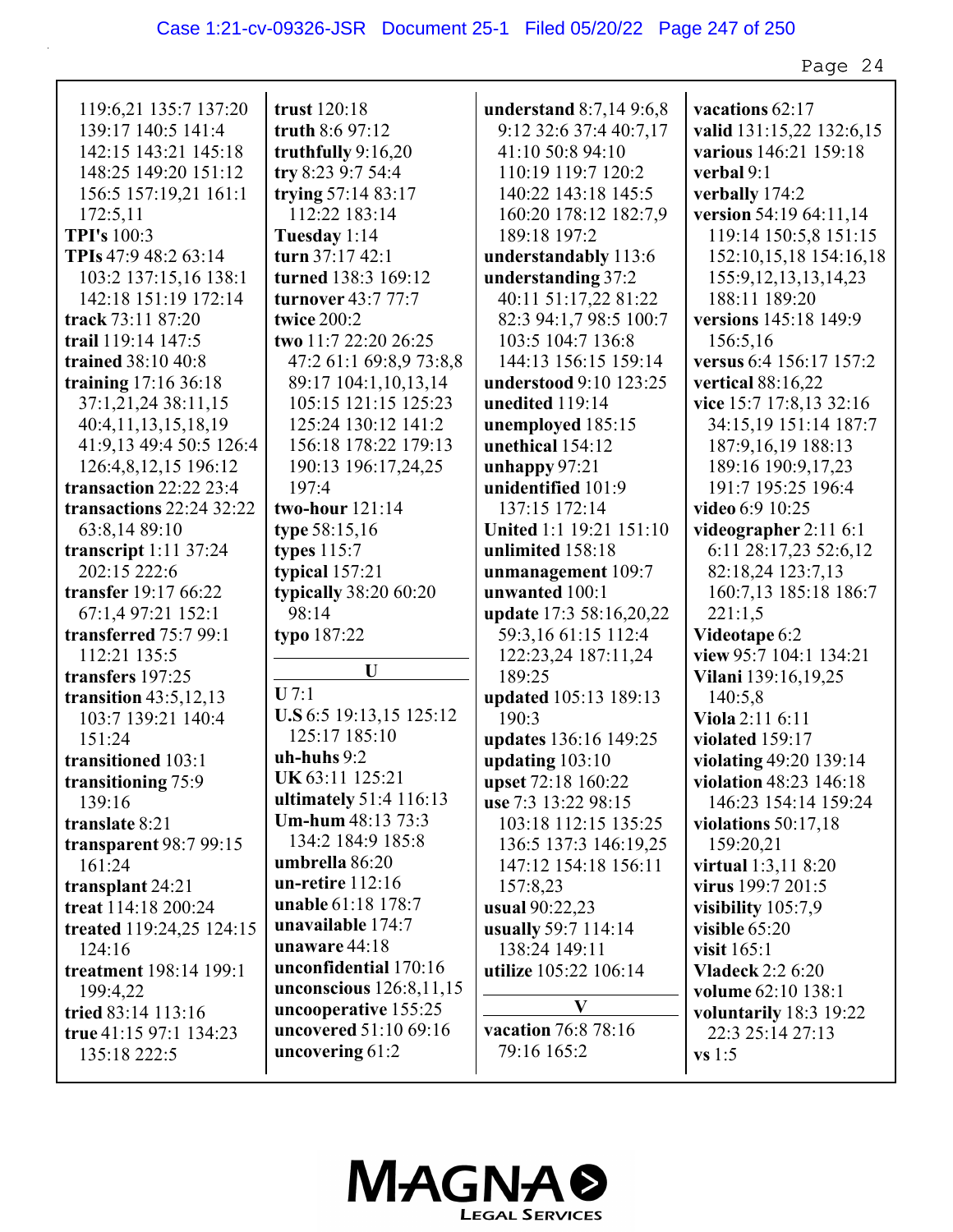119:6,21 135:7 137:20 139:17 140:5 141:4 142:15 143:21 145:18 148:25 149:20 151:12 156:5 157:19,21 161:1 172:5,11
**TPI's** 100:3
**TPIs** 47:9 48:2 63:14 103:2 137:15,16 138:1 142:18 151:19 172:14
**track** 73:11 87:20
**trail** 119:14 147:5
**trained** 38:10 40:8
**training** 17:16 36:18 37:1,21,24 38:11,15 40:4,11,13,15,18,19 41:9,13 49:4 50:5 126:4 126:4,8,12,15 196:12
**transaction** 22:22 23:4
**transactions** 22:24 32:22 63:8,14 89:10
**transcript** 1:11 37:24 202:15 222:6
**transfer** 19:17 66:22 67:1,4 97:21 152:1
**transferred** 75:7 99:1 112:21 135:5
**transfers** 197:25
**transition** 43:5,12,13 103:7 139:21 140:4 151:24
**transitioned** 103:1
**transitioning** 75:9 139:16
**translate** 8:21
**transparent** 98:7 99:15 161:24
**transplant** 24:21
**treat** 114:18 200:24
**treated** 119:24,25 124:15 124:16
**treatment** 198:14 199:1 199:4,22
**tried** 83:14 113:16
**true** 41:15 97:1 134:23 135:18 222:5
**trust** 120:18
**truth** 8:6 97:12
**truthfully** 9:16,20
**try** 8:23 9:7 54:4
**trying** 57:14 83:17 112:22 183:14
**Tuesday** 1:14
**turn** 37:17 42:1
**turned** 138:3 169:12
**turnover** 43:7 77:7
**twice** 200:2
**two** 11:7 22:20 26:25 47:2 61:1 69:8,9 73:8,8 89:17 104:1,10,13,14 105:15 121:15 125:23 125:24 130:12 141:2 156:18 178:22 179:13 190:13 196:17,24,25 197:4
**two-hour** 121:14
**type** 58:15,16
**types** 115:7
**typical** 157:21
**typically** 38:20 60:20 98:14
**typo** 187:22

**U**

**U** 7:1
**U.S** 6:5 19:13,15 125:12 125:17 185:10
**uh-huhs** 9:2
**UK** 63:11 125:21
**ultimately** 51:4 116:13
**Um-hum** 48:13 73:3 134:2 184:9 185:8
**umbrella** 86:20
**un-retire** 112:16
**unable** 61:18 178:7
**unavailable** 174:7
**unaware** 44:18
**unconfidential** 170:16
**unconscious** 126:8,11,15
**uncooperative** 155:25
**uncovered** 51:10 69:16
**uncovering** 61:2
**understand** 8:7,14 9:6,8 9:12 32:6 37:4 40:7,17 41:10 50:8 94:10 110:19 119:7 120:2 140:22 143:18 145:5 160:20 178:12 182:7,9 189:18 197:2
**understandably** 113:6
**understanding** 37:2 40:11 51:17,22 81:22 82:3 94:1,7 98:5 100:7 103:5 104:7 136:8 144:13 156:15 159:14
**understood** 9:10 123:25
**unedited** 119:14
**unemployed** 185:15
**unethical** 154:12
**unhappy** 97:21
**unidentified** 101:9 137:15 172:14
**United** 1:1 19:21 151:10
**unlimited** 158:18
**unmanagement** 109:7
**unwanted** 100:1
**update** 17:3 58:16,20,22 59:3,16 61:15 112:4 122:23,24 187:11,24 189:25
**updated** 105:13 189:13 190:3
**updates** 136:16 149:25
**updating** 103:10
**upset** 72:18 160:22
**use** 7:3 13:22 98:15 103:18 112:15 135:25 136:5 137:3 146:19,25 147:12 154:18 156:11 157:8,23
**usual** 90:22,23
**usually** 59:7 114:14 138:24 149:11
**utilize** 105:22 106:14

**V**

**vacation** 76:8 78:16 79:16 165:2
**vacations** 62:17
**valid** 131:15,22 132:6,15
**various** 146:21 159:18
**verbal** 9:1
**verbally** 174:2
**version** 54:19 64:11,14 119:14 150:5,8 151:15 152:10,15,18 154:16,18 155:9,12,13,13,14,23 188:11 189:20
**versions** 145:18 149:9 156:5,16
**versus** 6:4 156:17 157:2
**vertical** 88:16,22
**vice** 15:7 17:8,13 32:16 34:15,19 151:14 187:7 187:9,16,19 188:13 189:16 190:9,17,23 191:7 195:25 196:4
**video** 6:9 10:25
**videographer** 2:11 6:1 6:11 28:17,23 52:6,12 82:18,24 123:7,13 160:7,13 185:18 186:7 221:1,5
**Videotape** 6:2
**view** 95:7 104:1 134:21
**Vilani** 139:16,19,25 140:5,8
**Viola** 2:11 6:11
**violated** 159:17
**violating** 49:20 139:14
**violation** 48:23 146:18 146:23 154:14 159:24
**violations** 50:17,18 159:20,21
**virtual** 1:3,11 8:20
**virus** 199:7 201:5
**visibility** 105:7,9
**visible** 65:20
**visit** 165:1
**Vladeck** 2:2 6:20
**volume** 62:10 138:1
**voluntarily** 18:3 19:22 22:3 25:14 27:13
**vs** 1:5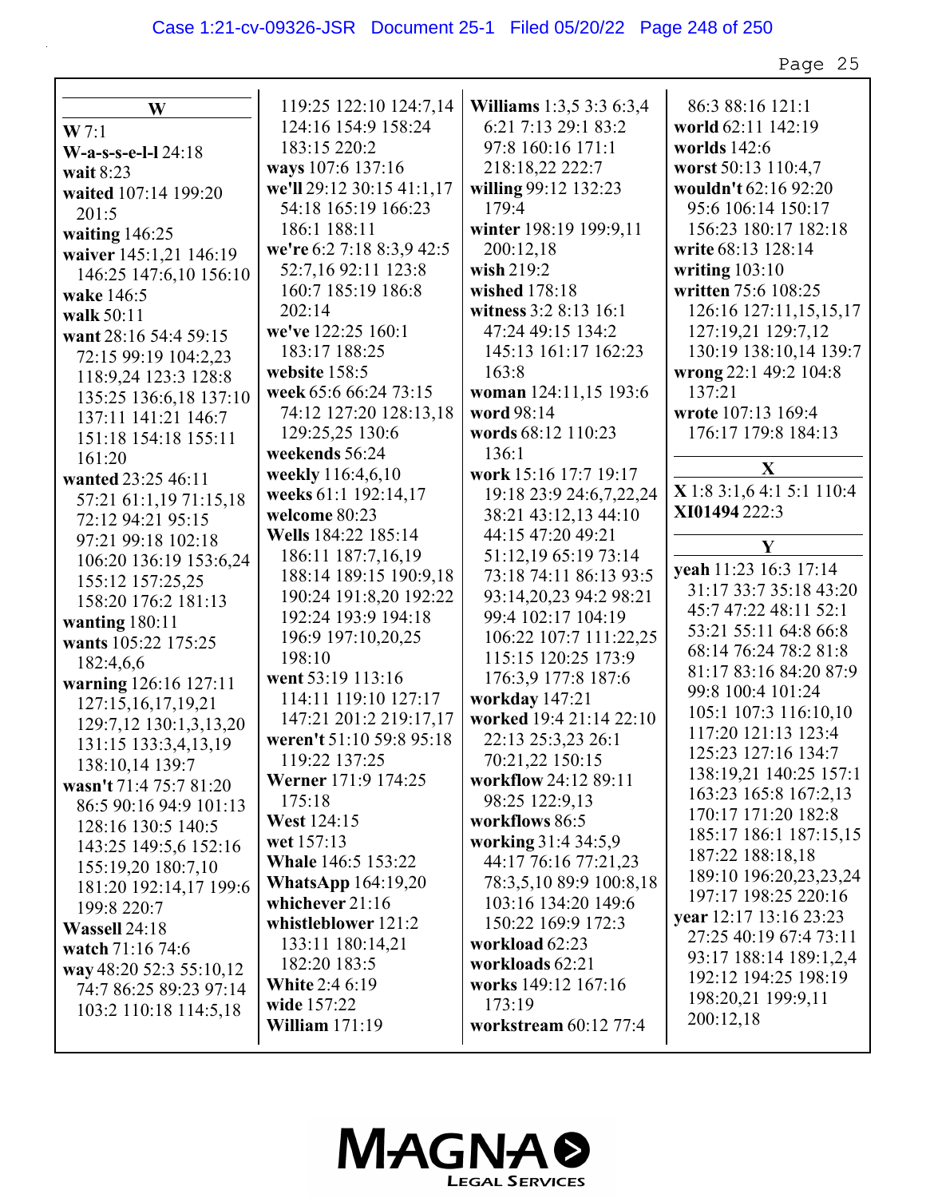## W

**W** 7:1
**W-a-s-s-e-l-l** 24:18
**wait** 8:23
**waited** 107:14 199:20 201:5
**waiting** 146:25
**waiver** 145:1,21 146:19 146:25 147:6,10 156:10
**wake** 146:5
**walk** 50:11
**want** 28:16 54:4 59:15 72:15 99:19 104:2,23 118:9,24 123:3 128:8 135:25 136:6,18 137:10 137:11 141:21 146:7 151:18 154:18 155:11 161:20
**wanted** 23:25 46:11 57:21 61:1,19 71:15,18 72:12 94:21 95:15 97:21 99:18 102:18 106:20 136:19 153:6,24 155:12 157:25,25 158:20 176:2 181:13
**wanting** 180:11
**wants** 105:22 175:25 182:4,6,6
**warning** 126:16 127:11 127:15,16,17,19,21 129:7,12 130:1,3,13,20 131:15 133:3,4,13,19 138:10,14 139:7
**wasn't** 71:4 75:7 81:20 86:5 90:16 94:9 101:13 128:16 130:5 140:5 143:25 149:5,6 152:16 155:19,20 180:7,10 181:20 192:14,17 199:6 199:8 220:7
**Wassell** 24:18
**watch** 71:16 74:6
**way** 48:20 52:3 55:10,12 74:7 86:25 89:23 97:14 103:2 110:18 114:5,18 119:25 122:10 124:7,14 124:16 154:9 158:24 183:15 220:2
**ways** 107:6 137:16
**we'll** 29:12 30:15 41:1,17 54:18 165:19 166:23 186:1 188:11
**we're** 6:2 7:18 8:3,9 42:5 52:7,16 92:11 123:8 160:7 185:19 186:8 202:14
**we've** 122:25 160:1 183:17 188:25
**website** 158:5
**week** 65:6 66:24 73:15 74:12 127:20 128:13,18 129:25,25 130:6
**weekends** 56:24
**weekly** 116:4,6,10
**weeks** 61:1 192:14,17
**welcome** 80:23
**Wells** 184:22 185:14 186:11 187:7,16,19 188:14 189:15 190:9,18 190:24 191:8,20 192:22 192:24 193:9 194:18 196:9 197:10,20,25 198:10
**went** 53:19 113:16 114:11 119:10 127:17 147:21 201:2 219:17,17
**weren't** 51:10 59:8 95:18 119:22 137:25
**Werner** 171:9 174:25 175:18
**West** 124:15
**wet** 157:13
**Whale** 146:5 153:22
**WhatsApp** 164:19,20
**whichever** 21:16
**whistleblower** 121:2 133:11 180:14,21 182:20 183:5
**White** 2:4 6:19
**wide** 157:22
**William** 171:19
**Williams** 1:3,5 3:3 6:3,4 6:21 7:13 29:1 83:2 97:8 160:16 171:1 218:18,22 222:7
**willing** 99:12 132:23 179:4
**winter** 198:19 199:9,11 200:12,18
**wish** 219:2
**wished** 178:18
**witness** 3:2 8:13 16:1 47:24 49:15 134:2 145:13 161:17 162:23 163:8
**woman** 124:11,15 193:6
**word** 98:14
**words** 68:12 110:23 136:1
**work** 15:16 17:7 19:17 19:18 23:9 24:6,7,22,24 38:21 43:12,13 44:10 44:15 47:20 49:21 51:12,19 65:19 73:14 73:18 74:11 86:13 93:5 93:14,20,23 94:2 98:21 99:4 102:17 104:19 106:22 107:7 111:22,25 115:15 120:25 173:9 176:3,9 177:8 187:6
**workday** 147:21
**worked** 19:4 21:14 22:10 22:13 25:3,23 26:1 70:21,22 150:15
**workflow** 24:12 89:11 98:25 122:9,13
**workflows** 86:5
**working** 31:4 34:5,9 44:17 76:16 77:21,23 78:3,5,10 89:9 100:8,18 103:16 134:20 149:6 150:22 169:9 172:3
**workload** 62:23
**workloads** 62:21
**works** 149:12 167:16 173:19
**workstream** 60:12 77:4 86:3 88:16 121:1
**world** 62:11 142:19
**worlds** 142:6
**worst** 50:13 110:4,7
**wouldn't** 62:16 92:20 95:6 106:14 150:17 156:23 180:17 182:18
**write** 68:13 128:14
**writing** 103:10
**written** 75:6 108:25 126:16 127:11,15,15,17 127:19,21 129:7,12 130:19 138:10,14 139:7
**wrong** 22:1 49:2 104:8 137:21
**wrote** 107:13 169:4 176:17 179:8 184:13

## X

**X** 1:8 3:1,6 4:1 5:1 110:4
**XI01494** 222:3

## Y

**yeah** 11:23 16:3 17:14 31:17 33:7 35:18 43:20 45:7 47:22 48:11 52:1 53:21 55:11 64:8 66:8 68:14 76:24 78:2 81:8 81:17 83:16 84:20 87:9 99:8 100:4 101:24 105:1 107:3 116:10,10 117:20 121:13 123:4 125:23 127:16 134:7 138:19,21 140:25 157:1 163:23 165:8 167:2,13 170:17 171:20 182:8 185:17 186:1 187:15,15 187:22 188:18,18 189:10 196:20,23,23,24 197:17 198:25 220:16
**year** 12:17 13:16 23:23 27:25 40:19 67:4 73:11 93:17 188:14 189:1,2,4 192:12 194:25 198:19 198:20,21 199:9,11 200:12,18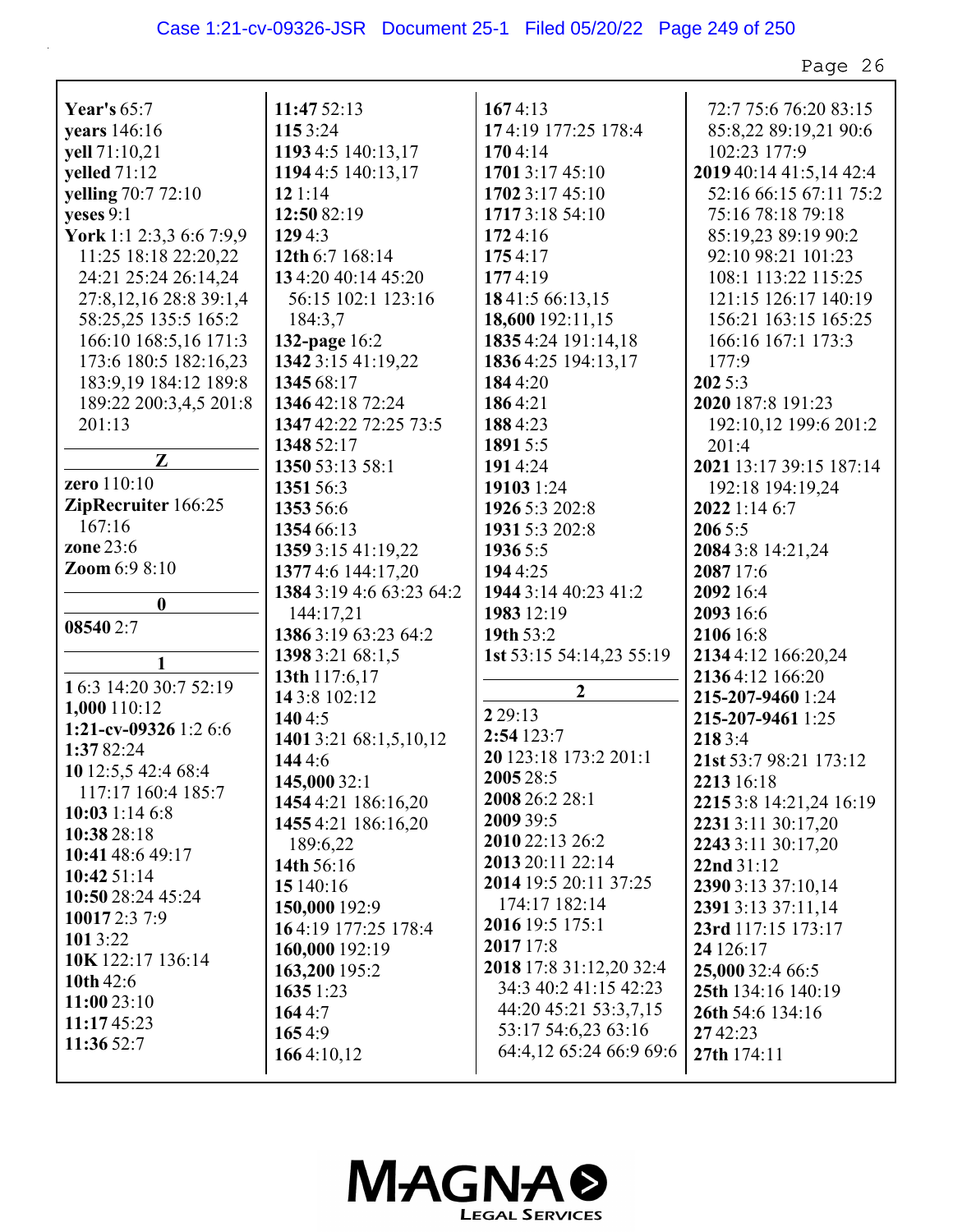**Year's** 65:7
**years** 146:16
**yell** 71:10,21
**yelled** 71:12
**yelling** 70:7 72:10
**yeses** 9:1
**York** 1:1 2:3,3 6:6 7:9,9 11:25 18:18 22:20,22 24:21 25:24 26:14,24 27:8,12,16 28:8 39:1,4 58:25,25 135:5 165:2 166:10 168:5,16 171:3 173:6 180:5 182:16,23 183:9,19 184:12 189:8 189:22 200:3,4,5 201:8 201:13

## Z

**zero** 110:10
**ZipRecruiter** 166:25 167:16
**zone** 23:6
**Zoom** 6:9 8:10

## 0

**08540** 2:7

## 1

**1** 6:3 14:20 30:7 52:19
**1,000** 110:12
**1:21-cv-09326** 1:2 6:6
**1:37** 82:24
**10** 12:5,5 42:4 68:4 117:17 160:4 185:7
**10:03** 1:14 6:8
**10:38** 28:18
**10:41** 48:6 49:17
**10:42** 51:14
**10:50** 28:24 45:24
**10017** 2:3 7:9
**101** 3:22
**10K** 122:17 136:14
**10th** 42:6
**11:00** 23:10
**11:17** 45:23
**11:36** 52:7
**11:47** 52:13
**115** 3:24
**1193** 4:5 140:13,17
**1194** 4:5 140:13,17
**12** 1:14
**12:50** 82:19
**129** 4:3
**12th** 6:7 168:14
**13** 4:20 40:14 45:20 56:15 102:1 123:16 184:3,7
**132-page** 16:2
**1342** 3:15 41:19,22
**1345** 68:17
**1346** 42:18 72:24
**1347** 42:22 72:25 73:5
**1348** 52:17
**1350** 53:13 58:1
**1351** 56:3
**1353** 56:6
**1354** 66:13
**1359** 3:15 41:19,22
**1377** 4:6 144:17,20
**1384** 3:19 4:6 63:23 64:2 144:17,21
**1386** 3:19 63:23 64:2
**1398** 3:21 68:1,5
**13th** 117:6,17
**14** 3:8 102:12
**140** 4:5
**1401** 3:21 68:1,5,10,12
**144** 4:6
**145,000** 32:1
**1454** 4:21 186:16,20
**1455** 4:21 186:16,20 189:6,22
**14th** 56:16
**15** 140:16
**150,000** 192:9
**16** 4:19 177:25 178:4
**160,000** 192:19
**163,200** 195:2
**1635** 1:23
**164** 4:7
**165** 4:9
**166** 4:10,12
**167** 4:13
**17** 4:19 177:25 178:4
**170** 4:14
**1701** 3:17 45:10
**1702** 3:17 45:10
**1717** 3:18 54:10
**172** 4:16
**175** 4:17
**177** 4:19
**18** 41:5 66:13,15
**18,600** 192:11,15
**1835** 4:24 191:14,18
**1836** 4:25 194:13,17
**184** 4:20
**186** 4:21
**188** 4:23
**1891** 5:5
**191** 4:24
**19103** 1:24
**1926** 5:3 202:8
**1931** 5:3 202:8
**1936** 5:5
**194** 4:25
**1944** 3:14 40:23 41:2
**1983** 12:19
**19th** 53:2
**1st** 53:15 54:14,23 55:19

## 2

**2** 29:13
**2:54** 123:7
**20** 123:18 173:2 201:1
**2005** 28:5
**2008** 26:2 28:1
**2009** 39:5
**2010** 22:13 26:2
**2013** 20:11 22:14
**2014** 19:5 20:11 37:25 174:17 182:14
**2016** 19:5 175:1
**2017** 17:8
**2018** 17:8 31:12,20 32:4 34:3 40:2 41:15 42:23 44:20 45:21 53:3,7,15 53:17 54:6,23 63:16 64:4,12 65:24 66:9 69:6 72:7 75:6 76:20 83:15 85:8,22 89:19,21 90:6 102:23 177:9
**2019** 40:14 41:5,14 42:4 52:16 66:15 67:11 75:2 75:16 78:18 79:18 85:19,23 89:19 90:2 92:10 98:21 101:23 108:1 113:22 115:25 121:15 126:17 140:19 156:21 163:15 165:25 166:16 167:1 173:3 177:9
**202** 5:3
**2020** 187:8 191:23 192:10,12 199:6 201:2 201:4
**2021** 13:17 39:15 187:14 192:18 194:19,24
**2022** 1:14 6:7
**206** 5:5
**2084** 3:8 14:21,24
**2087** 17:6
**2092** 16:4
**2093** 16:6
**2106** 16:8
**2134** 4:12 166:20,24
**2136** 4:12 166:20
**215-207-9460** 1:24
**215-207-9461** 1:25
**218** 3:4
**21st** 53:7 98:21 173:12
**2213** 16:18
**2215** 3:8 14:21,24 16:19
**2231** 3:11 30:17,20
**2243** 3:11 30:17,20
**22nd** 31:12
**2390** 3:13 37:10,14
**2391** 3:13 37:11,14
**23rd** 117:15 173:17
**24** 126:17
**25,000** 32:4 66:5
**25th** 134:16 140:19
**26th** 54:6 134:16
**27** 42:23
**27th** 174:11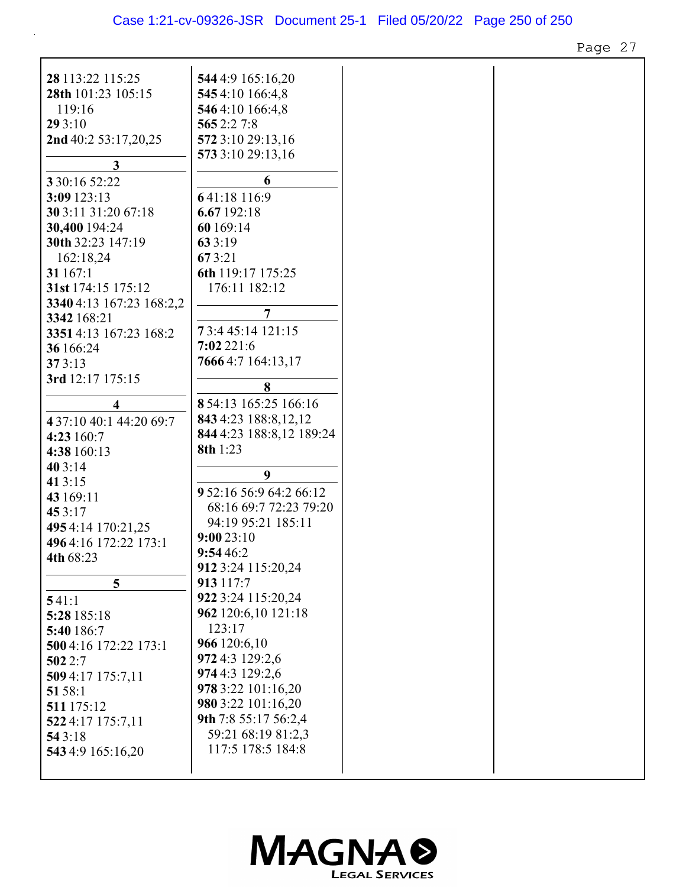**28** 113:22 115:25
**28th** 101:23 105:15 119:16
**29** 3:10
**2nd** 40:2 53:17,20,25

### 3

**3** 30:16 52:22
**3:09** 123:13
**30** 3:11 31:20 67:18
**30,400** 194:24
**30th** 32:23 147:19 162:18,24
**31** 167:1
**31st** 174:15 175:12
**3340** 4:13 167:23 168:2,2
**3342** 168:21
**3351** 4:13 167:23 168:2
**36** 166:24
**37** 3:13
**3rd** 12:17 175:15

### 4

**4** 37:10 40:1 44:20 69:7
**4:23** 160:7
**4:38** 160:13
**40** 3:14
**41** 3:15
**43** 169:11
**45** 3:17
**495** 4:14 170:21,25
**496** 4:16 172:22 173:1
**4th** 68:23

### 5

**5** 41:1
**5:28** 185:18
**5:40** 186:7
**500** 4:16 172:22 173:1
**502** 2:7
**509** 4:17 175:7,11
**51** 58:1
**511** 175:12
**522** 4:17 175:7,11
**54** 3:18
**543** 4:9 165:16,20
**544** 4:9 165:16,20
**545** 4:10 166:4,8
**546** 4:10 166:4,8
**565** 2:2 7:8
**572** 3:10 29:13,16
**573** 3:10 29:13,16

### 6

**6** 41:18 116:9
**6.67** 192:18
**60** 169:14
**63** 3:19
**67** 3:21
**6th** 119:17 175:25 176:11 182:12

### 7

**7** 3:4 45:14 121:15
**7:02** 221:6
**7666** 4:7 164:13,17

### 8

**8** 54:13 165:25 166:16
**843** 4:23 188:8,12,12
**844** 4:23 188:8,12 189:24
**8th** 1:23

### 9

**9** 52:16 56:9 64:2 66:12 68:16 69:7 72:23 79:20 94:19 95:21 185:11
**9:00** 23:10
**9:54** 46:2
**912** 3:24 115:20,24
**913** 117:7
**922** 3:24 115:20,24
**962** 120:6,10 121:18 123:17
**966** 120:6,10
**972** 4:3 129:2,6
**974** 4:3 129:2,6
**978** 3:22 101:16,20
**980** 3:22 101:16,20
**9th** 7:8 55:17 56:2,4 59:21 68:19 81:2,3 117:5 178:5 184:8

MAGNA LEGAL SERVICES